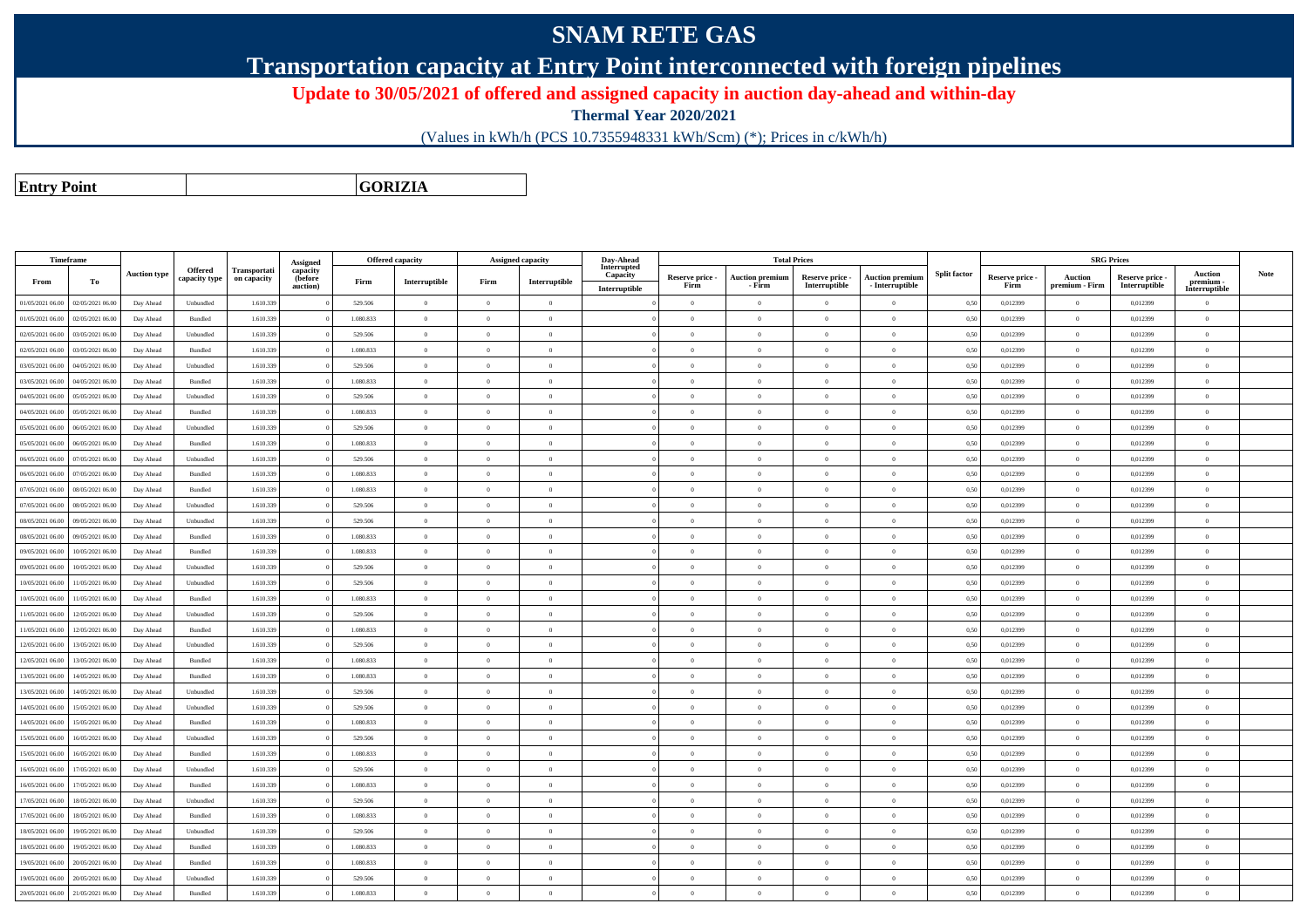# SNAM RETE GAS

## Transportation capacity at Entry Point interconnected with foreign pipelines

### Update to 30/05/2021 of offered and assigned capacity in auction day-ahead and within-day

**Thermal Year 2020/2021**

(Values in kWh/h (PCS 10.7355948331 kWh/Scm) (*); Prices in c/kWh/h)

| **Entry Point** | **GORIZIA** |
|---|---|

| Timeframe | | Auction type | Offered capacity type | Transportation capacity | Assigned capacity (before auction) | Offered capacity | | Assigned capacity | | Day-Ahead Interrupted Capacity | Total Prices | | | | Split factor | SRG Prices | | | | Note |
|---|---|---|---|---|---|---|---|---|---|---|---|---|---|---|---|---|---|---|---|---|
| From | To | | | | | Firm | Interruptible | Firm | Interruptible | Interruptible | Reserve price - Firm | Auction premium - Firm | Reserve price - Interruptible | Auction premium - Interruptible | | Reserve price - Firm | Auction premium - Firm | Reserve price - Interruptible | Auction premium - Interruptible | |
| 01/05/2021 06.00 | 02/05/2021 06.00 | Day Ahead | Unbundled | 1.610.339 | 0 | 529.506 | 0 | 0 | 0 | 0 | 0 | 0 | 0 | 0 | 0,50 | 0,012399 | 0 | 0,012399 | 0 | |
| 01/05/2021 06.00 | 02/05/2021 06.00 | Day Ahead | Bundled | 1.610.339 | 0 | 1.080.833 | 0 | 0 | 0 | 0 | 0 | 0 | 0 | 0 | 0,50 | 0,012399 | 0 | 0,012399 | 0 | |
| 02/05/2021 06.00 | 03/05/2021 06.00 | Day Ahead | Unbundled | 1.610.339 | 0 | 529.506 | 0 | 0 | 0 | 0 | 0 | 0 | 0 | 0 | 0,50 | 0,012399 | 0 | 0,012399 | 0 | |
| 02/05/2021 06.00 | 03/05/2021 06.00 | Day Ahead | Bundled | 1.610.339 | 0 | 1.080.833 | 0 | 0 | 0 | 0 | 0 | 0 | 0 | 0 | 0,50 | 0,012399 | 0 | 0,012399 | 0 | |
| 03/05/2021 06.00 | 04/05/2021 06.00 | Day Ahead | Unbundled | 1.610.339 | 0 | 529.506 | 0 | 0 | 0 | 0 | 0 | 0 | 0 | 0 | 0,50 | 0,012399 | 0 | 0,012399 | 0 | |
| 03/05/2021 06.00 | 04/05/2021 06.00 | Day Ahead | Bundled | 1.610.339 | 0 | 1.080.833 | 0 | 0 | 0 | 0 | 0 | 0 | 0 | 0 | 0,50 | 0,012399 | 0 | 0,012399 | 0 | |
| 04/05/2021 06.00 | 05/05/2021 06.00 | Day Ahead | Unbundled | 1.610.339 | 0 | 529.506 | 0 | 0 | 0 | 0 | 0 | 0 | 0 | 0 | 0,50 | 0,012399 | 0 | 0,012399 | 0 | |
| 04/05/2021 06.00 | 05/05/2021 06.00 | Day Ahead | Bundled | 1.610.339 | 0 | 1.080.833 | 0 | 0 | 0 | 0 | 0 | 0 | 0 | 0 | 0,50 | 0,012399 | 0 | 0,012399 | 0 | |
| 05/05/2021 06.00 | 06/05/2021 06.00 | Day Ahead | Unbundled | 1.610.339 | 0 | 529.506 | 0 | 0 | 0 | 0 | 0 | 0 | 0 | 0 | 0,50 | 0,012399 | 0 | 0,012399 | 0 | |
| 05/05/2021 06.00 | 06/05/2021 06.00 | Day Ahead | Bundled | 1.610.339 | 0 | 1.080.833 | 0 | 0 | 0 | 0 | 0 | 0 | 0 | 0 | 0,50 | 0,012399 | 0 | 0,012399 | 0 | |
| 06/05/2021 06.00 | 07/05/2021 06.00 | Day Ahead | Unbundled | 1.610.339 | 0 | 529.506 | 0 | 0 | 0 | 0 | 0 | 0 | 0 | 0 | 0,50 | 0,012399 | 0 | 0,012399 | 0 | |
| 06/05/2021 06.00 | 07/05/2021 06.00 | Day Ahead | Bundled | 1.610.339 | 0 | 1.080.833 | 0 | 0 | 0 | 0 | 0 | 0 | 0 | 0 | 0,50 | 0,012399 | 0 | 0,012399 | 0 | |
| 07/05/2021 06.00 | 08/05/2021 06.00 | Day Ahead | Bundled | 1.610.339 | 0 | 1.080.833 | 0 | 0 | 0 | 0 | 0 | 0 | 0 | 0 | 0,50 | 0,012399 | 0 | 0,012399 | 0 | |
| 07/05/2021 06.00 | 08/05/2021 06.00 | Day Ahead | Unbundled | 1.610.339 | 0 | 529.506 | 0 | 0 | 0 | 0 | 0 | 0 | 0 | 0 | 0,50 | 0,012399 | 0 | 0,012399 | 0 | |
| 08/05/2021 06.00 | 09/05/2021 06.00 | Day Ahead | Unbundled | 1.610.339 | 0 | 529.506 | 0 | 0 | 0 | 0 | 0 | 0 | 0 | 0 | 0,50 | 0,012399 | 0 | 0,012399 | 0 | |
| 08/05/2021 06.00 | 09/05/2021 06.00 | Day Ahead | Bundled | 1.610.339 | 0 | 1.080.833 | 0 | 0 | 0 | 0 | 0 | 0 | 0 | 0 | 0,50 | 0,012399 | 0 | 0,012399 | 0 | |
| 09/05/2021 06.00 | 10/05/2021 06.00 | Day Ahead | Bundled | 1.610.339 | 0 | 1.080.833 | 0 | 0 | 0 | 0 | 0 | 0 | 0 | 0 | 0,50 | 0,012399 | 0 | 0,012399 | 0 | |
| 09/05/2021 06.00 | 10/05/2021 06.00 | Day Ahead | Unbundled | 1.610.339 | 0 | 529.506 | 0 | 0 | 0 | 0 | 0 | 0 | 0 | 0 | 0,50 | 0,012399 | 0 | 0,012399 | 0 | |
| 10/05/2021 06.00 | 11/05/2021 06.00 | Day Ahead | Unbundled | 1.610.339 | 0 | 529.506 | 0 | 0 | 0 | 0 | 0 | 0 | 0 | 0 | 0,50 | 0,012399 | 0 | 0,012399 | 0 | |
| 10/05/2021 06.00 | 11/05/2021 06.00 | Day Ahead | Bundled | 1.610.339 | 0 | 1.080.833 | 0 | 0 | 0 | 0 | 0 | 0 | 0 | 0 | 0,50 | 0,012399 | 0 | 0,012399 | 0 | |
| 11/05/2021 06.00 | 12/05/2021 06.00 | Day Ahead | Unbundled | 1.610.339 | 0 | 529.506 | 0 | 0 | 0 | 0 | 0 | 0 | 0 | 0 | 0,50 | 0,012399 | 0 | 0,012399 | 0 | |
| 11/05/2021 06.00 | 12/05/2021 06.00 | Day Ahead | Bundled | 1.610.339 | 0 | 1.080.833 | 0 | 0 | 0 | 0 | 0 | 0 | 0 | 0 | 0,50 | 0,012399 | 0 | 0,012399 | 0 | |
| 12/05/2021 06.00 | 13/05/2021 06.00 | Day Ahead | Unbundled | 1.610.339 | 0 | 529.506 | 0 | 0 | 0 | 0 | 0 | 0 | 0 | 0 | 0,50 | 0,012399 | 0 | 0,012399 | 0 | |
| 12/05/2021 06.00 | 13/05/2021 06.00 | Day Ahead | Bundled | 1.610.339 | 0 | 1.080.833 | 0 | 0 | 0 | 0 | 0 | 0 | 0 | 0 | 0,50 | 0,012399 | 0 | 0,012399 | 0 | |
| 13/05/2021 06.00 | 14/05/2021 06.00 | Day Ahead | Bundled | 1.610.339 | 0 | 1.080.833 | 0 | 0 | 0 | 0 | 0 | 0 | 0 | 0 | 0,50 | 0,012399 | 0 | 0,012399 | 0 | |
| 13/05/2021 06.00 | 14/05/2021 06.00 | Day Ahead | Unbundled | 1.610.339 | 0 | 529.506 | 0 | 0 | 0 | 0 | 0 | 0 | 0 | 0 | 0,50 | 0,012399 | 0 | 0,012399 | 0 | |
| 14/05/2021 06.00 | 15/05/2021 06.00 | Day Ahead | Unbundled | 1.610.339 | 0 | 529.506 | 0 | 0 | 0 | 0 | 0 | 0 | 0 | 0 | 0,50 | 0,012399 | 0 | 0,012399 | 0 | |
| 14/05/2021 06.00 | 15/05/2021 06.00 | Day Ahead | Bundled | 1.610.339 | 0 | 1.080.833 | 0 | 0 | 0 | 0 | 0 | 0 | 0 | 0 | 0,50 | 0,012399 | 0 | 0,012399 | 0 | |
| 15/05/2021 06.00 | 16/05/2021 06.00 | Day Ahead | Unbundled | 1.610.339 | 0 | 529.506 | 0 | 0 | 0 | 0 | 0 | 0 | 0 | 0 | 0,50 | 0,012399 | 0 | 0,012399 | 0 | |
| 15/05/2021 06.00 | 16/05/2021 06.00 | Day Ahead | Bundled | 1.610.339 | 0 | 1.080.833 | 0 | 0 | 0 | 0 | 0 | 0 | 0 | 0 | 0,50 | 0,012399 | 0 | 0,012399 | 0 | |
| 16/05/2021 06.00 | 17/05/2021 06.00 | Day Ahead | Unbundled | 1.610.339 | 0 | 529.506 | 0 | 0 | 0 | 0 | 0 | 0 | 0 | 0 | 0,50 | 0,012399 | 0 | 0,012399 | 0 | |
| 16/05/2021 06.00 | 17/05/2021 06.00 | Day Ahead | Bundled | 1.610.339 | 0 | 1.080.833 | 0 | 0 | 0 | 0 | 0 | 0 | 0 | 0 | 0,50 | 0,012399 | 0 | 0,012399 | 0 | |
| 17/05/2021 06.00 | 18/05/2021 06.00 | Day Ahead | Unbundled | 1.610.339 | 0 | 529.506 | 0 | 0 | 0 | 0 | 0 | 0 | 0 | 0 | 0,50 | 0,012399 | 0 | 0,012399 | 0 | |
| 17/05/2021 06.00 | 18/05/2021 06.00 | Day Ahead | Bundled | 1.610.339 | 0 | 1.080.833 | 0 | 0 | 0 | 0 | 0 | 0 | 0 | 0 | 0,50 | 0,012399 | 0 | 0,012399 | 0 | |
| 18/05/2021 06.00 | 19/05/2021 06.00 | Day Ahead | Unbundled | 1.610.339 | 0 | 529.506 | 0 | 0 | 0 | 0 | 0 | 0 | 0 | 0 | 0,50 | 0,012399 | 0 | 0,012399 | 0 | |
| 18/05/2021 06.00 | 19/05/2021 06.00 | Day Ahead | Bundled | 1.610.339 | 0 | 1.080.833 | 0 | 0 | 0 | 0 | 0 | 0 | 0 | 0 | 0,50 | 0,012399 | 0 | 0,012399 | 0 | |
| 19/05/2021 06.00 | 20/05/2021 06.00 | Day Ahead | Bundled | 1.610.339 | 0 | 1.080.833 | 0 | 0 | 0 | 0 | 0 | 0 | 0 | 0 | 0,50 | 0,012399 | 0 | 0,012399 | 0 | |
| 19/05/2021 06.00 | 20/05/2021 06.00 | Day Ahead | Unbundled | 1.610.339 | 0 | 529.506 | 0 | 0 | 0 | 0 | 0 | 0 | 0 | 0 | 0,50 | 0,012399 | 0 | 0,012399 | 0 | |
| 20/05/2021 06.00 | 21/05/2021 06.00 | Day Ahead | Bundled | 1.610.339 | 0 | 1.080.833 | 0 | 0 | 0 | 0 | 0 | 0 | 0 | 0 | 0,50 | 0,012399 | 0 | 0,012399 | 0 | |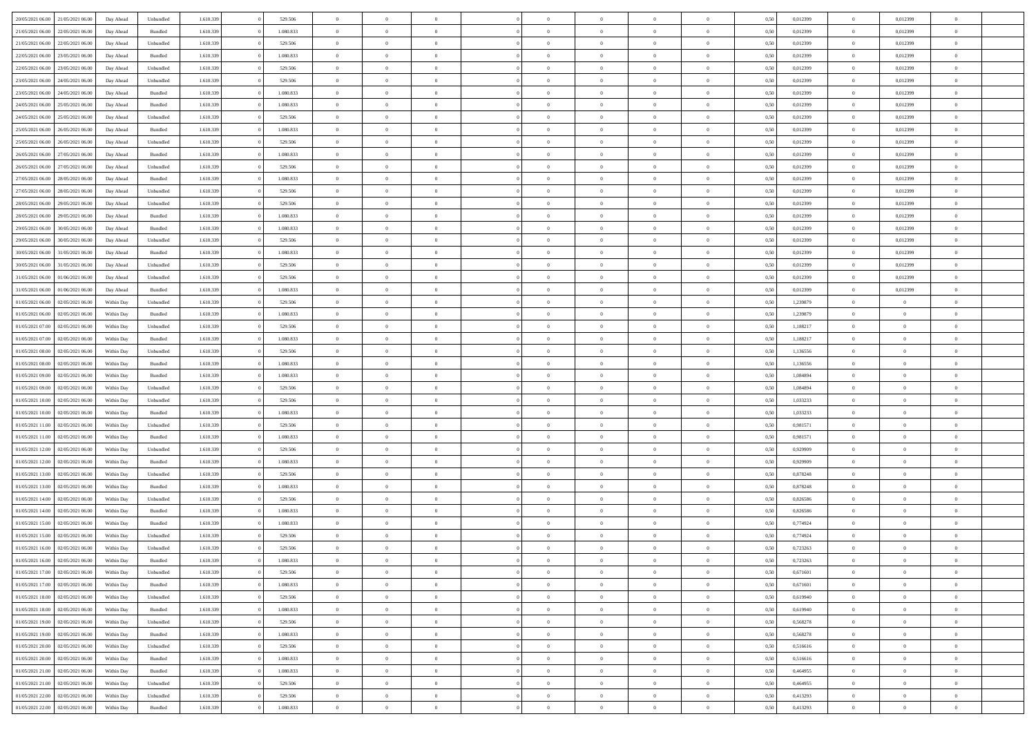| 20/05/2021 06:00 | 21/05/2021 06:00 | Day Ahead | Unbundled | 1.610.339 | 0 | 529.506 | 0 | 0 | 0 | | 0 | 0 | 0 | 0 | 0,50 | 0,012399 | 0 | 0,012399 | 0 | |
|---|---|---|---|---|---|---|---|---|---|---|---|---|---|---|---|---|---|---|---|---|
| 21/05/2021 06:00 | 22/05/2021 06:00 | Day Ahead | Bundled | 1.610.339 | 0 | 1.080.833 | 0 | 0 | 0 | | 0 | 0 | 0 | 0 | 0,50 | 0,012399 | 0 | 0,012399 | 0 | |
| 21/05/2021 06:00 | 22/05/2021 06:00 | Day Ahead | Unbundled | 1.610.339 | 0 | 529.506 | 0 | 0 | 0 | | 0 | 0 | 0 | 0 | 0,50 | 0,012399 | 0 | 0,012399 | 0 | |
| 22/05/2021 06:00 | 23/05/2021 06:00 | Day Ahead | Bundled | 1.610.339 | 0 | 1.080.833 | 0 | 0 | 0 | | 0 | 0 | 0 | 0 | 0,50 | 0,012399 | 0 | 0,012399 | 0 | |
| 22/05/2021 06:00 | 23/05/2021 06:00 | Day Ahead | Unbundled | 1.610.339 | 0 | 529.506 | 0 | 0 | 0 | | 0 | 0 | 0 | 0 | 0,50 | 0,012399 | 0 | 0,012399 | 0 | |
| 23/05/2021 06:00 | 24/05/2021 06:00 | Day Ahead | Unbundled | 1.610.339 | 0 | 529.506 | 0 | 0 | 0 | | 0 | 0 | 0 | 0 | 0,50 | 0,012399 | 0 | 0,012399 | 0 | |
| 23/05/2021 06:00 | 24/05/2021 06:00 | Day Ahead | Bundled | 1.610.339 | 0 | 1.080.833 | 0 | 0 | 0 | | 0 | 0 | 0 | 0 | 0,50 | 0,012399 | 0 | 0,012399 | 0 | |
| 24/05/2021 06:00 | 25/05/2021 06:00 | Day Ahead | Bundled | 1.610.339 | 0 | 1.080.833 | 0 | 0 | 0 | | 0 | 0 | 0 | 0 | 0,50 | 0,012399 | 0 | 0,012399 | 0 | |
| 24/05/2021 06:00 | 25/05/2021 06:00 | Day Ahead | Unbundled | 1.610.339 | 0 | 529.506 | 0 | 0 | 0 | | 0 | 0 | 0 | 0 | 0,50 | 0,012399 | 0 | 0,012399 | 0 | |
| 25/05/2021 06:00 | 26/05/2021 06:00 | Day Ahead | Bundled | 1.610.339 | 0 | 1.080.833 | 0 | 0 | 0 | | 0 | 0 | 0 | 0 | 0,50 | 0,012399 | 0 | 0,012399 | 0 | |
| 25/05/2021 06:00 | 26/05/2021 06:00 | Day Ahead | Unbundled | 1.610.339 | 0 | 529.506 | 0 | 0 | 0 | | 0 | 0 | 0 | 0 | 0,50 | 0,012399 | 0 | 0,012399 | 0 | |
| 26/05/2021 06:00 | 27/05/2021 06:00 | Day Ahead | Bundled | 1.610.339 | 0 | 1.080.833 | 0 | 0 | 0 | | 0 | 0 | 0 | 0 | 0,50 | 0,012399 | 0 | 0,012399 | 0 | |
| 26/05/2021 06:00 | 27/05/2021 06:00 | Day Ahead | Unbundled | 1.610.339 | 0 | 529.506 | 0 | 0 | 0 | | 0 | 0 | 0 | 0 | 0,50 | 0,012399 | 0 | 0,012399 | 0 | |
| 27/05/2021 06:00 | 28/05/2021 06:00 | Day Ahead | Bundled | 1.610.339 | 0 | 1.080.833 | 0 | 0 | 0 | | 0 | 0 | 0 | 0 | 0,50 | 0,012399 | 0 | 0,012399 | 0 | |
| 27/05/2021 06:00 | 28/05/2021 06:00 | Day Ahead | Unbundled | 1.610.339 | 0 | 529.506 | 0 | 0 | 0 | | 0 | 0 | 0 | 0 | 0,50 | 0,012399 | 0 | 0,012399 | 0 | |
| 28/05/2021 06:00 | 29/05/2021 06:00 | Day Ahead | Unbundled | 1.610.339 | 0 | 529.506 | 0 | 0 | 0 | | 0 | 0 | 0 | 0 | 0,50 | 0,012399 | 0 | 0,012399 | 0 | |
| 28/05/2021 06:00 | 29/05/2021 06:00 | Day Ahead | Bundled | 1.610.339 | 0 | 1.080.833 | 0 | 0 | 0 | | 0 | 0 | 0 | 0 | 0,50 | 0,012399 | 0 | 0,012399 | 0 | |
| 29/05/2021 06:00 | 30/05/2021 06:00 | Day Ahead | Bundled | 1.610.339 | 0 | 1.080.833 | 0 | 0 | 0 | | 0 | 0 | 0 | 0 | 0,50 | 0,012399 | 0 | 0,012399 | 0 | |
| 29/05/2021 06:00 | 30/05/2021 06:00 | Day Ahead | Unbundled | 1.610.339 | 0 | 529.506 | 0 | 0 | 0 | | 0 | 0 | 0 | 0 | 0,50 | 0,012399 | 0 | 0,012399 | 0 | |
| 30/05/2021 06:00 | 31/05/2021 06:00 | Day Ahead | Bundled | 1.610.339 | 0 | 1.080.833 | 0 | 0 | 0 | | 0 | 0 | 0 | 0 | 0,50 | 0,012399 | 0 | 0,012399 | 0 | |
| 30/05/2021 06:00 | 31/05/2021 06:00 | Day Ahead | Unbundled | 1.610.339 | 0 | 529.506 | 0 | 0 | 0 | | 0 | 0 | 0 | 0 | 0,50 | 0,012399 | 0 | 0,012399 | 0 | |
| 31/05/2021 06:00 | 01/06/2021 06:00 | Day Ahead | Unbundled | 1.610.339 | 0 | 529.506 | 0 | 0 | 0 | | 0 | 0 | 0 | 0 | 0,50 | 0,012399 | 0 | 0,012399 | 0 | |
| 31/05/2021 06:00 | 01/06/2021 06:00 | Day Ahead | Bundled | 1.610.339 | 0 | 1.080.833 | 0 | 0 | 0 | | 0 | 0 | 0 | 0 | 0,50 | 0,012399 | 0 | 0,012399 | 0 | |
| 01/05/2021 06:00 | 02/05/2021 06:00 | Within Day | Unbundled | 1.610.339 | 0 | 529.506 | 0 | 0 | 0 | | 0 | 0 | 0 | 0 | 0,50 | 1,239879 | 0 | 0 | 0 | |
| 01/05/2021 06:00 | 02/05/2021 06:00 | Within Day | Bundled | 1.610.339 | 0 | 1.080.833 | 0 | 0 | 0 | | 0 | 0 | 0 | 0 | 0,50 | 1,239879 | 0 | 0 | 0 | |
| 01/05/2021 07:00 | 02/05/2021 06:00 | Within Day | Unbundled | 1.610.339 | 0 | 529.506 | 0 | 0 | 0 | | 0 | 0 | 0 | 0 | 0,50 | 1,188217 | 0 | 0 | 0 | |
| 01/05/2021 07:00 | 02/05/2021 06:00 | Within Day | Bundled | 1.610.339 | 0 | 1.080.833 | 0 | 0 | 0 | | 0 | 0 | 0 | 0 | 0,50 | 1,188217 | 0 | 0 | 0 | |
| 01/05/2021 08:00 | 02/05/2021 06:00 | Within Day | Unbundled | 1.610.339 | 0 | 529.506 | 0 | 0 | 0 | | 0 | 0 | 0 | 0 | 0,50 | 1,136556 | 0 | 0 | 0 | |
| 01/05/2021 08:00 | 02/05/2021 06:00 | Within Day | Bundled | 1.610.339 | 0 | 1.080.833 | 0 | 0 | 0 | | 0 | 0 | 0 | 0 | 0,50 | 1,136556 | 0 | 0 | 0 | |
| 01/05/2021 09:00 | 02/05/2021 06:00 | Within Day | Bundled | 1.610.339 | 0 | 1.080.833 | 0 | 0 | 0 | | 0 | 0 | 0 | 0 | 0,50 | 1,084894 | 0 | 0 | 0 | |
| 01/05/2021 09:00 | 02/05/2021 06:00 | Within Day | Unbundled | 1.610.339 | 0 | 529.506 | 0 | 0 | 0 | | 0 | 0 | 0 | 0 | 0,50 | 1,084894 | 0 | 0 | 0 | |
| 01/05/2021 10:00 | 02/05/2021 06:00 | Within Day | Unbundled | 1.610.339 | 0 | 529.506 | 0 | 0 | 0 | | 0 | 0 | 0 | 0 | 0,50 | 1,033233 | 0 | 0 | 0 | |
| 01/05/2021 10:00 | 02/05/2021 06:00 | Within Day | Bundled | 1.610.339 | 0 | 1.080.833 | 0 | 0 | 0 | | 0 | 0 | 0 | 0 | 0,50 | 1,033233 | 0 | 0 | 0 | |
| 01/05/2021 11:00 | 02/05/2021 06:00 | Within Day | Unbundled | 1.610.339 | 0 | 529.506 | 0 | 0 | 0 | | 0 | 0 | 0 | 0 | 0,50 | 0,981571 | 0 | 0 | 0 | |
| 01/05/2021 11:00 | 02/05/2021 06:00 | Within Day | Bundled | 1.610.339 | 0 | 1.080.833 | 0 | 0 | 0 | | 0 | 0 | 0 | 0 | 0,50 | 0,981571 | 0 | 0 | 0 | |
| 01/05/2021 12:00 | 02/05/2021 06:00 | Within Day | Unbundled | 1.610.339 | 0 | 529.506 | 0 | 0 | 0 | | 0 | 0 | 0 | 0 | 0,50 | 0,929909 | 0 | 0 | 0 | |
| 01/05/2021 12:00 | 02/05/2021 06:00 | Within Day | Bundled | 1.610.339 | 0 | 1.080.833 | 0 | 0 | 0 | | 0 | 0 | 0 | 0 | 0,50 | 0,929909 | 0 | 0 | 0 | |
| 01/05/2021 13:00 | 02/05/2021 06:00 | Within Day | Unbundled | 1.610.339 | 0 | 529.506 | 0 | 0 | 0 | | 0 | 0 | 0 | 0 | 0,50 | 0,878248 | 0 | 0 | 0 | |
| 01/05/2021 13:00 | 02/05/2021 06:00 | Within Day | Bundled | 1.610.339 | 0 | 1.080.833 | 0 | 0 | 0 | | 0 | 0 | 0 | 0 | 0,50 | 0,878248 | 0 | 0 | 0 | |
| 01/05/2021 14:00 | 02/05/2021 06:00 | Within Day | Unbundled | 1.610.339 | 0 | 529.506 | 0 | 0 | 0 | | 0 | 0 | 0 | 0 | 0,50 | 0,826586 | 0 | 0 | 0 | |
| 01/05/2021 14:00 | 02/05/2021 06:00 | Within Day | Bundled | 1.610.339 | 0 | 1.080.833 | 0 | 0 | 0 | | 0 | 0 | 0 | 0 | 0,50 | 0,826586 | 0 | 0 | 0 | |
| 01/05/2021 15:00 | 02/05/2021 06:00 | Within Day | Bundled | 1.610.339 | 0 | 1.080.833 | 0 | 0 | 0 | | 0 | 0 | 0 | 0 | 0,50 | 0,774924 | 0 | 0 | 0 | |
| 01/05/2021 15:00 | 02/05/2021 06:00 | Within Day | Unbundled | 1.610.339 | 0 | 529.506 | 0 | 0 | 0 | | 0 | 0 | 0 | 0 | 0,50 | 0,774924 | 0 | 0 | 0 | |
| 01/05/2021 16:00 | 02/05/2021 06:00 | Within Day | Unbundled | 1.610.339 | 0 | 529.506 | 0 | 0 | 0 | | 0 | 0 | 0 | 0 | 0,50 | 0,723263 | 0 | 0 | 0 | |
| 01/05/2021 16:00 | 02/05/2021 06:00 | Within Day | Bundled | 1.610.339 | 0 | 1.080.833 | 0 | 0 | 0 | | 0 | 0 | 0 | 0 | 0,50 | 0,723263 | 0 | 0 | 0 | |
| 01/05/2021 17:00 | 02/05/2021 06:00 | Within Day | Unbundled | 1.610.339 | 0 | 529.506 | 0 | 0 | 0 | | 0 | 0 | 0 | 0 | 0,50 | 0,671601 | 0 | 0 | 0 | |
| 01/05/2021 17:00 | 02/05/2021 06:00 | Within Day | Bundled | 1.610.339 | 0 | 1.080.833 | 0 | 0 | 0 | | 0 | 0 | 0 | 0 | 0,50 | 0,671601 | 0 | 0 | 0 | |
| 01/05/2021 18:00 | 02/05/2021 06:00 | Within Day | Unbundled | 1.610.339 | 0 | 529.506 | 0 | 0 | 0 | | 0 | 0 | 0 | 0 | 0,50 | 0,619940 | 0 | 0 | 0 | |
| 01/05/2021 18:00 | 02/05/2021 06:00 | Within Day | Bundled | 1.610.339 | 0 | 1.080.833 | 0 | 0 | 0 | | 0 | 0 | 0 | 0 | 0,50 | 0,619940 | 0 | 0 | 0 | |
| 01/05/2021 19:00 | 02/05/2021 06:00 | Within Day | Unbundled | 1.610.339 | 0 | 529.506 | 0 | 0 | 0 | | 0 | 0 | 0 | 0 | 0,50 | 0,568278 | 0 | 0 | 0 | |
| 01/05/2021 19:00 | 02/05/2021 06:00 | Within Day | Bundled | 1.610.339 | 0 | 1.080.833 | 0 | 0 | 0 | | 0 | 0 | 0 | 0 | 0,50 | 0,568278 | 0 | 0 | 0 | |
| 01/05/2021 20:00 | 02/05/2021 06:00 | Within Day | Unbundled | 1.610.339 | 0 | 529.506 | 0 | 0 | 0 | | 0 | 0 | 0 | 0 | 0,50 | 0,516616 | 0 | 0 | 0 | |
| 01/05/2021 20:00 | 02/05/2021 06:00 | Within Day | Bundled | 1.610.339 | 0 | 1.080.833 | 0 | 0 | 0 | | 0 | 0 | 0 | 0 | 0,50 | 0,516616 | 0 | 0 | 0 | |
| 01/05/2021 21:00 | 02/05/2021 06:00 | Within Day | Bundled | 1.610.339 | 0 | 1.080.833 | 0 | 0 | 0 | | 0 | 0 | 0 | 0 | 0,50 | 0,464955 | 0 | 0 | 0 | |
| 01/05/2021 21:00 | 02/05/2021 06:00 | Within Day | Unbundled | 1.610.339 | 0 | 529.506 | 0 | 0 | 0 | | 0 | 0 | 0 | 0 | 0,50 | 0,464955 | 0 | 0 | 0 | |
| 01/05/2021 22:00 | 02/05/2021 06:00 | Within Day | Unbundled | 1.610.339 | 0 | 529.506 | 0 | 0 | 0 | | 0 | 0 | 0 | 0 | 0,50 | 0,413293 | 0 | 0 | 0 | |
| 01/05/2021 22:00 | 02/05/2021 06:00 | Within Day | Bundled | 1.610.339 | 0 | 1.080.833 | 0 | 0 | 0 | | 0 | 0 | 0 | 0 | 0,50 | 0,413293 | 0 | 0 | 0 | |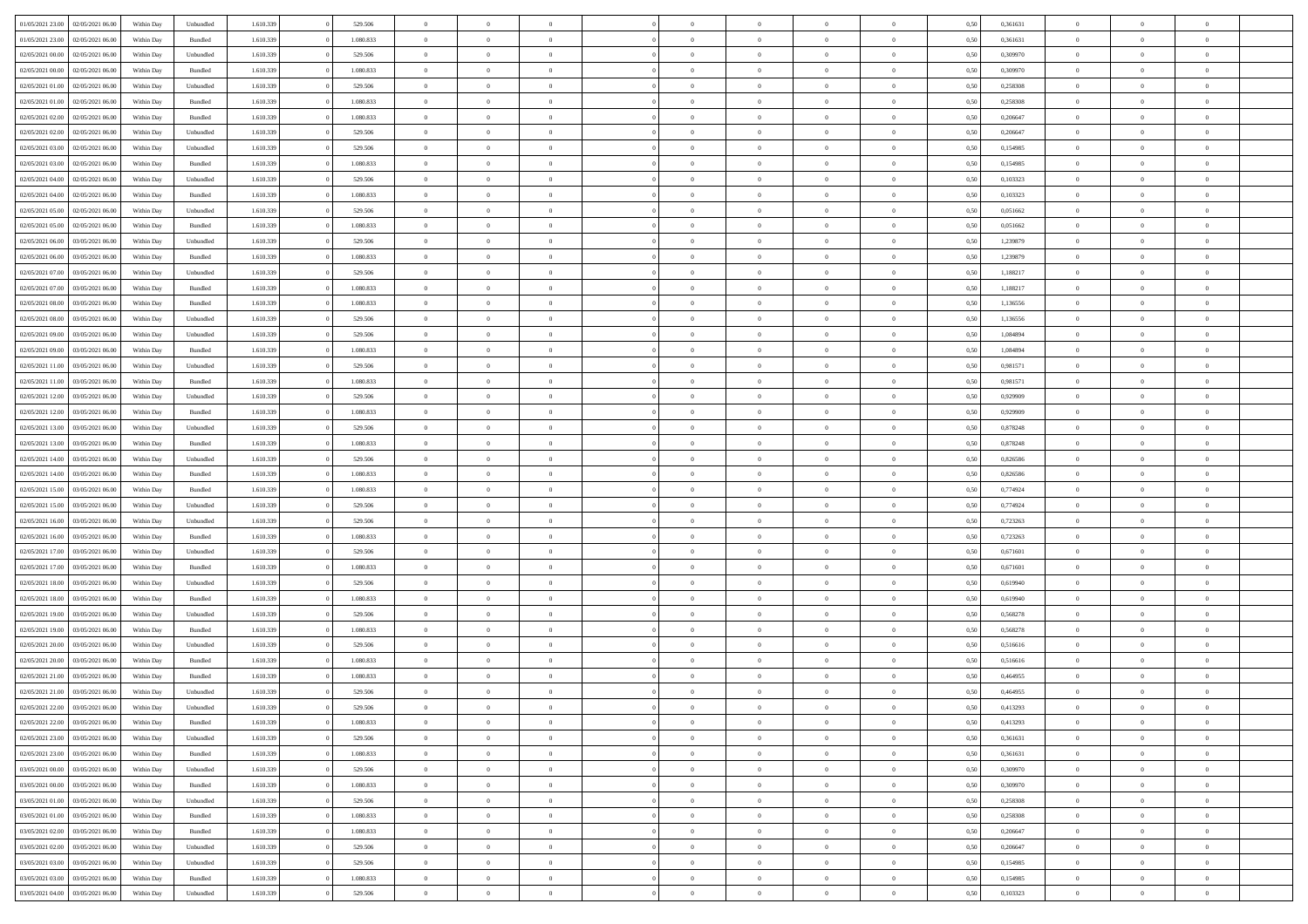| | | | | | | | | | | | | | | | | | | | | | |
|---|---|---|---|---|---|---|---|---|---|---|---|---|---|---|---|---|---|---|---|---|---|
| 01/05/2021 23.00 | 02/05/2021 06.00 | Within Day | Unbundled | 1.610.339 | 0 | 529.506 | 0 | 0 | 0 | | 0 | 0 | 0 | 0 | 0 | 0,50 | 0,361631 | 0 | 0 | 0 | |
| 01/05/2021 23.00 | 02/05/2021 06.00 | Within Day | Bundled | 1.610.339 | 0 | 1.080.833 | 0 | 0 | 0 | | 0 | 0 | 0 | 0 | 0 | 0,50 | 0,361631 | 0 | 0 | 0 | |
| 02/05/2021 00.00 | 02/05/2021 06.00 | Within Day | Unbundled | 1.610.339 | 0 | 529.506 | 0 | 0 | 0 | | 0 | 0 | 0 | 0 | 0 | 0,50 | 0,309970 | 0 | 0 | 0 | |
| 02/05/2021 00.00 | 02/05/2021 06.00 | Within Day | Bundled | 1.610.339 | 0 | 1.080.833 | 0 | 0 | 0 | | 0 | 0 | 0 | 0 | 0 | 0,50 | 0,309970 | 0 | 0 | 0 | |
| 02/05/2021 01.00 | 02/05/2021 06.00 | Within Day | Unbundled | 1.610.339 | 0 | 529.506 | 0 | 0 | 0 | | 0 | 0 | 0 | 0 | 0 | 0,50 | 0,258308 | 0 | 0 | 0 | |
| 02/05/2021 01.00 | 02/05/2021 06.00 | Within Day | Bundled | 1.610.339 | 0 | 1.080.833 | 0 | 0 | 0 | | 0 | 0 | 0 | 0 | 0 | 0,50 | 0,258308 | 0 | 0 | 0 | |
| 02/05/2021 02.00 | 02/05/2021 06.00 | Within Day | Bundled | 1.610.339 | 0 | 1.080.833 | 0 | 0 | 0 | | 0 | 0 | 0 | 0 | 0 | 0,50 | 0,206647 | 0 | 0 | 0 | |
| 02/05/2021 02.00 | 02/05/2021 06.00 | Within Day | Unbundled | 1.610.339 | 0 | 529.506 | 0 | 0 | 0 | | 0 | 0 | 0 | 0 | 0 | 0,50 | 0,206647 | 0 | 0 | 0 | |
| 02/05/2021 03.00 | 02/05/2021 06.00 | Within Day | Unbundled | 1.610.339 | 0 | 529.506 | 0 | 0 | 0 | | 0 | 0 | 0 | 0 | 0 | 0,50 | 0,154985 | 0 | 0 | 0 | |
| 02/05/2021 03.00 | 02/05/2021 06.00 | Within Day | Bundled | 1.610.339 | 0 | 1.080.833 | 0 | 0 | 0 | | 0 | 0 | 0 | 0 | 0 | 0,50 | 0,154985 | 0 | 0 | 0 | |
| 02/05/2021 04.00 | 02/05/2021 06.00 | Within Day | Unbundled | 1.610.339 | 0 | 529.506 | 0 | 0 | 0 | | 0 | 0 | 0 | 0 | 0 | 0,50 | 0,103323 | 0 | 0 | 0 | |
| 02/05/2021 04.00 | 02/05/2021 06.00 | Within Day | Bundled | 1.610.339 | 0 | 1.080.833 | 0 | 0 | 0 | | 0 | 0 | 0 | 0 | 0 | 0,50 | 0,103323 | 0 | 0 | 0 | |
| 02/05/2021 05.00 | 02/05/2021 06.00 | Within Day | Unbundled | 1.610.339 | 0 | 529.506 | 0 | 0 | 0 | | 0 | 0 | 0 | 0 | 0 | 0,50 | 0,051662 | 0 | 0 | 0 | |
| 02/05/2021 05.00 | 02/05/2021 06.00 | Within Day | Bundled | 1.610.339 | 0 | 1.080.833 | 0 | 0 | 0 | | 0 | 0 | 0 | 0 | 0 | 0,50 | 0,051662 | 0 | 0 | 0 | |
| 02/05/2021 06.00 | 03/05/2021 06.00 | Within Day | Unbundled | 1.610.339 | 0 | 529.506 | 0 | 0 | 0 | | 0 | 0 | 0 | 0 | 0 | 0,50 | 1,239879 | 0 | 0 | 0 | |
| 02/05/2021 06.00 | 03/05/2021 06.00 | Within Day | Bundled | 1.610.339 | 0 | 1.080.833 | 0 | 0 | 0 | | 0 | 0 | 0 | 0 | 0 | 0,50 | 1,239879 | 0 | 0 | 0 | |
| 02/05/2021 07.00 | 03/05/2021 06.00 | Within Day | Unbundled | 1.610.339 | 0 | 529.506 | 0 | 0 | 0 | | 0 | 0 | 0 | 0 | 0 | 0,50 | 1,188217 | 0 | 0 | 0 | |
| 02/05/2021 07.00 | 03/05/2021 06.00 | Within Day | Bundled | 1.610.339 | 0 | 1.080.833 | 0 | 0 | 0 | | 0 | 0 | 0 | 0 | 0 | 0,50 | 1,188217 | 0 | 0 | 0 | |
| 02/05/2021 08.00 | 03/05/2021 06.00 | Within Day | Bundled | 1.610.339 | 0 | 1.080.833 | 0 | 0 | 0 | | 0 | 0 | 0 | 0 | 0 | 0,50 | 1,136556 | 0 | 0 | 0 | |
| 02/05/2021 08.00 | 03/05/2021 06.00 | Within Day | Unbundled | 1.610.339 | 0 | 529.506 | 0 | 0 | 0 | | 0 | 0 | 0 | 0 | 0 | 0,50 | 1,136556 | 0 | 0 | 0 | |
| 02/05/2021 09.00 | 03/05/2021 06.00 | Within Day | Unbundled | 1.610.339 | 0 | 529.506 | 0 | 0 | 0 | | 0 | 0 | 0 | 0 | 0 | 0,50 | 1,084894 | 0 | 0 | 0 | |
| 02/05/2021 09.00 | 03/05/2021 06.00 | Within Day | Bundled | 1.610.339 | 0 | 1.080.833 | 0 | 0 | 0 | | 0 | 0 | 0 | 0 | 0 | 0,50 | 1,084894 | 0 | 0 | 0 | |
| 02/05/2021 11.00 | 03/05/2021 06.00 | Within Day | Unbundled | 1.610.339 | 0 | 529.506 | 0 | 0 | 0 | | 0 | 0 | 0 | 0 | 0 | 0,50 | 0,981571 | 0 | 0 | 0 | |
| 02/05/2021 11.00 | 03/05/2021 06.00 | Within Day | Bundled | 1.610.339 | 0 | 1.080.833 | 0 | 0 | 0 | | 0 | 0 | 0 | 0 | 0 | 0,50 | 0,981571 | 0 | 0 | 0 | |
| 02/05/2021 12.00 | 03/05/2021 06.00 | Within Day | Unbundled | 1.610.339 | 0 | 529.506 | 0 | 0 | 0 | | 0 | 0 | 0 | 0 | 0 | 0,50 | 0,929909 | 0 | 0 | 0 | |
| 02/05/2021 12.00 | 03/05/2021 06.00 | Within Day | Bundled | 1.610.339 | 0 | 1.080.833 | 0 | 0 | 0 | | 0 | 0 | 0 | 0 | 0 | 0,50 | 0,929909 | 0 | 0 | 0 | |
| 02/05/2021 13.00 | 03/05/2021 06.00 | Within Day | Unbundled | 1.610.339 | 0 | 529.506 | 0 | 0 | 0 | | 0 | 0 | 0 | 0 | 0 | 0,50 | 0,878248 | 0 | 0 | 0 | |
| 02/05/2021 13.00 | 03/05/2021 06.00 | Within Day | Bundled | 1.610.339 | 0 | 1.080.833 | 0 | 0 | 0 | | 0 | 0 | 0 | 0 | 0 | 0,50 | 0,878248 | 0 | 0 | 0 | |
| 02/05/2021 14.00 | 03/05/2021 06.00 | Within Day | Unbundled | 1.610.339 | 0 | 529.506 | 0 | 0 | 0 | | 0 | 0 | 0 | 0 | 0 | 0,50 | 0,826586 | 0 | 0 | 0 | |
| 02/05/2021 14.00 | 03/05/2021 06.00 | Within Day | Bundled | 1.610.339 | 0 | 1.080.833 | 0 | 0 | 0 | | 0 | 0 | 0 | 0 | 0 | 0,50 | 0,826586 | 0 | 0 | 0 | |
| 02/05/2021 15.00 | 03/05/2021 06.00 | Within Day | Bundled | 1.610.339 | 0 | 1.080.833 | 0 | 0 | 0 | | 0 | 0 | 0 | 0 | 0 | 0,50 | 0,774924 | 0 | 0 | 0 | |
| 02/05/2021 15.00 | 03/05/2021 06.00 | Within Day | Unbundled | 1.610.339 | 0 | 529.506 | 0 | 0 | 0 | | 0 | 0 | 0 | 0 | 0 | 0,50 | 0,774924 | 0 | 0 | 0 | |
| 02/05/2021 16.00 | 03/05/2021 06.00 | Within Day | Unbundled | 1.610.339 | 0 | 529.506 | 0 | 0 | 0 | | 0 | 0 | 0 | 0 | 0 | 0,50 | 0,723263 | 0 | 0 | 0 | |
| 02/05/2021 16.00 | 03/05/2021 06.00 | Within Day | Bundled | 1.610.339 | 0 | 1.080.833 | 0 | 0 | 0 | | 0 | 0 | 0 | 0 | 0 | 0,50 | 0,723263 | 0 | 0 | 0 | |
| 02/05/2021 17.00 | 03/05/2021 06.00 | Within Day | Unbundled | 1.610.339 | 0 | 529.506 | 0 | 0 | 0 | | 0 | 0 | 0 | 0 | 0 | 0,50 | 0,671601 | 0 | 0 | 0 | |
| 02/05/2021 17.00 | 03/05/2021 06.00 | Within Day | Bundled | 1.610.339 | 0 | 1.080.833 | 0 | 0 | 0 | | 0 | 0 | 0 | 0 | 0 | 0,50 | 0,671601 | 0 | 0 | 0 | |
| 02/05/2021 18.00 | 03/05/2021 06.00 | Within Day | Unbundled | 1.610.339 | 0 | 529.506 | 0 | 0 | 0 | | 0 | 0 | 0 | 0 | 0 | 0,50 | 0,619940 | 0 | 0 | 0 | |
| 02/05/2021 18.00 | 03/05/2021 06.00 | Within Day | Bundled | 1.610.339 | 0 | 1.080.833 | 0 | 0 | 0 | | 0 | 0 | 0 | 0 | 0 | 0,50 | 0,619940 | 0 | 0 | 0 | |
| 02/05/2021 19.00 | 03/05/2021 06.00 | Within Day | Unbundled | 1.610.339 | 0 | 529.506 | 0 | 0 | 0 | | 0 | 0 | 0 | 0 | 0 | 0,50 | 0,568278 | 0 | 0 | 0 | |
| 02/05/2021 19.00 | 03/05/2021 06.00 | Within Day | Bundled | 1.610.339 | 0 | 1.080.833 | 0 | 0 | 0 | | 0 | 0 | 0 | 0 | 0 | 0,50 | 0,568278 | 0 | 0 | 0 | |
| 02/05/2021 20.00 | 03/05/2021 06.00 | Within Day | Unbundled | 1.610.339 | 0 | 529.506 | 0 | 0 | 0 | | 0 | 0 | 0 | 0 | 0 | 0,50 | 0,516616 | 0 | 0 | 0 | |
| 02/05/2021 20.00 | 03/05/2021 06.00 | Within Day | Bundled | 1.610.339 | 0 | 1.080.833 | 0 | 0 | 0 | | 0 | 0 | 0 | 0 | 0 | 0,50 | 0,516616 | 0 | 0 | 0 | |
| 02/05/2021 21.00 | 03/05/2021 06.00 | Within Day | Bundled | 1.610.339 | 0 | 1.080.833 | 0 | 0 | 0 | | 0 | 0 | 0 | 0 | 0 | 0,50 | 0,464955 | 0 | 0 | 0 | |
| 02/05/2021 21.00 | 03/05/2021 06.00 | Within Day | Unbundled | 1.610.339 | 0 | 529.506 | 0 | 0 | 0 | | 0 | 0 | 0 | 0 | 0 | 0,50 | 0,464955 | 0 | 0 | 0 | |
| 02/05/2021 22.00 | 03/05/2021 06.00 | Within Day | Unbundled | 1.610.339 | 0 | 529.506 | 0 | 0 | 0 | | 0 | 0 | 0 | 0 | 0 | 0,50 | 0,413293 | 0 | 0 | 0 | |
| 02/05/2021 22.00 | 03/05/2021 06.00 | Within Day | Bundled | 1.610.339 | 0 | 1.080.833 | 0 | 0 | 0 | | 0 | 0 | 0 | 0 | 0 | 0,50 | 0,413293 | 0 | 0 | 0 | |
| 02/05/2021 23.00 | 03/05/2021 06.00 | Within Day | Unbundled | 1.610.339 | 0 | 529.506 | 0 | 0 | 0 | | 0 | 0 | 0 | 0 | 0 | 0,50 | 0,361631 | 0 | 0 | 0 | |
| 02/05/2021 23.00 | 03/05/2021 06.00 | Within Day | Bundled | 1.610.339 | 0 | 1.080.833 | 0 | 0 | 0 | | 0 | 0 | 0 | 0 | 0 | 0,50 | 0,361631 | 0 | 0 | 0 | |
| 03/05/2021 00.00 | 03/05/2021 06.00 | Within Day | Unbundled | 1.610.339 | 0 | 529.506 | 0 | 0 | 0 | | 0 | 0 | 0 | 0 | 0 | 0,50 | 0,309970 | 0 | 0 | 0 | |
| 03/05/2021 00.00 | 03/05/2021 06.00 | Within Day | Bundled | 1.610.339 | 0 | 1.080.833 | 0 | 0 | 0 | | 0 | 0 | 0 | 0 | 0 | 0,50 | 0,309970 | 0 | 0 | 0 | |
| 03/05/2021 01.00 | 03/05/2021 06.00 | Within Day | Unbundled | 1.610.339 | 0 | 529.506 | 0 | 0 | 0 | | 0 | 0 | 0 | 0 | 0 | 0,50 | 0,258308 | 0 | 0 | 0 | |
| 03/05/2021 01.00 | 03/05/2021 06.00 | Within Day | Bundled | 1.610.339 | 0 | 1.080.833 | 0 | 0 | 0 | | 0 | 0 | 0 | 0 | 0 | 0,50 | 0,258308 | 0 | 0 | 0 | |
| 03/05/2021 02.00 | 03/05/2021 06.00 | Within Day | Bundled | 1.610.339 | 0 | 1.080.833 | 0 | 0 | 0 | | 0 | 0 | 0 | 0 | 0 | 0,50 | 0,206647 | 0 | 0 | 0 | |
| 03/05/2021 02.00 | 03/05/2021 06.00 | Within Day | Unbundled | 1.610.339 | 0 | 529.506 | 0 | 0 | 0 | | 0 | 0 | 0 | 0 | 0 | 0,50 | 0,206647 | 0 | 0 | 0 | |
| 03/05/2021 03.00 | 03/05/2021 06.00 | Within Day | Unbundled | 1.610.339 | 0 | 529.506 | 0 | 0 | 0 | | 0 | 0 | 0 | 0 | 0 | 0,50 | 0,154985 | 0 | 0 | 0 | |
| 03/05/2021 03.00 | 03/05/2021 06.00 | Within Day | Bundled | 1.610.339 | 0 | 1.080.833 | 0 | 0 | 0 | | 0 | 0 | 0 | 0 | 0 | 0,50 | 0,154985 | 0 | 0 | 0 | |
| 03/05/2021 04.00 | 03/05/2021 06.00 | Within Day | Unbundled | 1.610.339 | 0 | 529.506 | 0 | 0 | 0 | | 0 | 0 | 0 | 0 | 0 | 0,50 | 0,103323 | 0 | 0 | 0 | |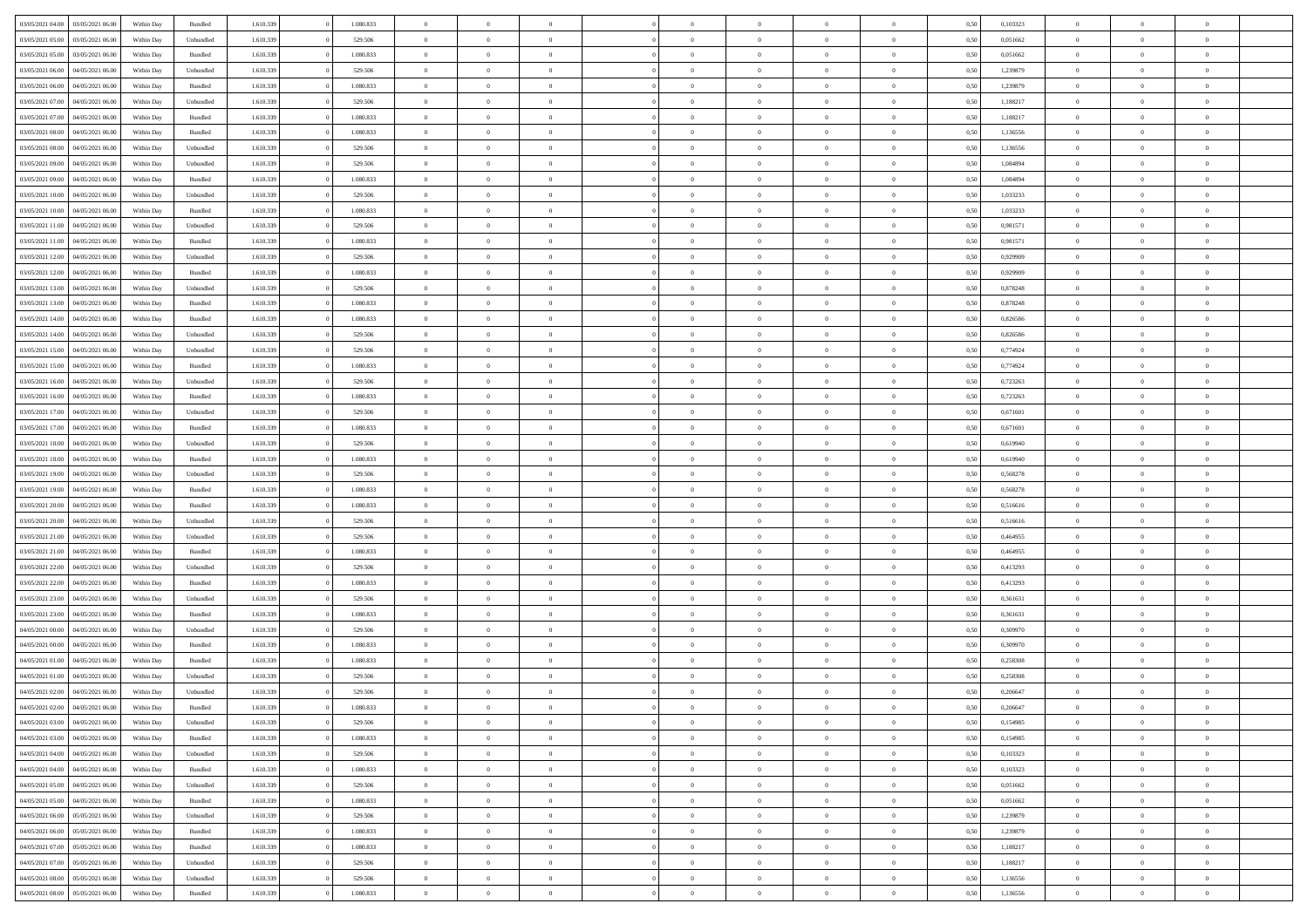| | | | | | | | | | | | | | | | | | | | | |
|---|---|---|---|---|---|---|---|---|---|---|---|---|---|---|---|---|---|---|---|---|
| 03/05/2021 04:00 | 03/05/2021 06:00 | Within Day | Bundled | 1.610.339 | 0 | 1.080.833 | 0 | 0 | 0 | | 0 | 0 | 0 | 0 | 0,50 | 0,103323 | 0 | 0 | 0 | |
| 03/05/2021 05:00 | 03/05/2021 06:00 | Within Day | Unbundled | 1.610.339 | 0 | 529.506 | 0 | 0 | 0 | | 0 | 0 | 0 | 0 | 0,50 | 0,051662 | 0 | 0 | 0 | |
| 03/05/2021 05:00 | 03/05/2021 06:00 | Within Day | Bundled | 1.610.339 | 0 | 1.080.833 | 0 | 0 | 0 | | 0 | 0 | 0 | 0 | 0,50 | 0,051662 | 0 | 0 | 0 | |
| 03/05/2021 06:00 | 04/05/2021 06:00 | Within Day | Unbundled | 1.610.339 | 0 | 529.506 | 0 | 0 | 0 | | 0 | 0 | 0 | 0 | 0,50 | 1,239879 | 0 | 0 | 0 | |
| 03/05/2021 06:00 | 04/05/2021 06:00 | Within Day | Bundled | 1.610.339 | 0 | 1.080.833 | 0 | 0 | 0 | | 0 | 0 | 0 | 0 | 0,50 | 1,239879 | 0 | 0 | 0 | |
| 03/05/2021 07:00 | 04/05/2021 06:00 | Within Day | Unbundled | 1.610.339 | 0 | 529.506 | 0 | 0 | 0 | | 0 | 0 | 0 | 0 | 0,50 | 1,188217 | 0 | 0 | 0 | |
| 03/05/2021 07:00 | 04/05/2021 06:00 | Within Day | Bundled | 1.610.339 | 0 | 1.080.833 | 0 | 0 | 0 | | 0 | 0 | 0 | 0 | 0,50 | 1,188217 | 0 | 0 | 0 | |
| 03/05/2021 08:00 | 04/05/2021 06:00 | Within Day | Bundled | 1.610.339 | 0 | 1.080.833 | 0 | 0 | 0 | | 0 | 0 | 0 | 0 | 0,50 | 1,136556 | 0 | 0 | 0 | |
| 03/05/2021 08:00 | 04/05/2021 06:00 | Within Day | Unbundled | 1.610.339 | 0 | 529.506 | 0 | 0 | 0 | | 0 | 0 | 0 | 0 | 0,50 | 1,136556 | 0 | 0 | 0 | |
| 03/05/2021 09:00 | 04/05/2021 06:00 | Within Day | Unbundled | 1.610.339 | 0 | 529.506 | 0 | 0 | 0 | | 0 | 0 | 0 | 0 | 0,50 | 1,084894 | 0 | 0 | 0 | |
| 03/05/2021 09:00 | 04/05/2021 06:00 | Within Day | Bundled | 1.610.339 | 0 | 1.080.833 | 0 | 0 | 0 | | 0 | 0 | 0 | 0 | 0,50 | 1,084894 | 0 | 0 | 0 | |
| 03/05/2021 10:00 | 04/05/2021 06:00 | Within Day | Unbundled | 1.610.339 | 0 | 529.506 | 0 | 0 | 0 | | 0 | 0 | 0 | 0 | 0,50 | 1,033233 | 0 | 0 | 0 | |
| 03/05/2021 10:00 | 04/05/2021 06:00 | Within Day | Bundled | 1.610.339 | 0 | 1.080.833 | 0 | 0 | 0 | | 0 | 0 | 0 | 0 | 0,50 | 1,033233 | 0 | 0 | 0 | |
| 03/05/2021 11:00 | 04/05/2021 06:00 | Within Day | Unbundled | 1.610.339 | 0 | 529.506 | 0 | 0 | 0 | | 0 | 0 | 0 | 0 | 0,50 | 0,981571 | 0 | 0 | 0 | |
| 03/05/2021 11:00 | 04/05/2021 06:00 | Within Day | Bundled | 1.610.339 | 0 | 1.080.833 | 0 | 0 | 0 | | 0 | 0 | 0 | 0 | 0,50 | 0,981571 | 0 | 0 | 0 | |
| 03/05/2021 12:00 | 04/05/2021 06:00 | Within Day | Unbundled | 1.610.339 | 0 | 529.506 | 0 | 0 | 0 | | 0 | 0 | 0 | 0 | 0,50 | 0,929909 | 0 | 0 | 0 | |
| 03/05/2021 12:00 | 04/05/2021 06:00 | Within Day | Bundled | 1.610.339 | 0 | 1.080.833 | 0 | 0 | 0 | | 0 | 0 | 0 | 0 | 0,50 | 0,929909 | 0 | 0 | 0 | |
| 03/05/2021 13:00 | 04/05/2021 06:00 | Within Day | Unbundled | 1.610.339 | 0 | 529.506 | 0 | 0 | 0 | | 0 | 0 | 0 | 0 | 0,50 | 0,878248 | 0 | 0 | 0 | |
| 03/05/2021 13:00 | 04/05/2021 06:00 | Within Day | Bundled | 1.610.339 | 0 | 1.080.833 | 0 | 0 | 0 | | 0 | 0 | 0 | 0 | 0,50 | 0,878248 | 0 | 0 | 0 | |
| 03/05/2021 14:00 | 04/05/2021 06:00 | Within Day | Bundled | 1.610.339 | 0 | 1.080.833 | 0 | 0 | 0 | | 0 | 0 | 0 | 0 | 0,50 | 0,826586 | 0 | 0 | 0 | |
| 03/05/2021 14:00 | 04/05/2021 06:00 | Within Day | Unbundled | 1.610.339 | 0 | 529.506 | 0 | 0 | 0 | | 0 | 0 | 0 | 0 | 0,50 | 0,826586 | 0 | 0 | 0 | |
| 03/05/2021 15:00 | 04/05/2021 06:00 | Within Day | Unbundled | 1.610.339 | 0 | 529.506 | 0 | 0 | 0 | | 0 | 0 | 0 | 0 | 0,50 | 0,774924 | 0 | 0 | 0 | |
| 03/05/2021 15:00 | 04/05/2021 06:00 | Within Day | Bundled | 1.610.339 | 0 | 1.080.833 | 0 | 0 | 0 | | 0 | 0 | 0 | 0 | 0,50 | 0,774924 | 0 | 0 | 0 | |
| 03/05/2021 16:00 | 04/05/2021 06:00 | Within Day | Unbundled | 1.610.339 | 0 | 529.506 | 0 | 0 | 0 | | 0 | 0 | 0 | 0 | 0,50 | 0,723263 | 0 | 0 | 0 | |
| 03/05/2021 16:00 | 04/05/2021 06:00 | Within Day | Bundled | 1.610.339 | 0 | 1.080.833 | 0 | 0 | 0 | | 0 | 0 | 0 | 0 | 0,50 | 0,723263 | 0 | 0 | 0 | |
| 03/05/2021 17:00 | 04/05/2021 06:00 | Within Day | Unbundled | 1.610.339 | 0 | 529.506 | 0 | 0 | 0 | | 0 | 0 | 0 | 0 | 0,50 | 0,671601 | 0 | 0 | 0 | |
| 03/05/2021 17:00 | 04/05/2021 06:00 | Within Day | Bundled | 1.610.339 | 0 | 1.080.833 | 0 | 0 | 0 | | 0 | 0 | 0 | 0 | 0,50 | 0,671601 | 0 | 0 | 0 | |
| 03/05/2021 18:00 | 04/05/2021 06:00 | Within Day | Unbundled | 1.610.339 | 0 | 529.506 | 0 | 0 | 0 | | 0 | 0 | 0 | 0 | 0,50 | 0,619940 | 0 | 0 | 0 | |
| 03/05/2021 18:00 | 04/05/2021 06:00 | Within Day | Bundled | 1.610.339 | 0 | 1.080.833 | 0 | 0 | 0 | | 0 | 0 | 0 | 0 | 0,50 | 0,619940 | 0 | 0 | 0 | |
| 03/05/2021 19:00 | 04/05/2021 06:00 | Within Day | Unbundled | 1.610.339 | 0 | 529.506 | 0 | 0 | 0 | | 0 | 0 | 0 | 0 | 0,50 | 0,568278 | 0 | 0 | 0 | |
| 03/05/2021 19:00 | 04/05/2021 06:00 | Within Day | Bundled | 1.610.339 | 0 | 1.080.833 | 0 | 0 | 0 | | 0 | 0 | 0 | 0 | 0,50 | 0,568278 | 0 | 0 | 0 | |
| 03/05/2021 20:00 | 04/05/2021 06:00 | Within Day | Bundled | 1.610.339 | 0 | 1.080.833 | 0 | 0 | 0 | | 0 | 0 | 0 | 0 | 0,50 | 0,516616 | 0 | 0 | 0 | |
| 03/05/2021 20:00 | 04/05/2021 06:00 | Within Day | Unbundled | 1.610.339 | 0 | 529.506 | 0 | 0 | 0 | | 0 | 0 | 0 | 0 | 0,50 | 0,516616 | 0 | 0 | 0 | |
| 03/05/2021 21:00 | 04/05/2021 06:00 | Within Day | Unbundled | 1.610.339 | 0 | 529.506 | 0 | 0 | 0 | | 0 | 0 | 0 | 0 | 0,50 | 0,464955 | 0 | 0 | 0 | |
| 03/05/2021 21:00 | 04/05/2021 06:00 | Within Day | Bundled | 1.610.339 | 0 | 1.080.833 | 0 | 0 | 0 | | 0 | 0 | 0 | 0 | 0,50 | 0,464955 | 0 | 0 | 0 | |
| 03/05/2021 22:00 | 04/05/2021 06:00 | Within Day | Unbundled | 1.610.339 | 0 | 529.506 | 0 | 0 | 0 | | 0 | 0 | 0 | 0 | 0,50 | 0,413293 | 0 | 0 | 0 | |
| 03/05/2021 22:00 | 04/05/2021 06:00 | Within Day | Bundled | 1.610.339 | 0 | 1.080.833 | 0 | 0 | 0 | | 0 | 0 | 0 | 0 | 0,50 | 0,413293 | 0 | 0 | 0 | |
| 03/05/2021 23:00 | 04/05/2021 06:00 | Within Day | Unbundled | 1.610.339 | 0 | 529.506 | 0 | 0 | 0 | | 0 | 0 | 0 | 0 | 0,50 | 0,361631 | 0 | 0 | 0 | |
| 03/05/2021 23:00 | 04/05/2021 06:00 | Within Day | Bundled | 1.610.339 | 0 | 1.080.833 | 0 | 0 | 0 | | 0 | 0 | 0 | 0 | 0,50 | 0,361631 | 0 | 0 | 0 | |
| 04/05/2021 00:00 | 04/05/2021 06:00 | Within Day | Unbundled | 1.610.339 | 0 | 529.506 | 0 | 0 | 0 | | 0 | 0 | 0 | 0 | 0,50 | 0,309970 | 0 | 0 | 0 | |
| 04/05/2021 00:00 | 04/05/2021 06:00 | Within Day | Bundled | 1.610.339 | 0 | 1.080.833 | 0 | 0 | 0 | | 0 | 0 | 0 | 0 | 0,50 | 0,309970 | 0 | 0 | 0 | |
| 04/05/2021 01:00 | 04/05/2021 06:00 | Within Day | Bundled | 1.610.339 | 0 | 1.080.833 | 0 | 0 | 0 | | 0 | 0 | 0 | 0 | 0,50 | 0,258308 | 0 | 0 | 0 | |
| 04/05/2021 01:00 | 04/05/2021 06:00 | Within Day | Unbundled | 1.610.339 | 0 | 529.506 | 0 | 0 | 0 | | 0 | 0 | 0 | 0 | 0,50 | 0,258308 | 0 | 0 | 0 | |
| 04/05/2021 02:00 | 04/05/2021 06:00 | Within Day | Unbundled | 1.610.339 | 0 | 529.506 | 0 | 0 | 0 | | 0 | 0 | 0 | 0 | 0,50 | 0,206647 | 0 | 0 | 0 | |
| 04/05/2021 02:00 | 04/05/2021 06:00 | Within Day | Bundled | 1.610.339 | 0 | 1.080.833 | 0 | 0 | 0 | | 0 | 0 | 0 | 0 | 0,50 | 0,206647 | 0 | 0 | 0 | |
| 04/05/2021 03:00 | 04/05/2021 06:00 | Within Day | Unbundled | 1.610.339 | 0 | 529.506 | 0 | 0 | 0 | | 0 | 0 | 0 | 0 | 0,50 | 0,154985 | 0 | 0 | 0 | |
| 04/05/2021 03:00 | 04/05/2021 06:00 | Within Day | Bundled | 1.610.339 | 0 | 1.080.833 | 0 | 0 | 0 | | 0 | 0 | 0 | 0 | 0,50 | 0,154985 | 0 | 0 | 0 | |
| 04/05/2021 04:00 | 04/05/2021 06:00 | Within Day | Unbundled | 1.610.339 | 0 | 529.506 | 0 | 0 | 0 | | 0 | 0 | 0 | 0 | 0,50 | 0,103323 | 0 | 0 | 0 | |
| 04/05/2021 04:00 | 04/05/2021 06:00 | Within Day | Bundled | 1.610.339 | 0 | 1.080.833 | 0 | 0 | 0 | | 0 | 0 | 0 | 0 | 0,50 | 0,103323 | 0 | 0 | 0 | |
| 04/05/2021 05:00 | 04/05/2021 06:00 | Within Day | Unbundled | 1.610.339 | 0 | 529.506 | 0 | 0 | 0 | | 0 | 0 | 0 | 0 | 0,50 | 0,051662 | 0 | 0 | 0 | |
| 04/05/2021 05:00 | 04/05/2021 06:00 | Within Day | Bundled | 1.610.339 | 0 | 1.080.833 | 0 | 0 | 0 | | 0 | 0 | 0 | 0 | 0,50 | 0,051662 | 0 | 0 | 0 | |
| 04/05/2021 06:00 | 05/05/2021 06:00 | Within Day | Unbundled | 1.610.339 | 0 | 529.506 | 0 | 0 | 0 | | 0 | 0 | 0 | 0 | 0,50 | 1,239879 | 0 | 0 | 0 | |
| 04/05/2021 06:00 | 05/05/2021 06:00 | Within Day | Bundled | 1.610.339 | 0 | 1.080.833 | 0 | 0 | 0 | | 0 | 0 | 0 | 0 | 0,50 | 1,239879 | 0 | 0 | 0 | |
| 04/05/2021 07:00 | 05/05/2021 06:00 | Within Day | Bundled | 1.610.339 | 0 | 1.080.833 | 0 | 0 | 0 | | 0 | 0 | 0 | 0 | 0,50 | 1,188217 | 0 | 0 | 0 | |
| 04/05/2021 07:00 | 05/05/2021 06:00 | Within Day | Unbundled | 1.610.339 | 0 | 529.506 | 0 | 0 | 0 | | 0 | 0 | 0 | 0 | 0,50 | 1,188217 | 0 | 0 | 0 | |
| 04/05/2021 08:00 | 05/05/2021 06:00 | Within Day | Unbundled | 1.610.339 | 0 | 529.506 | 0 | 0 | 0 | | 0 | 0 | 0 | 0 | 0,50 | 1,136556 | 0 | 0 | 0 | |
| 04/05/2021 08:00 | 05/05/2021 06:00 | Within Day | Bundled | 1.610.339 | 0 | 1.080.833 | 0 | 0 | 0 | | 0 | 0 | 0 | 0 | 0,50 | 1,136556 | 0 | 0 | 0 | |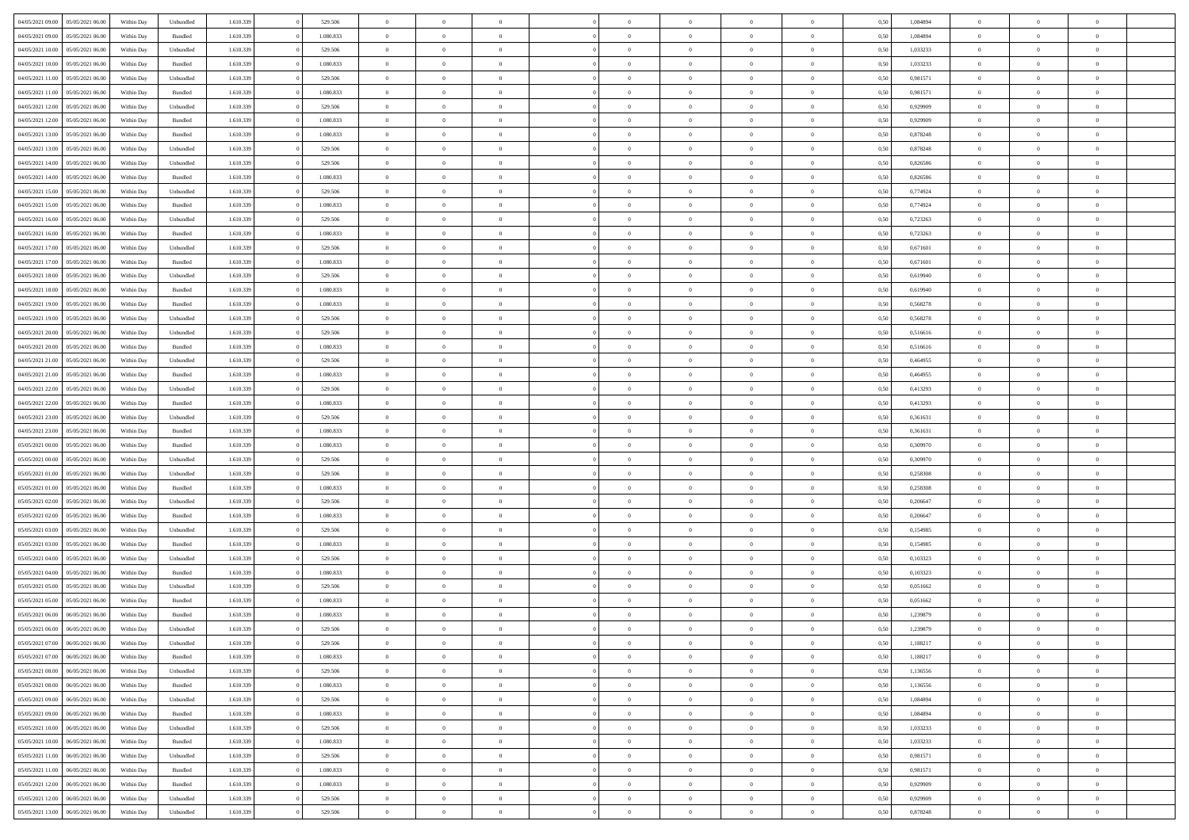| | | | | | | | | | | | | | | | | | | | | | |
|---|---|---|---|---|---|---|---|---|---|---|---|---|---|---|---|---|---|---|---|---|---|
| 04/05/2021 09:00 | 05/05/2021 06:00 | Within Day | Unbundled | 1.610.339 | 0 | 529.506 | 0 | 0 | 0 | | 0 | 0 | 0 | 0 | 0 | 0,50 | 1,084894 | 0 | 0 | 0 | |
| 04/05/2021 09:00 | 05/05/2021 06:00 | Within Day | Bundled | 1.610.339 | 0 | 1.080.833 | 0 | 0 | 0 | | 0 | 0 | 0 | 0 | 0 | 0,50 | 1,084894 | 0 | 0 | 0 | |
| 04/05/2021 10:00 | 05/05/2021 06:00 | Within Day | Unbundled | 1.610.339 | 0 | 529.506 | 0 | 0 | 0 | | 0 | 0 | 0 | 0 | 0 | 0,50 | 1,033233 | 0 | 0 | 0 | |
| 04/05/2021 10:00 | 05/05/2021 06:00 | Within Day | Bundled | 1.610.339 | 0 | 1.080.833 | 0 | 0 | 0 | | 0 | 0 | 0 | 0 | 0 | 0,50 | 1,033233 | 0 | 0 | 0 | |
| 04/05/2021 11:00 | 05/05/2021 06:00 | Within Day | Unbundled | 1.610.339 | 0 | 529.506 | 0 | 0 | 0 | | 0 | 0 | 0 | 0 | 0 | 0,50 | 0,981571 | 0 | 0 | 0 | |
| 04/05/2021 11:00 | 05/05/2021 06:00 | Within Day | Bundled | 1.610.339 | 0 | 1.080.833 | 0 | 0 | 0 | | 0 | 0 | 0 | 0 | 0 | 0,50 | 0,981571 | 0 | 0 | 0 | |
| 04/05/2021 12:00 | 05/05/2021 06:00 | Within Day | Unbundled | 1.610.339 | 0 | 529.506 | 0 | 0 | 0 | | 0 | 0 | 0 | 0 | 0 | 0,50 | 0,929909 | 0 | 0 | 0 | |
| 04/05/2021 12:00 | 05/05/2021 06:00 | Within Day | Bundled | 1.610.339 | 0 | 1.080.833 | 0 | 0 | 0 | | 0 | 0 | 0 | 0 | 0 | 0,50 | 0,929909 | 0 | 0 | 0 | |
| 04/05/2021 13:00 | 05/05/2021 06:00 | Within Day | Bundled | 1.610.339 | 0 | 1.080.833 | 0 | 0 | 0 | | 0 | 0 | 0 | 0 | 0 | 0,50 | 0,878248 | 0 | 0 | 0 | |
| 04/05/2021 13:00 | 05/05/2021 06:00 | Within Day | Unbundled | 1.610.339 | 0 | 529.506 | 0 | 0 | 0 | | 0 | 0 | 0 | 0 | 0 | 0,50 | 0,878248 | 0 | 0 | 0 | |
| 04/05/2021 14:00 | 05/05/2021 06:00 | Within Day | Unbundled | 1.610.339 | 0 | 529.506 | 0 | 0 | 0 | | 0 | 0 | 0 | 0 | 0 | 0,50 | 0,826586 | 0 | 0 | 0 | |
| 04/05/2021 14:00 | 05/05/2021 06:00 | Within Day | Bundled | 1.610.339 | 0 | 1.080.833 | 0 | 0 | 0 | | 0 | 0 | 0 | 0 | 0 | 0,50 | 0,826586 | 0 | 0 | 0 | |
| 04/05/2021 15:00 | 05/05/2021 06:00 | Within Day | Unbundled | 1.610.339 | 0 | 529.506 | 0 | 0 | 0 | | 0 | 0 | 0 | 0 | 0 | 0,50 | 0,774924 | 0 | 0 | 0 | |
| 04/05/2021 15:00 | 05/05/2021 06:00 | Within Day | Bundled | 1.610.339 | 0 | 1.080.833 | 0 | 0 | 0 | | 0 | 0 | 0 | 0 | 0 | 0,50 | 0,774924 | 0 | 0 | 0 | |
| 04/05/2021 16:00 | 05/05/2021 06:00 | Within Day | Unbundled | 1.610.339 | 0 | 529.506 | 0 | 0 | 0 | | 0 | 0 | 0 | 0 | 0 | 0,50 | 0,723263 | 0 | 0 | 0 | |
| 04/05/2021 16:00 | 05/05/2021 06:00 | Within Day | Bundled | 1.610.339 | 0 | 1.080.833 | 0 | 0 | 0 | | 0 | 0 | 0 | 0 | 0 | 0,50 | 0,723263 | 0 | 0 | 0 | |
| 04/05/2021 17:00 | 05/05/2021 06:00 | Within Day | Unbundled | 1.610.339 | 0 | 529.506 | 0 | 0 | 0 | | 0 | 0 | 0 | 0 | 0 | 0,50 | 0,671601 | 0 | 0 | 0 | |
| 04/05/2021 17:00 | 05/05/2021 06:00 | Within Day | Bundled | 1.610.339 | 0 | 1.080.833 | 0 | 0 | 0 | | 0 | 0 | 0 | 0 | 0 | 0,50 | 0,671601 | 0 | 0 | 0 | |
| 04/05/2021 18:00 | 05/05/2021 06:00 | Within Day | Unbundled | 1.610.339 | 0 | 529.506 | 0 | 0 | 0 | | 0 | 0 | 0 | 0 | 0 | 0,50 | 0,619940 | 0 | 0 | 0 | |
| 04/05/2021 18:00 | 05/05/2021 06:00 | Within Day | Bundled | 1.610.339 | 0 | 1.080.833 | 0 | 0 | 0 | | 0 | 0 | 0 | 0 | 0 | 0,50 | 0,619940 | 0 | 0 | 0 | |
| 04/05/2021 19:00 | 05/05/2021 06:00 | Within Day | Bundled | 1.610.339 | 0 | 1.080.833 | 0 | 0 | 0 | | 0 | 0 | 0 | 0 | 0 | 0,50 | 0,568278 | 0 | 0 | 0 | |
| 04/05/2021 19:00 | 05/05/2021 06:00 | Within Day | Unbundled | 1.610.339 | 0 | 529.506 | 0 | 0 | 0 | | 0 | 0 | 0 | 0 | 0 | 0,50 | 0,568278 | 0 | 0 | 0 | |
| 04/05/2021 20:00 | 05/05/2021 06:00 | Within Day | Unbundled | 1.610.339 | 0 | 529.506 | 0 | 0 | 0 | | 0 | 0 | 0 | 0 | 0 | 0,50 | 0,516616 | 0 | 0 | 0 | |
| 04/05/2021 20:00 | 05/05/2021 06:00 | Within Day | Bundled | 1.610.339 | 0 | 1.080.833 | 0 | 0 | 0 | | 0 | 0 | 0 | 0 | 0 | 0,50 | 0,516616 | 0 | 0 | 0 | |
| 04/05/2021 21:00 | 05/05/2021 06:00 | Within Day | Unbundled | 1.610.339 | 0 | 529.506 | 0 | 0 | 0 | | 0 | 0 | 0 | 0 | 0 | 0,50 | 0,464955 | 0 | 0 | 0 | |
| 04/05/2021 21:00 | 05/05/2021 06:00 | Within Day | Bundled | 1.610.339 | 0 | 1.080.833 | 0 | 0 | 0 | | 0 | 0 | 0 | 0 | 0 | 0,50 | 0,464955 | 0 | 0 | 0 | |
| 04/05/2021 22:00 | 05/05/2021 06:00 | Within Day | Unbundled | 1.610.339 | 0 | 529.506 | 0 | 0 | 0 | | 0 | 0 | 0 | 0 | 0 | 0,50 | 0,413293 | 0 | 0 | 0 | |
| 04/05/2021 22:00 | 05/05/2021 06:00 | Within Day | Bundled | 1.610.339 | 0 | 1.080.833 | 0 | 0 | 0 | | 0 | 0 | 0 | 0 | 0 | 0,50 | 0,413293 | 0 | 0 | 0 | |
| 04/05/2021 23:00 | 05/05/2021 06:00 | Within Day | Unbundled | 1.610.339 | 0 | 529.506 | 0 | 0 | 0 | | 0 | 0 | 0 | 0 | 0 | 0,50 | 0,361631 | 0 | 0 | 0 | |
| 04/05/2021 23:00 | 05/05/2021 06:00 | Within Day | Bundled | 1.610.339 | 0 | 1.080.833 | 0 | 0 | 0 | | 0 | 0 | 0 | 0 | 0 | 0,50 | 0,361631 | 0 | 0 | 0 | |
| 05/05/2021 00:00 | 05/05/2021 06:00 | Within Day | Bundled | 1.610.339 | 0 | 1.080.833 | 0 | 0 | 0 | | 0 | 0 | 0 | 0 | 0 | 0,50 | 0,309970 | 0 | 0 | 0 | |
| 05/05/2021 00:00 | 05/05/2021 06:00 | Within Day | Unbundled | 1.610.339 | 0 | 529.506 | 0 | 0 | 0 | | 0 | 0 | 0 | 0 | 0 | 0,50 | 0,309970 | 0 | 0 | 0 | |
| 05/05/2021 01:00 | 05/05/2021 06:00 | Within Day | Unbundled | 1.610.339 | 0 | 529.506 | 0 | 0 | 0 | | 0 | 0 | 0 | 0 | 0 | 0,50 | 0,258308 | 0 | 0 | 0 | |
| 05/05/2021 01:00 | 05/05/2021 06:00 | Within Day | Bundled | 1.610.339 | 0 | 1.080.833 | 0 | 0 | 0 | | 0 | 0 | 0 | 0 | 0 | 0,50 | 0,258308 | 0 | 0 | 0 | |
| 05/05/2021 02:00 | 05/05/2021 06:00 | Within Day | Unbundled | 1.610.339 | 0 | 529.506 | 0 | 0 | 0 | | 0 | 0 | 0 | 0 | 0 | 0,50 | 0,206647 | 0 | 0 | 0 | |
| 05/05/2021 02:00 | 05/05/2021 06:00 | Within Day | Bundled | 1.610.339 | 0 | 1.080.833 | 0 | 0 | 0 | | 0 | 0 | 0 | 0 | 0 | 0,50 | 0,206647 | 0 | 0 | 0 | |
| 05/05/2021 03:00 | 05/05/2021 06:00 | Within Day | Unbundled | 1.610.339 | 0 | 529.506 | 0 | 0 | 0 | | 0 | 0 | 0 | 0 | 0 | 0,50 | 0,154985 | 0 | 0 | 0 | |
| 05/05/2021 03:00 | 05/05/2021 06:00 | Within Day | Bundled | 1.610.339 | 0 | 1.080.833 | 0 | 0 | 0 | | 0 | 0 | 0 | 0 | 0 | 0,50 | 0,154985 | 0 | 0 | 0 | |
| 05/05/2021 04:00 | 05/05/2021 06:00 | Within Day | Unbundled | 1.610.339 | 0 | 529.506 | 0 | 0 | 0 | | 0 | 0 | 0 | 0 | 0 | 0,50 | 0,103323 | 0 | 0 | 0 | |
| 05/05/2021 04:00 | 05/05/2021 06:00 | Within Day | Bundled | 1.610.339 | 0 | 1.080.833 | 0 | 0 | 0 | | 0 | 0 | 0 | 0 | 0 | 0,50 | 0,103323 | 0 | 0 | 0 | |
| 05/05/2021 05:00 | 05/05/2021 06:00 | Within Day | Unbundled | 1.610.339 | 0 | 529.506 | 0 | 0 | 0 | | 0 | 0 | 0 | 0 | 0 | 0,50 | 0,051662 | 0 | 0 | 0 | |
| 05/05/2021 05:00 | 05/05/2021 06:00 | Within Day | Bundled | 1.610.339 | 0 | 1.080.833 | 0 | 0 | 0 | | 0 | 0 | 0 | 0 | 0 | 0,50 | 0,051662 | 0 | 0 | 0 | |
| 05/05/2021 06:00 | 06/05/2021 06:00 | Within Day | Bundled | 1.610.339 | 0 | 1.080.833 | 0 | 0 | 0 | | 0 | 0 | 0 | 0 | 0 | 0,50 | 1,239879 | 0 | 0 | 0 | |
| 05/05/2021 06:00 | 06/05/2021 06:00 | Within Day | Unbundled | 1.610.339 | 0 | 529.506 | 0 | 0 | 0 | | 0 | 0 | 0 | 0 | 0 | 0,50 | 1,239879 | 0 | 0 | 0 | |
| 05/05/2021 07:00 | 06/05/2021 06:00 | Within Day | Unbundled | 1.610.339 | 0 | 529.506 | 0 | 0 | 0 | | 0 | 0 | 0 | 0 | 0 | 0,50 | 1,188217 | 0 | 0 | 0 | |
| 05/05/2021 07:00 | 06/05/2021 06:00 | Within Day | Bundled | 1.610.339 | 0 | 1.080.833 | 0 | 0 | 0 | | 0 | 0 | 0 | 0 | 0 | 0,50 | 1,188217 | 0 | 0 | 0 | |
| 05/05/2021 08:00 | 06/05/2021 06:00 | Within Day | Unbundled | 1.610.339 | 0 | 529.506 | 0 | 0 | 0 | | 0 | 0 | 0 | 0 | 0 | 0,50 | 1,136556 | 0 | 0 | 0 | |
| 05/05/2021 08:00 | 06/05/2021 06:00 | Within Day | Bundled | 1.610.339 | 0 | 1.080.833 | 0 | 0 | 0 | | 0 | 0 | 0 | 0 | 0 | 0,50 | 1,136556 | 0 | 0 | 0 | |
| 05/05/2021 09:00 | 06/05/2021 06:00 | Within Day | Unbundled | 1.610.339 | 0 | 529.506 | 0 | 0 | 0 | | 0 | 0 | 0 | 0 | 0 | 0,50 | 1,084894 | 0 | 0 | 0 | |
| 05/05/2021 09:00 | 06/05/2021 06:00 | Within Day | Bundled | 1.610.339 | 0 | 1.080.833 | 0 | 0 | 0 | | 0 | 0 | 0 | 0 | 0 | 0,50 | 1,084894 | 0 | 0 | 0 | |
| 05/05/2021 10:00 | 06/05/2021 06:00 | Within Day | Unbundled | 1.610.339 | 0 | 529.506 | 0 | 0 | 0 | | 0 | 0 | 0 | 0 | 0 | 0,50 | 1,033233 | 0 | 0 | 0 | |
| 05/05/2021 10:00 | 06/05/2021 06:00 | Within Day | Bundled | 1.610.339 | 0 | 1.080.833 | 0 | 0 | 0 | | 0 | 0 | 0 | 0 | 0 | 0,50 | 1,033233 | 0 | 0 | 0 | |
| 05/05/2021 11:00 | 06/05/2021 06:00 | Within Day | Unbundled | 1.610.339 | 0 | 529.506 | 0 | 0 | 0 | | 0 | 0 | 0 | 0 | 0 | 0,50 | 0,981571 | 0 | 0 | 0 | |
| 05/05/2021 11:00 | 06/05/2021 06:00 | Within Day | Bundled | 1.610.339 | 0 | 1.080.833 | 0 | 0 | 0 | | 0 | 0 | 0 | 0 | 0 | 0,50 | 0,981571 | 0 | 0 | 0 | |
| 05/05/2021 12:00 | 06/05/2021 06:00 | Within Day | Bundled | 1.610.339 | 0 | 1.080.833 | 0 | 0 | 0 | | 0 | 0 | 0 | 0 | 0 | 0,50 | 0,929909 | 0 | 0 | 0 | |
| 05/05/2021 12:00 | 06/05/2021 06:00 | Within Day | Unbundled | 1.610.339 | 0 | 529.506 | 0 | 0 | 0 | | 0 | 0 | 0 | 0 | 0 | 0,50 | 0,929909 | 0 | 0 | 0 | |
| 05/05/2021 13:00 | 06/05/2021 06:00 | Within Day | Unbundled | 1.610.339 | 0 | 529.506 | 0 | 0 | 0 | | 0 | 0 | 0 | 0 | 0 | 0,50 | 0,878248 | 0 | 0 | 0 | |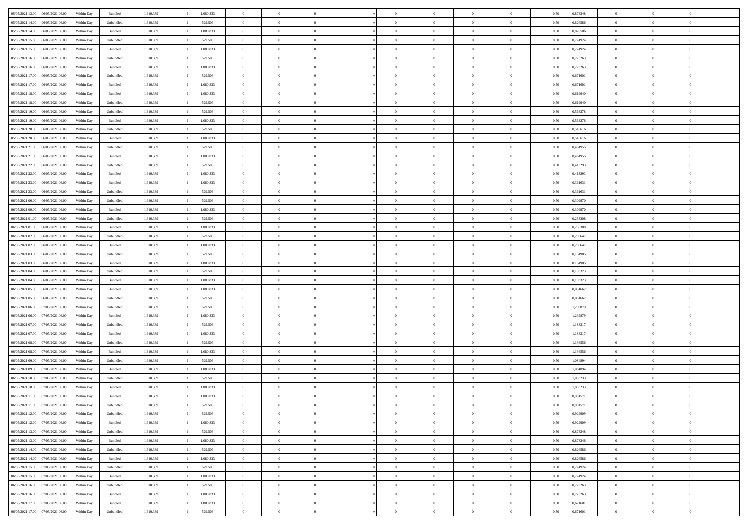| 05/05/2021 13:00 | 06/05/2021 06:00 | Within Day | Bundled | 1.610.339 | 0 | 1.080.833 | 0 | 0 | 0 | | 0 | 0 | 0 | 0 | 0,50 | 0,878248 | 0 | 0 | 0 | |
|---|---|---|---|---|---|---|---|---|---|---|---|---|---|---|---|---|---|---|---|---|
| 05/05/2021 14:00 | 06/05/2021 06:00 | Within Day | Unbundled | 1.610.339 | 0 | 529.506 | 0 | 0 | 0 | | 0 | 0 | 0 | 0 | 0,50 | 0,826586 | 0 | 0 | 0 | |
| 05/05/2021 14:00 | 06/05/2021 06:00 | Within Day | Bundled | 1.610.339 | 0 | 1.080.833 | 0 | 0 | 0 | | 0 | 0 | 0 | 0 | 0,50 | 0,826586 | 0 | 0 | 0 | |
| 05/05/2021 15:00 | 06/05/2021 06:00 | Within Day | Unbundled | 1.610.339 | 0 | 529.506 | 0 | 0 | 0 | | 0 | 0 | 0 | 0 | 0,50 | 0,774924 | 0 | 0 | 0 | |
| 05/05/2021 15:00 | 06/05/2021 06:00 | Within Day | Bundled | 1.610.339 | 0 | 1.080.833 | 0 | 0 | 0 | | 0 | 0 | 0 | 0 | 0,50 | 0,774924 | 0 | 0 | 0 | |
| 05/05/2021 16:00 | 06/05/2021 06:00 | Within Day | Unbundled | 1.610.339 | 0 | 529.506 | 0 | 0 | 0 | | 0 | 0 | 0 | 0 | 0,50 | 0,723263 | 0 | 0 | 0 | |
| 05/05/2021 16:00 | 06/05/2021 06:00 | Within Day | Bundled | 1.610.339 | 0 | 1.080.833 | 0 | 0 | 0 | | 0 | 0 | 0 | 0 | 0,50 | 0,723263 | 0 | 0 | 0 | |
| 05/05/2021 17:00 | 06/05/2021 06:00 | Within Day | Unbundled | 1.610.339 | 0 | 529.506 | 0 | 0 | 0 | | 0 | 0 | 0 | 0 | 0,50 | 0,671601 | 0 | 0 | 0 | |
| 05/05/2021 17:00 | 06/05/2021 06:00 | Within Day | Bundled | 1.610.339 | 0 | 1.080.833 | 0 | 0 | 0 | | 0 | 0 | 0 | 0 | 0,50 | 0,671601 | 0 | 0 | 0 | |
| 05/05/2021 18:00 | 06/05/2021 06:00 | Within Day | Bundled | 1.610.339 | 0 | 1.080.833 | 0 | 0 | 0 | | 0 | 0 | 0 | 0 | 0,50 | 0,619940 | 0 | 0 | 0 | |
| 05/05/2021 18:00 | 06/05/2021 06:00 | Within Day | Unbundled | 1.610.339 | 0 | 529.506 | 0 | 0 | 0 | | 0 | 0 | 0 | 0 | 0,50 | 0,619940 | 0 | 0 | 0 | |
| 05/05/2021 19:00 | 06/05/2021 06:00 | Within Day | Unbundled | 1.610.339 | 0 | 529.506 | 0 | 0 | 0 | | 0 | 0 | 0 | 0 | 0,50 | 0,568278 | 0 | 0 | 0 | |
| 05/05/2021 19:00 | 06/05/2021 06:00 | Within Day | Bundled | 1.610.339 | 0 | 1.080.833 | 0 | 0 | 0 | | 0 | 0 | 0 | 0 | 0,50 | 0,568278 | 0 | 0 | 0 | |
| 05/05/2021 20:00 | 06/05/2021 06:00 | Within Day | Unbundled | 1.610.339 | 0 | 529.506 | 0 | 0 | 0 | | 0 | 0 | 0 | 0 | 0,50 | 0,516616 | 0 | 0 | 0 | |
| 05/05/2021 20:00 | 06/05/2021 06:00 | Within Day | Bundled | 1.610.339 | 0 | 1.080.833 | 0 | 0 | 0 | | 0 | 0 | 0 | 0 | 0,50 | 0,516616 | 0 | 0 | 0 | |
| 05/05/2021 21:00 | 06/05/2021 06:00 | Within Day | Unbundled | 1.610.339 | 0 | 529.506 | 0 | 0 | 0 | | 0 | 0 | 0 | 0 | 0,50 | 0,464955 | 0 | 0 | 0 | |
| 05/05/2021 21:00 | 06/05/2021 06:00 | Within Day | Bundled | 1.610.339 | 0 | 1.080.833 | 0 | 0 | 0 | | 0 | 0 | 0 | 0 | 0,50 | 0,464955 | 0 | 0 | 0 | |
| 05/05/2021 22:00 | 06/05/2021 06:00 | Within Day | Unbundled | 1.610.339 | 0 | 529.506 | 0 | 0 | 0 | | 0 | 0 | 0 | 0 | 0,50 | 0,413293 | 0 | 0 | 0 | |
| 05/05/2021 22:00 | 06/05/2021 06:00 | Within Day | Bundled | 1.610.339 | 0 | 1.080.833 | 0 | 0 | 0 | | 0 | 0 | 0 | 0 | 0,50 | 0,413293 | 0 | 0 | 0 | |
| 05/05/2021 23:00 | 06/05/2021 06:00 | Within Day | Bundled | 1.610.339 | 0 | 1.080.833 | 0 | 0 | 0 | | 0 | 0 | 0 | 0 | 0,50 | 0,361631 | 0 | 0 | 0 | |
| 05/05/2021 23:00 | 06/05/2021 06:00 | Within Day | Unbundled | 1.610.339 | 0 | 529.506 | 0 | 0 | 0 | | 0 | 0 | 0 | 0 | 0,50 | 0,361631 | 0 | 0 | 0 | |
| 06/05/2021 00:00 | 06/05/2021 06:00 | Within Day | Unbundled | 1.610.339 | 0 | 529.506 | 0 | 0 | 0 | | 0 | 0 | 0 | 0 | 0,50 | 0,309970 | 0 | 0 | 0 | |
| 06/05/2021 00:00 | 06/05/2021 06:00 | Within Day | Bundled | 1.610.339 | 0 | 1.080.833 | 0 | 0 | 0 | | 0 | 0 | 0 | 0 | 0,50 | 0,309970 | 0 | 0 | 0 | |
| 06/05/2021 01:00 | 06/05/2021 06:00 | Within Day | Unbundled | 1.610.339 | 0 | 529.506 | 0 | 0 | 0 | | 0 | 0 | 0 | 0 | 0,50 | 0,258308 | 0 | 0 | 0 | |
| 06/05/2021 01:00 | 06/05/2021 06:00 | Within Day | Bundled | 1.610.339 | 0 | 1.080.833 | 0 | 0 | 0 | | 0 | 0 | 0 | 0 | 0,50 | 0,258308 | 0 | 0 | 0 | |
| 06/05/2021 02:00 | 06/05/2021 06:00 | Within Day | Unbundled | 1.610.339 | 0 | 529.506 | 0 | 0 | 0 | | 0 | 0 | 0 | 0 | 0,50 | 0,206647 | 0 | 0 | 0 | |
| 06/05/2021 02:00 | 06/05/2021 06:00 | Within Day | Bundled | 1.610.339 | 0 | 1.080.833 | 0 | 0 | 0 | | 0 | 0 | 0 | 0 | 0,50 | 0,206647 | 0 | 0 | 0 | |
| 06/05/2021 03:00 | 06/05/2021 06:00 | Within Day | Unbundled | 1.610.339 | 0 | 529.506 | 0 | 0 | 0 | | 0 | 0 | 0 | 0 | 0,50 | 0,154985 | 0 | 0 | 0 | |
| 06/05/2021 03:00 | 06/05/2021 06:00 | Within Day | Bundled | 1.610.339 | 0 | 1.080.833 | 0 | 0 | 0 | | 0 | 0 | 0 | 0 | 0,50 | 0,154985 | 0 | 0 | 0 | |
| 06/05/2021 04:00 | 06/05/2021 06:00 | Within Day | Unbundled | 1.610.339 | 0 | 529.506 | 0 | 0 | 0 | | 0 | 0 | 0 | 0 | 0,50 | 0,103323 | 0 | 0 | 0 | |
| 06/05/2021 04:00 | 06/05/2021 06:00 | Within Day | Bundled | 1.610.339 | 0 | 1.080.833 | 0 | 0 | 0 | | 0 | 0 | 0 | 0 | 0,50 | 0,103323 | 0 | 0 | 0 | |
| 06/05/2021 05:00 | 06/05/2021 06:00 | Within Day | Bundled | 1.610.339 | 0 | 1.080.833 | 0 | 0 | 0 | | 0 | 0 | 0 | 0 | 0,50 | 0,051662 | 0 | 0 | 0 | |
| 06/05/2021 05:00 | 06/05/2021 06:00 | Within Day | Unbundled | 1.610.339 | 0 | 529.506 | 0 | 0 | 0 | | 0 | 0 | 0 | 0 | 0,50 | 0,051662 | 0 | 0 | 0 | |
| 06/05/2021 06:00 | 07/05/2021 06:00 | Within Day | Unbundled | 1.610.339 | 0 | 529.506 | 0 | 0 | 0 | | 0 | 0 | 0 | 0 | 0,50 | 1,239879 | 0 | 0 | 0 | |
| 06/05/2021 06:00 | 07/05/2021 06:00 | Within Day | Bundled | 1.610.339 | 0 | 1.080.833 | 0 | 0 | 0 | | 0 | 0 | 0 | 0 | 0,50 | 1,239879 | 0 | 0 | 0 | |
| 06/05/2021 07:00 | 07/05/2021 06:00 | Within Day | Unbundled | 1.610.339 | 0 | 529.506 | 0 | 0 | 0 | | 0 | 0 | 0 | 0 | 0,50 | 1,188217 | 0 | 0 | 0 | |
| 06/05/2021 07:00 | 07/05/2021 06:00 | Within Day | Bundled | 1.610.339 | 0 | 1.080.833 | 0 | 0 | 0 | | 0 | 0 | 0 | 0 | 0,50 | 1,188217 | 0 | 0 | 0 | |
| 06/05/2021 08:00 | 07/05/2021 06:00 | Within Day | Unbundled | 1.610.339 | 0 | 529.506 | 0 | 0 | 0 | | 0 | 0 | 0 | 0 | 0,50 | 1,136556 | 0 | 0 | 0 | |
| 06/05/2021 08:00 | 07/05/2021 06:00 | Within Day | Bundled | 1.610.339 | 0 | 1.080.833 | 0 | 0 | 0 | | 0 | 0 | 0 | 0 | 0,50 | 1,136556 | 0 | 0 | 0 | |
| 06/05/2021 09:00 | 07/05/2021 06:00 | Within Day | Unbundled | 1.610.339 | 0 | 529.506 | 0 | 0 | 0 | | 0 | 0 | 0 | 0 | 0,50 | 1,084894 | 0 | 0 | 0 | |
| 06/05/2021 09:00 | 07/05/2021 06:00 | Within Day | Bundled | 1.610.339 | 0 | 1.080.833 | 0 | 0 | 0 | | 0 | 0 | 0 | 0 | 0,50 | 1,084894 | 0 | 0 | 0 | |
| 06/05/2021 10:00 | 07/05/2021 06:00 | Within Day | Unbundled | 1.610.339 | 0 | 529.506 | 0 | 0 | 0 | | 0 | 0 | 0 | 0 | 0,50 | 1,033233 | 0 | 0 | 0 | |
| 06/05/2021 10:00 | 07/05/2021 06:00 | Within Day | Bundled | 1.610.339 | 0 | 1.080.833 | 0 | 0 | 0 | | 0 | 0 | 0 | 0 | 0,50 | 1,033233 | 0 | 0 | 0 | |
| 06/05/2021 11:00 | 07/05/2021 06:00 | Within Day | Bundled | 1.610.339 | 0 | 1.080.833 | 0 | 0 | 0 | | 0 | 0 | 0 | 0 | 0,50 | 0,981571 | 0 | 0 | 0 | |
| 06/05/2021 11:00 | 07/05/2021 06:00 | Within Day | Unbundled | 1.610.339 | 0 | 529.506 | 0 | 0 | 0 | | 0 | 0 | 0 | 0 | 0,50 | 0,981571 | 0 | 0 | 0 | |
| 06/05/2021 12:00 | 07/05/2021 06:00 | Within Day | Unbundled | 1.610.339 | 0 | 529.506 | 0 | 0 | 0 | | 0 | 0 | 0 | 0 | 0,50 | 0,929909 | 0 | 0 | 0 | |
| 06/05/2021 12:00 | 07/05/2021 06:00 | Within Day | Bundled | 1.610.339 | 0 | 1.080.833 | 0 | 0 | 0 | | 0 | 0 | 0 | 0 | 0,50 | 0,929909 | 0 | 0 | 0 | |
| 06/05/2021 13:00 | 07/05/2021 06:00 | Within Day | Unbundled | 1.610.339 | 0 | 529.506 | 0 | 0 | 0 | | 0 | 0 | 0 | 0 | 0,50 | 0,878248 | 0 | 0 | 0 | |
| 06/05/2021 13:00 | 07/05/2021 06:00 | Within Day | Bundled | 1.610.339 | 0 | 1.080.833 | 0 | 0 | 0 | | 0 | 0 | 0 | 0 | 0,50 | 0,878248 | 0 | 0 | 0 | |
| 06/05/2021 14:00 | 07/05/2021 06:00 | Within Day | Unbundled | 1.610.339 | 0 | 529.506 | 0 | 0 | 0 | | 0 | 0 | 0 | 0 | 0,50 | 0,826586 | 0 | 0 | 0 | |
| 06/05/2021 14:00 | 07/05/2021 06:00 | Within Day | Bundled | 1.610.339 | 0 | 1.080.833 | 0 | 0 | 0 | | 0 | 0 | 0 | 0 | 0,50 | 0,826586 | 0 | 0 | 0 | |
| 06/05/2021 15:00 | 07/05/2021 06:00 | Within Day | Unbundled | 1.610.339 | 0 | 529.506 | 0 | 0 | 0 | | 0 | 0 | 0 | 0 | 0,50 | 0,774924 | 0 | 0 | 0 | |
| 06/05/2021 15:00 | 07/05/2021 06:00 | Within Day | Bundled | 1.610.339 | 0 | 1.080.833 | 0 | 0 | 0 | | 0 | 0 | 0 | 0 | 0,50 | 0,774924 | 0 | 0 | 0 | |
| 06/05/2021 16:00 | 07/05/2021 06:00 | Within Day | Unbundled | 1.610.339 | 0 | 529.506 | 0 | 0 | 0 | | 0 | 0 | 0 | 0 | 0,50 | 0,723263 | 0 | 0 | 0 | |
| 06/05/2021 16:00 | 07/05/2021 06:00 | Within Day | Bundled | 1.610.339 | 0 | 1.080.833 | 0 | 0 | 0 | | 0 | 0 | 0 | 0 | 0,50 | 0,723263 | 0 | 0 | 0 | |
| 06/05/2021 17:00 | 07/05/2021 06:00 | Within Day | Bundled | 1.610.339 | 0 | 1.080.833 | 0 | 0 | 0 | | 0 | 0 | 0 | 0 | 0,50 | 0,671601 | 0 | 0 | 0 | |
| 06/05/2021 17:00 | 07/05/2021 06:00 | Within Day | Unbundled | 1.610.339 | 0 | 529.506 | 0 | 0 | 0 | | 0 | 0 | 0 | 0 | 0,50 | 0,671601 | 0 | 0 | 0 | |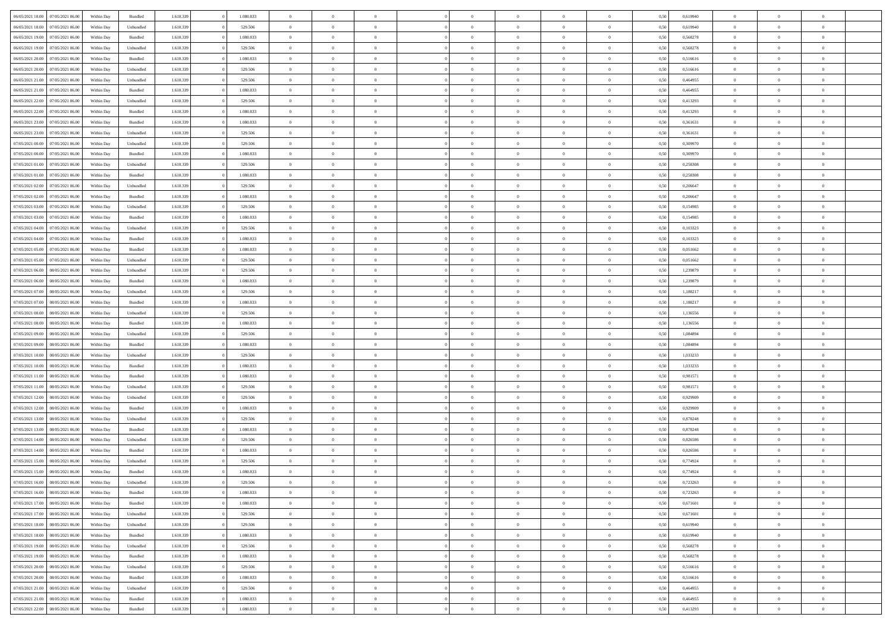| | | | | | | | | | | | | | | | | | | | | |
|---|---|---|---|---|---|---|---|---|---|---|---|---|---|---|---|---|---|---|---|---|
| 06/05/2021 18:00 | 07/05/2021 06:00 | Within Day | Bundled | 1.610.339 | 0 | 1.080.833 | 0 | 0 | 0 | 0 | 0 | 0 | 0 | 0 | 0,50 | 0,619940 | 0 | 0 | 0 | |
| 06/05/2021 18:00 | 07/05/2021 06:00 | Within Day | Unbundled | 1.610.339 | 0 | 529.506 | 0 | 0 | 0 | 0 | 0 | 0 | 0 | 0 | 0,50 | 0,619940 | 0 | 0 | 0 | |
| 06/05/2021 19:00 | 07/05/2021 06:00 | Within Day | Bundled | 1.610.339 | 0 | 1.080.833 | 0 | 0 | 0 | 0 | 0 | 0 | 0 | 0 | 0,50 | 0,568278 | 0 | 0 | 0 | |
| 06/05/2021 19:00 | 07/05/2021 06:00 | Within Day | Unbundled | 1.610.339 | 0 | 529.506 | 0 | 0 | 0 | 0 | 0 | 0 | 0 | 0 | 0,50 | 0,568278 | 0 | 0 | 0 | |
| 06/05/2021 20:00 | 07/05/2021 06:00 | Within Day | Bundled | 1.610.339 | 0 | 1.080.833 | 0 | 0 | 0 | 0 | 0 | 0 | 0 | 0 | 0,50 | 0,516616 | 0 | 0 | 0 | |
| 06/05/2021 20:00 | 07/05/2021 06:00 | Within Day | Unbundled | 1.610.339 | 0 | 529.506 | 0 | 0 | 0 | 0 | 0 | 0 | 0 | 0 | 0,50 | 0,516616 | 0 | 0 | 0 | |
| 06/05/2021 21:00 | 07/05/2021 06:00 | Within Day | Unbundled | 1.610.339 | 0 | 529.506 | 0 | 0 | 0 | 0 | 0 | 0 | 0 | 0 | 0,50 | 0,464955 | 0 | 0 | 0 | |
| 06/05/2021 21:00 | 07/05/2021 06:00 | Within Day | Bundled | 1.610.339 | 0 | 1.080.833 | 0 | 0 | 0 | 0 | 0 | 0 | 0 | 0 | 0,50 | 0,464955 | 0 | 0 | 0 | |
| 06/05/2021 22:00 | 07/05/2021 06:00 | Within Day | Unbundled | 1.610.339 | 0 | 529.506 | 0 | 0 | 0 | 0 | 0 | 0 | 0 | 0 | 0,50 | 0,413293 | 0 | 0 | 0 | |
| 06/05/2021 22:00 | 07/05/2021 06:00 | Within Day | Bundled | 1.610.339 | 0 | 1.080.833 | 0 | 0 | 0 | 0 | 0 | 0 | 0 | 0 | 0,50 | 0,413293 | 0 | 0 | 0 | |
| 06/05/2021 23:00 | 07/05/2021 06:00 | Within Day | Bundled | 1.610.339 | 0 | 1.080.833 | 0 | 0 | 0 | 0 | 0 | 0 | 0 | 0 | 0,50 | 0,361631 | 0 | 0 | 0 | |
| 06/05/2021 23:00 | 07/05/2021 06:00 | Within Day | Unbundled | 1.610.339 | 0 | 529.506 | 0 | 0 | 0 | 0 | 0 | 0 | 0 | 0 | 0,50 | 0,361631 | 0 | 0 | 0 | |
| 07/05/2021 00:00 | 07/05/2021 06:00 | Within Day | Unbundled | 1.610.339 | 0 | 529.506 | 0 | 0 | 0 | 0 | 0 | 0 | 0 | 0 | 0,50 | 0,309970 | 0 | 0 | 0 | |
| 07/05/2021 00:00 | 07/05/2021 06:00 | Within Day | Bundled | 1.610.339 | 0 | 1.080.833 | 0 | 0 | 0 | 0 | 0 | 0 | 0 | 0 | 0,50 | 0,309970 | 0 | 0 | 0 | |
| 07/05/2021 01:00 | 07/05/2021 06:00 | Within Day | Unbundled | 1.610.339 | 0 | 529.506 | 0 | 0 | 0 | 0 | 0 | 0 | 0 | 0 | 0,50 | 0,258308 | 0 | 0 | 0 | |
| 07/05/2021 01:00 | 07/05/2021 06:00 | Within Day | Bundled | 1.610.339 | 0 | 1.080.833 | 0 | 0 | 0 | 0 | 0 | 0 | 0 | 0 | 0,50 | 0,258308 | 0 | 0 | 0 | |
| 07/05/2021 02:00 | 07/05/2021 06:00 | Within Day | Unbundled | 1.610.339 | 0 | 529.506 | 0 | 0 | 0 | 0 | 0 | 0 | 0 | 0 | 0,50 | 0,206647 | 0 | 0 | 0 | |
| 07/05/2021 02:00 | 07/05/2021 06:00 | Within Day | Bundled | 1.610.339 | 0 | 1.080.833 | 0 | 0 | 0 | 0 | 0 | 0 | 0 | 0 | 0,50 | 0,206647 | 0 | 0 | 0 | |
| 07/05/2021 03:00 | 07/05/2021 06:00 | Within Day | Unbundled | 1.610.339 | 0 | 529.506 | 0 | 0 | 0 | 0 | 0 | 0 | 0 | 0 | 0,50 | 0,154985 | 0 | 0 | 0 | |
| 07/05/2021 03:00 | 07/05/2021 06:00 | Within Day | Bundled | 1.610.339 | 0 | 1.080.833 | 0 | 0 | 0 | 0 | 0 | 0 | 0 | 0 | 0,50 | 0,154985 | 0 | 0 | 0 | |
| 07/05/2021 04:00 | 07/05/2021 06:00 | Within Day | Unbundled | 1.610.339 | 0 | 529.506 | 0 | 0 | 0 | 0 | 0 | 0 | 0 | 0 | 0,50 | 0,103323 | 0 | 0 | 0 | |
| 07/05/2021 04:00 | 07/05/2021 06:00 | Within Day | Bundled | 1.610.339 | 0 | 1.080.833 | 0 | 0 | 0 | 0 | 0 | 0 | 0 | 0 | 0,50 | 0,103323 | 0 | 0 | 0 | |
| 07/05/2021 05:00 | 07/05/2021 06:00 | Within Day | Bundled | 1.610.339 | 0 | 1.080.833 | 0 | 0 | 0 | 0 | 0 | 0 | 0 | 0 | 0,50 | 0,051662 | 0 | 0 | 0 | |
| 07/05/2021 05:00 | 07/05/2021 06:00 | Within Day | Unbundled | 1.610.339 | 0 | 529.506 | 0 | 0 | 0 | 0 | 0 | 0 | 0 | 0 | 0,50 | 0,051662 | 0 | 0 | 0 | |
| 07/05/2021 06:00 | 08/05/2021 06:00 | Within Day | Unbundled | 1.610.339 | 0 | 529.506 | 0 | 0 | 0 | 0 | 0 | 0 | 0 | 0 | 0,50 | 1,239879 | 0 | 0 | 0 | |
| 07/05/2021 06:00 | 08/05/2021 06:00 | Within Day | Bundled | 1.610.339 | 0 | 1.080.833 | 0 | 0 | 0 | 0 | 0 | 0 | 0 | 0 | 0,50 | 1,239879 | 0 | 0 | 0 | |
| 07/05/2021 07:00 | 08/05/2021 06:00 | Within Day | Unbundled | 1.610.339 | 0 | 529.506 | 0 | 0 | 0 | 0 | 0 | 0 | 0 | 0 | 0,50 | 1,188217 | 0 | 0 | 0 | |
| 07/05/2021 07:00 | 08/05/2021 06:00 | Within Day | Bundled | 1.610.339 | 0 | 1.080.833 | 0 | 0 | 0 | 0 | 0 | 0 | 0 | 0 | 0,50 | 1,188217 | 0 | 0 | 0 | |
| 07/05/2021 08:00 | 08/05/2021 06:00 | Within Day | Unbundled | 1.610.339 | 0 | 529.506 | 0 | 0 | 0 | 0 | 0 | 0 | 0 | 0 | 0,50 | 1,136556 | 0 | 0 | 0 | |
| 07/05/2021 08:00 | 08/05/2021 06:00 | Within Day | Bundled | 1.610.339 | 0 | 1.080.833 | 0 | 0 | 0 | 0 | 0 | 0 | 0 | 0 | 0,50 | 1,136556 | 0 | 0 | 0 | |
| 07/05/2021 09:00 | 08/05/2021 06:00 | Within Day | Unbundled | 1.610.339 | 0 | 529.506 | 0 | 0 | 0 | 0 | 0 | 0 | 0 | 0 | 0,50 | 1,084894 | 0 | 0 | 0 | |
| 07/05/2021 09:00 | 08/05/2021 06:00 | Within Day | Bundled | 1.610.339 | 0 | 1.080.833 | 0 | 0 | 0 | 0 | 0 | 0 | 0 | 0 | 0,50 | 1,084894 | 0 | 0 | 0 | |
| 07/05/2021 10:00 | 08/05/2021 06:00 | Within Day | Unbundled | 1.610.339 | 0 | 529.506 | 0 | 0 | 0 | 0 | 0 | 0 | 0 | 0 | 0,50 | 1,033233 | 0 | 0 | 0 | |
| 07/05/2021 10:00 | 08/05/2021 06:00 | Within Day | Bundled | 1.610.339 | 0 | 1.080.833 | 0 | 0 | 0 | 0 | 0 | 0 | 0 | 0 | 0,50 | 1,033233 | 0 | 0 | 0 | |
| 07/05/2021 11:00 | 08/05/2021 06:00 | Within Day | Bundled | 1.610.339 | 0 | 1.080.833 | 0 | 0 | 0 | 0 | 0 | 0 | 0 | 0 | 0,50 | 0,981571 | 0 | 0 | 0 | |
| 07/05/2021 11:00 | 08/05/2021 06:00 | Within Day | Unbundled | 1.610.339 | 0 | 529.506 | 0 | 0 | 0 | 0 | 0 | 0 | 0 | 0 | 0,50 | 0,981571 | 0 | 0 | 0 | |
| 07/05/2021 12:00 | 08/05/2021 06:00 | Within Day | Unbundled | 1.610.339 | 0 | 529.506 | 0 | 0 | 0 | 0 | 0 | 0 | 0 | 0 | 0,50 | 0,929909 | 0 | 0 | 0 | |
| 07/05/2021 12:00 | 08/05/2021 06:00 | Within Day | Bundled | 1.610.339 | 0 | 1.080.833 | 0 | 0 | 0 | 0 | 0 | 0 | 0 | 0 | 0,50 | 0,929909 | 0 | 0 | 0 | |
| 07/05/2021 13:00 | 08/05/2021 06:00 | Within Day | Unbundled | 1.610.339 | 0 | 529.506 | 0 | 0 | 0 | 0 | 0 | 0 | 0 | 0 | 0,50 | 0,878248 | 0 | 0 | 0 | |
| 07/05/2021 13:00 | 08/05/2021 06:00 | Within Day | Bundled | 1.610.339 | 0 | 1.080.833 | 0 | 0 | 0 | 0 | 0 | 0 | 0 | 0 | 0,50 | 0,878248 | 0 | 0 | 0 | |
| 07/05/2021 14:00 | 08/05/2021 06:00 | Within Day | Unbundled | 1.610.339 | 0 | 529.506 | 0 | 0 | 0 | 0 | 0 | 0 | 0 | 0 | 0,50 | 0,826586 | 0 | 0 | 0 | |
| 07/05/2021 14:00 | 08/05/2021 06:00 | Within Day | Bundled | 1.610.339 | 0 | 1.080.833 | 0 | 0 | 0 | 0 | 0 | 0 | 0 | 0 | 0,50 | 0,826586 | 0 | 0 | 0 | |
| 07/05/2021 15:00 | 08/05/2021 06:00 | Within Day | Unbundled | 1.610.339 | 0 | 529.506 | 0 | 0 | 0 | 0 | 0 | 0 | 0 | 0 | 0,50 | 0,774924 | 0 | 0 | 0 | |
| 07/05/2021 15:00 | 08/05/2021 06:00 | Within Day | Bundled | 1.610.339 | 0 | 1.080.833 | 0 | 0 | 0 | 0 | 0 | 0 | 0 | 0 | 0,50 | 0,774924 | 0 | 0 | 0 | |
| 07/05/2021 16:00 | 08/05/2021 06:00 | Within Day | Unbundled | 1.610.339 | 0 | 529.506 | 0 | 0 | 0 | 0 | 0 | 0 | 0 | 0 | 0,50 | 0,723263 | 0 | 0 | 0 | |
| 07/05/2021 16:00 | 08/05/2021 06:00 | Within Day | Bundled | 1.610.339 | 0 | 1.080.833 | 0 | 0 | 0 | 0 | 0 | 0 | 0 | 0 | 0,50 | 0,723263 | 0 | 0 | 0 | |
| 07/05/2021 17:00 | 08/05/2021 06:00 | Within Day | Bundled | 1.610.339 | 0 | 1.080.833 | 0 | 0 | 0 | 0 | 0 | 0 | 0 | 0 | 0,50 | 0,671601 | 0 | 0 | 0 | |
| 07/05/2021 17:00 | 08/05/2021 06:00 | Within Day | Unbundled | 1.610.339 | 0 | 529.506 | 0 | 0 | 0 | 0 | 0 | 0 | 0 | 0 | 0,50 | 0,671601 | 0 | 0 | 0 | |
| 07/05/2021 18:00 | 08/05/2021 06:00 | Within Day | Unbundled | 1.610.339 | 0 | 529.506 | 0 | 0 | 0 | 0 | 0 | 0 | 0 | 0 | 0,50 | 0,619940 | 0 | 0 | 0 | |
| 07/05/2021 18:00 | 08/05/2021 06:00 | Within Day | Bundled | 1.610.339 | 0 | 1.080.833 | 0 | 0 | 0 | 0 | 0 | 0 | 0 | 0 | 0,50 | 0,619940 | 0 | 0 | 0 | |
| 07/05/2021 19:00 | 08/05/2021 06:00 | Within Day | Unbundled | 1.610.339 | 0 | 529.506 | 0 | 0 | 0 | 0 | 0 | 0 | 0 | 0 | 0,50 | 0,568278 | 0 | 0 | 0 | |
| 07/05/2021 19:00 | 08/05/2021 06:00 | Within Day | Bundled | 1.610.339 | 0 | 1.080.833 | 0 | 0 | 0 | 0 | 0 | 0 | 0 | 0 | 0,50 | 0,568278 | 0 | 0 | 0 | |
| 07/05/2021 20:00 | 08/05/2021 06:00 | Within Day | Unbundled | 1.610.339 | 0 | 529.506 | 0 | 0 | 0 | 0 | 0 | 0 | 0 | 0 | 0,50 | 0,516616 | 0 | 0 | 0 | |
| 07/05/2021 20:00 | 08/05/2021 06:00 | Within Day | Bundled | 1.610.339 | 0 | 1.080.833 | 0 | 0 | 0 | 0 | 0 | 0 | 0 | 0 | 0,50 | 0,516616 | 0 | 0 | 0 | |
| 07/05/2021 21:00 | 08/05/2021 06:00 | Within Day | Unbundled | 1.610.339 | 0 | 529.506 | 0 | 0 | 0 | 0 | 0 | 0 | 0 | 0 | 0,50 | 0,464955 | 0 | 0 | 0 | |
| 07/05/2021 21:00 | 08/05/2021 06:00 | Within Day | Bundled | 1.610.339 | 0 | 1.080.833 | 0 | 0 | 0 | 0 | 0 | 0 | 0 | 0 | 0,50 | 0,464955 | 0 | 0 | 0 | |
| 07/05/2021 22:00 | 08/05/2021 06:00 | Within Day | Bundled | 1.610.339 | 0 | 1.080.833 | 0 | 0 | 0 | 0 | 0 | 0 | 0 | 0 | 0,50 | 0,413293 | 0 | 0 | 0 | |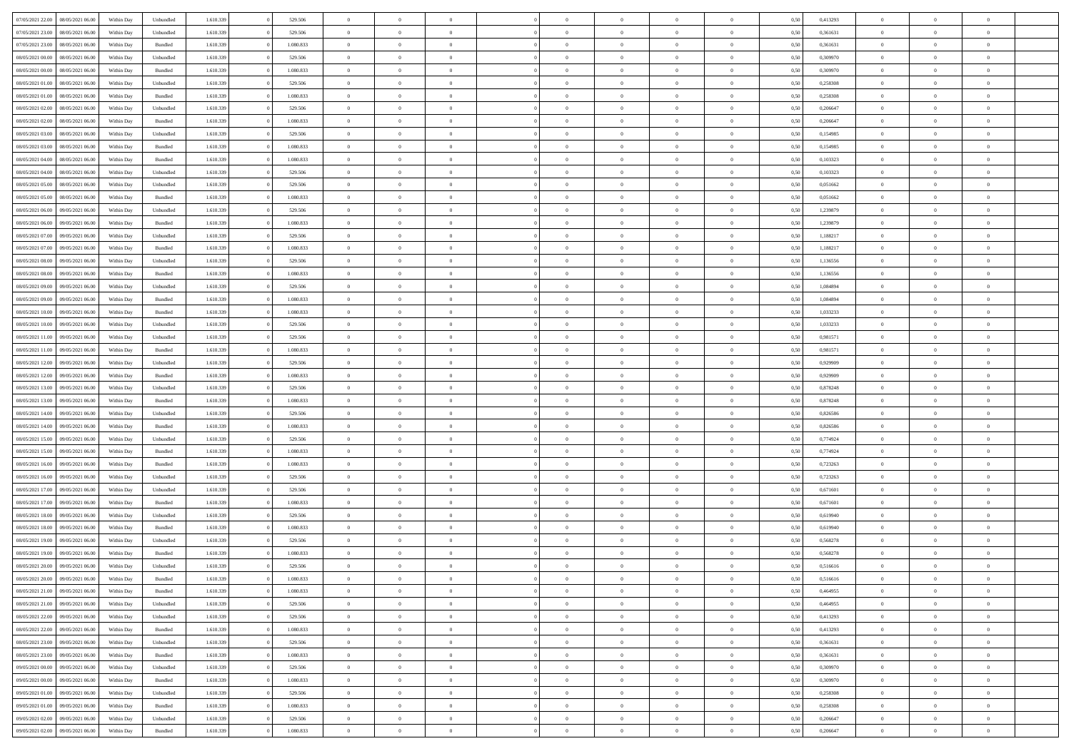| | | | | | | | | | | | | | | | | | | | | | |
|---|---|---|---|---|---|---|---|---|---|---|---|---|---|---|---|---|---|---|---|---|---|
| 07/05/2021 22:00 | 08/05/2021 06:00 | Within Day | Unbundled | 1.610.339 | 0 | 529.506 | 0 | 0 | 0 | | 0 | 0 | 0 | 0 | 0 | 0,50 | 0,413293 | 0 | 0 | 0 | |
| 07/05/2021 23:00 | 08/05/2021 06:00 | Within Day | Unbundled | 1.610.339 | 0 | 529.506 | 0 | 0 | 0 | | 0 | 0 | 0 | 0 | 0 | 0,50 | 0,361631 | 0 | 0 | 0 | |
| 07/05/2021 23:00 | 08/05/2021 06:00 | Within Day | Bundled | 1.610.339 | 0 | 1.080.833 | 0 | 0 | 0 | | 0 | 0 | 0 | 0 | 0 | 0,50 | 0,361631 | 0 | 0 | 0 | |
| 08/05/2021 00:00 | 08/05/2021 06:00 | Within Day | Unbundled | 1.610.339 | 0 | 529.506 | 0 | 0 | 0 | | 0 | 0 | 0 | 0 | 0 | 0,50 | 0,309970 | 0 | 0 | 0 | |
| 08/05/2021 00:00 | 08/05/2021 06:00 | Within Day | Bundled | 1.610.339 | 0 | 1.080.833 | 0 | 0 | 0 | | 0 | 0 | 0 | 0 | 0 | 0,50 | 0,309970 | 0 | 0 | 0 | |
| 08/05/2021 01:00 | 08/05/2021 06:00 | Within Day | Unbundled | 1.610.339 | 0 | 529.506 | 0 | 0 | 0 | | 0 | 0 | 0 | 0 | 0 | 0,50 | 0,258308 | 0 | 0 | 0 | |
| 08/05/2021 01:00 | 08/05/2021 06:00 | Within Day | Bundled | 1.610.339 | 0 | 1.080.833 | 0 | 0 | 0 | | 0 | 0 | 0 | 0 | 0 | 0,50 | 0,258308 | 0 | 0 | 0 | |
| 08/05/2021 02:00 | 08/05/2021 06:00 | Within Day | Unbundled | 1.610.339 | 0 | 529.506 | 0 | 0 | 0 | | 0 | 0 | 0 | 0 | 0 | 0,50 | 0,206647 | 0 | 0 | 0 | |
| 08/05/2021 02:00 | 08/05/2021 06:00 | Within Day | Bundled | 1.610.339 | 0 | 1.080.833 | 0 | 0 | 0 | | 0 | 0 | 0 | 0 | 0 | 0,50 | 0,206647 | 0 | 0 | 0 | |
| 08/05/2021 03:00 | 08/05/2021 06:00 | Within Day | Unbundled | 1.610.339 | 0 | 529.506 | 0 | 0 | 0 | | 0 | 0 | 0 | 0 | 0 | 0,50 | 0,154985 | 0 | 0 | 0 | |
| 08/05/2021 03:00 | 08/05/2021 06:00 | Within Day | Bundled | 1.610.339 | 0 | 1.080.833 | 0 | 0 | 0 | | 0 | 0 | 0 | 0 | 0 | 0,50 | 0,154985 | 0 | 0 | 0 | |
| 08/05/2021 04:00 | 08/05/2021 06:00 | Within Day | Bundled | 1.610.339 | 0 | 1.080.833 | 0 | 0 | 0 | | 0 | 0 | 0 | 0 | 0 | 0,50 | 0,103323 | 0 | 0 | 0 | |
| 08/05/2021 04:00 | 08/05/2021 06:00 | Within Day | Unbundled | 1.610.339 | 0 | 529.506 | 0 | 0 | 0 | | 0 | 0 | 0 | 0 | 0 | 0,50 | 0,103323 | 0 | 0 | 0 | |
| 08/05/2021 05:00 | 08/05/2021 06:00 | Within Day | Unbundled | 1.610.339 | 0 | 529.506 | 0 | 0 | 0 | | 0 | 0 | 0 | 0 | 0 | 0,50 | 0,051662 | 0 | 0 | 0 | |
| 08/05/2021 05:00 | 08/05/2021 06:00 | Within Day | Bundled | 1.610.339 | 0 | 1.080.833 | 0 | 0 | 0 | | 0 | 0 | 0 | 0 | 0 | 0,50 | 0,051662 | 0 | 0 | 0 | |
| 08/05/2021 06:00 | 09/05/2021 06:00 | Within Day | Unbundled | 1.610.339 | 0 | 529.506 | 0 | 0 | 0 | | 0 | 0 | 0 | 0 | 0 | 0,50 | 1,239879 | 0 | 0 | 0 | |
| 08/05/2021 06:00 | 09/05/2021 06:00 | Within Day | Bundled | 1.610.339 | 0 | 1.080.833 | 0 | 0 | 0 | | 0 | 0 | 0 | 0 | 0 | 0,50 | 1,239879 | 0 | 0 | 0 | |
| 08/05/2021 07:00 | 09/05/2021 06:00 | Within Day | Unbundled | 1.610.339 | 0 | 529.506 | 0 | 0 | 0 | | 0 | 0 | 0 | 0 | 0 | 0,50 | 1,188217 | 0 | 0 | 0 | |
| 08/05/2021 07:00 | 09/05/2021 06:00 | Within Day | Bundled | 1.610.339 | 0 | 1.080.833 | 0 | 0 | 0 | | 0 | 0 | 0 | 0 | 0 | 0,50 | 1,188217 | 0 | 0 | 0 | |
| 08/05/2021 08:00 | 09/05/2021 06:00 | Within Day | Unbundled | 1.610.339 | 0 | 529.506 | 0 | 0 | 0 | | 0 | 0 | 0 | 0 | 0 | 0,50 | 1,136556 | 0 | 0 | 0 | |
| 08/05/2021 08:00 | 09/05/2021 06:00 | Within Day | Bundled | 1.610.339 | 0 | 1.080.833 | 0 | 0 | 0 | | 0 | 0 | 0 | 0 | 0 | 0,50 | 1,136556 | 0 | 0 | 0 | |
| 08/05/2021 09:00 | 09/05/2021 06:00 | Within Day | Unbundled | 1.610.339 | 0 | 529.506 | 0 | 0 | 0 | | 0 | 0 | 0 | 0 | 0 | 0,50 | 1,084894 | 0 | 0 | 0 | |
| 08/05/2021 09:00 | 09/05/2021 06:00 | Within Day | Bundled | 1.610.339 | 0 | 1.080.833 | 0 | 0 | 0 | | 0 | 0 | 0 | 0 | 0 | 0,50 | 1,084894 | 0 | 0 | 0 | |
| 08/05/2021 10:00 | 09/05/2021 06:00 | Within Day | Bundled | 1.610.339 | 0 | 1.080.833 | 0 | 0 | 0 | | 0 | 0 | 0 | 0 | 0 | 0,50 | 1,033233 | 0 | 0 | 0 | |
| 08/05/2021 10:00 | 09/05/2021 06:00 | Within Day | Unbundled | 1.610.339 | 0 | 529.506 | 0 | 0 | 0 | | 0 | 0 | 0 | 0 | 0 | 0,50 | 1,033233 | 0 | 0 | 0 | |
| 08/05/2021 11:00 | 09/05/2021 06:00 | Within Day | Unbundled | 1.610.339 | 0 | 529.506 | 0 | 0 | 0 | | 0 | 0 | 0 | 0 | 0 | 0,50 | 0,981571 | 0 | 0 | 0 | |
| 08/05/2021 11:00 | 09/05/2021 06:00 | Within Day | Bundled | 1.610.339 | 0 | 1.080.833 | 0 | 0 | 0 | | 0 | 0 | 0 | 0 | 0 | 0,50 | 0,981571 | 0 | 0 | 0 | |
| 08/05/2021 12:00 | 09/05/2021 06:00 | Within Day | Unbundled | 1.610.339 | 0 | 529.506 | 0 | 0 | 0 | | 0 | 0 | 0 | 0 | 0 | 0,50 | 0,929909 | 0 | 0 | 0 | |
| 08/05/2021 12:00 | 09/05/2021 06:00 | Within Day | Bundled | 1.610.339 | 0 | 1.080.833 | 0 | 0 | 0 | | 0 | 0 | 0 | 0 | 0 | 0,50 | 0,929909 | 0 | 0 | 0 | |
| 08/05/2021 13:00 | 09/05/2021 06:00 | Within Day | Unbundled | 1.610.339 | 0 | 529.506 | 0 | 0 | 0 | | 0 | 0 | 0 | 0 | 0 | 0,50 | 0,878248 | 0 | 0 | 0 | |
| 08/05/2021 13:00 | 09/05/2021 06:00 | Within Day | Bundled | 1.610.339 | 0 | 1.080.833 | 0 | 0 | 0 | | 0 | 0 | 0 | 0 | 0 | 0,50 | 0,878248 | 0 | 0 | 0 | |
| 08/05/2021 14:00 | 09/05/2021 06:00 | Within Day | Unbundled | 1.610.339 | 0 | 529.506 | 0 | 0 | 0 | | 0 | 0 | 0 | 0 | 0 | 0,50 | 0,826586 | 0 | 0 | 0 | |
| 08/05/2021 14:00 | 09/05/2021 06:00 | Within Day | Bundled | 1.610.339 | 0 | 1.080.833 | 0 | 0 | 0 | | 0 | 0 | 0 | 0 | 0 | 0,50 | 0,826586 | 0 | 0 | 0 | |
| 08/05/2021 15:00 | 09/05/2021 06:00 | Within Day | Unbundled | 1.610.339 | 0 | 529.506 | 0 | 0 | 0 | | 0 | 0 | 0 | 0 | 0 | 0,50 | 0,774924 | 0 | 0 | 0 | |
| 08/05/2021 15:00 | 09/05/2021 06:00 | Within Day | Bundled | 1.610.339 | 0 | 1.080.833 | 0 | 0 | 0 | | 0 | 0 | 0 | 0 | 0 | 0,50 | 0,774924 | 0 | 0 | 0 | |
| 08/05/2021 16:00 | 09/05/2021 06:00 | Within Day | Bundled | 1.610.339 | 0 | 1.080.833 | 0 | 0 | 0 | | 0 | 0 | 0 | 0 | 0 | 0,50 | 0,723263 | 0 | 0 | 0 | |
| 08/05/2021 16:00 | 09/05/2021 06:00 | Within Day | Unbundled | 1.610.339 | 0 | 529.506 | 0 | 0 | 0 | | 0 | 0 | 0 | 0 | 0 | 0,50 | 0,723263 | 0 | 0 | 0 | |
| 08/05/2021 17:00 | 09/05/2021 06:00 | Within Day | Unbundled | 1.610.339 | 0 | 529.506 | 0 | 0 | 0 | | 0 | 0 | 0 | 0 | 0 | 0,50 | 0,671601 | 0 | 0 | 0 | |
| 08/05/2021 17:00 | 09/05/2021 06:00 | Within Day | Bundled | 1.610.339 | 0 | 1.080.833 | 0 | 0 | 0 | | 0 | 0 | 0 | 0 | 0 | 0,50 | 0,671601 | 0 | 0 | 0 | |
| 08/05/2021 18:00 | 09/05/2021 06:00 | Within Day | Unbundled | 1.610.339 | 0 | 529.506 | 0 | 0 | 0 | | 0 | 0 | 0 | 0 | 0 | 0,50 | 0,619940 | 0 | 0 | 0 | |
| 08/05/2021 18:00 | 09/05/2021 06:00 | Within Day | Bundled | 1.610.339 | 0 | 1.080.833 | 0 | 0 | 0 | | 0 | 0 | 0 | 0 | 0 | 0,50 | 0,619940 | 0 | 0 | 0 | |
| 08/05/2021 19:00 | 09/05/2021 06:00 | Within Day | Unbundled | 1.610.339 | 0 | 529.506 | 0 | 0 | 0 | | 0 | 0 | 0 | 0 | 0 | 0,50 | 0,568278 | 0 | 0 | 0 | |
| 08/05/2021 19:00 | 09/05/2021 06:00 | Within Day | Bundled | 1.610.339 | 0 | 1.080.833 | 0 | 0 | 0 | | 0 | 0 | 0 | 0 | 0 | 0,50 | 0,568278 | 0 | 0 | 0 | |
| 08/05/2021 20:00 | 09/05/2021 06:00 | Within Day | Unbundled | 1.610.339 | 0 | 529.506 | 0 | 0 | 0 | | 0 | 0 | 0 | 0 | 0 | 0,50 | 0,516616 | 0 | 0 | 0 | |
| 08/05/2021 20:00 | 09/05/2021 06:00 | Within Day | Bundled | 1.610.339 | 0 | 1.080.833 | 0 | 0 | 0 | | 0 | 0 | 0 | 0 | 0 | 0,50 | 0,516616 | 0 | 0 | 0 | |
| 08/05/2021 21:00 | 09/05/2021 06:00 | Within Day | Bundled | 1.610.339 | 0 | 1.080.833 | 0 | 0 | 0 | | 0 | 0 | 0 | 0 | 0 | 0,50 | 0,464955 | 0 | 0 | 0 | |
| 08/05/2021 21:00 | 09/05/2021 06:00 | Within Day | Unbundled | 1.610.339 | 0 | 529.506 | 0 | 0 | 0 | | 0 | 0 | 0 | 0 | 0 | 0,50 | 0,464955 | 0 | 0 | 0 | |
| 08/05/2021 22:00 | 09/05/2021 06:00 | Within Day | Unbundled | 1.610.339 | 0 | 529.506 | 0 | 0 | 0 | | 0 | 0 | 0 | 0 | 0 | 0,50 | 0,413293 | 0 | 0 | 0 | |
| 08/05/2021 22:00 | 09/05/2021 06:00 | Within Day | Bundled | 1.610.339 | 0 | 1.080.833 | 0 | 0 | 0 | | 0 | 0 | 0 | 0 | 0 | 0,50 | 0,413293 | 0 | 0 | 0 | |
| 08/05/2021 23:00 | 09/05/2021 06:00 | Within Day | Unbundled | 1.610.339 | 0 | 529.506 | 0 | 0 | 0 | | 0 | 0 | 0 | 0 | 0 | 0,50 | 0,361631 | 0 | 0 | 0 | |
| 08/05/2021 23:00 | 09/05/2021 06:00 | Within Day | Bundled | 1.610.339 | 0 | 1.080.833 | 0 | 0 | 0 | | 0 | 0 | 0 | 0 | 0 | 0,50 | 0,361631 | 0 | 0 | 0 | |
| 09/05/2021 00:00 | 09/05/2021 06:00 | Within Day | Unbundled | 1.610.339 | 0 | 529.506 | 0 | 0 | 0 | | 0 | 0 | 0 | 0 | 0 | 0,50 | 0,309970 | 0 | 0 | 0 | |
| 09/05/2021 00:00 | 09/05/2021 06:00 | Within Day | Bundled | 1.610.339 | 0 | 1.080.833 | 0 | 0 | 0 | | 0 | 0 | 0 | 0 | 0 | 0,50 | 0,309970 | 0 | 0 | 0 | |
| 09/05/2021 01:00 | 09/05/2021 06:00 | Within Day | Unbundled | 1.610.339 | 0 | 529.506 | 0 | 0 | 0 | | 0 | 0 | 0 | 0 | 0 | 0,50 | 0,258308 | 0 | 0 | 0 | |
| 09/05/2021 01:00 | 09/05/2021 06:00 | Within Day | Bundled | 1.610.339 | 0 | 1.080.833 | 0 | 0 | 0 | | 0 | 0 | 0 | 0 | 0 | 0,50 | 0,258308 | 0 | 0 | 0 | |
| 09/05/2021 02:00 | 09/05/2021 06:00 | Within Day | Unbundled | 1.610.339 | 0 | 529.506 | 0 | 0 | 0 | | 0 | 0 | 0 | 0 | 0 | 0,50 | 0,206647 | 0 | 0 | 0 | |
| 09/05/2021 02:00 | 09/05/2021 06:00 | Within Day | Bundled | 1.610.339 | 0 | 1.080.833 | 0 | 0 | 0 | | 0 | 0 | 0 | 0 | 0 | 0,50 | 0,206647 | 0 | 0 | 0 | |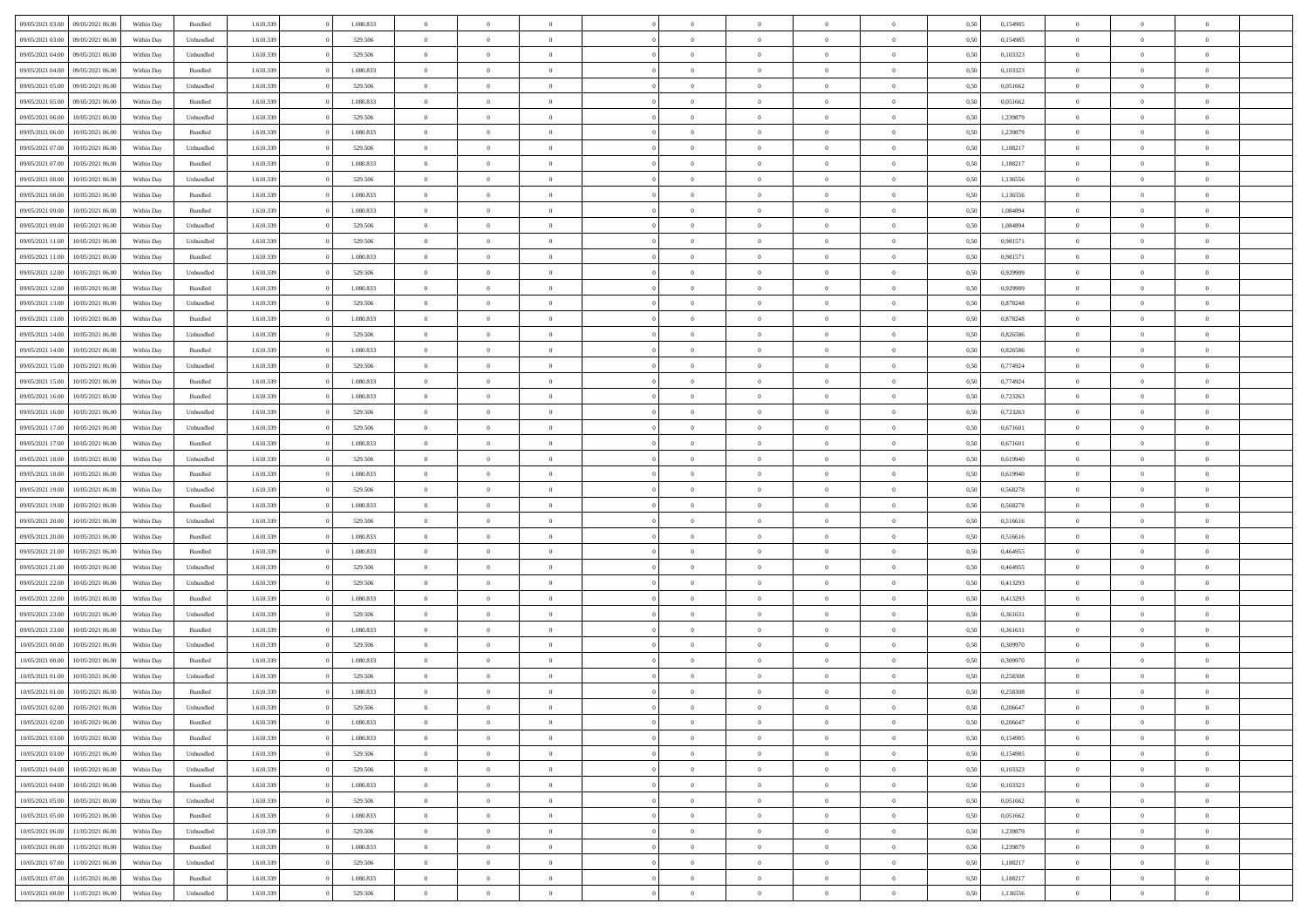| | | | | | | | | | | | | | | | | | | | | |
|---|---|---|---|---|---|---|---|---|---|---|---|---|---|---|---|---|---|---|---|---|
| 09/05/2021 03:00 | 09/05/2021 06:00 | Within Day | Bundled | 1.610.339 | 0 | 1.080.833 | 0 | 0 | 0 | | 0 | 0 | 0 | 0 | 0,50 | 0,154985 | 0 | 0 | 0 | |
| 09/05/2021 03:00 | 09/05/2021 06:00 | Within Day | Unbundled | 1.610.339 | 0 | 529.506 | 0 | 0 | 0 | | 0 | 0 | 0 | 0 | 0,50 | 0,154985 | 0 | 0 | 0 | |
| 09/05/2021 04:00 | 09/05/2021 06:00 | Within Day | Unbundled | 1.610.339 | 0 | 529.506 | 0 | 0 | 0 | | 0 | 0 | 0 | 0 | 0,50 | 0,103323 | 0 | 0 | 0 | |
| 09/05/2021 04:00 | 09/05/2021 06:00 | Within Day | Bundled | 1.610.339 | 0 | 1.080.833 | 0 | 0 | 0 | | 0 | 0 | 0 | 0 | 0,50 | 0,103323 | 0 | 0 | 0 | |
| 09/05/2021 05:00 | 09/05/2021 06:00 | Within Day | Unbundled | 1.610.339 | 0 | 529.506 | 0 | 0 | 0 | | 0 | 0 | 0 | 0 | 0,50 | 0,051662 | 0 | 0 | 0 | |
| 09/05/2021 05:00 | 09/05/2021 06:00 | Within Day | Bundled | 1.610.339 | 0 | 1.080.833 | 0 | 0 | 0 | | 0 | 0 | 0 | 0 | 0,50 | 0,051662 | 0 | 0 | 0 | |
| 09/05/2021 06:00 | 10/05/2021 06:00 | Within Day | Unbundled | 1.610.339 | 0 | 529.506 | 0 | 0 | 0 | | 0 | 0 | 0 | 0 | 0,50 | 1,239879 | 0 | 0 | 0 | |
| 09/05/2021 06:00 | 10/05/2021 06:00 | Within Day | Bundled | 1.610.339 | 0 | 1.080.833 | 0 | 0 | 0 | | 0 | 0 | 0 | 0 | 0,50 | 1,239879 | 0 | 0 | 0 | |
| 09/05/2021 07:00 | 10/05/2021 06:00 | Within Day | Unbundled | 1.610.339 | 0 | 529.506 | 0 | 0 | 0 | | 0 | 0 | 0 | 0 | 0,50 | 1,188217 | 0 | 0 | 0 | |
| 09/05/2021 07:00 | 10/05/2021 06:00 | Within Day | Bundled | 1.610.339 | 0 | 1.080.833 | 0 | 0 | 0 | | 0 | 0 | 0 | 0 | 0,50 | 1,188217 | 0 | 0 | 0 | |
| 09/05/2021 08:00 | 10/05/2021 06:00 | Within Day | Unbundled | 1.610.339 | 0 | 529.506 | 0 | 0 | 0 | | 0 | 0 | 0 | 0 | 0,50 | 1,136556 | 0 | 0 | 0 | |
| 09/05/2021 08:00 | 10/05/2021 06:00 | Within Day | Bundled | 1.610.339 | 0 | 1.080.833 | 0 | 0 | 0 | | 0 | 0 | 0 | 0 | 0,50 | 1,136556 | 0 | 0 | 0 | |
| 09/05/2021 09:00 | 10/05/2021 06:00 | Within Day | Bundled | 1.610.339 | 0 | 1.080.833 | 0 | 0 | 0 | | 0 | 0 | 0 | 0 | 0,50 | 1,084894 | 0 | 0 | 0 | |
| 09/05/2021 09:00 | 10/05/2021 06:00 | Within Day | Unbundled | 1.610.339 | 0 | 529.506 | 0 | 0 | 0 | | 0 | 0 | 0 | 0 | 0,50 | 1,084894 | 0 | 0 | 0 | |
| 09/05/2021 11:00 | 10/05/2021 06:00 | Within Day | Unbundled | 1.610.339 | 0 | 529.506 | 0 | 0 | 0 | | 0 | 0 | 0 | 0 | 0,50 | 0,981571 | 0 | 0 | 0 | |
| 09/05/2021 11:00 | 10/05/2021 06:00 | Within Day | Bundled | 1.610.339 | 0 | 1.080.833 | 0 | 0 | 0 | | 0 | 0 | 0 | 0 | 0,50 | 0,981571 | 0 | 0 | 0 | |
| 09/05/2021 12:00 | 10/05/2021 06:00 | Within Day | Unbundled | 1.610.339 | 0 | 529.506 | 0 | 0 | 0 | | 0 | 0 | 0 | 0 | 0,50 | 0,929909 | 0 | 0 | 0 | |
| 09/05/2021 12:00 | 10/05/2021 06:00 | Within Day | Bundled | 1.610.339 | 0 | 1.080.833 | 0 | 0 | 0 | | 0 | 0 | 0 | 0 | 0,50 | 0,929909 | 0 | 0 | 0 | |
| 09/05/2021 13:00 | 10/05/2021 06:00 | Within Day | Unbundled | 1.610.339 | 0 | 529.506 | 0 | 0 | 0 | | 0 | 0 | 0 | 0 | 0,50 | 0,878248 | 0 | 0 | 0 | |
| 09/05/2021 13:00 | 10/05/2021 06:00 | Within Day | Bundled | 1.610.339 | 0 | 1.080.833 | 0 | 0 | 0 | | 0 | 0 | 0 | 0 | 0,50 | 0,878248 | 0 | 0 | 0 | |
| 09/05/2021 14:00 | 10/05/2021 06:00 | Within Day | Unbundled | 1.610.339 | 0 | 529.506 | 0 | 0 | 0 | | 0 | 0 | 0 | 0 | 0,50 | 0,826586 | 0 | 0 | 0 | |
| 09/05/2021 14:00 | 10/05/2021 06:00 | Within Day | Bundled | 1.610.339 | 0 | 1.080.833 | 0 | 0 | 0 | | 0 | 0 | 0 | 0 | 0,50 | 0,826586 | 0 | 0 | 0 | |
| 09/05/2021 15:00 | 10/05/2021 06:00 | Within Day | Unbundled | 1.610.339 | 0 | 529.506 | 0 | 0 | 0 | | 0 | 0 | 0 | 0 | 0,50 | 0,774924 | 0 | 0 | 0 | |
| 09/05/2021 15:00 | 10/05/2021 06:00 | Within Day | Bundled | 1.610.339 | 0 | 1.080.833 | 0 | 0 | 0 | | 0 | 0 | 0 | 0 | 0,50 | 0,774924 | 0 | 0 | 0 | |
| 09/05/2021 16:00 | 10/05/2021 06:00 | Within Day | Bundled | 1.610.339 | 0 | 1.080.833 | 0 | 0 | 0 | | 0 | 0 | 0 | 0 | 0,50 | 0,723263 | 0 | 0 | 0 | |
| 09/05/2021 16:00 | 10/05/2021 06:00 | Within Day | Unbundled | 1.610.339 | 0 | 529.506 | 0 | 0 | 0 | | 0 | 0 | 0 | 0 | 0,50 | 0,723263 | 0 | 0 | 0 | |
| 09/05/2021 17:00 | 10/05/2021 06:00 | Within Day | Unbundled | 1.610.339 | 0 | 529.506 | 0 | 0 | 0 | | 0 | 0 | 0 | 0 | 0,50 | 0,671601 | 0 | 0 | 0 | |
| 09/05/2021 17:00 | 10/05/2021 06:00 | Within Day | Bundled | 1.610.339 | 0 | 1.080.833 | 0 | 0 | 0 | | 0 | 0 | 0 | 0 | 0,50 | 0,671601 | 0 | 0 | 0 | |
| 09/05/2021 18:00 | 10/05/2021 06:00 | Within Day | Unbundled | 1.610.339 | 0 | 529.506 | 0 | 0 | 0 | | 0 | 0 | 0 | 0 | 0,50 | 0,619940 | 0 | 0 | 0 | |
| 09/05/2021 18:00 | 10/05/2021 06:00 | Within Day | Bundled | 1.610.339 | 0 | 1.080.833 | 0 | 0 | 0 | | 0 | 0 | 0 | 0 | 0,50 | 0,619940 | 0 | 0 | 0 | |
| 09/05/2021 19:00 | 10/05/2021 06:00 | Within Day | Unbundled | 1.610.339 | 0 | 529.506 | 0 | 0 | 0 | | 0 | 0 | 0 | 0 | 0,50 | 0,568278 | 0 | 0 | 0 | |
| 09/05/2021 19:00 | 10/05/2021 06:00 | Within Day | Bundled | 1.610.339 | 0 | 1.080.833 | 0 | 0 | 0 | | 0 | 0 | 0 | 0 | 0,50 | 0,568278 | 0 | 0 | 0 | |
| 09/05/2021 20:00 | 10/05/2021 06:00 | Within Day | Unbundled | 1.610.339 | 0 | 529.506 | 0 | 0 | 0 | | 0 | 0 | 0 | 0 | 0,50 | 0,516616 | 0 | 0 | 0 | |
| 09/05/2021 20:00 | 10/05/2021 06:00 | Within Day | Bundled | 1.610.339 | 0 | 1.080.833 | 0 | 0 | 0 | | 0 | 0 | 0 | 0 | 0,50 | 0,516616 | 0 | 0 | 0 | |
| 09/05/2021 21:00 | 10/05/2021 06:00 | Within Day | Bundled | 1.610.339 | 0 | 1.080.833 | 0 | 0 | 0 | | 0 | 0 | 0 | 0 | 0,50 | 0,464955 | 0 | 0 | 0 | |
| 09/05/2021 21:00 | 10/05/2021 06:00 | Within Day | Unbundled | 1.610.339 | 0 | 529.506 | 0 | 0 | 0 | | 0 | 0 | 0 | 0 | 0,50 | 0,464955 | 0 | 0 | 0 | |
| 09/05/2021 22:00 | 10/05/2021 06:00 | Within Day | Unbundled | 1.610.339 | 0 | 529.506 | 0 | 0 | 0 | | 0 | 0 | 0 | 0 | 0,50 | 0,413293 | 0 | 0 | 0 | |
| 09/05/2021 22:00 | 10/05/2021 06:00 | Within Day | Bundled | 1.610.339 | 0 | 1.080.833 | 0 | 0 | 0 | | 0 | 0 | 0 | 0 | 0,50 | 0,413293 | 0 | 0 | 0 | |
| 09/05/2021 23:00 | 10/05/2021 06:00 | Within Day | Unbundled | 1.610.339 | 0 | 529.506 | 0 | 0 | 0 | | 0 | 0 | 0 | 0 | 0,50 | 0,361631 | 0 | 0 | 0 | |
| 09/05/2021 23:00 | 10/05/2021 06:00 | Within Day | Bundled | 1.610.339 | 0 | 1.080.833 | 0 | 0 | 0 | | 0 | 0 | 0 | 0 | 0,50 | 0,361631 | 0 | 0 | 0 | |
| 10/05/2021 00:00 | 10/05/2021 06:00 | Within Day | Unbundled | 1.610.339 | 0 | 529.506 | 0 | 0 | 0 | | 0 | 0 | 0 | 0 | 0,50 | 0,309970 | 0 | 0 | 0 | |
| 10/05/2021 00:00 | 10/05/2021 06:00 | Within Day | Bundled | 1.610.339 | 0 | 1.080.833 | 0 | 0 | 0 | | 0 | 0 | 0 | 0 | 0,50 | 0,309970 | 0 | 0 | 0 | |
| 10/05/2021 01:00 | 10/05/2021 06:00 | Within Day | Unbundled | 1.610.339 | 0 | 529.506 | 0 | 0 | 0 | | 0 | 0 | 0 | 0 | 0,50 | 0,258308 | 0 | 0 | 0 | |
| 10/05/2021 01:00 | 10/05/2021 06:00 | Within Day | Bundled | 1.610.339 | 0 | 1.080.833 | 0 | 0 | 0 | | 0 | 0 | 0 | 0 | 0,50 | 0,258308 | 0 | 0 | 0 | |
| 10/05/2021 02:00 | 10/05/2021 06:00 | Within Day | Unbundled | 1.610.339 | 0 | 529.506 | 0 | 0 | 0 | | 0 | 0 | 0 | 0 | 0,50 | 0,206647 | 0 | 0 | 0 | |
| 10/05/2021 02:00 | 10/05/2021 06:00 | Within Day | Bundled | 1.610.339 | 0 | 1.080.833 | 0 | 0 | 0 | | 0 | 0 | 0 | 0 | 0,50 | 0,206647 | 0 | 0 | 0 | |
| 10/05/2021 03:00 | 10/05/2021 06:00 | Within Day | Bundled | 1.610.339 | 0 | 1.080.833 | 0 | 0 | 0 | | 0 | 0 | 0 | 0 | 0,50 | 0,154985 | 0 | 0 | 0 | |
| 10/05/2021 03:00 | 10/05/2021 06:00 | Within Day | Unbundled | 1.610.339 | 0 | 529.506 | 0 | 0 | 0 | | 0 | 0 | 0 | 0 | 0,50 | 0,154985 | 0 | 0 | 0 | |
| 10/05/2021 04:00 | 10/05/2021 06:00 | Within Day | Unbundled | 1.610.339 | 0 | 529.506 | 0 | 0 | 0 | | 0 | 0 | 0 | 0 | 0,50 | 0,103323 | 0 | 0 | 0 | |
| 10/05/2021 04:00 | 10/05/2021 06:00 | Within Day | Bundled | 1.610.339 | 0 | 1.080.833 | 0 | 0 | 0 | | 0 | 0 | 0 | 0 | 0,50 | 0,103323 | 0 | 0 | 0 | |
| 10/05/2021 05:00 | 10/05/2021 06:00 | Within Day | Unbundled | 1.610.339 | 0 | 529.506 | 0 | 0 | 0 | | 0 | 0 | 0 | 0 | 0,50 | 0,051662 | 0 | 0 | 0 | |
| 10/05/2021 05:00 | 10/05/2021 06:00 | Within Day | Bundled | 1.610.339 | 0 | 1.080.833 | 0 | 0 | 0 | | 0 | 0 | 0 | 0 | 0,50 | 0,051662 | 0 | 0 | 0 | |
| 10/05/2021 06:00 | 11/05/2021 06:00 | Within Day | Unbundled | 1.610.339 | 0 | 529.506 | 0 | 0 | 0 | | 0 | 0 | 0 | 0 | 0,50 | 1,239879 | 0 | 0 | 0 | |
| 10/05/2021 06:00 | 11/05/2021 06:00 | Within Day | Bundled | 1.610.339 | 0 | 1.080.833 | 0 | 0 | 0 | | 0 | 0 | 0 | 0 | 0,50 | 1,239879 | 0 | 0 | 0 | |
| 10/05/2021 07:00 | 11/05/2021 06:00 | Within Day | Unbundled | 1.610.339 | 0 | 529.506 | 0 | 0 | 0 | | 0 | 0 | 0 | 0 | 0,50 | 1,188217 | 0 | 0 | 0 | |
| 10/05/2021 07:00 | 11/05/2021 06:00 | Within Day | Bundled | 1.610.339 | 0 | 1.080.833 | 0 | 0 | 0 | | 0 | 0 | 0 | 0 | 0,50 | 1,188217 | 0 | 0 | 0 | |
| 10/05/2021 08:00 | 11/05/2021 06:00 | Within Day | Unbundled | 1.610.339 | 0 | 529.506 | 0 | 0 | 0 | | 0 | 0 | 0 | 0 | 0,50 | 1,136556 | 0 | 0 | 0 | |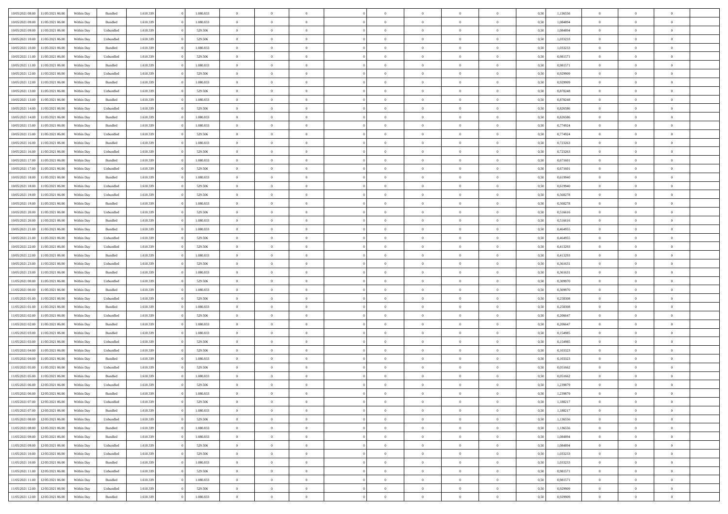| | | | | | | | | | | | | | | | | | | | | | |
|---|---|---|---|---|---|---|---|---|---|---|---|---|---|---|---|---|---|---|---|---|---|
| 10/05/2021 08:00 | 11/05/2021 06:00 | Within Day | Bundled | 1.610.339 | 0 | 1.080.833 | 0 | 0 | 0 | | 0 | 0 | 0 | 0 | 0,50 | 1,136556 | 0 | 0 | 0 | |
| 10/05/2021 09:00 | 11/05/2021 06:00 | Within Day | Bundled | 1.610.339 | 0 | 1.080.833 | 0 | 0 | 0 | | 0 | 0 | 0 | 0 | 0,50 | 1,084894 | 0 | 0 | 0 | |
| 10/05/2021 09:00 | 11/05/2021 06:00 | Within Day | Unbundled | 1.610.339 | 0 | 529.506 | 0 | 0 | 0 | | 0 | 0 | 0 | 0 | 0,50 | 1,084894 | 0 | 0 | 0 | |
| 10/05/2021 10:00 | 11/05/2021 06:00 | Within Day | Unbundled | 1.610.339 | 0 | 529.506 | 0 | 0 | 0 | | 0 | 0 | 0 | 0 | 0,50 | 1,033233 | 0 | 0 | 0 | |
| 10/05/2021 10:00 | 11/05/2021 06:00 | Within Day | Bundled | 1.610.339 | 0 | 1.080.833 | 0 | 0 | 0 | | 0 | 0 | 0 | 0 | 0,50 | 1,033233 | 0 | 0 | 0 | |
| 10/05/2021 11:00 | 11/05/2021 06:00 | Within Day | Unbundled | 1.610.339 | 0 | 529.506 | 0 | 0 | 0 | | 0 | 0 | 0 | 0 | 0,50 | 0,981571 | 0 | 0 | 0 | |
| 10/05/2021 11:00 | 11/05/2021 06:00 | Within Day | Bundled | 1.610.339 | 0 | 1.080.833 | 0 | 0 | 0 | | 0 | 0 | 0 | 0 | 0,50 | 0,981571 | 0 | 0 | 0 | |
| 10/05/2021 12:00 | 11/05/2021 06:00 | Within Day | Unbundled | 1.610.339 | 0 | 529.506 | 0 | 0 | 0 | | 0 | 0 | 0 | 0 | 0,50 | 0,929909 | 0 | 0 | 0 | |
| 10/05/2021 12:00 | 11/05/2021 06:00 | Within Day | Bundled | 1.610.339 | 0 | 1.080.833 | 0 | 0 | 0 | | 0 | 0 | 0 | 0 | 0,50 | 0,929909 | 0 | 0 | 0 | |
| 10/05/2021 13:00 | 11/05/2021 06:00 | Within Day | Unbundled | 1.610.339 | 0 | 529.506 | 0 | 0 | 0 | | 0 | 0 | 0 | 0 | 0,50 | 0,878248 | 0 | 0 | 0 | |
| 10/05/2021 13:00 | 11/05/2021 06:00 | Within Day | Bundled | 1.610.339 | 0 | 1.080.833 | 0 | 0 | 0 | | 0 | 0 | 0 | 0 | 0,50 | 0,878248 | 0 | 0 | 0 | |
| 10/05/2021 14:00 | 11/05/2021 06:00 | Within Day | Unbundled | 1.610.339 | 0 | 529.506 | 0 | 0 | 0 | | 0 | 0 | 0 | 0 | 0,50 | 0,826586 | 0 | 0 | 0 | |
| 10/05/2021 14:00 | 11/05/2021 06:00 | Within Day | Bundled | 1.610.339 | 0 | 1.080.833 | 0 | 0 | 0 | | 0 | 0 | 0 | 0 | 0,50 | 0,826586 | 0 | 0 | 0 | |
| 10/05/2021 15:00 | 11/05/2021 06:00 | Within Day | Bundled | 1.610.339 | 0 | 1.080.833 | 0 | 0 | 0 | | 0 | 0 | 0 | 0 | 0,50 | 0,774924 | 0 | 0 | 0 | |
| 10/05/2021 15:00 | 11/05/2021 06:00 | Within Day | Unbundled | 1.610.339 | 0 | 529.506 | 0 | 0 | 0 | | 0 | 0 | 0 | 0 | 0,50 | 0,774924 | 0 | 0 | 0 | |
| 10/05/2021 16:00 | 11/05/2021 06:00 | Within Day | Bundled | 1.610.339 | 0 | 1.080.833 | 0 | 0 | 0 | | 0 | 0 | 0 | 0 | 0,50 | 0,723263 | 0 | 0 | 0 | |
| 10/05/2021 16:00 | 11/05/2021 06:00 | Within Day | Unbundled | 1.610.339 | 0 | 529.506 | 0 | 0 | 0 | | 0 | 0 | 0 | 0 | 0,50 | 0,723263 | 0 | 0 | 0 | |
| 10/05/2021 17:00 | 11/05/2021 06:00 | Within Day | Bundled | 1.610.339 | 0 | 1.080.833 | 0 | 0 | 0 | | 0 | 0 | 0 | 0 | 0,50 | 0,671601 | 0 | 0 | 0 | |
| 10/05/2021 17:00 | 11/05/2021 06:00 | Within Day | Unbundled | 1.610.339 | 0 | 529.506 | 0 | 0 | 0 | | 0 | 0 | 0 | 0 | 0,50 | 0,671601 | 0 | 0 | 0 | |
| 10/05/2021 18:00 | 11/05/2021 06:00 | Within Day | Bundled | 1.610.339 | 0 | 1.080.833 | 0 | 0 | 0 | | 0 | 0 | 0 | 0 | 0,50 | 0,619940 | 0 | 0 | 0 | |
| 10/05/2021 18:00 | 11/05/2021 06:00 | Within Day | Unbundled | 1.610.339 | 0 | 529.506 | 0 | 0 | 0 | | 0 | 0 | 0 | 0 | 0,50 | 0,619940 | 0 | 0 | 0 | |
| 10/05/2021 19:00 | 11/05/2021 06:00 | Within Day | Unbundled | 1.610.339 | 0 | 529.506 | 0 | 0 | 0 | | 0 | 0 | 0 | 0 | 0,50 | 0,568278 | 0 | 0 | 0 | |
| 10/05/2021 19:00 | 11/05/2021 06:00 | Within Day | Bundled | 1.610.339 | 0 | 1.080.833 | 0 | 0 | 0 | | 0 | 0 | 0 | 0 | 0,50 | 0,568278 | 0 | 0 | 0 | |
| 10/05/2021 20:00 | 11/05/2021 06:00 | Within Day | Unbundled | 1.610.339 | 0 | 529.506 | 0 | 0 | 0 | | 0 | 0 | 0 | 0 | 0,50 | 0,516616 | 0 | 0 | 0 | |
| 10/05/2021 20:00 | 11/05/2021 06:00 | Within Day | Bundled | 1.610.339 | 0 | 1.080.833 | 0 | 0 | 0 | | 0 | 0 | 0 | 0 | 0,50 | 0,516616 | 0 | 0 | 0 | |
| 10/05/2021 21:00 | 11/05/2021 06:00 | Within Day | Bundled | 1.610.339 | 0 | 1.080.833 | 0 | 0 | 0 | | 0 | 0 | 0 | 0 | 0,50 | 0,464955 | 0 | 0 | 0 | |
| 10/05/2021 21:00 | 11/05/2021 06:00 | Within Day | Unbundled | 1.610.339 | 0 | 529.506 | 0 | 0 | 0 | | 0 | 0 | 0 | 0 | 0,50 | 0,464955 | 0 | 0 | 0 | |
| 10/05/2021 22:00 | 11/05/2021 06:00 | Within Day | Unbundled | 1.610.339 | 0 | 529.506 | 0 | 0 | 0 | | 0 | 0 | 0 | 0 | 0,50 | 0,413293 | 0 | 0 | 0 | |
| 10/05/2021 22:00 | 11/05/2021 06:00 | Within Day | Bundled | 1.610.339 | 0 | 1.080.833 | 0 | 0 | 0 | | 0 | 0 | 0 | 0 | 0,50 | 0,413293 | 0 | 0 | 0 | |
| 10/05/2021 23:00 | 11/05/2021 06:00 | Within Day | Unbundled | 1.610.339 | 0 | 529.506 | 0 | 0 | 0 | | 0 | 0 | 0 | 0 | 0,50 | 0,361631 | 0 | 0 | 0 | |
| 10/05/2021 23:00 | 11/05/2021 06:00 | Within Day | Bundled | 1.610.339 | 0 | 1.080.833 | 0 | 0 | 0 | | 0 | 0 | 0 | 0 | 0,50 | 0,361631 | 0 | 0 | 0 | |
| 11/05/2021 00:00 | 11/05/2021 06:00 | Within Day | Unbundled | 1.610.339 | 0 | 529.506 | 0 | 0 | 0 | | 0 | 0 | 0 | 0 | 0,50 | 0,309970 | 0 | 0 | 0 | |
| 11/05/2021 00:00 | 11/05/2021 06:00 | Within Day | Bundled | 1.610.339 | 0 | 1.080.833 | 0 | 0 | 0 | | 0 | 0 | 0 | 0 | 0,50 | 0,309970 | 0 | 0 | 0 | |
| 11/05/2021 01:00 | 11/05/2021 06:00 | Within Day | Unbundled | 1.610.339 | 0 | 529.506 | 0 | 0 | 0 | | 0 | 0 | 0 | 0 | 0,50 | 0,258308 | 0 | 0 | 0 | |
| 11/05/2021 01:00 | 11/05/2021 06:00 | Within Day | Bundled | 1.610.339 | 0 | 1.080.833 | 0 | 0 | 0 | | 0 | 0 | 0 | 0 | 0,50 | 0,258308 | 0 | 0 | 0 | |
| 11/05/2021 02:00 | 11/05/2021 06:00 | Within Day | Unbundled | 1.610.339 | 0 | 529.506 | 0 | 0 | 0 | | 0 | 0 | 0 | 0 | 0,50 | 0,206647 | 0 | 0 | 0 | |
| 11/05/2021 02:00 | 11/05/2021 06:00 | Within Day | Bundled | 1.610.339 | 0 | 1.080.833 | 0 | 0 | 0 | | 0 | 0 | 0 | 0 | 0,50 | 0,206647 | 0 | 0 | 0 | |
| 11/05/2021 03:00 | 11/05/2021 06:00 | Within Day | Bundled | 1.610.339 | 0 | 1.080.833 | 0 | 0 | 0 | | 0 | 0 | 0 | 0 | 0,50 | 0,154985 | 0 | 0 | 0 | |
| 11/05/2021 03:00 | 11/05/2021 06:00 | Within Day | Unbundled | 1.610.339 | 0 | 529.506 | 0 | 0 | 0 | | 0 | 0 | 0 | 0 | 0,50 | 0,154985 | 0 | 0 | 0 | |
| 11/05/2021 04:00 | 11/05/2021 06:00 | Within Day | Unbundled | 1.610.339 | 0 | 529.506 | 0 | 0 | 0 | | 0 | 0 | 0 | 0 | 0,50 | 0,103323 | 0 | 0 | 0 | |
| 11/05/2021 04:00 | 11/05/2021 06:00 | Within Day | Bundled | 1.610.339 | 0 | 1.080.833 | 0 | 0 | 0 | | 0 | 0 | 0 | 0 | 0,50 | 0,103323 | 0 | 0 | 0 | |
| 11/05/2021 05:00 | 11/05/2021 06:00 | Within Day | Unbundled | 1.610.339 | 0 | 529.506 | 0 | 0 | 0 | | 0 | 0 | 0 | 0 | 0,50 | 0,051662 | 0 | 0 | 0 | |
| 11/05/2021 05:00 | 11/05/2021 06:00 | Within Day | Bundled | 1.610.339 | 0 | 1.080.833 | 0 | 0 | 0 | | 0 | 0 | 0 | 0 | 0,50 | 0,051662 | 0 | 0 | 0 | |
| 11/05/2021 06:00 | 12/05/2021 06:00 | Within Day | Unbundled | 1.610.339 | 0 | 529.506 | 0 | 0 | 0 | | 0 | 0 | 0 | 0 | 0,50 | 1,239879 | 0 | 0 | 0 | |
| 11/05/2021 06:00 | 12/05/2021 06:00 | Within Day | Bundled | 1.610.339 | 0 | 1.080.833 | 0 | 0 | 0 | | 0 | 0 | 0 | 0 | 0,50 | 1,239879 | 0 | 0 | 0 | |
| 11/05/2021 07:00 | 12/05/2021 06:00 | Within Day | Unbundled | 1.610.339 | 0 | 529.506 | 0 | 0 | 0 | | 0 | 0 | 0 | 0 | 0,50 | 1,188217 | 0 | 0 | 0 | |
| 11/05/2021 07:00 | 12/05/2021 06:00 | Within Day | Bundled | 1.610.339 | 0 | 1.080.833 | 0 | 0 | 0 | | 0 | 0 | 0 | 0 | 0,50 | 1,188217 | 0 | 0 | 0 | |
| 11/05/2021 08:00 | 12/05/2021 06:00 | Within Day | Unbundled | 1.610.339 | 0 | 529.506 | 0 | 0 | 0 | | 0 | 0 | 0 | 0 | 0,50 | 1,136556 | 0 | 0 | 0 | |
| 11/05/2021 08:00 | 12/05/2021 06:00 | Within Day | Bundled | 1.610.339 | 0 | 1.080.833 | 0 | 0 | 0 | | 0 | 0 | 0 | 0 | 0,50 | 1,136556 | 0 | 0 | 0 | |
| 11/05/2021 09:00 | 12/05/2021 06:00 | Within Day | Bundled | 1.610.339 | 0 | 1.080.833 | 0 | 0 | 0 | | 0 | 0 | 0 | 0 | 0,50 | 1,084894 | 0 | 0 | 0 | |
| 11/05/2021 09:00 | 12/05/2021 06:00 | Within Day | Unbundled | 1.610.339 | 0 | 529.506 | 0 | 0 | 0 | | 0 | 0 | 0 | 0 | 0,50 | 1,084894 | 0 | 0 | 0 | |
| 11/05/2021 10:00 | 12/05/2021 06:00 | Within Day | Unbundled | 1.610.339 | 0 | 529.506 | 0 | 0 | 0 | | 0 | 0 | 0 | 0 | 0,50 | 1,033233 | 0 | 0 | 0 | |
| 11/05/2021 10:00 | 12/05/2021 06:00 | Within Day | Bundled | 1.610.339 | 0 | 1.080.833 | 0 | 0 | 0 | | 0 | 0 | 0 | 0 | 0,50 | 1,033233 | 0 | 0 | 0 | |
| 11/05/2021 11:00 | 12/05/2021 06:00 | Within Day | Unbundled | 1.610.339 | 0 | 529.506 | 0 | 0 | 0 | | 0 | 0 | 0 | 0 | 0,50 | 0,981571 | 0 | 0 | 0 | |
| 11/05/2021 11:00 | 12/05/2021 06:00 | Within Day | Bundled | 1.610.339 | 0 | 1.080.833 | 0 | 0 | 0 | | 0 | 0 | 0 | 0 | 0,50 | 0,981571 | 0 | 0 | 0 | |
| 11/05/2021 12:00 | 12/05/2021 06:00 | Within Day | Unbundled | 1.610.339 | 0 | 529.506 | 0 | 0 | 0 | | 0 | 0 | 0 | 0 | 0,50 | 0,929909 | 0 | 0 | 0 | |
| 11/05/2021 12:00 | 12/05/2021 06:00 | Within Day | Bundled | 1.610.339 | 0 | 1.080.833 | 0 | 0 | 0 | | 0 | 0 | 0 | 0 | 0,50 | 0,929909 | 0 | 0 | 0 | |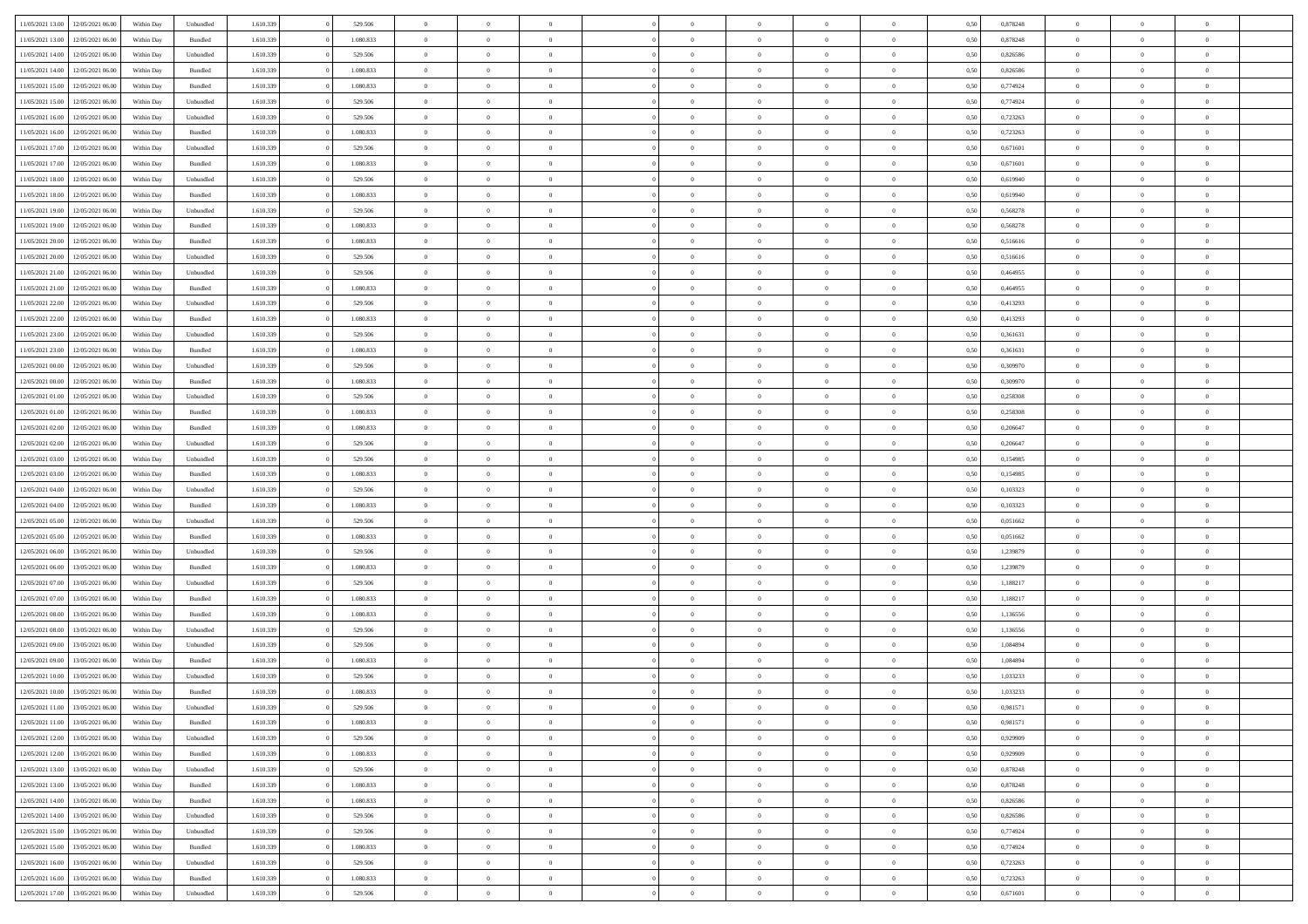| | | | | | | | | | | | | | | | | | | | | | |
|---|---|---|---|---|---|---|---|---|---|---|---|---|---|---|---|---|---|---|---|---|---|
| 11/05/2021 13:00 | 12/05/2021 06:00 | Within Day | Unbundled | 1.610.339 | 0 | 529.506 | 0 | 0 | 0 | | 0 | 0 | 0 | 0 | 0,50 | 0,878248 | 0 | 0 | 0 | |
| 11/05/2021 13:00 | 12/05/2021 06:00 | Within Day | Bundled | 1.610.339 | 0 | 1.080.833 | 0 | 0 | 0 | | 0 | 0 | 0 | 0 | 0,50 | 0,878248 | 0 | 0 | 0 | |
| 11/05/2021 14:00 | 12/05/2021 06:00 | Within Day | Unbundled | 1.610.339 | 0 | 529.506 | 0 | 0 | 0 | | 0 | 0 | 0 | 0 | 0,50 | 0,826586 | 0 | 0 | 0 | |
| 11/05/2021 14:00 | 12/05/2021 06:00 | Within Day | Bundled | 1.610.339 | 0 | 1.080.833 | 0 | 0 | 0 | | 0 | 0 | 0 | 0 | 0,50 | 0,826586 | 0 | 0 | 0 | |
| 11/05/2021 15:00 | 12/05/2021 06:00 | Within Day | Bundled | 1.610.339 | 0 | 1.080.833 | 0 | 0 | 0 | | 0 | 0 | 0 | 0 | 0,50 | 0,774924 | 0 | 0 | 0 | |
| 11/05/2021 15:00 | 12/05/2021 06:00 | Within Day | Unbundled | 1.610.339 | 0 | 529.506 | 0 | 0 | 0 | | 0 | 0 | 0 | 0 | 0,50 | 0,774924 | 0 | 0 | 0 | |
| 11/05/2021 16:00 | 12/05/2021 06:00 | Within Day | Unbundled | 1.610.339 | 0 | 529.506 | 0 | 0 | 0 | | 0 | 0 | 0 | 0 | 0,50 | 0,723263 | 0 | 0 | 0 | |
| 11/05/2021 16:00 | 12/05/2021 06:00 | Within Day | Bundled | 1.610.339 | 0 | 1.080.833 | 0 | 0 | 0 | | 0 | 0 | 0 | 0 | 0,50 | 0,723263 | 0 | 0 | 0 | |
| 11/05/2021 17:00 | 12/05/2021 06:00 | Within Day | Unbundled | 1.610.339 | 0 | 529.506 | 0 | 0 | 0 | | 0 | 0 | 0 | 0 | 0,50 | 0,671601 | 0 | 0 | 0 | |
| 11/05/2021 17:00 | 12/05/2021 06:00 | Within Day | Bundled | 1.610.339 | 0 | 1.080.833 | 0 | 0 | 0 | | 0 | 0 | 0 | 0 | 0,50 | 0,671601 | 0 | 0 | 0 | |
| 11/05/2021 18:00 | 12/05/2021 06:00 | Within Day | Unbundled | 1.610.339 | 0 | 529.506 | 0 | 0 | 0 | | 0 | 0 | 0 | 0 | 0,50 | 0,619940 | 0 | 0 | 0 | |
| 11/05/2021 18:00 | 12/05/2021 06:00 | Within Day | Bundled | 1.610.339 | 0 | 1.080.833 | 0 | 0 | 0 | | 0 | 0 | 0 | 0 | 0,50 | 0,619940 | 0 | 0 | 0 | |
| 11/05/2021 19:00 | 12/05/2021 06:00 | Within Day | Unbundled | 1.610.339 | 0 | 529.506 | 0 | 0 | 0 | | 0 | 0 | 0 | 0 | 0,50 | 0,568278 | 0 | 0 | 0 | |
| 11/05/2021 19:00 | 12/05/2021 06:00 | Within Day | Bundled | 1.610.339 | 0 | 1.080.833 | 0 | 0 | 0 | | 0 | 0 | 0 | 0 | 0,50 | 0,568278 | 0 | 0 | 0 | |
| 11/05/2021 20:00 | 12/05/2021 06:00 | Within Day | Bundled | 1.610.339 | 0 | 1.080.833 | 0 | 0 | 0 | | 0 | 0 | 0 | 0 | 0,50 | 0,516616 | 0 | 0 | 0 | |
| 11/05/2021 20:00 | 12/05/2021 06:00 | Within Day | Unbundled | 1.610.339 | 0 | 529.506 | 0 | 0 | 0 | | 0 | 0 | 0 | 0 | 0,50 | 0,516616 | 0 | 0 | 0 | |
| 11/05/2021 21:00 | 12/05/2021 06:00 | Within Day | Unbundled | 1.610.339 | 0 | 529.506 | 0 | 0 | 0 | | 0 | 0 | 0 | 0 | 0,50 | 0,464955 | 0 | 0 | 0 | |
| 11/05/2021 21:00 | 12/05/2021 06:00 | Within Day | Bundled | 1.610.339 | 0 | 1.080.833 | 0 | 0 | 0 | | 0 | 0 | 0 | 0 | 0,50 | 0,464955 | 0 | 0 | 0 | |
| 11/05/2021 22:00 | 12/05/2021 06:00 | Within Day | Unbundled | 1.610.339 | 0 | 529.506 | 0 | 0 | 0 | | 0 | 0 | 0 | 0 | 0,50 | 0,413293 | 0 | 0 | 0 | |
| 11/05/2021 22:00 | 12/05/2021 06:00 | Within Day | Bundled | 1.610.339 | 0 | 1.080.833 | 0 | 0 | 0 | | 0 | 0 | 0 | 0 | 0,50 | 0,413293 | 0 | 0 | 0 | |
| 11/05/2021 23:00 | 12/05/2021 06:00 | Within Day | Unbundled | 1.610.339 | 0 | 529.506 | 0 | 0 | 0 | | 0 | 0 | 0 | 0 | 0,50 | 0,361631 | 0 | 0 | 0 | |
| 11/05/2021 23:00 | 12/05/2021 06:00 | Within Day | Bundled | 1.610.339 | 0 | 1.080.833 | 0 | 0 | 0 | | 0 | 0 | 0 | 0 | 0,50 | 0,361631 | 0 | 0 | 0 | |
| 12/05/2021 00:00 | 12/05/2021 06:00 | Within Day | Unbundled | 1.610.339 | 0 | 529.506 | 0 | 0 | 0 | | 0 | 0 | 0 | 0 | 0,50 | 0,309970 | 0 | 0 | 0 | |
| 12/05/2021 00:00 | 12/05/2021 06:00 | Within Day | Bundled | 1.610.339 | 0 | 1.080.833 | 0 | 0 | 0 | | 0 | 0 | 0 | 0 | 0,50 | 0,309970 | 0 | 0 | 0 | |
| 12/05/2021 01:00 | 12/05/2021 06:00 | Within Day | Unbundled | 1.610.339 | 0 | 529.506 | 0 | 0 | 0 | | 0 | 0 | 0 | 0 | 0,50 | 0,258308 | 0 | 0 | 0 | |
| 12/05/2021 01:00 | 12/05/2021 06:00 | Within Day | Bundled | 1.610.339 | 0 | 1.080.833 | 0 | 0 | 0 | | 0 | 0 | 0 | 0 | 0,50 | 0,258308 | 0 | 0 | 0 | |
| 12/05/2021 02:00 | 12/05/2021 06:00 | Within Day | Bundled | 1.610.339 | 0 | 1.080.833 | 0 | 0 | 0 | | 0 | 0 | 0 | 0 | 0,50 | 0,206647 | 0 | 0 | 0 | |
| 12/05/2021 02:00 | 12/05/2021 06:00 | Within Day | Unbundled | 1.610.339 | 0 | 529.506 | 0 | 0 | 0 | | 0 | 0 | 0 | 0 | 0,50 | 0,206647 | 0 | 0 | 0 | |
| 12/05/2021 03:00 | 12/05/2021 06:00 | Within Day | Unbundled | 1.610.339 | 0 | 529.506 | 0 | 0 | 0 | | 0 | 0 | 0 | 0 | 0,50 | 0,154985 | 0 | 0 | 0 | |
| 12/05/2021 03:00 | 12/05/2021 06:00 | Within Day | Bundled | 1.610.339 | 0 | 1.080.833 | 0 | 0 | 0 | | 0 | 0 | 0 | 0 | 0,50 | 0,154985 | 0 | 0 | 0 | |
| 12/05/2021 04:00 | 12/05/2021 06:00 | Within Day | Unbundled | 1.610.339 | 0 | 529.506 | 0 | 0 | 0 | | 0 | 0 | 0 | 0 | 0,50 | 0,103323 | 0 | 0 | 0 | |
| 12/05/2021 04:00 | 12/05/2021 06:00 | Within Day | Bundled | 1.610.339 | 0 | 1.080.833 | 0 | 0 | 0 | | 0 | 0 | 0 | 0 | 0,50 | 0,103323 | 0 | 0 | 0 | |
| 12/05/2021 05:00 | 12/05/2021 06:00 | Within Day | Unbundled | 1.610.339 | 0 | 529.506 | 0 | 0 | 0 | | 0 | 0 | 0 | 0 | 0,50 | 0,051662 | 0 | 0 | 0 | |
| 12/05/2021 05:00 | 12/05/2021 06:00 | Within Day | Bundled | 1.610.339 | 0 | 1.080.833 | 0 | 0 | 0 | | 0 | 0 | 0 | 0 | 0,50 | 0,051662 | 0 | 0 | 0 | |
| 12/05/2021 06:00 | 13/05/2021 06:00 | Within Day | Unbundled | 1.610.339 | 0 | 529.506 | 0 | 0 | 0 | | 0 | 0 | 0 | 0 | 0,50 | 1,239879 | 0 | 0 | 0 | |
| 12/05/2021 06:00 | 13/05/2021 06:00 | Within Day | Bundled | 1.610.339 | 0 | 1.080.833 | 0 | 0 | 0 | | 0 | 0 | 0 | 0 | 0,50 | 1,239879 | 0 | 0 | 0 | |
| 12/05/2021 07:00 | 13/05/2021 06:00 | Within Day | Unbundled | 1.610.339 | 0 | 529.506 | 0 | 0 | 0 | | 0 | 0 | 0 | 0 | 0,50 | 1,188217 | 0 | 0 | 0 | |
| 12/05/2021 07:00 | 13/05/2021 06:00 | Within Day | Bundled | 1.610.339 | 0 | 1.080.833 | 0 | 0 | 0 | | 0 | 0 | 0 | 0 | 0,50 | 1,188217 | 0 | 0 | 0 | |
| 12/05/2021 08:00 | 13/05/2021 06:00 | Within Day | Bundled | 1.610.339 | 0 | 1.080.833 | 0 | 0 | 0 | | 0 | 0 | 0 | 0 | 0,50 | 1,136556 | 0 | 0 | 0 | |
| 12/05/2021 08:00 | 13/05/2021 06:00 | Within Day | Unbundled | 1.610.339 | 0 | 529.506 | 0 | 0 | 0 | | 0 | 0 | 0 | 0 | 0,50 | 1,136556 | 0 | 0 | 0 | |
| 12/05/2021 09:00 | 13/05/2021 06:00 | Within Day | Unbundled | 1.610.339 | 0 | 529.506 | 0 | 0 | 0 | | 0 | 0 | 0 | 0 | 0,50 | 1,084894 | 0 | 0 | 0 | |
| 12/05/2021 09:00 | 13/05/2021 06:00 | Within Day | Bundled | 1.610.339 | 0 | 1.080.833 | 0 | 0 | 0 | | 0 | 0 | 0 | 0 | 0,50 | 1,084894 | 0 | 0 | 0 | |
| 12/05/2021 10:00 | 13/05/2021 06:00 | Within Day | Unbundled | 1.610.339 | 0 | 529.506 | 0 | 0 | 0 | | 0 | 0 | 0 | 0 | 0,50 | 1,033233 | 0 | 0 | 0 | |
| 12/05/2021 10:00 | 13/05/2021 06:00 | Within Day | Bundled | 1.610.339 | 0 | 1.080.833 | 0 | 0 | 0 | | 0 | 0 | 0 | 0 | 0,50 | 1,033233 | 0 | 0 | 0 | |
| 12/05/2021 11:00 | 13/05/2021 06:00 | Within Day | Unbundled | 1.610.339 | 0 | 529.506 | 0 | 0 | 0 | | 0 | 0 | 0 | 0 | 0,50 | 0,981571 | 0 | 0 | 0 | |
| 12/05/2021 11:00 | 13/05/2021 06:00 | Within Day | Bundled | 1.610.339 | 0 | 1.080.833 | 0 | 0 | 0 | | 0 | 0 | 0 | 0 | 0,50 | 0,981571 | 0 | 0 | 0 | |
| 12/05/2021 12:00 | 13/05/2021 06:00 | Within Day | Unbundled | 1.610.339 | 0 | 529.506 | 0 | 0 | 0 | | 0 | 0 | 0 | 0 | 0,50 | 0,929909 | 0 | 0 | 0 | |
| 12/05/2021 12:00 | 13/05/2021 06:00 | Within Day | Bundled | 1.610.339 | 0 | 1.080.833 | 0 | 0 | 0 | | 0 | 0 | 0 | 0 | 0,50 | 0,929909 | 0 | 0 | 0 | |
| 12/05/2021 13:00 | 13/05/2021 06:00 | Within Day | Unbundled | 1.610.339 | 0 | 529.506 | 0 | 0 | 0 | | 0 | 0 | 0 | 0 | 0,50 | 0,878248 | 0 | 0 | 0 | |
| 12/05/2021 13:00 | 13/05/2021 06:00 | Within Day | Bundled | 1.610.339 | 0 | 1.080.833 | 0 | 0 | 0 | | 0 | 0 | 0 | 0 | 0,50 | 0,878248 | 0 | 0 | 0 | |
| 12/05/2021 14:00 | 13/05/2021 06:00 | Within Day | Bundled | 1.610.339 | 0 | 1.080.833 | 0 | 0 | 0 | | 0 | 0 | 0 | 0 | 0,50 | 0,826586 | 0 | 0 | 0 | |
| 12/05/2021 14:00 | 13/05/2021 06:00 | Within Day | Unbundled | 1.610.339 | 0 | 529.506 | 0 | 0 | 0 | | 0 | 0 | 0 | 0 | 0,50 | 0,826586 | 0 | 0 | 0 | |
| 12/05/2021 15:00 | 13/05/2021 06:00 | Within Day | Unbundled | 1.610.339 | 0 | 529.506 | 0 | 0 | 0 | | 0 | 0 | 0 | 0 | 0,50 | 0,774924 | 0 | 0 | 0 | |
| 12/05/2021 15:00 | 13/05/2021 06:00 | Within Day | Bundled | 1.610.339 | 0 | 1.080.833 | 0 | 0 | 0 | | 0 | 0 | 0 | 0 | 0,50 | 0,774924 | 0 | 0 | 0 | |
| 12/05/2021 16:00 | 13/05/2021 06:00 | Within Day | Unbundled | 1.610.339 | 0 | 529.506 | 0 | 0 | 0 | | 0 | 0 | 0 | 0 | 0,50 | 0,723263 | 0 | 0 | 0 | |
| 12/05/2021 16:00 | 13/05/2021 06:00 | Within Day | Bundled | 1.610.339 | 0 | 1.080.833 | 0 | 0 | 0 | | 0 | 0 | 0 | 0 | 0,50 | 0,723263 | 0 | 0 | 0 | |
| 12/05/2021 17:00 | 13/05/2021 06:00 | Within Day | Unbundled | 1.610.339 | 0 | 529.506 | 0 | 0 | 0 | | 0 | 0 | 0 | 0 | 0,50 | 0,671601 | 0 | 0 | 0 | |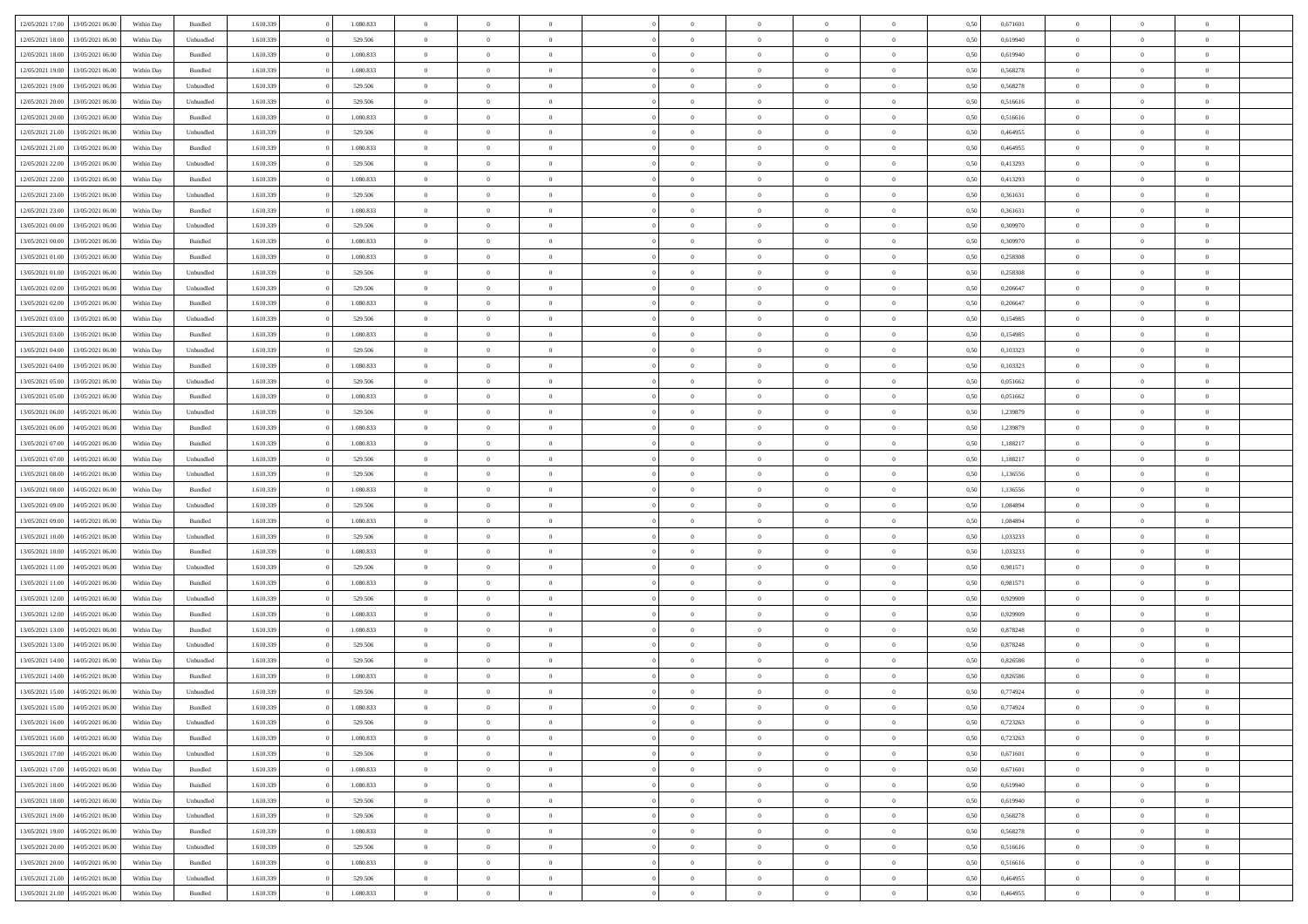| | | | | | | | | | | | | | | | | | | | | |
|---|---|---|---|---|---|---|---|---|---|---|---|---|---|---|---|---|---|---|---|---|
| 12/05/2021 17:00 | 13/05/2021 06:00 | Within Day | Bundled | 1.610.339 | 0 | 1.080.833 | 0 | 0 | 0 | | 0 | 0 | 0 | 0 | 0,50 | 0,671601 | 0 | 0 | 0 | |
| 12/05/2021 18:00 | 13/05/2021 06:00 | Within Day | Unbundled | 1.610.339 | 0 | 529.506 | 0 | 0 | 0 | | 0 | 0 | 0 | 0 | 0,50 | 0,619940 | 0 | 0 | 0 | |
| 12/05/2021 18:00 | 13/05/2021 06:00 | Within Day | Bundled | 1.610.339 | 0 | 1.080.833 | 0 | 0 | 0 | | 0 | 0 | 0 | 0 | 0,50 | 0,619940 | 0 | 0 | 0 | |
| 12/05/2021 19:00 | 13/05/2021 06:00 | Within Day | Bundled | 1.610.339 | 0 | 1.080.833 | 0 | 0 | 0 | | 0 | 0 | 0 | 0 | 0,50 | 0,568278 | 0 | 0 | 0 | |
| 12/05/2021 19:00 | 13/05/2021 06:00 | Within Day | Unbundled | 1.610.339 | 0 | 529.506 | 0 | 0 | 0 | | 0 | 0 | 0 | 0 | 0,50 | 0,568278 | 0 | 0 | 0 | |
| 12/05/2021 20:00 | 13/05/2021 06:00 | Within Day | Unbundled | 1.610.339 | 0 | 529.506 | 0 | 0 | 0 | | 0 | 0 | 0 | 0 | 0,50 | 0,516616 | 0 | 0 | 0 | |
| 12/05/2021 20:00 | 13/05/2021 06:00 | Within Day | Bundled | 1.610.339 | 0 | 1.080.833 | 0 | 0 | 0 | | 0 | 0 | 0 | 0 | 0,50 | 0,516616 | 0 | 0 | 0 | |
| 12/05/2021 21:00 | 13/05/2021 06:00 | Within Day | Unbundled | 1.610.339 | 0 | 529.506 | 0 | 0 | 0 | | 0 | 0 | 0 | 0 | 0,50 | 0,464955 | 0 | 0 | 0 | |
| 12/05/2021 21:00 | 13/05/2021 06:00 | Within Day | Bundled | 1.610.339 | 0 | 1.080.833 | 0 | 0 | 0 | | 0 | 0 | 0 | 0 | 0,50 | 0,464955 | 0 | 0 | 0 | |
| 12/05/2021 22:00 | 13/05/2021 06:00 | Within Day | Unbundled | 1.610.339 | 0 | 529.506 | 0 | 0 | 0 | | 0 | 0 | 0 | 0 | 0,50 | 0,413293 | 0 | 0 | 0 | |
| 12/05/2021 22:00 | 13/05/2021 06:00 | Within Day | Bundled | 1.610.339 | 0 | 1.080.833 | 0 | 0 | 0 | | 0 | 0 | 0 | 0 | 0,50 | 0,413293 | 0 | 0 | 0 | |
| 12/05/2021 23:00 | 13/05/2021 06:00 | Within Day | Unbundled | 1.610.339 | 0 | 529.506 | 0 | 0 | 0 | | 0 | 0 | 0 | 0 | 0,50 | 0,361631 | 0 | 0 | 0 | |
| 12/05/2021 23:00 | 13/05/2021 06:00 | Within Day | Bundled | 1.610.339 | 0 | 1.080.833 | 0 | 0 | 0 | | 0 | 0 | 0 | 0 | 0,50 | 0,361631 | 0 | 0 | 0 | |
| 13/05/2021 00:00 | 13/05/2021 06:00 | Within Day | Unbundled | 1.610.339 | 0 | 529.506 | 0 | 0 | 0 | | 0 | 0 | 0 | 0 | 0,50 | 0,309970 | 0 | 0 | 0 | |
| 13/05/2021 00:00 | 13/05/2021 06:00 | Within Day | Bundled | 1.610.339 | 0 | 1.080.833 | 0 | 0 | 0 | | 0 | 0 | 0 | 0 | 0,50 | 0,309970 | 0 | 0 | 0 | |
| 13/05/2021 01:00 | 13/05/2021 06:00 | Within Day | Bundled | 1.610.339 | 0 | 1.080.833 | 0 | 0 | 0 | | 0 | 0 | 0 | 0 | 0,50 | 0,258308 | 0 | 0 | 0 | |
| 13/05/2021 01:00 | 13/05/2021 06:00 | Within Day | Unbundled | 1.610.339 | 0 | 529.506 | 0 | 0 | 0 | | 0 | 0 | 0 | 0 | 0,50 | 0,258308 | 0 | 0 | 0 | |
| 13/05/2021 02:00 | 13/05/2021 06:00 | Within Day | Unbundled | 1.610.339 | 0 | 529.506 | 0 | 0 | 0 | | 0 | 0 | 0 | 0 | 0,50 | 0,206647 | 0 | 0 | 0 | |
| 13/05/2021 02:00 | 13/05/2021 06:00 | Within Day | Bundled | 1.610.339 | 0 | 1.080.833 | 0 | 0 | 0 | | 0 | 0 | 0 | 0 | 0,50 | 0,206647 | 0 | 0 | 0 | |
| 13/05/2021 03:00 | 13/05/2021 06:00 | Within Day | Unbundled | 1.610.339 | 0 | 529.506 | 0 | 0 | 0 | | 0 | 0 | 0 | 0 | 0,50 | 0,154985 | 0 | 0 | 0 | |
| 13/05/2021 03:00 | 13/05/2021 06:00 | Within Day | Bundled | 1.610.339 | 0 | 1.080.833 | 0 | 0 | 0 | | 0 | 0 | 0 | 0 | 0,50 | 0,154985 | 0 | 0 | 0 | |
| 13/05/2021 04:00 | 13/05/2021 06:00 | Within Day | Unbundled | 1.610.339 | 0 | 529.506 | 0 | 0 | 0 | | 0 | 0 | 0 | 0 | 0,50 | 0,103323 | 0 | 0 | 0 | |
| 13/05/2021 04:00 | 13/05/2021 06:00 | Within Day | Bundled | 1.610.339 | 0 | 1.080.833 | 0 | 0 | 0 | | 0 | 0 | 0 | 0 | 0,50 | 0,103323 | 0 | 0 | 0 | |
| 13/05/2021 05:00 | 13/05/2021 06:00 | Within Day | Unbundled | 1.610.339 | 0 | 529.506 | 0 | 0 | 0 | | 0 | 0 | 0 | 0 | 0,50 | 0,051662 | 0 | 0 | 0 | |
| 13/05/2021 05:00 | 13/05/2021 06:00 | Within Day | Bundled | 1.610.339 | 0 | 1.080.833 | 0 | 0 | 0 | | 0 | 0 | 0 | 0 | 0,50 | 0,051662 | 0 | 0 | 0 | |
| 13/05/2021 06:00 | 14/05/2021 06:00 | Within Day | Unbundled | 1.610.339 | 0 | 529.506 | 0 | 0 | 0 | | 0 | 0 | 0 | 0 | 0,50 | 1,239879 | 0 | 0 | 0 | |
| 13/05/2021 06:00 | 14/05/2021 06:00 | Within Day | Bundled | 1.610.339 | 0 | 1.080.833 | 0 | 0 | 0 | | 0 | 0 | 0 | 0 | 0,50 | 1,239879 | 0 | 0 | 0 | |
| 13/05/2021 07:00 | 14/05/2021 06:00 | Within Day | Bundled | 1.610.339 | 0 | 1.080.833 | 0 | 0 | 0 | | 0 | 0 | 0 | 0 | 0,50 | 1,188217 | 0 | 0 | 0 | |
| 13/05/2021 07:00 | 14/05/2021 06:00 | Within Day | Unbundled | 1.610.339 | 0 | 529.506 | 0 | 0 | 0 | | 0 | 0 | 0 | 0 | 0,50 | 1,188217 | 0 | 0 | 0 | |
| 13/05/2021 08:00 | 14/05/2021 06:00 | Within Day | Unbundled | 1.610.339 | 0 | 529.506 | 0 | 0 | 0 | | 0 | 0 | 0 | 0 | 0,50 | 1,136556 | 0 | 0 | 0 | |
| 13/05/2021 08:00 | 14/05/2021 06:00 | Within Day | Bundled | 1.610.339 | 0 | 1.080.833 | 0 | 0 | 0 | | 0 | 0 | 0 | 0 | 0,50 | 1,136556 | 0 | 0 | 0 | |
| 13/05/2021 09:00 | 14/05/2021 06:00 | Within Day | Unbundled | 1.610.339 | 0 | 529.506 | 0 | 0 | 0 | | 0 | 0 | 0 | 0 | 0,50 | 1,084894 | 0 | 0 | 0 | |
| 13/05/2021 09:00 | 14/05/2021 06:00 | Within Day | Bundled | 1.610.339 | 0 | 1.080.833 | 0 | 0 | 0 | | 0 | 0 | 0 | 0 | 0,50 | 1,084894 | 0 | 0 | 0 | |
| 13/05/2021 10:00 | 14/05/2021 06:00 | Within Day | Unbundled | 1.610.339 | 0 | 529.506 | 0 | 0 | 0 | | 0 | 0 | 0 | 0 | 0,50 | 1,033233 | 0 | 0 | 0 | |
| 13/05/2021 10:00 | 14/05/2021 06:00 | Within Day | Bundled | 1.610.339 | 0 | 1.080.833 | 0 | 0 | 0 | | 0 | 0 | 0 | 0 | 0,50 | 1,033233 | 0 | 0 | 0 | |
| 13/05/2021 11:00 | 14/05/2021 06:00 | Within Day | Unbundled | 1.610.339 | 0 | 529.506 | 0 | 0 | 0 | | 0 | 0 | 0 | 0 | 0,50 | 0,981571 | 0 | 0 | 0 | |
| 13/05/2021 11:00 | 14/05/2021 06:00 | Within Day | Bundled | 1.610.339 | 0 | 1.080.833 | 0 | 0 | 0 | | 0 | 0 | 0 | 0 | 0,50 | 0,981571 | 0 | 0 | 0 | |
| 13/05/2021 12:00 | 14/05/2021 06:00 | Within Day | Unbundled | 1.610.339 | 0 | 529.506 | 0 | 0 | 0 | | 0 | 0 | 0 | 0 | 0,50 | 0,929909 | 0 | 0 | 0 | |
| 13/05/2021 12:00 | 14/05/2021 06:00 | Within Day | Bundled | 1.610.339 | 0 | 1.080.833 | 0 | 0 | 0 | | 0 | 0 | 0 | 0 | 0,50 | 0,929909 | 0 | 0 | 0 | |
| 13/05/2021 13:00 | 14/05/2021 06:00 | Within Day | Bundled | 1.610.339 | 0 | 1.080.833 | 0 | 0 | 0 | | 0 | 0 | 0 | 0 | 0,50 | 0,878248 | 0 | 0 | 0 | |
| 13/05/2021 13:00 | 14/05/2021 06:00 | Within Day | Unbundled | 1.610.339 | 0 | 529.506 | 0 | 0 | 0 | | 0 | 0 | 0 | 0 | 0,50 | 0,878248 | 0 | 0 | 0 | |
| 13/05/2021 14:00 | 14/05/2021 06:00 | Within Day | Unbundled | 1.610.339 | 0 | 529.506 | 0 | 0 | 0 | | 0 | 0 | 0 | 0 | 0,50 | 0,826586 | 0 | 0 | 0 | |
| 13/05/2021 14:00 | 14/05/2021 06:00 | Within Day | Bundled | 1.610.339 | 0 | 1.080.833 | 0 | 0 | 0 | | 0 | 0 | 0 | 0 | 0,50 | 0,826586 | 0 | 0 | 0 | |
| 13/05/2021 15:00 | 14/05/2021 06:00 | Within Day | Unbundled | 1.610.339 | 0 | 529.506 | 0 | 0 | 0 | | 0 | 0 | 0 | 0 | 0,50 | 0,774924 | 0 | 0 | 0 | |
| 13/05/2021 15:00 | 14/05/2021 06:00 | Within Day | Bundled | 1.610.339 | 0 | 1.080.833 | 0 | 0 | 0 | | 0 | 0 | 0 | 0 | 0,50 | 0,774924 | 0 | 0 | 0 | |
| 13/05/2021 16:00 | 14/05/2021 06:00 | Within Day | Unbundled | 1.610.339 | 0 | 529.506 | 0 | 0 | 0 | | 0 | 0 | 0 | 0 | 0,50 | 0,723263 | 0 | 0 | 0 | |
| 13/05/2021 16:00 | 14/05/2021 06:00 | Within Day | Bundled | 1.610.339 | 0 | 1.080.833 | 0 | 0 | 0 | | 0 | 0 | 0 | 0 | 0,50 | 0,723263 | 0 | 0 | 0 | |
| 13/05/2021 17:00 | 14/05/2021 06:00 | Within Day | Unbundled | 1.610.339 | 0 | 529.506 | 0 | 0 | 0 | | 0 | 0 | 0 | 0 | 0,50 | 0,671601 | 0 | 0 | 0 | |
| 13/05/2021 17:00 | 14/05/2021 06:00 | Within Day | Bundled | 1.610.339 | 0 | 1.080.833 | 0 | 0 | 0 | | 0 | 0 | 0 | 0 | 0,50 | 0,671601 | 0 | 0 | 0 | |
| 13/05/2021 18:00 | 14/05/2021 06:00 | Within Day | Bundled | 1.610.339 | 0 | 1.080.833 | 0 | 0 | 0 | | 0 | 0 | 0 | 0 | 0,50 | 0,619940 | 0 | 0 | 0 | |
| 13/05/2021 18:00 | 14/05/2021 06:00 | Within Day | Unbundled | 1.610.339 | 0 | 529.506 | 0 | 0 | 0 | | 0 | 0 | 0 | 0 | 0,50 | 0,619940 | 0 | 0 | 0 | |
| 13/05/2021 19:00 | 14/05/2021 06:00 | Within Day | Unbundled | 1.610.339 | 0 | 529.506 | 0 | 0 | 0 | | 0 | 0 | 0 | 0 | 0,50 | 0,568278 | 0 | 0 | 0 | |
| 13/05/2021 19:00 | 14/05/2021 06:00 | Within Day | Bundled | 1.610.339 | 0 | 1.080.833 | 0 | 0 | 0 | | 0 | 0 | 0 | 0 | 0,50 | 0,568278 | 0 | 0 | 0 | |
| 13/05/2021 20:00 | 14/05/2021 06:00 | Within Day | Unbundled | 1.610.339 | 0 | 529.506 | 0 | 0 | 0 | | 0 | 0 | 0 | 0 | 0,50 | 0,516616 | 0 | 0 | 0 | |
| 13/05/2021 20:00 | 14/05/2021 06:00 | Within Day | Bundled | 1.610.339 | 0 | 1.080.833 | 0 | 0 | 0 | | 0 | 0 | 0 | 0 | 0,50 | 0,516616 | 0 | 0 | 0 | |
| 13/05/2021 21:00 | 14/05/2021 06:00 | Within Day | Unbundled | 1.610.339 | 0 | 529.506 | 0 | 0 | 0 | | 0 | 0 | 0 | 0 | 0,50 | 0,464955 | 0 | 0 | 0 | |
| 13/05/2021 21:00 | 14/05/2021 06:00 | Within Day | Bundled | 1.610.339 | 0 | 1.080.833 | 0 | 0 | 0 | | 0 | 0 | 0 | 0 | 0,50 | 0,464955 | 0 | 0 | 0 | |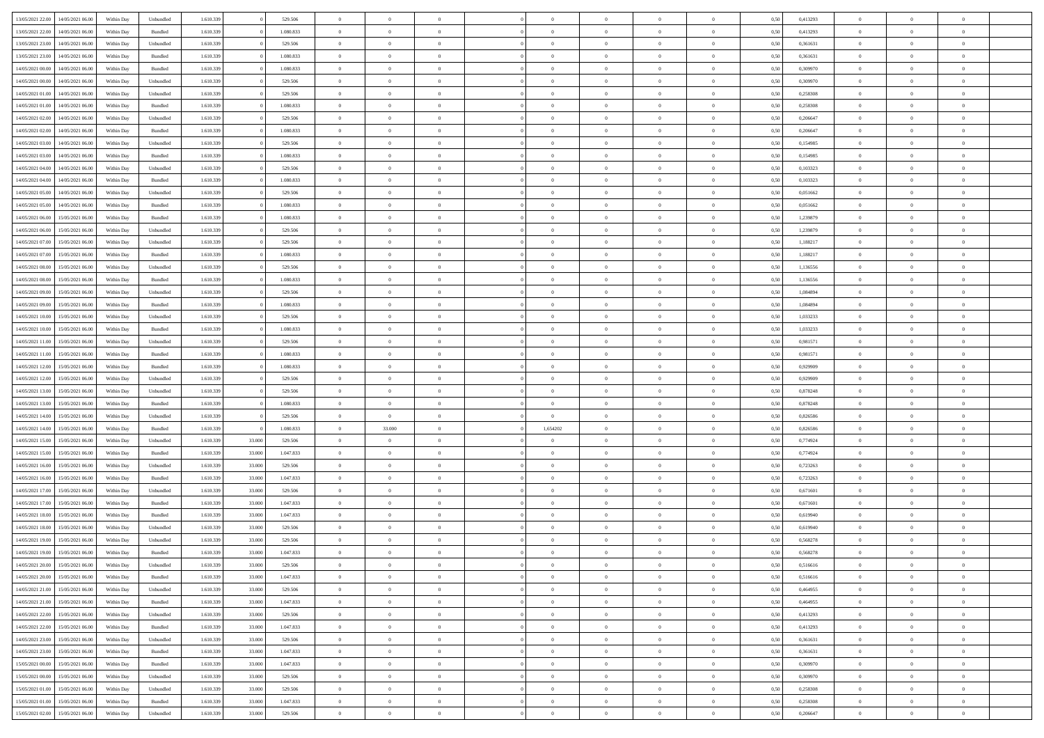| | | | | | | | | | | | | | | | | | | | | | |
|---|---|---|---|---|---|---|---|---|---|---|---|---|---|---|---|---|---|---|---|---|---|
| 13/05/2021 22:00 | 14/05/2021 06:00 | Within Day | Unbundled | 1.610.339 | 0 | 529.506 | 0 | 0 | 0 | | 0 | 0 | 0 | 0 | 0 | 0,50 | 0,413293 | 0 | 0 | 0 | |
| 13/05/2021 22:00 | 14/05/2021 06:00 | Within Day | Bundled | 1.610.339 | 0 | 1.080.833 | 0 | 0 | 0 | | 0 | 0 | 0 | 0 | 0 | 0,50 | 0,413293 | 0 | 0 | 0 | |
| 13/05/2021 23:00 | 14/05/2021 06:00 | Within Day | Unbundled | 1.610.339 | 0 | 529.506 | 0 | 0 | 0 | | 0 | 0 | 0 | 0 | 0 | 0,50 | 0,361631 | 0 | 0 | 0 | |
| 13/05/2021 23:00 | 14/05/2021 06:00 | Within Day | Bundled | 1.610.339 | 0 | 1.080.833 | 0 | 0 | 0 | | 0 | 0 | 0 | 0 | 0 | 0,50 | 0,361631 | 0 | 0 | 0 | |
| 14/05/2021 00:00 | 14/05/2021 06:00 | Within Day | Bundled | 1.610.339 | 0 | 1.080.833 | 0 | 0 | 0 | | 0 | 0 | 0 | 0 | 0 | 0,50 | 0,309970 | 0 | 0 | 0 | |
| 14/05/2021 00:00 | 14/05/2021 06:00 | Within Day | Unbundled | 1.610.339 | 0 | 529.506 | 0 | 0 | 0 | | 0 | 0 | 0 | 0 | 0 | 0,50 | 0,309970 | 0 | 0 | 0 | |
| 14/05/2021 01:00 | 14/05/2021 06:00 | Within Day | Unbundled | 1.610.339 | 0 | 529.506 | 0 | 0 | 0 | | 0 | 0 | 0 | 0 | 0 | 0,50 | 0,258308 | 0 | 0 | 0 | |
| 14/05/2021 01:00 | 14/05/2021 06:00 | Within Day | Bundled | 1.610.339 | 0 | 1.080.833 | 0 | 0 | 0 | | 0 | 0 | 0 | 0 | 0 | 0,50 | 0,258308 | 0 | 0 | 0 | |
| 14/05/2021 02:00 | 14/05/2021 06:00 | Within Day | Unbundled | 1.610.339 | 0 | 529.506 | 0 | 0 | 0 | | 0 | 0 | 0 | 0 | 0 | 0,50 | 0,206647 | 0 | 0 | 0 | |
| 14/05/2021 02:00 | 14/05/2021 06:00 | Within Day | Bundled | 1.610.339 | 0 | 1.080.833 | 0 | 0 | 0 | | 0 | 0 | 0 | 0 | 0 | 0,50 | 0,206647 | 0 | 0 | 0 | |
| 14/05/2021 03:00 | 14/05/2021 06:00 | Within Day | Unbundled | 1.610.339 | 0 | 529.506 | 0 | 0 | 0 | | 0 | 0 | 0 | 0 | 0 | 0,50 | 0,154985 | 0 | 0 | 0 | |
| 14/05/2021 03:00 | 14/05/2021 06:00 | Within Day | Bundled | 1.610.339 | 0 | 1.080.833 | 0 | 0 | 0 | | 0 | 0 | 0 | 0 | 0 | 0,50 | 0,154985 | 0 | 0 | 0 | |
| 14/05/2021 04:00 | 14/05/2021 06:00 | Within Day | Unbundled | 1.610.339 | 0 | 529.506 | 0 | 0 | 0 | | 0 | 0 | 0 | 0 | 0 | 0,50 | 0,103323 | 0 | 0 | 0 | |
| 14/05/2021 04:00 | 14/05/2021 06:00 | Within Day | Bundled | 1.610.339 | 0 | 1.080.833 | 0 | 0 | 0 | | 0 | 0 | 0 | 0 | 0 | 0,50 | 0,103323 | 0 | 0 | 0 | |
| 14/05/2021 05:00 | 14/05/2021 06:00 | Within Day | Unbundled | 1.610.339 | 0 | 529.506 | 0 | 0 | 0 | | 0 | 0 | 0 | 0 | 0 | 0,50 | 0,051662 | 0 | 0 | 0 | |
| 14/05/2021 05:00 | 14/05/2021 06:00 | Within Day | Bundled | 1.610.339 | 0 | 1.080.833 | 0 | 0 | 0 | | 0 | 0 | 0 | 0 | 0 | 0,50 | 0,051662 | 0 | 0 | 0 | |
| 14/05/2021 06:00 | 15/05/2021 06:00 | Within Day | Bundled | 1.610.339 | 0 | 1.080.833 | 0 | 0 | 0 | | 0 | 0 | 0 | 0 | 0 | 0,50 | 1,239879 | 0 | 0 | 0 | |
| 14/05/2021 06:00 | 15/05/2021 06:00 | Within Day | Unbundled | 1.610.339 | 0 | 529.506 | 0 | 0 | 0 | | 0 | 0 | 0 | 0 | 0 | 0,50 | 1,239879 | 0 | 0 | 0 | |
| 14/05/2021 07:00 | 15/05/2021 06:00 | Within Day | Unbundled | 1.610.339 | 0 | 529.506 | 0 | 0 | 0 | | 0 | 0 | 0 | 0 | 0 | 0,50 | 1,188217 | 0 | 0 | 0 | |
| 14/05/2021 07:00 | 15/05/2021 06:00 | Within Day | Bundled | 1.610.339 | 0 | 1.080.833 | 0 | 0 | 0 | | 0 | 0 | 0 | 0 | 0 | 0,50 | 1,188217 | 0 | 0 | 0 | |
| 14/05/2021 08:00 | 15/05/2021 06:00 | Within Day | Unbundled | 1.610.339 | 0 | 529.506 | 0 | 0 | 0 | | 0 | 0 | 0 | 0 | 0 | 0,50 | 1,136556 | 0 | 0 | 0 | |
| 14/05/2021 08:00 | 15/05/2021 06:00 | Within Day | Bundled | 1.610.339 | 0 | 1.080.833 | 0 | 0 | 0 | | 0 | 0 | 0 | 0 | 0 | 0,50 | 1,136556 | 0 | 0 | 0 | |
| 14/05/2021 09:00 | 15/05/2021 06:00 | Within Day | Unbundled | 1.610.339 | 0 | 529.506 | 0 | 0 | 0 | | 0 | 0 | 0 | 0 | 0 | 0,50 | 1,084894 | 0 | 0 | 0 | |
| 14/05/2021 09:00 | 15/05/2021 06:00 | Within Day | Bundled | 1.610.339 | 0 | 1.080.833 | 0 | 0 | 0 | | 0 | 0 | 0 | 0 | 0 | 0,50 | 1,084894 | 0 | 0 | 0 | |
| 14/05/2021 10:00 | 15/05/2021 06:00 | Within Day | Unbundled | 1.610.339 | 0 | 529.506 | 0 | 0 | 0 | | 0 | 0 | 0 | 0 | 0 | 0,50 | 1,033233 | 0 | 0 | 0 | |
| 14/05/2021 10:00 | 15/05/2021 06:00 | Within Day | Bundled | 1.610.339 | 0 | 1.080.833 | 0 | 0 | 0 | | 0 | 0 | 0 | 0 | 0 | 0,50 | 1,033233 | 0 | 0 | 0 | |
| 14/05/2021 11:00 | 15/05/2021 06:00 | Within Day | Unbundled | 1.610.339 | 0 | 529.506 | 0 | 0 | 0 | | 0 | 0 | 0 | 0 | 0 | 0,50 | 0,981571 | 0 | 0 | 0 | |
| 14/05/2021 11:00 | 15/05/2021 06:00 | Within Day | Bundled | 1.610.339 | 0 | 1.080.833 | 0 | 0 | 0 | | 0 | 0 | 0 | 0 | 0 | 0,50 | 0,981571 | 0 | 0 | 0 | |
| 14/05/2021 12:00 | 15/05/2021 06:00 | Within Day | Bundled | 1.610.339 | 0 | 1.080.833 | 0 | 0 | 0 | | 0 | 0 | 0 | 0 | 0 | 0,50 | 0,929909 | 0 | 0 | 0 | |
| 14/05/2021 12:00 | 15/05/2021 06:00 | Within Day | Unbundled | 1.610.339 | 0 | 529.506 | 0 | 0 | 0 | | 0 | 0 | 0 | 0 | 0 | 0,50 | 0,929909 | 0 | 0 | 0 | |
| 14/05/2021 13:00 | 15/05/2021 06:00 | Within Day | Unbundled | 1.610.339 | 0 | 529.506 | 0 | 0 | 0 | | 0 | 0 | 0 | 0 | 0 | 0,50 | 0,878248 | 0 | 0 | 0 | |
| 14/05/2021 13:00 | 15/05/2021 06:00 | Within Day | Bundled | 1.610.339 | 0 | 1.080.833 | 0 | 0 | 0 | | 0 | 0 | 0 | 0 | 0 | 0,50 | 0,878248 | 0 | 0 | 0 | |
| 14/05/2021 14:00 | 15/05/2021 06:00 | Within Day | Unbundled | 1.610.339 | 0 | 529.506 | 0 | 0 | 0 | | 0 | 0 | 0 | 0 | 0 | 0,50 | 0,826586 | 0 | 0 | 0 | |
| 14/05/2021 14:00 | 15/05/2021 06:00 | Within Day | Bundled | 1.610.339 | 0 | 1.080.833 | 0 | 33.000 | 0 | | 1,654202 | 0 | 0 | 0 | 0 | 0,50 | 0,826586 | 0 | 0 | 0 | |
| 14/05/2021 15:00 | 15/05/2021 06:00 | Within Day | Unbundled | 1.610.339 | 33.000 | 529.506 | 0 | 0 | 0 | | 0 | 0 | 0 | 0 | 0 | 0,50 | 0,774924 | 0 | 0 | 0 | |
| 14/05/2021 15:00 | 15/05/2021 06:00 | Within Day | Bundled | 1.610.339 | 33.000 | 1.047.833 | 0 | 0 | 0 | | 0 | 0 | 0 | 0 | 0 | 0,50 | 0,774924 | 0 | 0 | 0 | |
| 14/05/2021 16:00 | 15/05/2021 06:00 | Within Day | Unbundled | 1.610.339 | 33.000 | 529.506 | 0 | 0 | 0 | | 0 | 0 | 0 | 0 | 0 | 0,50 | 0,723263 | 0 | 0 | 0 | |
| 14/05/2021 16:00 | 15/05/2021 06:00 | Within Day | Bundled | 1.610.339 | 33.000 | 1.047.833 | 0 | 0 | 0 | | 0 | 0 | 0 | 0 | 0 | 0,50 | 0,723263 | 0 | 0 | 0 | |
| 14/05/2021 17:00 | 15/05/2021 06:00 | Within Day | Unbundled | 1.610.339 | 33.000 | 529.506 | 0 | 0 | 0 | | 0 | 0 | 0 | 0 | 0 | 0,50 | 0,671601 | 0 | 0 | 0 | |
| 14/05/2021 17:00 | 15/05/2021 06:00 | Within Day | Bundled | 1.610.339 | 33.000 | 1.047.833 | 0 | 0 | 0 | | 0 | 0 | 0 | 0 | 0 | 0,50 | 0,671601 | 0 | 0 | 0 | |
| 14/05/2021 18:00 | 15/05/2021 06:00 | Within Day | Bundled | 1.610.339 | 33.000 | 1.047.833 | 0 | 0 | 0 | | 0 | 0 | 0 | 0 | 0 | 0,50 | 0,619940 | 0 | 0 | 0 | |
| 14/05/2021 18:00 | 15/05/2021 06:00 | Within Day | Unbundled | 1.610.339 | 33.000 | 529.506 | 0 | 0 | 0 | | 0 | 0 | 0 | 0 | 0 | 0,50 | 0,619940 | 0 | 0 | 0 | |
| 14/05/2021 19:00 | 15/05/2021 06:00 | Within Day | Unbundled | 1.610.339 | 33.000 | 529.506 | 0 | 0 | 0 | | 0 | 0 | 0 | 0 | 0 | 0,50 | 0,568278 | 0 | 0 | 0 | |
| 14/05/2021 19:00 | 15/05/2021 06:00 | Within Day | Bundled | 1.610.339 | 33.000 | 1.047.833 | 0 | 0 | 0 | | 0 | 0 | 0 | 0 | 0 | 0,50 | 0,568278 | 0 | 0 | 0 | |
| 14/05/2021 20:00 | 15/05/2021 06:00 | Within Day | Unbundled | 1.610.339 | 33.000 | 529.506 | 0 | 0 | 0 | | 0 | 0 | 0 | 0 | 0 | 0,50 | 0,516616 | 0 | 0 | 0 | |
| 14/05/2021 20:00 | 15/05/2021 06:00 | Within Day | Bundled | 1.610.339 | 33.000 | 1.047.833 | 0 | 0 | 0 | | 0 | 0 | 0 | 0 | 0 | 0,50 | 0,516616 | 0 | 0 | 0 | |
| 14/05/2021 21:00 | 15/05/2021 06:00 | Within Day | Unbundled | 1.610.339 | 33.000 | 529.506 | 0 | 0 | 0 | | 0 | 0 | 0 | 0 | 0 | 0,50 | 0,464955 | 0 | 0 | 0 | |
| 14/05/2021 21:00 | 15/05/2021 06:00 | Within Day | Bundled | 1.610.339 | 33.000 | 1.047.833 | 0 | 0 | 0 | | 0 | 0 | 0 | 0 | 0 | 0,50 | 0,464955 | 0 | 0 | 0 | |
| 14/05/2021 22:00 | 15/05/2021 06:00 | Within Day | Unbundled | 1.610.339 | 33.000 | 529.506 | 0 | 0 | 0 | | 0 | 0 | 0 | 0 | 0 | 0,50 | 0,413293 | 0 | 0 | 0 | |
| 14/05/2021 22:00 | 15/05/2021 06:00 | Within Day | Bundled | 1.610.339 | 33.000 | 1.047.833 | 0 | 0 | 0 | | 0 | 0 | 0 | 0 | 0 | 0,50 | 0,413293 | 0 | 0 | 0 | |
| 14/05/2021 23:00 | 15/05/2021 06:00 | Within Day | Unbundled | 1.610.339 | 33.000 | 529.506 | 0 | 0 | 0 | | 0 | 0 | 0 | 0 | 0 | 0,50 | 0,361631 | 0 | 0 | 0 | |
| 14/05/2021 23:00 | 15/05/2021 06:00 | Within Day | Bundled | 1.610.339 | 33.000 | 1.047.833 | 0 | 0 | 0 | | 0 | 0 | 0 | 0 | 0 | 0,50 | 0,361631 | 0 | 0 | 0 | |
| 15/05/2021 00:00 | 15/05/2021 06:00 | Within Day | Bundled | 1.610.339 | 33.000 | 1.047.833 | 0 | 0 | 0 | | 0 | 0 | 0 | 0 | 0 | 0,50 | 0,309970 | 0 | 0 | 0 | |
| 15/05/2021 00:00 | 15/05/2021 06:00 | Within Day | Unbundled | 1.610.339 | 33.000 | 529.506 | 0 | 0 | 0 | | 0 | 0 | 0 | 0 | 0 | 0,50 | 0,309970 | 0 | 0 | 0 | |
| 15/05/2021 01:00 | 15/05/2021 06:00 | Within Day | Unbundled | 1.610.339 | 33.000 | 529.506 | 0 | 0 | 0 | | 0 | 0 | 0 | 0 | 0 | 0,50 | 0,258308 | 0 | 0 | 0 | |
| 15/05/2021 01:00 | 15/05/2021 06:00 | Within Day | Bundled | 1.610.339 | 33.000 | 1.047.833 | 0 | 0 | 0 | | 0 | 0 | 0 | 0 | 0 | 0,50 | 0,258308 | 0 | 0 | 0 | |
| 15/05/2021 02:00 | 15/05/2021 06:00 | Within Day | Unbundled | 1.610.339 | 33.000 | 529.506 | 0 | 0 | 0 | | 0 | 0 | 0 | 0 | 0 | 0,50 | 0,206647 | 0 | 0 | 0 | |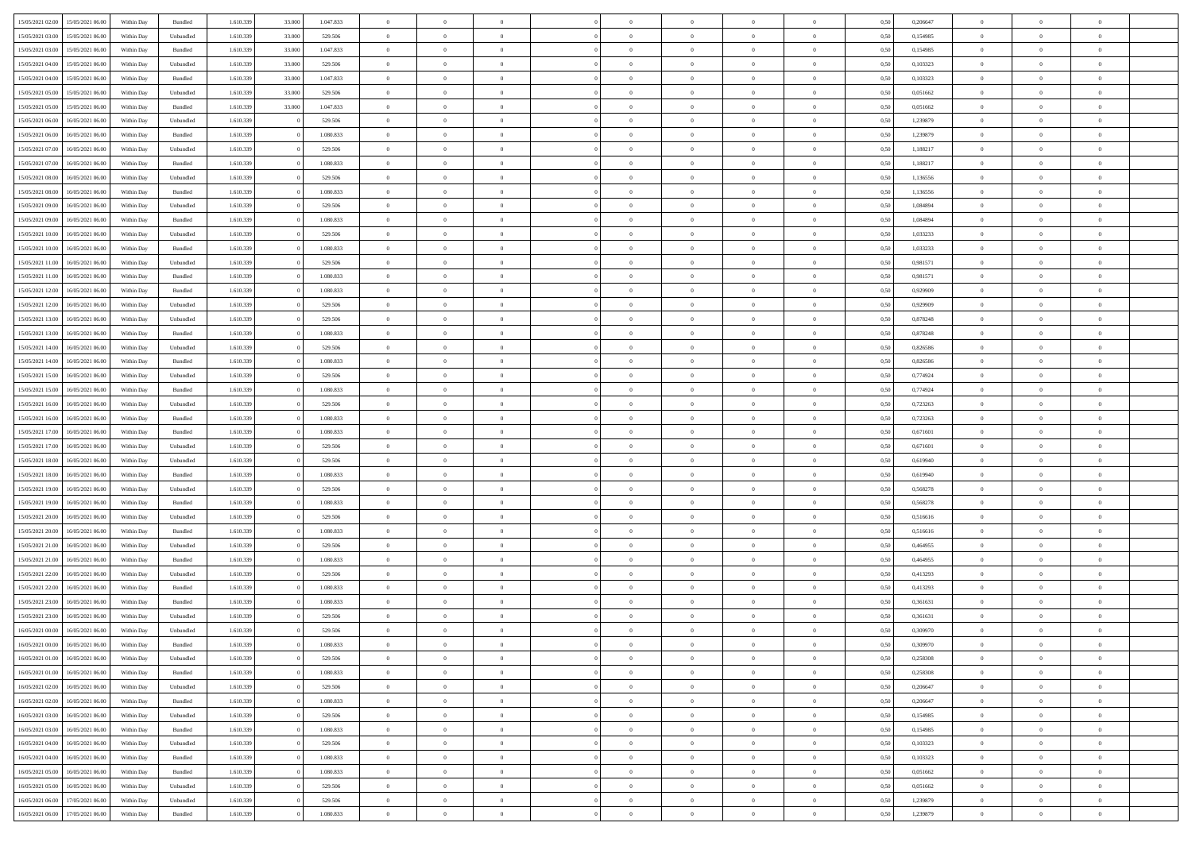| | | | | | | | | | | | | | | | | | | | | | |
|---|---|---|---|---|---|---|---|---|---|---|---|---|---|---|---|---|---|---|---|---|---|
| 15/05/2021 02:00 | 15/05/2021 06:00 | Within Day | Bundled | 1.610.339 | 33.000 | 1.047.833 | 0 | 0 | 0 | | 0 | 0 | 0 | 0 | 0 | 0,50 | 0,206647 | 0 | 0 | 0 | |
| 15/05/2021 03:00 | 15/05/2021 06:00 | Within Day | Unbundled | 1.610.339 | 33.000 | 529.506 | 0 | 0 | 0 | | 0 | 0 | 0 | 0 | 0 | 0,50 | 0,154985 | 0 | 0 | 0 | |
| 15/05/2021 03:00 | 15/05/2021 06:00 | Within Day | Bundled | 1.610.339 | 33.000 | 1.047.833 | 0 | 0 | 0 | | 0 | 0 | 0 | 0 | 0 | 0,50 | 0,154985 | 0 | 0 | 0 | |
| 15/05/2021 04:00 | 15/05/2021 06:00 | Within Day | Unbundled | 1.610.339 | 33.000 | 529.506 | 0 | 0 | 0 | | 0 | 0 | 0 | 0 | 0 | 0,50 | 0,103323 | 0 | 0 | 0 | |
| 15/05/2021 04:00 | 15/05/2021 06:00 | Within Day | Bundled | 1.610.339 | 33.000 | 1.047.833 | 0 | 0 | 0 | | 0 | 0 | 0 | 0 | 0 | 0,50 | 0,103323 | 0 | 0 | 0 | |
| 15/05/2021 05:00 | 15/05/2021 06:00 | Within Day | Unbundled | 1.610.339 | 33.000 | 529.506 | 0 | 0 | 0 | | 0 | 0 | 0 | 0 | 0 | 0,50 | 0,051662 | 0 | 0 | 0 | |
| 15/05/2021 05:00 | 15/05/2021 06:00 | Within Day | Bundled | 1.610.339 | 33.000 | 1.047.833 | 0 | 0 | 0 | | 0 | 0 | 0 | 0 | 0 | 0,50 | 0,051662 | 0 | 0 | 0 | |
| 15/05/2021 06:00 | 16/05/2021 06:00 | Within Day | Unbundled | 1.610.339 | 0 | 529.506 | 0 | 0 | 0 | | 0 | 0 | 0 | 0 | 0 | 0,50 | 1,239879 | 0 | 0 | 0 | |
| 15/05/2021 06:00 | 16/05/2021 06:00 | Within Day | Bundled | 1.610.339 | 0 | 1.080.833 | 0 | 0 | 0 | | 0 | 0 | 0 | 0 | 0 | 0,50 | 1,239879 | 0 | 0 | 0 | |
| 15/05/2021 07:00 | 16/05/2021 06:00 | Within Day | Unbundled | 1.610.339 | 0 | 529.506 | 0 | 0 | 0 | | 0 | 0 | 0 | 0 | 0 | 0,50 | 1,188217 | 0 | 0 | 0 | |
| 15/05/2021 07:00 | 16/05/2021 06:00 | Within Day | Bundled | 1.610.339 | 0 | 1.080.833 | 0 | 0 | 0 | | 0 | 0 | 0 | 0 | 0 | 0,50 | 1,188217 | 0 | 0 | 0 | |
| 15/05/2021 08:00 | 16/05/2021 06:00 | Within Day | Unbundled | 1.610.339 | 0 | 529.506 | 0 | 0 | 0 | | 0 | 0 | 0 | 0 | 0 | 0,50 | 1,136556 | 0 | 0 | 0 | |
| 15/05/2021 08:00 | 16/05/2021 06:00 | Within Day | Bundled | 1.610.339 | 0 | 1.080.833 | 0 | 0 | 0 | | 0 | 0 | 0 | 0 | 0 | 0,50 | 1,136556 | 0 | 0 | 0 | |
| 15/05/2021 09:00 | 16/05/2021 06:00 | Within Day | Unbundled | 1.610.339 | 0 | 529.506 | 0 | 0 | 0 | | 0 | 0 | 0 | 0 | 0 | 0,50 | 1,084894 | 0 | 0 | 0 | |
| 15/05/2021 09:00 | 16/05/2021 06:00 | Within Day | Bundled | 1.610.339 | 0 | 1.080.833 | 0 | 0 | 0 | | 0 | 0 | 0 | 0 | 0 | 0,50 | 1,084894 | 0 | 0 | 0 | |
| 15/05/2021 10:00 | 16/05/2021 06:00 | Within Day | Unbundled | 1.610.339 | 0 | 529.506 | 0 | 0 | 0 | | 0 | 0 | 0 | 0 | 0 | 0,50 | 1,033233 | 0 | 0 | 0 | |
| 15/05/2021 10:00 | 16/05/2021 06:00 | Within Day | Bundled | 1.610.339 | 0 | 1.080.833 | 0 | 0 | 0 | | 0 | 0 | 0 | 0 | 0 | 0,50 | 1,033233 | 0 | 0 | 0 | |
| 15/05/2021 11:00 | 16/05/2021 06:00 | Within Day | Unbundled | 1.610.339 | 0 | 529.506 | 0 | 0 | 0 | | 0 | 0 | 0 | 0 | 0 | 0,50 | 0,981571 | 0 | 0 | 0 | |
| 15/05/2021 11:00 | 16/05/2021 06:00 | Within Day | Bundled | 1.610.339 | 0 | 1.080.833 | 0 | 0 | 0 | | 0 | 0 | 0 | 0 | 0 | 0,50 | 0,981571 | 0 | 0 | 0 | |
| 15/05/2021 12:00 | 16/05/2021 06:00 | Within Day | Bundled | 1.610.339 | 0 | 1.080.833 | 0 | 0 | 0 | | 0 | 0 | 0 | 0 | 0 | 0,50 | 0,929909 | 0 | 0 | 0 | |
| 15/05/2021 12:00 | 16/05/2021 06:00 | Within Day | Unbundled | 1.610.339 | 0 | 529.506 | 0 | 0 | 0 | | 0 | 0 | 0 | 0 | 0 | 0,50 | 0,929909 | 0 | 0 | 0 | |
| 15/05/2021 13:00 | 16/05/2021 06:00 | Within Day | Unbundled | 1.610.339 | 0 | 529.506 | 0 | 0 | 0 | | 0 | 0 | 0 | 0 | 0 | 0,50 | 0,878248 | 0 | 0 | 0 | |
| 15/05/2021 13:00 | 16/05/2021 06:00 | Within Day | Bundled | 1.610.339 | 0 | 1.080.833 | 0 | 0 | 0 | | 0 | 0 | 0 | 0 | 0 | 0,50 | 0,878248 | 0 | 0 | 0 | |
| 15/05/2021 14:00 | 16/05/2021 06:00 | Within Day | Unbundled | 1.610.339 | 0 | 529.506 | 0 | 0 | 0 | | 0 | 0 | 0 | 0 | 0 | 0,50 | 0,826586 | 0 | 0 | 0 | |
| 15/05/2021 14:00 | 16/05/2021 06:00 | Within Day | Bundled | 1.610.339 | 0 | 1.080.833 | 0 | 0 | 0 | | 0 | 0 | 0 | 0 | 0 | 0,50 | 0,826586 | 0 | 0 | 0 | |
| 15/05/2021 15:00 | 16/05/2021 06:00 | Within Day | Unbundled | 1.610.339 | 0 | 529.506 | 0 | 0 | 0 | | 0 | 0 | 0 | 0 | 0 | 0,50 | 0,774924 | 0 | 0 | 0 | |
| 15/05/2021 15:00 | 16/05/2021 06:00 | Within Day | Bundled | 1.610.339 | 0 | 1.080.833 | 0 | 0 | 0 | | 0 | 0 | 0 | 0 | 0 | 0,50 | 0,774924 | 0 | 0 | 0 | |
| 15/05/2021 16:00 | 16/05/2021 06:00 | Within Day | Unbundled | 1.610.339 | 0 | 529.506 | 0 | 0 | 0 | | 0 | 0 | 0 | 0 | 0 | 0,50 | 0,723263 | 0 | 0 | 0 | |
| 15/05/2021 16:00 | 16/05/2021 06:00 | Within Day | Bundled | 1.610.339 | 0 | 1.080.833 | 0 | 0 | 0 | | 0 | 0 | 0 | 0 | 0 | 0,50 | 0,723263 | 0 | 0 | 0 | |
| 15/05/2021 17:00 | 16/05/2021 06:00 | Within Day | Bundled | 1.610.339 | 0 | 1.080.833 | 0 | 0 | 0 | | 0 | 0 | 0 | 0 | 0 | 0,50 | 0,671601 | 0 | 0 | 0 | |
| 15/05/2021 17:00 | 16/05/2021 06:00 | Within Day | Unbundled | 1.610.339 | 0 | 529.506 | 0 | 0 | 0 | | 0 | 0 | 0 | 0 | 0 | 0,50 | 0,671601 | 0 | 0 | 0 | |
| 15/05/2021 18:00 | 16/05/2021 06:00 | Within Day | Unbundled | 1.610.339 | 0 | 529.506 | 0 | 0 | 0 | | 0 | 0 | 0 | 0 | 0 | 0,50 | 0,619940 | 0 | 0 | 0 | |
| 15/05/2021 18:00 | 16/05/2021 06:00 | Within Day | Bundled | 1.610.339 | 0 | 1.080.833 | 0 | 0 | 0 | | 0 | 0 | 0 | 0 | 0 | 0,50 | 0,619940 | 0 | 0 | 0 | |
| 15/05/2021 19:00 | 16/05/2021 06:00 | Within Day | Unbundled | 1.610.339 | 0 | 529.506 | 0 | 0 | 0 | | 0 | 0 | 0 | 0 | 0 | 0,50 | 0,568278 | 0 | 0 | 0 | |
| 15/05/2021 19:00 | 16/05/2021 06:00 | Within Day | Bundled | 1.610.339 | 0 | 1.080.833 | 0 | 0 | 0 | | 0 | 0 | 0 | 0 | 0 | 0,50 | 0,568278 | 0 | 0 | 0 | |
| 15/05/2021 20:00 | 16/05/2021 06:00 | Within Day | Unbundled | 1.610.339 | 0 | 529.506 | 0 | 0 | 0 | | 0 | 0 | 0 | 0 | 0 | 0,50 | 0,516616 | 0 | 0 | 0 | |
| 15/05/2021 20:00 | 16/05/2021 06:00 | Within Day | Bundled | 1.610.339 | 0 | 1.080.833 | 0 | 0 | 0 | | 0 | 0 | 0 | 0 | 0 | 0,50 | 0,516616 | 0 | 0 | 0 | |
| 15/05/2021 21:00 | 16/05/2021 06:00 | Within Day | Unbundled | 1.610.339 | 0 | 529.506 | 0 | 0 | 0 | | 0 | 0 | 0 | 0 | 0 | 0,50 | 0,464955 | 0 | 0 | 0 | |
| 15/05/2021 21:00 | 16/05/2021 06:00 | Within Day | Bundled | 1.610.339 | 0 | 1.080.833 | 0 | 0 | 0 | | 0 | 0 | 0 | 0 | 0 | 0,50 | 0,464955 | 0 | 0 | 0 | |
| 15/05/2021 22:00 | 16/05/2021 06:00 | Within Day | Unbundled | 1.610.339 | 0 | 529.506 | 0 | 0 | 0 | | 0 | 0 | 0 | 0 | 0 | 0,50 | 0,413293 | 0 | 0 | 0 | |
| 15/05/2021 22:00 | 16/05/2021 06:00 | Within Day | Bundled | 1.610.339 | 0 | 1.080.833 | 0 | 0 | 0 | | 0 | 0 | 0 | 0 | 0 | 0,50 | 0,413293 | 0 | 0 | 0 | |
| 15/05/2021 23:00 | 16/05/2021 06:00 | Within Day | Bundled | 1.610.339 | 0 | 1.080.833 | 0 | 0 | 0 | | 0 | 0 | 0 | 0 | 0 | 0,50 | 0,361631 | 0 | 0 | 0 | |
| 15/05/2021 23:00 | 16/05/2021 06:00 | Within Day | Unbundled | 1.610.339 | 0 | 529.506 | 0 | 0 | 0 | | 0 | 0 | 0 | 0 | 0 | 0,50 | 0,361631 | 0 | 0 | 0 | |
| 16/05/2021 00:00 | 16/05/2021 06:00 | Within Day | Unbundled | 1.610.339 | 0 | 529.506 | 0 | 0 | 0 | | 0 | 0 | 0 | 0 | 0 | 0,50 | 0,309970 | 0 | 0 | 0 | |
| 16/05/2021 00:00 | 16/05/2021 06:00 | Within Day | Bundled | 1.610.339 | 0 | 1.080.833 | 0 | 0 | 0 | | 0 | 0 | 0 | 0 | 0 | 0,50 | 0,309970 | 0 | 0 | 0 | |
| 16/05/2021 01:00 | 16/05/2021 06:00 | Within Day | Unbundled | 1.610.339 | 0 | 529.506 | 0 | 0 | 0 | | 0 | 0 | 0 | 0 | 0 | 0,50 | 0,258308 | 0 | 0 | 0 | |
| 16/05/2021 01:00 | 16/05/2021 06:00 | Within Day | Bundled | 1.610.339 | 0 | 1.080.833 | 0 | 0 | 0 | | 0 | 0 | 0 | 0 | 0 | 0,50 | 0,258308 | 0 | 0 | 0 | |
| 16/05/2021 02:00 | 16/05/2021 06:00 | Within Day | Unbundled | 1.610.339 | 0 | 529.506 | 0 | 0 | 0 | | 0 | 0 | 0 | 0 | 0 | 0,50 | 0,206647 | 0 | 0 | 0 | |
| 16/05/2021 02:00 | 16/05/2021 06:00 | Within Day | Bundled | 1.610.339 | 0 | 1.080.833 | 0 | 0 | 0 | | 0 | 0 | 0 | 0 | 0 | 0,50 | 0,206647 | 0 | 0 | 0 | |
| 16/05/2021 03:00 | 16/05/2021 06:00 | Within Day | Unbundled | 1.610.339 | 0 | 529.506 | 0 | 0 | 0 | | 0 | 0 | 0 | 0 | 0 | 0,50 | 0,154985 | 0 | 0 | 0 | |
| 16/05/2021 03:00 | 16/05/2021 06:00 | Within Day | Bundled | 1.610.339 | 0 | 1.080.833 | 0 | 0 | 0 | | 0 | 0 | 0 | 0 | 0 | 0,50 | 0,154985 | 0 | 0 | 0 | |
| 16/05/2021 04:00 | 16/05/2021 06:00 | Within Day | Unbundled | 1.610.339 | 0 | 529.506 | 0 | 0 | 0 | | 0 | 0 | 0 | 0 | 0 | 0,50 | 0,103323 | 0 | 0 | 0 | |
| 16/05/2021 04:00 | 16/05/2021 06:00 | Within Day | Bundled | 1.610.339 | 0 | 1.080.833 | 0 | 0 | 0 | | 0 | 0 | 0 | 0 | 0 | 0,50 | 0,103323 | 0 | 0 | 0 | |
| 16/05/2021 05:00 | 16/05/2021 06:00 | Within Day | Bundled | 1.610.339 | 0 | 1.080.833 | 0 | 0 | 0 | | 0 | 0 | 0 | 0 | 0 | 0,50 | 0,051662 | 0 | 0 | 0 | |
| 16/05/2021 05:00 | 16/05/2021 06:00 | Within Day | Unbundled | 1.610.339 | 0 | 529.506 | 0 | 0 | 0 | | 0 | 0 | 0 | 0 | 0 | 0,50 | 0,051662 | 0 | 0 | 0 | |
| 16/05/2021 06:00 | 17/05/2021 06:00 | Within Day | Unbundled | 1.610.339 | 0 | 529.506 | 0 | 0 | 0 | | 0 | 0 | 0 | 0 | 0 | 0,50 | 1,239879 | 0 | 0 | 0 | |
| 16/05/2021 06:00 | 17/05/2021 06:00 | Within Day | Bundled | 1.610.339 | 0 | 1.080.833 | 0 | 0 | 0 | | 0 | 0 | 0 | 0 | 0 | 0,50 | 1,239879 | 0 | 0 | 0 | |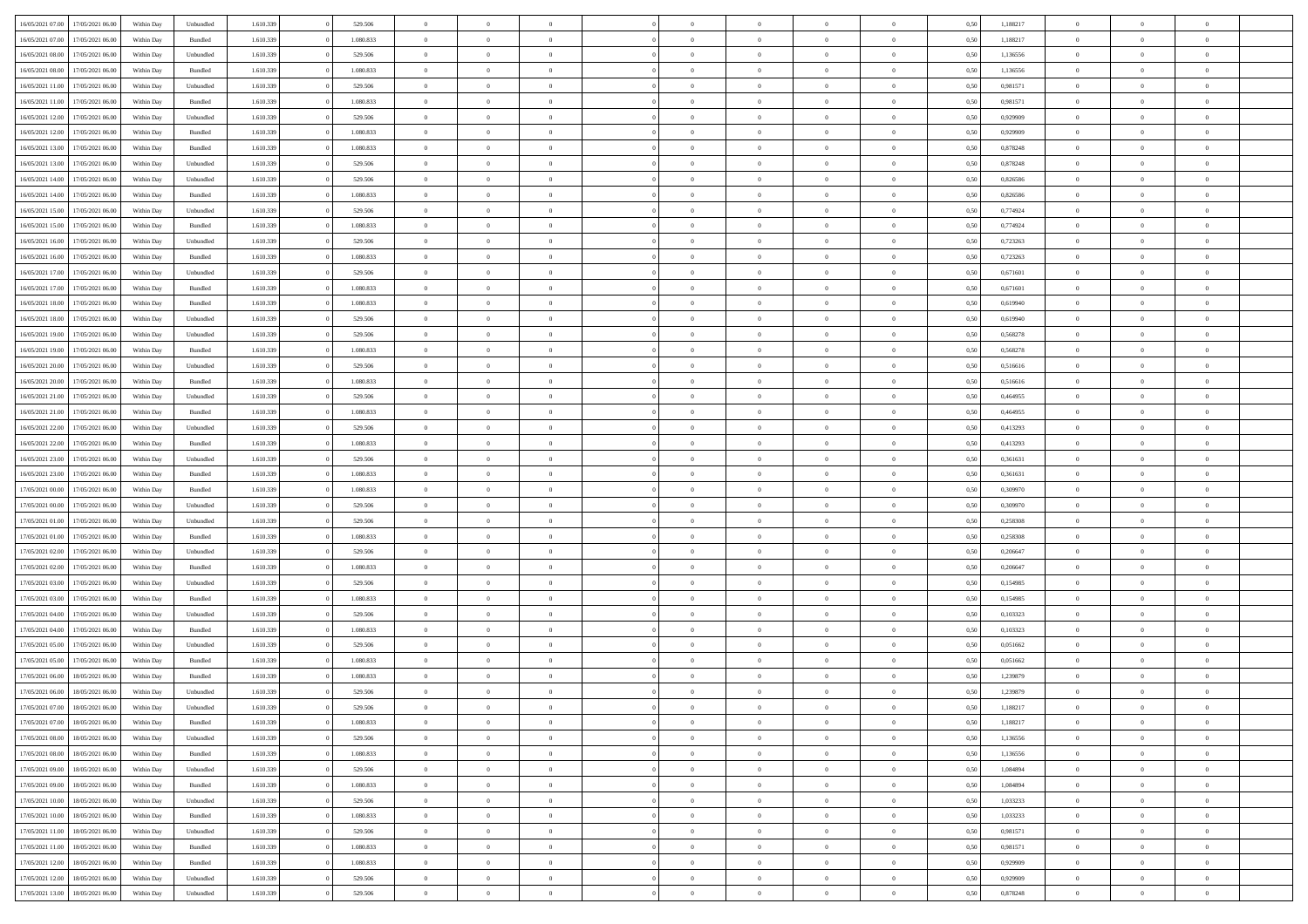| | | | | | | | | | | | | | | | | | | | | |
|---|---|---|---|---|---|---|---|---|---|---|---|---|---|---|---|---|---|---|---|---|
| 16/05/2021 07:00 | 17/05/2021 06:00 | Within Day | Unbundled | 1.610.339 | 0 | 529.506 | 0 | 0 | 0 | | 0 | 0 | 0 | 0 | 0,50 | 1,188217 | 0 | 0 | 0 | |
| 16/05/2021 07:00 | 17/05/2021 06:00 | Within Day | Bundled | 1.610.339 | 0 | 1.080.833 | 0 | 0 | 0 | | 0 | 0 | 0 | 0 | 0,50 | 1,188217 | 0 | 0 | 0 | |
| 16/05/2021 08:00 | 17/05/2021 06:00 | Within Day | Unbundled | 1.610.339 | 0 | 529.506 | 0 | 0 | 0 | | 0 | 0 | 0 | 0 | 0,50 | 1,136556 | 0 | 0 | 0 | |
| 16/05/2021 08:00 | 17/05/2021 06:00 | Within Day | Bundled | 1.610.339 | 0 | 1.080.833 | 0 | 0 | 0 | | 0 | 0 | 0 | 0 | 0,50 | 1,136556 | 0 | 0 | 0 | |
| 16/05/2021 11:00 | 17/05/2021 06:00 | Within Day | Unbundled | 1.610.339 | 0 | 529.506 | 0 | 0 | 0 | | 0 | 0 | 0 | 0 | 0,50 | 0,981571 | 0 | 0 | 0 | |
| 16/05/2021 11:00 | 17/05/2021 06:00 | Within Day | Bundled | 1.610.339 | 0 | 1.080.833 | 0 | 0 | 0 | | 0 | 0 | 0 | 0 | 0,50 | 0,981571 | 0 | 0 | 0 | |
| 16/05/2021 12:00 | 17/05/2021 06:00 | Within Day | Unbundled | 1.610.339 | 0 | 529.506 | 0 | 0 | 0 | | 0 | 0 | 0 | 0 | 0,50 | 0,929909 | 0 | 0 | 0 | |
| 16/05/2021 12:00 | 17/05/2021 06:00 | Within Day | Bundled | 1.610.339 | 0 | 1.080.833 | 0 | 0 | 0 | | 0 | 0 | 0 | 0 | 0,50 | 0,929909 | 0 | 0 | 0 | |
| 16/05/2021 13:00 | 17/05/2021 06:00 | Within Day | Bundled | 1.610.339 | 0 | 1.080.833 | 0 | 0 | 0 | | 0 | 0 | 0 | 0 | 0,50 | 0,878248 | 0 | 0 | 0 | |
| 16/05/2021 13:00 | 17/05/2021 06:00 | Within Day | Unbundled | 1.610.339 | 0 | 529.506 | 0 | 0 | 0 | | 0 | 0 | 0 | 0 | 0,50 | 0,878248 | 0 | 0 | 0 | |
| 16/05/2021 14:00 | 17/05/2021 06:00 | Within Day | Unbundled | 1.610.339 | 0 | 529.506 | 0 | 0 | 0 | | 0 | 0 | 0 | 0 | 0,50 | 0,826586 | 0 | 0 | 0 | |
| 16/05/2021 14:00 | 17/05/2021 06:00 | Within Day | Bundled | 1.610.339 | 0 | 1.080.833 | 0 | 0 | 0 | | 0 | 0 | 0 | 0 | 0,50 | 0,826586 | 0 | 0 | 0 | |
| 16/05/2021 15:00 | 17/05/2021 06:00 | Within Day | Unbundled | 1.610.339 | 0 | 529.506 | 0 | 0 | 0 | | 0 | 0 | 0 | 0 | 0,50 | 0,774924 | 0 | 0 | 0 | |
| 16/05/2021 15:00 | 17/05/2021 06:00 | Within Day | Bundled | 1.610.339 | 0 | 1.080.833 | 0 | 0 | 0 | | 0 | 0 | 0 | 0 | 0,50 | 0,774924 | 0 | 0 | 0 | |
| 16/05/2021 16:00 | 17/05/2021 06:00 | Within Day | Unbundled | 1.610.339 | 0 | 529.506 | 0 | 0 | 0 | | 0 | 0 | 0 | 0 | 0,50 | 0,723263 | 0 | 0 | 0 | |
| 16/05/2021 16:00 | 17/05/2021 06:00 | Within Day | Bundled | 1.610.339 | 0 | 1.080.833 | 0 | 0 | 0 | | 0 | 0 | 0 | 0 | 0,50 | 0,723263 | 0 | 0 | 0 | |
| 16/05/2021 17:00 | 17/05/2021 06:00 | Within Day | Unbundled | 1.610.339 | 0 | 529.506 | 0 | 0 | 0 | | 0 | 0 | 0 | 0 | 0,50 | 0,671601 | 0 | 0 | 0 | |
| 16/05/2021 17:00 | 17/05/2021 06:00 | Within Day | Bundled | 1.610.339 | 0 | 1.080.833 | 0 | 0 | 0 | | 0 | 0 | 0 | 0 | 0,50 | 0,671601 | 0 | 0 | 0 | |
| 16/05/2021 18:00 | 17/05/2021 06:00 | Within Day | Bundled | 1.610.339 | 0 | 1.080.833 | 0 | 0 | 0 | | 0 | 0 | 0 | 0 | 0,50 | 0,619940 | 0 | 0 | 0 | |
| 16/05/2021 18:00 | 17/05/2021 06:00 | Within Day | Unbundled | 1.610.339 | 0 | 529.506 | 0 | 0 | 0 | | 0 | 0 | 0 | 0 | 0,50 | 0,619940 | 0 | 0 | 0 | |
| 16/05/2021 19:00 | 17/05/2021 06:00 | Within Day | Unbundled | 1.610.339 | 0 | 529.506 | 0 | 0 | 0 | | 0 | 0 | 0 | 0 | 0,50 | 0,568278 | 0 | 0 | 0 | |
| 16/05/2021 19:00 | 17/05/2021 06:00 | Within Day | Bundled | 1.610.339 | 0 | 1.080.833 | 0 | 0 | 0 | | 0 | 0 | 0 | 0 | 0,50 | 0,568278 | 0 | 0 | 0 | |
| 16/05/2021 20:00 | 17/05/2021 06:00 | Within Day | Unbundled | 1.610.339 | 0 | 529.506 | 0 | 0 | 0 | | 0 | 0 | 0 | 0 | 0,50 | 0,516616 | 0 | 0 | 0 | |
| 16/05/2021 20:00 | 17/05/2021 06:00 | Within Day | Bundled | 1.610.339 | 0 | 1.080.833 | 0 | 0 | 0 | | 0 | 0 | 0 | 0 | 0,50 | 0,516616 | 0 | 0 | 0 | |
| 16/05/2021 21:00 | 17/05/2021 06:00 | Within Day | Unbundled | 1.610.339 | 0 | 529.506 | 0 | 0 | 0 | | 0 | 0 | 0 | 0 | 0,50 | 0,464955 | 0 | 0 | 0 | |
| 16/05/2021 21:00 | 17/05/2021 06:00 | Within Day | Bundled | 1.610.339 | 0 | 1.080.833 | 0 | 0 | 0 | | 0 | 0 | 0 | 0 | 0,50 | 0,464955 | 0 | 0 | 0 | |
| 16/05/2021 22:00 | 17/05/2021 06:00 | Within Day | Unbundled | 1.610.339 | 0 | 529.506 | 0 | 0 | 0 | | 0 | 0 | 0 | 0 | 0,50 | 0,413293 | 0 | 0 | 0 | |
| 16/05/2021 22:00 | 17/05/2021 06:00 | Within Day | Bundled | 1.610.339 | 0 | 1.080.833 | 0 | 0 | 0 | | 0 | 0 | 0 | 0 | 0,50 | 0,413293 | 0 | 0 | 0 | |
| 16/05/2021 23:00 | 17/05/2021 06:00 | Within Day | Unbundled | 1.610.339 | 0 | 529.506 | 0 | 0 | 0 | | 0 | 0 | 0 | 0 | 0,50 | 0,361631 | 0 | 0 | 0 | |
| 16/05/2021 23:00 | 17/05/2021 06:00 | Within Day | Bundled | 1.610.339 | 0 | 1.080.833 | 0 | 0 | 0 | | 0 | 0 | 0 | 0 | 0,50 | 0,361631 | 0 | 0 | 0 | |
| 17/05/2021 00:00 | 17/05/2021 06:00 | Within Day | Bundled | 1.610.339 | 0 | 1.080.833 | 0 | 0 | 0 | | 0 | 0 | 0 | 0 | 0,50 | 0,309970 | 0 | 0 | 0 | |
| 17/05/2021 00:00 | 17/05/2021 06:00 | Within Day | Unbundled | 1.610.339 | 0 | 529.506 | 0 | 0 | 0 | | 0 | 0 | 0 | 0 | 0,50 | 0,309970 | 0 | 0 | 0 | |
| 17/05/2021 01:00 | 17/05/2021 06:00 | Within Day | Unbundled | 1.610.339 | 0 | 529.506 | 0 | 0 | 0 | | 0 | 0 | 0 | 0 | 0,50 | 0,258308 | 0 | 0 | 0 | |
| 17/05/2021 01:00 | 17/05/2021 06:00 | Within Day | Bundled | 1.610.339 | 0 | 1.080.833 | 0 | 0 | 0 | | 0 | 0 | 0 | 0 | 0,50 | 0,258308 | 0 | 0 | 0 | |
| 17/05/2021 02:00 | 17/05/2021 06:00 | Within Day | Unbundled | 1.610.339 | 0 | 529.506 | 0 | 0 | 0 | | 0 | 0 | 0 | 0 | 0,50 | 0,206647 | 0 | 0 | 0 | |
| 17/05/2021 02:00 | 17/05/2021 06:00 | Within Day | Bundled | 1.610.339 | 0 | 1.080.833 | 0 | 0 | 0 | | 0 | 0 | 0 | 0 | 0,50 | 0,206647 | 0 | 0 | 0 | |
| 17/05/2021 03:00 | 17/05/2021 06:00 | Within Day | Unbundled | 1.610.339 | 0 | 529.506 | 0 | 0 | 0 | | 0 | 0 | 0 | 0 | 0,50 | 0,154985 | 0 | 0 | 0 | |
| 17/05/2021 03:00 | 17/05/2021 06:00 | Within Day | Bundled | 1.610.339 | 0 | 1.080.833 | 0 | 0 | 0 | | 0 | 0 | 0 | 0 | 0,50 | 0,154985 | 0 | 0 | 0 | |
| 17/05/2021 04:00 | 17/05/2021 06:00 | Within Day | Unbundled | 1.610.339 | 0 | 529.506 | 0 | 0 | 0 | | 0 | 0 | 0 | 0 | 0,50 | 0,103323 | 0 | 0 | 0 | |
| 17/05/2021 04:00 | 17/05/2021 06:00 | Within Day | Bundled | 1.610.339 | 0 | 1.080.833 | 0 | 0 | 0 | | 0 | 0 | 0 | 0 | 0,50 | 0,103323 | 0 | 0 | 0 | |
| 17/05/2021 05:00 | 17/05/2021 06:00 | Within Day | Unbundled | 1.610.339 | 0 | 529.506 | 0 | 0 | 0 | | 0 | 0 | 0 | 0 | 0,50 | 0,051662 | 0 | 0 | 0 | |
| 17/05/2021 05:00 | 17/05/2021 06:00 | Within Day | Bundled | 1.610.339 | 0 | 1.080.833 | 0 | 0 | 0 | | 0 | 0 | 0 | 0 | 0,50 | 0,051662 | 0 | 0 | 0 | |
| 17/05/2021 06:00 | 18/05/2021 06:00 | Within Day | Bundled | 1.610.339 | 0 | 1.080.833 | 0 | 0 | 0 | | 0 | 0 | 0 | 0 | 0,50 | 1,239879 | 0 | 0 | 0 | |
| 17/05/2021 06:00 | 18/05/2021 06:00 | Within Day | Unbundled | 1.610.339 | 0 | 529.506 | 0 | 0 | 0 | | 0 | 0 | 0 | 0 | 0,50 | 1,239879 | 0 | 0 | 0 | |
| 17/05/2021 07:00 | 18/05/2021 06:00 | Within Day | Unbundled | 1.610.339 | 0 | 529.506 | 0 | 0 | 0 | | 0 | 0 | 0 | 0 | 0,50 | 1,188217 | 0 | 0 | 0 | |
| 17/05/2021 07:00 | 18/05/2021 06:00 | Within Day | Bundled | 1.610.339 | 0 | 1.080.833 | 0 | 0 | 0 | | 0 | 0 | 0 | 0 | 0,50 | 1,188217 | 0 | 0 | 0 | |
| 17/05/2021 08:00 | 18/05/2021 06:00 | Within Day | Unbundled | 1.610.339 | 0 | 529.506 | 0 | 0 | 0 | | 0 | 0 | 0 | 0 | 0,50 | 1,136556 | 0 | 0 | 0 | |
| 17/05/2021 08:00 | 18/05/2021 06:00 | Within Day | Bundled | 1.610.339 | 0 | 1.080.833 | 0 | 0 | 0 | | 0 | 0 | 0 | 0 | 0,50 | 1,136556 | 0 | 0 | 0 | |
| 17/05/2021 09:00 | 18/05/2021 06:00 | Within Day | Unbundled | 1.610.339 | 0 | 529.506 | 0 | 0 | 0 | | 0 | 0 | 0 | 0 | 0,50 | 1,084894 | 0 | 0 | 0 | |
| 17/05/2021 09:00 | 18/05/2021 06:00 | Within Day | Bundled | 1.610.339 | 0 | 1.080.833 | 0 | 0 | 0 | | 0 | 0 | 0 | 0 | 0,50 | 1,084894 | 0 | 0 | 0 | |
| 17/05/2021 10:00 | 18/05/2021 06:00 | Within Day | Unbundled | 1.610.339 | 0 | 529.506 | 0 | 0 | 0 | | 0 | 0 | 0 | 0 | 0,50 | 1,033233 | 0 | 0 | 0 | |
| 17/05/2021 10:00 | 18/05/2021 06:00 | Within Day | Bundled | 1.610.339 | 0 | 1.080.833 | 0 | 0 | 0 | | 0 | 0 | 0 | 0 | 0,50 | 1,033233 | 0 | 0 | 0 | |
| 17/05/2021 11:00 | 18/05/2021 06:00 | Within Day | Unbundled | 1.610.339 | 0 | 529.506 | 0 | 0 | 0 | | 0 | 0 | 0 | 0 | 0,50 | 0,981571 | 0 | 0 | 0 | |
| 17/05/2021 11:00 | 18/05/2021 06:00 | Within Day | Bundled | 1.610.339 | 0 | 1.080.833 | 0 | 0 | 0 | | 0 | 0 | 0 | 0 | 0,50 | 0,981571 | 0 | 0 | 0 | |
| 17/05/2021 12:00 | 18/05/2021 06:00 | Within Day | Bundled | 1.610.339 | 0 | 1.080.833 | 0 | 0 | 0 | | 0 | 0 | 0 | 0 | 0,50 | 0,929909 | 0 | 0 | 0 | |
| 17/05/2021 12:00 | 18/05/2021 06:00 | Within Day | Unbundled | 1.610.339 | 0 | 529.506 | 0 | 0 | 0 | | 0 | 0 | 0 | 0 | 0,50 | 0,929909 | 0 | 0 | 0 | |
| 17/05/2021 13:00 | 18/05/2021 06:00 | Within Day | Unbundled | 1.610.339 | 0 | 529.506 | 0 | 0 | 0 | | 0 | 0 | 0 | 0 | 0,50 | 0,878248 | 0 | 0 | 0 | |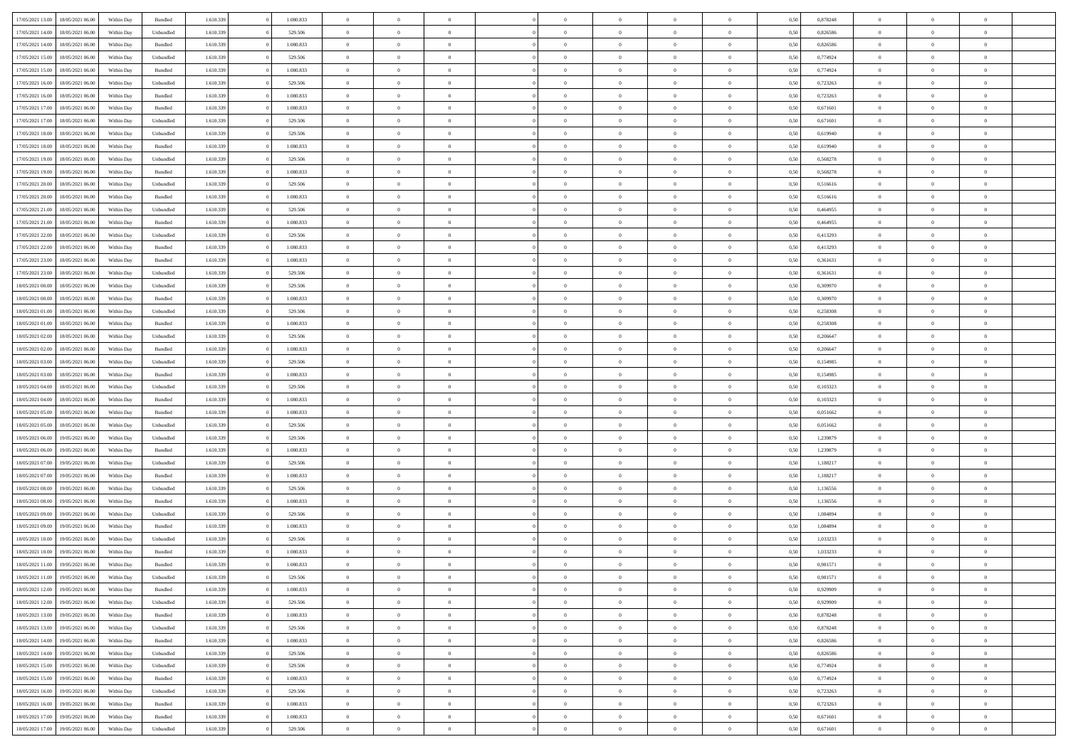| | | | | | | | | | | | | | | | | | | | | |
|---|---|---|---|---|---|---|---|---|---|---|---|---|---|---|---|---|---|---|---|---|
| 17/05/2021 13:00 | 18/05/2021 06:00 | Within Day | Bundled | 1.610.339 | 0 | 1.080.833 | 0 | 0 | 0 | | 0 | 0 | 0 | 0 | 0,50 | 0,878248 | 0 | 0 | 0 | |
| 17/05/2021 14:00 | 18/05/2021 06:00 | Within Day | Unbundled | 1.610.339 | 0 | 529.506 | 0 | 0 | 0 | | 0 | 0 | 0 | 0 | 0,50 | 0,826586 | 0 | 0 | 0 | |
| 17/05/2021 14:00 | 18/05/2021 06:00 | Within Day | Bundled | 1.610.339 | 0 | 1.080.833 | 0 | 0 | 0 | | 0 | 0 | 0 | 0 | 0,50 | 0,826586 | 0 | 0 | 0 | |
| 17/05/2021 15:00 | 18/05/2021 06:00 | Within Day | Unbundled | 1.610.339 | 0 | 529.506 | 0 | 0 | 0 | | 0 | 0 | 0 | 0 | 0,50 | 0,774924 | 0 | 0 | 0 | |
| 17/05/2021 15:00 | 18/05/2021 06:00 | Within Day | Bundled | 1.610.339 | 0 | 1.080.833 | 0 | 0 | 0 | | 0 | 0 | 0 | 0 | 0,50 | 0,774924 | 0 | 0 | 0 | |
| 17/05/2021 16:00 | 18/05/2021 06:00 | Within Day | Unbundled | 1.610.339 | 0 | 529.506 | 0 | 0 | 0 | | 0 | 0 | 0 | 0 | 0,50 | 0,723263 | 0 | 0 | 0 | |
| 17/05/2021 16:00 | 18/05/2021 06:00 | Within Day | Bundled | 1.610.339 | 0 | 1.080.833 | 0 | 0 | 0 | | 0 | 0 | 0 | 0 | 0,50 | 0,723263 | 0 | 0 | 0 | |
| 17/05/2021 17:00 | 18/05/2021 06:00 | Within Day | Bundled | 1.610.339 | 0 | 1.080.833 | 0 | 0 | 0 | | 0 | 0 | 0 | 0 | 0,50 | 0,671601 | 0 | 0 | 0 | |
| 17/05/2021 17:00 | 18/05/2021 06:00 | Within Day | Unbundled | 1.610.339 | 0 | 529.506 | 0 | 0 | 0 | | 0 | 0 | 0 | 0 | 0,50 | 0,671601 | 0 | 0 | 0 | |
| 17/05/2021 18:00 | 18/05/2021 06:00 | Within Day | Unbundled | 1.610.339 | 0 | 529.506 | 0 | 0 | 0 | | 0 | 0 | 0 | 0 | 0,50 | 0,619940 | 0 | 0 | 0 | |
| 17/05/2021 18:00 | 18/05/2021 06:00 | Within Day | Bundled | 1.610.339 | 0 | 1.080.833 | 0 | 0 | 0 | | 0 | 0 | 0 | 0 | 0,50 | 0,619940 | 0 | 0 | 0 | |
| 17/05/2021 19:00 | 18/05/2021 06:00 | Within Day | Unbundled | 1.610.339 | 0 | 529.506 | 0 | 0 | 0 | | 0 | 0 | 0 | 0 | 0,50 | 0,568278 | 0 | 0 | 0 | |
| 17/05/2021 19:00 | 18/05/2021 06:00 | Within Day | Bundled | 1.610.339 | 0 | 1.080.833 | 0 | 0 | 0 | | 0 | 0 | 0 | 0 | 0,50 | 0,568278 | 0 | 0 | 0 | |
| 17/05/2021 20:00 | 18/05/2021 06:00 | Within Day | Unbundled | 1.610.339 | 0 | 529.506 | 0 | 0 | 0 | | 0 | 0 | 0 | 0 | 0,50 | 0,516616 | 0 | 0 | 0 | |
| 17/05/2021 20:00 | 18/05/2021 06:00 | Within Day | Bundled | 1.610.339 | 0 | 1.080.833 | 0 | 0 | 0 | | 0 | 0 | 0 | 0 | 0,50 | 0,516616 | 0 | 0 | 0 | |
| 17/05/2021 21:00 | 18/05/2021 06:00 | Within Day | Unbundled | 1.610.339 | 0 | 529.506 | 0 | 0 | 0 | | 0 | 0 | 0 | 0 | 0,50 | 0,464955 | 0 | 0 | 0 | |
| 17/05/2021 21:00 | 18/05/2021 06:00 | Within Day | Bundled | 1.610.339 | 0 | 1.080.833 | 0 | 0 | 0 | | 0 | 0 | 0 | 0 | 0,50 | 0,464955 | 0 | 0 | 0 | |
| 17/05/2021 22:00 | 18/05/2021 06:00 | Within Day | Unbundled | 1.610.339 | 0 | 529.506 | 0 | 0 | 0 | | 0 | 0 | 0 | 0 | 0,50 | 0,413293 | 0 | 0 | 0 | |
| 17/05/2021 22:00 | 18/05/2021 06:00 | Within Day | Bundled | 1.610.339 | 0 | 1.080.833 | 0 | 0 | 0 | | 0 | 0 | 0 | 0 | 0,50 | 0,413293 | 0 | 0 | 0 | |
| 17/05/2021 23:00 | 18/05/2021 06:00 | Within Day | Bundled | 1.610.339 | 0 | 1.080.833 | 0 | 0 | 0 | | 0 | 0 | 0 | 0 | 0,50 | 0,361631 | 0 | 0 | 0 | |
| 17/05/2021 23:00 | 18/05/2021 06:00 | Within Day | Unbundled | 1.610.339 | 0 | 529.506 | 0 | 0 | 0 | | 0 | 0 | 0 | 0 | 0,50 | 0,361631 | 0 | 0 | 0 | |
| 18/05/2021 00:00 | 18/05/2021 06:00 | Within Day | Unbundled | 1.610.339 | 0 | 529.506 | 0 | 0 | 0 | | 0 | 0 | 0 | 0 | 0,50 | 0,309970 | 0 | 0 | 0 | |
| 18/05/2021 00:00 | 18/05/2021 06:00 | Within Day | Bundled | 1.610.339 | 0 | 1.080.833 | 0 | 0 | 0 | | 0 | 0 | 0 | 0 | 0,50 | 0,309970 | 0 | 0 | 0 | |
| 18/05/2021 01:00 | 18/05/2021 06:00 | Within Day | Unbundled | 1.610.339 | 0 | 529.506 | 0 | 0 | 0 | | 0 | 0 | 0 | 0 | 0,50 | 0,258308 | 0 | 0 | 0 | |
| 18/05/2021 01:00 | 18/05/2021 06:00 | Within Day | Bundled | 1.610.339 | 0 | 1.080.833 | 0 | 0 | 0 | | 0 | 0 | 0 | 0 | 0,50 | 0,258308 | 0 | 0 | 0 | |
| 18/05/2021 02:00 | 18/05/2021 06:00 | Within Day | Unbundled | 1.610.339 | 0 | 529.506 | 0 | 0 | 0 | | 0 | 0 | 0 | 0 | 0,50 | 0,206647 | 0 | 0 | 0 | |
| 18/05/2021 02:00 | 18/05/2021 06:00 | Within Day | Bundled | 1.610.339 | 0 | 1.080.833 | 0 | 0 | 0 | | 0 | 0 | 0 | 0 | 0,50 | 0,206647 | 0 | 0 | 0 | |
| 18/05/2021 03:00 | 18/05/2021 06:00 | Within Day | Unbundled | 1.610.339 | 0 | 529.506 | 0 | 0 | 0 | | 0 | 0 | 0 | 0 | 0,50 | 0,154985 | 0 | 0 | 0 | |
| 18/05/2021 03:00 | 18/05/2021 06:00 | Within Day | Bundled | 1.610.339 | 0 | 1.080.833 | 0 | 0 | 0 | | 0 | 0 | 0 | 0 | 0,50 | 0,154985 | 0 | 0 | 0 | |
| 18/05/2021 04:00 | 18/05/2021 06:00 | Within Day | Unbundled | 1.610.339 | 0 | 529.506 | 0 | 0 | 0 | | 0 | 0 | 0 | 0 | 0,50 | 0,103323 | 0 | 0 | 0 | |
| 18/05/2021 04:00 | 18/05/2021 06:00 | Within Day | Bundled | 1.610.339 | 0 | 1.080.833 | 0 | 0 | 0 | | 0 | 0 | 0 | 0 | 0,50 | 0,103323 | 0 | 0 | 0 | |
| 18/05/2021 05:00 | 18/05/2021 06:00 | Within Day | Bundled | 1.610.339 | 0 | 1.080.833 | 0 | 0 | 0 | | 0 | 0 | 0 | 0 | 0,50 | 0,051662 | 0 | 0 | 0 | |
| 18/05/2021 05:00 | 18/05/2021 06:00 | Within Day | Unbundled | 1.610.339 | 0 | 529.506 | 0 | 0 | 0 | | 0 | 0 | 0 | 0 | 0,50 | 0,051662 | 0 | 0 | 0 | |
| 18/05/2021 06:00 | 19/05/2021 06:00 | Within Day | Unbundled | 1.610.339 | 0 | 529.506 | 0 | 0 | 0 | | 0 | 0 | 0 | 0 | 0,50 | 1,239879 | 0 | 0 | 0 | |
| 18/05/2021 06:00 | 19/05/2021 06:00 | Within Day | Bundled | 1.610.339 | 0 | 1.080.833 | 0 | 0 | 0 | | 0 | 0 | 0 | 0 | 0,50 | 1,239879 | 0 | 0 | 0 | |
| 18/05/2021 07:00 | 19/05/2021 06:00 | Within Day | Unbundled | 1.610.339 | 0 | 529.506 | 0 | 0 | 0 | | 0 | 0 | 0 | 0 | 0,50 | 1,188217 | 0 | 0 | 0 | |
| 18/05/2021 07:00 | 19/05/2021 06:00 | Within Day | Bundled | 1.610.339 | 0 | 1.080.833 | 0 | 0 | 0 | | 0 | 0 | 0 | 0 | 0,50 | 1,188217 | 0 | 0 | 0 | |
| 18/05/2021 08:00 | 19/05/2021 06:00 | Within Day | Unbundled | 1.610.339 | 0 | 529.506 | 0 | 0 | 0 | | 0 | 0 | 0 | 0 | 0,50 | 1,136556 | 0 | 0 | 0 | |
| 18/05/2021 08:00 | 19/05/2021 06:00 | Within Day | Bundled | 1.610.339 | 0 | 1.080.833 | 0 | 0 | 0 | | 0 | 0 | 0 | 0 | 0,50 | 1,136556 | 0 | 0 | 0 | |
| 18/05/2021 09:00 | 19/05/2021 06:00 | Within Day | Unbundled | 1.610.339 | 0 | 529.506 | 0 | 0 | 0 | | 0 | 0 | 0 | 0 | 0,50 | 1,084894 | 0 | 0 | 0 | |
| 18/05/2021 09:00 | 19/05/2021 06:00 | Within Day | Bundled | 1.610.339 | 0 | 1.080.833 | 0 | 0 | 0 | | 0 | 0 | 0 | 0 | 0,50 | 1,084894 | 0 | 0 | 0 | |
| 18/05/2021 10:00 | 19/05/2021 06:00 | Within Day | Unbundled | 1.610.339 | 0 | 529.506 | 0 | 0 | 0 | | 0 | 0 | 0 | 0 | 0,50 | 1,033233 | 0 | 0 | 0 | |
| 18/05/2021 10:00 | 19/05/2021 06:00 | Within Day | Bundled | 1.610.339 | 0 | 1.080.833 | 0 | 0 | 0 | | 0 | 0 | 0 | 0 | 0,50 | 1,033233 | 0 | 0 | 0 | |
| 18/05/2021 11:00 | 19/05/2021 06:00 | Within Day | Bundled | 1.610.339 | 0 | 1.080.833 | 0 | 0 | 0 | | 0 | 0 | 0 | 0 | 0,50 | 0,981571 | 0 | 0 | 0 | |
| 18/05/2021 11:00 | 19/05/2021 06:00 | Within Day | Unbundled | 1.610.339 | 0 | 529.506 | 0 | 0 | 0 | | 0 | 0 | 0 | 0 | 0,50 | 0,981571 | 0 | 0 | 0 | |
| 18/05/2021 12:00 | 19/05/2021 06:00 | Within Day | Bundled | 1.610.339 | 0 | 1.080.833 | 0 | 0 | 0 | | 0 | 0 | 0 | 0 | 0,50 | 0,929909 | 0 | 0 | 0 | |
| 18/05/2021 12:00 | 19/05/2021 06:00 | Within Day | Unbundled | 1.610.339 | 0 | 529.506 | 0 | 0 | 0 | | 0 | 0 | 0 | 0 | 0,50 | 0,929909 | 0 | 0 | 0 | |
| 18/05/2021 13:00 | 19/05/2021 06:00 | Within Day | Bundled | 1.610.339 | 0 | 1.080.833 | 0 | 0 | 0 | | 0 | 0 | 0 | 0 | 0,50 | 0,878248 | 0 | 0 | 0 | |
| 18/05/2021 13:00 | 19/05/2021 06:00 | Within Day | Unbundled | 1.610.339 | 0 | 529.506 | 0 | 0 | 0 | | 0 | 0 | 0 | 0 | 0,50 | 0,878248 | 0 | 0 | 0 | |
| 18/05/2021 14:00 | 19/05/2021 06:00 | Within Day | Bundled | 1.610.339 | 0 | 1.080.833 | 0 | 0 | 0 | | 0 | 0 | 0 | 0 | 0,50 | 0,826586 | 0 | 0 | 0 | |
| 18/05/2021 14:00 | 19/05/2021 06:00 | Within Day | Unbundled | 1.610.339 | 0 | 529.506 | 0 | 0 | 0 | | 0 | 0 | 0 | 0 | 0,50 | 0,826586 | 0 | 0 | 0 | |
| 18/05/2021 15:00 | 19/05/2021 06:00 | Within Day | Unbundled | 1.610.339 | 0 | 529.506 | 0 | 0 | 0 | | 0 | 0 | 0 | 0 | 0,50 | 0,774924 | 0 | 0 | 0 | |
| 18/05/2021 15:00 | 19/05/2021 06:00 | Within Day | Bundled | 1.610.339 | 0 | 1.080.833 | 0 | 0 | 0 | | 0 | 0 | 0 | 0 | 0,50 | 0,774924 | 0 | 0 | 0 | |
| 18/05/2021 16:00 | 19/05/2021 06:00 | Within Day | Unbundled | 1.610.339 | 0 | 529.506 | 0 | 0 | 0 | | 0 | 0 | 0 | 0 | 0,50 | 0,723263 | 0 | 0 | 0 | |
| 18/05/2021 16:00 | 19/05/2021 06:00 | Within Day | Bundled | 1.610.339 | 0 | 1.080.833 | 0 | 0 | 0 | | 0 | 0 | 0 | 0 | 0,50 | 0,723263 | 0 | 0 | 0 | |
| 18/05/2021 17:00 | 19/05/2021 06:00 | Within Day | Bundled | 1.610.339 | 0 | 1.080.833 | 0 | 0 | 0 | | 0 | 0 | 0 | 0 | 0,50 | 0,671601 | 0 | 0 | 0 | |
| 18/05/2021 17:00 | 19/05/2021 06:00 | Within Day | Unbundled | 1.610.339 | 0 | 529.506 | 0 | 0 | 0 | | 0 | 0 | 0 | 0 | 0,50 | 0,671601 | 0 | 0 | 0 | |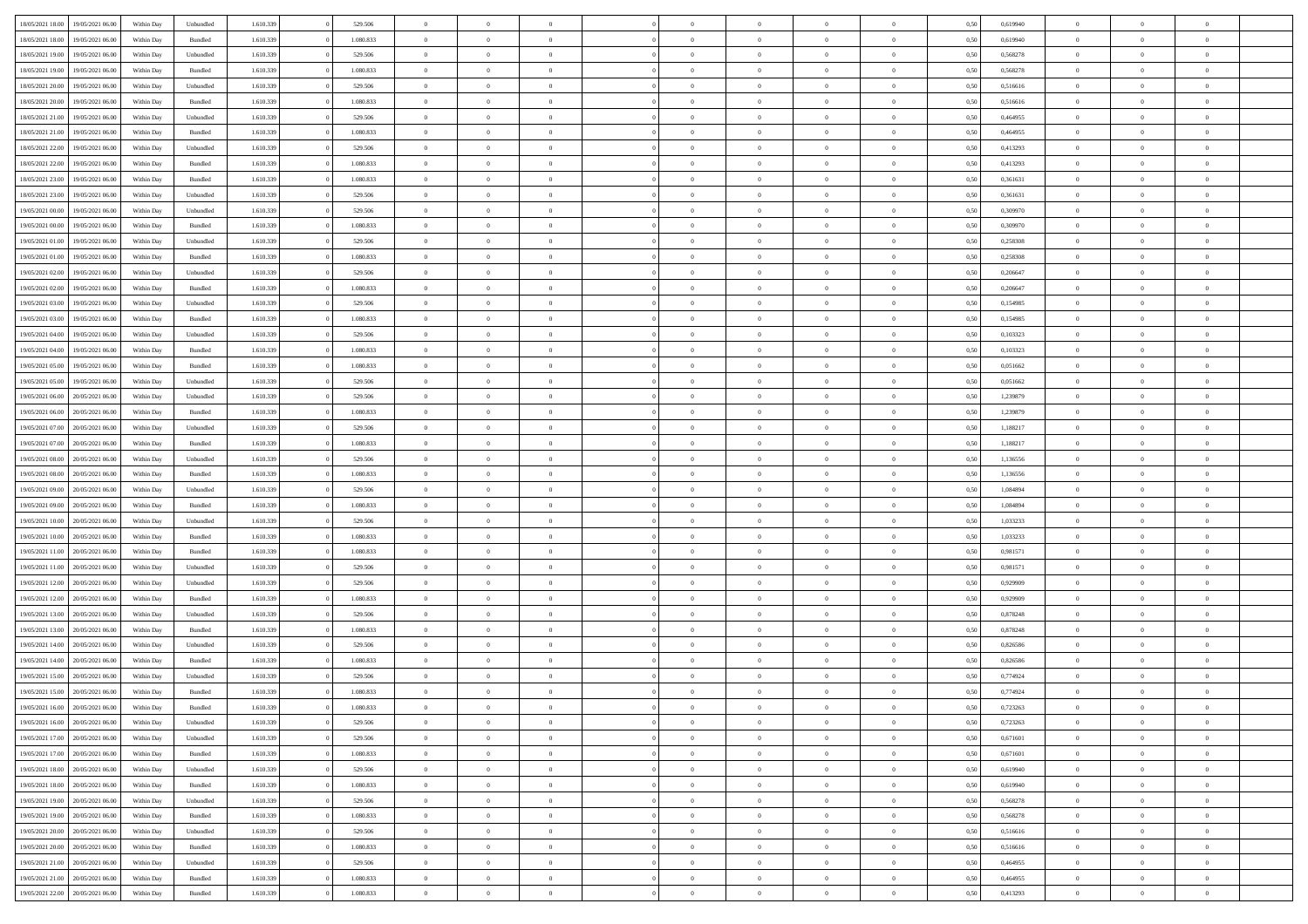| | | | | | | | | | | | | | | | | | | | | |
|---|---|---|---|---|---|---|---|---|---|---|---|---|---|---|---|---|---|---|---|---|
| 18/05/2021 18:00 | 19/05/2021 06:00 | Within Day | Unbundled | 1.610.339 | 0 | 529.506 | 0 | 0 | 0 | | 0 | 0 | 0 | 0 | 0,50 | 0,619940 | 0 | 0 | 0 | |
| 18/05/2021 18:00 | 19/05/2021 06:00 | Within Day | Bundled | 1.610.339 | 0 | 1.080.833 | 0 | 0 | 0 | | 0 | 0 | 0 | 0 | 0,50 | 0,619940 | 0 | 0 | 0 | |
| 18/05/2021 19:00 | 19/05/2021 06:00 | Within Day | Unbundled | 1.610.339 | 0 | 529.506 | 0 | 0 | 0 | | 0 | 0 | 0 | 0 | 0,50 | 0,568278 | 0 | 0 | 0 | |
| 18/05/2021 19:00 | 19/05/2021 06:00 | Within Day | Bundled | 1.610.339 | 0 | 1.080.833 | 0 | 0 | 0 | | 0 | 0 | 0 | 0 | 0,50 | 0,568278 | 0 | 0 | 0 | |
| 18/05/2021 20:00 | 19/05/2021 06:00 | Within Day | Unbundled | 1.610.339 | 0 | 529.506 | 0 | 0 | 0 | | 0 | 0 | 0 | 0 | 0,50 | 0,516616 | 0 | 0 | 0 | |
| 18/05/2021 20:00 | 19/05/2021 06:00 | Within Day | Bundled | 1.610.339 | 0 | 1.080.833 | 0 | 0 | 0 | | 0 | 0 | 0 | 0 | 0,50 | 0,516616 | 0 | 0 | 0 | |
| 18/05/2021 21:00 | 19/05/2021 06:00 | Within Day | Unbundled | 1.610.339 | 0 | 529.506 | 0 | 0 | 0 | | 0 | 0 | 0 | 0 | 0,50 | 0,464955 | 0 | 0 | 0 | |
| 18/05/2021 21:00 | 19/05/2021 06:00 | Within Day | Bundled | 1.610.339 | 0 | 1.080.833 | 0 | 0 | 0 | | 0 | 0 | 0 | 0 | 0,50 | 0,464955 | 0 | 0 | 0 | |
| 18/05/2021 22:00 | 19/05/2021 06:00 | Within Day | Unbundled | 1.610.339 | 0 | 529.506 | 0 | 0 | 0 | | 0 | 0 | 0 | 0 | 0,50 | 0,413293 | 0 | 0 | 0 | |
| 18/05/2021 22:00 | 19/05/2021 06:00 | Within Day | Bundled | 1.610.339 | 0 | 1.080.833 | 0 | 0 | 0 | | 0 | 0 | 0 | 0 | 0,50 | 0,413293 | 0 | 0 | 0 | |
| 18/05/2021 23:00 | 19/05/2021 06:00 | Within Day | Bundled | 1.610.339 | 0 | 1.080.833 | 0 | 0 | 0 | | 0 | 0 | 0 | 0 | 0,50 | 0,361631 | 0 | 0 | 0 | |
| 18/05/2021 23:00 | 19/05/2021 06:00 | Within Day | Unbundled | 1.610.339 | 0 | 529.506 | 0 | 0 | 0 | | 0 | 0 | 0 | 0 | 0,50 | 0,361631 | 0 | 0 | 0 | |
| 19/05/2021 00:00 | 19/05/2021 06:00 | Within Day | Unbundled | 1.610.339 | 0 | 529.506 | 0 | 0 | 0 | | 0 | 0 | 0 | 0 | 0,50 | 0,309970 | 0 | 0 | 0 | |
| 19/05/2021 00:00 | 19/05/2021 06:00 | Within Day | Bundled | 1.610.339 | 0 | 1.080.833 | 0 | 0 | 0 | | 0 | 0 | 0 | 0 | 0,50 | 0,309970 | 0 | 0 | 0 | |
| 19/05/2021 01:00 | 19/05/2021 06:00 | Within Day | Unbundled | 1.610.339 | 0 | 529.506 | 0 | 0 | 0 | | 0 | 0 | 0 | 0 | 0,50 | 0,258308 | 0 | 0 | 0 | |
| 19/05/2021 01:00 | 19/05/2021 06:00 | Within Day | Bundled | 1.610.339 | 0 | 1.080.833 | 0 | 0 | 0 | | 0 | 0 | 0 | 0 | 0,50 | 0,258308 | 0 | 0 | 0 | |
| 19/05/2021 02:00 | 19/05/2021 06:00 | Within Day | Unbundled | 1.610.339 | 0 | 529.506 | 0 | 0 | 0 | | 0 | 0 | 0 | 0 | 0,50 | 0,206647 | 0 | 0 | 0 | |
| 19/05/2021 02:00 | 19/05/2021 06:00 | Within Day | Bundled | 1.610.339 | 0 | 1.080.833 | 0 | 0 | 0 | | 0 | 0 | 0 | 0 | 0,50 | 0,206647 | 0 | 0 | 0 | |
| 19/05/2021 03:00 | 19/05/2021 06:00 | Within Day | Unbundled | 1.610.339 | 0 | 529.506 | 0 | 0 | 0 | | 0 | 0 | 0 | 0 | 0,50 | 0,154985 | 0 | 0 | 0 | |
| 19/05/2021 03:00 | 19/05/2021 06:00 | Within Day | Bundled | 1.610.339 | 0 | 1.080.833 | 0 | 0 | 0 | | 0 | 0 | 0 | 0 | 0,50 | 0,154985 | 0 | 0 | 0 | |
| 19/05/2021 04:00 | 19/05/2021 06:00 | Within Day | Unbundled | 1.610.339 | 0 | 529.506 | 0 | 0 | 0 | | 0 | 0 | 0 | 0 | 0,50 | 0,103323 | 0 | 0 | 0 | |
| 19/05/2021 04:00 | 19/05/2021 06:00 | Within Day | Bundled | 1.610.339 | 0 | 1.080.833 | 0 | 0 | 0 | | 0 | 0 | 0 | 0 | 0,50 | 0,103323 | 0 | 0 | 0 | |
| 19/05/2021 05:00 | 19/05/2021 06:00 | Within Day | Bundled | 1.610.339 | 0 | 1.080.833 | 0 | 0 | 0 | | 0 | 0 | 0 | 0 | 0,50 | 0,051662 | 0 | 0 | 0 | |
| 19/05/2021 05:00 | 19/05/2021 06:00 | Within Day | Unbundled | 1.610.339 | 0 | 529.506 | 0 | 0 | 0 | | 0 | 0 | 0 | 0 | 0,50 | 0,051662 | 0 | 0 | 0 | |
| 19/05/2021 06:00 | 20/05/2021 06:00 | Within Day | Unbundled | 1.610.339 | 0 | 529.506 | 0 | 0 | 0 | | 0 | 0 | 0 | 0 | 0,50 | 1,239879 | 0 | 0 | 0 | |
| 19/05/2021 06:00 | 20/05/2021 06:00 | Within Day | Bundled | 1.610.339 | 0 | 1.080.833 | 0 | 0 | 0 | | 0 | 0 | 0 | 0 | 0,50 | 1,239879 | 0 | 0 | 0 | |
| 19/05/2021 07:00 | 20/05/2021 06:00 | Within Day | Unbundled | 1.610.339 | 0 | 529.506 | 0 | 0 | 0 | | 0 | 0 | 0 | 0 | 0,50 | 1,188217 | 0 | 0 | 0 | |
| 19/05/2021 07:00 | 20/05/2021 06:00 | Within Day | Bundled | 1.610.339 | 0 | 1.080.833 | 0 | 0 | 0 | | 0 | 0 | 0 | 0 | 0,50 | 1,188217 | 0 | 0 | 0 | |
| 19/05/2021 08:00 | 20/05/2021 06:00 | Within Day | Unbundled | 1.610.339 | 0 | 529.506 | 0 | 0 | 0 | | 0 | 0 | 0 | 0 | 0,50 | 1,136556 | 0 | 0 | 0 | |
| 19/05/2021 08:00 | 20/05/2021 06:00 | Within Day | Bundled | 1.610.339 | 0 | 1.080.833 | 0 | 0 | 0 | | 0 | 0 | 0 | 0 | 0,50 | 1,136556 | 0 | 0 | 0 | |
| 19/05/2021 09:00 | 20/05/2021 06:00 | Within Day | Unbundled | 1.610.339 | 0 | 529.506 | 0 | 0 | 0 | | 0 | 0 | 0 | 0 | 0,50 | 1,084894 | 0 | 0 | 0 | |
| 19/05/2021 09:00 | 20/05/2021 06:00 | Within Day | Bundled | 1.610.339 | 0 | 1.080.833 | 0 | 0 | 0 | | 0 | 0 | 0 | 0 | 0,50 | 1,084894 | 0 | 0 | 0 | |
| 19/05/2021 10:00 | 20/05/2021 06:00 | Within Day | Unbundled | 1.610.339 | 0 | 529.506 | 0 | 0 | 0 | | 0 | 0 | 0 | 0 | 0,50 | 1,033233 | 0 | 0 | 0 | |
| 19/05/2021 10:00 | 20/05/2021 06:00 | Within Day | Bundled | 1.610.339 | 0 | 1.080.833 | 0 | 0 | 0 | | 0 | 0 | 0 | 0 | 0,50 | 1,033233 | 0 | 0 | 0 | |
| 19/05/2021 11:00 | 20/05/2021 06:00 | Within Day | Bundled | 1.610.339 | 0 | 1.080.833 | 0 | 0 | 0 | | 0 | 0 | 0 | 0 | 0,50 | 0,981571 | 0 | 0 | 0 | |
| 19/05/2021 11:00 | 20/05/2021 06:00 | Within Day | Unbundled | 1.610.339 | 0 | 529.506 | 0 | 0 | 0 | | 0 | 0 | 0 | 0 | 0,50 | 0,981571 | 0 | 0 | 0 | |
| 19/05/2021 12:00 | 20/05/2021 06:00 | Within Day | Unbundled | 1.610.339 | 0 | 529.506 | 0 | 0 | 0 | | 0 | 0 | 0 | 0 | 0,50 | 0,929909 | 0 | 0 | 0 | |
| 19/05/2021 12:00 | 20/05/2021 06:00 | Within Day | Bundled | 1.610.339 | 0 | 1.080.833 | 0 | 0 | 0 | | 0 | 0 | 0 | 0 | 0,50 | 0,929909 | 0 | 0 | 0 | |
| 19/05/2021 13:00 | 20/05/2021 06:00 | Within Day | Unbundled | 1.610.339 | 0 | 529.506 | 0 | 0 | 0 | | 0 | 0 | 0 | 0 | 0,50 | 0,878248 | 0 | 0 | 0 | |
| 19/05/2021 13:00 | 20/05/2021 06:00 | Within Day | Bundled | 1.610.339 | 0 | 1.080.833 | 0 | 0 | 0 | | 0 | 0 | 0 | 0 | 0,50 | 0,878248 | 0 | 0 | 0 | |
| 19/05/2021 14:00 | 20/05/2021 06:00 | Within Day | Unbundled | 1.610.339 | 0 | 529.506 | 0 | 0 | 0 | | 0 | 0 | 0 | 0 | 0,50 | 0,826586 | 0 | 0 | 0 | |
| 19/05/2021 14:00 | 20/05/2021 06:00 | Within Day | Bundled | 1.610.339 | 0 | 1.080.833 | 0 | 0 | 0 | | 0 | 0 | 0 | 0 | 0,50 | 0,826586 | 0 | 0 | 0 | |
| 19/05/2021 15:00 | 20/05/2021 06:00 | Within Day | Unbundled | 1.610.339 | 0 | 529.506 | 0 | 0 | 0 | | 0 | 0 | 0 | 0 | 0,50 | 0,774924 | 0 | 0 | 0 | |
| 19/05/2021 15:00 | 20/05/2021 06:00 | Within Day | Bundled | 1.610.339 | 0 | 1.080.833 | 0 | 0 | 0 | | 0 | 0 | 0 | 0 | 0,50 | 0,774924 | 0 | 0 | 0 | |
| 19/05/2021 16:00 | 20/05/2021 06:00 | Within Day | Bundled | 1.610.339 | 0 | 1.080.833 | 0 | 0 | 0 | | 0 | 0 | 0 | 0 | 0,50 | 0,723263 | 0 | 0 | 0 | |
| 19/05/2021 16:00 | 20/05/2021 06:00 | Within Day | Unbundled | 1.610.339 | 0 | 529.506 | 0 | 0 | 0 | | 0 | 0 | 0 | 0 | 0,50 | 0,723263 | 0 | 0 | 0 | |
| 19/05/2021 17:00 | 20/05/2021 06:00 | Within Day | Unbundled | 1.610.339 | 0 | 529.506 | 0 | 0 | 0 | | 0 | 0 | 0 | 0 | 0,50 | 0,671601 | 0 | 0 | 0 | |
| 19/05/2021 17:00 | 20/05/2021 06:00 | Within Day | Bundled | 1.610.339 | 0 | 1.080.833 | 0 | 0 | 0 | | 0 | 0 | 0 | 0 | 0,50 | 0,671601 | 0 | 0 | 0 | |
| 19/05/2021 18:00 | 20/05/2021 06:00 | Within Day | Unbundled | 1.610.339 | 0 | 529.506 | 0 | 0 | 0 | | 0 | 0 | 0 | 0 | 0,50 | 0,619940 | 0 | 0 | 0 | |
| 19/05/2021 18:00 | 20/05/2021 06:00 | Within Day | Bundled | 1.610.339 | 0 | 1.080.833 | 0 | 0 | 0 | | 0 | 0 | 0 | 0 | 0,50 | 0,619940 | 0 | 0 | 0 | |
| 19/05/2021 19:00 | 20/05/2021 06:00 | Within Day | Unbundled | 1.610.339 | 0 | 529.506 | 0 | 0 | 0 | | 0 | 0 | 0 | 0 | 0,50 | 0,568278 | 0 | 0 | 0 | |
| 19/05/2021 19:00 | 20/05/2021 06:00 | Within Day | Bundled | 1.610.339 | 0 | 1.080.833 | 0 | 0 | 0 | | 0 | 0 | 0 | 0 | 0,50 | 0,568278 | 0 | 0 | 0 | |
| 19/05/2021 20:00 | 20/05/2021 06:00 | Within Day | Unbundled | 1.610.339 | 0 | 529.506 | 0 | 0 | 0 | | 0 | 0 | 0 | 0 | 0,50 | 0,516616 | 0 | 0 | 0 | |
| 19/05/2021 20:00 | 20/05/2021 06:00 | Within Day | Bundled | 1.610.339 | 0 | 1.080.833 | 0 | 0 | 0 | | 0 | 0 | 0 | 0 | 0,50 | 0,516616 | 0 | 0 | 0 | |
| 19/05/2021 21:00 | 20/05/2021 06:00 | Within Day | Unbundled | 1.610.339 | 0 | 529.506 | 0 | 0 | 0 | | 0 | 0 | 0 | 0 | 0,50 | 0,464955 | 0 | 0 | 0 | |
| 19/05/2021 21:00 | 20/05/2021 06:00 | Within Day | Bundled | 1.610.339 | 0 | 1.080.833 | 0 | 0 | 0 | | 0 | 0 | 0 | 0 | 0,50 | 0,464955 | 0 | 0 | 0 | |
| 19/05/2021 22:00 | 20/05/2021 06:00 | Within Day | Bundled | 1.610.339 | 0 | 1.080.833 | 0 | 0 | 0 | | 0 | 0 | 0 | 0 | 0,50 | 0,413293 | 0 | 0 | 0 | |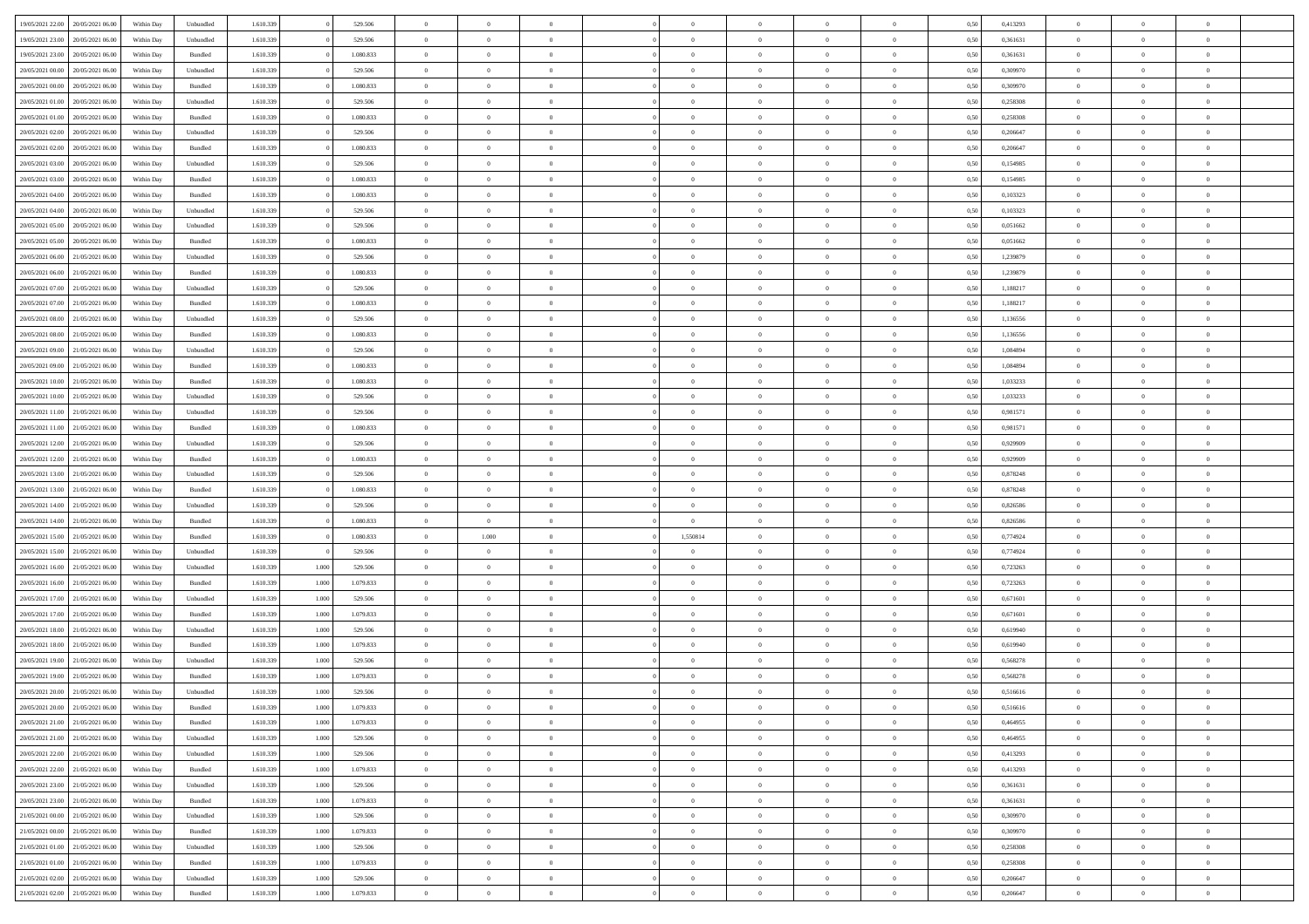| | | | | | | | | | | | | | | | | | | | | | |
|---|---|---|---|---|---|---|---|---|---|---|---|---|---|---|---|---|---|---|---|---|---|
| 19/05/2021 22:00 | 20/05/2021 06:00 | Within Day | Unbundled | 1.610.339 | 0 | 529.506 | 0 | 0 | 0 | | 0 | 0 | 0 | 0 | 0 | 0,50 | 0,413293 | 0 | 0 | 0 | |
| 19/05/2021 23:00 | 20/05/2021 06:00 | Within Day | Unbundled | 1.610.339 | 0 | 529.506 | 0 | 0 | 0 | | 0 | 0 | 0 | 0 | 0 | 0,50 | 0,361631 | 0 | 0 | 0 | |
| 19/05/2021 23:00 | 20/05/2021 06:00 | Within Day | Bundled | 1.610.339 | 0 | 1.080.833 | 0 | 0 | 0 | | 0 | 0 | 0 | 0 | 0 | 0,50 | 0,361631 | 0 | 0 | 0 | |
| 20/05/2021 00:00 | 20/05/2021 06:00 | Within Day | Unbundled | 1.610.339 | 0 | 529.506 | 0 | 0 | 0 | | 0 | 0 | 0 | 0 | 0 | 0,50 | 0,309970 | 0 | 0 | 0 | |
| 20/05/2021 00:00 | 20/05/2021 06:00 | Within Day | Bundled | 1.610.339 | 0 | 1.080.833 | 0 | 0 | 0 | | 0 | 0 | 0 | 0 | 0 | 0,50 | 0,309970 | 0 | 0 | 0 | |
| 20/05/2021 01:00 | 20/05/2021 06:00 | Within Day | Unbundled | 1.610.339 | 0 | 529.506 | 0 | 0 | 0 | | 0 | 0 | 0 | 0 | 0 | 0,50 | 0,258308 | 0 | 0 | 0 | |
| 20/05/2021 01:00 | 20/05/2021 06:00 | Within Day | Bundled | 1.610.339 | 0 | 1.080.833 | 0 | 0 | 0 | | 0 | 0 | 0 | 0 | 0 | 0,50 | 0,258308 | 0 | 0 | 0 | |
| 20/05/2021 02:00 | 20/05/2021 06:00 | Within Day | Unbundled | 1.610.339 | 0 | 529.506 | 0 | 0 | 0 | | 0 | 0 | 0 | 0 | 0 | 0,50 | 0,206647 | 0 | 0 | 0 | |
| 20/05/2021 02:00 | 20/05/2021 06:00 | Within Day | Bundled | 1.610.339 | 0 | 1.080.833 | 0 | 0 | 0 | | 0 | 0 | 0 | 0 | 0 | 0,50 | 0,206647 | 0 | 0 | 0 | |
| 20/05/2021 03:00 | 20/05/2021 06:00 | Within Day | Unbundled | 1.610.339 | 0 | 529.506 | 0 | 0 | 0 | | 0 | 0 | 0 | 0 | 0 | 0,50 | 0,154985 | 0 | 0 | 0 | |
| 20/05/2021 03:00 | 20/05/2021 06:00 | Within Day | Bundled | 1.610.339 | 0 | 1.080.833 | 0 | 0 | 0 | | 0 | 0 | 0 | 0 | 0 | 0,50 | 0,154985 | 0 | 0 | 0 | |
| 20/05/2021 04:00 | 20/05/2021 06:00 | Within Day | Bundled | 1.610.339 | 0 | 1.080.833 | 0 | 0 | 0 | | 0 | 0 | 0 | 0 | 0 | 0,50 | 0,103323 | 0 | 0 | 0 | |
| 20/05/2021 04:00 | 20/05/2021 06:00 | Within Day | Unbundled | 1.610.339 | 0 | 529.506 | 0 | 0 | 0 | | 0 | 0 | 0 | 0 | 0 | 0,50 | 0,103323 | 0 | 0 | 0 | |
| 20/05/2021 05:00 | 20/05/2021 06:00 | Within Day | Unbundled | 1.610.339 | 0 | 529.506 | 0 | 0 | 0 | | 0 | 0 | 0 | 0 | 0 | 0,50 | 0,051662 | 0 | 0 | 0 | |
| 20/05/2021 05:00 | 20/05/2021 06:00 | Within Day | Bundled | 1.610.339 | 0 | 1.080.833 | 0 | 0 | 0 | | 0 | 0 | 0 | 0 | 0 | 0,50 | 0,051662 | 0 | 0 | 0 | |
| 20/05/2021 06:00 | 21/05/2021 06:00 | Within Day | Unbundled | 1.610.339 | 0 | 529.506 | 0 | 0 | 0 | | 0 | 0 | 0 | 0 | 0 | 0,50 | 1,239879 | 0 | 0 | 0 | |
| 20/05/2021 06:00 | 21/05/2021 06:00 | Within Day | Bundled | 1.610.339 | 0 | 1.080.833 | 0 | 0 | 0 | | 0 | 0 | 0 | 0 | 0 | 0,50 | 1,239879 | 0 | 0 | 0 | |
| 20/05/2021 07:00 | 21/05/2021 06:00 | Within Day | Unbundled | 1.610.339 | 0 | 529.506 | 0 | 0 | 0 | | 0 | 0 | 0 | 0 | 0 | 0,50 | 1,188217 | 0 | 0 | 0 | |
| 20/05/2021 07:00 | 21/05/2021 06:00 | Within Day | Bundled | 1.610.339 | 0 | 1.080.833 | 0 | 0 | 0 | | 0 | 0 | 0 | 0 | 0 | 0,50 | 1,188217 | 0 | 0 | 0 | |
| 20/05/2021 08:00 | 21/05/2021 06:00 | Within Day | Unbundled | 1.610.339 | 0 | 529.506 | 0 | 0 | 0 | | 0 | 0 | 0 | 0 | 0 | 0,50 | 1,136556 | 0 | 0 | 0 | |
| 20/05/2021 08:00 | 21/05/2021 06:00 | Within Day | Bundled | 1.610.339 | 0 | 1.080.833 | 0 | 0 | 0 | | 0 | 0 | 0 | 0 | 0 | 0,50 | 1,136556 | 0 | 0 | 0 | |
| 20/05/2021 09:00 | 21/05/2021 06:00 | Within Day | Unbundled | 1.610.339 | 0 | 529.506 | 0 | 0 | 0 | | 0 | 0 | 0 | 0 | 0 | 0,50 | 1,084894 | 0 | 0 | 0 | |
| 20/05/2021 09:00 | 21/05/2021 06:00 | Within Day | Bundled | 1.610.339 | 0 | 1.080.833 | 0 | 0 | 0 | | 0 | 0 | 0 | 0 | 0 | 0,50 | 1,084894 | 0 | 0 | 0 | |
| 20/05/2021 10:00 | 21/05/2021 06:00 | Within Day | Bundled | 1.610.339 | 0 | 1.080.833 | 0 | 0 | 0 | | 0 | 0 | 0 | 0 | 0 | 0,50 | 1,033233 | 0 | 0 | 0 | |
| 20/05/2021 10:00 | 21/05/2021 06:00 | Within Day | Unbundled | 1.610.339 | 0 | 529.506 | 0 | 0 | 0 | | 0 | 0 | 0 | 0 | 0 | 0,50 | 1,033233 | 0 | 0 | 0 | |
| 20/05/2021 11:00 | 21/05/2021 06:00 | Within Day | Unbundled | 1.610.339 | 0 | 529.506 | 0 | 0 | 0 | | 0 | 0 | 0 | 0 | 0 | 0,50 | 0,981571 | 0 | 0 | 0 | |
| 20/05/2021 11:00 | 21/05/2021 06:00 | Within Day | Bundled | 1.610.339 | 0 | 1.080.833 | 0 | 0 | 0 | | 0 | 0 | 0 | 0 | 0 | 0,50 | 0,981571 | 0 | 0 | 0 | |
| 20/05/2021 12:00 | 21/05/2021 06:00 | Within Day | Unbundled | 1.610.339 | 0 | 529.506 | 0 | 0 | 0 | | 0 | 0 | 0 | 0 | 0 | 0,50 | 0,929909 | 0 | 0 | 0 | |
| 20/05/2021 12:00 | 21/05/2021 06:00 | Within Day | Bundled | 1.610.339 | 0 | 1.080.833 | 0 | 0 | 0 | | 0 | 0 | 0 | 0 | 0 | 0,50 | 0,929909 | 0 | 0 | 0 | |
| 20/05/2021 13:00 | 21/05/2021 06:00 | Within Day | Unbundled | 1.610.339 | 0 | 529.506 | 0 | 0 | 0 | | 0 | 0 | 0 | 0 | 0 | 0,50 | 0,878248 | 0 | 0 | 0 | |
| 20/05/2021 13:00 | 21/05/2021 06:00 | Within Day | Bundled | 1.610.339 | 0 | 1.080.833 | 0 | 0 | 0 | | 0 | 0 | 0 | 0 | 0 | 0,50 | 0,878248 | 0 | 0 | 0 | |
| 20/05/2021 14:00 | 21/05/2021 06:00 | Within Day | Unbundled | 1.610.339 | 0 | 529.506 | 0 | 0 | 0 | | 0 | 0 | 0 | 0 | 0 | 0,50 | 0,826586 | 0 | 0 | 0 | |
| 20/05/2021 14:00 | 21/05/2021 06:00 | Within Day | Bundled | 1.610.339 | 0 | 1.080.833 | 0 | 0 | 0 | | 0 | 0 | 0 | 0 | 0 | 0,50 | 0,826586 | 0 | 0 | 0 | |
| 20/05/2021 15:00 | 21/05/2021 06:00 | Within Day | Bundled | 1.610.339 | 0 | 1.080.833 | 0 | 1.000 | 0 | | 1,550814 | 0 | 0 | 0 | 0 | 0,50 | 0,774924 | 0 | 0 | 0 | |
| 20/05/2021 15:00 | 21/05/2021 06:00 | Within Day | Unbundled | 1.610.339 | 0 | 529.506 | 0 | 0 | 0 | | 0 | 0 | 0 | 0 | 0 | 0,50 | 0,774924 | 0 | 0 | 0 | |
| 20/05/2021 16:00 | 21/05/2021 06:00 | Within Day | Unbundled | 1.610.339 | 1.000 | 529.506 | 0 | 0 | 0 | | 0 | 0 | 0 | 0 | 0 | 0,50 | 0,723263 | 0 | 0 | 0 | |
| 20/05/2021 16:00 | 21/05/2021 06:00 | Within Day | Bundled | 1.610.339 | 1.000 | 1.079.833 | 0 | 0 | 0 | | 0 | 0 | 0 | 0 | 0 | 0,50 | 0,723263 | 0 | 0 | 0 | |
| 20/05/2021 17:00 | 21/05/2021 06:00 | Within Day | Unbundled | 1.610.339 | 1.000 | 529.506 | 0 | 0 | 0 | | 0 | 0 | 0 | 0 | 0 | 0,50 | 0,671601 | 0 | 0 | 0 | |
| 20/05/2021 17:00 | 21/05/2021 06:00 | Within Day | Bundled | 1.610.339 | 1.000 | 1.079.833 | 0 | 0 | 0 | | 0 | 0 | 0 | 0 | 0 | 0,50 | 0,671601 | 0 | 0 | 0 | |
| 20/05/2021 18:00 | 21/05/2021 06:00 | Within Day | Unbundled | 1.610.339 | 1.000 | 529.506 | 0 | 0 | 0 | | 0 | 0 | 0 | 0 | 0 | 0,50 | 0,619940 | 0 | 0 | 0 | |
| 20/05/2021 18:00 | 21/05/2021 06:00 | Within Day | Bundled | 1.610.339 | 1.000 | 1.079.833 | 0 | 0 | 0 | | 0 | 0 | 0 | 0 | 0 | 0,50 | 0,619940 | 0 | 0 | 0 | |
| 20/05/2021 19:00 | 21/05/2021 06:00 | Within Day | Unbundled | 1.610.339 | 1.000 | 529.506 | 0 | 0 | 0 | | 0 | 0 | 0 | 0 | 0 | 0,50 | 0,568278 | 0 | 0 | 0 | |
| 20/05/2021 19:00 | 21/05/2021 06:00 | Within Day | Bundled | 1.610.339 | 1.000 | 1.079.833 | 0 | 0 | 0 | | 0 | 0 | 0 | 0 | 0 | 0,50 | 0,568278 | 0 | 0 | 0 | |
| 20/05/2021 20:00 | 21/05/2021 06:00 | Within Day | Unbundled | 1.610.339 | 1.000 | 529.506 | 0 | 0 | 0 | | 0 | 0 | 0 | 0 | 0 | 0,50 | 0,516616 | 0 | 0 | 0 | |
| 20/05/2021 20:00 | 21/05/2021 06:00 | Within Day | Bundled | 1.610.339 | 1.000 | 1.079.833 | 0 | 0 | 0 | | 0 | 0 | 0 | 0 | 0 | 0,50 | 0,516616 | 0 | 0 | 0 | |
| 20/05/2021 21:00 | 21/05/2021 06:00 | Within Day | Bundled | 1.610.339 | 1.000 | 1.079.833 | 0 | 0 | 0 | | 0 | 0 | 0 | 0 | 0 | 0,50 | 0,464955 | 0 | 0 | 0 | |
| 20/05/2021 21:00 | 21/05/2021 06:00 | Within Day | Unbundled | 1.610.339 | 1.000 | 529.506 | 0 | 0 | 0 | | 0 | 0 | 0 | 0 | 0 | 0,50 | 0,464955 | 0 | 0 | 0 | |
| 20/05/2021 22:00 | 21/05/2021 06:00 | Within Day | Unbundled | 1.610.339 | 1.000 | 529.506 | 0 | 0 | 0 | | 0 | 0 | 0 | 0 | 0 | 0,50 | 0,413293 | 0 | 0 | 0 | |
| 20/05/2021 22:00 | 21/05/2021 06:00 | Within Day | Bundled | 1.610.339 | 1.000 | 1.079.833 | 0 | 0 | 0 | | 0 | 0 | 0 | 0 | 0 | 0,50 | 0,413293 | 0 | 0 | 0 | |
| 20/05/2021 23:00 | 21/05/2021 06:00 | Within Day | Unbundled | 1.610.339 | 1.000 | 529.506 | 0 | 0 | 0 | | 0 | 0 | 0 | 0 | 0 | 0,50 | 0,361631 | 0 | 0 | 0 | |
| 20/05/2021 23:00 | 21/05/2021 06:00 | Within Day | Bundled | 1.610.339 | 1.000 | 1.079.833 | 0 | 0 | 0 | | 0 | 0 | 0 | 0 | 0 | 0,50 | 0,361631 | 0 | 0 | 0 | |
| 21/05/2021 00:00 | 21/05/2021 06:00 | Within Day | Unbundled | 1.610.339 | 1.000 | 529.506 | 0 | 0 | 0 | | 0 | 0 | 0 | 0 | 0 | 0,50 | 0,309970 | 0 | 0 | 0 | |
| 21/05/2021 00:00 | 21/05/2021 06:00 | Within Day | Bundled | 1.610.339 | 1.000 | 1.079.833 | 0 | 0 | 0 | | 0 | 0 | 0 | 0 | 0 | 0,50 | 0,309970 | 0 | 0 | 0 | |
| 21/05/2021 01:00 | 21/05/2021 06:00 | Within Day | Unbundled | 1.610.339 | 1.000 | 529.506 | 0 | 0 | 0 | | 0 | 0 | 0 | 0 | 0 | 0,50 | 0,258308 | 0 | 0 | 0 | |
| 21/05/2021 01:00 | 21/05/2021 06:00 | Within Day | Bundled | 1.610.339 | 1.000 | 1.079.833 | 0 | 0 | 0 | | 0 | 0 | 0 | 0 | 0 | 0,50 | 0,258308 | 0 | 0 | 0 | |
| 21/05/2021 02:00 | 21/05/2021 06:00 | Within Day | Unbundled | 1.610.339 | 1.000 | 529.506 | 0 | 0 | 0 | | 0 | 0 | 0 | 0 | 0 | 0,50 | 0,206647 | 0 | 0 | 0 | |
| 21/05/2021 02:00 | 21/05/2021 06:00 | Within Day | Bundled | 1.610.339 | 1.000 | 1.079.833 | 0 | 0 | 0 | | 0 | 0 | 0 | 0 | 0 | 0,50 | 0,206647 | 0 | 0 | 0 | |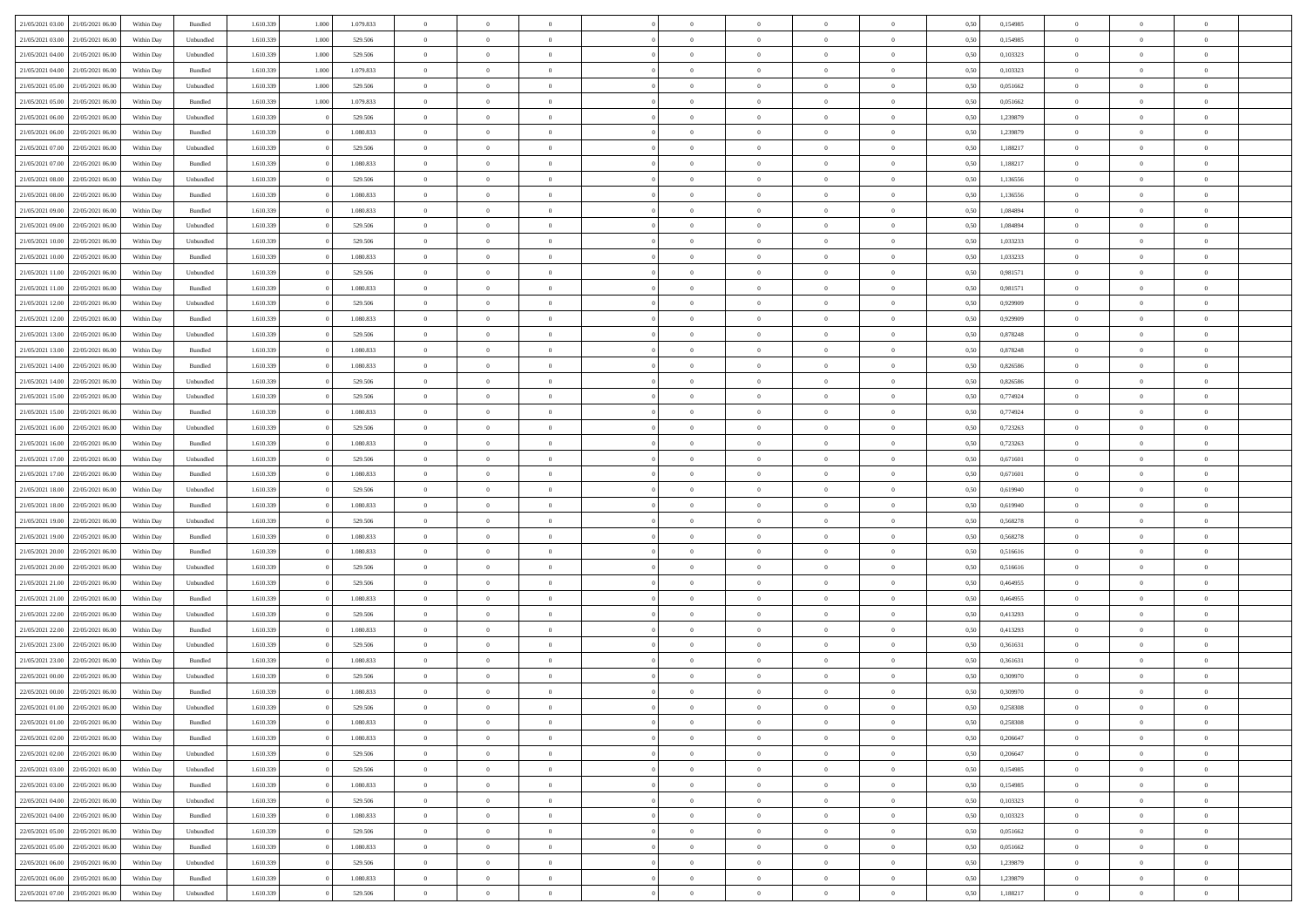| | | | | | | | | | | | | | | | | | | | | | |
|---|---|---|---|---|---|---|---|---|---|---|---|---|---|---|---|---|---|---|---|---|---|
| 21/05/2021 03:00 | 21/05/2021 06:00 | Within Day | Bundled | 1.610.339 | 1.000 | 1.079.833 | 0 | 0 | 0 | | 0 | 0 | 0 | 0 | 0,50 | 0,154985 | 0 | 0 | 0 | |
| 21/05/2021 03:00 | 21/05/2021 06:00 | Within Day | Unbundled | 1.610.339 | 1.000 | 529.506 | 0 | 0 | 0 | | 0 | 0 | 0 | 0 | 0,50 | 0,154985 | 0 | 0 | 0 | |
| 21/05/2021 04:00 | 21/05/2021 06:00 | Within Day | Unbundled | 1.610.339 | 1.000 | 529.506 | 0 | 0 | 0 | | 0 | 0 | 0 | 0 | 0,50 | 0,103323 | 0 | 0 | 0 | |
| 21/05/2021 04:00 | 21/05/2021 06:00 | Within Day | Bundled | 1.610.339 | 1.000 | 1.079.833 | 0 | 0 | 0 | | 0 | 0 | 0 | 0 | 0,50 | 0,103323 | 0 | 0 | 0 | |
| 21/05/2021 05:00 | 21/05/2021 06:00 | Within Day | Unbundled | 1.610.339 | 1.000 | 529.506 | 0 | 0 | 0 | | 0 | 0 | 0 | 0 | 0,50 | 0,051662 | 0 | 0 | 0 | |
| 21/05/2021 05:00 | 21/05/2021 06:00 | Within Day | Bundled | 1.610.339 | 1.000 | 1.079.833 | 0 | 0 | 0 | | 0 | 0 | 0 | 0 | 0,50 | 0,051662 | 0 | 0 | 0 | |
| 21/05/2021 06:00 | 22/05/2021 06:00 | Within Day | Unbundled | 1.610.339 | 0 | 529.506 | 0 | 0 | 0 | | 0 | 0 | 0 | 0 | 0,50 | 1,239879 | 0 | 0 | 0 | |
| 21/05/2021 06:00 | 22/05/2021 06:00 | Within Day | Bundled | 1.610.339 | 0 | 1.080.833 | 0 | 0 | 0 | | 0 | 0 | 0 | 0 | 0,50 | 1,239879 | 0 | 0 | 0 | |
| 21/05/2021 07:00 | 22/05/2021 06:00 | Within Day | Unbundled | 1.610.339 | 0 | 529.506 | 0 | 0 | 0 | | 0 | 0 | 0 | 0 | 0,50 | 1,188217 | 0 | 0 | 0 | |
| 21/05/2021 07:00 | 22/05/2021 06:00 | Within Day | Bundled | 1.610.339 | 0 | 1.080.833 | 0 | 0 | 0 | | 0 | 0 | 0 | 0 | 0,50 | 1,188217 | 0 | 0 | 0 | |
| 21/05/2021 08:00 | 22/05/2021 06:00 | Within Day | Unbundled | 1.610.339 | 0 | 529.506 | 0 | 0 | 0 | | 0 | 0 | 0 | 0 | 0,50 | 1,136556 | 0 | 0 | 0 | |
| 21/05/2021 08:00 | 22/05/2021 06:00 | Within Day | Bundled | 1.610.339 | 0 | 1.080.833 | 0 | 0 | 0 | | 0 | 0 | 0 | 0 | 0,50 | 1,136556 | 0 | 0 | 0 | |
| 21/05/2021 09:00 | 22/05/2021 06:00 | Within Day | Bundled | 1.610.339 | 0 | 1.080.833 | 0 | 0 | 0 | | 0 | 0 | 0 | 0 | 0,50 | 1,084894 | 0 | 0 | 0 | |
| 21/05/2021 09:00 | 22/05/2021 06:00 | Within Day | Unbundled | 1.610.339 | 0 | 529.506 | 0 | 0 | 0 | | 0 | 0 | 0 | 0 | 0,50 | 1,084894 | 0 | 0 | 0 | |
| 21/05/2021 10:00 | 22/05/2021 06:00 | Within Day | Unbundled | 1.610.339 | 0 | 529.506 | 0 | 0 | 0 | | 0 | 0 | 0 | 0 | 0,50 | 1,033233 | 0 | 0 | 0 | |
| 21/05/2021 10:00 | 22/05/2021 06:00 | Within Day | Bundled | 1.610.339 | 0 | 1.080.833 | 0 | 0 | 0 | | 0 | 0 | 0 | 0 | 0,50 | 1,033233 | 0 | 0 | 0 | |
| 21/05/2021 11:00 | 22/05/2021 06:00 | Within Day | Unbundled | 1.610.339 | 0 | 529.506 | 0 | 0 | 0 | | 0 | 0 | 0 | 0 | 0,50 | 0,981571 | 0 | 0 | 0 | |
| 21/05/2021 11:00 | 22/05/2021 06:00 | Within Day | Bundled | 1.610.339 | 0 | 1.080.833 | 0 | 0 | 0 | | 0 | 0 | 0 | 0 | 0,50 | 0,981571 | 0 | 0 | 0 | |
| 21/05/2021 12:00 | 22/05/2021 06:00 | Within Day | Unbundled | 1.610.339 | 0 | 529.506 | 0 | 0 | 0 | | 0 | 0 | 0 | 0 | 0,50 | 0,929909 | 0 | 0 | 0 | |
| 21/05/2021 12:00 | 22/05/2021 06:00 | Within Day | Bundled | 1.610.339 | 0 | 1.080.833 | 0 | 0 | 0 | | 0 | 0 | 0 | 0 | 0,50 | 0,929909 | 0 | 0 | 0 | |
| 21/05/2021 13:00 | 22/05/2021 06:00 | Within Day | Unbundled | 1.610.339 | 0 | 529.506 | 0 | 0 | 0 | | 0 | 0 | 0 | 0 | 0,50 | 0,878248 | 0 | 0 | 0 | |
| 21/05/2021 13:00 | 22/05/2021 06:00 | Within Day | Bundled | 1.610.339 | 0 | 1.080.833 | 0 | 0 | 0 | | 0 | 0 | 0 | 0 | 0,50 | 0,878248 | 0 | 0 | 0 | |
| 21/05/2021 14:00 | 22/05/2021 06:00 | Within Day | Bundled | 1.610.339 | 0 | 1.080.833 | 0 | 0 | 0 | | 0 | 0 | 0 | 0 | 0,50 | 0,826586 | 0 | 0 | 0 | |
| 21/05/2021 14:00 | 22/05/2021 06:00 | Within Day | Unbundled | 1.610.339 | 0 | 529.506 | 0 | 0 | 0 | | 0 | 0 | 0 | 0 | 0,50 | 0,826586 | 0 | 0 | 0 | |
| 21/05/2021 15:00 | 22/05/2021 06:00 | Within Day | Unbundled | 1.610.339 | 0 | 529.506 | 0 | 0 | 0 | | 0 | 0 | 0 | 0 | 0,50 | 0,774924 | 0 | 0 | 0 | |
| 21/05/2021 15:00 | 22/05/2021 06:00 | Within Day | Bundled | 1.610.339 | 0 | 1.080.833 | 0 | 0 | 0 | | 0 | 0 | 0 | 0 | 0,50 | 0,774924 | 0 | 0 | 0 | |
| 21/05/2021 16:00 | 22/05/2021 06:00 | Within Day | Unbundled | 1.610.339 | 0 | 529.506 | 0 | 0 | 0 | | 0 | 0 | 0 | 0 | 0,50 | 0,723263 | 0 | 0 | 0 | |
| 21/05/2021 16:00 | 22/05/2021 06:00 | Within Day | Bundled | 1.610.339 | 0 | 1.080.833 | 0 | 0 | 0 | | 0 | 0 | 0 | 0 | 0,50 | 0,723263 | 0 | 0 | 0 | |
| 21/05/2021 17:00 | 22/05/2021 06:00 | Within Day | Unbundled | 1.610.339 | 0 | 529.506 | 0 | 0 | 0 | | 0 | 0 | 0 | 0 | 0,50 | 0,671601 | 0 | 0 | 0 | |
| 21/05/2021 17:00 | 22/05/2021 06:00 | Within Day | Bundled | 1.610.339 | 0 | 1.080.833 | 0 | 0 | 0 | | 0 | 0 | 0 | 0 | 0,50 | 0,671601 | 0 | 0 | 0 | |
| 21/05/2021 18:00 | 22/05/2021 06:00 | Within Day | Unbundled | 1.610.339 | 0 | 529.506 | 0 | 0 | 0 | | 0 | 0 | 0 | 0 | 0,50 | 0,619940 | 0 | 0 | 0 | |
| 21/05/2021 18:00 | 22/05/2021 06:00 | Within Day | Bundled | 1.610.339 | 0 | 1.080.833 | 0 | 0 | 0 | | 0 | 0 | 0 | 0 | 0,50 | 0,619940 | 0 | 0 | 0 | |
| 21/05/2021 19:00 | 22/05/2021 06:00 | Within Day | Unbundled | 1.610.339 | 0 | 529.506 | 0 | 0 | 0 | | 0 | 0 | 0 | 0 | 0,50 | 0,568278 | 0 | 0 | 0 | |
| 21/05/2021 19:00 | 22/05/2021 06:00 | Within Day | Bundled | 1.610.339 | 0 | 1.080.833 | 0 | 0 | 0 | | 0 | 0 | 0 | 0 | 0,50 | 0,568278 | 0 | 0 | 0 | |
| 21/05/2021 20:00 | 22/05/2021 06:00 | Within Day | Bundled | 1.610.339 | 0 | 1.080.833 | 0 | 0 | 0 | | 0 | 0 | 0 | 0 | 0,50 | 0,516616 | 0 | 0 | 0 | |
| 21/05/2021 20:00 | 22/05/2021 06:00 | Within Day | Unbundled | 1.610.339 | 0 | 529.506 | 0 | 0 | 0 | | 0 | 0 | 0 | 0 | 0,50 | 0,516616 | 0 | 0 | 0 | |
| 21/05/2021 21:00 | 22/05/2021 06:00 | Within Day | Unbundled | 1.610.339 | 0 | 529.506 | 0 | 0 | 0 | | 0 | 0 | 0 | 0 | 0,50 | 0,464955 | 0 | 0 | 0 | |
| 21/05/2021 21:00 | 22/05/2021 06:00 | Within Day | Bundled | 1.610.339 | 0 | 1.080.833 | 0 | 0 | 0 | | 0 | 0 | 0 | 0 | 0,50 | 0,464955 | 0 | 0 | 0 | |
| 21/05/2021 22:00 | 22/05/2021 06:00 | Within Day | Unbundled | 1.610.339 | 0 | 529.506 | 0 | 0 | 0 | | 0 | 0 | 0 | 0 | 0,50 | 0,413293 | 0 | 0 | 0 | |
| 21/05/2021 22:00 | 22/05/2021 06:00 | Within Day | Bundled | 1.610.339 | 0 | 1.080.833 | 0 | 0 | 0 | | 0 | 0 | 0 | 0 | 0,50 | 0,413293 | 0 | 0 | 0 | |
| 21/05/2021 23:00 | 22/05/2021 06:00 | Within Day | Unbundled | 1.610.339 | 0 | 529.506 | 0 | 0 | 0 | | 0 | 0 | 0 | 0 | 0,50 | 0,361631 | 0 | 0 | 0 | |
| 21/05/2021 23:00 | 22/05/2021 06:00 | Within Day | Bundled | 1.610.339 | 0 | 1.080.833 | 0 | 0 | 0 | | 0 | 0 | 0 | 0 | 0,50 | 0,361631 | 0 | 0 | 0 | |
| 22/05/2021 00:00 | 22/05/2021 06:00 | Within Day | Unbundled | 1.610.339 | 0 | 529.506 | 0 | 0 | 0 | | 0 | 0 | 0 | 0 | 0,50 | 0,309970 | 0 | 0 | 0 | |
| 22/05/2021 00:00 | 22/05/2021 06:00 | Within Day | Bundled | 1.610.339 | 0 | 1.080.833 | 0 | 0 | 0 | | 0 | 0 | 0 | 0 | 0,50 | 0,309970 | 0 | 0 | 0 | |
| 22/05/2021 01:00 | 22/05/2021 06:00 | Within Day | Unbundled | 1.610.339 | 0 | 529.506 | 0 | 0 | 0 | | 0 | 0 | 0 | 0 | 0,50 | 0,258308 | 0 | 0 | 0 | |
| 22/05/2021 01:00 | 22/05/2021 06:00 | Within Day | Bundled | 1.610.339 | 0 | 1.080.833 | 0 | 0 | 0 | | 0 | 0 | 0 | 0 | 0,50 | 0,258308 | 0 | 0 | 0 | |
| 22/05/2021 02:00 | 22/05/2021 06:00 | Within Day | Bundled | 1.610.339 | 0 | 1.080.833 | 0 | 0 | 0 | | 0 | 0 | 0 | 0 | 0,50 | 0,206647 | 0 | 0 | 0 | |
| 22/05/2021 02:00 | 22/05/2021 06:00 | Within Day | Unbundled | 1.610.339 | 0 | 529.506 | 0 | 0 | 0 | | 0 | 0 | 0 | 0 | 0,50 | 0,206647 | 0 | 0 | 0 | |
| 22/05/2021 03:00 | 22/05/2021 06:00 | Within Day | Unbundled | 1.610.339 | 0 | 529.506 | 0 | 0 | 0 | | 0 | 0 | 0 | 0 | 0,50 | 0,154985 | 0 | 0 | 0 | |
| 22/05/2021 03:00 | 22/05/2021 06:00 | Within Day | Bundled | 1.610.339 | 0 | 1.080.833 | 0 | 0 | 0 | | 0 | 0 | 0 | 0 | 0,50 | 0,154985 | 0 | 0 | 0 | |
| 22/05/2021 04:00 | 22/05/2021 06:00 | Within Day | Unbundled | 1.610.339 | 0 | 529.506 | 0 | 0 | 0 | | 0 | 0 | 0 | 0 | 0,50 | 0,103323 | 0 | 0 | 0 | |
| 22/05/2021 04:00 | 22/05/2021 06:00 | Within Day | Bundled | 1.610.339 | 0 | 1.080.833 | 0 | 0 | 0 | | 0 | 0 | 0 | 0 | 0,50 | 0,103323 | 0 | 0 | 0 | |
| 22/05/2021 05:00 | 22/05/2021 06:00 | Within Day | Unbundled | 1.610.339 | 0 | 529.506 | 0 | 0 | 0 | | 0 | 0 | 0 | 0 | 0,50 | 0,051662 | 0 | 0 | 0 | |
| 22/05/2021 05:00 | 22/05/2021 06:00 | Within Day | Bundled | 1.610.339 | 0 | 1.080.833 | 0 | 0 | 0 | | 0 | 0 | 0 | 0 | 0,50 | 0,051662 | 0 | 0 | 0 | |
| 22/05/2021 06:00 | 23/05/2021 06:00 | Within Day | Unbundled | 1.610.339 | 0 | 529.506 | 0 | 0 | 0 | | 0 | 0 | 0 | 0 | 0,50 | 1,239879 | 0 | 0 | 0 | |
| 22/05/2021 06:00 | 23/05/2021 06:00 | Within Day | Bundled | 1.610.339 | 0 | 1.080.833 | 0 | 0 | 0 | | 0 | 0 | 0 | 0 | 0,50 | 1,239879 | 0 | 0 | 0 | |
| 22/05/2021 07:00 | 23/05/2021 06:00 | Within Day | Unbundled | 1.610.339 | 0 | 529.506 | 0 | 0 | 0 | | 0 | 0 | 0 | 0 | 0,50 | 1,188217 | 0 | 0 | 0 | |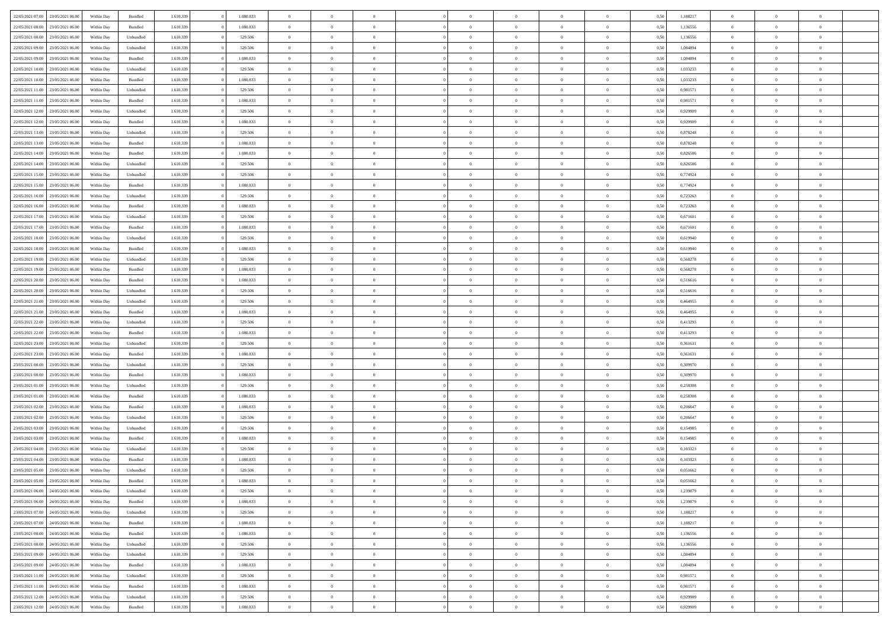| 22/05/2021 07:00 | 23/05/2021 06:00 | Within Day | Bundled | 1.610.339 | 0 | 1.080.833 | 0 | 0 | 0 | | 0 | 0 | 0 | 0 | 0,50 | 1,188217 | 0 | 0 | 0 | |
|---|---|---|---|---|---|---|---|---|---|---|---|---|---|---|---|---|---|---|---|---|
| 22/05/2021 08:00 | 23/05/2021 06:00 | Within Day | Bundled | 1.610.339 | 0 | 1.080.833 | 0 | 0 | 0 | | 0 | 0 | 0 | 0 | 0,50 | 1,136556 | 0 | 0 | 0 | |
| 22/05/2021 08:00 | 23/05/2021 06:00 | Within Day | Unbundled | 1.610.339 | 0 | 529.506 | 0 | 0 | 0 | | 0 | 0 | 0 | 0 | 0,50 | 1,136556 | 0 | 0 | 0 | |
| 22/05/2021 09:00 | 23/05/2021 06:00 | Within Day | Unbundled | 1.610.339 | 0 | 529.506 | 0 | 0 | 0 | | 0 | 0 | 0 | 0 | 0,50 | 1,084894 | 0 | 0 | 0 | |
| 22/05/2021 09:00 | 23/05/2021 06:00 | Within Day | Bundled | 1.610.339 | 0 | 1.080.833 | 0 | 0 | 0 | | 0 | 0 | 0 | 0 | 0,50 | 1,084894 | 0 | 0 | 0 | |
| 22/05/2021 10:00 | 23/05/2021 06:00 | Within Day | Unbundled | 1.610.339 | 0 | 529.506 | 0 | 0 | 0 | | 0 | 0 | 0 | 0 | 0,50 | 1,033233 | 0 | 0 | 0 | |
| 22/05/2021 10:00 | 23/05/2021 06:00 | Within Day | Bundled | 1.610.339 | 0 | 1.080.833 | 0 | 0 | 0 | | 0 | 0 | 0 | 0 | 0,50 | 1,033233 | 0 | 0 | 0 | |
| 22/05/2021 11:00 | 23/05/2021 06:00 | Within Day | Unbundled | 1.610.339 | 0 | 529.506 | 0 | 0 | 0 | | 0 | 0 | 0 | 0 | 0,50 | 0,981571 | 0 | 0 | 0 | |
| 22/05/2021 11:00 | 23/05/2021 06:00 | Within Day | Bundled | 1.610.339 | 0 | 1.080.833 | 0 | 0 | 0 | | 0 | 0 | 0 | 0 | 0,50 | 0,981571 | 0 | 0 | 0 | |
| 22/05/2021 12:00 | 23/05/2021 06:00 | Within Day | Unbundled | 1.610.339 | 0 | 529.506 | 0 | 0 | 0 | | 0 | 0 | 0 | 0 | 0,50 | 0,929909 | 0 | 0 | 0 | |
| 22/05/2021 12:00 | 23/05/2021 06:00 | Within Day | Bundled | 1.610.339 | 0 | 1.080.833 | 0 | 0 | 0 | | 0 | 0 | 0 | 0 | 0,50 | 0,929909 | 0 | 0 | 0 | |
| 22/05/2021 13:00 | 23/05/2021 06:00 | Within Day | Unbundled | 1.610.339 | 0 | 529.506 | 0 | 0 | 0 | | 0 | 0 | 0 | 0 | 0,50 | 0,878248 | 0 | 0 | 0 | |
| 22/05/2021 13:00 | 23/05/2021 06:00 | Within Day | Bundled | 1.610.339 | 0 | 1.080.833 | 0 | 0 | 0 | | 0 | 0 | 0 | 0 | 0,50 | 0,878248 | 0 | 0 | 0 | |
| 22/05/2021 14:00 | 23/05/2021 06:00 | Within Day | Bundled | 1.610.339 | 0 | 1.080.833 | 0 | 0 | 0 | | 0 | 0 | 0 | 0 | 0,50 | 0,826586 | 0 | 0 | 0 | |
| 22/05/2021 14:00 | 23/05/2021 06:00 | Within Day | Unbundled | 1.610.339 | 0 | 529.506 | 0 | 0 | 0 | | 0 | 0 | 0 | 0 | 0,50 | 0,826586 | 0 | 0 | 0 | |
| 22/05/2021 15:00 | 23/05/2021 06:00 | Within Day | Unbundled | 1.610.339 | 0 | 529.506 | 0 | 0 | 0 | | 0 | 0 | 0 | 0 | 0,50 | 0,774924 | 0 | 0 | 0 | |
| 22/05/2021 15:00 | 23/05/2021 06:00 | Within Day | Bundled | 1.610.339 | 0 | 1.080.833 | 0 | 0 | 0 | | 0 | 0 | 0 | 0 | 0,50 | 0,774924 | 0 | 0 | 0 | |
| 22/05/2021 16:00 | 23/05/2021 06:00 | Within Day | Unbundled | 1.610.339 | 0 | 529.506 | 0 | 0 | 0 | | 0 | 0 | 0 | 0 | 0,50 | 0,723263 | 0 | 0 | 0 | |
| 22/05/2021 16:00 | 23/05/2021 06:00 | Within Day | Bundled | 1.610.339 | 0 | 1.080.833 | 0 | 0 | 0 | | 0 | 0 | 0 | 0 | 0,50 | 0,723263 | 0 | 0 | 0 | |
| 22/05/2021 17:00 | 23/05/2021 06:00 | Within Day | Unbundled | 1.610.339 | 0 | 529.506 | 0 | 0 | 0 | | 0 | 0 | 0 | 0 | 0,50 | 0,671601 | 0 | 0 | 0 | |
| 22/05/2021 17:00 | 23/05/2021 06:00 | Within Day | Bundled | 1.610.339 | 0 | 1.080.833 | 0 | 0 | 0 | | 0 | 0 | 0 | 0 | 0,50 | 0,671601 | 0 | 0 | 0 | |
| 22/05/2021 18:00 | 23/05/2021 06:00 | Within Day | Unbundled | 1.610.339 | 0 | 529.506 | 0 | 0 | 0 | | 0 | 0 | 0 | 0 | 0,50 | 0,619940 | 0 | 0 | 0 | |
| 22/05/2021 18:00 | 23/05/2021 06:00 | Within Day | Bundled | 1.610.339 | 0 | 1.080.833 | 0 | 0 | 0 | | 0 | 0 | 0 | 0 | 0,50 | 0,619940 | 0 | 0 | 0 | |
| 22/05/2021 19:00 | 23/05/2021 06:00 | Within Day | Unbundled | 1.610.339 | 0 | 529.506 | 0 | 0 | 0 | | 0 | 0 | 0 | 0 | 0,50 | 0,568278 | 0 | 0 | 0 | |
| 22/05/2021 19:00 | 23/05/2021 06:00 | Within Day | Bundled | 1.610.339 | 0 | 1.080.833 | 0 | 0 | 0 | | 0 | 0 | 0 | 0 | 0,50 | 0,568278 | 0 | 0 | 0 | |
| 22/05/2021 20:00 | 23/05/2021 06:00 | Within Day | Bundled | 1.610.339 | 0 | 1.080.833 | 0 | 0 | 0 | | 0 | 0 | 0 | 0 | 0,50 | 0,516616 | 0 | 0 | 0 | |
| 22/05/2021 20:00 | 23/05/2021 06:00 | Within Day | Unbundled | 1.610.339 | 0 | 529.506 | 0 | 0 | 0 | | 0 | 0 | 0 | 0 | 0,50 | 0,516616 | 0 | 0 | 0 | |
| 22/05/2021 21:00 | 23/05/2021 06:00 | Within Day | Unbundled | 1.610.339 | 0 | 529.506 | 0 | 0 | 0 | | 0 | 0 | 0 | 0 | 0,50 | 0,464955 | 0 | 0 | 0 | |
| 22/05/2021 21:00 | 23/05/2021 06:00 | Within Day | Bundled | 1.610.339 | 0 | 1.080.833 | 0 | 0 | 0 | | 0 | 0 | 0 | 0 | 0,50 | 0,464955 | 0 | 0 | 0 | |
| 22/05/2021 22:00 | 23/05/2021 06:00 | Within Day | Unbundled | 1.610.339 | 0 | 529.506 | 0 | 0 | 0 | | 0 | 0 | 0 | 0 | 0,50 | 0,413293 | 0 | 0 | 0 | |
| 22/05/2021 22:00 | 23/05/2021 06:00 | Within Day | Bundled | 1.610.339 | 0 | 1.080.833 | 0 | 0 | 0 | | 0 | 0 | 0 | 0 | 0,50 | 0,413293 | 0 | 0 | 0 | |
| 22/05/2021 23:00 | 23/05/2021 06:00 | Within Day | Unbundled | 1.610.339 | 0 | 529.506 | 0 | 0 | 0 | | 0 | 0 | 0 | 0 | 0,50 | 0,361631 | 0 | 0 | 0 | |
| 22/05/2021 23:00 | 23/05/2021 06:00 | Within Day | Bundled | 1.610.339 | 0 | 1.080.833 | 0 | 0 | 0 | | 0 | 0 | 0 | 0 | 0,50 | 0,361631 | 0 | 0 | 0 | |
| 23/05/2021 00:00 | 23/05/2021 06:00 | Within Day | Unbundled | 1.610.339 | 0 | 529.506 | 0 | 0 | 0 | | 0 | 0 | 0 | 0 | 0,50 | 0,309970 | 0 | 0 | 0 | |
| 23/05/2021 00:00 | 23/05/2021 06:00 | Within Day | Bundled | 1.610.339 | 0 | 1.080.833 | 0 | 0 | 0 | | 0 | 0 | 0 | 0 | 0,50 | 0,309970 | 0 | 0 | 0 | |
| 23/05/2021 01:00 | 23/05/2021 06:00 | Within Day | Unbundled | 1.610.339 | 0 | 529.506 | 0 | 0 | 0 | | 0 | 0 | 0 | 0 | 0,50 | 0,258308 | 0 | 0 | 0 | |
| 23/05/2021 01:00 | 23/05/2021 06:00 | Within Day | Bundled | 1.610.339 | 0 | 1.080.833 | 0 | 0 | 0 | | 0 | 0 | 0 | 0 | 0,50 | 0,258308 | 0 | 0 | 0 | |
| 23/05/2021 02:00 | 23/05/2021 06:00 | Within Day | Bundled | 1.610.339 | 0 | 1.080.833 | 0 | 0 | 0 | | 0 | 0 | 0 | 0 | 0,50 | 0,206647 | 0 | 0 | 0 | |
| 23/05/2021 02:00 | 23/05/2021 06:00 | Within Day | Unbundled | 1.610.339 | 0 | 529.506 | 0 | 0 | 0 | | 0 | 0 | 0 | 0 | 0,50 | 0,206647 | 0 | 0 | 0 | |
| 23/05/2021 03:00 | 23/05/2021 06:00 | Within Day | Unbundled | 1.610.339 | 0 | 529.506 | 0 | 0 | 0 | | 0 | 0 | 0 | 0 | 0,50 | 0,154985 | 0 | 0 | 0 | |
| 23/05/2021 03:00 | 23/05/2021 06:00 | Within Day | Bundled | 1.610.339 | 0 | 1.080.833 | 0 | 0 | 0 | | 0 | 0 | 0 | 0 | 0,50 | 0,154985 | 0 | 0 | 0 | |
| 23/05/2021 04:00 | 23/05/2021 06:00 | Within Day | Unbundled | 1.610.339 | 0 | 529.506 | 0 | 0 | 0 | | 0 | 0 | 0 | 0 | 0,50 | 0,103323 | 0 | 0 | 0 | |
| 23/05/2021 04:00 | 23/05/2021 06:00 | Within Day | Bundled | 1.610.339 | 0 | 1.080.833 | 0 | 0 | 0 | | 0 | 0 | 0 | 0 | 0,50 | 0,103323 | 0 | 0 | 0 | |
| 23/05/2021 05:00 | 23/05/2021 06:00 | Within Day | Unbundled | 1.610.339 | 0 | 529.506 | 0 | 0 | 0 | | 0 | 0 | 0 | 0 | 0,50 | 0,051662 | 0 | 0 | 0 | |
| 23/05/2021 05:00 | 23/05/2021 06:00 | Within Day | Bundled | 1.610.339 | 0 | 1.080.833 | 0 | 0 | 0 | | 0 | 0 | 0 | 0 | 0,50 | 0,051662 | 0 | 0 | 0 | |
| 23/05/2021 06:00 | 24/05/2021 06:00 | Within Day | Unbundled | 1.610.339 | 0 | 529.506 | 0 | 0 | 0 | | 0 | 0 | 0 | 0 | 0,50 | 1,239879 | 0 | 0 | 0 | |
| 23/05/2021 06:00 | 24/05/2021 06:00 | Within Day | Bundled | 1.610.339 | 0 | 1.080.833 | 0 | 0 | 0 | | 0 | 0 | 0 | 0 | 0,50 | 1,239879 | 0 | 0 | 0 | |
| 23/05/2021 07:00 | 24/05/2021 06:00 | Within Day | Unbundled | 1.610.339 | 0 | 529.506 | 0 | 0 | 0 | | 0 | 0 | 0 | 0 | 0,50 | 1,188217 | 0 | 0 | 0 | |
| 23/05/2021 07:00 | 24/05/2021 06:00 | Within Day | Bundled | 1.610.339 | 0 | 1.080.833 | 0 | 0 | 0 | | 0 | 0 | 0 | 0 | 0,50 | 1,188217 | 0 | 0 | 0 | |
| 23/05/2021 08:00 | 24/05/2021 06:00 | Within Day | Bundled | 1.610.339 | 0 | 1.080.833 | 0 | 0 | 0 | | 0 | 0 | 0 | 0 | 0,50 | 1,136556 | 0 | 0 | 0 | |
| 23/05/2021 08:00 | 24/05/2021 06:00 | Within Day | Unbundled | 1.610.339 | 0 | 529.506 | 0 | 0 | 0 | | 0 | 0 | 0 | 0 | 0,50 | 1,136556 | 0 | 0 | 0 | |
| 23/05/2021 09:00 | 24/05/2021 06:00 | Within Day | Unbundled | 1.610.339 | 0 | 529.506 | 0 | 0 | 0 | | 0 | 0 | 0 | 0 | 0,50 | 1,084894 | 0 | 0 | 0 | |
| 23/05/2021 09:00 | 24/05/2021 06:00 | Within Day | Bundled | 1.610.339 | 0 | 1.080.833 | 0 | 0 | 0 | | 0 | 0 | 0 | 0 | 0,50 | 1,084894 | 0 | 0 | 0 | |
| 23/05/2021 11:00 | 24/05/2021 06:00 | Within Day | Unbundled | 1.610.339 | 0 | 529.506 | 0 | 0 | 0 | | 0 | 0 | 0 | 0 | 0,50 | 0,981571 | 0 | 0 | 0 | |
| 23/05/2021 11:00 | 24/05/2021 06:00 | Within Day | Bundled | 1.610.339 | 0 | 1.080.833 | 0 | 0 | 0 | | 0 | 0 | 0 | 0 | 0,50 | 0,981571 | 0 | 0 | 0 | |
| 23/05/2021 12:00 | 24/05/2021 06:00 | Within Day | Unbundled | 1.610.339 | 0 | 529.506 | 0 | 0 | 0 | | 0 | 0 | 0 | 0 | 0,50 | 0,929909 | 0 | 0 | 0 | |
| 23/05/2021 12:00 | 24/05/2021 06:00 | Within Day | Bundled | 1.610.339 | 0 | 1.080.833 | 0 | 0 | 0 | | 0 | 0 | 0 | 0 | 0,50 | 0,929909 | 0 | 0 | 0 | |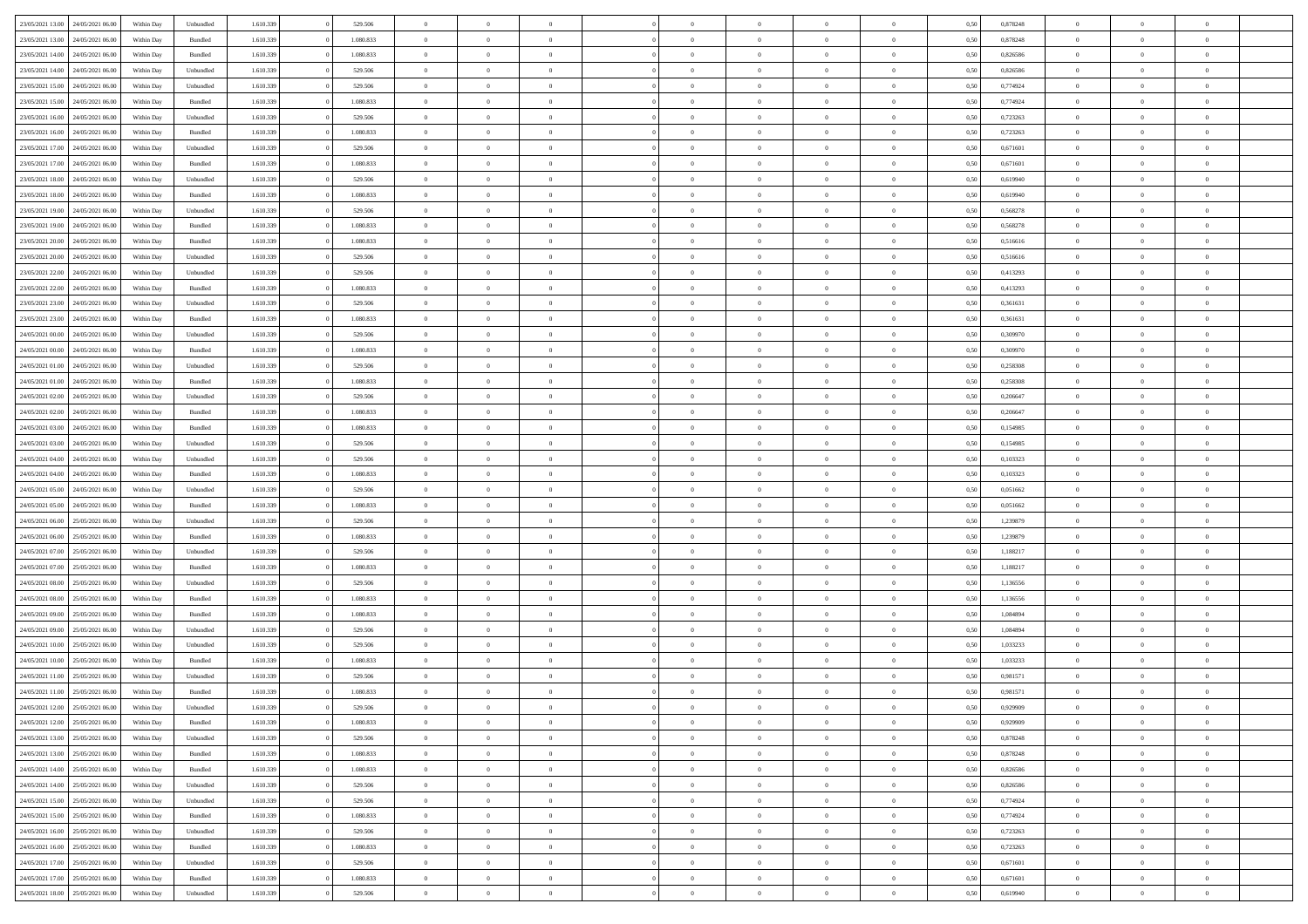| | | | | | | | | | | | | | | | | | | | | |
|---|---|---|---|---|---|---|---|---|---|---|---|---|---|---|---|---|---|---|---|---|
| 23/05/2021 13:00 | 24/05/2021 06:00 | Within Day | Unbundled | 1.610.339 | 0 | 529.506 | 0 | 0 | 0 | | 0 | 0 | 0 | 0 | 0,50 | 0,878248 | 0 | 0 | 0 | |
| 23/05/2021 13:00 | 24/05/2021 06:00 | Within Day | Bundled | 1.610.339 | 0 | 1.080.833 | 0 | 0 | 0 | | 0 | 0 | 0 | 0 | 0,50 | 0,878248 | 0 | 0 | 0 | |
| 23/05/2021 14:00 | 24/05/2021 06:00 | Within Day | Bundled | 1.610.339 | 0 | 1.080.833 | 0 | 0 | 0 | | 0 | 0 | 0 | 0 | 0,50 | 0,826586 | 0 | 0 | 0 | |
| 23/05/2021 14:00 | 24/05/2021 06:00 | Within Day | Unbundled | 1.610.339 | 0 | 529.506 | 0 | 0 | 0 | | 0 | 0 | 0 | 0 | 0,50 | 0,826586 | 0 | 0 | 0 | |
| 23/05/2021 15:00 | 24/05/2021 06:00 | Within Day | Unbundled | 1.610.339 | 0 | 529.506 | 0 | 0 | 0 | | 0 | 0 | 0 | 0 | 0,50 | 0,774924 | 0 | 0 | 0 | |
| 23/05/2021 15:00 | 24/05/2021 06:00 | Within Day | Bundled | 1.610.339 | 0 | 1.080.833 | 0 | 0 | 0 | | 0 | 0 | 0 | 0 | 0,50 | 0,774924 | 0 | 0 | 0 | |
| 23/05/2021 16:00 | 24/05/2021 06:00 | Within Day | Unbundled | 1.610.339 | 0 | 529.506 | 0 | 0 | 0 | | 0 | 0 | 0 | 0 | 0,50 | 0,723263 | 0 | 0 | 0 | |
| 23/05/2021 16:00 | 24/05/2021 06:00 | Within Day | Bundled | 1.610.339 | 0 | 1.080.833 | 0 | 0 | 0 | | 0 | 0 | 0 | 0 | 0,50 | 0,723263 | 0 | 0 | 0 | |
| 23/05/2021 17:00 | 24/05/2021 06:00 | Within Day | Unbundled | 1.610.339 | 0 | 529.506 | 0 | 0 | 0 | | 0 | 0 | 0 | 0 | 0,50 | 0,671601 | 0 | 0 | 0 | |
| 23/05/2021 17:00 | 24/05/2021 06:00 | Within Day | Bundled | 1.610.339 | 0 | 1.080.833 | 0 | 0 | 0 | | 0 | 0 | 0 | 0 | 0,50 | 0,671601 | 0 | 0 | 0 | |
| 23/05/2021 18:00 | 24/05/2021 06:00 | Within Day | Unbundled | 1.610.339 | 0 | 529.506 | 0 | 0 | 0 | | 0 | 0 | 0 | 0 | 0,50 | 0,619940 | 0 | 0 | 0 | |
| 23/05/2021 18:00 | 24/05/2021 06:00 | Within Day | Bundled | 1.610.339 | 0 | 1.080.833 | 0 | 0 | 0 | | 0 | 0 | 0 | 0 | 0,50 | 0,619940 | 0 | 0 | 0 | |
| 23/05/2021 19:00 | 24/05/2021 06:00 | Within Day | Unbundled | 1.610.339 | 0 | 529.506 | 0 | 0 | 0 | | 0 | 0 | 0 | 0 | 0,50 | 0,568278 | 0 | 0 | 0 | |
| 23/05/2021 19:00 | 24/05/2021 06:00 | Within Day | Bundled | 1.610.339 | 0 | 1.080.833 | 0 | 0 | 0 | | 0 | 0 | 0 | 0 | 0,50 | 0,568278 | 0 | 0 | 0 | |
| 23/05/2021 20:00 | 24/05/2021 06:00 | Within Day | Bundled | 1.610.339 | 0 | 1.080.833 | 0 | 0 | 0 | | 0 | 0 | 0 | 0 | 0,50 | 0,516616 | 0 | 0 | 0 | |
| 23/05/2021 20:00 | 24/05/2021 06:00 | Within Day | Unbundled | 1.610.339 | 0 | 529.506 | 0 | 0 | 0 | | 0 | 0 | 0 | 0 | 0,50 | 0,516616 | 0 | 0 | 0 | |
| 23/05/2021 22:00 | 24/05/2021 06:00 | Within Day | Unbundled | 1.610.339 | 0 | 529.506 | 0 | 0 | 0 | | 0 | 0 | 0 | 0 | 0,50 | 0,413293 | 0 | 0 | 0 | |
| 23/05/2021 22:00 | 24/05/2021 06:00 | Within Day | Bundled | 1.610.339 | 0 | 1.080.833 | 0 | 0 | 0 | | 0 | 0 | 0 | 0 | 0,50 | 0,413293 | 0 | 0 | 0 | |
| 23/05/2021 23:00 | 24/05/2021 06:00 | Within Day | Unbundled | 1.610.339 | 0 | 529.506 | 0 | 0 | 0 | | 0 | 0 | 0 | 0 | 0,50 | 0,361631 | 0 | 0 | 0 | |
| 23/05/2021 23:00 | 24/05/2021 06:00 | Within Day | Bundled | 1.610.339 | 0 | 1.080.833 | 0 | 0 | 0 | | 0 | 0 | 0 | 0 | 0,50 | 0,361631 | 0 | 0 | 0 | |
| 24/05/2021 00:00 | 24/05/2021 06:00 | Within Day | Unbundled | 1.610.339 | 0 | 529.506 | 0 | 0 | 0 | | 0 | 0 | 0 | 0 | 0,50 | 0,309970 | 0 | 0 | 0 | |
| 24/05/2021 00:00 | 24/05/2021 06:00 | Within Day | Bundled | 1.610.339 | 0 | 1.080.833 | 0 | 0 | 0 | | 0 | 0 | 0 | 0 | 0,50 | 0,309970 | 0 | 0 | 0 | |
| 24/05/2021 01:00 | 24/05/2021 06:00 | Within Day | Unbundled | 1.610.339 | 0 | 529.506 | 0 | 0 | 0 | | 0 | 0 | 0 | 0 | 0,50 | 0,258308 | 0 | 0 | 0 | |
| 24/05/2021 01:00 | 24/05/2021 06:00 | Within Day | Bundled | 1.610.339 | 0 | 1.080.833 | 0 | 0 | 0 | | 0 | 0 | 0 | 0 | 0,50 | 0,258308 | 0 | 0 | 0 | |
| 24/05/2021 02:00 | 24/05/2021 06:00 | Within Day | Unbundled | 1.610.339 | 0 | 529.506 | 0 | 0 | 0 | | 0 | 0 | 0 | 0 | 0,50 | 0,206647 | 0 | 0 | 0 | |
| 24/05/2021 02:00 | 24/05/2021 06:00 | Within Day | Bundled | 1.610.339 | 0 | 1.080.833 | 0 | 0 | 0 | | 0 | 0 | 0 | 0 | 0,50 | 0,206647 | 0 | 0 | 0 | |
| 24/05/2021 03:00 | 24/05/2021 06:00 | Within Day | Bundled | 1.610.339 | 0 | 1.080.833 | 0 | 0 | 0 | | 0 | 0 | 0 | 0 | 0,50 | 0,154985 | 0 | 0 | 0 | |
| 24/05/2021 03:00 | 24/05/2021 06:00 | Within Day | Unbundled | 1.610.339 | 0 | 529.506 | 0 | 0 | 0 | | 0 | 0 | 0 | 0 | 0,50 | 0,154985 | 0 | 0 | 0 | |
| 24/05/2021 04:00 | 24/05/2021 06:00 | Within Day | Unbundled | 1.610.339 | 0 | 529.506 | 0 | 0 | 0 | | 0 | 0 | 0 | 0 | 0,50 | 0,103323 | 0 | 0 | 0 | |
| 24/05/2021 04:00 | 24/05/2021 06:00 | Within Day | Bundled | 1.610.339 | 0 | 1.080.833 | 0 | 0 | 0 | | 0 | 0 | 0 | 0 | 0,50 | 0,103323 | 0 | 0 | 0 | |
| 24/05/2021 05:00 | 24/05/2021 06:00 | Within Day | Unbundled | 1.610.339 | 0 | 529.506 | 0 | 0 | 0 | | 0 | 0 | 0 | 0 | 0,50 | 0,051662 | 0 | 0 | 0 | |
| 24/05/2021 05:00 | 24/05/2021 06:00 | Within Day | Bundled | 1.610.339 | 0 | 1.080.833 | 0 | 0 | 0 | | 0 | 0 | 0 | 0 | 0,50 | 0,051662 | 0 | 0 | 0 | |
| 24/05/2021 06:00 | 25/05/2021 06:00 | Within Day | Unbundled | 1.610.339 | 0 | 529.506 | 0 | 0 | 0 | | 0 | 0 | 0 | 0 | 0,50 | 1,239879 | 0 | 0 | 0 | |
| 24/05/2021 06:00 | 25/05/2021 06:00 | Within Day | Bundled | 1.610.339 | 0 | 1.080.833 | 0 | 0 | 0 | | 0 | 0 | 0 | 0 | 0,50 | 1,239879 | 0 | 0 | 0 | |
| 24/05/2021 07:00 | 25/05/2021 06:00 | Within Day | Unbundled | 1.610.339 | 0 | 529.506 | 0 | 0 | 0 | | 0 | 0 | 0 | 0 | 0,50 | 1,188217 | 0 | 0 | 0 | |
| 24/05/2021 07:00 | 25/05/2021 06:00 | Within Day | Bundled | 1.610.339 | 0 | 1.080.833 | 0 | 0 | 0 | | 0 | 0 | 0 | 0 | 0,50 | 1,188217 | 0 | 0 | 0 | |
| 24/05/2021 08:00 | 25/05/2021 06:00 | Within Day | Unbundled | 1.610.339 | 0 | 529.506 | 0 | 0 | 0 | | 0 | 0 | 0 | 0 | 0,50 | 1,136556 | 0 | 0 | 0 | |
| 24/05/2021 08:00 | 25/05/2021 06:00 | Within Day | Bundled | 1.610.339 | 0 | 1.080.833 | 0 | 0 | 0 | | 0 | 0 | 0 | 0 | 0,50 | 1,136556 | 0 | 0 | 0 | |
| 24/05/2021 09:00 | 25/05/2021 06:00 | Within Day | Bundled | 1.610.339 | 0 | 1.080.833 | 0 | 0 | 0 | | 0 | 0 | 0 | 0 | 0,50 | 1,084894 | 0 | 0 | 0 | |
| 24/05/2021 09:00 | 25/05/2021 06:00 | Within Day | Unbundled | 1.610.339 | 0 | 529.506 | 0 | 0 | 0 | | 0 | 0 | 0 | 0 | 0,50 | 1,084894 | 0 | 0 | 0 | |
| 24/05/2021 10:00 | 25/05/2021 06:00 | Within Day | Unbundled | 1.610.339 | 0 | 529.506 | 0 | 0 | 0 | | 0 | 0 | 0 | 0 | 0,50 | 1,033233 | 0 | 0 | 0 | |
| 24/05/2021 10:00 | 25/05/2021 06:00 | Within Day | Bundled | 1.610.339 | 0 | 1.080.833 | 0 | 0 | 0 | | 0 | 0 | 0 | 0 | 0,50 | 1,033233 | 0 | 0 | 0 | |
| 24/05/2021 11:00 | 25/05/2021 06:00 | Within Day | Unbundled | 1.610.339 | 0 | 529.506 | 0 | 0 | 0 | | 0 | 0 | 0 | 0 | 0,50 | 0,981571 | 0 | 0 | 0 | |
| 24/05/2021 11:00 | 25/05/2021 06:00 | Within Day | Bundled | 1.610.339 | 0 | 1.080.833 | 0 | 0 | 0 | | 0 | 0 | 0 | 0 | 0,50 | 0,981571 | 0 | 0 | 0 | |
| 24/05/2021 12:00 | 25/05/2021 06:00 | Within Day | Unbundled | 1.610.339 | 0 | 529.506 | 0 | 0 | 0 | | 0 | 0 | 0 | 0 | 0,50 | 0,929909 | 0 | 0 | 0 | |
| 24/05/2021 12:00 | 25/05/2021 06:00 | Within Day | Bundled | 1.610.339 | 0 | 1.080.833 | 0 | 0 | 0 | | 0 | 0 | 0 | 0 | 0,50 | 0,929909 | 0 | 0 | 0 | |
| 24/05/2021 13:00 | 25/05/2021 06:00 | Within Day | Unbundled | 1.610.339 | 0 | 529.506 | 0 | 0 | 0 | | 0 | 0 | 0 | 0 | 0,50 | 0,878248 | 0 | 0 | 0 | |
| 24/05/2021 13:00 | 25/05/2021 06:00 | Within Day | Bundled | 1.610.339 | 0 | 1.080.833 | 0 | 0 | 0 | | 0 | 0 | 0 | 0 | 0,50 | 0,878248 | 0 | 0 | 0 | |
| 24/05/2021 14:00 | 25/05/2021 06:00 | Within Day | Bundled | 1.610.339 | 0 | 1.080.833 | 0 | 0 | 0 | | 0 | 0 | 0 | 0 | 0,50 | 0,826586 | 0 | 0 | 0 | |
| 24/05/2021 14:00 | 25/05/2021 06:00 | Within Day | Unbundled | 1.610.339 | 0 | 529.506 | 0 | 0 | 0 | | 0 | 0 | 0 | 0 | 0,50 | 0,826586 | 0 | 0 | 0 | |
| 24/05/2021 15:00 | 25/05/2021 06:00 | Within Day | Unbundled | 1.610.339 | 0 | 529.506 | 0 | 0 | 0 | | 0 | 0 | 0 | 0 | 0,50 | 0,774924 | 0 | 0 | 0 | |
| 24/05/2021 15:00 | 25/05/2021 06:00 | Within Day | Bundled | 1.610.339 | 0 | 1.080.833 | 0 | 0 | 0 | | 0 | 0 | 0 | 0 | 0,50 | 0,774924 | 0 | 0 | 0 | |
| 24/05/2021 16:00 | 25/05/2021 06:00 | Within Day | Unbundled | 1.610.339 | 0 | 529.506 | 0 | 0 | 0 | | 0 | 0 | 0 | 0 | 0,50 | 0,723263 | 0 | 0 | 0 | |
| 24/05/2021 16:00 | 25/05/2021 06:00 | Within Day | Bundled | 1.610.339 | 0 | 1.080.833 | 0 | 0 | 0 | | 0 | 0 | 0 | 0 | 0,50 | 0,723263 | 0 | 0 | 0 | |
| 24/05/2021 17:00 | 25/05/2021 06:00 | Within Day | Unbundled | 1.610.339 | 0 | 529.506 | 0 | 0 | 0 | | 0 | 0 | 0 | 0 | 0,50 | 0,671601 | 0 | 0 | 0 | |
| 24/05/2021 17:00 | 25/05/2021 06:00 | Within Day | Bundled | 1.610.339 | 0 | 1.080.833 | 0 | 0 | 0 | | 0 | 0 | 0 | 0 | 0,50 | 0,671601 | 0 | 0 | 0 | |
| 24/05/2021 18:00 | 25/05/2021 06:00 | Within Day | Unbundled | 1.610.339 | 0 | 529.506 | 0 | 0 | 0 | | 0 | 0 | 0 | 0 | 0,50 | 0,619940 | 0 | 0 | 0 | |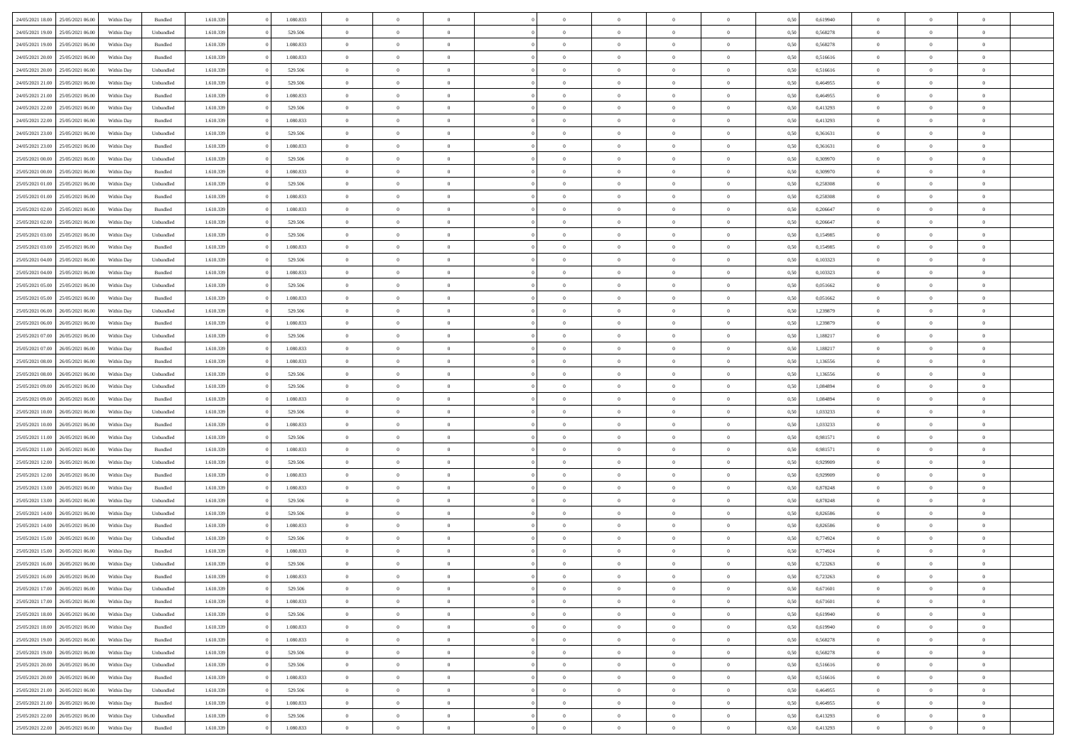| | | | | | | | | | | | | | | | | | | | | |
|---|---|---|---|---|---|---|---|---|---|---|---|---|---|---|---|---|---|---|---|---|
| 24/05/2021 18:00 | 25/05/2021 06:00 | Within Day | Bundled | 1.610.339 | 0 | 1.080.833 | 0 | 0 | 0 | | 0 | 0 | 0 | 0 | 0,50 | 0,619940 | 0 | 0 | 0 | |
| 24/05/2021 19:00 | 25/05/2021 06:00 | Within Day | Unbundled | 1.610.339 | 0 | 529.506 | 0 | 0 | 0 | | 0 | 0 | 0 | 0 | 0,50 | 0,568278 | 0 | 0 | 0 | |
| 24/05/2021 19:00 | 25/05/2021 06:00 | Within Day | Bundled | 1.610.339 | 0 | 1.080.833 | 0 | 0 | 0 | | 0 | 0 | 0 | 0 | 0,50 | 0,568278 | 0 | 0 | 0 | |
| 24/05/2021 20:00 | 25/05/2021 06:00 | Within Day | Bundled | 1.610.339 | 0 | 1.080.833 | 0 | 0 | 0 | | 0 | 0 | 0 | 0 | 0,50 | 0,516616 | 0 | 0 | 0 | |
| 24/05/2021 20:00 | 25/05/2021 06:00 | Within Day | Unbundled | 1.610.339 | 0 | 529.506 | 0 | 0 | 0 | | 0 | 0 | 0 | 0 | 0,50 | 0,516616 | 0 | 0 | 0 | |
| 24/05/2021 21:00 | 25/05/2021 06:00 | Within Day | Unbundled | 1.610.339 | 0 | 529.506 | 0 | 0 | 0 | | 0 | 0 | 0 | 0 | 0,50 | 0,464955 | 0 | 0 | 0 | |
| 24/05/2021 21:00 | 25/05/2021 06:00 | Within Day | Bundled | 1.610.339 | 0 | 1.080.833 | 0 | 0 | 0 | | 0 | 0 | 0 | 0 | 0,50 | 0,464955 | 0 | 0 | 0 | |
| 24/05/2021 22:00 | 25/05/2021 06:00 | Within Day | Unbundled | 1.610.339 | 0 | 529.506 | 0 | 0 | 0 | | 0 | 0 | 0 | 0 | 0,50 | 0,413293 | 0 | 0 | 0 | |
| 24/05/2021 22:00 | 25/05/2021 06:00 | Within Day | Bundled | 1.610.339 | 0 | 1.080.833 | 0 | 0 | 0 | | 0 | 0 | 0 | 0 | 0,50 | 0,413293 | 0 | 0 | 0 | |
| 24/05/2021 23:00 | 25/05/2021 06:00 | Within Day | Unbundled | 1.610.339 | 0 | 529.506 | 0 | 0 | 0 | | 0 | 0 | 0 | 0 | 0,50 | 0,361631 | 0 | 0 | 0 | |
| 24/05/2021 23:00 | 25/05/2021 06:00 | Within Day | Bundled | 1.610.339 | 0 | 1.080.833 | 0 | 0 | 0 | | 0 | 0 | 0 | 0 | 0,50 | 0,361631 | 0 | 0 | 0 | |
| 25/05/2021 00:00 | 25/05/2021 06:00 | Within Day | Unbundled | 1.610.339 | 0 | 529.506 | 0 | 0 | 0 | | 0 | 0 | 0 | 0 | 0,50 | 0,309970 | 0 | 0 | 0 | |
| 25/05/2021 00:00 | 25/05/2021 06:00 | Within Day | Bundled | 1.610.339 | 0 | 1.080.833 | 0 | 0 | 0 | | 0 | 0 | 0 | 0 | 0,50 | 0,309970 | 0 | 0 | 0 | |
| 25/05/2021 01:00 | 25/05/2021 06:00 | Within Day | Unbundled | 1.610.339 | 0 | 529.506 | 0 | 0 | 0 | | 0 | 0 | 0 | 0 | 0,50 | 0,258308 | 0 | 0 | 0 | |
| 25/05/2021 01:00 | 25/05/2021 06:00 | Within Day | Bundled | 1.610.339 | 0 | 1.080.833 | 0 | 0 | 0 | | 0 | 0 | 0 | 0 | 0,50 | 0,258308 | 0 | 0 | 0 | |
| 25/05/2021 02:00 | 25/05/2021 06:00 | Within Day | Bundled | 1.610.339 | 0 | 1.080.833 | 0 | 0 | 0 | | 0 | 0 | 0 | 0 | 0,50 | 0,206647 | 0 | 0 | 0 | |
| 25/05/2021 02:00 | 25/05/2021 06:00 | Within Day | Unbundled | 1.610.339 | 0 | 529.506 | 0 | 0 | 0 | | 0 | 0 | 0 | 0 | 0,50 | 0,206647 | 0 | 0 | 0 | |
| 25/05/2021 03:00 | 25/05/2021 06:00 | Within Day | Unbundled | 1.610.339 | 0 | 529.506 | 0 | 0 | 0 | | 0 | 0 | 0 | 0 | 0,50 | 0,154985 | 0 | 0 | 0 | |
| 25/05/2021 03:00 | 25/05/2021 06:00 | Within Day | Bundled | 1.610.339 | 0 | 1.080.833 | 0 | 0 | 0 | | 0 | 0 | 0 | 0 | 0,50 | 0,154985 | 0 | 0 | 0 | |
| 25/05/2021 04:00 | 25/05/2021 06:00 | Within Day | Unbundled | 1.610.339 | 0 | 529.506 | 0 | 0 | 0 | | 0 | 0 | 0 | 0 | 0,50 | 0,103323 | 0 | 0 | 0 | |
| 25/05/2021 04:00 | 25/05/2021 06:00 | Within Day | Bundled | 1.610.339 | 0 | 1.080.833 | 0 | 0 | 0 | | 0 | 0 | 0 | 0 | 0,50 | 0,103323 | 0 | 0 | 0 | |
| 25/05/2021 05:00 | 25/05/2021 06:00 | Within Day | Unbundled | 1.610.339 | 0 | 529.506 | 0 | 0 | 0 | | 0 | 0 | 0 | 0 | 0,50 | 0,051662 | 0 | 0 | 0 | |
| 25/05/2021 05:00 | 25/05/2021 06:00 | Within Day | Bundled | 1.610.339 | 0 | 1.080.833 | 0 | 0 | 0 | | 0 | 0 | 0 | 0 | 0,50 | 0,051662 | 0 | 0 | 0 | |
| 25/05/2021 06:00 | 26/05/2021 06:00 | Within Day | Unbundled | 1.610.339 | 0 | 529.506 | 0 | 0 | 0 | | 0 | 0 | 0 | 0 | 0,50 | 1,239879 | 0 | 0 | 0 | |
| 25/05/2021 06:00 | 26/05/2021 06:00 | Within Day | Bundled | 1.610.339 | 0 | 1.080.833 | 0 | 0 | 0 | | 0 | 0 | 0 | 0 | 0,50 | 1,239879 | 0 | 0 | 0 | |
| 25/05/2021 07:00 | 26/05/2021 06:00 | Within Day | Unbundled | 1.610.339 | 0 | 529.506 | 0 | 0 | 0 | | 0 | 0 | 0 | 0 | 0,50 | 1,188217 | 0 | 0 | 0 | |
| 25/05/2021 07:00 | 26/05/2021 06:00 | Within Day | Bundled | 1.610.339 | 0 | 1.080.833 | 0 | 0 | 0 | | 0 | 0 | 0 | 0 | 0,50 | 1,188217 | 0 | 0 | 0 | |
| 25/05/2021 08:00 | 26/05/2021 06:00 | Within Day | Bundled | 1.610.339 | 0 | 1.080.833 | 0 | 0 | 0 | | 0 | 0 | 0 | 0 | 0,50 | 1,136556 | 0 | 0 | 0 | |
| 25/05/2021 08:00 | 26/05/2021 06:00 | Within Day | Unbundled | 1.610.339 | 0 | 529.506 | 0 | 0 | 0 | | 0 | 0 | 0 | 0 | 0,50 | 1,136556 | 0 | 0 | 0 | |
| 25/05/2021 09:00 | 26/05/2021 06:00 | Within Day | Unbundled | 1.610.339 | 0 | 529.506 | 0 | 0 | 0 | | 0 | 0 | 0 | 0 | 0,50 | 1,084894 | 0 | 0 | 0 | |
| 25/05/2021 09:00 | 26/05/2021 06:00 | Within Day | Bundled | 1.610.339 | 0 | 1.080.833 | 0 | 0 | 0 | | 0 | 0 | 0 | 0 | 0,50 | 1,084894 | 0 | 0 | 0 | |
| 25/05/2021 10:00 | 26/05/2021 06:00 | Within Day | Unbundled | 1.610.339 | 0 | 529.506 | 0 | 0 | 0 | | 0 | 0 | 0 | 0 | 0,50 | 1,033233 | 0 | 0 | 0 | |
| 25/05/2021 10:00 | 26/05/2021 06:00 | Within Day | Bundled | 1.610.339 | 0 | 1.080.833 | 0 | 0 | 0 | | 0 | 0 | 0 | 0 | 0,50 | 1,033233 | 0 | 0 | 0 | |
| 25/05/2021 11:00 | 26/05/2021 06:00 | Within Day | Unbundled | 1.610.339 | 0 | 529.506 | 0 | 0 | 0 | | 0 | 0 | 0 | 0 | 0,50 | 0,981571 | 0 | 0 | 0 | |
| 25/05/2021 11:00 | 26/05/2021 06:00 | Within Day | Bundled | 1.610.339 | 0 | 1.080.833 | 0 | 0 | 0 | | 0 | 0 | 0 | 0 | 0,50 | 0,981571 | 0 | 0 | 0 | |
| 25/05/2021 12:00 | 26/05/2021 06:00 | Within Day | Unbundled | 1.610.339 | 0 | 529.506 | 0 | 0 | 0 | | 0 | 0 | 0 | 0 | 0,50 | 0,929909 | 0 | 0 | 0 | |
| 25/05/2021 12:00 | 26/05/2021 06:00 | Within Day | Bundled | 1.610.339 | 0 | 1.080.833 | 0 | 0 | 0 | | 0 | 0 | 0 | 0 | 0,50 | 0,929909 | 0 | 0 | 0 | |
| 25/05/2021 13:00 | 26/05/2021 06:00 | Within Day | Bundled | 1.610.339 | 0 | 1.080.833 | 0 | 0 | 0 | | 0 | 0 | 0 | 0 | 0,50 | 0,878248 | 0 | 0 | 0 | |
| 25/05/2021 13:00 | 26/05/2021 06:00 | Within Day | Unbundled | 1.610.339 | 0 | 529.506 | 0 | 0 | 0 | | 0 | 0 | 0 | 0 | 0,50 | 0,878248 | 0 | 0 | 0 | |
| 25/05/2021 14:00 | 26/05/2021 06:00 | Within Day | Unbundled | 1.610.339 | 0 | 529.506 | 0 | 0 | 0 | | 0 | 0 | 0 | 0 | 0,50 | 0,826586 | 0 | 0 | 0 | |
| 25/05/2021 14:00 | 26/05/2021 06:00 | Within Day | Bundled | 1.610.339 | 0 | 1.080.833 | 0 | 0 | 0 | | 0 | 0 | 0 | 0 | 0,50 | 0,826586 | 0 | 0 | 0 | |
| 25/05/2021 15:00 | 26/05/2021 06:00 | Within Day | Unbundled | 1.610.339 | 0 | 529.506 | 0 | 0 | 0 | | 0 | 0 | 0 | 0 | 0,50 | 0,774924 | 0 | 0 | 0 | |
| 25/05/2021 15:00 | 26/05/2021 06:00 | Within Day | Bundled | 1.610.339 | 0 | 1.080.833 | 0 | 0 | 0 | | 0 | 0 | 0 | 0 | 0,50 | 0,774924 | 0 | 0 | 0 | |
| 25/05/2021 16:00 | 26/05/2021 06:00 | Within Day | Unbundled | 1.610.339 | 0 | 529.506 | 0 | 0 | 0 | | 0 | 0 | 0 | 0 | 0,50 | 0,723263 | 0 | 0 | 0 | |
| 25/05/2021 16:00 | 26/05/2021 06:00 | Within Day | Bundled | 1.610.339 | 0 | 1.080.833 | 0 | 0 | 0 | | 0 | 0 | 0 | 0 | 0,50 | 0,723263 | 0 | 0 | 0 | |
| 25/05/2021 17:00 | 26/05/2021 06:00 | Within Day | Unbundled | 1.610.339 | 0 | 529.506 | 0 | 0 | 0 | | 0 | 0 | 0 | 0 | 0,50 | 0,671601 | 0 | 0 | 0 | |
| 25/05/2021 17:00 | 26/05/2021 06:00 | Within Day | Bundled | 1.610.339 | 0 | 1.080.833 | 0 | 0 | 0 | | 0 | 0 | 0 | 0 | 0,50 | 0,671601 | 0 | 0 | 0 | |
| 25/05/2021 18:00 | 26/05/2021 06:00 | Within Day | Unbundled | 1.610.339 | 0 | 529.506 | 0 | 0 | 0 | | 0 | 0 | 0 | 0 | 0,50 | 0,619940 | 0 | 0 | 0 | |
| 25/05/2021 18:00 | 26/05/2021 06:00 | Within Day | Bundled | 1.610.339 | 0 | 1.080.833 | 0 | 0 | 0 | | 0 | 0 | 0 | 0 | 0,50 | 0,619940 | 0 | 0 | 0 | |
| 25/05/2021 19:00 | 26/05/2021 06:00 | Within Day | Bundled | 1.610.339 | 0 | 1.080.833 | 0 | 0 | 0 | | 0 | 0 | 0 | 0 | 0,50 | 0,568278 | 0 | 0 | 0 | |
| 25/05/2021 19:00 | 26/05/2021 06:00 | Within Day | Unbundled | 1.610.339 | 0 | 529.506 | 0 | 0 | 0 | | 0 | 0 | 0 | 0 | 0,50 | 0,568278 | 0 | 0 | 0 | |
| 25/05/2021 20:00 | 26/05/2021 06:00 | Within Day | Unbundled | 1.610.339 | 0 | 529.506 | 0 | 0 | 0 | | 0 | 0 | 0 | 0 | 0,50 | 0,516616 | 0 | 0 | 0 | |
| 25/05/2021 20:00 | 26/05/2021 06:00 | Within Day | Bundled | 1.610.339 | 0 | 1.080.833 | 0 | 0 | 0 | | 0 | 0 | 0 | 0 | 0,50 | 0,516616 | 0 | 0 | 0 | |
| 25/05/2021 21:00 | 26/05/2021 06:00 | Within Day | Unbundled | 1.610.339 | 0 | 529.506 | 0 | 0 | 0 | | 0 | 0 | 0 | 0 | 0,50 | 0,464955 | 0 | 0 | 0 | |
| 25/05/2021 21:00 | 26/05/2021 06:00 | Within Day | Bundled | 1.610.339 | 0 | 1.080.833 | 0 | 0 | 0 | | 0 | 0 | 0 | 0 | 0,50 | 0,464955 | 0 | 0 | 0 | |
| 25/05/2021 22:00 | 26/05/2021 06:00 | Within Day | Unbundled | 1.610.339 | 0 | 529.506 | 0 | 0 | 0 | | 0 | 0 | 0 | 0 | 0,50 | 0,413293 | 0 | 0 | 0 | |
| 25/05/2021 22:00 | 26/05/2021 06:00 | Within Day | Bundled | 1.610.339 | 0 | 1.080.833 | 0 | 0 | 0 | | 0 | 0 | 0 | 0 | 0,50 | 0,413293 | 0 | 0 | 0 | |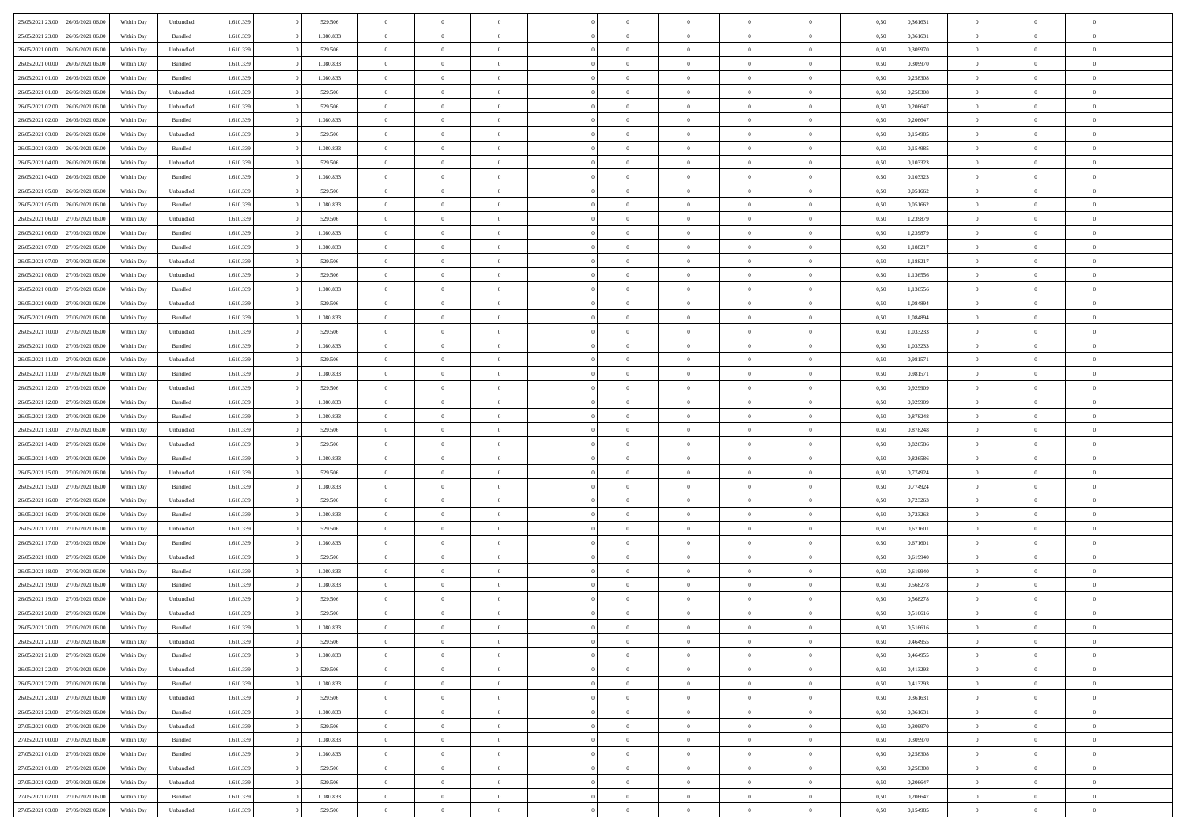| | | | | | | | | | | | | | | | | | | | | |
|---|---|---|---|---|---|---|---|---|---|---|---|---|---|---|---|---|---|---|---|---|
| 25/05/2021 23:00 | 26/05/2021 06:00 | Within Day | Unbundled | 1.610.339 | 0 | 529.506 | 0 | 0 | 0 | | 0 | 0 | 0 | 0 | 0,50 | 0,361631 | 0 | 0 | 0 | |
| 25/05/2021 23:00 | 26/05/2021 06:00 | Within Day | Bundled | 1.610.339 | 0 | 1.080.833 | 0 | 0 | 0 | | 0 | 0 | 0 | 0 | 0,50 | 0,361631 | 0 | 0 | 0 | |
| 26/05/2021 00:00 | 26/05/2021 06:00 | Within Day | Unbundled | 1.610.339 | 0 | 529.506 | 0 | 0 | 0 | | 0 | 0 | 0 | 0 | 0,50 | 0,309970 | 0 | 0 | 0 | |
| 26/05/2021 00:00 | 26/05/2021 06:00 | Within Day | Bundled | 1.610.339 | 0 | 1.080.833 | 0 | 0 | 0 | | 0 | 0 | 0 | 0 | 0,50 | 0,309970 | 0 | 0 | 0 | |
| 26/05/2021 01:00 | 26/05/2021 06:00 | Within Day | Bundled | 1.610.339 | 0 | 1.080.833 | 0 | 0 | 0 | | 0 | 0 | 0 | 0 | 0,50 | 0,258308 | 0 | 0 | 0 | |
| 26/05/2021 01:00 | 26/05/2021 06:00 | Within Day | Unbundled | 1.610.339 | 0 | 529.506 | 0 | 0 | 0 | | 0 | 0 | 0 | 0 | 0,50 | 0,258308 | 0 | 0 | 0 | |
| 26/05/2021 02:00 | 26/05/2021 06:00 | Within Day | Unbundled | 1.610.339 | 0 | 529.506 | 0 | 0 | 0 | | 0 | 0 | 0 | 0 | 0,50 | 0,206647 | 0 | 0 | 0 | |
| 26/05/2021 02:00 | 26/05/2021 06:00 | Within Day | Bundled | 1.610.339 | 0 | 1.080.833 | 0 | 0 | 0 | | 0 | 0 | 0 | 0 | 0,50 | 0,206647 | 0 | 0 | 0 | |
| 26/05/2021 03:00 | 26/05/2021 06:00 | Within Day | Unbundled | 1.610.339 | 0 | 529.506 | 0 | 0 | 0 | | 0 | 0 | 0 | 0 | 0,50 | 0,154985 | 0 | 0 | 0 | |
| 26/05/2021 03:00 | 26/05/2021 06:00 | Within Day | Bundled | 1.610.339 | 0 | 1.080.833 | 0 | 0 | 0 | | 0 | 0 | 0 | 0 | 0,50 | 0,154985 | 0 | 0 | 0 | |
| 26/05/2021 04:00 | 26/05/2021 06:00 | Within Day | Unbundled | 1.610.339 | 0 | 529.506 | 0 | 0 | 0 | | 0 | 0 | 0 | 0 | 0,50 | 0,103323 | 0 | 0 | 0 | |
| 26/05/2021 04:00 | 26/05/2021 06:00 | Within Day | Bundled | 1.610.339 | 0 | 1.080.833 | 0 | 0 | 0 | | 0 | 0 | 0 | 0 | 0,50 | 0,103323 | 0 | 0 | 0 | |
| 26/05/2021 05:00 | 26/05/2021 06:00 | Within Day | Unbundled | 1.610.339 | 0 | 529.506 | 0 | 0 | 0 | | 0 | 0 | 0 | 0 | 0,50 | 0,051662 | 0 | 0 | 0 | |
| 26/05/2021 05:00 | 26/05/2021 06:00 | Within Day | Bundled | 1.610.339 | 0 | 1.080.833 | 0 | 0 | 0 | | 0 | 0 | 0 | 0 | 0,50 | 0,051662 | 0 | 0 | 0 | |
| 26/05/2021 06:00 | 27/05/2021 06:00 | Within Day | Unbundled | 1.610.339 | 0 | 529.506 | 0 | 0 | 0 | | 0 | 0 | 0 | 0 | 0,50 | 1,239879 | 0 | 0 | 0 | |
| 26/05/2021 06:00 | 27/05/2021 06:00 | Within Day | Bundled | 1.610.339 | 0 | 1.080.833 | 0 | 0 | 0 | | 0 | 0 | 0 | 0 | 0,50 | 1,239879 | 0 | 0 | 0 | |
| 26/05/2021 07:00 | 27/05/2021 06:00 | Within Day | Bundled | 1.610.339 | 0 | 1.080.833 | 0 | 0 | 0 | | 0 | 0 | 0 | 0 | 0,50 | 1,188217 | 0 | 0 | 0 | |
| 26/05/2021 07:00 | 27/05/2021 06:00 | Within Day | Unbundled | 1.610.339 | 0 | 529.506 | 0 | 0 | 0 | | 0 | 0 | 0 | 0 | 0,50 | 1,188217 | 0 | 0 | 0 | |
| 26/05/2021 08:00 | 27/05/2021 06:00 | Within Day | Unbundled | 1.610.339 | 0 | 529.506 | 0 | 0 | 0 | | 0 | 0 | 0 | 0 | 0,50 | 1,136556 | 0 | 0 | 0 | |
| 26/05/2021 08:00 | 27/05/2021 06:00 | Within Day | Bundled | 1.610.339 | 0 | 1.080.833 | 0 | 0 | 0 | | 0 | 0 | 0 | 0 | 0,50 | 1,136556 | 0 | 0 | 0 | |
| 26/05/2021 09:00 | 27/05/2021 06:00 | Within Day | Unbundled | 1.610.339 | 0 | 529.506 | 0 | 0 | 0 | | 0 | 0 | 0 | 0 | 0,50 | 1,084894 | 0 | 0 | 0 | |
| 26/05/2021 09:00 | 27/05/2021 06:00 | Within Day | Bundled | 1.610.339 | 0 | 1.080.833 | 0 | 0 | 0 | | 0 | 0 | 0 | 0 | 0,50 | 1,084894 | 0 | 0 | 0 | |
| 26/05/2021 10:00 | 27/05/2021 06:00 | Within Day | Unbundled | 1.610.339 | 0 | 529.506 | 0 | 0 | 0 | | 0 | 0 | 0 | 0 | 0,50 | 1,033233 | 0 | 0 | 0 | |
| 26/05/2021 10:00 | 27/05/2021 06:00 | Within Day | Bundled | 1.610.339 | 0 | 1.080.833 | 0 | 0 | 0 | | 0 | 0 | 0 | 0 | 0,50 | 1,033233 | 0 | 0 | 0 | |
| 26/05/2021 11:00 | 27/05/2021 06:00 | Within Day | Unbundled | 1.610.339 | 0 | 529.506 | 0 | 0 | 0 | | 0 | 0 | 0 | 0 | 0,50 | 0,981571 | 0 | 0 | 0 | |
| 26/05/2021 11:00 | 27/05/2021 06:00 | Within Day | Bundled | 1.610.339 | 0 | 1.080.833 | 0 | 0 | 0 | | 0 | 0 | 0 | 0 | 0,50 | 0,981571 | 0 | 0 | 0 | |
| 26/05/2021 12:00 | 27/05/2021 06:00 | Within Day | Unbundled | 1.610.339 | 0 | 529.506 | 0 | 0 | 0 | | 0 | 0 | 0 | 0 | 0,50 | 0,929909 | 0 | 0 | 0 | |
| 26/05/2021 12:00 | 27/05/2021 06:00 | Within Day | Bundled | 1.610.339 | 0 | 1.080.833 | 0 | 0 | 0 | | 0 | 0 | 0 | 0 | 0,50 | 0,929909 | 0 | 0 | 0 | |
| 26/05/2021 13:00 | 27/05/2021 06:00 | Within Day | Bundled | 1.610.339 | 0 | 1.080.833 | 0 | 0 | 0 | | 0 | 0 | 0 | 0 | 0,50 | 0,878248 | 0 | 0 | 0 | |
| 26/05/2021 13:00 | 27/05/2021 06:00 | Within Day | Unbundled | 1.610.339 | 0 | 529.506 | 0 | 0 | 0 | | 0 | 0 | 0 | 0 | 0,50 | 0,878248 | 0 | 0 | 0 | |
| 26/05/2021 14:00 | 27/05/2021 06:00 | Within Day | Unbundled | 1.610.339 | 0 | 529.506 | 0 | 0 | 0 | | 0 | 0 | 0 | 0 | 0,50 | 0,826586 | 0 | 0 | 0 | |
| 26/05/2021 14:00 | 27/05/2021 06:00 | Within Day | Bundled | 1.610.339 | 0 | 1.080.833 | 0 | 0 | 0 | | 0 | 0 | 0 | 0 | 0,50 | 0,826586 | 0 | 0 | 0 | |
| 26/05/2021 15:00 | 27/05/2021 06:00 | Within Day | Unbundled | 1.610.339 | 0 | 529.506 | 0 | 0 | 0 | | 0 | 0 | 0 | 0 | 0,50 | 0,774924 | 0 | 0 | 0 | |
| 26/05/2021 15:00 | 27/05/2021 06:00 | Within Day | Bundled | 1.610.339 | 0 | 1.080.833 | 0 | 0 | 0 | | 0 | 0 | 0 | 0 | 0,50 | 0,774924 | 0 | 0 | 0 | |
| 26/05/2021 16:00 | 27/05/2021 06:00 | Within Day | Unbundled | 1.610.339 | 0 | 529.506 | 0 | 0 | 0 | | 0 | 0 | 0 | 0 | 0,50 | 0,723263 | 0 | 0 | 0 | |
| 26/05/2021 16:00 | 27/05/2021 06:00 | Within Day | Bundled | 1.610.339 | 0 | 1.080.833 | 0 | 0 | 0 | | 0 | 0 | 0 | 0 | 0,50 | 0,723263 | 0 | 0 | 0 | |
| 26/05/2021 17:00 | 27/05/2021 06:00 | Within Day | Unbundled | 1.610.339 | 0 | 529.506 | 0 | 0 | 0 | | 0 | 0 | 0 | 0 | 0,50 | 0,671601 | 0 | 0 | 0 | |
| 26/05/2021 17:00 | 27/05/2021 06:00 | Within Day | Bundled | 1.610.339 | 0 | 1.080.833 | 0 | 0 | 0 | | 0 | 0 | 0 | 0 | 0,50 | 0,671601 | 0 | 0 | 0 | |
| 26/05/2021 18:00 | 27/05/2021 06:00 | Within Day | Unbundled | 1.610.339 | 0 | 529.506 | 0 | 0 | 0 | | 0 | 0 | 0 | 0 | 0,50 | 0,619940 | 0 | 0 | 0 | |
| 26/05/2021 18:00 | 27/05/2021 06:00 | Within Day | Bundled | 1.610.339 | 0 | 1.080.833 | 0 | 0 | 0 | | 0 | 0 | 0 | 0 | 0,50 | 0,619940 | 0 | 0 | 0 | |
| 26/05/2021 19:00 | 27/05/2021 06:00 | Within Day | Bundled | 1.610.339 | 0 | 1.080.833 | 0 | 0 | 0 | | 0 | 0 | 0 | 0 | 0,50 | 0,568278 | 0 | 0 | 0 | |
| 26/05/2021 19:00 | 27/05/2021 06:00 | Within Day | Unbundled | 1.610.339 | 0 | 529.506 | 0 | 0 | 0 | | 0 | 0 | 0 | 0 | 0,50 | 0,568278 | 0 | 0 | 0 | |
| 26/05/2021 20:00 | 27/05/2021 06:00 | Within Day | Unbundled | 1.610.339 | 0 | 529.506 | 0 | 0 | 0 | | 0 | 0 | 0 | 0 | 0,50 | 0,516616 | 0 | 0 | 0 | |
| 26/05/2021 20:00 | 27/05/2021 06:00 | Within Day | Bundled | 1.610.339 | 0 | 1.080.833 | 0 | 0 | 0 | | 0 | 0 | 0 | 0 | 0,50 | 0,516616 | 0 | 0 | 0 | |
| 26/05/2021 21:00 | 27/05/2021 06:00 | Within Day | Unbundled | 1.610.339 | 0 | 529.506 | 0 | 0 | 0 | | 0 | 0 | 0 | 0 | 0,50 | 0,464955 | 0 | 0 | 0 | |
| 26/05/2021 21:00 | 27/05/2021 06:00 | Within Day | Bundled | 1.610.339 | 0 | 1.080.833 | 0 | 0 | 0 | | 0 | 0 | 0 | 0 | 0,50 | 0,464955 | 0 | 0 | 0 | |
| 26/05/2021 22:00 | 27/05/2021 06:00 | Within Day | Unbundled | 1.610.339 | 0 | 529.506 | 0 | 0 | 0 | | 0 | 0 | 0 | 0 | 0,50 | 0,413293 | 0 | 0 | 0 | |
| 26/05/2021 22:00 | 27/05/2021 06:00 | Within Day | Bundled | 1.610.339 | 0 | 1.080.833 | 0 | 0 | 0 | | 0 | 0 | 0 | 0 | 0,50 | 0,413293 | 0 | 0 | 0 | |
| 26/05/2021 23:00 | 27/05/2021 06:00 | Within Day | Unbundled | 1.610.339 | 0 | 529.506 | 0 | 0 | 0 | | 0 | 0 | 0 | 0 | 0,50 | 0,361631 | 0 | 0 | 0 | |
| 26/05/2021 23:00 | 27/05/2021 06:00 | Within Day | Bundled | 1.610.339 | 0 | 1.080.833 | 0 | 0 | 0 | | 0 | 0 | 0 | 0 | 0,50 | 0,361631 | 0 | 0 | 0 | |
| 27/05/2021 00:00 | 27/05/2021 06:00 | Within Day | Unbundled | 1.610.339 | 0 | 529.506 | 0 | 0 | 0 | | 0 | 0 | 0 | 0 | 0,50 | 0,309970 | 0 | 0 | 0 | |
| 27/05/2021 00:00 | 27/05/2021 06:00 | Within Day | Bundled | 1.610.339 | 0 | 1.080.833 | 0 | 0 | 0 | | 0 | 0 | 0 | 0 | 0,50 | 0,309970 | 0 | 0 | 0 | |
| 27/05/2021 01:00 | 27/05/2021 06:00 | Within Day | Bundled | 1.610.339 | 0 | 1.080.833 | 0 | 0 | 0 | | 0 | 0 | 0 | 0 | 0,50 | 0,258308 | 0 | 0 | 0 | |
| 27/05/2021 01:00 | 27/05/2021 06:00 | Within Day | Unbundled | 1.610.339 | 0 | 529.506 | 0 | 0 | 0 | | 0 | 0 | 0 | 0 | 0,50 | 0,258308 | 0 | 0 | 0 | |
| 27/05/2021 02:00 | 27/05/2021 06:00 | Within Day | Unbundled | 1.610.339 | 0 | 529.506 | 0 | 0 | 0 | | 0 | 0 | 0 | 0 | 0,50 | 0,206647 | 0 | 0 | 0 | |
| 27/05/2021 02:00 | 27/05/2021 06:00 | Within Day | Bundled | 1.610.339 | 0 | 1.080.833 | 0 | 0 | 0 | | 0 | 0 | 0 | 0 | 0,50 | 0,206647 | 0 | 0 | 0 | |
| 27/05/2021 03:00 | 27/05/2021 06:00 | Within Day | Unbundled | 1.610.339 | 0 | 529.506 | 0 | 0 | 0 | | 0 | 0 | 0 | 0 | 0,50 | 0,154985 | 0 | 0 | 0 | |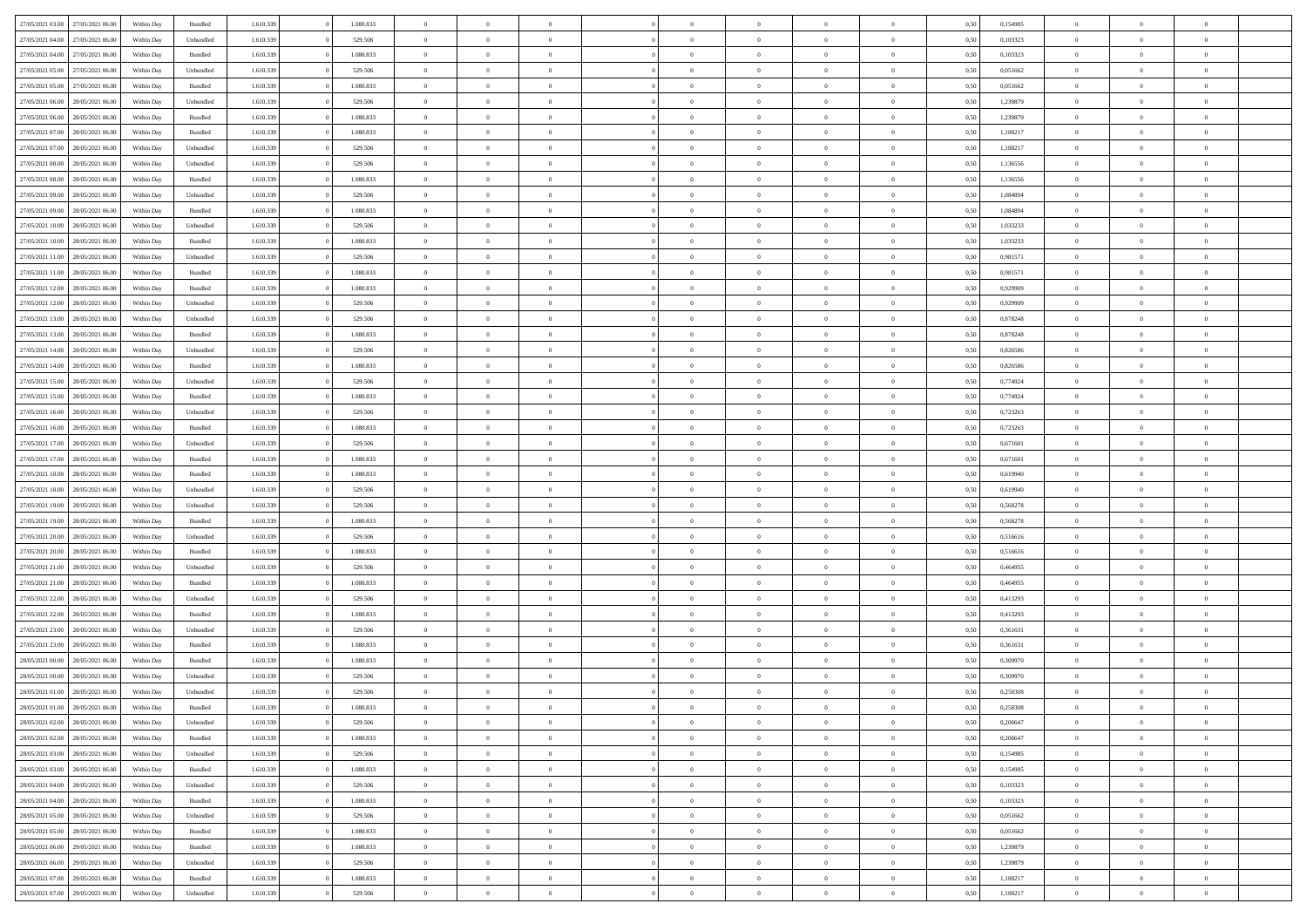| | | | | | | | | | | | | | | | | | | | | | |
|---|---|---|---|---|---|---|---|---|---|---|---|---|---|---|---|---|---|---|---|---|---|
| 27/05/2021 03:00 | 27/05/2021 06:00 | Within Day | Bundled | 1.610.339 | 0 | 1.080.833 | 0 | 0 | 0 | | 0 | 0 | 0 | 0 | 0 | 0,50 | 0,154985 | 0 | 0 | 0 | |
| 27/05/2021 04:00 | 27/05/2021 06:00 | Within Day | Unbundled | 1.610.339 | 0 | 529.506 | 0 | 0 | 0 | | 0 | 0 | 0 | 0 | 0 | 0,50 | 0,103323 | 0 | 0 | 0 | |
| 27/05/2021 04:00 | 27/05/2021 06:00 | Within Day | Bundled | 1.610.339 | 0 | 1.080.833 | 0 | 0 | 0 | | 0 | 0 | 0 | 0 | 0 | 0,50 | 0,103323 | 0 | 0 | 0 | |
| 27/05/2021 05:00 | 27/05/2021 06:00 | Within Day | Unbundled | 1.610.339 | 0 | 529.506 | 0 | 0 | 0 | | 0 | 0 | 0 | 0 | 0 | 0,50 | 0,051662 | 0 | 0 | 0 | |
| 27/05/2021 05:00 | 27/05/2021 06:00 | Within Day | Bundled | 1.610.339 | 0 | 1.080.833 | 0 | 0 | 0 | | 0 | 0 | 0 | 0 | 0 | 0,50 | 0,051662 | 0 | 0 | 0 | |
| 27/05/2021 06:00 | 28/05/2021 06:00 | Within Day | Unbundled | 1.610.339 | 0 | 529.506 | 0 | 0 | 0 | | 0 | 0 | 0 | 0 | 0 | 0,50 | 1,239879 | 0 | 0 | 0 | |
| 27/05/2021 06:00 | 28/05/2021 06:00 | Within Day | Bundled | 1.610.339 | 0 | 1.080.833 | 0 | 0 | 0 | | 0 | 0 | 0 | 0 | 0 | 0,50 | 1,239879 | 0 | 0 | 0 | |
| 27/05/2021 07:00 | 28/05/2021 06:00 | Within Day | Bundled | 1.610.339 | 0 | 1.080.833 | 0 | 0 | 0 | | 0 | 0 | 0 | 0 | 0 | 0,50 | 1,188217 | 0 | 0 | 0 | |
| 27/05/2021 07:00 | 28/05/2021 06:00 | Within Day | Unbundled | 1.610.339 | 0 | 529.506 | 0 | 0 | 0 | | 0 | 0 | 0 | 0 | 0 | 0,50 | 1,188217 | 0 | 0 | 0 | |
| 27/05/2021 08:00 | 28/05/2021 06:00 | Within Day | Unbundled | 1.610.339 | 0 | 529.506 | 0 | 0 | 0 | | 0 | 0 | 0 | 0 | 0 | 0,50 | 1,136556 | 0 | 0 | 0 | |
| 27/05/2021 08:00 | 28/05/2021 06:00 | Within Day | Bundled | 1.610.339 | 0 | 1.080.833 | 0 | 0 | 0 | | 0 | 0 | 0 | 0 | 0 | 0,50 | 1,136556 | 0 | 0 | 0 | |
| 27/05/2021 09:00 | 28/05/2021 06:00 | Within Day | Unbundled | 1.610.339 | 0 | 529.506 | 0 | 0 | 0 | | 0 | 0 | 0 | 0 | 0 | 0,50 | 1,084894 | 0 | 0 | 0 | |
| 27/05/2021 09:00 | 28/05/2021 06:00 | Within Day | Bundled | 1.610.339 | 0 | 1.080.833 | 0 | 0 | 0 | | 0 | 0 | 0 | 0 | 0 | 0,50 | 1,084894 | 0 | 0 | 0 | |
| 27/05/2021 10:00 | 28/05/2021 06:00 | Within Day | Unbundled | 1.610.339 | 0 | 529.506 | 0 | 0 | 0 | | 0 | 0 | 0 | 0 | 0 | 0,50 | 1,033233 | 0 | 0 | 0 | |
| 27/05/2021 10:00 | 28/05/2021 06:00 | Within Day | Bundled | 1.610.339 | 0 | 1.080.833 | 0 | 0 | 0 | | 0 | 0 | 0 | 0 | 0 | 0,50 | 1,033233 | 0 | 0 | 0 | |
| 27/05/2021 11:00 | 28/05/2021 06:00 | Within Day | Unbundled | 1.610.339 | 0 | 529.506 | 0 | 0 | 0 | | 0 | 0 | 0 | 0 | 0 | 0,50 | 0,981571 | 0 | 0 | 0 | |
| 27/05/2021 11:00 | 28/05/2021 06:00 | Within Day | Bundled | 1.610.339 | 0 | 1.080.833 | 0 | 0 | 0 | | 0 | 0 | 0 | 0 | 0 | 0,50 | 0,981571 | 0 | 0 | 0 | |
| 27/05/2021 12:00 | 28/05/2021 06:00 | Within Day | Bundled | 1.610.339 | 0 | 1.080.833 | 0 | 0 | 0 | | 0 | 0 | 0 | 0 | 0 | 0,50 | 0,929909 | 0 | 0 | 0 | |
| 27/05/2021 12:00 | 28/05/2021 06:00 | Within Day | Unbundled | 1.610.339 | 0 | 529.506 | 0 | 0 | 0 | | 0 | 0 | 0 | 0 | 0 | 0,50 | 0,929909 | 0 | 0 | 0 | |
| 27/05/2021 13:00 | 28/05/2021 06:00 | Within Day | Unbundled | 1.610.339 | 0 | 529.506 | 0 | 0 | 0 | | 0 | 0 | 0 | 0 | 0 | 0,50 | 0,878248 | 0 | 0 | 0 | |
| 27/05/2021 13:00 | 28/05/2021 06:00 | Within Day | Bundled | 1.610.339 | 0 | 1.080.833 | 0 | 0 | 0 | | 0 | 0 | 0 | 0 | 0 | 0,50 | 0,878248 | 0 | 0 | 0 | |
| 27/05/2021 14:00 | 28/05/2021 06:00 | Within Day | Unbundled | 1.610.339 | 0 | 529.506 | 0 | 0 | 0 | | 0 | 0 | 0 | 0 | 0 | 0,50 | 0,826586 | 0 | 0 | 0 | |
| 27/05/2021 14:00 | 28/05/2021 06:00 | Within Day | Bundled | 1.610.339 | 0 | 1.080.833 | 0 | 0 | 0 | | 0 | 0 | 0 | 0 | 0 | 0,50 | 0,826586 | 0 | 0 | 0 | |
| 27/05/2021 15:00 | 28/05/2021 06:00 | Within Day | Unbundled | 1.610.339 | 0 | 529.506 | 0 | 0 | 0 | | 0 | 0 | 0 | 0 | 0 | 0,50 | 0,774924 | 0 | 0 | 0 | |
| 27/05/2021 15:00 | 28/05/2021 06:00 | Within Day | Bundled | 1.610.339 | 0 | 1.080.833 | 0 | 0 | 0 | | 0 | 0 | 0 | 0 | 0 | 0,50 | 0,774924 | 0 | 0 | 0 | |
| 27/05/2021 16:00 | 28/05/2021 06:00 | Within Day | Unbundled | 1.610.339 | 0 | 529.506 | 0 | 0 | 0 | | 0 | 0 | 0 | 0 | 0 | 0,50 | 0,723263 | 0 | 0 | 0 | |
| 27/05/2021 16:00 | 28/05/2021 06:00 | Within Day | Bundled | 1.610.339 | 0 | 1.080.833 | 0 | 0 | 0 | | 0 | 0 | 0 | 0 | 0 | 0,50 | 0,723263 | 0 | 0 | 0 | |
| 27/05/2021 17:00 | 28/05/2021 06:00 | Within Day | Unbundled | 1.610.339 | 0 | 529.506 | 0 | 0 | 0 | | 0 | 0 | 0 | 0 | 0 | 0,50 | 0,671601 | 0 | 0 | 0 | |
| 27/05/2021 17:00 | 28/05/2021 06:00 | Within Day | Bundled | 1.610.339 | 0 | 1.080.833 | 0 | 0 | 0 | | 0 | 0 | 0 | 0 | 0 | 0,50 | 0,671601 | 0 | 0 | 0 | |
| 27/05/2021 18:00 | 28/05/2021 06:00 | Within Day | Bundled | 1.610.339 | 0 | 1.080.833 | 0 | 0 | 0 | | 0 | 0 | 0 | 0 | 0 | 0,50 | 0,619940 | 0 | 0 | 0 | |
| 27/05/2021 18:00 | 28/05/2021 06:00 | Within Day | Unbundled | 1.610.339 | 0 | 529.506 | 0 | 0 | 0 | | 0 | 0 | 0 | 0 | 0 | 0,50 | 0,619940 | 0 | 0 | 0 | |
| 27/05/2021 19:00 | 28/05/2021 06:00 | Within Day | Unbundled | 1.610.339 | 0 | 529.506 | 0 | 0 | 0 | | 0 | 0 | 0 | 0 | 0 | 0,50 | 0,568278 | 0 | 0 | 0 | |
| 27/05/2021 19:00 | 28/05/2021 06:00 | Within Day | Bundled | 1.610.339 | 0 | 1.080.833 | 0 | 0 | 0 | | 0 | 0 | 0 | 0 | 0 | 0,50 | 0,568278 | 0 | 0 | 0 | |
| 27/05/2021 20:00 | 28/05/2021 06:00 | Within Day | Unbundled | 1.610.339 | 0 | 529.506 | 0 | 0 | 0 | | 0 | 0 | 0 | 0 | 0 | 0,50 | 0,516616 | 0 | 0 | 0 | |
| 27/05/2021 20:00 | 28/05/2021 06:00 | Within Day | Bundled | 1.610.339 | 0 | 1.080.833 | 0 | 0 | 0 | | 0 | 0 | 0 | 0 | 0 | 0,50 | 0,516616 | 0 | 0 | 0 | |
| 27/05/2021 21:00 | 28/05/2021 06:00 | Within Day | Unbundled | 1.610.339 | 0 | 529.506 | 0 | 0 | 0 | | 0 | 0 | 0 | 0 | 0 | 0,50 | 0,464955 | 0 | 0 | 0 | |
| 27/05/2021 21:00 | 28/05/2021 06:00 | Within Day | Bundled | 1.610.339 | 0 | 1.080.833 | 0 | 0 | 0 | | 0 | 0 | 0 | 0 | 0 | 0,50 | 0,464955 | 0 | 0 | 0 | |
| 27/05/2021 22:00 | 28/05/2021 06:00 | Within Day | Unbundled | 1.610.339 | 0 | 529.506 | 0 | 0 | 0 | | 0 | 0 | 0 | 0 | 0 | 0,50 | 0,413293 | 0 | 0 | 0 | |
| 27/05/2021 22:00 | 28/05/2021 06:00 | Within Day | Bundled | 1.610.339 | 0 | 1.080.833 | 0 | 0 | 0 | | 0 | 0 | 0 | 0 | 0 | 0,50 | 0,413293 | 0 | 0 | 0 | |
| 27/05/2021 23:00 | 28/05/2021 06:00 | Within Day | Unbundled | 1.610.339 | 0 | 529.506 | 0 | 0 | 0 | | 0 | 0 | 0 | 0 | 0 | 0,50 | 0,361631 | 0 | 0 | 0 | |
| 27/05/2021 23:00 | 28/05/2021 06:00 | Within Day | Bundled | 1.610.339 | 0 | 1.080.833 | 0 | 0 | 0 | | 0 | 0 | 0 | 0 | 0 | 0,50 | 0,361631 | 0 | 0 | 0 | |
| 28/05/2021 00:00 | 28/05/2021 06:00 | Within Day | Bundled | 1.610.339 | 0 | 1.080.833 | 0 | 0 | 0 | | 0 | 0 | 0 | 0 | 0 | 0,50 | 0,309970 | 0 | 0 | 0 | |
| 28/05/2021 00:00 | 28/05/2021 06:00 | Within Day | Unbundled | 1.610.339 | 0 | 529.506 | 0 | 0 | 0 | | 0 | 0 | 0 | 0 | 0 | 0,50 | 0,309970 | 0 | 0 | 0 | |
| 28/05/2021 01:00 | 28/05/2021 06:00 | Within Day | Unbundled | 1.610.339 | 0 | 529.506 | 0 | 0 | 0 | | 0 | 0 | 0 | 0 | 0 | 0,50 | 0,258308 | 0 | 0 | 0 | |
| 28/05/2021 01:00 | 28/05/2021 06:00 | Within Day | Bundled | 1.610.339 | 0 | 1.080.833 | 0 | 0 | 0 | | 0 | 0 | 0 | 0 | 0 | 0,50 | 0,258308 | 0 | 0 | 0 | |
| 28/05/2021 02:00 | 28/05/2021 06:00 | Within Day | Unbundled | 1.610.339 | 0 | 529.506 | 0 | 0 | 0 | | 0 | 0 | 0 | 0 | 0 | 0,50 | 0,206647 | 0 | 0 | 0 | |
| 28/05/2021 02:00 | 28/05/2021 06:00 | Within Day | Bundled | 1.610.339 | 0 | 1.080.833 | 0 | 0 | 0 | | 0 | 0 | 0 | 0 | 0 | 0,50 | 0,206647 | 0 | 0 | 0 | |
| 28/05/2021 03:00 | 28/05/2021 06:00 | Within Day | Unbundled | 1.610.339 | 0 | 529.506 | 0 | 0 | 0 | | 0 | 0 | 0 | 0 | 0 | 0,50 | 0,154985 | 0 | 0 | 0 | |
| 28/05/2021 03:00 | 28/05/2021 06:00 | Within Day | Bundled | 1.610.339 | 0 | 1.080.833 | 0 | 0 | 0 | | 0 | 0 | 0 | 0 | 0 | 0,50 | 0,154985 | 0 | 0 | 0 | |
| 28/05/2021 04:00 | 28/05/2021 06:00 | Within Day | Unbundled | 1.610.339 | 0 | 529.506 | 0 | 0 | 0 | | 0 | 0 | 0 | 0 | 0 | 0,50 | 0,103323 | 0 | 0 | 0 | |
| 28/05/2021 04:00 | 28/05/2021 06:00 | Within Day | Bundled | 1.610.339 | 0 | 1.080.833 | 0 | 0 | 0 | | 0 | 0 | 0 | 0 | 0 | 0,50 | 0,103323 | 0 | 0 | 0 | |
| 28/05/2021 05:00 | 28/05/2021 06:00 | Within Day | Unbundled | 1.610.339 | 0 | 529.506 | 0 | 0 | 0 | | 0 | 0 | 0 | 0 | 0 | 0,50 | 0,051662 | 0 | 0 | 0 | |
| 28/05/2021 05:00 | 28/05/2021 06:00 | Within Day | Bundled | 1.610.339 | 0 | 1.080.833 | 0 | 0 | 0 | | 0 | 0 | 0 | 0 | 0 | 0,50 | 0,051662 | 0 | 0 | 0 | |
| 28/05/2021 06:00 | 29/05/2021 06:00 | Within Day | Bundled | 1.610.339 | 0 | 1.080.833 | 0 | 0 | 0 | | 0 | 0 | 0 | 0 | 0 | 0,50 | 1,239879 | 0 | 0 | 0 | |
| 28/05/2021 06:00 | 29/05/2021 06:00 | Within Day | Unbundled | 1.610.339 | 0 | 529.506 | 0 | 0 | 0 | | 0 | 0 | 0 | 0 | 0 | 0,50 | 1,239879 | 0 | 0 | 0 | |
| 28/05/2021 07:00 | 29/05/2021 06:00 | Within Day | Bundled | 1.610.339 | 0 | 1.080.833 | 0 | 0 | 0 | | 0 | 0 | 0 | 0 | 0 | 0,50 | 1,188217 | 0 | 0 | 0 | |
| 28/05/2021 07:00 | 29/05/2021 06:00 | Within Day | Unbundled | 1.610.339 | 0 | 529.506 | 0 | 0 | 0 | | 0 | 0 | 0 | 0 | 0 | 0,50 | 1,188217 | 0 | 0 | 0 | |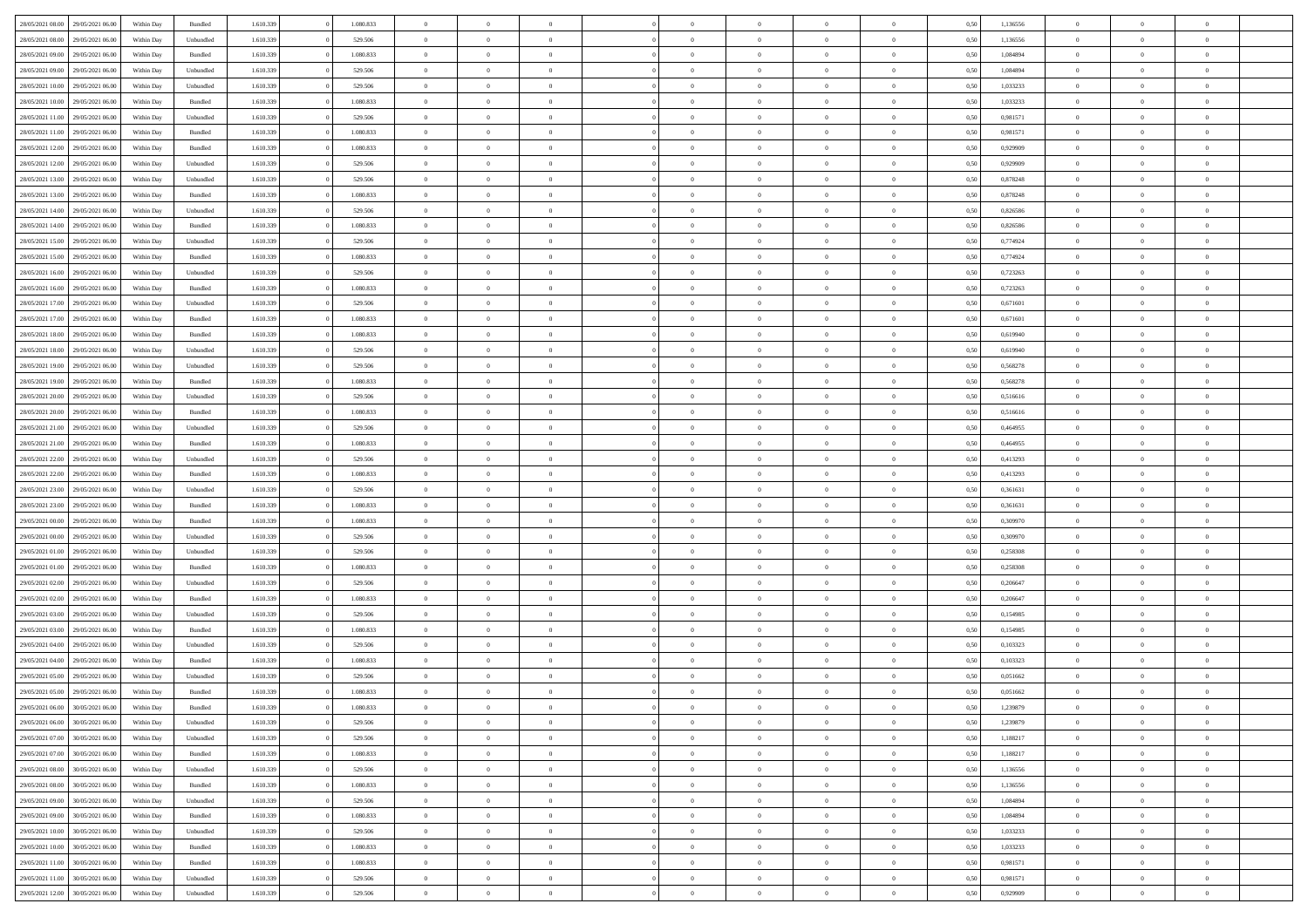| | | | | | | | | | | | | | | | | | | | | | |
|---|---|---|---|---|---|---|---|---|---|---|---|---|---|---|---|---|---|---|---|---|---|
| 28/05/2021 08:00 | 29/05/2021 06:00 | Within Day | Bundled | 1.610.339 | 0 | 1.080.833 | 0 | 0 | 0 | | 0 | 0 | 0 | 0 | 0,50 | 1,136556 | 0 | 0 | 0 | |
| 28/05/2021 08:00 | 29/05/2021 06:00 | Within Day | Unbundled | 1.610.339 | 0 | 529.506 | 0 | 0 | 0 | | 0 | 0 | 0 | 0 | 0,50 | 1,136556 | 0 | 0 | 0 | |
| 28/05/2021 09:00 | 29/05/2021 06:00 | Within Day | Bundled | 1.610.339 | 0 | 1.080.833 | 0 | 0 | 0 | | 0 | 0 | 0 | 0 | 0,50 | 1,084894 | 0 | 0 | 0 | |
| 28/05/2021 09:00 | 29/05/2021 06:00 | Within Day | Unbundled | 1.610.339 | 0 | 529.506 | 0 | 0 | 0 | | 0 | 0 | 0 | 0 | 0,50 | 1,084894 | 0 | 0 | 0 | |
| 28/05/2021 10:00 | 29/05/2021 06:00 | Within Day | Unbundled | 1.610.339 | 0 | 529.506 | 0 | 0 | 0 | | 0 | 0 | 0 | 0 | 0,50 | 1,033233 | 0 | 0 | 0 | |
| 28/05/2021 10:00 | 29/05/2021 06:00 | Within Day | Bundled | 1.610.339 | 0 | 1.080.833 | 0 | 0 | 0 | | 0 | 0 | 0 | 0 | 0,50 | 1,033233 | 0 | 0 | 0 | |
| 28/05/2021 11:00 | 29/05/2021 06:00 | Within Day | Unbundled | 1.610.339 | 0 | 529.506 | 0 | 0 | 0 | | 0 | 0 | 0 | 0 | 0,50 | 0,981571 | 0 | 0 | 0 | |
| 28/05/2021 11:00 | 29/05/2021 06:00 | Within Day | Bundled | 1.610.339 | 0 | 1.080.833 | 0 | 0 | 0 | | 0 | 0 | 0 | 0 | 0,50 | 0,981571 | 0 | 0 | 0 | |
| 28/05/2021 12:00 | 29/05/2021 06:00 | Within Day | Bundled | 1.610.339 | 0 | 1.080.833 | 0 | 0 | 0 | | 0 | 0 | 0 | 0 | 0,50 | 0,929909 | 0 | 0 | 0 | |
| 28/05/2021 12:00 | 29/05/2021 06:00 | Within Day | Unbundled | 1.610.339 | 0 | 529.506 | 0 | 0 | 0 | | 0 | 0 | 0 | 0 | 0,50 | 0,929909 | 0 | 0 | 0 | |
| 28/05/2021 13:00 | 29/05/2021 06:00 | Within Day | Unbundled | 1.610.339 | 0 | 529.506 | 0 | 0 | 0 | | 0 | 0 | 0 | 0 | 0,50 | 0,878248 | 0 | 0 | 0 | |
| 28/05/2021 13:00 | 29/05/2021 06:00 | Within Day | Bundled | 1.610.339 | 0 | 1.080.833 | 0 | 0 | 0 | | 0 | 0 | 0 | 0 | 0,50 | 0,878248 | 0 | 0 | 0 | |
| 28/05/2021 14:00 | 29/05/2021 06:00 | Within Day | Unbundled | 1.610.339 | 0 | 529.506 | 0 | 0 | 0 | | 0 | 0 | 0 | 0 | 0,50 | 0,826586 | 0 | 0 | 0 | |
| 28/05/2021 14:00 | 29/05/2021 06:00 | Within Day | Bundled | 1.610.339 | 0 | 1.080.833 | 0 | 0 | 0 | | 0 | 0 | 0 | 0 | 0,50 | 0,826586 | 0 | 0 | 0 | |
| 28/05/2021 15:00 | 29/05/2021 06:00 | Within Day | Unbundled | 1.610.339 | 0 | 529.506 | 0 | 0 | 0 | | 0 | 0 | 0 | 0 | 0,50 | 0,774924 | 0 | 0 | 0 | |
| 28/05/2021 15:00 | 29/05/2021 06:00 | Within Day | Bundled | 1.610.339 | 0 | 1.080.833 | 0 | 0 | 0 | | 0 | 0 | 0 | 0 | 0,50 | 0,774924 | 0 | 0 | 0 | |
| 28/05/2021 16:00 | 29/05/2021 06:00 | Within Day | Unbundled | 1.610.339 | 0 | 529.506 | 0 | 0 | 0 | | 0 | 0 | 0 | 0 | 0,50 | 0,723263 | 0 | 0 | 0 | |
| 28/05/2021 16:00 | 29/05/2021 06:00 | Within Day | Bundled | 1.610.339 | 0 | 1.080.833 | 0 | 0 | 0 | | 0 | 0 | 0 | 0 | 0,50 | 0,723263 | 0 | 0 | 0 | |
| 28/05/2021 17:00 | 29/05/2021 06:00 | Within Day | Unbundled | 1.610.339 | 0 | 529.506 | 0 | 0 | 0 | | 0 | 0 | 0 | 0 | 0,50 | 0,671601 | 0 | 0 | 0 | |
| 28/05/2021 17:00 | 29/05/2021 06:00 | Within Day | Bundled | 1.610.339 | 0 | 1.080.833 | 0 | 0 | 0 | | 0 | 0 | 0 | 0 | 0,50 | 0,671601 | 0 | 0 | 0 | |
| 28/05/2021 18:00 | 29/05/2021 06:00 | Within Day | Bundled | 1.610.339 | 0 | 1.080.833 | 0 | 0 | 0 | | 0 | 0 | 0 | 0 | 0,50 | 0,619940 | 0 | 0 | 0 | |
| 28/05/2021 18:00 | 29/05/2021 06:00 | Within Day | Unbundled | 1.610.339 | 0 | 529.506 | 0 | 0 | 0 | | 0 | 0 | 0 | 0 | 0,50 | 0,619940 | 0 | 0 | 0 | |
| 28/05/2021 19:00 | 29/05/2021 06:00 | Within Day | Unbundled | 1.610.339 | 0 | 529.506 | 0 | 0 | 0 | | 0 | 0 | 0 | 0 | 0,50 | 0,568278 | 0 | 0 | 0 | |
| 28/05/2021 19:00 | 29/05/2021 06:00 | Within Day | Bundled | 1.610.339 | 0 | 1.080.833 | 0 | 0 | 0 | | 0 | 0 | 0 | 0 | 0,50 | 0,568278 | 0 | 0 | 0 | |
| 28/05/2021 20:00 | 29/05/2021 06:00 | Within Day | Unbundled | 1.610.339 | 0 | 529.506 | 0 | 0 | 0 | | 0 | 0 | 0 | 0 | 0,50 | 0,516616 | 0 | 0 | 0 | |
| 28/05/2021 20:00 | 29/05/2021 06:00 | Within Day | Bundled | 1.610.339 | 0 | 1.080.833 | 0 | 0 | 0 | | 0 | 0 | 0 | 0 | 0,50 | 0,516616 | 0 | 0 | 0 | |
| 28/05/2021 21:00 | 29/05/2021 06:00 | Within Day | Unbundled | 1.610.339 | 0 | 529.506 | 0 | 0 | 0 | | 0 | 0 | 0 | 0 | 0,50 | 0,464955 | 0 | 0 | 0 | |
| 28/05/2021 21:00 | 29/05/2021 06:00 | Within Day | Bundled | 1.610.339 | 0 | 1.080.833 | 0 | 0 | 0 | | 0 | 0 | 0 | 0 | 0,50 | 0,464955 | 0 | 0 | 0 | |
| 28/05/2021 22:00 | 29/05/2021 06:00 | Within Day | Unbundled | 1.610.339 | 0 | 529.506 | 0 | 0 | 0 | | 0 | 0 | 0 | 0 | 0,50 | 0,413293 | 0 | 0 | 0 | |
| 28/05/2021 22:00 | 29/05/2021 06:00 | Within Day | Bundled | 1.610.339 | 0 | 1.080.833 | 0 | 0 | 0 | | 0 | 0 | 0 | 0 | 0,50 | 0,413293 | 0 | 0 | 0 | |
| 28/05/2021 23:00 | 29/05/2021 06:00 | Within Day | Unbundled | 1.610.339 | 0 | 529.506 | 0 | 0 | 0 | | 0 | 0 | 0 | 0 | 0,50 | 0,361631 | 0 | 0 | 0 | |
| 28/05/2021 23:00 | 29/05/2021 06:00 | Within Day | Bundled | 1.610.339 | 0 | 1.080.833 | 0 | 0 | 0 | | 0 | 0 | 0 | 0 | 0,50 | 0,361631 | 0 | 0 | 0 | |
| 29/05/2021 00:00 | 29/05/2021 06:00 | Within Day | Bundled | 1.610.339 | 0 | 1.080.833 | 0 | 0 | 0 | | 0 | 0 | 0 | 0 | 0,50 | 0,309970 | 0 | 0 | 0 | |
| 29/05/2021 00:00 | 29/05/2021 06:00 | Within Day | Unbundled | 1.610.339 | 0 | 529.506 | 0 | 0 | 0 | | 0 | 0 | 0 | 0 | 0,50 | 0,309970 | 0 | 0 | 0 | |
| 29/05/2021 01:00 | 29/05/2021 06:00 | Within Day | Unbundled | 1.610.339 | 0 | 529.506 | 0 | 0 | 0 | | 0 | 0 | 0 | 0 | 0,50 | 0,258308 | 0 | 0 | 0 | |
| 29/05/2021 01:00 | 29/05/2021 06:00 | Within Day | Bundled | 1.610.339 | 0 | 1.080.833 | 0 | 0 | 0 | | 0 | 0 | 0 | 0 | 0,50 | 0,258308 | 0 | 0 | 0 | |
| 29/05/2021 02:00 | 29/05/2021 06:00 | Within Day | Unbundled | 1.610.339 | 0 | 529.506 | 0 | 0 | 0 | | 0 | 0 | 0 | 0 | 0,50 | 0,206647 | 0 | 0 | 0 | |
| 29/05/2021 02:00 | 29/05/2021 06:00 | Within Day | Bundled | 1.610.339 | 0 | 1.080.833 | 0 | 0 | 0 | | 0 | 0 | 0 | 0 | 0,50 | 0,206647 | 0 | 0 | 0 | |
| 29/05/2021 03:00 | 29/05/2021 06:00 | Within Day | Unbundled | 1.610.339 | 0 | 529.506 | 0 | 0 | 0 | | 0 | 0 | 0 | 0 | 0,50 | 0,154985 | 0 | 0 | 0 | |
| 29/05/2021 03:00 | 29/05/2021 06:00 | Within Day | Bundled | 1.610.339 | 0 | 1.080.833 | 0 | 0 | 0 | | 0 | 0 | 0 | 0 | 0,50 | 0,154985 | 0 | 0 | 0 | |
| 29/05/2021 04:00 | 29/05/2021 06:00 | Within Day | Unbundled | 1.610.339 | 0 | 529.506 | 0 | 0 | 0 | | 0 | 0 | 0 | 0 | 0,50 | 0,103323 | 0 | 0 | 0 | |
| 29/05/2021 04:00 | 29/05/2021 06:00 | Within Day | Bundled | 1.610.339 | 0 | 1.080.833 | 0 | 0 | 0 | | 0 | 0 | 0 | 0 | 0,50 | 0,103323 | 0 | 0 | 0 | |
| 29/05/2021 05:00 | 29/05/2021 06:00 | Within Day | Unbundled | 1.610.339 | 0 | 529.506 | 0 | 0 | 0 | | 0 | 0 | 0 | 0 | 0,50 | 0,051662 | 0 | 0 | 0 | |
| 29/05/2021 05:00 | 29/05/2021 06:00 | Within Day | Bundled | 1.610.339 | 0 | 1.080.833 | 0 | 0 | 0 | | 0 | 0 | 0 | 0 | 0,50 | 0,051662 | 0 | 0 | 0 | |
| 29/05/2021 06:00 | 30/05/2021 06:00 | Within Day | Bundled | 1.610.339 | 0 | 1.080.833 | 0 | 0 | 0 | | 0 | 0 | 0 | 0 | 0,50 | 1,239879 | 0 | 0 | 0 | |
| 29/05/2021 06:00 | 30/05/2021 06:00 | Within Day | Unbundled | 1.610.339 | 0 | 529.506 | 0 | 0 | 0 | | 0 | 0 | 0 | 0 | 0,50 | 1,239879 | 0 | 0 | 0 | |
| 29/05/2021 07:00 | 30/05/2021 06:00 | Within Day | Unbundled | 1.610.339 | 0 | 529.506 | 0 | 0 | 0 | | 0 | 0 | 0 | 0 | 0,50 | 1,188217 | 0 | 0 | 0 | |
| 29/05/2021 07:00 | 30/05/2021 06:00 | Within Day | Bundled | 1.610.339 | 0 | 1.080.833 | 0 | 0 | 0 | | 0 | 0 | 0 | 0 | 0,50 | 1,188217 | 0 | 0 | 0 | |
| 29/05/2021 08:00 | 30/05/2021 06:00 | Within Day | Unbundled | 1.610.339 | 0 | 529.506 | 0 | 0 | 0 | | 0 | 0 | 0 | 0 | 0,50 | 1,136556 | 0 | 0 | 0 | |
| 29/05/2021 08:00 | 30/05/2021 06:00 | Within Day | Bundled | 1.610.339 | 0 | 1.080.833 | 0 | 0 | 0 | | 0 | 0 | 0 | 0 | 0,50 | 1,136556 | 0 | 0 | 0 | |
| 29/05/2021 09:00 | 30/05/2021 06:00 | Within Day | Unbundled | 1.610.339 | 0 | 529.506 | 0 | 0 | 0 | | 0 | 0 | 0 | 0 | 0,50 | 1,084894 | 0 | 0 | 0 | |
| 29/05/2021 09:00 | 30/05/2021 06:00 | Within Day | Bundled | 1.610.339 | 0 | 1.080.833 | 0 | 0 | 0 | | 0 | 0 | 0 | 0 | 0,50 | 1,084894 | 0 | 0 | 0 | |
| 29/05/2021 10:00 | 30/05/2021 06:00 | Within Day | Unbundled | 1.610.339 | 0 | 529.506 | 0 | 0 | 0 | | 0 | 0 | 0 | 0 | 0,50 | 1,033233 | 0 | 0 | 0 | |
| 29/05/2021 10:00 | 30/05/2021 06:00 | Within Day | Bundled | 1.610.339 | 0 | 1.080.833 | 0 | 0 | 0 | | 0 | 0 | 0 | 0 | 0,50 | 1,033233 | 0 | 0 | 0 | |
| 29/05/2021 11:00 | 30/05/2021 06:00 | Within Day | Bundled | 1.610.339 | 0 | 1.080.833 | 0 | 0 | 0 | | 0 | 0 | 0 | 0 | 0,50 | 0,981571 | 0 | 0 | 0 | |
| 29/05/2021 11:00 | 30/05/2021 06:00 | Within Day | Unbundled | 1.610.339 | 0 | 529.506 | 0 | 0 | 0 | | 0 | 0 | 0 | 0 | 0,50 | 0,981571 | 0 | 0 | 0 | |
| 29/05/2021 12:00 | 30/05/2021 06:00 | Within Day | Unbundled | 1.610.339 | 0 | 529.506 | 0 | 0 | 0 | | 0 | 0 | 0 | 0 | 0,50 | 0,929909 | 0 | 0 | 0 | |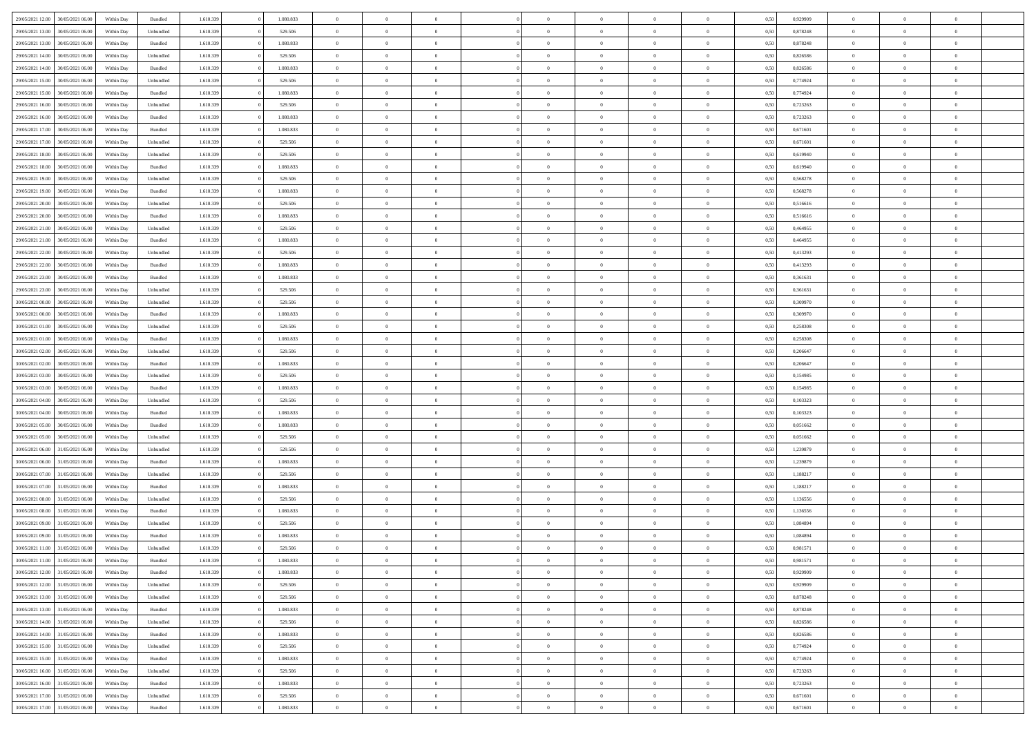| | | | | | | | | | | | | | | | | | | | | | |
|---|---|---|---|---|---|---|---|---|---|---|---|---|---|---|---|---|---|---|---|---|---|
| 29/05/2021 12.00 | 30/05/2021 06.00 | Within Day | Bundled | 1.610.339 | 0 | 1.080.833 | 0 | 0 | 0 | | 0 | 0 | 0 | 0 | 0 | 0,50 | 0,929909 | 0 | 0 | 0 | |
| 29/05/2021 13.00 | 30/05/2021 06.00 | Within Day | Unbundled | 1.610.339 | 0 | 529.506 | 0 | 0 | 0 | | 0 | 0 | 0 | 0 | 0 | 0,50 | 0,878248 | 0 | 0 | 0 | |
| 29/05/2021 13.00 | 30/05/2021 06.00 | Within Day | Bundled | 1.610.339 | 0 | 1.080.833 | 0 | 0 | 0 | | 0 | 0 | 0 | 0 | 0 | 0,50 | 0,878248 | 0 | 0 | 0 | |
| 29/05/2021 14.00 | 30/05/2021 06.00 | Within Day | Unbundled | 1.610.339 | 0 | 529.506 | 0 | 0 | 0 | | 0 | 0 | 0 | 0 | 0 | 0,50 | 0,826586 | 0 | 0 | 0 | |
| 29/05/2021 14.00 | 30/05/2021 06.00 | Within Day | Bundled | 1.610.339 | 0 | 1.080.833 | 0 | 0 | 0 | | 0 | 0 | 0 | 0 | 0 | 0,50 | 0,826586 | 0 | 0 | 0 | |
| 29/05/2021 15.00 | 30/05/2021 06.00 | Within Day | Unbundled | 1.610.339 | 0 | 529.506 | 0 | 0 | 0 | | 0 | 0 | 0 | 0 | 0 | 0,50 | 0,774924 | 0 | 0 | 0 | |
| 29/05/2021 15.00 | 30/05/2021 06.00 | Within Day | Bundled | 1.610.339 | 0 | 1.080.833 | 0 | 0 | 0 | | 0 | 0 | 0 | 0 | 0 | 0,50 | 0,774924 | 0 | 0 | 0 | |
| 29/05/2021 16.00 | 30/05/2021 06.00 | Within Day | Unbundled | 1.610.339 | 0 | 529.506 | 0 | 0 | 0 | | 0 | 0 | 0 | 0 | 0 | 0,50 | 0,723263 | 0 | 0 | 0 | |
| 29/05/2021 16.00 | 30/05/2021 06.00 | Within Day | Bundled | 1.610.339 | 0 | 1.080.833 | 0 | 0 | 0 | | 0 | 0 | 0 | 0 | 0 | 0,50 | 0,723263 | 0 | 0 | 0 | |
| 29/05/2021 17.00 | 30/05/2021 06.00 | Within Day | Bundled | 1.610.339 | 0 | 1.080.833 | 0 | 0 | 0 | | 0 | 0 | 0 | 0 | 0 | 0,50 | 0,671601 | 0 | 0 | 0 | |
| 29/05/2021 17.00 | 30/05/2021 06.00 | Within Day | Unbundled | 1.610.339 | 0 | 529.506 | 0 | 0 | 0 | | 0 | 0 | 0 | 0 | 0 | 0,50 | 0,671601 | 0 | 0 | 0 | |
| 29/05/2021 18.00 | 30/05/2021 06.00 | Within Day | Unbundled | 1.610.339 | 0 | 529.506 | 0 | 0 | 0 | | 0 | 0 | 0 | 0 | 0 | 0,50 | 0,619940 | 0 | 0 | 0 | |
| 29/05/2021 18.00 | 30/05/2021 06.00 | Within Day | Bundled | 1.610.339 | 0 | 1.080.833 | 0 | 0 | 0 | | 0 | 0 | 0 | 0 | 0 | 0,50 | 0,619940 | 0 | 0 | 0 | |
| 29/05/2021 19.00 | 30/05/2021 06.00 | Within Day | Unbundled | 1.610.339 | 0 | 529.506 | 0 | 0 | 0 | | 0 | 0 | 0 | 0 | 0 | 0,50 | 0,568278 | 0 | 0 | 0 | |
| 29/05/2021 19.00 | 30/05/2021 06.00 | Within Day | Bundled | 1.610.339 | 0 | 1.080.833 | 0 | 0 | 0 | | 0 | 0 | 0 | 0 | 0 | 0,50 | 0,568278 | 0 | 0 | 0 | |
| 29/05/2021 20.00 | 30/05/2021 06.00 | Within Day | Unbundled | 1.610.339 | 0 | 529.506 | 0 | 0 | 0 | | 0 | 0 | 0 | 0 | 0 | 0,50 | 0,516616 | 0 | 0 | 0 | |
| 29/05/2021 20.00 | 30/05/2021 06.00 | Within Day | Bundled | 1.610.339 | 0 | 1.080.833 | 0 | 0 | 0 | | 0 | 0 | 0 | 0 | 0 | 0,50 | 0,516616 | 0 | 0 | 0 | |
| 29/05/2021 21.00 | 30/05/2021 06.00 | Within Day | Unbundled | 1.610.339 | 0 | 529.506 | 0 | 0 | 0 | | 0 | 0 | 0 | 0 | 0 | 0,50 | 0,464955 | 0 | 0 | 0 | |
| 29/05/2021 21.00 | 30/05/2021 06.00 | Within Day | Bundled | 1.610.339 | 0 | 1.080.833 | 0 | 0 | 0 | | 0 | 0 | 0 | 0 | 0 | 0,50 | 0,464955 | 0 | 0 | 0 | |
| 29/05/2021 22.00 | 30/05/2021 06.00 | Within Day | Unbundled | 1.610.339 | 0 | 529.506 | 0 | 0 | 0 | | 0 | 0 | 0 | 0 | 0 | 0,50 | 0,413293 | 0 | 0 | 0 | |
| 29/05/2021 22.00 | 30/05/2021 06.00 | Within Day | Bundled | 1.610.339 | 0 | 1.080.833 | 0 | 0 | 0 | | 0 | 0 | 0 | 0 | 0 | 0,50 | 0,413293 | 0 | 0 | 0 | |
| 29/05/2021 23.00 | 30/05/2021 06.00 | Within Day | Bundled | 1.610.339 | 0 | 1.080.833 | 0 | 0 | 0 | | 0 | 0 | 0 | 0 | 0 | 0,50 | 0,361631 | 0 | 0 | 0 | |
| 29/05/2021 23.00 | 30/05/2021 06.00 | Within Day | Unbundled | 1.610.339 | 0 | 529.506 | 0 | 0 | 0 | | 0 | 0 | 0 | 0 | 0 | 0,50 | 0,361631 | 0 | 0 | 0 | |
| 30/05/2021 00.00 | 30/05/2021 06.00 | Within Day | Unbundled | 1.610.339 | 0 | 529.506 | 0 | 0 | 0 | | 0 | 0 | 0 | 0 | 0 | 0,50 | 0,309970 | 0 | 0 | 0 | |
| 30/05/2021 00.00 | 30/05/2021 06.00 | Within Day | Bundled | 1.610.339 | 0 | 1.080.833 | 0 | 0 | 0 | | 0 | 0 | 0 | 0 | 0 | 0,50 | 0,309970 | 0 | 0 | 0 | |
| 30/05/2021 01.00 | 30/05/2021 06.00 | Within Day | Unbundled | 1.610.339 | 0 | 529.506 | 0 | 0 | 0 | | 0 | 0 | 0 | 0 | 0 | 0,50 | 0,258308 | 0 | 0 | 0 | |
| 30/05/2021 01.00 | 30/05/2021 06.00 | Within Day | Bundled | 1.610.339 | 0 | 1.080.833 | 0 | 0 | 0 | | 0 | 0 | 0 | 0 | 0 | 0,50 | 0,258308 | 0 | 0 | 0 | |
| 30/05/2021 02.00 | 30/05/2021 06.00 | Within Day | Unbundled | 1.610.339 | 0 | 529.506 | 0 | 0 | 0 | | 0 | 0 | 0 | 0 | 0 | 0,50 | 0,206647 | 0 | 0 | 0 | |
| 30/05/2021 02.00 | 30/05/2021 06.00 | Within Day | Bundled | 1.610.339 | 0 | 1.080.833 | 0 | 0 | 0 | | 0 | 0 | 0 | 0 | 0 | 0,50 | 0,206647 | 0 | 0 | 0 | |
| 30/05/2021 03.00 | 30/05/2021 06.00 | Within Day | Unbundled | 1.610.339 | 0 | 529.506 | 0 | 0 | 0 | | 0 | 0 | 0 | 0 | 0 | 0,50 | 0,154985 | 0 | 0 | 0 | |
| 30/05/2021 03.00 | 30/05/2021 06.00 | Within Day | Bundled | 1.610.339 | 0 | 1.080.833 | 0 | 0 | 0 | | 0 | 0 | 0 | 0 | 0 | 0,50 | 0,154985 | 0 | 0 | 0 | |
| 30/05/2021 04.00 | 30/05/2021 06.00 | Within Day | Unbundled | 1.610.339 | 0 | 529.506 | 0 | 0 | 0 | | 0 | 0 | 0 | 0 | 0 | 0,50 | 0,103323 | 0 | 0 | 0 | |
| 30/05/2021 04.00 | 30/05/2021 06.00 | Within Day | Bundled | 1.610.339 | 0 | 1.080.833 | 0 | 0 | 0 | | 0 | 0 | 0 | 0 | 0 | 0,50 | 0,103323 | 0 | 0 | 0 | |
| 30/05/2021 05.00 | 30/05/2021 06.00 | Within Day | Bundled | 1.610.339 | 0 | 1.080.833 | 0 | 0 | 0 | | 0 | 0 | 0 | 0 | 0 | 0,50 | 0,051662 | 0 | 0 | 0 | |
| 30/05/2021 05.00 | 30/05/2021 06.00 | Within Day | Unbundled | 1.610.339 | 0 | 529.506 | 0 | 0 | 0 | | 0 | 0 | 0 | 0 | 0 | 0,50 | 0,051662 | 0 | 0 | 0 | |
| 30/05/2021 06.00 | 31/05/2021 06.00 | Within Day | Unbundled | 1.610.339 | 0 | 529.506 | 0 | 0 | 0 | | 0 | 0 | 0 | 0 | 0 | 0,50 | 1,239879 | 0 | 0 | 0 | |
| 30/05/2021 06.00 | 31/05/2021 06.00 | Within Day | Bundled | 1.610.339 | 0 | 1.080.833 | 0 | 0 | 0 | | 0 | 0 | 0 | 0 | 0 | 0,50 | 1,239879 | 0 | 0 | 0 | |
| 30/05/2021 07.00 | 31/05/2021 06.00 | Within Day | Unbundled | 1.610.339 | 0 | 529.506 | 0 | 0 | 0 | | 0 | 0 | 0 | 0 | 0 | 0,50 | 1,188217 | 0 | 0 | 0 | |
| 30/05/2021 07.00 | 31/05/2021 06.00 | Within Day | Bundled | 1.610.339 | 0 | 1.080.833 | 0 | 0 | 0 | | 0 | 0 | 0 | 0 | 0 | 0,50 | 1,188217 | 0 | 0 | 0 | |
| 30/05/2021 08.00 | 31/05/2021 06.00 | Within Day | Unbundled | 1.610.339 | 0 | 529.506 | 0 | 0 | 0 | | 0 | 0 | 0 | 0 | 0 | 0,50 | 1,136556 | 0 | 0 | 0 | |
| 30/05/2021 08.00 | 31/05/2021 06.00 | Within Day | Bundled | 1.610.339 | 0 | 1.080.833 | 0 | 0 | 0 | | 0 | 0 | 0 | 0 | 0 | 0,50 | 1,136556 | 0 | 0 | 0 | |
| 30/05/2021 09.00 | 31/05/2021 06.00 | Within Day | Unbundled | 1.610.339 | 0 | 529.506 | 0 | 0 | 0 | | 0 | 0 | 0 | 0 | 0 | 0,50 | 1,084894 | 0 | 0 | 0 | |
| 30/05/2021 09.00 | 31/05/2021 06.00 | Within Day | Bundled | 1.610.339 | 0 | 1.080.833 | 0 | 0 | 0 | | 0 | 0 | 0 | 0 | 0 | 0,50 | 1,084894 | 0 | 0 | 0 | |
| 30/05/2021 11.00 | 31/05/2021 06.00 | Within Day | Unbundled | 1.610.339 | 0 | 529.506 | 0 | 0 | 0 | | 0 | 0 | 0 | 0 | 0 | 0,50 | 0,981571 | 0 | 0 | 0 | |
| 30/05/2021 11.00 | 31/05/2021 06.00 | Within Day | Bundled | 1.610.339 | 0 | 1.080.833 | 0 | 0 | 0 | | 0 | 0 | 0 | 0 | 0 | 0,50 | 0,981571 | 0 | 0 | 0 | |
| 30/05/2021 12.00 | 31/05/2021 06.00 | Within Day | Bundled | 1.610.339 | 0 | 1.080.833 | 0 | 0 | 0 | | 0 | 0 | 0 | 0 | 0 | 0,50 | 0,929909 | 0 | 0 | 0 | |
| 30/05/2021 12.00 | 31/05/2021 06.00 | Within Day | Unbundled | 1.610.339 | 0 | 529.506 | 0 | 0 | 0 | | 0 | 0 | 0 | 0 | 0 | 0,50 | 0,929909 | 0 | 0 | 0 | |
| 30/05/2021 13.00 | 31/05/2021 06.00 | Within Day | Unbundled | 1.610.339 | 0 | 529.506 | 0 | 0 | 0 | | 0 | 0 | 0 | 0 | 0 | 0,50 | 0,878248 | 0 | 0 | 0 | |
| 30/05/2021 13.00 | 31/05/2021 06.00 | Within Day | Bundled | 1.610.339 | 0 | 1.080.833 | 0 | 0 | 0 | | 0 | 0 | 0 | 0 | 0 | 0,50 | 0,878248 | 0 | 0 | 0 | |
| 30/05/2021 14.00 | 31/05/2021 06.00 | Within Day | Unbundled | 1.610.339 | 0 | 529.506 | 0 | 0 | 0 | | 0 | 0 | 0 | 0 | 0 | 0,50 | 0,826586 | 0 | 0 | 0 | |
| 30/05/2021 14.00 | 31/05/2021 06.00 | Within Day | Bundled | 1.610.339 | 0 | 1.080.833 | 0 | 0 | 0 | | 0 | 0 | 0 | 0 | 0 | 0,50 | 0,826586 | 0 | 0 | 0 | |
| 30/05/2021 15.00 | 31/05/2021 06.00 | Within Day | Unbundled | 1.610.339 | 0 | 529.506 | 0 | 0 | 0 | | 0 | 0 | 0 | 0 | 0 | 0,50 | 0,774924 | 0 | 0 | 0 | |
| 30/05/2021 15.00 | 31/05/2021 06.00 | Within Day | Bundled | 1.610.339 | 0 | 1.080.833 | 0 | 0 | 0 | | 0 | 0 | 0 | 0 | 0 | 0,50 | 0,774924 | 0 | 0 | 0 | |
| 30/05/2021 16.00 | 31/05/2021 06.00 | Within Day | Unbundled | 1.610.339 | 0 | 529.506 | 0 | 0 | 0 | | 0 | 0 | 0 | 0 | 0 | 0,50 | 0,723263 | 0 | 0 | 0 | |
| 30/05/2021 16.00 | 31/05/2021 06.00 | Within Day | Bundled | 1.610.339 | 0 | 1.080.833 | 0 | 0 | 0 | | 0 | 0 | 0 | 0 | 0 | 0,50 | 0,723263 | 0 | 0 | 0 | |
| 30/05/2021 17.00 | 31/05/2021 06.00 | Within Day | Unbundled | 1.610.339 | 0 | 529.506 | 0 | 0 | 0 | | 0 | 0 | 0 | 0 | 0 | 0,50 | 0,671601 | 0 | 0 | 0 | |
| 30/05/2021 17.00 | 31/05/2021 06.00 | Within Day | Bundled | 1.610.339 | 0 | 1.080.833 | 0 | 0 | 0 | | 0 | 0 | 0 | 0 | 0 | 0,50 | 0,671601 | 0 | 0 | 0 | |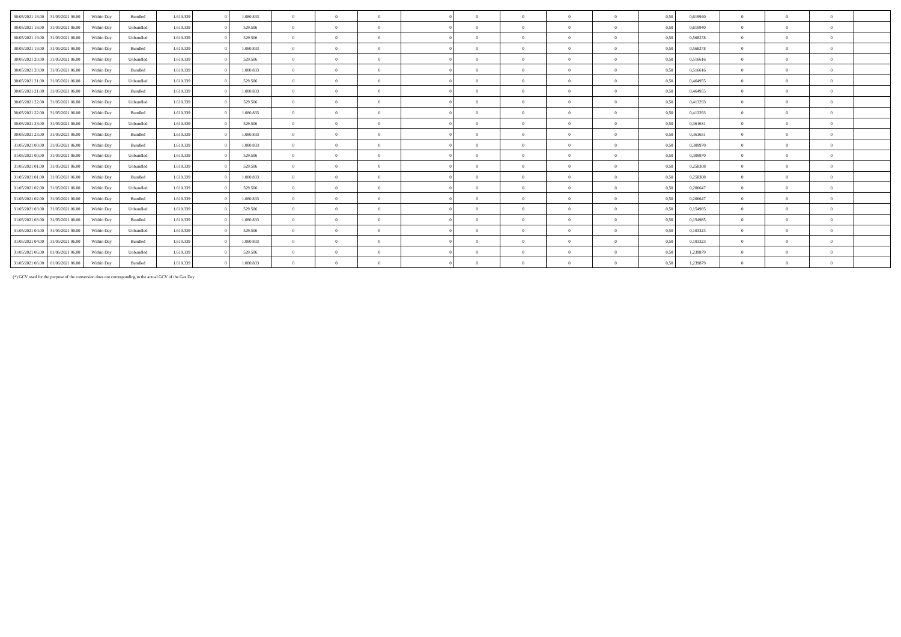| | | | | | | | | | | | | | | | | | | | | |
|---|---|---|---|---|---|---|---|---|---|---|---|---|---|---|---|---|---|---|---|---|
| 30/05/2021 18.00 | 31/05/2021 06.00 | Within Day | Bundled | 1.610.339 | 0 | 1.080.833 | 0 | 0 | 0 | 0 | 0 | 0 | 0 | 0 | 0,50 | 0,619940 | 0 | 0 | 0 | |
| 30/05/2021 18.00 | 31/05/2021 06.00 | Within Day | Unbundled | 1.610.339 | 0 | 529.506 | 0 | 0 | 0 | 0 | 0 | 0 | 0 | 0 | 0,50 | 0,619940 | 0 | 0 | 0 | |
| 30/05/2021 19.00 | 31/05/2021 06.00 | Within Day | Unbundled | 1.610.339 | 0 | 529.506 | 0 | 0 | 0 | 0 | 0 | 0 | 0 | 0 | 0,50 | 0,568278 | 0 | 0 | 0 | |
| 30/05/2021 19.00 | 31/05/2021 06.00 | Within Day | Bundled | 1.610.339 | 0 | 1.080.833 | 0 | 0 | 0 | 0 | 0 | 0 | 0 | 0 | 0,50 | 0,568278 | 0 | 0 | 0 | |
| 30/05/2021 20.00 | 31/05/2021 06.00 | Within Day | Unbundled | 1.610.339 | 0 | 529.506 | 0 | 0 | 0 | 0 | 0 | 0 | 0 | 0 | 0,50 | 0,516616 | 0 | 0 | 0 | |
| 30/05/2021 20.00 | 31/05/2021 06.00 | Within Day | Bundled | 1.610.339 | 0 | 1.080.833 | 0 | 0 | 0 | 0 | 0 | 0 | 0 | 0 | 0,50 | 0,516616 | 0 | 0 | 0 | |
| 30/05/2021 21.00 | 31/05/2021 06.00 | Within Day | Unbundled | 1.610.339 | 0 | 529.506 | 0 | 0 | 0 | 0 | 0 | 0 | 0 | 0 | 0,50 | 0,464955 | 0 | 0 | 0 | |
| 30/05/2021 21.00 | 31/05/2021 06.00 | Within Day | Bundled | 1.610.339 | 0 | 1.080.833 | 0 | 0 | 0 | 0 | 0 | 0 | 0 | 0 | 0,50 | 0,464955 | 0 | 0 | 0 | |
| 30/05/2021 22.00 | 31/05/2021 06.00 | Within Day | Unbundled | 1.610.339 | 0 | 529.506 | 0 | 0 | 0 | 0 | 0 | 0 | 0 | 0 | 0,50 | 0,413293 | 0 | 0 | 0 | |
| 30/05/2021 22.00 | 31/05/2021 06.00 | Within Day | Bundled | 1.610.339 | 0 | 1.080.833 | 0 | 0 | 0 | 0 | 0 | 0 | 0 | 0 | 0,50 | 0,413293 | 0 | 0 | 0 | |
| 30/05/2021 23.00 | 31/05/2021 06.00 | Within Day | Unbundled | 1.610.339 | 0 | 529.506 | 0 | 0 | 0 | 0 | 0 | 0 | 0 | 0 | 0,50 | 0,361631 | 0 | 0 | 0 | |
| 30/05/2021 23.00 | 31/05/2021 06.00 | Within Day | Bundled | 1.610.339 | 0 | 1.080.833 | 0 | 0 | 0 | 0 | 0 | 0 | 0 | 0 | 0,50 | 0,361631 | 0 | 0 | 0 | |
| 31/05/2021 00.00 | 31/05/2021 06.00 | Within Day | Bundled | 1.610.339 | 0 | 1.080.833 | 0 | 0 | 0 | 0 | 0 | 0 | 0 | 0 | 0,50 | 0,309970 | 0 | 0 | 0 | |
| 31/05/2021 00.00 | 31/05/2021 06.00 | Within Day | Unbundled | 1.610.339 | 0 | 529.506 | 0 | 0 | 0 | 0 | 0 | 0 | 0 | 0 | 0,50 | 0,309970 | 0 | 0 | 0 | |
| 31/05/2021 01.00 | 31/05/2021 06.00 | Within Day | Unbundled | 1.610.339 | 0 | 529.506 | 0 | 0 | 0 | 0 | 0 | 0 | 0 | 0 | 0,50 | 0,258308 | 0 | 0 | 0 | |
| 31/05/2021 01.00 | 31/05/2021 06.00 | Within Day | Bundled | 1.610.339 | 0 | 1.080.833 | 0 | 0 | 0 | 0 | 0 | 0 | 0 | 0 | 0,50 | 0,258308 | 0 | 0 | 0 | |
| 31/05/2021 02.00 | 31/05/2021 06.00 | Within Day | Unbundled | 1.610.339 | 0 | 529.506 | 0 | 0 | 0 | 0 | 0 | 0 | 0 | 0 | 0,50 | 0,206647 | 0 | 0 | 0 | |
| 31/05/2021 02.00 | 31/05/2021 06.00 | Within Day | Bundled | 1.610.339 | 0 | 1.080.833 | 0 | 0 | 0 | 0 | 0 | 0 | 0 | 0 | 0,50 | 0,206647 | 0 | 0 | 0 | |
| 31/05/2021 03.00 | 31/05/2021 06.00 | Within Day | Unbundled | 1.610.339 | 0 | 529.506 | 0 | 0 | 0 | 0 | 0 | 0 | 0 | 0 | 0,50 | 0,154985 | 0 | 0 | 0 | |
| 31/05/2021 03.00 | 31/05/2021 06.00 | Within Day | Bundled | 1.610.339 | 0 | 1.080.833 | 0 | 0 | 0 | 0 | 0 | 0 | 0 | 0 | 0,50 | 0,154985 | 0 | 0 | 0 | |
| 31/05/2021 04.00 | 31/05/2021 06.00 | Within Day | Unbundled | 1.610.339 | 0 | 529.506 | 0 | 0 | 0 | 0 | 0 | 0 | 0 | 0 | 0,50 | 0,103323 | 0 | 0 | 0 | |
| 31/05/2021 04.00 | 31/05/2021 06.00 | Within Day | Bundled | 1.610.339 | 0 | 1.080.833 | 0 | 0 | 0 | 0 | 0 | 0 | 0 | 0 | 0,50 | 0,103323 | 0 | 0 | 0 | |
| 31/05/2021 06.00 | 01/06/2021 06.00 | Within Day | Unbundled | 1.610.339 | 0 | 529.506 | 0 | 0 | 0 | 0 | 0 | 0 | 0 | 0 | 0,50 | 1,239879 | 0 | 0 | 0 | |
| 31/05/2021 06.00 | 01/06/2021 06.00 | Within Day | Bundled | 1.610.339 | 0 | 1.080.833 | 0 | 0 | 0 | 0 | 0 | 0 | 0 | 0 | 0,50 | 1,239879 | 0 | 0 | 0 | |

(*) GCV used for the purpose of the conversion does not corresponding to the actual GCV of the Gas Day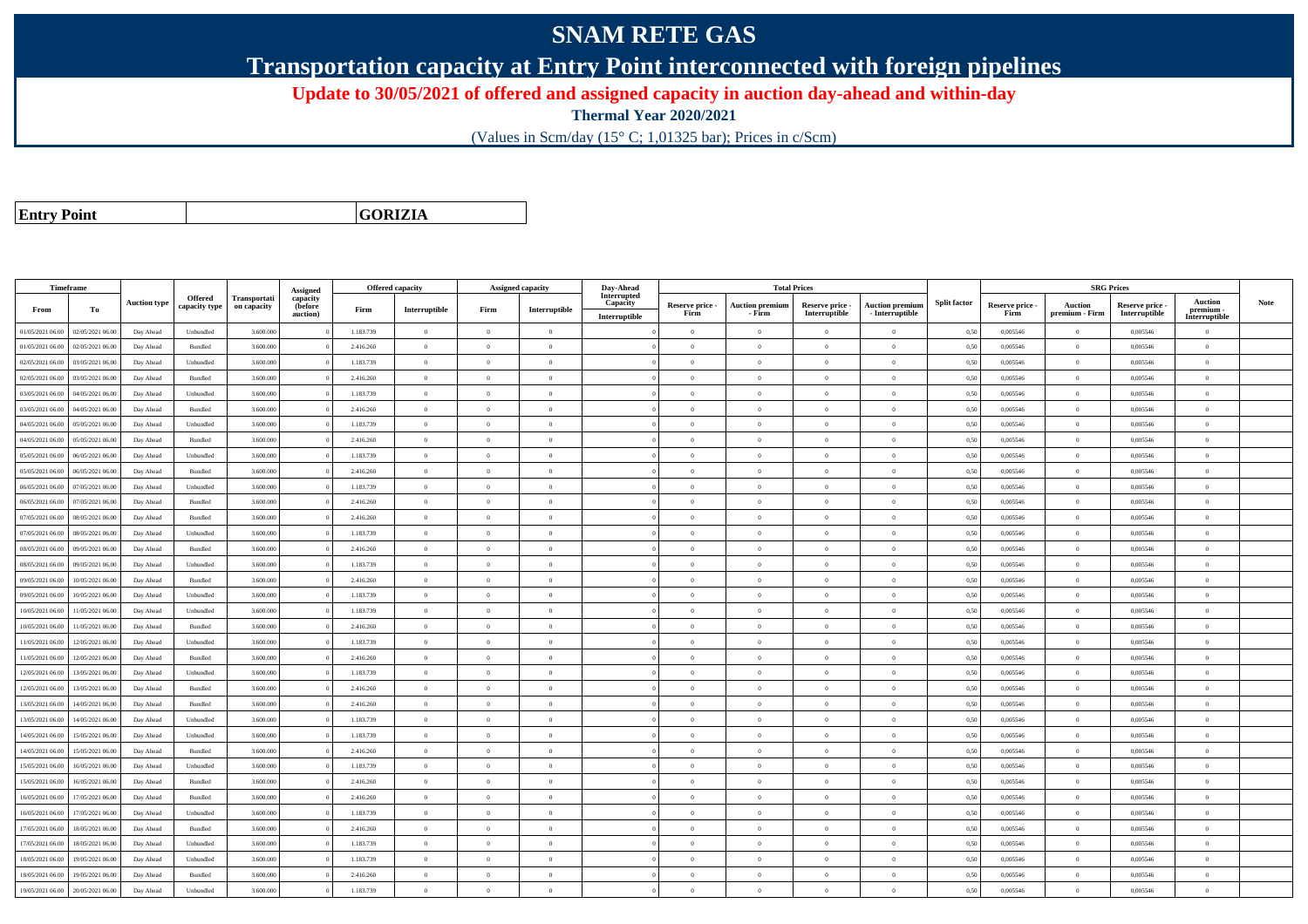# SNAM RETE GAS

## Transportation capacity at Entry Point interconnected with foreign pipelines

**Update to 30/05/2021 of offered and assigned capacity in auction day-ahead and within-day**

**Thermal Year 2020/2021**

(Values in Scm/day (15° C; 1,01325 bar); Prices in c/Scm)

| **Entry Point** | | **GORIZIA** |
|---|---|---|

| Timeframe | | Auction type | Offered capacity type | Transportation capacity | Assigned capacity (before auction) | Offered capacity | | Assigned capacity | | Day-Ahead Interrupted Capacity | Total Prices | | | | Split factor | SRG Prices | | | | Note |
|---|---|---|---|---|---|---|---|---|---|---|---|---|---|---|---|---|---|---|---|---|
| From | To | | | | | Firm | Interruptible | Firm | Interruptible | Interruptible | Reserve price - Firm | Auction premium - Firm | Reserve price - Interruptible | Auction premium - Interruptible | | Reserve price - Firm | Auction premium - Firm | Reserve price - Interruptible | Auction premium - Interruptible | |
| 01/05/2021 06.00 | 02/05/2021 06.00 | Day Ahead | Unbundled | 3.600.000 | 0 | 1.183.739 | 0 | 0 | 0 | 0 | 0 | 0 | 0 | 0 | 0,50 | 0,005546 | 0 | 0,005546 | 0 | |
| 01/05/2021 06.00 | 02/05/2021 06.00 | Day Ahead | Bundled | 3.600.000 | 0 | 2.416.260 | 0 | 0 | 0 | 0 | 0 | 0 | 0 | 0 | 0,50 | 0,005546 | 0 | 0,005546 | 0 | |
| 02/05/2021 06.00 | 03/05/2021 06.00 | Day Ahead | Unbundled | 3.600.000 | 0 | 1.183.739 | 0 | 0 | 0 | 0 | 0 | 0 | 0 | 0 | 0,50 | 0,005546 | 0 | 0,005546 | 0 | |
| 02/05/2021 06.00 | 03/05/2021 06.00 | Day Ahead | Bundled | 3.600.000 | 0 | 2.416.260 | 0 | 0 | 0 | 0 | 0 | 0 | 0 | 0 | 0,50 | 0,005546 | 0 | 0,005546 | 0 | |
| 03/05/2021 06.00 | 04/05/2021 06.00 | Day Ahead | Unbundled | 3.600.000 | 0 | 1.183.739 | 0 | 0 | 0 | 0 | 0 | 0 | 0 | 0 | 0,50 | 0,005546 | 0 | 0,005546 | 0 | |
| 03/05/2021 06.00 | 04/05/2021 06.00 | Day Ahead | Bundled | 3.600.000 | 0 | 2.416.260 | 0 | 0 | 0 | 0 | 0 | 0 | 0 | 0 | 0,50 | 0,005546 | 0 | 0,005546 | 0 | |
| 04/05/2021 06.00 | 05/05/2021 06.00 | Day Ahead | Unbundled | 3.600.000 | 0 | 1.183.739 | 0 | 0 | 0 | 0 | 0 | 0 | 0 | 0 | 0,50 | 0,005546 | 0 | 0,005546 | 0 | |
| 04/05/2021 06.00 | 05/05/2021 06.00 | Day Ahead | Bundled | 3.600.000 | 0 | 2.416.260 | 0 | 0 | 0 | 0 | 0 | 0 | 0 | 0 | 0,50 | 0,005546 | 0 | 0,005546 | 0 | |
| 05/05/2021 06.00 | 06/05/2021 06.00 | Day Ahead | Unbundled | 3.600.000 | 0 | 1.183.739 | 0 | 0 | 0 | 0 | 0 | 0 | 0 | 0 | 0,50 | 0,005546 | 0 | 0,005546 | 0 | |
| 05/05/2021 06.00 | 06/05/2021 06.00 | Day Ahead | Bundled | 3.600.000 | 0 | 2.416.260 | 0 | 0 | 0 | 0 | 0 | 0 | 0 | 0 | 0,50 | 0,005546 | 0 | 0,005546 | 0 | |
| 06/05/2021 06.00 | 07/05/2021 06.00 | Day Ahead | Unbundled | 3.600.000 | 0 | 1.183.739 | 0 | 0 | 0 | 0 | 0 | 0 | 0 | 0 | 0,50 | 0,005546 | 0 | 0,005546 | 0 | |
| 06/05/2021 06.00 | 07/05/2021 06.00 | Day Ahead | Bundled | 3.600.000 | 0 | 2.416.260 | 0 | 0 | 0 | 0 | 0 | 0 | 0 | 0 | 0,50 | 0,005546 | 0 | 0,005546 | 0 | |
| 07/05/2021 06.00 | 08/05/2021 06.00 | Day Ahead | Bundled | 3.600.000 | 0 | 2.416.260 | 0 | 0 | 0 | 0 | 0 | 0 | 0 | 0 | 0,50 | 0,005546 | 0 | 0,005546 | 0 | |
| 07/05/2021 06.00 | 08/05/2021 06.00 | Day Ahead | Unbundled | 3.600.000 | 0 | 1.183.739 | 0 | 0 | 0 | 0 | 0 | 0 | 0 | 0 | 0,50 | 0,005546 | 0 | 0,005546 | 0 | |
| 08/05/2021 06.00 | 09/05/2021 06.00 | Day Ahead | Bundled | 3.600.000 | 0 | 2.416.260 | 0 | 0 | 0 | 0 | 0 | 0 | 0 | 0 | 0,50 | 0,005546 | 0 | 0,005546 | 0 | |
| 08/05/2021 06.00 | 09/05/2021 06.00 | Day Ahead | Unbundled | 3.600.000 | 0 | 1.183.739 | 0 | 0 | 0 | 0 | 0 | 0 | 0 | 0 | 0,50 | 0,005546 | 0 | 0,005546 | 0 | |
| 09/05/2021 06.00 | 10/05/2021 06.00 | Day Ahead | Bundled | 3.600.000 | 0 | 2.416.260 | 0 | 0 | 0 | 0 | 0 | 0 | 0 | 0 | 0,50 | 0,005546 | 0 | 0,005546 | 0 | |
| 09/05/2021 06.00 | 10/05/2021 06.00 | Day Ahead | Unbundled | 3.600.000 | 0 | 1.183.739 | 0 | 0 | 0 | 0 | 0 | 0 | 0 | 0 | 0,50 | 0,005546 | 0 | 0,005546 | 0 | |
| 10/05/2021 06.00 | 11/05/2021 06.00 | Day Ahead | Unbundled | 3.600.000 | 0 | 1.183.739 | 0 | 0 | 0 | 0 | 0 | 0 | 0 | 0 | 0,50 | 0,005546 | 0 | 0,005546 | 0 | |
| 10/05/2021 06.00 | 11/05/2021 06.00 | Day Ahead | Bundled | 3.600.000 | 0 | 2.416.260 | 0 | 0 | 0 | 0 | 0 | 0 | 0 | 0 | 0,50 | 0,005546 | 0 | 0,005546 | 0 | |
| 11/05/2021 06.00 | 12/05/2021 06.00 | Day Ahead | Unbundled | 3.600.000 | 0 | 1.183.739 | 0 | 0 | 0 | 0 | 0 | 0 | 0 | 0 | 0,50 | 0,005546 | 0 | 0,005546 | 0 | |
| 11/05/2021 06.00 | 12/05/2021 06.00 | Day Ahead | Bundled | 3.600.000 | 0 | 2.416.260 | 0 | 0 | 0 | 0 | 0 | 0 | 0 | 0 | 0,50 | 0,005546 | 0 | 0,005546 | 0 | |
| 12/05/2021 06.00 | 13/05/2021 06.00 | Day Ahead | Unbundled | 3.600.000 | 0 | 1.183.739 | 0 | 0 | 0 | 0 | 0 | 0 | 0 | 0 | 0,50 | 0,005546 | 0 | 0,005546 | 0 | |
| 12/05/2021 06.00 | 13/05/2021 06.00 | Day Ahead | Bundled | 3.600.000 | 0 | 2.416.260 | 0 | 0 | 0 | 0 | 0 | 0 | 0 | 0 | 0,50 | 0,005546 | 0 | 0,005546 | 0 | |
| 13/05/2021 06.00 | 14/05/2021 06.00 | Day Ahead | Bundled | 3.600.000 | 0 | 2.416.260 | 0 | 0 | 0 | 0 | 0 | 0 | 0 | 0 | 0,50 | 0,005546 | 0 | 0,005546 | 0 | |
| 13/05/2021 06.00 | 14/05/2021 06.00 | Day Ahead | Unbundled | 3.600.000 | 0 | 1.183.739 | 0 | 0 | 0 | 0 | 0 | 0 | 0 | 0 | 0,50 | 0,005546 | 0 | 0,005546 | 0 | |
| 14/05/2021 06.00 | 15/05/2021 06.00 | Day Ahead | Unbundled | 3.600.000 | 0 | 1.183.739 | 0 | 0 | 0 | 0 | 0 | 0 | 0 | 0 | 0,50 | 0,005546 | 0 | 0,005546 | 0 | |
| 14/05/2021 06.00 | 15/05/2021 06.00 | Day Ahead | Bundled | 3.600.000 | 0 | 2.416.260 | 0 | 0 | 0 | 0 | 0 | 0 | 0 | 0 | 0,50 | 0,005546 | 0 | 0,005546 | 0 | |
| 15/05/2021 06.00 | 16/05/2021 06.00 | Day Ahead | Unbundled | 3.600.000 | 0 | 1.183.739 | 0 | 0 | 0 | 0 | 0 | 0 | 0 | 0 | 0,50 | 0,005546 | 0 | 0,005546 | 0 | |
| 15/05/2021 06.00 | 16/05/2021 06.00 | Day Ahead | Bundled | 3.600.000 | 0 | 2.416.260 | 0 | 0 | 0 | 0 | 0 | 0 | 0 | 0 | 0,50 | 0,005546 | 0 | 0,005546 | 0 | |
| 16/05/2021 06.00 | 17/05/2021 06.00 | Day Ahead | Bundled | 3.600.000 | 0 | 2.416.260 | 0 | 0 | 0 | 0 | 0 | 0 | 0 | 0 | 0,50 | 0,005546 | 0 | 0,005546 | 0 | |
| 16/05/2021 06.00 | 17/05/2021 06.00 | Day Ahead | Unbundled | 3.600.000 | 0 | 1.183.739 | 0 | 0 | 0 | 0 | 0 | 0 | 0 | 0 | 0,50 | 0,005546 | 0 | 0,005546 | 0 | |
| 17/05/2021 06.00 | 18/05/2021 06.00 | Day Ahead | Bundled | 3.600.000 | 0 | 2.416.260 | 0 | 0 | 0 | 0 | 0 | 0 | 0 | 0 | 0,50 | 0,005546 | 0 | 0,005546 | 0 | |
| 17/05/2021 06.00 | 18/05/2021 06.00 | Day Ahead | Unbundled | 3.600.000 | 0 | 1.183.739 | 0 | 0 | 0 | 0 | 0 | 0 | 0 | 0 | 0,50 | 0,005546 | 0 | 0,005546 | 0 | |
| 18/05/2021 06.00 | 19/05/2021 06.00 | Day Ahead | Unbundled | 3.600.000 | 0 | 1.183.739 | 0 | 0 | 0 | 0 | 0 | 0 | 0 | 0 | 0,50 | 0,005546 | 0 | 0,005546 | 0 | |
| 18/05/2021 06.00 | 19/05/2021 06.00 | Day Ahead | Bundled | 3.600.000 | 0 | 2.416.260 | 0 | 0 | 0 | 0 | 0 | 0 | 0 | 0 | 0,50 | 0,005546 | 0 | 0,005546 | 0 | |
| 19/05/2021 06.00 | 20/05/2021 06.00 | Day Ahead | Unbundled | 3.600.000 | 0 | 1.183.739 | 0 | 0 | 0 | 0 | 0 | 0 | 0 | 0 | 0,50 | 0,005546 | 0 | 0,005546 | 0 | |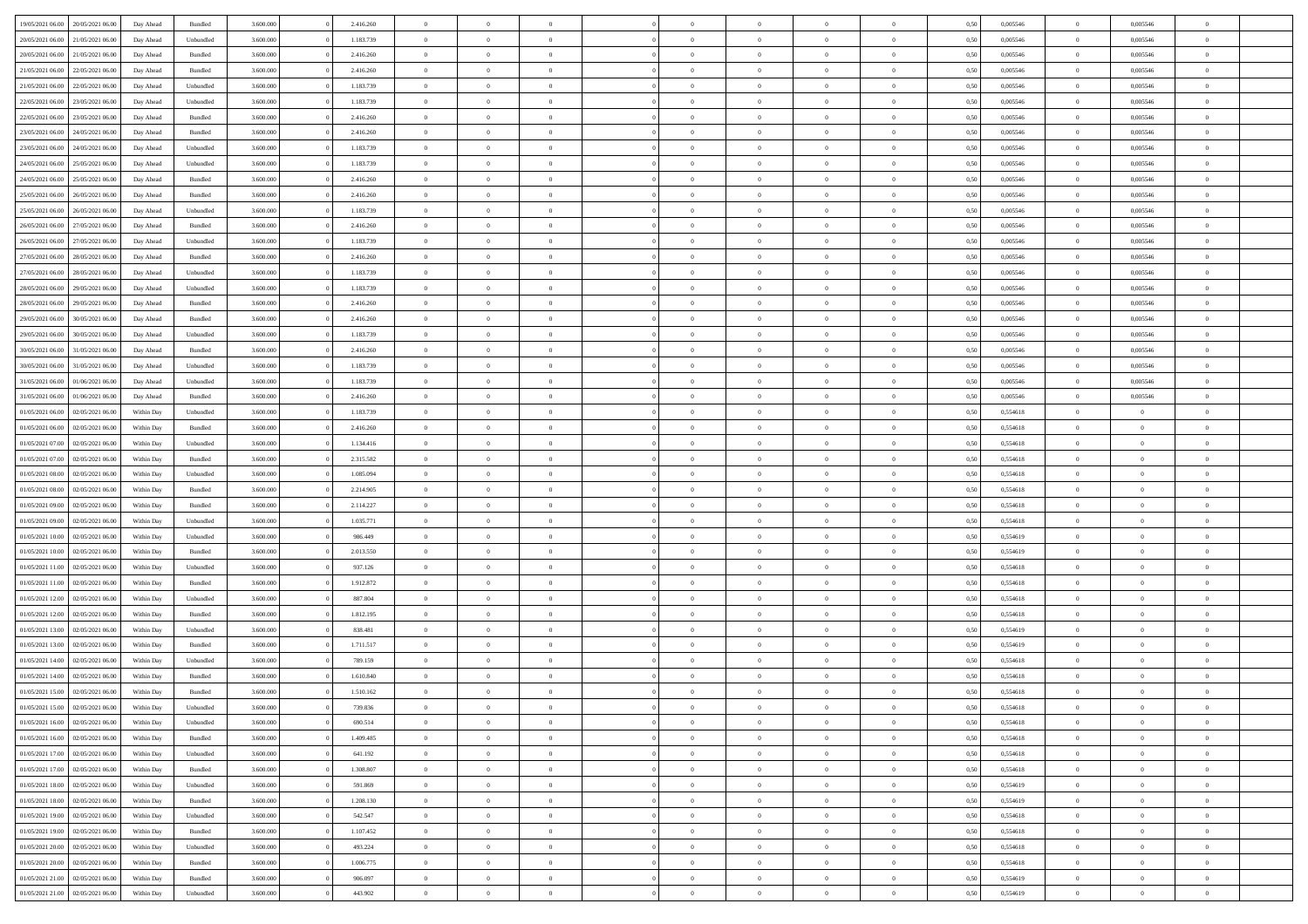| | | | | | | | | | | | | | | | | | | | | |
|---|---|---|---|---|---|---|---|---|---|---|---|---|---|---|---|---|---|---|---|---|
| 19/05/2021 06:00 | 20/05/2021 06:00 | Day Ahead | Bundled | 3.600.000 | 0 | 2.416.260 | 0 | 0 | 0 | | 0 | 0 | 0 | 0 | 0,50 | 0,005546 | 0 | 0,005546 | 0 | |
| 20/05/2021 06:00 | 21/05/2021 06:00 | Day Ahead | Unbundled | 3.600.000 | 0 | 1.183.739 | 0 | 0 | 0 | | 0 | 0 | 0 | 0 | 0,50 | 0,005546 | 0 | 0,005546 | 0 | |
| 20/05/2021 06:00 | 21/05/2021 06:00 | Day Ahead | Bundled | 3.600.000 | 0 | 2.416.260 | 0 | 0 | 0 | | 0 | 0 | 0 | 0 | 0,50 | 0,005546 | 0 | 0,005546 | 0 | |
| 21/05/2021 06:00 | 22/05/2021 06:00 | Day Ahead | Bundled | 3.600.000 | 0 | 2.416.260 | 0 | 0 | 0 | | 0 | 0 | 0 | 0 | 0,50 | 0,005546 | 0 | 0,005546 | 0 | |
| 21/05/2021 06:00 | 22/05/2021 06:00 | Day Ahead | Unbundled | 3.600.000 | 0 | 1.183.739 | 0 | 0 | 0 | | 0 | 0 | 0 | 0 | 0,50 | 0,005546 | 0 | 0,005546 | 0 | |
| 22/05/2021 06:00 | 23/05/2021 06:00 | Day Ahead | Unbundled | 3.600.000 | 0 | 1.183.739 | 0 | 0 | 0 | | 0 | 0 | 0 | 0 | 0,50 | 0,005546 | 0 | 0,005546 | 0 | |
| 22/05/2021 06:00 | 23/05/2021 06:00 | Day Ahead | Bundled | 3.600.000 | 0 | 2.416.260 | 0 | 0 | 0 | | 0 | 0 | 0 | 0 | 0,50 | 0,005546 | 0 | 0,005546 | 0 | |
| 23/05/2021 06:00 | 24/05/2021 06:00 | Day Ahead | Bundled | 3.600.000 | 0 | 2.416.260 | 0 | 0 | 0 | | 0 | 0 | 0 | 0 | 0,50 | 0,005546 | 0 | 0,005546 | 0 | |
| 23/05/2021 06:00 | 24/05/2021 06:00 | Day Ahead | Unbundled | 3.600.000 | 0 | 1.183.739 | 0 | 0 | 0 | | 0 | 0 | 0 | 0 | 0,50 | 0,005546 | 0 | 0,005546 | 0 | |
| 24/05/2021 06:00 | 25/05/2021 06:00 | Day Ahead | Unbundled | 3.600.000 | 0 | 1.183.739 | 0 | 0 | 0 | | 0 | 0 | 0 | 0 | 0,50 | 0,005546 | 0 | 0,005546 | 0 | |
| 24/05/2021 06:00 | 25/05/2021 06:00 | Day Ahead | Bundled | 3.600.000 | 0 | 2.416.260 | 0 | 0 | 0 | | 0 | 0 | 0 | 0 | 0,50 | 0,005546 | 0 | 0,005546 | 0 | |
| 25/05/2021 06:00 | 26/05/2021 06:00 | Day Ahead | Bundled | 3.600.000 | 0 | 2.416.260 | 0 | 0 | 0 | | 0 | 0 | 0 | 0 | 0,50 | 0,005546 | 0 | 0,005546 | 0 | |
| 25/05/2021 06:00 | 26/05/2021 06:00 | Day Ahead | Unbundled | 3.600.000 | 0 | 1.183.739 | 0 | 0 | 0 | | 0 | 0 | 0 | 0 | 0,50 | 0,005546 | 0 | 0,005546 | 0 | |
| 26/05/2021 06:00 | 27/05/2021 06:00 | Day Ahead | Bundled | 3.600.000 | 0 | 2.416.260 | 0 | 0 | 0 | | 0 | 0 | 0 | 0 | 0,50 | 0,005546 | 0 | 0,005546 | 0 | |
| 26/05/2021 06:00 | 27/05/2021 06:00 | Day Ahead | Unbundled | 3.600.000 | 0 | 1.183.739 | 0 | 0 | 0 | | 0 | 0 | 0 | 0 | 0,50 | 0,005546 | 0 | 0,005546 | 0 | |
| 27/05/2021 06:00 | 28/05/2021 06:00 | Day Ahead | Bundled | 3.600.000 | 0 | 2.416.260 | 0 | 0 | 0 | | 0 | 0 | 0 | 0 | 0,50 | 0,005546 | 0 | 0,005546 | 0 | |
| 27/05/2021 06:00 | 28/05/2021 06:00 | Day Ahead | Unbundled | 3.600.000 | 0 | 1.183.739 | 0 | 0 | 0 | | 0 | 0 | 0 | 0 | 0,50 | 0,005546 | 0 | 0,005546 | 0 | |
| 28/05/2021 06:00 | 29/05/2021 06:00 | Day Ahead | Unbundled | 3.600.000 | 0 | 1.183.739 | 0 | 0 | 0 | | 0 | 0 | 0 | 0 | 0,50 | 0,005546 | 0 | 0,005546 | 0 | |
| 28/05/2021 06:00 | 29/05/2021 06:00 | Day Ahead | Bundled | 3.600.000 | 0 | 2.416.260 | 0 | 0 | 0 | | 0 | 0 | 0 | 0 | 0,50 | 0,005546 | 0 | 0,005546 | 0 | |
| 29/05/2021 06:00 | 30/05/2021 06:00 | Day Ahead | Bundled | 3.600.000 | 0 | 2.416.260 | 0 | 0 | 0 | | 0 | 0 | 0 | 0 | 0,50 | 0,005546 | 0 | 0,005546 | 0 | |
| 29/05/2021 06:00 | 30/05/2021 06:00 | Day Ahead | Unbundled | 3.600.000 | 0 | 1.183.739 | 0 | 0 | 0 | | 0 | 0 | 0 | 0 | 0,50 | 0,005546 | 0 | 0,005546 | 0 | |
| 30/05/2021 06:00 | 31/05/2021 06:00 | Day Ahead | Bundled | 3.600.000 | 0 | 2.416.260 | 0 | 0 | 0 | | 0 | 0 | 0 | 0 | 0,50 | 0,005546 | 0 | 0,005546 | 0 | |
| 30/05/2021 06:00 | 31/05/2021 06:00 | Day Ahead | Unbundled | 3.600.000 | 0 | 1.183.739 | 0 | 0 | 0 | | 0 | 0 | 0 | 0 | 0,50 | 0,005546 | 0 | 0,005546 | 0 | |
| 31/05/2021 06:00 | 01/06/2021 06:00 | Day Ahead | Unbundled | 3.600.000 | 0 | 1.183.739 | 0 | 0 | 0 | | 0 | 0 | 0 | 0 | 0,50 | 0,005546 | 0 | 0,005546 | 0 | |
| 31/05/2021 06:00 | 01/06/2021 06:00 | Day Ahead | Bundled | 3.600.000 | 0 | 2.416.260 | 0 | 0 | 0 | | 0 | 0 | 0 | 0 | 0,50 | 0,005546 | 0 | 0,005546 | 0 | |
| 01/05/2021 06:00 | 02/05/2021 06:00 | Within Day | Unbundled | 3.600.000 | 0 | 1.183.739 | 0 | 0 | 0 | | 0 | 0 | 0 | 0 | 0,50 | 0,554618 | 0 | 0 | 0 | |
| 01/05/2021 06:00 | 02/05/2021 06:00 | Within Day | Bundled | 3.600.000 | 0 | 2.416.260 | 0 | 0 | 0 | | 0 | 0 | 0 | 0 | 0,50 | 0,554618 | 0 | 0 | 0 | |
| 01/05/2021 07:00 | 02/05/2021 06:00 | Within Day | Unbundled | 3.600.000 | 0 | 1.134.416 | 0 | 0 | 0 | | 0 | 0 | 0 | 0 | 0,50 | 0,554618 | 0 | 0 | 0 | |
| 01/05/2021 07:00 | 02/05/2021 06:00 | Within Day | Bundled | 3.600.000 | 0 | 2.315.582 | 0 | 0 | 0 | | 0 | 0 | 0 | 0 | 0,50 | 0,554618 | 0 | 0 | 0 | |
| 01/05/2021 08:00 | 02/05/2021 06:00 | Within Day | Unbundled | 3.600.000 | 0 | 1.085.094 | 0 | 0 | 0 | | 0 | 0 | 0 | 0 | 0,50 | 0,554618 | 0 | 0 | 0 | |
| 01/05/2021 08:00 | 02/05/2021 06:00 | Within Day | Bundled | 3.600.000 | 0 | 2.214.905 | 0 | 0 | 0 | | 0 | 0 | 0 | 0 | 0,50 | 0,554618 | 0 | 0 | 0 | |
| 01/05/2021 09:00 | 02/05/2021 06:00 | Within Day | Bundled | 3.600.000 | 0 | 2.114.227 | 0 | 0 | 0 | | 0 | 0 | 0 | 0 | 0,50 | 0,554618 | 0 | 0 | 0 | |
| 01/05/2021 09:00 | 02/05/2021 06:00 | Within Day | Unbundled | 3.600.000 | 0 | 1.035.771 | 0 | 0 | 0 | | 0 | 0 | 0 | 0 | 0,50 | 0,554618 | 0 | 0 | 0 | |
| 01/05/2021 10:00 | 02/05/2021 06:00 | Within Day | Unbundled | 3.600.000 | 0 | 986.449 | 0 | 0 | 0 | | 0 | 0 | 0 | 0 | 0,50 | 0,554619 | 0 | 0 | 0 | |
| 01/05/2021 10:00 | 02/05/2021 06:00 | Within Day | Bundled | 3.600.000 | 0 | 2.013.550 | 0 | 0 | 0 | | 0 | 0 | 0 | 0 | 0,50 | 0,554619 | 0 | 0 | 0 | |
| 01/05/2021 11:00 | 02/05/2021 06:00 | Within Day | Unbundled | 3.600.000 | 0 | 937.126 | 0 | 0 | 0 | | 0 | 0 | 0 | 0 | 0,50 | 0,554618 | 0 | 0 | 0 | |
| 01/05/2021 11:00 | 02/05/2021 06:00 | Within Day | Bundled | 3.600.000 | 0 | 1.912.872 | 0 | 0 | 0 | | 0 | 0 | 0 | 0 | 0,50 | 0,554618 | 0 | 0 | 0 | |
| 01/05/2021 12:00 | 02/05/2021 06:00 | Within Day | Unbundled | 3.600.000 | 0 | 887.804 | 0 | 0 | 0 | | 0 | 0 | 0 | 0 | 0,50 | 0,554618 | 0 | 0 | 0 | |
| 01/05/2021 12:00 | 02/05/2021 06:00 | Within Day | Bundled | 3.600.000 | 0 | 1.812.195 | 0 | 0 | 0 | | 0 | 0 | 0 | 0 | 0,50 | 0,554618 | 0 | 0 | 0 | |
| 01/05/2021 13:00 | 02/05/2021 06:00 | Within Day | Unbundled | 3.600.000 | 0 | 838.481 | 0 | 0 | 0 | | 0 | 0 | 0 | 0 | 0,50 | 0,554619 | 0 | 0 | 0 | |
| 01/05/2021 13:00 | 02/05/2021 06:00 | Within Day | Bundled | 3.600.000 | 0 | 1.711.517 | 0 | 0 | 0 | | 0 | 0 | 0 | 0 | 0,50 | 0,554619 | 0 | 0 | 0 | |
| 01/05/2021 14:00 | 02/05/2021 06:00 | Within Day | Unbundled | 3.600.000 | 0 | 789.159 | 0 | 0 | 0 | | 0 | 0 | 0 | 0 | 0,50 | 0,554618 | 0 | 0 | 0 | |
| 01/05/2021 14:00 | 02/05/2021 06:00 | Within Day | Bundled | 3.600.000 | 0 | 1.610.840 | 0 | 0 | 0 | | 0 | 0 | 0 | 0 | 0,50 | 0,554618 | 0 | 0 | 0 | |
| 01/05/2021 15:00 | 02/05/2021 06:00 | Within Day | Bundled | 3.600.000 | 0 | 1.510.162 | 0 | 0 | 0 | | 0 | 0 | 0 | 0 | 0,50 | 0,554618 | 0 | 0 | 0 | |
| 01/05/2021 15:00 | 02/05/2021 06:00 | Within Day | Unbundled | 3.600.000 | 0 | 739.836 | 0 | 0 | 0 | | 0 | 0 | 0 | 0 | 0,50 | 0,554618 | 0 | 0 | 0 | |
| 01/05/2021 16:00 | 02/05/2021 06:00 | Within Day | Unbundled | 3.600.000 | 0 | 690.514 | 0 | 0 | 0 | | 0 | 0 | 0 | 0 | 0,50 | 0,554618 | 0 | 0 | 0 | |
| 01/05/2021 16:00 | 02/05/2021 06:00 | Within Day | Bundled | 3.600.000 | 0 | 1.409.485 | 0 | 0 | 0 | | 0 | 0 | 0 | 0 | 0,50 | 0,554618 | 0 | 0 | 0 | |
| 01/05/2021 17:00 | 02/05/2021 06:00 | Within Day | Unbundled | 3.600.000 | 0 | 641.192 | 0 | 0 | 0 | | 0 | 0 | 0 | 0 | 0,50 | 0,554618 | 0 | 0 | 0 | |
| 01/05/2021 17:00 | 02/05/2021 06:00 | Within Day | Bundled | 3.600.000 | 0 | 1.308.807 | 0 | 0 | 0 | | 0 | 0 | 0 | 0 | 0,50 | 0,554618 | 0 | 0 | 0 | |
| 01/05/2021 18:00 | 02/05/2021 06:00 | Within Day | Unbundled | 3.600.000 | 0 | 591.869 | 0 | 0 | 0 | | 0 | 0 | 0 | 0 | 0,50 | 0,554619 | 0 | 0 | 0 | |
| 01/05/2021 18:00 | 02/05/2021 06:00 | Within Day | Bundled | 3.600.000 | 0 | 1.208.130 | 0 | 0 | 0 | | 0 | 0 | 0 | 0 | 0,50 | 0,554619 | 0 | 0 | 0 | |
| 01/05/2021 19:00 | 02/05/2021 06:00 | Within Day | Unbundled | 3.600.000 | 0 | 542.547 | 0 | 0 | 0 | | 0 | 0 | 0 | 0 | 0,50 | 0,554618 | 0 | 0 | 0 | |
| 01/05/2021 19:00 | 02/05/2021 06:00 | Within Day | Bundled | 3.600.000 | 0 | 1.107.452 | 0 | 0 | 0 | | 0 | 0 | 0 | 0 | 0,50 | 0,554618 | 0 | 0 | 0 | |
| 01/05/2021 20:00 | 02/05/2021 06:00 | Within Day | Unbundled | 3.600.000 | 0 | 493.224 | 0 | 0 | 0 | | 0 | 0 | 0 | 0 | 0,50 | 0,554618 | 0 | 0 | 0 | |
| 01/05/2021 20:00 | 02/05/2021 06:00 | Within Day | Bundled | 3.600.000 | 0 | 1.006.775 | 0 | 0 | 0 | | 0 | 0 | 0 | 0 | 0,50 | 0,554618 | 0 | 0 | 0 | |
| 01/05/2021 21:00 | 02/05/2021 06:00 | Within Day | Bundled | 3.600.000 | 0 | 906.097 | 0 | 0 | 0 | | 0 | 0 | 0 | 0 | 0,50 | 0,554619 | 0 | 0 | 0 | |
| 01/05/2021 21:00 | 02/05/2021 06:00 | Within Day | Unbundled | 3.600.000 | 0 | 443.902 | 0 | 0 | 0 | | 0 | 0 | 0 | 0 | 0,50 | 0,554619 | 0 | 0 | 0 | |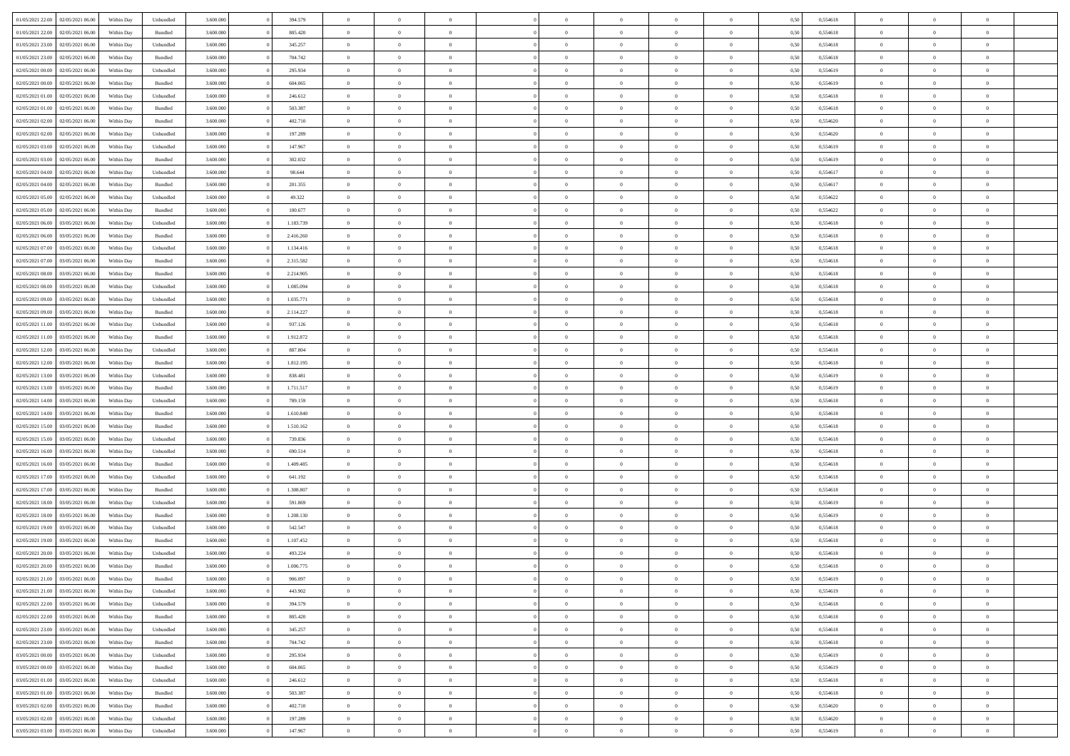| | | | | | | | | | | | | | | | | | | | | |
|---|---|---|---|---|---|---|---|---|---|---|---|---|---|---|---|---|---|---|---|---|
| 01/05/2021 22:00 | 02/05/2021 06:00 | Within Day | Unbundled | 3.600.000 | 0 | 394.579 | 0 | 0 | 0 | | 0 | 0 | 0 | 0 | 0,50 | 0,554618 | 0 | 0 | 0 | |
| 01/05/2021 22:00 | 02/05/2021 06:00 | Within Day | Bundled | 3.600.000 | 0 | 805.420 | 0 | 0 | 0 | | 0 | 0 | 0 | 0 | 0,50 | 0,554618 | 0 | 0 | 0 | |
| 01/05/2021 23:00 | 02/05/2021 06:00 | Within Day | Unbundled | 3.600.000 | 0 | 345.257 | 0 | 0 | 0 | | 0 | 0 | 0 | 0 | 0,50 | 0,554618 | 0 | 0 | 0 | |
| 01/05/2021 23:00 | 02/05/2021 06:00 | Within Day | Bundled | 3.600.000 | 0 | 704.742 | 0 | 0 | 0 | | 0 | 0 | 0 | 0 | 0,50 | 0,554618 | 0 | 0 | 0 | |
| 02/05/2021 00:00 | 02/05/2021 06:00 | Within Day | Unbundled | 3.600.000 | 0 | 295.934 | 0 | 0 | 0 | | 0 | 0 | 0 | 0 | 0,50 | 0,554619 | 0 | 0 | 0 | |
| 02/05/2021 00:00 | 02/05/2021 06:00 | Within Day | Bundled | 3.600.000 | 0 | 604.065 | 0 | 0 | 0 | | 0 | 0 | 0 | 0 | 0,50 | 0,554619 | 0 | 0 | 0 | |
| 02/05/2021 01:00 | 02/05/2021 06:00 | Within Day | Unbundled | 3.600.000 | 0 | 246.612 | 0 | 0 | 0 | | 0 | 0 | 0 | 0 | 0,50 | 0,554618 | 0 | 0 | 0 | |
| 02/05/2021 01:00 | 02/05/2021 06:00 | Within Day | Bundled | 3.600.000 | 0 | 503.387 | 0 | 0 | 0 | | 0 | 0 | 0 | 0 | 0,50 | 0,554618 | 0 | 0 | 0 | |
| 02/05/2021 02:00 | 02/05/2021 06:00 | Within Day | Bundled | 3.600.000 | 0 | 402.710 | 0 | 0 | 0 | | 0 | 0 | 0 | 0 | 0,50 | 0,554620 | 0 | 0 | 0 | |
| 02/05/2021 02:00 | 02/05/2021 06:00 | Within Day | Unbundled | 3.600.000 | 0 | 197.289 | 0 | 0 | 0 | | 0 | 0 | 0 | 0 | 0,50 | 0,554620 | 0 | 0 | 0 | |
| 02/05/2021 03:00 | 02/05/2021 06:00 | Within Day | Unbundled | 3.600.000 | 0 | 147.967 | 0 | 0 | 0 | | 0 | 0 | 0 | 0 | 0,50 | 0,554619 | 0 | 0 | 0 | |
| 02/05/2021 03:00 | 02/05/2021 06:00 | Within Day | Bundled | 3.600.000 | 0 | 302.032 | 0 | 0 | 0 | | 0 | 0 | 0 | 0 | 0,50 | 0,554619 | 0 | 0 | 0 | |
| 02/05/2021 04:00 | 02/05/2021 06:00 | Within Day | Unbundled | 3.600.000 | 0 | 98.644 | 0 | 0 | 0 | | 0 | 0 | 0 | 0 | 0,50 | 0,554617 | 0 | 0 | 0 | |
| 02/05/2021 04:00 | 02/05/2021 06:00 | Within Day | Bundled | 3.600.000 | 0 | 201.355 | 0 | 0 | 0 | | 0 | 0 | 0 | 0 | 0,50 | 0,554617 | 0 | 0 | 0 | |
| 02/05/2021 05:00 | 02/05/2021 06:00 | Within Day | Unbundled | 3.600.000 | 0 | 49.322 | 0 | 0 | 0 | | 0 | 0 | 0 | 0 | 0,50 | 0,554622 | 0 | 0 | 0 | |
| 02/05/2021 05:00 | 02/05/2021 06:00 | Within Day | Bundled | 3.600.000 | 0 | 100.677 | 0 | 0 | 0 | | 0 | 0 | 0 | 0 | 0,50 | 0,554622 | 0 | 0 | 0 | |
| 02/05/2021 06:00 | 03/05/2021 06:00 | Within Day | Unbundled | 3.600.000 | 0 | 1.183.739 | 0 | 0 | 0 | | 0 | 0 | 0 | 0 | 0,50 | 0,554618 | 0 | 0 | 0 | |
| 02/05/2021 06:00 | 03/05/2021 06:00 | Within Day | Bundled | 3.600.000 | 0 | 2.416.260 | 0 | 0 | 0 | | 0 | 0 | 0 | 0 | 0,50 | 0,554618 | 0 | 0 | 0 | |
| 02/05/2021 07:00 | 03/05/2021 06:00 | Within Day | Unbundled | 3.600.000 | 0 | 1.134.416 | 0 | 0 | 0 | | 0 | 0 | 0 | 0 | 0,50 | 0,554618 | 0 | 0 | 0 | |
| 02/05/2021 07:00 | 03/05/2021 06:00 | Within Day | Bundled | 3.600.000 | 0 | 2.315.582 | 0 | 0 | 0 | | 0 | 0 | 0 | 0 | 0,50 | 0,554618 | 0 | 0 | 0 | |
| 02/05/2021 08:00 | 03/05/2021 06:00 | Within Day | Bundled | 3.600.000 | 0 | 2.214.905 | 0 | 0 | 0 | | 0 | 0 | 0 | 0 | 0,50 | 0,554618 | 0 | 0 | 0 | |
| 02/05/2021 08:00 | 03/05/2021 06:00 | Within Day | Unbundled | 3.600.000 | 0 | 1.085.094 | 0 | 0 | 0 | | 0 | 0 | 0 | 0 | 0,50 | 0,554618 | 0 | 0 | 0 | |
| 02/05/2021 09:00 | 03/05/2021 06:00 | Within Day | Unbundled | 3.600.000 | 0 | 1.035.771 | 0 | 0 | 0 | | 0 | 0 | 0 | 0 | 0,50 | 0,554618 | 0 | 0 | 0 | |
| 02/05/2021 09:00 | 03/05/2021 06:00 | Within Day | Bundled | 3.600.000 | 0 | 2.114.227 | 0 | 0 | 0 | | 0 | 0 | 0 | 0 | 0,50 | 0,554618 | 0 | 0 | 0 | |
| 02/05/2021 11:00 | 03/05/2021 06:00 | Within Day | Unbundled | 3.600.000 | 0 | 937.126 | 0 | 0 | 0 | | 0 | 0 | 0 | 0 | 0,50 | 0,554618 | 0 | 0 | 0 | |
| 02/05/2021 11:00 | 03/05/2021 06:00 | Within Day | Bundled | 3.600.000 | 0 | 1.912.872 | 0 | 0 | 0 | | 0 | 0 | 0 | 0 | 0,50 | 0,554618 | 0 | 0 | 0 | |
| 02/05/2021 12:00 | 03/05/2021 06:00 | Within Day | Unbundled | 3.600.000 | 0 | 887.804 | 0 | 0 | 0 | | 0 | 0 | 0 | 0 | 0,50 | 0,554618 | 0 | 0 | 0 | |
| 02/05/2021 12:00 | 03/05/2021 06:00 | Within Day | Bundled | 3.600.000 | 0 | 1.812.195 | 0 | 0 | 0 | | 0 | 0 | 0 | 0 | 0,50 | 0,554618 | 0 | 0 | 0 | |
| 02/05/2021 13:00 | 03/05/2021 06:00 | Within Day | Unbundled | 3.600.000 | 0 | 838.481 | 0 | 0 | 0 | | 0 | 0 | 0 | 0 | 0,50 | 0,554619 | 0 | 0 | 0 | |
| 02/05/2021 13:00 | 03/05/2021 06:00 | Within Day | Bundled | 3.600.000 | 0 | 1.711.517 | 0 | 0 | 0 | | 0 | 0 | 0 | 0 | 0,50 | 0,554619 | 0 | 0 | 0 | |
| 02/05/2021 14:00 | 03/05/2021 06:00 | Within Day | Unbundled | 3.600.000 | 0 | 789.159 | 0 | 0 | 0 | | 0 | 0 | 0 | 0 | 0,50 | 0,554618 | 0 | 0 | 0 | |
| 02/05/2021 14:00 | 03/05/2021 06:00 | Within Day | Bundled | 3.600.000 | 0 | 1.610.840 | 0 | 0 | 0 | | 0 | 0 | 0 | 0 | 0,50 | 0,554618 | 0 | 0 | 0 | |
| 02/05/2021 15:00 | 03/05/2021 06:00 | Within Day | Bundled | 3.600.000 | 0 | 1.510.162 | 0 | 0 | 0 | | 0 | 0 | 0 | 0 | 0,50 | 0,554618 | 0 | 0 | 0 | |
| 02/05/2021 15:00 | 03/05/2021 06:00 | Within Day | Unbundled | 3.600.000 | 0 | 739.836 | 0 | 0 | 0 | | 0 | 0 | 0 | 0 | 0,50 | 0,554618 | 0 | 0 | 0 | |
| 02/05/2021 16:00 | 03/05/2021 06:00 | Within Day | Unbundled | 3.600.000 | 0 | 690.514 | 0 | 0 | 0 | | 0 | 0 | 0 | 0 | 0,50 | 0,554618 | 0 | 0 | 0 | |
| 02/05/2021 16:00 | 03/05/2021 06:00 | Within Day | Bundled | 3.600.000 | 0 | 1.409.485 | 0 | 0 | 0 | | 0 | 0 | 0 | 0 | 0,50 | 0,554618 | 0 | 0 | 0 | |
| 02/05/2021 17:00 | 03/05/2021 06:00 | Within Day | Unbundled | 3.600.000 | 0 | 641.192 | 0 | 0 | 0 | | 0 | 0 | 0 | 0 | 0,50 | 0,554618 | 0 | 0 | 0 | |
| 02/05/2021 17:00 | 03/05/2021 06:00 | Within Day | Bundled | 3.600.000 | 0 | 1.308.807 | 0 | 0 | 0 | | 0 | 0 | 0 | 0 | 0,50 | 0,554618 | 0 | 0 | 0 | |
| 02/05/2021 18:00 | 03/05/2021 06:00 | Within Day | Unbundled | 3.600.000 | 0 | 591.869 | 0 | 0 | 0 | | 0 | 0 | 0 | 0 | 0,50 | 0,554619 | 0 | 0 | 0 | |
| 02/05/2021 18:00 | 03/05/2021 06:00 | Within Day | Bundled | 3.600.000 | 0 | 1.208.130 | 0 | 0 | 0 | | 0 | 0 | 0 | 0 | 0,50 | 0,554619 | 0 | 0 | 0 | |
| 02/05/2021 19:00 | 03/05/2021 06:00 | Within Day | Unbundled | 3.600.000 | 0 | 542.547 | 0 | 0 | 0 | | 0 | 0 | 0 | 0 | 0,50 | 0,554618 | 0 | 0 | 0 | |
| 02/05/2021 19:00 | 03/05/2021 06:00 | Within Day | Bundled | 3.600.000 | 0 | 1.107.452 | 0 | 0 | 0 | | 0 | 0 | 0 | 0 | 0,50 | 0,554618 | 0 | 0 | 0 | |
| 02/05/2021 20:00 | 03/05/2021 06:00 | Within Day | Unbundled | 3.600.000 | 0 | 493.224 | 0 | 0 | 0 | | 0 | 0 | 0 | 0 | 0,50 | 0,554618 | 0 | 0 | 0 | |
| 02/05/2021 20:00 | 03/05/2021 06:00 | Within Day | Bundled | 3.600.000 | 0 | 1.006.775 | 0 | 0 | 0 | | 0 | 0 | 0 | 0 | 0,50 | 0,554618 | 0 | 0 | 0 | |
| 02/05/2021 21:00 | 03/05/2021 06:00 | Within Day | Bundled | 3.600.000 | 0 | 906.097 | 0 | 0 | 0 | | 0 | 0 | 0 | 0 | 0,50 | 0,554619 | 0 | 0 | 0 | |
| 02/05/2021 21:00 | 03/05/2021 06:00 | Within Day | Unbundled | 3.600.000 | 0 | 443.902 | 0 | 0 | 0 | | 0 | 0 | 0 | 0 | 0,50 | 0,554619 | 0 | 0 | 0 | |
| 02/05/2021 22:00 | 03/05/2021 06:00 | Within Day | Unbundled | 3.600.000 | 0 | 394.579 | 0 | 0 | 0 | | 0 | 0 | 0 | 0 | 0,50 | 0,554618 | 0 | 0 | 0 | |
| 02/05/2021 22:00 | 03/05/2021 06:00 | Within Day | Bundled | 3.600.000 | 0 | 805.420 | 0 | 0 | 0 | | 0 | 0 | 0 | 0 | 0,50 | 0,554618 | 0 | 0 | 0 | |
| 02/05/2021 23:00 | 03/05/2021 06:00 | Within Day | Unbundled | 3.600.000 | 0 | 345.257 | 0 | 0 | 0 | | 0 | 0 | 0 | 0 | 0,50 | 0,554618 | 0 | 0 | 0 | |
| 02/05/2021 23:00 | 03/05/2021 06:00 | Within Day | Bundled | 3.600.000 | 0 | 704.742 | 0 | 0 | 0 | | 0 | 0 | 0 | 0 | 0,50 | 0,554618 | 0 | 0 | 0 | |
| 03/05/2021 00:00 | 03/05/2021 06:00 | Within Day | Unbundled | 3.600.000 | 0 | 295.934 | 0 | 0 | 0 | | 0 | 0 | 0 | 0 | 0,50 | 0,554619 | 0 | 0 | 0 | |
| 03/05/2021 00:00 | 03/05/2021 06:00 | Within Day | Bundled | 3.600.000 | 0 | 604.065 | 0 | 0 | 0 | | 0 | 0 | 0 | 0 | 0,50 | 0,554619 | 0 | 0 | 0 | |
| 03/05/2021 01:00 | 03/05/2021 06:00 | Within Day | Unbundled | 3.600.000 | 0 | 246.612 | 0 | 0 | 0 | | 0 | 0 | 0 | 0 | 0,50 | 0,554618 | 0 | 0 | 0 | |
| 03/05/2021 01:00 | 03/05/2021 06:00 | Within Day | Bundled | 3.600.000 | 0 | 503.387 | 0 | 0 | 0 | | 0 | 0 | 0 | 0 | 0,50 | 0,554618 | 0 | 0 | 0 | |
| 03/05/2021 02:00 | 03/05/2021 06:00 | Within Day | Bundled | 3.600.000 | 0 | 402.710 | 0 | 0 | 0 | | 0 | 0 | 0 | 0 | 0,50 | 0,554620 | 0 | 0 | 0 | |
| 03/05/2021 02:00 | 03/05/2021 06:00 | Within Day | Unbundled | 3.600.000 | 0 | 197.289 | 0 | 0 | 0 | | 0 | 0 | 0 | 0 | 0,50 | 0,554620 | 0 | 0 | 0 | |
| 03/05/2021 03:00 | 03/05/2021 06:00 | Within Day | Unbundled | 3.600.000 | 0 | 147.967 | 0 | 0 | 0 | | 0 | 0 | 0 | 0 | 0,50 | 0,554619 | 0 | 0 | 0 | |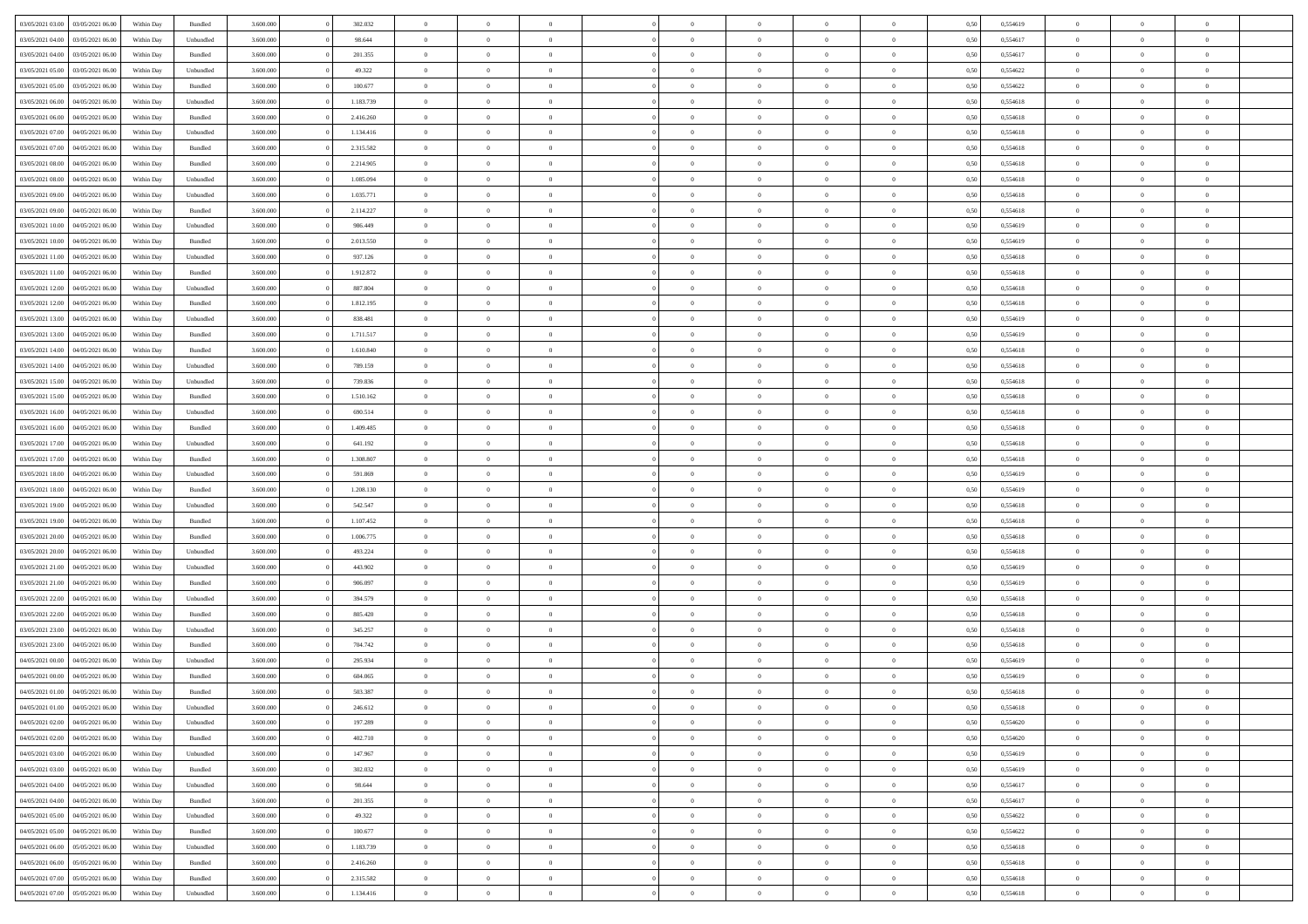| | | | | | | | | | | | | | | | | | | | | | |
|---|---|---|---|---|---|---|---|---|---|---|---|---|---|---|---|---|---|---|---|---|---|
| 03/05/2021 03:00 | 03/05/2021 06:00 | Within Day | Bundled | 3.600.000 | 0 | 302.032 | 0 | 0 | 0 | | 0 | 0 | 0 | 0 | 0 | 0,50 | 0,554619 | 0 | 0 | 0 | |
| 03/05/2021 04:00 | 03/05/2021 06:00 | Within Day | Unbundled | 3.600.000 | 0 | 98.644 | 0 | 0 | 0 | | 0 | 0 | 0 | 0 | 0 | 0,50 | 0,554617 | 0 | 0 | 0 | |
| 03/05/2021 04:00 | 03/05/2021 06:00 | Within Day | Bundled | 3.600.000 | 0 | 201.355 | 0 | 0 | 0 | | 0 | 0 | 0 | 0 | 0 | 0,50 | 0,554617 | 0 | 0 | 0 | |
| 03/05/2021 05:00 | 03/05/2021 06:00 | Within Day | Unbundled | 3.600.000 | 0 | 49.322 | 0 | 0 | 0 | | 0 | 0 | 0 | 0 | 0 | 0,50 | 0,554622 | 0 | 0 | 0 | |
| 03/05/2021 05:00 | 03/05/2021 06:00 | Within Day | Bundled | 3.600.000 | 0 | 100.677 | 0 | 0 | 0 | | 0 | 0 | 0 | 0 | 0 | 0,50 | 0,554622 | 0 | 0 | 0 | |
| 03/05/2021 06:00 | 04/05/2021 06:00 | Within Day | Unbundled | 3.600.000 | 0 | 1.183.739 | 0 | 0 | 0 | | 0 | 0 | 0 | 0 | 0 | 0,50 | 0,554618 | 0 | 0 | 0 | |
| 03/05/2021 06:00 | 04/05/2021 06:00 | Within Day | Bundled | 3.600.000 | 0 | 2.416.260 | 0 | 0 | 0 | | 0 | 0 | 0 | 0 | 0 | 0,50 | 0,554618 | 0 | 0 | 0 | |
| 03/05/2021 07:00 | 04/05/2021 06:00 | Within Day | Unbundled | 3.600.000 | 0 | 1.134.416 | 0 | 0 | 0 | | 0 | 0 | 0 | 0 | 0 | 0,50 | 0,554618 | 0 | 0 | 0 | |
| 03/05/2021 07:00 | 04/05/2021 06:00 | Within Day | Bundled | 3.600.000 | 0 | 2.315.582 | 0 | 0 | 0 | | 0 | 0 | 0 | 0 | 0 | 0,50 | 0,554618 | 0 | 0 | 0 | |
| 03/05/2021 08:00 | 04/05/2021 06:00 | Within Day | Bundled | 3.600.000 | 0 | 2.214.905 | 0 | 0 | 0 | | 0 | 0 | 0 | 0 | 0 | 0,50 | 0,554618 | 0 | 0 | 0 | |
| 03/05/2021 08:00 | 04/05/2021 06:00 | Within Day | Unbundled | 3.600.000 | 0 | 1.085.094 | 0 | 0 | 0 | | 0 | 0 | 0 | 0 | 0 | 0,50 | 0,554618 | 0 | 0 | 0 | |
| 03/05/2021 09:00 | 04/05/2021 06:00 | Within Day | Unbundled | 3.600.000 | 0 | 1.035.771 | 0 | 0 | 0 | | 0 | 0 | 0 | 0 | 0 | 0,50 | 0,554618 | 0 | 0 | 0 | |
| 03/05/2021 09:00 | 04/05/2021 06:00 | Within Day | Bundled | 3.600.000 | 0 | 2.114.227 | 0 | 0 | 0 | | 0 | 0 | 0 | 0 | 0 | 0,50 | 0,554618 | 0 | 0 | 0 | |
| 03/05/2021 10:00 | 04/05/2021 06:00 | Within Day | Unbundled | 3.600.000 | 0 | 986.449 | 0 | 0 | 0 | | 0 | 0 | 0 | 0 | 0 | 0,50 | 0,554619 | 0 | 0 | 0 | |
| 03/05/2021 10:00 | 04/05/2021 06:00 | Within Day | Bundled | 3.600.000 | 0 | 2.013.550 | 0 | 0 | 0 | | 0 | 0 | 0 | 0 | 0 | 0,50 | 0,554619 | 0 | 0 | 0 | |
| 03/05/2021 11:00 | 04/05/2021 06:00 | Within Day | Unbundled | 3.600.000 | 0 | 937.126 | 0 | 0 | 0 | | 0 | 0 | 0 | 0 | 0 | 0,50 | 0,554618 | 0 | 0 | 0 | |
| 03/05/2021 11:00 | 04/05/2021 06:00 | Within Day | Bundled | 3.600.000 | 0 | 1.912.872 | 0 | 0 | 0 | | 0 | 0 | 0 | 0 | 0 | 0,50 | 0,554618 | 0 | 0 | 0 | |
| 03/05/2021 12:00 | 04/05/2021 06:00 | Within Day | Unbundled | 3.600.000 | 0 | 887.804 | 0 | 0 | 0 | | 0 | 0 | 0 | 0 | 0 | 0,50 | 0,554618 | 0 | 0 | 0 | |
| 03/05/2021 12:00 | 04/05/2021 06:00 | Within Day | Bundled | 3.600.000 | 0 | 1.812.195 | 0 | 0 | 0 | | 0 | 0 | 0 | 0 | 0 | 0,50 | 0,554618 | 0 | 0 | 0 | |
| 03/05/2021 13:00 | 04/05/2021 06:00 | Within Day | Unbundled | 3.600.000 | 0 | 838.481 | 0 | 0 | 0 | | 0 | 0 | 0 | 0 | 0 | 0,50 | 0,554619 | 0 | 0 | 0 | |
| 03/05/2021 13:00 | 04/05/2021 06:00 | Within Day | Bundled | 3.600.000 | 0 | 1.711.517 | 0 | 0 | 0 | | 0 | 0 | 0 | 0 | 0 | 0,50 | 0,554619 | 0 | 0 | 0 | |
| 03/05/2021 14:00 | 04/05/2021 06:00 | Within Day | Bundled | 3.600.000 | 0 | 1.610.840 | 0 | 0 | 0 | | 0 | 0 | 0 | 0 | 0 | 0,50 | 0,554618 | 0 | 0 | 0 | |
| 03/05/2021 14:00 | 04/05/2021 06:00 | Within Day | Unbundled | 3.600.000 | 0 | 789.159 | 0 | 0 | 0 | | 0 | 0 | 0 | 0 | 0 | 0,50 | 0,554618 | 0 | 0 | 0 | |
| 03/05/2021 15:00 | 04/05/2021 06:00 | Within Day | Unbundled | 3.600.000 | 0 | 739.836 | 0 | 0 | 0 | | 0 | 0 | 0 | 0 | 0 | 0,50 | 0,554618 | 0 | 0 | 0 | |
| 03/05/2021 15:00 | 04/05/2021 06:00 | Within Day | Bundled | 3.600.000 | 0 | 1.510.162 | 0 | 0 | 0 | | 0 | 0 | 0 | 0 | 0 | 0,50 | 0,554618 | 0 | 0 | 0 | |
| 03/05/2021 16:00 | 04/05/2021 06:00 | Within Day | Unbundled | 3.600.000 | 0 | 690.514 | 0 | 0 | 0 | | 0 | 0 | 0 | 0 | 0 | 0,50 | 0,554618 | 0 | 0 | 0 | |
| 03/05/2021 16:00 | 04/05/2021 06:00 | Within Day | Bundled | 3.600.000 | 0 | 1.409.485 | 0 | 0 | 0 | | 0 | 0 | 0 | 0 | 0 | 0,50 | 0,554618 | 0 | 0 | 0 | |
| 03/05/2021 17:00 | 04/05/2021 06:00 | Within Day | Unbundled | 3.600.000 | 0 | 641.192 | 0 | 0 | 0 | | 0 | 0 | 0 | 0 | 0 | 0,50 | 0,554618 | 0 | 0 | 0 | |
| 03/05/2021 17:00 | 04/05/2021 06:00 | Within Day | Bundled | 3.600.000 | 0 | 1.308.807 | 0 | 0 | 0 | | 0 | 0 | 0 | 0 | 0 | 0,50 | 0,554618 | 0 | 0 | 0 | |
| 03/05/2021 18:00 | 04/05/2021 06:00 | Within Day | Unbundled | 3.600.000 | 0 | 591.869 | 0 | 0 | 0 | | 0 | 0 | 0 | 0 | 0 | 0,50 | 0,554619 | 0 | 0 | 0 | |
| 03/05/2021 18:00 | 04/05/2021 06:00 | Within Day | Bundled | 3.600.000 | 0 | 1.208.130 | 0 | 0 | 0 | | 0 | 0 | 0 | 0 | 0 | 0,50 | 0,554619 | 0 | 0 | 0 | |
| 03/05/2021 19:00 | 04/05/2021 06:00 | Within Day | Unbundled | 3.600.000 | 0 | 542.547 | 0 | 0 | 0 | | 0 | 0 | 0 | 0 | 0 | 0,50 | 0,554618 | 0 | 0 | 0 | |
| 03/05/2021 19:00 | 04/05/2021 06:00 | Within Day | Bundled | 3.600.000 | 0 | 1.107.452 | 0 | 0 | 0 | | 0 | 0 | 0 | 0 | 0 | 0,50 | 0,554618 | 0 | 0 | 0 | |
| 03/05/2021 20:00 | 04/05/2021 06:00 | Within Day | Bundled | 3.600.000 | 0 | 1.006.775 | 0 | 0 | 0 | | 0 | 0 | 0 | 0 | 0 | 0,50 | 0,554618 | 0 | 0 | 0 | |
| 03/05/2021 20:00 | 04/05/2021 06:00 | Within Day | Unbundled | 3.600.000 | 0 | 493.224 | 0 | 0 | 0 | | 0 | 0 | 0 | 0 | 0 | 0,50 | 0,554618 | 0 | 0 | 0 | |
| 03/05/2021 21:00 | 04/05/2021 06:00 | Within Day | Unbundled | 3.600.000 | 0 | 443.902 | 0 | 0 | 0 | | 0 | 0 | 0 | 0 | 0 | 0,50 | 0,554619 | 0 | 0 | 0 | |
| 03/05/2021 21:00 | 04/05/2021 06:00 | Within Day | Bundled | 3.600.000 | 0 | 906.097 | 0 | 0 | 0 | | 0 | 0 | 0 | 0 | 0 | 0,50 | 0,554619 | 0 | 0 | 0 | |
| 03/05/2021 22:00 | 04/05/2021 06:00 | Within Day | Unbundled | 3.600.000 | 0 | 394.579 | 0 | 0 | 0 | | 0 | 0 | 0 | 0 | 0 | 0,50 | 0,554618 | 0 | 0 | 0 | |
| 03/05/2021 22:00 | 04/05/2021 06:00 | Within Day | Bundled | 3.600.000 | 0 | 805.420 | 0 | 0 | 0 | | 0 | 0 | 0 | 0 | 0 | 0,50 | 0,554618 | 0 | 0 | 0 | |
| 03/05/2021 23:00 | 04/05/2021 06:00 | Within Day | Unbundled | 3.600.000 | 0 | 345.257 | 0 | 0 | 0 | | 0 | 0 | 0 | 0 | 0 | 0,50 | 0,554618 | 0 | 0 | 0 | |
| 03/05/2021 23:00 | 04/05/2021 06:00 | Within Day | Bundled | 3.600.000 | 0 | 704.742 | 0 | 0 | 0 | | 0 | 0 | 0 | 0 | 0 | 0,50 | 0,554618 | 0 | 0 | 0 | |
| 04/05/2021 00:00 | 04/05/2021 06:00 | Within Day | Unbundled | 3.600.000 | 0 | 295.934 | 0 | 0 | 0 | | 0 | 0 | 0 | 0 | 0 | 0,50 | 0,554619 | 0 | 0 | 0 | |
| 04/05/2021 00:00 | 04/05/2021 06:00 | Within Day | Bundled | 3.600.000 | 0 | 604.065 | 0 | 0 | 0 | | 0 | 0 | 0 | 0 | 0 | 0,50 | 0,554619 | 0 | 0 | 0 | |
| 04/05/2021 01:00 | 04/05/2021 06:00 | Within Day | Bundled | 3.600.000 | 0 | 503.387 | 0 | 0 | 0 | | 0 | 0 | 0 | 0 | 0 | 0,50 | 0,554618 | 0 | 0 | 0 | |
| 04/05/2021 01:00 | 04/05/2021 06:00 | Within Day | Unbundled | 3.600.000 | 0 | 246.612 | 0 | 0 | 0 | | 0 | 0 | 0 | 0 | 0 | 0,50 | 0,554618 | 0 | 0 | 0 | |
| 04/05/2021 02:00 | 04/05/2021 06:00 | Within Day | Unbundled | 3.600.000 | 0 | 197.289 | 0 | 0 | 0 | | 0 | 0 | 0 | 0 | 0 | 0,50 | 0,554620 | 0 | 0 | 0 | |
| 04/05/2021 02:00 | 04/05/2021 06:00 | Within Day | Bundled | 3.600.000 | 0 | 402.710 | 0 | 0 | 0 | | 0 | 0 | 0 | 0 | 0 | 0,50 | 0,554620 | 0 | 0 | 0 | |
| 04/05/2021 03:00 | 04/05/2021 06:00 | Within Day | Unbundled | 3.600.000 | 0 | 147.967 | 0 | 0 | 0 | | 0 | 0 | 0 | 0 | 0 | 0,50 | 0,554619 | 0 | 0 | 0 | |
| 04/05/2021 03:00 | 04/05/2021 06:00 | Within Day | Bundled | 3.600.000 | 0 | 302.032 | 0 | 0 | 0 | | 0 | 0 | 0 | 0 | 0 | 0,50 | 0,554619 | 0 | 0 | 0 | |
| 04/05/2021 04:00 | 04/05/2021 06:00 | Within Day | Unbundled | 3.600.000 | 0 | 98.644 | 0 | 0 | 0 | | 0 | 0 | 0 | 0 | 0 | 0,50 | 0,554617 | 0 | 0 | 0 | |
| 04/05/2021 04:00 | 04/05/2021 06:00 | Within Day | Bundled | 3.600.000 | 0 | 201.355 | 0 | 0 | 0 | | 0 | 0 | 0 | 0 | 0 | 0,50 | 0,554617 | 0 | 0 | 0 | |
| 04/05/2021 05:00 | 04/05/2021 06:00 | Within Day | Unbundled | 3.600.000 | 0 | 49.322 | 0 | 0 | 0 | | 0 | 0 | 0 | 0 | 0 | 0,50 | 0,554622 | 0 | 0 | 0 | |
| 04/05/2021 05:00 | 04/05/2021 06:00 | Within Day | Bundled | 3.600.000 | 0 | 100.677 | 0 | 0 | 0 | | 0 | 0 | 0 | 0 | 0 | 0,50 | 0,554622 | 0 | 0 | 0 | |
| 04/05/2021 06:00 | 05/05/2021 06:00 | Within Day | Unbundled | 3.600.000 | 0 | 1.183.739 | 0 | 0 | 0 | | 0 | 0 | 0 | 0 | 0 | 0,50 | 0,554618 | 0 | 0 | 0 | |
| 04/05/2021 06:00 | 05/05/2021 06:00 | Within Day | Bundled | 3.600.000 | 0 | 2.416.260 | 0 | 0 | 0 | | 0 | 0 | 0 | 0 | 0 | 0,50 | 0,554618 | 0 | 0 | 0 | |
| 04/05/2021 07:00 | 05/05/2021 06:00 | Within Day | Bundled | 3.600.000 | 0 | 2.315.582 | 0 | 0 | 0 | | 0 | 0 | 0 | 0 | 0 | 0,50 | 0,554618 | 0 | 0 | 0 | |
| 04/05/2021 07:00 | 05/05/2021 06:00 | Within Day | Unbundled | 3.600.000 | 0 | 1.134.416 | 0 | 0 | 0 | | 0 | 0 | 0 | 0 | 0 | 0,50 | 0,554618 | 0 | 0 | 0 | |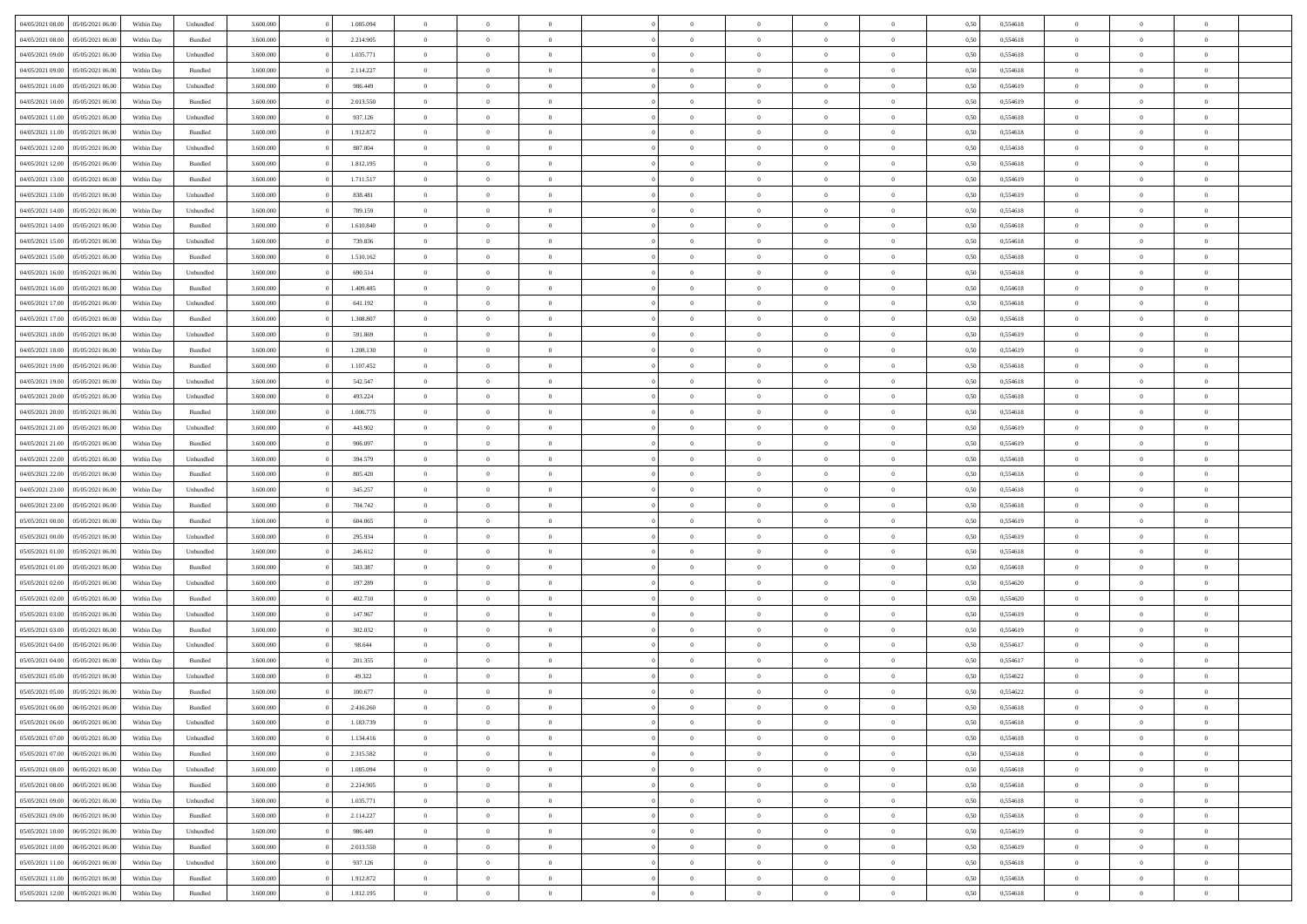| | | | | | | | | | | | | | | | | | | | | | |
|---|---|---|---|---|---|---|---|---|---|---|---|---|---|---|---|---|---|---|---|---|---|
| 04/05/2021 08:00 | 05/05/2021 06:00 | Within Day | Unbundled | 3.600.000 | 0 | 1.085.094 | 0 | 0 | 0 | | 0 | 0 | 0 | 0 | 0,50 | 0,554618 | 0 | 0 | 0 | |
| 04/05/2021 08:00 | 05/05/2021 06:00 | Within Day | Bundled | 3.600.000 | 0 | 2.214.905 | 0 | 0 | 0 | | 0 | 0 | 0 | 0 | 0,50 | 0,554618 | 0 | 0 | 0 | |
| 04/05/2021 09:00 | 05/05/2021 06:00 | Within Day | Unbundled | 3.600.000 | 0 | 1.035.771 | 0 | 0 | 0 | | 0 | 0 | 0 | 0 | 0,50 | 0,554618 | 0 | 0 | 0 | |
| 04/05/2021 09:00 | 05/05/2021 06:00 | Within Day | Bundled | 3.600.000 | 0 | 2.114.227 | 0 | 0 | 0 | | 0 | 0 | 0 | 0 | 0,50 | 0,554618 | 0 | 0 | 0 | |
| 04/05/2021 10:00 | 05/05/2021 06:00 | Within Day | Unbundled | 3.600.000 | 0 | 986.449 | 0 | 0 | 0 | | 0 | 0 | 0 | 0 | 0,50 | 0,554619 | 0 | 0 | 0 | |
| 04/05/2021 10:00 | 05/05/2021 06:00 | Within Day | Bundled | 3.600.000 | 0 | 2.013.550 | 0 | 0 | 0 | | 0 | 0 | 0 | 0 | 0,50 | 0,554619 | 0 | 0 | 0 | |
| 04/05/2021 11:00 | 05/05/2021 06:00 | Within Day | Unbundled | 3.600.000 | 0 | 937.126 | 0 | 0 | 0 | | 0 | 0 | 0 | 0 | 0,50 | 0,554618 | 0 | 0 | 0 | |
| 04/05/2021 11:00 | 05/05/2021 06:00 | Within Day | Bundled | 3.600.000 | 0 | 1.912.872 | 0 | 0 | 0 | | 0 | 0 | 0 | 0 | 0,50 | 0,554618 | 0 | 0 | 0 | |
| 04/05/2021 12:00 | 05/05/2021 06:00 | Within Day | Unbundled | 3.600.000 | 0 | 887.804 | 0 | 0 | 0 | | 0 | 0 | 0 | 0 | 0,50 | 0,554618 | 0 | 0 | 0 | |
| 04/05/2021 12:00 | 05/05/2021 06:00 | Within Day | Bundled | 3.600.000 | 0 | 1.812.195 | 0 | 0 | 0 | | 0 | 0 | 0 | 0 | 0,50 | 0,554618 | 0 | 0 | 0 | |
| 04/05/2021 13:00 | 05/05/2021 06:00 | Within Day | Bundled | 3.600.000 | 0 | 1.711.517 | 0 | 0 | 0 | | 0 | 0 | 0 | 0 | 0,50 | 0,554619 | 0 | 0 | 0 | |
| 04/05/2021 13:00 | 05/05/2021 06:00 | Within Day | Unbundled | 3.600.000 | 0 | 838.481 | 0 | 0 | 0 | | 0 | 0 | 0 | 0 | 0,50 | 0,554619 | 0 | 0 | 0 | |
| 04/05/2021 14:00 | 05/05/2021 06:00 | Within Day | Unbundled | 3.600.000 | 0 | 789.159 | 0 | 0 | 0 | | 0 | 0 | 0 | 0 | 0,50 | 0,554618 | 0 | 0 | 0 | |
| 04/05/2021 14:00 | 05/05/2021 06:00 | Within Day | Bundled | 3.600.000 | 0 | 1.610.840 | 0 | 0 | 0 | | 0 | 0 | 0 | 0 | 0,50 | 0,554618 | 0 | 0 | 0 | |
| 04/05/2021 15:00 | 05/05/2021 06:00 | Within Day | Unbundled | 3.600.000 | 0 | 739.836 | 0 | 0 | 0 | | 0 | 0 | 0 | 0 | 0,50 | 0,554618 | 0 | 0 | 0 | |
| 04/05/2021 15:00 | 05/05/2021 06:00 | Within Day | Bundled | 3.600.000 | 0 | 1.510.162 | 0 | 0 | 0 | | 0 | 0 | 0 | 0 | 0,50 | 0,554618 | 0 | 0 | 0 | |
| 04/05/2021 16:00 | 05/05/2021 06:00 | Within Day | Unbundled | 3.600.000 | 0 | 690.514 | 0 | 0 | 0 | | 0 | 0 | 0 | 0 | 0,50 | 0,554618 | 0 | 0 | 0 | |
| 04/05/2021 16:00 | 05/05/2021 06:00 | Within Day | Bundled | 3.600.000 | 0 | 1.409.485 | 0 | 0 | 0 | | 0 | 0 | 0 | 0 | 0,50 | 0,554618 | 0 | 0 | 0 | |
| 04/05/2021 17:00 | 05/05/2021 06:00 | Within Day | Unbundled | 3.600.000 | 0 | 641.192 | 0 | 0 | 0 | | 0 | 0 | 0 | 0 | 0,50 | 0,554618 | 0 | 0 | 0 | |
| 04/05/2021 17:00 | 05/05/2021 06:00 | Within Day | Bundled | 3.600.000 | 0 | 1.308.807 | 0 | 0 | 0 | | 0 | 0 | 0 | 0 | 0,50 | 0,554618 | 0 | 0 | 0 | |
| 04/05/2021 18:00 | 05/05/2021 06:00 | Within Day | Unbundled | 3.600.000 | 0 | 591.869 | 0 | 0 | 0 | | 0 | 0 | 0 | 0 | 0,50 | 0,554619 | 0 | 0 | 0 | |
| 04/05/2021 18:00 | 05/05/2021 06:00 | Within Day | Bundled | 3.600.000 | 0 | 1.208.130 | 0 | 0 | 0 | | 0 | 0 | 0 | 0 | 0,50 | 0,554619 | 0 | 0 | 0 | |
| 04/05/2021 19:00 | 05/05/2021 06:00 | Within Day | Bundled | 3.600.000 | 0 | 1.107.452 | 0 | 0 | 0 | | 0 | 0 | 0 | 0 | 0,50 | 0,554618 | 0 | 0 | 0 | |
| 04/05/2021 19:00 | 05/05/2021 06:00 | Within Day | Unbundled | 3.600.000 | 0 | 542.547 | 0 | 0 | 0 | | 0 | 0 | 0 | 0 | 0,50 | 0,554618 | 0 | 0 | 0 | |
| 04/05/2021 20:00 | 05/05/2021 06:00 | Within Day | Unbundled | 3.600.000 | 0 | 493.224 | 0 | 0 | 0 | | 0 | 0 | 0 | 0 | 0,50 | 0,554618 | 0 | 0 | 0 | |
| 04/05/2021 20:00 | 05/05/2021 06:00 | Within Day | Bundled | 3.600.000 | 0 | 1.006.775 | 0 | 0 | 0 | | 0 | 0 | 0 | 0 | 0,50 | 0,554618 | 0 | 0 | 0 | |
| 04/05/2021 21:00 | 05/05/2021 06:00 | Within Day | Unbundled | 3.600.000 | 0 | 443.902 | 0 | 0 | 0 | | 0 | 0 | 0 | 0 | 0,50 | 0,554619 | 0 | 0 | 0 | |
| 04/05/2021 21:00 | 05/05/2021 06:00 | Within Day | Bundled | 3.600.000 | 0 | 906.097 | 0 | 0 | 0 | | 0 | 0 | 0 | 0 | 0,50 | 0,554619 | 0 | 0 | 0 | |
| 04/05/2021 22:00 | 05/05/2021 06:00 | Within Day | Unbundled | 3.600.000 | 0 | 394.579 | 0 | 0 | 0 | | 0 | 0 | 0 | 0 | 0,50 | 0,554618 | 0 | 0 | 0 | |
| 04/05/2021 22:00 | 05/05/2021 06:00 | Within Day | Bundled | 3.600.000 | 0 | 805.420 | 0 | 0 | 0 | | 0 | 0 | 0 | 0 | 0,50 | 0,554618 | 0 | 0 | 0 | |
| 04/05/2021 23:00 | 05/05/2021 06:00 | Within Day | Unbundled | 3.600.000 | 0 | 345.257 | 0 | 0 | 0 | | 0 | 0 | 0 | 0 | 0,50 | 0,554618 | 0 | 0 | 0 | |
| 04/05/2021 23:00 | 05/05/2021 06:00 | Within Day | Bundled | 3.600.000 | 0 | 704.742 | 0 | 0 | 0 | | 0 | 0 | 0 | 0 | 0,50 | 0,554618 | 0 | 0 | 0 | |
| 05/05/2021 00:00 | 05/05/2021 06:00 | Within Day | Bundled | 3.600.000 | 0 | 604.065 | 0 | 0 | 0 | | 0 | 0 | 0 | 0 | 0,50 | 0,554619 | 0 | 0 | 0 | |
| 05/05/2021 00:00 | 05/05/2021 06:00 | Within Day | Unbundled | 3.600.000 | 0 | 295.934 | 0 | 0 | 0 | | 0 | 0 | 0 | 0 | 0,50 | 0,554619 | 0 | 0 | 0 | |
| 05/05/2021 01:00 | 05/05/2021 06:00 | Within Day | Unbundled | 3.600.000 | 0 | 246.612 | 0 | 0 | 0 | | 0 | 0 | 0 | 0 | 0,50 | 0,554618 | 0 | 0 | 0 | |
| 05/05/2021 01:00 | 05/05/2021 06:00 | Within Day | Bundled | 3.600.000 | 0 | 503.387 | 0 | 0 | 0 | | 0 | 0 | 0 | 0 | 0,50 | 0,554618 | 0 | 0 | 0 | |
| 05/05/2021 02:00 | 05/05/2021 06:00 | Within Day | Unbundled | 3.600.000 | 0 | 197.289 | 0 | 0 | 0 | | 0 | 0 | 0 | 0 | 0,50 | 0,554620 | 0 | 0 | 0 | |
| 05/05/2021 02:00 | 05/05/2021 06:00 | Within Day | Bundled | 3.600.000 | 0 | 402.710 | 0 | 0 | 0 | | 0 | 0 | 0 | 0 | 0,50 | 0,554620 | 0 | 0 | 0 | |
| 05/05/2021 03:00 | 05/05/2021 06:00 | Within Day | Unbundled | 3.600.000 | 0 | 147.967 | 0 | 0 | 0 | | 0 | 0 | 0 | 0 | 0,50 | 0,554619 | 0 | 0 | 0 | |
| 05/05/2021 03:00 | 05/05/2021 06:00 | Within Day | Bundled | 3.600.000 | 0 | 302.032 | 0 | 0 | 0 | | 0 | 0 | 0 | 0 | 0,50 | 0,554619 | 0 | 0 | 0 | |
| 05/05/2021 04:00 | 05/05/2021 06:00 | Within Day | Unbundled | 3.600.000 | 0 | 98.644 | 0 | 0 | 0 | | 0 | 0 | 0 | 0 | 0,50 | 0,554617 | 0 | 0 | 0 | |
| 05/05/2021 04:00 | 05/05/2021 06:00 | Within Day | Bundled | 3.600.000 | 0 | 201.355 | 0 | 0 | 0 | | 0 | 0 | 0 | 0 | 0,50 | 0,554617 | 0 | 0 | 0 | |
| 05/05/2021 05:00 | 05/05/2021 06:00 | Within Day | Unbundled | 3.600.000 | 0 | 49.322 | 0 | 0 | 0 | | 0 | 0 | 0 | 0 | 0,50 | 0,554622 | 0 | 0 | 0 | |
| 05/05/2021 05:00 | 05/05/2021 06:00 | Within Day | Bundled | 3.600.000 | 0 | 100.677 | 0 | 0 | 0 | | 0 | 0 | 0 | 0 | 0,50 | 0,554622 | 0 | 0 | 0 | |
| 05/05/2021 06:00 | 06/05/2021 06:00 | Within Day | Bundled | 3.600.000 | 0 | 2.416.260 | 0 | 0 | 0 | | 0 | 0 | 0 | 0 | 0,50 | 0,554618 | 0 | 0 | 0 | |
| 05/05/2021 06:00 | 06/05/2021 06:00 | Within Day | Unbundled | 3.600.000 | 0 | 1.183.739 | 0 | 0 | 0 | | 0 | 0 | 0 | 0 | 0,50 | 0,554618 | 0 | 0 | 0 | |
| 05/05/2021 07:00 | 06/05/2021 06:00 | Within Day | Unbundled | 3.600.000 | 0 | 1.134.416 | 0 | 0 | 0 | | 0 | 0 | 0 | 0 | 0,50 | 0,554618 | 0 | 0 | 0 | |
| 05/05/2021 07:00 | 06/05/2021 06:00 | Within Day | Bundled | 3.600.000 | 0 | 2.315.582 | 0 | 0 | 0 | | 0 | 0 | 0 | 0 | 0,50 | 0,554618 | 0 | 0 | 0 | |
| 05/05/2021 08:00 | 06/05/2021 06:00 | Within Day | Unbundled | 3.600.000 | 0 | 1.085.094 | 0 | 0 | 0 | | 0 | 0 | 0 | 0 | 0,50 | 0,554618 | 0 | 0 | 0 | |
| 05/05/2021 08:00 | 06/05/2021 06:00 | Within Day | Bundled | 3.600.000 | 0 | 2.214.905 | 0 | 0 | 0 | | 0 | 0 | 0 | 0 | 0,50 | 0,554618 | 0 | 0 | 0 | |
| 05/05/2021 09:00 | 06/05/2021 06:00 | Within Day | Unbundled | 3.600.000 | 0 | 1.035.771 | 0 | 0 | 0 | | 0 | 0 | 0 | 0 | 0,50 | 0,554618 | 0 | 0 | 0 | |
| 05/05/2021 09:00 | 06/05/2021 06:00 | Within Day | Bundled | 3.600.000 | 0 | 2.114.227 | 0 | 0 | 0 | | 0 | 0 | 0 | 0 | 0,50 | 0,554618 | 0 | 0 | 0 | |
| 05/05/2021 10:00 | 06/05/2021 06:00 | Within Day | Unbundled | 3.600.000 | 0 | 986.449 | 0 | 0 | 0 | | 0 | 0 | 0 | 0 | 0,50 | 0,554619 | 0 | 0 | 0 | |
| 05/05/2021 10:00 | 06/05/2021 06:00 | Within Day | Bundled | 3.600.000 | 0 | 2.013.550 | 0 | 0 | 0 | | 0 | 0 | 0 | 0 | 0,50 | 0,554619 | 0 | 0 | 0 | |
| 05/05/2021 11:00 | 06/05/2021 06:00 | Within Day | Unbundled | 3.600.000 | 0 | 937.126 | 0 | 0 | 0 | | 0 | 0 | 0 | 0 | 0,50 | 0,554618 | 0 | 0 | 0 | |
| 05/05/2021 11:00 | 06/05/2021 06:00 | Within Day | Bundled | 3.600.000 | 0 | 1.912.872 | 0 | 0 | 0 | | 0 | 0 | 0 | 0 | 0,50 | 0,554618 | 0 | 0 | 0 | |
| 05/05/2021 12:00 | 06/05/2021 06:00 | Within Day | Bundled | 3.600.000 | 0 | 1.812.195 | 0 | 0 | 0 | | 0 | 0 | 0 | 0 | 0,50 | 0,554618 | 0 | 0 | 0 | |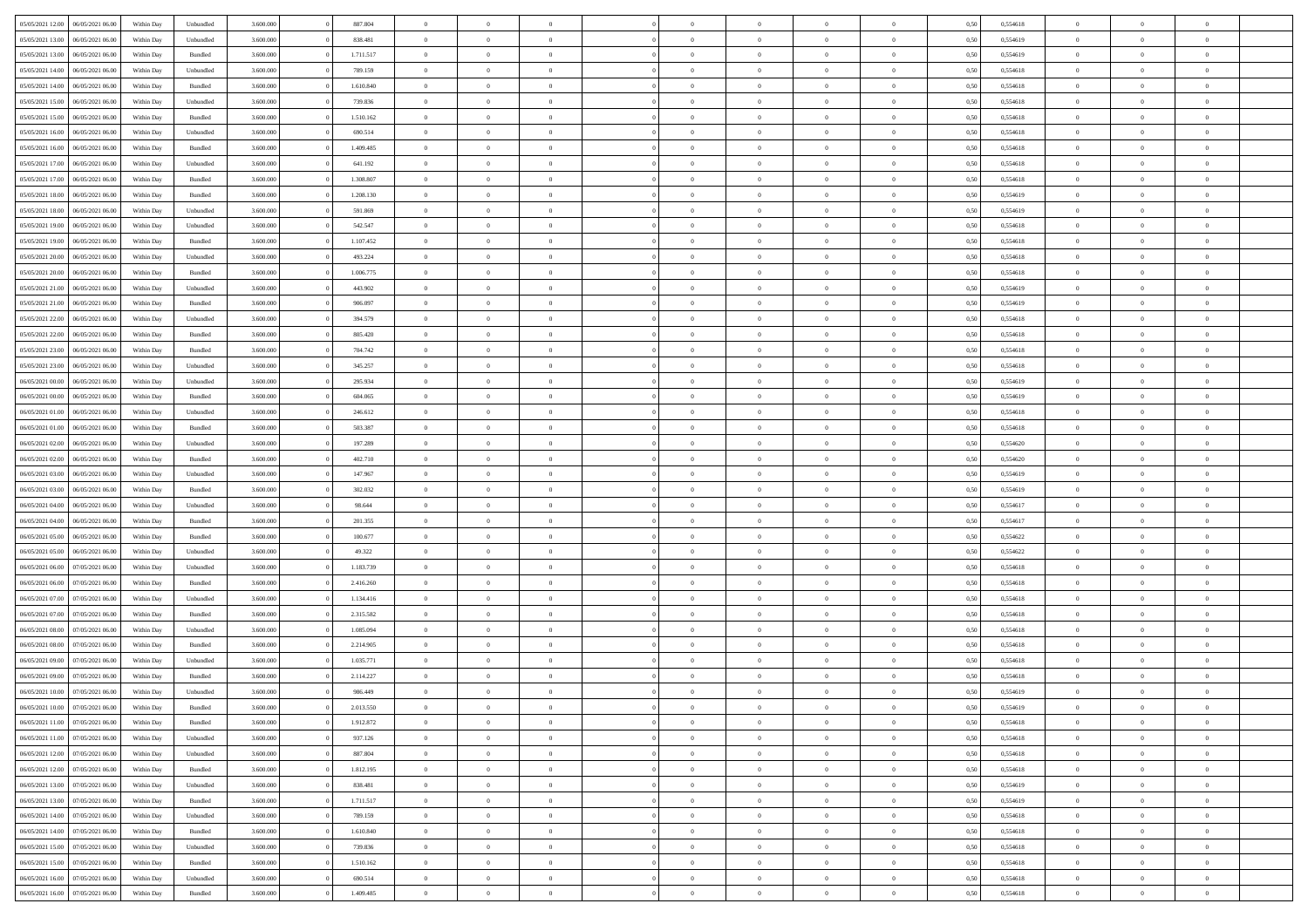| | | | | | | | | | | | | | | | | | | | | |
|---|---|---|---|---|---|---|---|---|---|---|---|---|---|---|---|---|---|---|---|---|
| 05/05/2021 12:00 | 06/05/2021 06:00 | Within Day | Unbundled | 3.600.000 | 0 | 887.804 | 0 | 0 | 0 | | 0 | 0 | 0 | 0 | 0,50 | 0,554618 | 0 | 0 | 0 | |
| 05/05/2021 13:00 | 06/05/2021 06:00 | Within Day | Unbundled | 3.600.000 | 0 | 838.481 | 0 | 0 | 0 | | 0 | 0 | 0 | 0 | 0,50 | 0,554619 | 0 | 0 | 0 | |
| 05/05/2021 13:00 | 06/05/2021 06:00 | Within Day | Bundled | 3.600.000 | 0 | 1.711.517 | 0 | 0 | 0 | | 0 | 0 | 0 | 0 | 0,50 | 0,554619 | 0 | 0 | 0 | |
| 05/05/2021 14:00 | 06/05/2021 06:00 | Within Day | Unbundled | 3.600.000 | 0 | 789.159 | 0 | 0 | 0 | | 0 | 0 | 0 | 0 | 0,50 | 0,554618 | 0 | 0 | 0 | |
| 05/05/2021 14:00 | 06/05/2021 06:00 | Within Day | Bundled | 3.600.000 | 0 | 1.610.840 | 0 | 0 | 0 | | 0 | 0 | 0 | 0 | 0,50 | 0,554618 | 0 | 0 | 0 | |
| 05/05/2021 15:00 | 06/05/2021 06:00 | Within Day | Unbundled | 3.600.000 | 0 | 739.836 | 0 | 0 | 0 | | 0 | 0 | 0 | 0 | 0,50 | 0,554618 | 0 | 0 | 0 | |
| 05/05/2021 15:00 | 06/05/2021 06:00 | Within Day | Bundled | 3.600.000 | 0 | 1.510.162 | 0 | 0 | 0 | | 0 | 0 | 0 | 0 | 0,50 | 0,554618 | 0 | 0 | 0 | |
| 05/05/2021 16:00 | 06/05/2021 06:00 | Within Day | Unbundled | 3.600.000 | 0 | 690.514 | 0 | 0 | 0 | | 0 | 0 | 0 | 0 | 0,50 | 0,554618 | 0 | 0 | 0 | |
| 05/05/2021 16:00 | 06/05/2021 06:00 | Within Day | Bundled | 3.600.000 | 0 | 1.409.485 | 0 | 0 | 0 | | 0 | 0 | 0 | 0 | 0,50 | 0,554618 | 0 | 0 | 0 | |
| 05/05/2021 17:00 | 06/05/2021 06:00 | Within Day | Unbundled | 3.600.000 | 0 | 641.192 | 0 | 0 | 0 | | 0 | 0 | 0 | 0 | 0,50 | 0,554618 | 0 | 0 | 0 | |
| 05/05/2021 17:00 | 06/05/2021 06:00 | Within Day | Bundled | 3.600.000 | 0 | 1.308.807 | 0 | 0 | 0 | | 0 | 0 | 0 | 0 | 0,50 | 0,554618 | 0 | 0 | 0 | |
| 05/05/2021 18:00 | 06/05/2021 06:00 | Within Day | Bundled | 3.600.000 | 0 | 1.208.130 | 0 | 0 | 0 | | 0 | 0 | 0 | 0 | 0,50 | 0,554619 | 0 | 0 | 0 | |
| 05/05/2021 18:00 | 06/05/2021 06:00 | Within Day | Unbundled | 3.600.000 | 0 | 591.869 | 0 | 0 | 0 | | 0 | 0 | 0 | 0 | 0,50 | 0,554619 | 0 | 0 | 0 | |
| 05/05/2021 19:00 | 06/05/2021 06:00 | Within Day | Unbundled | 3.600.000 | 0 | 542.547 | 0 | 0 | 0 | | 0 | 0 | 0 | 0 | 0,50 | 0,554618 | 0 | 0 | 0 | |
| 05/05/2021 19:00 | 06/05/2021 06:00 | Within Day | Bundled | 3.600.000 | 0 | 1.107.452 | 0 | 0 | 0 | | 0 | 0 | 0 | 0 | 0,50 | 0,554618 | 0 | 0 | 0 | |
| 05/05/2021 20:00 | 06/05/2021 06:00 | Within Day | Unbundled | 3.600.000 | 0 | 493.224 | 0 | 0 | 0 | | 0 | 0 | 0 | 0 | 0,50 | 0,554618 | 0 | 0 | 0 | |
| 05/05/2021 20:00 | 06/05/2021 06:00 | Within Day | Bundled | 3.600.000 | 0 | 1.006.775 | 0 | 0 | 0 | | 0 | 0 | 0 | 0 | 0,50 | 0,554618 | 0 | 0 | 0 | |
| 05/05/2021 21:00 | 06/05/2021 06:00 | Within Day | Unbundled | 3.600.000 | 0 | 443.902 | 0 | 0 | 0 | | 0 | 0 | 0 | 0 | 0,50 | 0,554619 | 0 | 0 | 0 | |
| 05/05/2021 21:00 | 06/05/2021 06:00 | Within Day | Bundled | 3.600.000 | 0 | 906.097 | 0 | 0 | 0 | | 0 | 0 | 0 | 0 | 0,50 | 0,554619 | 0 | 0 | 0 | |
| 05/05/2021 22:00 | 06/05/2021 06:00 | Within Day | Unbundled | 3.600.000 | 0 | 394.579 | 0 | 0 | 0 | | 0 | 0 | 0 | 0 | 0,50 | 0,554618 | 0 | 0 | 0 | |
| 05/05/2021 22:00 | 06/05/2021 06:00 | Within Day | Bundled | 3.600.000 | 0 | 805.420 | 0 | 0 | 0 | | 0 | 0 | 0 | 0 | 0,50 | 0,554618 | 0 | 0 | 0 | |
| 05/05/2021 23:00 | 06/05/2021 06:00 | Within Day | Bundled | 3.600.000 | 0 | 704.742 | 0 | 0 | 0 | | 0 | 0 | 0 | 0 | 0,50 | 0,554618 | 0 | 0 | 0 | |
| 05/05/2021 23:00 | 06/05/2021 06:00 | Within Day | Unbundled | 3.600.000 | 0 | 345.257 | 0 | 0 | 0 | | 0 | 0 | 0 | 0 | 0,50 | 0,554618 | 0 | 0 | 0 | |
| 06/05/2021 00:00 | 06/05/2021 06:00 | Within Day | Unbundled | 3.600.000 | 0 | 295.934 | 0 | 0 | 0 | | 0 | 0 | 0 | 0 | 0,50 | 0,554619 | 0 | 0 | 0 | |
| 06/05/2021 00:00 | 06/05/2021 06:00 | Within Day | Bundled | 3.600.000 | 0 | 604.065 | 0 | 0 | 0 | | 0 | 0 | 0 | 0 | 0,50 | 0,554619 | 0 | 0 | 0 | |
| 06/05/2021 01:00 | 06/05/2021 06:00 | Within Day | Unbundled | 3.600.000 | 0 | 246.612 | 0 | 0 | 0 | | 0 | 0 | 0 | 0 | 0,50 | 0,554618 | 0 | 0 | 0 | |
| 06/05/2021 01:00 | 06/05/2021 06:00 | Within Day | Bundled | 3.600.000 | 0 | 503.387 | 0 | 0 | 0 | | 0 | 0 | 0 | 0 | 0,50 | 0,554618 | 0 | 0 | 0 | |
| 06/05/2021 02:00 | 06/05/2021 06:00 | Within Day | Unbundled | 3.600.000 | 0 | 197.289 | 0 | 0 | 0 | | 0 | 0 | 0 | 0 | 0,50 | 0,554620 | 0 | 0 | 0 | |
| 06/05/2021 02:00 | 06/05/2021 06:00 | Within Day | Bundled | 3.600.000 | 0 | 402.710 | 0 | 0 | 0 | | 0 | 0 | 0 | 0 | 0,50 | 0,554620 | 0 | 0 | 0 | |
| 06/05/2021 03:00 | 06/05/2021 06:00 | Within Day | Unbundled | 3.600.000 | 0 | 147.967 | 0 | 0 | 0 | | 0 | 0 | 0 | 0 | 0,50 | 0,554619 | 0 | 0 | 0 | |
| 06/05/2021 03:00 | 06/05/2021 06:00 | Within Day | Bundled | 3.600.000 | 0 | 302.032 | 0 | 0 | 0 | | 0 | 0 | 0 | 0 | 0,50 | 0,554619 | 0 | 0 | 0 | |
| 06/05/2021 04:00 | 06/05/2021 06:00 | Within Day | Unbundled | 3.600.000 | 0 | 98.644 | 0 | 0 | 0 | | 0 | 0 | 0 | 0 | 0,50 | 0,554617 | 0 | 0 | 0 | |
| 06/05/2021 04:00 | 06/05/2021 06:00 | Within Day | Bundled | 3.600.000 | 0 | 201.355 | 0 | 0 | 0 | | 0 | 0 | 0 | 0 | 0,50 | 0,554617 | 0 | 0 | 0 | |
| 06/05/2021 05:00 | 06/05/2021 06:00 | Within Day | Bundled | 3.600.000 | 0 | 100.677 | 0 | 0 | 0 | | 0 | 0 | 0 | 0 | 0,50 | 0,554622 | 0 | 0 | 0 | |
| 06/05/2021 05:00 | 06/05/2021 06:00 | Within Day | Unbundled | 3.600.000 | 0 | 49.322 | 0 | 0 | 0 | | 0 | 0 | 0 | 0 | 0,50 | 0,554622 | 0 | 0 | 0 | |
| 06/05/2021 06:00 | 07/05/2021 06:00 | Within Day | Unbundled | 3.600.000 | 0 | 1.183.739 | 0 | 0 | 0 | | 0 | 0 | 0 | 0 | 0,50 | 0,554618 | 0 | 0 | 0 | |
| 06/05/2021 06:00 | 07/05/2021 06:00 | Within Day | Bundled | 3.600.000 | 0 | 2.416.260 | 0 | 0 | 0 | | 0 | 0 | 0 | 0 | 0,50 | 0,554618 | 0 | 0 | 0 | |
| 06/05/2021 07:00 | 07/05/2021 06:00 | Within Day | Unbundled | 3.600.000 | 0 | 1.134.416 | 0 | 0 | 0 | | 0 | 0 | 0 | 0 | 0,50 | 0,554618 | 0 | 0 | 0 | |
| 06/05/2021 07:00 | 07/05/2021 06:00 | Within Day | Bundled | 3.600.000 | 0 | 2.315.582 | 0 | 0 | 0 | | 0 | 0 | 0 | 0 | 0,50 | 0,554618 | 0 | 0 | 0 | |
| 06/05/2021 08:00 | 07/05/2021 06:00 | Within Day | Unbundled | 3.600.000 | 0 | 1.085.094 | 0 | 0 | 0 | | 0 | 0 | 0 | 0 | 0,50 | 0,554618 | 0 | 0 | 0 | |
| 06/05/2021 08:00 | 07/05/2021 06:00 | Within Day | Bundled | 3.600.000 | 0 | 2.214.905 | 0 | 0 | 0 | | 0 | 0 | 0 | 0 | 0,50 | 0,554618 | 0 | 0 | 0 | |
| 06/05/2021 09:00 | 07/05/2021 06:00 | Within Day | Unbundled | 3.600.000 | 0 | 1.035.771 | 0 | 0 | 0 | | 0 | 0 | 0 | 0 | 0,50 | 0,554618 | 0 | 0 | 0 | |
| 06/05/2021 09:00 | 07/05/2021 06:00 | Within Day | Bundled | 3.600.000 | 0 | 2.114.227 | 0 | 0 | 0 | | 0 | 0 | 0 | 0 | 0,50 | 0,554618 | 0 | 0 | 0 | |
| 06/05/2021 10:00 | 07/05/2021 06:00 | Within Day | Unbundled | 3.600.000 | 0 | 986.449 | 0 | 0 | 0 | | 0 | 0 | 0 | 0 | 0,50 | 0,554619 | 0 | 0 | 0 | |
| 06/05/2021 10:00 | 07/05/2021 06:00 | Within Day | Bundled | 3.600.000 | 0 | 2.013.550 | 0 | 0 | 0 | | 0 | 0 | 0 | 0 | 0,50 | 0,554619 | 0 | 0 | 0 | |
| 06/05/2021 11:00 | 07/05/2021 06:00 | Within Day | Bundled | 3.600.000 | 0 | 1.912.872 | 0 | 0 | 0 | | 0 | 0 | 0 | 0 | 0,50 | 0,554618 | 0 | 0 | 0 | |
| 06/05/2021 11:00 | 07/05/2021 06:00 | Within Day | Unbundled | 3.600.000 | 0 | 937.126 | 0 | 0 | 0 | | 0 | 0 | 0 | 0 | 0,50 | 0,554618 | 0 | 0 | 0 | |
| 06/05/2021 12:00 | 07/05/2021 06:00 | Within Day | Unbundled | 3.600.000 | 0 | 887.804 | 0 | 0 | 0 | | 0 | 0 | 0 | 0 | 0,50 | 0,554618 | 0 | 0 | 0 | |
| 06/05/2021 12:00 | 07/05/2021 06:00 | Within Day | Bundled | 3.600.000 | 0 | 1.812.195 | 0 | 0 | 0 | | 0 | 0 | 0 | 0 | 0,50 | 0,554618 | 0 | 0 | 0 | |
| 06/05/2021 13:00 | 07/05/2021 06:00 | Within Day | Unbundled | 3.600.000 | 0 | 838.481 | 0 | 0 | 0 | | 0 | 0 | 0 | 0 | 0,50 | 0,554619 | 0 | 0 | 0 | |
| 06/05/2021 13:00 | 07/05/2021 06:00 | Within Day | Bundled | 3.600.000 | 0 | 1.711.517 | 0 | 0 | 0 | | 0 | 0 | 0 | 0 | 0,50 | 0,554619 | 0 | 0 | 0 | |
| 06/05/2021 14:00 | 07/05/2021 06:00 | Within Day | Unbundled | 3.600.000 | 0 | 789.159 | 0 | 0 | 0 | | 0 | 0 | 0 | 0 | 0,50 | 0,554618 | 0 | 0 | 0 | |
| 06/05/2021 14:00 | 07/05/2021 06:00 | Within Day | Bundled | 3.600.000 | 0 | 1.610.840 | 0 | 0 | 0 | | 0 | 0 | 0 | 0 | 0,50 | 0,554618 | 0 | 0 | 0 | |
| 06/05/2021 15:00 | 07/05/2021 06:00 | Within Day | Unbundled | 3.600.000 | 0 | 739.836 | 0 | 0 | 0 | | 0 | 0 | 0 | 0 | 0,50 | 0,554618 | 0 | 0 | 0 | |
| 06/05/2021 15:00 | 07/05/2021 06:00 | Within Day | Bundled | 3.600.000 | 0 | 1.510.162 | 0 | 0 | 0 | | 0 | 0 | 0 | 0 | 0,50 | 0,554618 | 0 | 0 | 0 | |
| 06/05/2021 16:00 | 07/05/2021 06:00 | Within Day | Unbundled | 3.600.000 | 0 | 690.514 | 0 | 0 | 0 | | 0 | 0 | 0 | 0 | 0,50 | 0,554618 | 0 | 0 | 0 | |
| 06/05/2021 16:00 | 07/05/2021 06:00 | Within Day | Bundled | 3.600.000 | 0 | 1.409.485 | 0 | 0 | 0 | | 0 | 0 | 0 | 0 | 0,50 | 0,554618 | 0 | 0 | 0 | |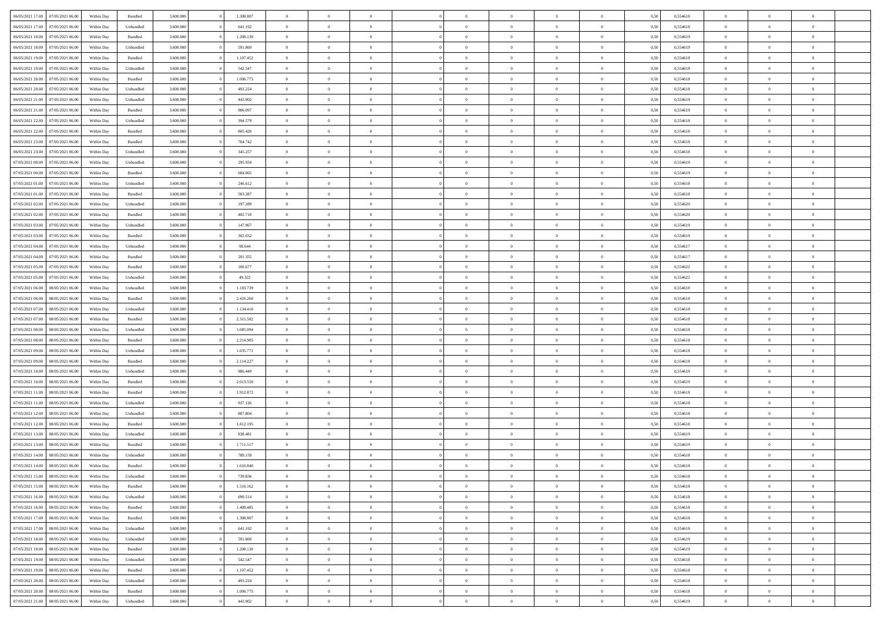| | | | | | | | | | | | | | | | | | | | | | |
|---|---|---|---|---|---|---|---|---|---|---|---|---|---|---|---|---|---|---|---|---|---|
| 06/05/2021 17:00 | 07/05/2021 06:00 | Within Day | Bundled | 3.600.000 | 0 | 1.308.807 | 0 | 0 | 0 | | 0 | 0 | 0 | 0 | 0 | 0,50 | 0,554618 | 0 | 0 | 0 | |
| 06/05/2021 17:00 | 07/05/2021 06:00 | Within Day | Unbundled | 3.600.000 | 0 | 641.192 | 0 | 0 | 0 | | 0 | 0 | 0 | 0 | 0 | 0,50 | 0,554618 | 0 | 0 | 0 | |
| 06/05/2021 18:00 | 07/05/2021 06:00 | Within Day | Bundled | 3.600.000 | 0 | 1.208.130 | 0 | 0 | 0 | | 0 | 0 | 0 | 0 | 0 | 0,50 | 0,554619 | 0 | 0 | 0 | |
| 06/05/2021 18:00 | 07/05/2021 06:00 | Within Day | Unbundled | 3.600.000 | 0 | 591.869 | 0 | 0 | 0 | | 0 | 0 | 0 | 0 | 0 | 0,50 | 0,554619 | 0 | 0 | 0 | |
| 06/05/2021 19:00 | 07/05/2021 06:00 | Within Day | Bundled | 3.600.000 | 0 | 1.107.452 | 0 | 0 | 0 | | 0 | 0 | 0 | 0 | 0 | 0,50 | 0,554618 | 0 | 0 | 0 | |
| 06/05/2021 19:00 | 07/05/2021 06:00 | Within Day | Unbundled | 3.600.000 | 0 | 542.547 | 0 | 0 | 0 | | 0 | 0 | 0 | 0 | 0 | 0,50 | 0,554618 | 0 | 0 | 0 | |
| 06/05/2021 20:00 | 07/05/2021 06:00 | Within Day | Bundled | 3.600.000 | 0 | 1.006.775 | 0 | 0 | 0 | | 0 | 0 | 0 | 0 | 0 | 0,50 | 0,554618 | 0 | 0 | 0 | |
| 06/05/2021 20:00 | 07/05/2021 06:00 | Within Day | Unbundled | 3.600.000 | 0 | 493.224 | 0 | 0 | 0 | | 0 | 0 | 0 | 0 | 0 | 0,50 | 0,554618 | 0 | 0 | 0 | |
| 06/05/2021 21:00 | 07/05/2021 06:00 | Within Day | Unbundled | 3.600.000 | 0 | 443.902 | 0 | 0 | 0 | | 0 | 0 | 0 | 0 | 0 | 0,50 | 0,554619 | 0 | 0 | 0 | |
| 06/05/2021 21:00 | 07/05/2021 06:00 | Within Day | Bundled | 3.600.000 | 0 | 906.097 | 0 | 0 | 0 | | 0 | 0 | 0 | 0 | 0 | 0,50 | 0,554619 | 0 | 0 | 0 | |
| 06/05/2021 22:00 | 07/05/2021 06:00 | Within Day | Unbundled | 3.600.000 | 0 | 394.579 | 0 | 0 | 0 | | 0 | 0 | 0 | 0 | 0 | 0,50 | 0,554618 | 0 | 0 | 0 | |
| 06/05/2021 22:00 | 07/05/2021 06:00 | Within Day | Bundled | 3.600.000 | 0 | 805.420 | 0 | 0 | 0 | | 0 | 0 | 0 | 0 | 0 | 0,50 | 0,554618 | 0 | 0 | 0 | |
| 06/05/2021 23:00 | 07/05/2021 06:00 | Within Day | Bundled | 3.600.000 | 0 | 704.742 | 0 | 0 | 0 | | 0 | 0 | 0 | 0 | 0 | 0,50 | 0,554618 | 0 | 0 | 0 | |
| 06/05/2021 23:00 | 07/05/2021 06:00 | Within Day | Unbundled | 3.600.000 | 0 | 345.257 | 0 | 0 | 0 | | 0 | 0 | 0 | 0 | 0 | 0,50 | 0,554618 | 0 | 0 | 0 | |
| 07/05/2021 00:00 | 07/05/2021 06:00 | Within Day | Unbundled | 3.600.000 | 0 | 295.934 | 0 | 0 | 0 | | 0 | 0 | 0 | 0 | 0 | 0,50 | 0,554619 | 0 | 0 | 0 | |
| 07/05/2021 00:00 | 07/05/2021 06:00 | Within Day | Bundled | 3.600.000 | 0 | 604.065 | 0 | 0 | 0 | | 0 | 0 | 0 | 0 | 0 | 0,50 | 0,554619 | 0 | 0 | 0 | |
| 07/05/2021 01:00 | 07/05/2021 06:00 | Within Day | Unbundled | 3.600.000 | 0 | 246.612 | 0 | 0 | 0 | | 0 | 0 | 0 | 0 | 0 | 0,50 | 0,554618 | 0 | 0 | 0 | |
| 07/05/2021 01:00 | 07/05/2021 06:00 | Within Day | Bundled | 3.600.000 | 0 | 503.387 | 0 | 0 | 0 | | 0 | 0 | 0 | 0 | 0 | 0,50 | 0,554618 | 0 | 0 | 0 | |
| 07/05/2021 02:00 | 07/05/2021 06:00 | Within Day | Unbundled | 3.600.000 | 0 | 197.289 | 0 | 0 | 0 | | 0 | 0 | 0 | 0 | 0 | 0,50 | 0,554620 | 0 | 0 | 0 | |
| 07/05/2021 02:00 | 07/05/2021 06:00 | Within Day | Bundled | 3.600.000 | 0 | 402.710 | 0 | 0 | 0 | | 0 | 0 | 0 | 0 | 0 | 0,50 | 0,554620 | 0 | 0 | 0 | |
| 07/05/2021 03:00 | 07/05/2021 06:00 | Within Day | Unbundled | 3.600.000 | 0 | 147.967 | 0 | 0 | 0 | | 0 | 0 | 0 | 0 | 0 | 0,50 | 0,554619 | 0 | 0 | 0 | |
| 07/05/2021 03:00 | 07/05/2021 06:00 | Within Day | Bundled | 3.600.000 | 0 | 302.032 | 0 | 0 | 0 | | 0 | 0 | 0 | 0 | 0 | 0,50 | 0,554619 | 0 | 0 | 0 | |
| 07/05/2021 04:00 | 07/05/2021 06:00 | Within Day | Unbundled | 3.600.000 | 0 | 98.644 | 0 | 0 | 0 | | 0 | 0 | 0 | 0 | 0 | 0,50 | 0,554617 | 0 | 0 | 0 | |
| 07/05/2021 04:00 | 07/05/2021 06:00 | Within Day | Bundled | 3.600.000 | 0 | 201.355 | 0 | 0 | 0 | | 0 | 0 | 0 | 0 | 0 | 0,50 | 0,554617 | 0 | 0 | 0 | |
| 07/05/2021 05:00 | 07/05/2021 06:00 | Within Day | Bundled | 3.600.000 | 0 | 100.677 | 0 | 0 | 0 | | 0 | 0 | 0 | 0 | 0 | 0,50 | 0,554622 | 0 | 0 | 0 | |
| 07/05/2021 05:00 | 07/05/2021 06:00 | Within Day | Unbundled | 3.600.000 | 0 | 49.322 | 0 | 0 | 0 | | 0 | 0 | 0 | 0 | 0 | 0,50 | 0,554622 | 0 | 0 | 0 | |
| 07/05/2021 06:00 | 08/05/2021 06:00 | Within Day | Unbundled | 3.600.000 | 0 | 1.183.739 | 0 | 0 | 0 | | 0 | 0 | 0 | 0 | 0 | 0,50 | 0,554618 | 0 | 0 | 0 | |
| 07/05/2021 06:00 | 08/05/2021 06:00 | Within Day | Bundled | 3.600.000 | 0 | 2.416.260 | 0 | 0 | 0 | | 0 | 0 | 0 | 0 | 0 | 0,50 | 0,554618 | 0 | 0 | 0 | |
| 07/05/2021 07:00 | 08/05/2021 06:00 | Within Day | Unbundled | 3.600.000 | 0 | 1.134.416 | 0 | 0 | 0 | | 0 | 0 | 0 | 0 | 0 | 0,50 | 0,554618 | 0 | 0 | 0 | |
| 07/05/2021 07:00 | 08/05/2021 06:00 | Within Day | Bundled | 3.600.000 | 0 | 2.315.582 | 0 | 0 | 0 | | 0 | 0 | 0 | 0 | 0 | 0,50 | 0,554618 | 0 | 0 | 0 | |
| 07/05/2021 08:00 | 08/05/2021 06:00 | Within Day | Unbundled | 3.600.000 | 0 | 1.085.094 | 0 | 0 | 0 | | 0 | 0 | 0 | 0 | 0 | 0,50 | 0,554618 | 0 | 0 | 0 | |
| 07/05/2021 08:00 | 08/05/2021 06:00 | Within Day | Bundled | 3.600.000 | 0 | 2.214.905 | 0 | 0 | 0 | | 0 | 0 | 0 | 0 | 0 | 0,50 | 0,554618 | 0 | 0 | 0 | |
| 07/05/2021 09:00 | 08/05/2021 06:00 | Within Day | Unbundled | 3.600.000 | 0 | 1.035.771 | 0 | 0 | 0 | | 0 | 0 | 0 | 0 | 0 | 0,50 | 0,554618 | 0 | 0 | 0 | |
| 07/05/2021 09:00 | 08/05/2021 06:00 | Within Day | Bundled | 3.600.000 | 0 | 2.114.227 | 0 | 0 | 0 | | 0 | 0 | 0 | 0 | 0 | 0,50 | 0,554618 | 0 | 0 | 0 | |
| 07/05/2021 10:00 | 08/05/2021 06:00 | Within Day | Unbundled | 3.600.000 | 0 | 986.449 | 0 | 0 | 0 | | 0 | 0 | 0 | 0 | 0 | 0,50 | 0,554619 | 0 | 0 | 0 | |
| 07/05/2021 10:00 | 08/05/2021 06:00 | Within Day | Bundled | 3.600.000 | 0 | 2.013.550 | 0 | 0 | 0 | | 0 | 0 | 0 | 0 | 0 | 0,50 | 0,554619 | 0 | 0 | 0 | |
| 07/05/2021 11:00 | 08/05/2021 06:00 | Within Day | Bundled | 3.600.000 | 0 | 1.912.872 | 0 | 0 | 0 | | 0 | 0 | 0 | 0 | 0 | 0,50 | 0,554618 | 0 | 0 | 0 | |
| 07/05/2021 11:00 | 08/05/2021 06:00 | Within Day | Unbundled | 3.600.000 | 0 | 937.126 | 0 | 0 | 0 | | 0 | 0 | 0 | 0 | 0 | 0,50 | 0,554618 | 0 | 0 | 0 | |
| 07/05/2021 12:00 | 08/05/2021 06:00 | Within Day | Unbundled | 3.600.000 | 0 | 887.804 | 0 | 0 | 0 | | 0 | 0 | 0 | 0 | 0 | 0,50 | 0,554618 | 0 | 0 | 0 | |
| 07/05/2021 12:00 | 08/05/2021 06:00 | Within Day | Bundled | 3.600.000 | 0 | 1.812.195 | 0 | 0 | 0 | | 0 | 0 | 0 | 0 | 0 | 0,50 | 0,554618 | 0 | 0 | 0 | |
| 07/05/2021 13:00 | 08/05/2021 06:00 | Within Day | Unbundled | 3.600.000 | 0 | 838.481 | 0 | 0 | 0 | | 0 | 0 | 0 | 0 | 0 | 0,50 | 0,554619 | 0 | 0 | 0 | |
| 07/05/2021 13:00 | 08/05/2021 06:00 | Within Day | Bundled | 3.600.000 | 0 | 1.711.517 | 0 | 0 | 0 | | 0 | 0 | 0 | 0 | 0 | 0,50 | 0,554619 | 0 | 0 | 0 | |
| 07/05/2021 14:00 | 08/05/2021 06:00 | Within Day | Unbundled | 3.600.000 | 0 | 789.159 | 0 | 0 | 0 | | 0 | 0 | 0 | 0 | 0 | 0,50 | 0,554618 | 0 | 0 | 0 | |
| 07/05/2021 14:00 | 08/05/2021 06:00 | Within Day | Bundled | 3.600.000 | 0 | 1.610.840 | 0 | 0 | 0 | | 0 | 0 | 0 | 0 | 0 | 0,50 | 0,554618 | 0 | 0 | 0 | |
| 07/05/2021 15:00 | 08/05/2021 06:00 | Within Day | Unbundled | 3.600.000 | 0 | 739.836 | 0 | 0 | 0 | | 0 | 0 | 0 | 0 | 0 | 0,50 | 0,554618 | 0 | 0 | 0 | |
| 07/05/2021 15:00 | 08/05/2021 06:00 | Within Day | Bundled | 3.600.000 | 0 | 1.510.162 | 0 | 0 | 0 | | 0 | 0 | 0 | 0 | 0 | 0,50 | 0,554618 | 0 | 0 | 0 | |
| 07/05/2021 16:00 | 08/05/2021 06:00 | Within Day | Unbundled | 3.600.000 | 0 | 690.514 | 0 | 0 | 0 | | 0 | 0 | 0 | 0 | 0 | 0,50 | 0,554618 | 0 | 0 | 0 | |
| 07/05/2021 16:00 | 08/05/2021 06:00 | Within Day | Bundled | 3.600.000 | 0 | 1.409.485 | 0 | 0 | 0 | | 0 | 0 | 0 | 0 | 0 | 0,50 | 0,554618 | 0 | 0 | 0 | |
| 07/05/2021 17:00 | 08/05/2021 06:00 | Within Day | Bundled | 3.600.000 | 0 | 1.308.807 | 0 | 0 | 0 | | 0 | 0 | 0 | 0 | 0 | 0,50 | 0,554618 | 0 | 0 | 0 | |
| 07/05/2021 17:00 | 08/05/2021 06:00 | Within Day | Unbundled | 3.600.000 | 0 | 641.192 | 0 | 0 | 0 | | 0 | 0 | 0 | 0 | 0 | 0,50 | 0,554618 | 0 | 0 | 0 | |
| 07/05/2021 18:00 | 08/05/2021 06:00 | Within Day | Unbundled | 3.600.000 | 0 | 591.869 | 0 | 0 | 0 | | 0 | 0 | 0 | 0 | 0 | 0,50 | 0,554619 | 0 | 0 | 0 | |
| 07/05/2021 18:00 | 08/05/2021 06:00 | Within Day | Bundled | 3.600.000 | 0 | 1.208.130 | 0 | 0 | 0 | | 0 | 0 | 0 | 0 | 0 | 0,50 | 0,554619 | 0 | 0 | 0 | |
| 07/05/2021 19:00 | 08/05/2021 06:00 | Within Day | Unbundled | 3.600.000 | 0 | 542.547 | 0 | 0 | 0 | | 0 | 0 | 0 | 0 | 0 | 0,50 | 0,554618 | 0 | 0 | 0 | |
| 07/05/2021 19:00 | 08/05/2021 06:00 | Within Day | Bundled | 3.600.000 | 0 | 1.107.452 | 0 | 0 | 0 | | 0 | 0 | 0 | 0 | 0 | 0,50 | 0,554618 | 0 | 0 | 0 | |
| 07/05/2021 20:00 | 08/05/2021 06:00 | Within Day | Unbundled | 3.600.000 | 0 | 493.224 | 0 | 0 | 0 | | 0 | 0 | 0 | 0 | 0 | 0,50 | 0,554618 | 0 | 0 | 0 | |
| 07/05/2021 20:00 | 08/05/2021 06:00 | Within Day | Bundled | 3.600.000 | 0 | 1.006.775 | 0 | 0 | 0 | | 0 | 0 | 0 | 0 | 0 | 0,50 | 0,554618 | 0 | 0 | 0 | |
| 07/05/2021 21:00 | 08/05/2021 06:00 | Within Day | Unbundled | 3.600.000 | 0 | 443.902 | 0 | 0 | 0 | | 0 | 0 | 0 | 0 | 0 | 0,50 | 0,554619 | 0 | 0 | 0 | |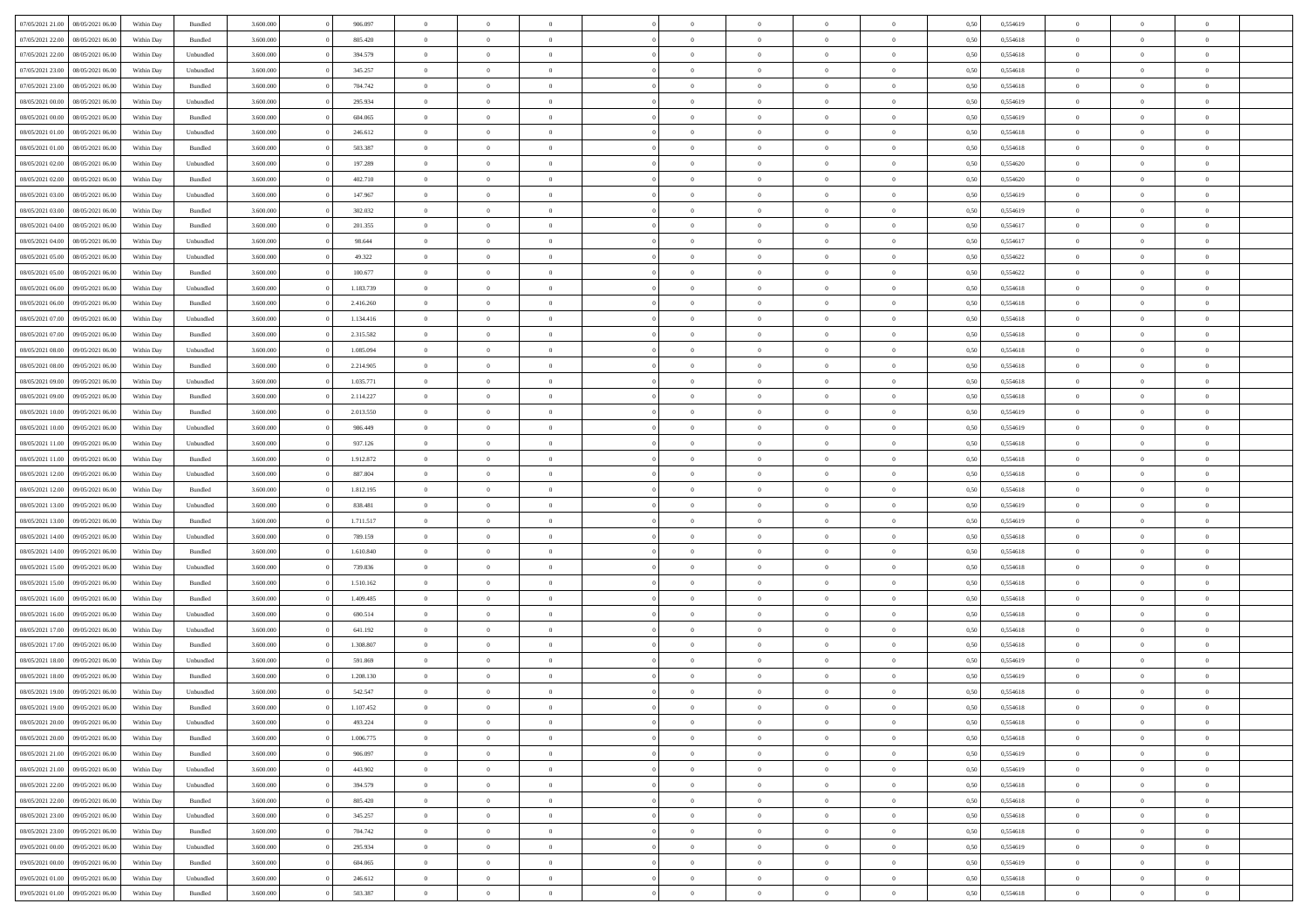| | | | | | | | | | | | | | | | | | | | | |
|---|---|---|---|---|---|---|---|---|---|---|---|---|---|---|---|---|---|---|---|---|
| 07/05/2021 21:00 | 08/05/2021 06:00 | Within Day | Bundled | 3.600.000 | 0 | 906.097 | 0 | 0 | 0 | | 0 | 0 | 0 | 0 | 0,50 | 0,554619 | 0 | 0 | 0 | |
| 07/05/2021 22:00 | 08/05/2021 06:00 | Within Day | Bundled | 3.600.000 | 0 | 805.420 | 0 | 0 | 0 | | 0 | 0 | 0 | 0 | 0,50 | 0,554618 | 0 | 0 | 0 | |
| 07/05/2021 22:00 | 08/05/2021 06:00 | Within Day | Unbundled | 3.600.000 | 0 | 394.579 | 0 | 0 | 0 | | 0 | 0 | 0 | 0 | 0,50 | 0,554618 | 0 | 0 | 0 | |
| 07/05/2021 23:00 | 08/05/2021 06:00 | Within Day | Unbundled | 3.600.000 | 0 | 345.257 | 0 | 0 | 0 | | 0 | 0 | 0 | 0 | 0,50 | 0,554618 | 0 | 0 | 0 | |
| 07/05/2021 23:00 | 08/05/2021 06:00 | Within Day | Bundled | 3.600.000 | 0 | 704.742 | 0 | 0 | 0 | | 0 | 0 | 0 | 0 | 0,50 | 0,554618 | 0 | 0 | 0 | |
| 08/05/2021 00:00 | 08/05/2021 06:00 | Within Day | Unbundled | 3.600.000 | 0 | 295.934 | 0 | 0 | 0 | | 0 | 0 | 0 | 0 | 0,50 | 0,554619 | 0 | 0 | 0 | |
| 08/05/2021 00:00 | 08/05/2021 06:00 | Within Day | Bundled | 3.600.000 | 0 | 604.065 | 0 | 0 | 0 | | 0 | 0 | 0 | 0 | 0,50 | 0,554619 | 0 | 0 | 0 | |
| 08/05/2021 01:00 | 08/05/2021 06:00 | Within Day | Unbundled | 3.600.000 | 0 | 246.612 | 0 | 0 | 0 | | 0 | 0 | 0 | 0 | 0,50 | 0,554618 | 0 | 0 | 0 | |
| 08/05/2021 01:00 | 08/05/2021 06:00 | Within Day | Bundled | 3.600.000 | 0 | 503.387 | 0 | 0 | 0 | | 0 | 0 | 0 | 0 | 0,50 | 0,554618 | 0 | 0 | 0 | |
| 08/05/2021 02:00 | 08/05/2021 06:00 | Within Day | Unbundled | 3.600.000 | 0 | 197.289 | 0 | 0 | 0 | | 0 | 0 | 0 | 0 | 0,50 | 0,554620 | 0 | 0 | 0 | |
| 08/05/2021 02:00 | 08/05/2021 06:00 | Within Day | Bundled | 3.600.000 | 0 | 402.710 | 0 | 0 | 0 | | 0 | 0 | 0 | 0 | 0,50 | 0,554620 | 0 | 0 | 0 | |
| 08/05/2021 03:00 | 08/05/2021 06:00 | Within Day | Unbundled | 3.600.000 | 0 | 147.967 | 0 | 0 | 0 | | 0 | 0 | 0 | 0 | 0,50 | 0,554619 | 0 | 0 | 0 | |
| 08/05/2021 03:00 | 08/05/2021 06:00 | Within Day | Bundled | 3.600.000 | 0 | 302.032 | 0 | 0 | 0 | | 0 | 0 | 0 | 0 | 0,50 | 0,554619 | 0 | 0 | 0 | |
| 08/05/2021 04:00 | 08/05/2021 06:00 | Within Day | Bundled | 3.600.000 | 0 | 201.355 | 0 | 0 | 0 | | 0 | 0 | 0 | 0 | 0,50 | 0,554617 | 0 | 0 | 0 | |
| 08/05/2021 04:00 | 08/05/2021 06:00 | Within Day | Unbundled | 3.600.000 | 0 | 98.644 | 0 | 0 | 0 | | 0 | 0 | 0 | 0 | 0,50 | 0,554617 | 0 | 0 | 0 | |
| 08/05/2021 05:00 | 08/05/2021 06:00 | Within Day | Unbundled | 3.600.000 | 0 | 49.322 | 0 | 0 | 0 | | 0 | 0 | 0 | 0 | 0,50 | 0,554622 | 0 | 0 | 0 | |
| 08/05/2021 05:00 | 08/05/2021 06:00 | Within Day | Bundled | 3.600.000 | 0 | 100.677 | 0 | 0 | 0 | | 0 | 0 | 0 | 0 | 0,50 | 0,554622 | 0 | 0 | 0 | |
| 08/05/2021 06:00 | 09/05/2021 06:00 | Within Day | Unbundled | 3.600.000 | 0 | 1.183.739 | 0 | 0 | 0 | | 0 | 0 | 0 | 0 | 0,50 | 0,554618 | 0 | 0 | 0 | |
| 08/05/2021 06:00 | 09/05/2021 06:00 | Within Day | Bundled | 3.600.000 | 0 | 2.416.260 | 0 | 0 | 0 | | 0 | 0 | 0 | 0 | 0,50 | 0,554618 | 0 | 0 | 0 | |
| 08/05/2021 07:00 | 09/05/2021 06:00 | Within Day | Unbundled | 3.600.000 | 0 | 1.134.416 | 0 | 0 | 0 | | 0 | 0 | 0 | 0 | 0,50 | 0,554618 | 0 | 0 | 0 | |
| 08/05/2021 07:00 | 09/05/2021 06:00 | Within Day | Bundled | 3.600.000 | 0 | 2.315.582 | 0 | 0 | 0 | | 0 | 0 | 0 | 0 | 0,50 | 0,554618 | 0 | 0 | 0 | |
| 08/05/2021 08:00 | 09/05/2021 06:00 | Within Day | Unbundled | 3.600.000 | 0 | 1.085.094 | 0 | 0 | 0 | | 0 | 0 | 0 | 0 | 0,50 | 0,554618 | 0 | 0 | 0 | |
| 08/05/2021 08:00 | 09/05/2021 06:00 | Within Day | Bundled | 3.600.000 | 0 | 2.214.905 | 0 | 0 | 0 | | 0 | 0 | 0 | 0 | 0,50 | 0,554618 | 0 | 0 | 0 | |
| 08/05/2021 09:00 | 09/05/2021 06:00 | Within Day | Unbundled | 3.600.000 | 0 | 1.035.771 | 0 | 0 | 0 | | 0 | 0 | 0 | 0 | 0,50 | 0,554618 | 0 | 0 | 0 | |
| 08/05/2021 09:00 | 09/05/2021 06:00 | Within Day | Bundled | 3.600.000 | 0 | 2.114.227 | 0 | 0 | 0 | | 0 | 0 | 0 | 0 | 0,50 | 0,554618 | 0 | 0 | 0 | |
| 08/05/2021 10:00 | 09/05/2021 06:00 | Within Day | Bundled | 3.600.000 | 0 | 2.013.550 | 0 | 0 | 0 | | 0 | 0 | 0 | 0 | 0,50 | 0,554619 | 0 | 0 | 0 | |
| 08/05/2021 10:00 | 09/05/2021 06:00 | Within Day | Unbundled | 3.600.000 | 0 | 986.449 | 0 | 0 | 0 | | 0 | 0 | 0 | 0 | 0,50 | 0,554619 | 0 | 0 | 0 | |
| 08/05/2021 11:00 | 09/05/2021 06:00 | Within Day | Unbundled | 3.600.000 | 0 | 937.126 | 0 | 0 | 0 | | 0 | 0 | 0 | 0 | 0,50 | 0,554618 | 0 | 0 | 0 | |
| 08/05/2021 11:00 | 09/05/2021 06:00 | Within Day | Bundled | 3.600.000 | 0 | 1.912.872 | 0 | 0 | 0 | | 0 | 0 | 0 | 0 | 0,50 | 0,554618 | 0 | 0 | 0 | |
| 08/05/2021 12:00 | 09/05/2021 06:00 | Within Day | Unbundled | 3.600.000 | 0 | 887.804 | 0 | 0 | 0 | | 0 | 0 | 0 | 0 | 0,50 | 0,554618 | 0 | 0 | 0 | |
| 08/05/2021 12:00 | 09/05/2021 06:00 | Within Day | Bundled | 3.600.000 | 0 | 1.812.195 | 0 | 0 | 0 | | 0 | 0 | 0 | 0 | 0,50 | 0,554618 | 0 | 0 | 0 | |
| 08/05/2021 13:00 | 09/05/2021 06:00 | Within Day | Unbundled | 3.600.000 | 0 | 838.481 | 0 | 0 | 0 | | 0 | 0 | 0 | 0 | 0,50 | 0,554619 | 0 | 0 | 0 | |
| 08/05/2021 13:00 | 09/05/2021 06:00 | Within Day | Bundled | 3.600.000 | 0 | 1.711.517 | 0 | 0 | 0 | | 0 | 0 | 0 | 0 | 0,50 | 0,554619 | 0 | 0 | 0 | |
| 08/05/2021 14:00 | 09/05/2021 06:00 | Within Day | Unbundled | 3.600.000 | 0 | 789.159 | 0 | 0 | 0 | | 0 | 0 | 0 | 0 | 0,50 | 0,554618 | 0 | 0 | 0 | |
| 08/05/2021 14:00 | 09/05/2021 06:00 | Within Day | Bundled | 3.600.000 | 0 | 1.610.840 | 0 | 0 | 0 | | 0 | 0 | 0 | 0 | 0,50 | 0,554618 | 0 | 0 | 0 | |
| 08/05/2021 15:00 | 09/05/2021 06:00 | Within Day | Unbundled | 3.600.000 | 0 | 739.836 | 0 | 0 | 0 | | 0 | 0 | 0 | 0 | 0,50 | 0,554618 | 0 | 0 | 0 | |
| 08/05/2021 15:00 | 09/05/2021 06:00 | Within Day | Bundled | 3.600.000 | 0 | 1.510.162 | 0 | 0 | 0 | | 0 | 0 | 0 | 0 | 0,50 | 0,554618 | 0 | 0 | 0 | |
| 08/05/2021 16:00 | 09/05/2021 06:00 | Within Day | Bundled | 3.600.000 | 0 | 1.409.485 | 0 | 0 | 0 | | 0 | 0 | 0 | 0 | 0,50 | 0,554618 | 0 | 0 | 0 | |
| 08/05/2021 16:00 | 09/05/2021 06:00 | Within Day | Unbundled | 3.600.000 | 0 | 690.514 | 0 | 0 | 0 | | 0 | 0 | 0 | 0 | 0,50 | 0,554618 | 0 | 0 | 0 | |
| 08/05/2021 17:00 | 09/05/2021 06:00 | Within Day | Unbundled | 3.600.000 | 0 | 641.192 | 0 | 0 | 0 | | 0 | 0 | 0 | 0 | 0,50 | 0,554618 | 0 | 0 | 0 | |
| 08/05/2021 17:00 | 09/05/2021 06:00 | Within Day | Bundled | 3.600.000 | 0 | 1.308.807 | 0 | 0 | 0 | | 0 | 0 | 0 | 0 | 0,50 | 0,554618 | 0 | 0 | 0 | |
| 08/05/2021 18:00 | 09/05/2021 06:00 | Within Day | Unbundled | 3.600.000 | 0 | 591.869 | 0 | 0 | 0 | | 0 | 0 | 0 | 0 | 0,50 | 0,554619 | 0 | 0 | 0 | |
| 08/05/2021 18:00 | 09/05/2021 06:00 | Within Day | Bundled | 3.600.000 | 0 | 1.208.130 | 0 | 0 | 0 | | 0 | 0 | 0 | 0 | 0,50 | 0,554619 | 0 | 0 | 0 | |
| 08/05/2021 19:00 | 09/05/2021 06:00 | Within Day | Unbundled | 3.600.000 | 0 | 542.547 | 0 | 0 | 0 | | 0 | 0 | 0 | 0 | 0,50 | 0,554618 | 0 | 0 | 0 | |
| 08/05/2021 19:00 | 09/05/2021 06:00 | Within Day | Bundled | 3.600.000 | 0 | 1.107.452 | 0 | 0 | 0 | | 0 | 0 | 0 | 0 | 0,50 | 0,554618 | 0 | 0 | 0 | |
| 08/05/2021 20:00 | 09/05/2021 06:00 | Within Day | Unbundled | 3.600.000 | 0 | 493.224 | 0 | 0 | 0 | | 0 | 0 | 0 | 0 | 0,50 | 0,554618 | 0 | 0 | 0 | |
| 08/05/2021 20:00 | 09/05/2021 06:00 | Within Day | Bundled | 3.600.000 | 0 | 1.006.775 | 0 | 0 | 0 | | 0 | 0 | 0 | 0 | 0,50 | 0,554618 | 0 | 0 | 0 | |
| 08/05/2021 21:00 | 09/05/2021 06:00 | Within Day | Bundled | 3.600.000 | 0 | 906.097 | 0 | 0 | 0 | | 0 | 0 | 0 | 0 | 0,50 | 0,554619 | 0 | 0 | 0 | |
| 08/05/2021 21:00 | 09/05/2021 06:00 | Within Day | Unbundled | 3.600.000 | 0 | 443.902 | 0 | 0 | 0 | | 0 | 0 | 0 | 0 | 0,50 | 0,554619 | 0 | 0 | 0 | |
| 08/05/2021 22:00 | 09/05/2021 06:00 | Within Day | Unbundled | 3.600.000 | 0 | 394.579 | 0 | 0 | 0 | | 0 | 0 | 0 | 0 | 0,50 | 0,554618 | 0 | 0 | 0 | |
| 08/05/2021 22:00 | 09/05/2021 06:00 | Within Day | Bundled | 3.600.000 | 0 | 805.420 | 0 | 0 | 0 | | 0 | 0 | 0 | 0 | 0,50 | 0,554618 | 0 | 0 | 0 | |
| 08/05/2021 23:00 | 09/05/2021 06:00 | Within Day | Unbundled | 3.600.000 | 0 | 345.257 | 0 | 0 | 0 | | 0 | 0 | 0 | 0 | 0,50 | 0,554618 | 0 | 0 | 0 | |
| 08/05/2021 23:00 | 09/05/2021 06:00 | Within Day | Bundled | 3.600.000 | 0 | 704.742 | 0 | 0 | 0 | | 0 | 0 | 0 | 0 | 0,50 | 0,554618 | 0 | 0 | 0 | |
| 09/05/2021 00:00 | 09/05/2021 06:00 | Within Day | Unbundled | 3.600.000 | 0 | 295.934 | 0 | 0 | 0 | | 0 | 0 | 0 | 0 | 0,50 | 0,554619 | 0 | 0 | 0 | |
| 09/05/2021 00:00 | 09/05/2021 06:00 | Within Day | Bundled | 3.600.000 | 0 | 604.065 | 0 | 0 | 0 | | 0 | 0 | 0 | 0 | 0,50 | 0,554619 | 0 | 0 | 0 | |
| 09/05/2021 01:00 | 09/05/2021 06:00 | Within Day | Unbundled | 3.600.000 | 0 | 246.612 | 0 | 0 | 0 | | 0 | 0 | 0 | 0 | 0,50 | 0,554618 | 0 | 0 | 0 | |
| 09/05/2021 01:00 | 09/05/2021 06:00 | Within Day | Bundled | 3.600.000 | 0 | 503.387 | 0 | 0 | 0 | | 0 | 0 | 0 | 0 | 0,50 | 0,554618 | 0 | 0 | 0 | |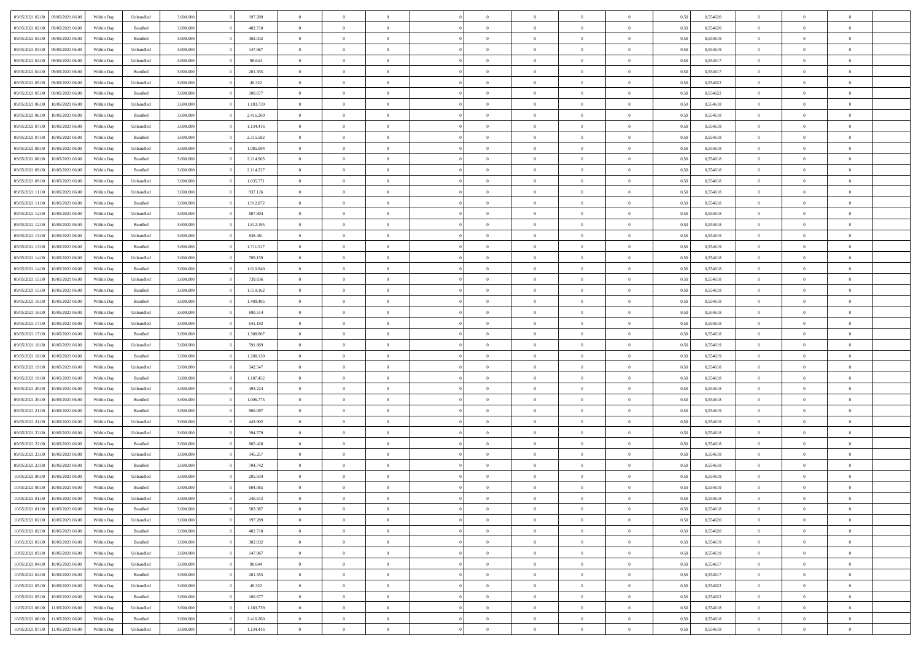| | | | | | | | | | | | | | | | | | | | | | |
|---|---|---|---|---|---|---|---|---|---|---|---|---|---|---|---|---|---|---|---|---|---|
| 09/05/2021 02:00 | 09/05/2021 06:00 | Within Day | Unbundled | 3.600.000 | 0 | 197.289 | 0 | 0 | 0 | | 0 | 0 | 0 | 0 | 0 | 0,50 | 0,554620 | 0 | 0 | 0 | |
| 09/05/2021 02:00 | 09/05/2021 06:00 | Within Day | Bundled | 3.600.000 | 0 | 402.710 | 0 | 0 | 0 | | 0 | 0 | 0 | 0 | 0 | 0,50 | 0,554620 | 0 | 0 | 0 | |
| 09/05/2021 03:00 | 09/05/2021 06:00 | Within Day | Bundled | 3.600.000 | 0 | 302.032 | 0 | 0 | 0 | | 0 | 0 | 0 | 0 | 0 | 0,50 | 0,554619 | 0 | 0 | 0 | |
| 09/05/2021 03:00 | 09/05/2021 06:00 | Within Day | Unbundled | 3.600.000 | 0 | 147.967 | 0 | 0 | 0 | | 0 | 0 | 0 | 0 | 0 | 0,50 | 0,554619 | 0 | 0 | 0 | |
| 09/05/2021 04:00 | 09/05/2021 06:00 | Within Day | Unbundled | 3.600.000 | 0 | 98.644 | 0 | 0 | 0 | | 0 | 0 | 0 | 0 | 0 | 0,50 | 0,554617 | 0 | 0 | 0 | |
| 09/05/2021 04:00 | 09/05/2021 06:00 | Within Day | Bundled | 3.600.000 | 0 | 201.355 | 0 | 0 | 0 | | 0 | 0 | 0 | 0 | 0 | 0,50 | 0,554617 | 0 | 0 | 0 | |
| 09/05/2021 05:00 | 09/05/2021 06:00 | Within Day | Unbundled | 3.600.000 | 0 | 49.322 | 0 | 0 | 0 | | 0 | 0 | 0 | 0 | 0 | 0,50 | 0,554622 | 0 | 0 | 0 | |
| 09/05/2021 05:00 | 09/05/2021 06:00 | Within Day | Bundled | 3.600.000 | 0 | 100.677 | 0 | 0 | 0 | | 0 | 0 | 0 | 0 | 0 | 0,50 | 0,554622 | 0 | 0 | 0 | |
| 09/05/2021 06:00 | 10/05/2021 06:00 | Within Day | Unbundled | 3.600.000 | 0 | 1.183.739 | 0 | 0 | 0 | | 0 | 0 | 0 | 0 | 0 | 0,50 | 0,554618 | 0 | 0 | 0 | |
| 09/05/2021 06:00 | 10/05/2021 06:00 | Within Day | Bundled | 3.600.000 | 0 | 2.416.260 | 0 | 0 | 0 | | 0 | 0 | 0 | 0 | 0 | 0,50 | 0,554618 | 0 | 0 | 0 | |
| 09/05/2021 07:00 | 10/05/2021 06:00 | Within Day | Unbundled | 3.600.000 | 0 | 1.134.416 | 0 | 0 | 0 | | 0 | 0 | 0 | 0 | 0 | 0,50 | 0,554618 | 0 | 0 | 0 | |
| 09/05/2021 07:00 | 10/05/2021 06:00 | Within Day | Bundled | 3.600.000 | 0 | 2.315.582 | 0 | 0 | 0 | | 0 | 0 | 0 | 0 | 0 | 0,50 | 0,554618 | 0 | 0 | 0 | |
| 09/05/2021 08:00 | 10/05/2021 06:00 | Within Day | Unbundled | 3.600.000 | 0 | 1.085.094 | 0 | 0 | 0 | | 0 | 0 | 0 | 0 | 0 | 0,50 | 0,554618 | 0 | 0 | 0 | |
| 09/05/2021 08:00 | 10/05/2021 06:00 | Within Day | Bundled | 3.600.000 | 0 | 2.214.905 | 0 | 0 | 0 | | 0 | 0 | 0 | 0 | 0 | 0,50 | 0,554618 | 0 | 0 | 0 | |
| 09/05/2021 09:00 | 10/05/2021 06:00 | Within Day | Bundled | 3.600.000 | 0 | 2.114.227 | 0 | 0 | 0 | | 0 | 0 | 0 | 0 | 0 | 0,50 | 0,554618 | 0 | 0 | 0 | |
| 09/05/2021 09:00 | 10/05/2021 06:00 | Within Day | Unbundled | 3.600.000 | 0 | 1.035.771 | 0 | 0 | 0 | | 0 | 0 | 0 | 0 | 0 | 0,50 | 0,554618 | 0 | 0 | 0 | |
| 09/05/2021 11:00 | 10/05/2021 06:00 | Within Day | Unbundled | 3.600.000 | 0 | 937.126 | 0 | 0 | 0 | | 0 | 0 | 0 | 0 | 0 | 0,50 | 0,554618 | 0 | 0 | 0 | |
| 09/05/2021 11:00 | 10/05/2021 06:00 | Within Day | Bundled | 3.600.000 | 0 | 1.912.872 | 0 | 0 | 0 | | 0 | 0 | 0 | 0 | 0 | 0,50 | 0,554618 | 0 | 0 | 0 | |
| 09/05/2021 12:00 | 10/05/2021 06:00 | Within Day | Unbundled | 3.600.000 | 0 | 887.804 | 0 | 0 | 0 | | 0 | 0 | 0 | 0 | 0 | 0,50 | 0,554618 | 0 | 0 | 0 | |
| 09/05/2021 12:00 | 10/05/2021 06:00 | Within Day | Bundled | 3.600.000 | 0 | 1.812.195 | 0 | 0 | 0 | | 0 | 0 | 0 | 0 | 0 | 0,50 | 0,554618 | 0 | 0 | 0 | |
| 09/05/2021 13:00 | 10/05/2021 06:00 | Within Day | Unbundled | 3.600.000 | 0 | 838.481 | 0 | 0 | 0 | | 0 | 0 | 0 | 0 | 0 | 0,50 | 0,554619 | 0 | 0 | 0 | |
| 09/05/2021 13:00 | 10/05/2021 06:00 | Within Day | Bundled | 3.600.000 | 0 | 1.711.517 | 0 | 0 | 0 | | 0 | 0 | 0 | 0 | 0 | 0,50 | 0,554619 | 0 | 0 | 0 | |
| 09/05/2021 14:00 | 10/05/2021 06:00 | Within Day | Unbundled | 3.600.000 | 0 | 789.159 | 0 | 0 | 0 | | 0 | 0 | 0 | 0 | 0 | 0,50 | 0,554618 | 0 | 0 | 0 | |
| 09/05/2021 14:00 | 10/05/2021 06:00 | Within Day | Bundled | 3.600.000 | 0 | 1.610.840 | 0 | 0 | 0 | | 0 | 0 | 0 | 0 | 0 | 0,50 | 0,554618 | 0 | 0 | 0 | |
| 09/05/2021 15:00 | 10/05/2021 06:00 | Within Day | Unbundled | 3.600.000 | 0 | 739.836 | 0 | 0 | 0 | | 0 | 0 | 0 | 0 | 0 | 0,50 | 0,554618 | 0 | 0 | 0 | |
| 09/05/2021 15:00 | 10/05/2021 06:00 | Within Day | Bundled | 3.600.000 | 0 | 1.510.162 | 0 | 0 | 0 | | 0 | 0 | 0 | 0 | 0 | 0,50 | 0,554618 | 0 | 0 | 0 | |
| 09/05/2021 16:00 | 10/05/2021 06:00 | Within Day | Bundled | 3.600.000 | 0 | 1.409.485 | 0 | 0 | 0 | | 0 | 0 | 0 | 0 | 0 | 0,50 | 0,554618 | 0 | 0 | 0 | |
| 09/05/2021 16:00 | 10/05/2021 06:00 | Within Day | Unbundled | 3.600.000 | 0 | 690.514 | 0 | 0 | 0 | | 0 | 0 | 0 | 0 | 0 | 0,50 | 0,554618 | 0 | 0 | 0 | |
| 09/05/2021 17:00 | 10/05/2021 06:00 | Within Day | Unbundled | 3.600.000 | 0 | 641.192 | 0 | 0 | 0 | | 0 | 0 | 0 | 0 | 0 | 0,50 | 0,554618 | 0 | 0 | 0 | |
| 09/05/2021 17:00 | 10/05/2021 06:00 | Within Day | Bundled | 3.600.000 | 0 | 1.308.807 | 0 | 0 | 0 | | 0 | 0 | 0 | 0 | 0 | 0,50 | 0,554618 | 0 | 0 | 0 | |
| 09/05/2021 18:00 | 10/05/2021 06:00 | Within Day | Unbundled | 3.600.000 | 0 | 591.869 | 0 | 0 | 0 | | 0 | 0 | 0 | 0 | 0 | 0,50 | 0,554619 | 0 | 0 | 0 | |
| 09/05/2021 18:00 | 10/05/2021 06:00 | Within Day | Bundled | 3.600.000 | 0 | 1.208.130 | 0 | 0 | 0 | | 0 | 0 | 0 | 0 | 0 | 0,50 | 0,554619 | 0 | 0 | 0 | |
| 09/05/2021 19:00 | 10/05/2021 06:00 | Within Day | Unbundled | 3.600.000 | 0 | 542.547 | 0 | 0 | 0 | | 0 | 0 | 0 | 0 | 0 | 0,50 | 0,554618 | 0 | 0 | 0 | |
| 09/05/2021 19:00 | 10/05/2021 06:00 | Within Day | Bundled | 3.600.000 | 0 | 1.107.452 | 0 | 0 | 0 | | 0 | 0 | 0 | 0 | 0 | 0,50 | 0,554618 | 0 | 0 | 0 | |
| 09/05/2021 20:00 | 10/05/2021 06:00 | Within Day | Unbundled | 3.600.000 | 0 | 493.224 | 0 | 0 | 0 | | 0 | 0 | 0 | 0 | 0 | 0,50 | 0,554618 | 0 | 0 | 0 | |
| 09/05/2021 20:00 | 10/05/2021 06:00 | Within Day | Bundled | 3.600.000 | 0 | 1.006.775 | 0 | 0 | 0 | | 0 | 0 | 0 | 0 | 0 | 0,50 | 0,554618 | 0 | 0 | 0 | |
| 09/05/2021 21:00 | 10/05/2021 06:00 | Within Day | Bundled | 3.600.000 | 0 | 906.097 | 0 | 0 | 0 | | 0 | 0 | 0 | 0 | 0 | 0,50 | 0,554619 | 0 | 0 | 0 | |
| 09/05/2021 21:00 | 10/05/2021 06:00 | Within Day | Unbundled | 3.600.000 | 0 | 443.902 | 0 | 0 | 0 | | 0 | 0 | 0 | 0 | 0 | 0,50 | 0,554619 | 0 | 0 | 0 | |
| 09/05/2021 22:00 | 10/05/2021 06:00 | Within Day | Unbundled | 3.600.000 | 0 | 394.579 | 0 | 0 | 0 | | 0 | 0 | 0 | 0 | 0 | 0,50 | 0,554618 | 0 | 0 | 0 | |
| 09/05/2021 22:00 | 10/05/2021 06:00 | Within Day | Bundled | 3.600.000 | 0 | 805.420 | 0 | 0 | 0 | | 0 | 0 | 0 | 0 | 0 | 0,50 | 0,554618 | 0 | 0 | 0 | |
| 09/05/2021 23:00 | 10/05/2021 06:00 | Within Day | Unbundled | 3.600.000 | 0 | 345.257 | 0 | 0 | 0 | | 0 | 0 | 0 | 0 | 0 | 0,50 | 0,554618 | 0 | 0 | 0 | |
| 09/05/2021 23:00 | 10/05/2021 06:00 | Within Day | Bundled | 3.600.000 | 0 | 704.742 | 0 | 0 | 0 | | 0 | 0 | 0 | 0 | 0 | 0,50 | 0,554618 | 0 | 0 | 0 | |
| 10/05/2021 00:00 | 10/05/2021 06:00 | Within Day | Unbundled | 3.600.000 | 0 | 295.934 | 0 | 0 | 0 | | 0 | 0 | 0 | 0 | 0 | 0,50 | 0,554619 | 0 | 0 | 0 | |
| 10/05/2021 00:00 | 10/05/2021 06:00 | Within Day | Bundled | 3.600.000 | 0 | 604.065 | 0 | 0 | 0 | | 0 | 0 | 0 | 0 | 0 | 0,50 | 0,554619 | 0 | 0 | 0 | |
| 10/05/2021 01:00 | 10/05/2021 06:00 | Within Day | Unbundled | 3.600.000 | 0 | 246.612 | 0 | 0 | 0 | | 0 | 0 | 0 | 0 | 0 | 0,50 | 0,554618 | 0 | 0 | 0 | |
| 10/05/2021 01:00 | 10/05/2021 06:00 | Within Day | Bundled | 3.600.000 | 0 | 503.387 | 0 | 0 | 0 | | 0 | 0 | 0 | 0 | 0 | 0,50 | 0,554618 | 0 | 0 | 0 | |
| 10/05/2021 02:00 | 10/05/2021 06:00 | Within Day | Unbundled | 3.600.000 | 0 | 197.289 | 0 | 0 | 0 | | 0 | 0 | 0 | 0 | 0 | 0,50 | 0,554620 | 0 | 0 | 0 | |
| 10/05/2021 02:00 | 10/05/2021 06:00 | Within Day | Bundled | 3.600.000 | 0 | 402.710 | 0 | 0 | 0 | | 0 | 0 | 0 | 0 | 0 | 0,50 | 0,554620 | 0 | 0 | 0 | |
| 10/05/2021 03:00 | 10/05/2021 06:00 | Within Day | Bundled | 3.600.000 | 0 | 302.032 | 0 | 0 | 0 | | 0 | 0 | 0 | 0 | 0 | 0,50 | 0,554619 | 0 | 0 | 0 | |
| 10/05/2021 03:00 | 10/05/2021 06:00 | Within Day | Unbundled | 3.600.000 | 0 | 147.967 | 0 | 0 | 0 | | 0 | 0 | 0 | 0 | 0 | 0,50 | 0,554619 | 0 | 0 | 0 | |
| 10/05/2021 04:00 | 10/05/2021 06:00 | Within Day | Unbundled | 3.600.000 | 0 | 98.644 | 0 | 0 | 0 | | 0 | 0 | 0 | 0 | 0 | 0,50 | 0,554617 | 0 | 0 | 0 | |
| 10/05/2021 04:00 | 10/05/2021 06:00 | Within Day | Bundled | 3.600.000 | 0 | 201.355 | 0 | 0 | 0 | | 0 | 0 | 0 | 0 | 0 | 0,50 | 0,554617 | 0 | 0 | 0 | |
| 10/05/2021 05:00 | 10/05/2021 06:00 | Within Day | Unbundled | 3.600.000 | 0 | 49.322 | 0 | 0 | 0 | | 0 | 0 | 0 | 0 | 0 | 0,50 | 0,554622 | 0 | 0 | 0 | |
| 10/05/2021 05:00 | 10/05/2021 06:00 | Within Day | Bundled | 3.600.000 | 0 | 100.677 | 0 | 0 | 0 | | 0 | 0 | 0 | 0 | 0 | 0,50 | 0,554622 | 0 | 0 | 0 | |
| 10/05/2021 06:00 | 11/05/2021 06:00 | Within Day | Unbundled | 3.600.000 | 0 | 1.183.739 | 0 | 0 | 0 | | 0 | 0 | 0 | 0 | 0 | 0,50 | 0,554618 | 0 | 0 | 0 | |
| 10/05/2021 06:00 | 11/05/2021 06:00 | Within Day | Bundled | 3.600.000 | 0 | 2.416.260 | 0 | 0 | 0 | | 0 | 0 | 0 | 0 | 0 | 0,50 | 0,554618 | 0 | 0 | 0 | |
| 10/05/2021 07:00 | 11/05/2021 06:00 | Within Day | Unbundled | 3.600.000 | 0 | 1.134.416 | 0 | 0 | 0 | | 0 | 0 | 0 | 0 | 0 | 0,50 | 0,554618 | 0 | 0 | 0 | |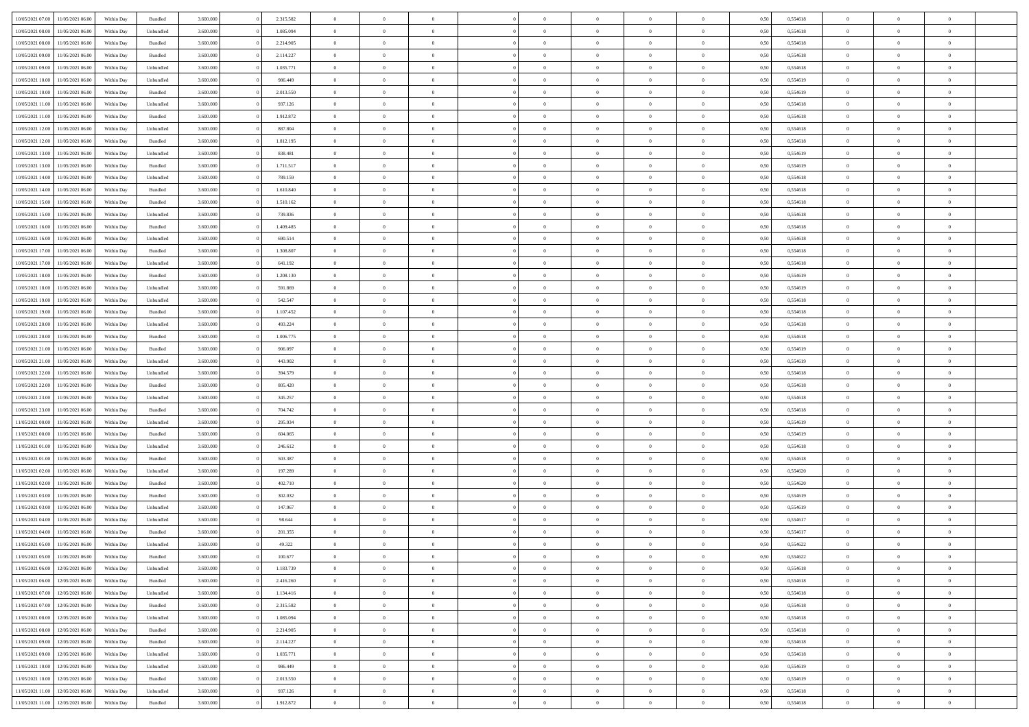| 10/05/2021 07:00 | 11/05/2021 06:00 | Within Day | Bundled | 3.600.000 | 0 | 2.315.582 | 0 | 0 | 0 | | 0 | 0 | 0 | 0 | 0,50 | 0,554618 | 0 | 0 | 0 | |
|---|---|---|---|---|---|---|---|---|---|---|---|---|---|---|---|---|---|---|---|---|
| 10/05/2021 08:00 | 11/05/2021 06:00 | Within Day | Unbundled | 3.600.000 | 0 | 1.085.094 | 0 | 0 | 0 | | 0 | 0 | 0 | 0 | 0,50 | 0,554618 | 0 | 0 | 0 | |
| 10/05/2021 08:00 | 11/05/2021 06:00 | Within Day | Bundled | 3.600.000 | 0 | 2.214.905 | 0 | 0 | 0 | | 0 | 0 | 0 | 0 | 0,50 | 0,554618 | 0 | 0 | 0 | |
| 10/05/2021 09:00 | 11/05/2021 06:00 | Within Day | Bundled | 3.600.000 | 0 | 2.114.227 | 0 | 0 | 0 | | 0 | 0 | 0 | 0 | 0,50 | 0,554618 | 0 | 0 | 0 | |
| 10/05/2021 09:00 | 11/05/2021 06:00 | Within Day | Unbundled | 3.600.000 | 0 | 1.035.771 | 0 | 0 | 0 | | 0 | 0 | 0 | 0 | 0,50 | 0,554618 | 0 | 0 | 0 | |
| 10/05/2021 10:00 | 11/05/2021 06:00 | Within Day | Unbundled | 3.600.000 | 0 | 986.449 | 0 | 0 | 0 | | 0 | 0 | 0 | 0 | 0,50 | 0,554619 | 0 | 0 | 0 | |
| 10/05/2021 10:00 | 11/05/2021 06:00 | Within Day | Bundled | 3.600.000 | 0 | 2.013.550 | 0 | 0 | 0 | | 0 | 0 | 0 | 0 | 0,50 | 0,554619 | 0 | 0 | 0 | |
| 10/05/2021 11:00 | 11/05/2021 06:00 | Within Day | Unbundled | 3.600.000 | 0 | 937.126 | 0 | 0 | 0 | | 0 | 0 | 0 | 0 | 0,50 | 0,554618 | 0 | 0 | 0 | |
| 10/05/2021 11:00 | 11/05/2021 06:00 | Within Day | Bundled | 3.600.000 | 0 | 1.912.872 | 0 | 0 | 0 | | 0 | 0 | 0 | 0 | 0,50 | 0,554618 | 0 | 0 | 0 | |
| 10/05/2021 12:00 | 11/05/2021 06:00 | Within Day | Unbundled | 3.600.000 | 0 | 887.804 | 0 | 0 | 0 | | 0 | 0 | 0 | 0 | 0,50 | 0,554618 | 0 | 0 | 0 | |
| 10/05/2021 12:00 | 11/05/2021 06:00 | Within Day | Bundled | 3.600.000 | 0 | 1.812.195 | 0 | 0 | 0 | | 0 | 0 | 0 | 0 | 0,50 | 0,554618 | 0 | 0 | 0 | |
| 10/05/2021 13:00 | 11/05/2021 06:00 | Within Day | Unbundled | 3.600.000 | 0 | 838.481 | 0 | 0 | 0 | | 0 | 0 | 0 | 0 | 0,50 | 0,554619 | 0 | 0 | 0 | |
| 10/05/2021 13:00 | 11/05/2021 06:00 | Within Day | Bundled | 3.600.000 | 0 | 1.711.517 | 0 | 0 | 0 | | 0 | 0 | 0 | 0 | 0,50 | 0,554619 | 0 | 0 | 0 | |
| 10/05/2021 14:00 | 11/05/2021 06:00 | Within Day | Unbundled | 3.600.000 | 0 | 789.159 | 0 | 0 | 0 | | 0 | 0 | 0 | 0 | 0,50 | 0,554618 | 0 | 0 | 0 | |
| 10/05/2021 14:00 | 11/05/2021 06:00 | Within Day | Bundled | 3.600.000 | 0 | 1.610.840 | 0 | 0 | 0 | | 0 | 0 | 0 | 0 | 0,50 | 0,554618 | 0 | 0 | 0 | |
| 10/05/2021 15:00 | 11/05/2021 06:00 | Within Day | Bundled | 3.600.000 | 0 | 1.510.162 | 0 | 0 | 0 | | 0 | 0 | 0 | 0 | 0,50 | 0,554618 | 0 | 0 | 0 | |
| 10/05/2021 15:00 | 11/05/2021 06:00 | Within Day | Unbundled | 3.600.000 | 0 | 739.836 | 0 | 0 | 0 | | 0 | 0 | 0 | 0 | 0,50 | 0,554618 | 0 | 0 | 0 | |
| 10/05/2021 16:00 | 11/05/2021 06:00 | Within Day | Bundled | 3.600.000 | 0 | 1.409.485 | 0 | 0 | 0 | | 0 | 0 | 0 | 0 | 0,50 | 0,554618 | 0 | 0 | 0 | |
| 10/05/2021 16:00 | 11/05/2021 06:00 | Within Day | Unbundled | 3.600.000 | 0 | 690.514 | 0 | 0 | 0 | | 0 | 0 | 0 | 0 | 0,50 | 0,554618 | 0 | 0 | 0 | |
| 10/05/2021 17:00 | 11/05/2021 06:00 | Within Day | Bundled | 3.600.000 | 0 | 1.308.807 | 0 | 0 | 0 | | 0 | 0 | 0 | 0 | 0,50 | 0,554618 | 0 | 0 | 0 | |
| 10/05/2021 17:00 | 11/05/2021 06:00 | Within Day | Unbundled | 3.600.000 | 0 | 641.192 | 0 | 0 | 0 | | 0 | 0 | 0 | 0 | 0,50 | 0,554618 | 0 | 0 | 0 | |
| 10/05/2021 18:00 | 11/05/2021 06:00 | Within Day | Bundled | 3.600.000 | 0 | 1.208.130 | 0 | 0 | 0 | | 0 | 0 | 0 | 0 | 0,50 | 0,554619 | 0 | 0 | 0 | |
| 10/05/2021 18:00 | 11/05/2021 06:00 | Within Day | Unbundled | 3.600.000 | 0 | 591.869 | 0 | 0 | 0 | | 0 | 0 | 0 | 0 | 0,50 | 0,554619 | 0 | 0 | 0 | |
| 10/05/2021 19:00 | 11/05/2021 06:00 | Within Day | Unbundled | 3.600.000 | 0 | 542.547 | 0 | 0 | 0 | | 0 | 0 | 0 | 0 | 0,50 | 0,554618 | 0 | 0 | 0 | |
| 10/05/2021 19:00 | 11/05/2021 06:00 | Within Day | Bundled | 3.600.000 | 0 | 1.107.452 | 0 | 0 | 0 | | 0 | 0 | 0 | 0 | 0,50 | 0,554618 | 0 | 0 | 0 | |
| 10/05/2021 20:00 | 11/05/2021 06:00 | Within Day | Unbundled | 3.600.000 | 0 | 493.224 | 0 | 0 | 0 | | 0 | 0 | 0 | 0 | 0,50 | 0,554618 | 0 | 0 | 0 | |
| 10/05/2021 20:00 | 11/05/2021 06:00 | Within Day | Bundled | 3.600.000 | 0 | 1.006.775 | 0 | 0 | 0 | | 0 | 0 | 0 | 0 | 0,50 | 0,554618 | 0 | 0 | 0 | |
| 10/05/2021 21:00 | 11/05/2021 06:00 | Within Day | Bundled | 3.600.000 | 0 | 906.097 | 0 | 0 | 0 | | 0 | 0 | 0 | 0 | 0,50 | 0,554619 | 0 | 0 | 0 | |
| 10/05/2021 21:00 | 11/05/2021 06:00 | Within Day | Unbundled | 3.600.000 | 0 | 443.902 | 0 | 0 | 0 | | 0 | 0 | 0 | 0 | 0,50 | 0,554619 | 0 | 0 | 0 | |
| 10/05/2021 22:00 | 11/05/2021 06:00 | Within Day | Unbundled | 3.600.000 | 0 | 394.579 | 0 | 0 | 0 | | 0 | 0 | 0 | 0 | 0,50 | 0,554618 | 0 | 0 | 0 | |
| 10/05/2021 22:00 | 11/05/2021 06:00 | Within Day | Bundled | 3.600.000 | 0 | 805.420 | 0 | 0 | 0 | | 0 | 0 | 0 | 0 | 0,50 | 0,554618 | 0 | 0 | 0 | |
| 10/05/2021 23:00 | 11/05/2021 06:00 | Within Day | Unbundled | 3.600.000 | 0 | 345.257 | 0 | 0 | 0 | | 0 | 0 | 0 | 0 | 0,50 | 0,554618 | 0 | 0 | 0 | |
| 10/05/2021 23:00 | 11/05/2021 06:00 | Within Day | Bundled | 3.600.000 | 0 | 704.742 | 0 | 0 | 0 | | 0 | 0 | 0 | 0 | 0,50 | 0,554618 | 0 | 0 | 0 | |
| 11/05/2021 00:00 | 11/05/2021 06:00 | Within Day | Unbundled | 3.600.000 | 0 | 295.934 | 0 | 0 | 0 | | 0 | 0 | 0 | 0 | 0,50 | 0,554619 | 0 | 0 | 0 | |
| 11/05/2021 00:00 | 11/05/2021 06:00 | Within Day | Bundled | 3.600.000 | 0 | 604.065 | 0 | 0 | 0 | | 0 | 0 | 0 | 0 | 0,50 | 0,554619 | 0 | 0 | 0 | |
| 11/05/2021 01:00 | 11/05/2021 06:00 | Within Day | Unbundled | 3.600.000 | 0 | 246.612 | 0 | 0 | 0 | | 0 | 0 | 0 | 0 | 0,50 | 0,554618 | 0 | 0 | 0 | |
| 11/05/2021 01:00 | 11/05/2021 06:00 | Within Day | Bundled | 3.600.000 | 0 | 503.387 | 0 | 0 | 0 | | 0 | 0 | 0 | 0 | 0,50 | 0,554618 | 0 | 0 | 0 | |
| 11/05/2021 02:00 | 11/05/2021 06:00 | Within Day | Unbundled | 3.600.000 | 0 | 197.289 | 0 | 0 | 0 | | 0 | 0 | 0 | 0 | 0,50 | 0,554620 | 0 | 0 | 0 | |
| 11/05/2021 02:00 | 11/05/2021 06:00 | Within Day | Bundled | 3.600.000 | 0 | 402.710 | 0 | 0 | 0 | | 0 | 0 | 0 | 0 | 0,50 | 0,554620 | 0 | 0 | 0 | |
| 11/05/2021 03:00 | 11/05/2021 06:00 | Within Day | Bundled | 3.600.000 | 0 | 302.032 | 0 | 0 | 0 | | 0 | 0 | 0 | 0 | 0,50 | 0,554619 | 0 | 0 | 0 | |
| 11/05/2021 03:00 | 11/05/2021 06:00 | Within Day | Unbundled | 3.600.000 | 0 | 147.967 | 0 | 0 | 0 | | 0 | 0 | 0 | 0 | 0,50 | 0,554619 | 0 | 0 | 0 | |
| 11/05/2021 04:00 | 11/05/2021 06:00 | Within Day | Unbundled | 3.600.000 | 0 | 98.644 | 0 | 0 | 0 | | 0 | 0 | 0 | 0 | 0,50 | 0,554617 | 0 | 0 | 0 | |
| 11/05/2021 04:00 | 11/05/2021 06:00 | Within Day | Bundled | 3.600.000 | 0 | 201.355 | 0 | 0 | 0 | | 0 | 0 | 0 | 0 | 0,50 | 0,554617 | 0 | 0 | 0 | |
| 11/05/2021 05:00 | 11/05/2021 06:00 | Within Day | Unbundled | 3.600.000 | 0 | 49.322 | 0 | 0 | 0 | | 0 | 0 | 0 | 0 | 0,50 | 0,554622 | 0 | 0 | 0 | |
| 11/05/2021 05:00 | 11/05/2021 06:00 | Within Day | Bundled | 3.600.000 | 0 | 100.677 | 0 | 0 | 0 | | 0 | 0 | 0 | 0 | 0,50 | 0,554622 | 0 | 0 | 0 | |
| 11/05/2021 06:00 | 12/05/2021 06:00 | Within Day | Unbundled | 3.600.000 | 0 | 1.183.739 | 0 | 0 | 0 | | 0 | 0 | 0 | 0 | 0,50 | 0,554618 | 0 | 0 | 0 | |
| 11/05/2021 06:00 | 12/05/2021 06:00 | Within Day | Bundled | 3.600.000 | 0 | 2.416.260 | 0 | 0 | 0 | | 0 | 0 | 0 | 0 | 0,50 | 0,554618 | 0 | 0 | 0 | |
| 11/05/2021 07:00 | 12/05/2021 06:00 | Within Day | Unbundled | 3.600.000 | 0 | 1.134.416 | 0 | 0 | 0 | | 0 | 0 | 0 | 0 | 0,50 | 0,554618 | 0 | 0 | 0 | |
| 11/05/2021 07:00 | 12/05/2021 06:00 | Within Day | Bundled | 3.600.000 | 0 | 2.315.582 | 0 | 0 | 0 | | 0 | 0 | 0 | 0 | 0,50 | 0,554618 | 0 | 0 | 0 | |
| 11/05/2021 08:00 | 12/05/2021 06:00 | Within Day | Unbundled | 3.600.000 | 0 | 1.085.094 | 0 | 0 | 0 | | 0 | 0 | 0 | 0 | 0,50 | 0,554618 | 0 | 0 | 0 | |
| 11/05/2021 08:00 | 12/05/2021 06:00 | Within Day | Bundled | 3.600.000 | 0 | 2.214.905 | 0 | 0 | 0 | | 0 | 0 | 0 | 0 | 0,50 | 0,554618 | 0 | 0 | 0 | |
| 11/05/2021 09:00 | 12/05/2021 06:00 | Within Day | Bundled | 3.600.000 | 0 | 2.114.227 | 0 | 0 | 0 | | 0 | 0 | 0 | 0 | 0,50 | 0,554618 | 0 | 0 | 0 | |
| 11/05/2021 09:00 | 12/05/2021 06:00 | Within Day | Unbundled | 3.600.000 | 0 | 1.035.771 | 0 | 0 | 0 | | 0 | 0 | 0 | 0 | 0,50 | 0,554618 | 0 | 0 | 0 | |
| 11/05/2021 10:00 | 12/05/2021 06:00 | Within Day | Unbundled | 3.600.000 | 0 | 986.449 | 0 | 0 | 0 | | 0 | 0 | 0 | 0 | 0,50 | 0,554619 | 0 | 0 | 0 | |
| 11/05/2021 10:00 | 12/05/2021 06:00 | Within Day | Bundled | 3.600.000 | 0 | 2.013.550 | 0 | 0 | 0 | | 0 | 0 | 0 | 0 | 0,50 | 0,554619 | 0 | 0 | 0 | |
| 11/05/2021 11:00 | 12/05/2021 06:00 | Within Day | Unbundled | 3.600.000 | 0 | 937.126 | 0 | 0 | 0 | | 0 | 0 | 0 | 0 | 0,50 | 0,554618 | 0 | 0 | 0 | |
| 11/05/2021 11:00 | 12/05/2021 06:00 | Within Day | Bundled | 3.600.000 | 0 | 1.912.872 | 0 | 0 | 0 | | 0 | 0 | 0 | 0 | 0,50 | 0,554618 | 0 | 0 | 0 | |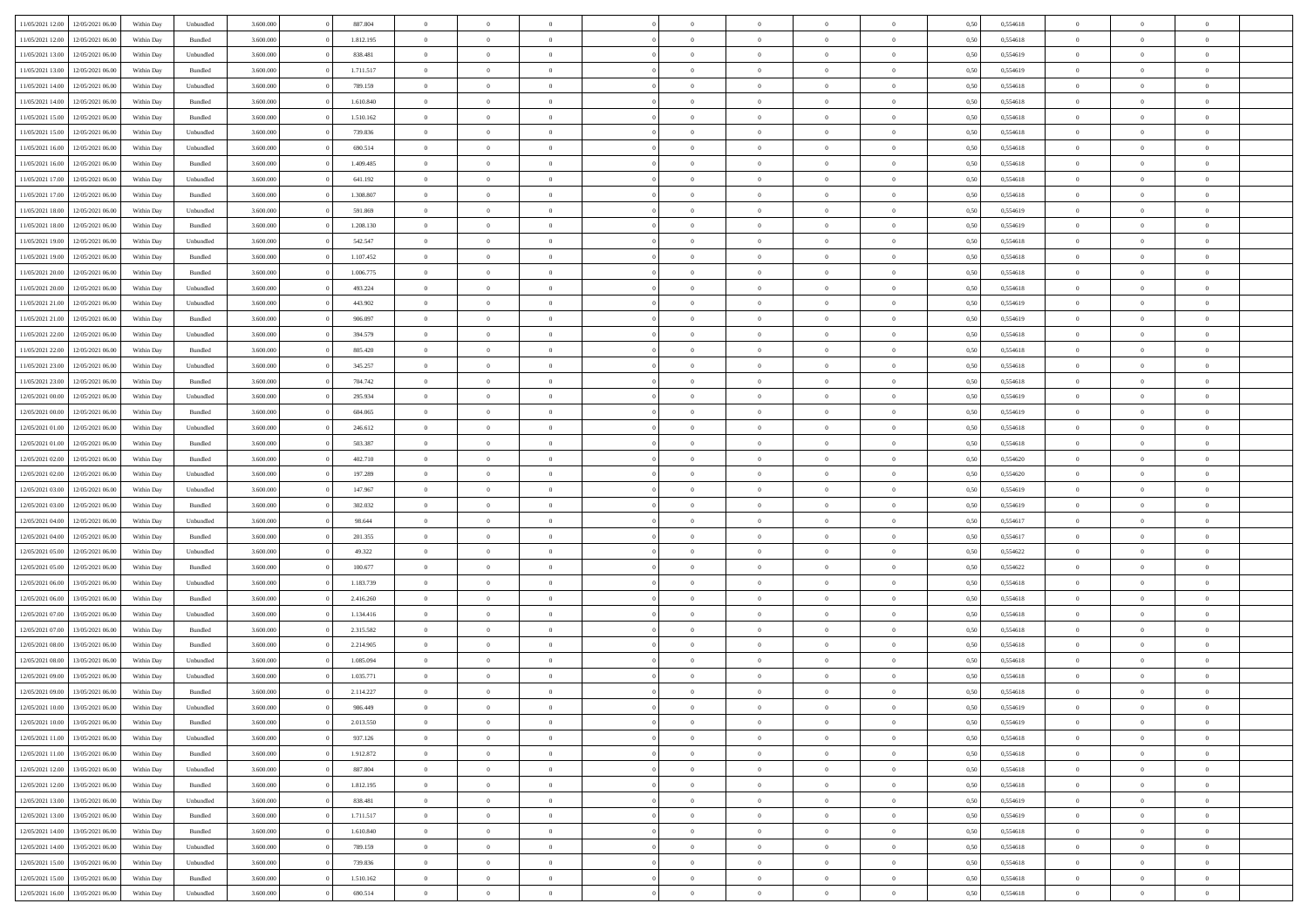| 11/05/2021 12:00 | 12/05/2021 06:00 | Within Day | Unbundled | 3.600.000 | 0 | 887.804 | 0 | 0 | 0 | | 0 | 0 | 0 | 0 | 0,50 | 0,554618 | 0 | 0 | 0 | |
|---|---|---|---|---|---|---|---|---|---|---|---|---|---|---|---|---|---|---|---|---|
| 11/05/2021 12:00 | 12/05/2021 06:00 | Within Day | Bundled | 3.600.000 | 0 | 1.812.195 | 0 | 0 | 0 | | 0 | 0 | 0 | 0 | 0,50 | 0,554618 | 0 | 0 | 0 | |
| 11/05/2021 13:00 | 12/05/2021 06:00 | Within Day | Unbundled | 3.600.000 | 0 | 838.481 | 0 | 0 | 0 | | 0 | 0 | 0 | 0 | 0,50 | 0,554619 | 0 | 0 | 0 | |
| 11/05/2021 13:00 | 12/05/2021 06:00 | Within Day | Bundled | 3.600.000 | 0 | 1.711.517 | 0 | 0 | 0 | | 0 | 0 | 0 | 0 | 0,50 | 0,554619 | 0 | 0 | 0 | |
| 11/05/2021 14:00 | 12/05/2021 06:00 | Within Day | Unbundled | 3.600.000 | 0 | 789.159 | 0 | 0 | 0 | | 0 | 0 | 0 | 0 | 0,50 | 0,554618 | 0 | 0 | 0 | |
| 11/05/2021 14:00 | 12/05/2021 06:00 | Within Day | Bundled | 3.600.000 | 0 | 1.610.840 | 0 | 0 | 0 | | 0 | 0 | 0 | 0 | 0,50 | 0,554618 | 0 | 0 | 0 | |
| 11/05/2021 15:00 | 12/05/2021 06:00 | Within Day | Bundled | 3.600.000 | 0 | 1.510.162 | 0 | 0 | 0 | | 0 | 0 | 0 | 0 | 0,50 | 0,554618 | 0 | 0 | 0 | |
| 11/05/2021 15:00 | 12/05/2021 06:00 | Within Day | Unbundled | 3.600.000 | 0 | 739.836 | 0 | 0 | 0 | | 0 | 0 | 0 | 0 | 0,50 | 0,554618 | 0 | 0 | 0 | |
| 11/05/2021 16:00 | 12/05/2021 06:00 | Within Day | Unbundled | 3.600.000 | 0 | 690.514 | 0 | 0 | 0 | | 0 | 0 | 0 | 0 | 0,50 | 0,554618 | 0 | 0 | 0 | |
| 11/05/2021 16:00 | 12/05/2021 06:00 | Within Day | Bundled | 3.600.000 | 0 | 1.409.485 | 0 | 0 | 0 | | 0 | 0 | 0 | 0 | 0,50 | 0,554618 | 0 | 0 | 0 | |
| 11/05/2021 17:00 | 12/05/2021 06:00 | Within Day | Unbundled | 3.600.000 | 0 | 641.192 | 0 | 0 | 0 | | 0 | 0 | 0 | 0 | 0,50 | 0,554618 | 0 | 0 | 0 | |
| 11/05/2021 17:00 | 12/05/2021 06:00 | Within Day | Bundled | 3.600.000 | 0 | 1.308.807 | 0 | 0 | 0 | | 0 | 0 | 0 | 0 | 0,50 | 0,554618 | 0 | 0 | 0 | |
| 11/05/2021 18:00 | 12/05/2021 06:00 | Within Day | Unbundled | 3.600.000 | 0 | 591.869 | 0 | 0 | 0 | | 0 | 0 | 0 | 0 | 0,50 | 0,554619 | 0 | 0 | 0 | |
| 11/05/2021 18:00 | 12/05/2021 06:00 | Within Day | Bundled | 3.600.000 | 0 | 1.208.130 | 0 | 0 | 0 | | 0 | 0 | 0 | 0 | 0,50 | 0,554619 | 0 | 0 | 0 | |
| 11/05/2021 19:00 | 12/05/2021 06:00 | Within Day | Unbundled | 3.600.000 | 0 | 542.547 | 0 | 0 | 0 | | 0 | 0 | 0 | 0 | 0,50 | 0,554618 | 0 | 0 | 0 | |
| 11/05/2021 19:00 | 12/05/2021 06:00 | Within Day | Bundled | 3.600.000 | 0 | 1.107.452 | 0 | 0 | 0 | | 0 | 0 | 0 | 0 | 0,50 | 0,554618 | 0 | 0 | 0 | |
| 11/05/2021 20:00 | 12/05/2021 06:00 | Within Day | Bundled | 3.600.000 | 0 | 1.006.775 | 0 | 0 | 0 | | 0 | 0 | 0 | 0 | 0,50 | 0,554618 | 0 | 0 | 0 | |
| 11/05/2021 20:00 | 12/05/2021 06:00 | Within Day | Unbundled | 3.600.000 | 0 | 493.224 | 0 | 0 | 0 | | 0 | 0 | 0 | 0 | 0,50 | 0,554618 | 0 | 0 | 0 | |
| 11/05/2021 21:00 | 12/05/2021 06:00 | Within Day | Unbundled | 3.600.000 | 0 | 443.902 | 0 | 0 | 0 | | 0 | 0 | 0 | 0 | 0,50 | 0,554619 | 0 | 0 | 0 | |
| 11/05/2021 21:00 | 12/05/2021 06:00 | Within Day | Bundled | 3.600.000 | 0 | 906.097 | 0 | 0 | 0 | | 0 | 0 | 0 | 0 | 0,50 | 0,554619 | 0 | 0 | 0 | |
| 11/05/2021 22:00 | 12/05/2021 06:00 | Within Day | Unbundled | 3.600.000 | 0 | 394.579 | 0 | 0 | 0 | | 0 | 0 | 0 | 0 | 0,50 | 0,554618 | 0 | 0 | 0 | |
| 11/05/2021 22:00 | 12/05/2021 06:00 | Within Day | Bundled | 3.600.000 | 0 | 805.420 | 0 | 0 | 0 | | 0 | 0 | 0 | 0 | 0,50 | 0,554618 | 0 | 0 | 0 | |
| 11/05/2021 23:00 | 12/05/2021 06:00 | Within Day | Unbundled | 3.600.000 | 0 | 345.257 | 0 | 0 | 0 | | 0 | 0 | 0 | 0 | 0,50 | 0,554618 | 0 | 0 | 0 | |
| 11/05/2021 23:00 | 12/05/2021 06:00 | Within Day | Bundled | 3.600.000 | 0 | 704.742 | 0 | 0 | 0 | | 0 | 0 | 0 | 0 | 0,50 | 0,554618 | 0 | 0 | 0 | |
| 12/05/2021 00:00 | 12/05/2021 06:00 | Within Day | Unbundled | 3.600.000 | 0 | 295.934 | 0 | 0 | 0 | | 0 | 0 | 0 | 0 | 0,50 | 0,554619 | 0 | 0 | 0 | |
| 12/05/2021 00:00 | 12/05/2021 06:00 | Within Day | Bundled | 3.600.000 | 0 | 604.065 | 0 | 0 | 0 | | 0 | 0 | 0 | 0 | 0,50 | 0,554619 | 0 | 0 | 0 | |
| 12/05/2021 01:00 | 12/05/2021 06:00 | Within Day | Unbundled | 3.600.000 | 0 | 246.612 | 0 | 0 | 0 | | 0 | 0 | 0 | 0 | 0,50 | 0,554618 | 0 | 0 | 0 | |
| 12/05/2021 01:00 | 12/05/2021 06:00 | Within Day | Bundled | 3.600.000 | 0 | 503.387 | 0 | 0 | 0 | | 0 | 0 | 0 | 0 | 0,50 | 0,554618 | 0 | 0 | 0 | |
| 12/05/2021 02:00 | 12/05/2021 06:00 | Within Day | Bundled | 3.600.000 | 0 | 402.710 | 0 | 0 | 0 | | 0 | 0 | 0 | 0 | 0,50 | 0,554620 | 0 | 0 | 0 | |
| 12/05/2021 02:00 | 12/05/2021 06:00 | Within Day | Unbundled | 3.600.000 | 0 | 197.289 | 0 | 0 | 0 | | 0 | 0 | 0 | 0 | 0,50 | 0,554620 | 0 | 0 | 0 | |
| 12/05/2021 03:00 | 12/05/2021 06:00 | Within Day | Unbundled | 3.600.000 | 0 | 147.967 | 0 | 0 | 0 | | 0 | 0 | 0 | 0 | 0,50 | 0,554619 | 0 | 0 | 0 | |
| 12/05/2021 03:00 | 12/05/2021 06:00 | Within Day | Bundled | 3.600.000 | 0 | 302.032 | 0 | 0 | 0 | | 0 | 0 | 0 | 0 | 0,50 | 0,554619 | 0 | 0 | 0 | |
| 12/05/2021 04:00 | 12/05/2021 06:00 | Within Day | Unbundled | 3.600.000 | 0 | 98.644 | 0 | 0 | 0 | | 0 | 0 | 0 | 0 | 0,50 | 0,554617 | 0 | 0 | 0 | |
| 12/05/2021 04:00 | 12/05/2021 06:00 | Within Day | Bundled | 3.600.000 | 0 | 201.355 | 0 | 0 | 0 | | 0 | 0 | 0 | 0 | 0,50 | 0,554617 | 0 | 0 | 0 | |
| 12/05/2021 05:00 | 12/05/2021 06:00 | Within Day | Unbundled | 3.600.000 | 0 | 49.322 | 0 | 0 | 0 | | 0 | 0 | 0 | 0 | 0,50 | 0,554622 | 0 | 0 | 0 | |
| 12/05/2021 05:00 | 12/05/2021 06:00 | Within Day | Bundled | 3.600.000 | 0 | 100.677 | 0 | 0 | 0 | | 0 | 0 | 0 | 0 | 0,50 | 0,554622 | 0 | 0 | 0 | |
| 12/05/2021 06:00 | 13/05/2021 06:00 | Within Day | Unbundled | 3.600.000 | 0 | 1.183.739 | 0 | 0 | 0 | | 0 | 0 | 0 | 0 | 0,50 | 0,554618 | 0 | 0 | 0 | |
| 12/05/2021 06:00 | 13/05/2021 06:00 | Within Day | Bundled | 3.600.000 | 0 | 2.416.260 | 0 | 0 | 0 | | 0 | 0 | 0 | 0 | 0,50 | 0,554618 | 0 | 0 | 0 | |
| 12/05/2021 07:00 | 13/05/2021 06:00 | Within Day | Unbundled | 3.600.000 | 0 | 1.134.416 | 0 | 0 | 0 | | 0 | 0 | 0 | 0 | 0,50 | 0,554618 | 0 | 0 | 0 | |
| 12/05/2021 07:00 | 13/05/2021 06:00 | Within Day | Bundled | 3.600.000 | 0 | 2.315.582 | 0 | 0 | 0 | | 0 | 0 | 0 | 0 | 0,50 | 0,554618 | 0 | 0 | 0 | |
| 12/05/2021 08:00 | 13/05/2021 06:00 | Within Day | Bundled | 3.600.000 | 0 | 2.214.905 | 0 | 0 | 0 | | 0 | 0 | 0 | 0 | 0,50 | 0,554618 | 0 | 0 | 0 | |
| 12/05/2021 08:00 | 13/05/2021 06:00 | Within Day | Unbundled | 3.600.000 | 0 | 1.085.094 | 0 | 0 | 0 | | 0 | 0 | 0 | 0 | 0,50 | 0,554618 | 0 | 0 | 0 | |
| 12/05/2021 09:00 | 13/05/2021 06:00 | Within Day | Unbundled | 3.600.000 | 0 | 1.035.771 | 0 | 0 | 0 | | 0 | 0 | 0 | 0 | 0,50 | 0,554618 | 0 | 0 | 0 | |
| 12/05/2021 09:00 | 13/05/2021 06:00 | Within Day | Bundled | 3.600.000 | 0 | 2.114.227 | 0 | 0 | 0 | | 0 | 0 | 0 | 0 | 0,50 | 0,554618 | 0 | 0 | 0 | |
| 12/05/2021 10:00 | 13/05/2021 06:00 | Within Day | Unbundled | 3.600.000 | 0 | 986.449 | 0 | 0 | 0 | | 0 | 0 | 0 | 0 | 0,50 | 0,554619 | 0 | 0 | 0 | |
| 12/05/2021 10:00 | 13/05/2021 06:00 | Within Day | Bundled | 3.600.000 | 0 | 2.013.550 | 0 | 0 | 0 | | 0 | 0 | 0 | 0 | 0,50 | 0,554619 | 0 | 0 | 0 | |
| 12/05/2021 11:00 | 13/05/2021 06:00 | Within Day | Unbundled | 3.600.000 | 0 | 937.126 | 0 | 0 | 0 | | 0 | 0 | 0 | 0 | 0,50 | 0,554618 | 0 | 0 | 0 | |
| 12/05/2021 11:00 | 13/05/2021 06:00 | Within Day | Bundled | 3.600.000 | 0 | 1.912.872 | 0 | 0 | 0 | | 0 | 0 | 0 | 0 | 0,50 | 0,554618 | 0 | 0 | 0 | |
| 12/05/2021 12:00 | 13/05/2021 06:00 | Within Day | Unbundled | 3.600.000 | 0 | 887.804 | 0 | 0 | 0 | | 0 | 0 | 0 | 0 | 0,50 | 0,554618 | 0 | 0 | 0 | |
| 12/05/2021 12:00 | 13/05/2021 06:00 | Within Day | Bundled | 3.600.000 | 0 | 1.812.195 | 0 | 0 | 0 | | 0 | 0 | 0 | 0 | 0,50 | 0,554618 | 0 | 0 | 0 | |
| 12/05/2021 13:00 | 13/05/2021 06:00 | Within Day | Unbundled | 3.600.000 | 0 | 838.481 | 0 | 0 | 0 | | 0 | 0 | 0 | 0 | 0,50 | 0,554619 | 0 | 0 | 0 | |
| 12/05/2021 13:00 | 13/05/2021 06:00 | Within Day | Bundled | 3.600.000 | 0 | 1.711.517 | 0 | 0 | 0 | | 0 | 0 | 0 | 0 | 0,50 | 0,554619 | 0 | 0 | 0 | |
| 12/05/2021 14:00 | 13/05/2021 06:00 | Within Day | Bundled | 3.600.000 | 0 | 1.610.840 | 0 | 0 | 0 | | 0 | 0 | 0 | 0 | 0,50 | 0,554618 | 0 | 0 | 0 | |
| 12/05/2021 14:00 | 13/05/2021 06:00 | Within Day | Unbundled | 3.600.000 | 0 | 789.159 | 0 | 0 | 0 | | 0 | 0 | 0 | 0 | 0,50 | 0,554618 | 0 | 0 | 0 | |
| 12/05/2021 15:00 | 13/05/2021 06:00 | Within Day | Unbundled | 3.600.000 | 0 | 739.836 | 0 | 0 | 0 | | 0 | 0 | 0 | 0 | 0,50 | 0,554618 | 0 | 0 | 0 | |
| 12/05/2021 15:00 | 13/05/2021 06:00 | Within Day | Bundled | 3.600.000 | 0 | 1.510.162 | 0 | 0 | 0 | | 0 | 0 | 0 | 0 | 0,50 | 0,554618 | 0 | 0 | 0 | |
| 12/05/2021 16:00 | 13/05/2021 06:00 | Within Day | Unbundled | 3.600.000 | 0 | 690.514 | 0 | 0 | 0 | | 0 | 0 | 0 | 0 | 0,50 | 0,554618 | 0 | 0 | 0 | |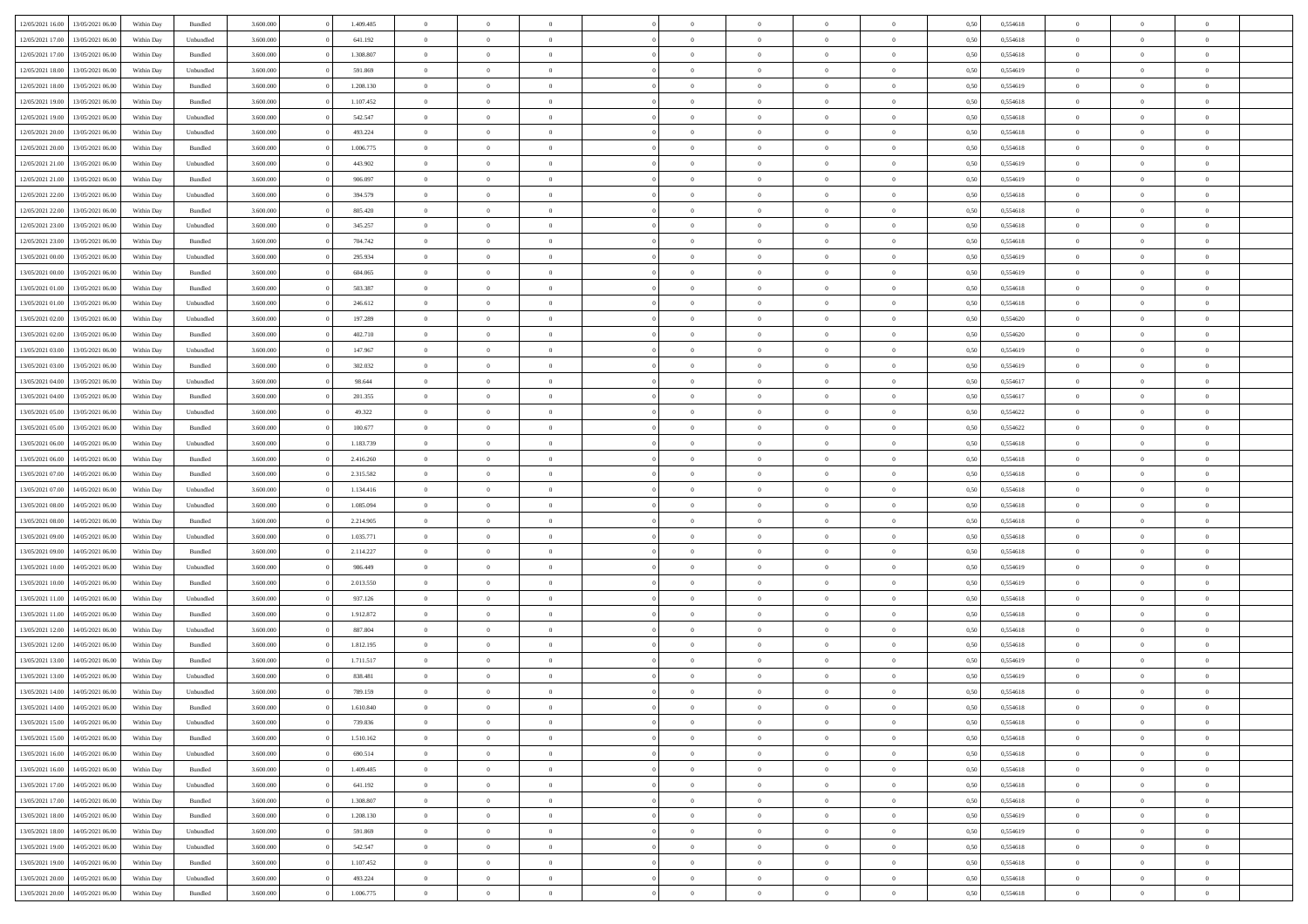| | | | | | | | | | | | | | | | | | | | | |
|---|---|---|---|---|---|---|---|---|---|---|---|---|---|---|---|---|---|---|---|---|
| 12/05/2021 16:00 | 13/05/2021 06:00 | Within Day | Bundled | 3.600.000 | 0 | 1.409.485 | 0 | 0 | 0 | | 0 | 0 | 0 | 0 | 0,50 | 0,554618 | 0 | 0 | 0 | |
| 12/05/2021 17:00 | 13/05/2021 06:00 | Within Day | Unbundled | 3.600.000 | 0 | 641.192 | 0 | 0 | 0 | | 0 | 0 | 0 | 0 | 0,50 | 0,554618 | 0 | 0 | 0 | |
| 12/05/2021 17:00 | 13/05/2021 06:00 | Within Day | Bundled | 3.600.000 | 0 | 1.308.807 | 0 | 0 | 0 | | 0 | 0 | 0 | 0 | 0,50 | 0,554618 | 0 | 0 | 0 | |
| 12/05/2021 18:00 | 13/05/2021 06:00 | Within Day | Unbundled | 3.600.000 | 0 | 591.869 | 0 | 0 | 0 | | 0 | 0 | 0 | 0 | 0,50 | 0,554619 | 0 | 0 | 0 | |
| 12/05/2021 18:00 | 13/05/2021 06:00 | Within Day | Bundled | 3.600.000 | 0 | 1.208.130 | 0 | 0 | 0 | | 0 | 0 | 0 | 0 | 0,50 | 0,554619 | 0 | 0 | 0 | |
| 12/05/2021 19:00 | 13/05/2021 06:00 | Within Day | Bundled | 3.600.000 | 0 | 1.107.452 | 0 | 0 | 0 | | 0 | 0 | 0 | 0 | 0,50 | 0,554618 | 0 | 0 | 0 | |
| 12/05/2021 19:00 | 13/05/2021 06:00 | Within Day | Unbundled | 3.600.000 | 0 | 542.547 | 0 | 0 | 0 | | 0 | 0 | 0 | 0 | 0,50 | 0,554618 | 0 | 0 | 0 | |
| 12/05/2021 20:00 | 13/05/2021 06:00 | Within Day | Unbundled | 3.600.000 | 0 | 493.224 | 0 | 0 | 0 | | 0 | 0 | 0 | 0 | 0,50 | 0,554618 | 0 | 0 | 0 | |
| 12/05/2021 20:00 | 13/05/2021 06:00 | Within Day | Bundled | 3.600.000 | 0 | 1.006.775 | 0 | 0 | 0 | | 0 | 0 | 0 | 0 | 0,50 | 0,554618 | 0 | 0 | 0 | |
| 12/05/2021 21:00 | 13/05/2021 06:00 | Within Day | Unbundled | 3.600.000 | 0 | 443.902 | 0 | 0 | 0 | | 0 | 0 | 0 | 0 | 0,50 | 0,554619 | 0 | 0 | 0 | |
| 12/05/2021 21:00 | 13/05/2021 06:00 | Within Day | Bundled | 3.600.000 | 0 | 906.097 | 0 | 0 | 0 | | 0 | 0 | 0 | 0 | 0,50 | 0,554619 | 0 | 0 | 0 | |
| 12/05/2021 22:00 | 13/05/2021 06:00 | Within Day | Unbundled | 3.600.000 | 0 | 394.579 | 0 | 0 | 0 | | 0 | 0 | 0 | 0 | 0,50 | 0,554618 | 0 | 0 | 0 | |
| 12/05/2021 22:00 | 13/05/2021 06:00 | Within Day | Bundled | 3.600.000 | 0 | 805.420 | 0 | 0 | 0 | | 0 | 0 | 0 | 0 | 0,50 | 0,554618 | 0 | 0 | 0 | |
| 12/05/2021 23:00 | 13/05/2021 06:00 | Within Day | Unbundled | 3.600.000 | 0 | 345.257 | 0 | 0 | 0 | | 0 | 0 | 0 | 0 | 0,50 | 0,554618 | 0 | 0 | 0 | |
| 12/05/2021 23:00 | 13/05/2021 06:00 | Within Day | Bundled | 3.600.000 | 0 | 704.742 | 0 | 0 | 0 | | 0 | 0 | 0 | 0 | 0,50 | 0,554618 | 0 | 0 | 0 | |
| 13/05/2021 00:00 | 13/05/2021 06:00 | Within Day | Unbundled | 3.600.000 | 0 | 295.934 | 0 | 0 | 0 | | 0 | 0 | 0 | 0 | 0,50 | 0,554619 | 0 | 0 | 0 | |
| 13/05/2021 00:00 | 13/05/2021 06:00 | Within Day | Bundled | 3.600.000 | 0 | 604.065 | 0 | 0 | 0 | | 0 | 0 | 0 | 0 | 0,50 | 0,554619 | 0 | 0 | 0 | |
| 13/05/2021 01:00 | 13/05/2021 06:00 | Within Day | Bundled | 3.600.000 | 0 | 503.387 | 0 | 0 | 0 | | 0 | 0 | 0 | 0 | 0,50 | 0,554618 | 0 | 0 | 0 | |
| 13/05/2021 01:00 | 13/05/2021 06:00 | Within Day | Unbundled | 3.600.000 | 0 | 246.612 | 0 | 0 | 0 | | 0 | 0 | 0 | 0 | 0,50 | 0,554618 | 0 | 0 | 0 | |
| 13/05/2021 02:00 | 13/05/2021 06:00 | Within Day | Unbundled | 3.600.000 | 0 | 197.289 | 0 | 0 | 0 | | 0 | 0 | 0 | 0 | 0,50 | 0,554620 | 0 | 0 | 0 | |
| 13/05/2021 02:00 | 13/05/2021 06:00 | Within Day | Bundled | 3.600.000 | 0 | 402.710 | 0 | 0 | 0 | | 0 | 0 | 0 | 0 | 0,50 | 0,554620 | 0 | 0 | 0 | |
| 13/05/2021 03:00 | 13/05/2021 06:00 | Within Day | Unbundled | 3.600.000 | 0 | 147.967 | 0 | 0 | 0 | | 0 | 0 | 0 | 0 | 0,50 | 0,554619 | 0 | 0 | 0 | |
| 13/05/2021 03:00 | 13/05/2021 06:00 | Within Day | Bundled | 3.600.000 | 0 | 302.032 | 0 | 0 | 0 | | 0 | 0 | 0 | 0 | 0,50 | 0,554619 | 0 | 0 | 0 | |
| 13/05/2021 04:00 | 13/05/2021 06:00 | Within Day | Unbundled | 3.600.000 | 0 | 98.644 | 0 | 0 | 0 | | 0 | 0 | 0 | 0 | 0,50 | 0,554617 | 0 | 0 | 0 | |
| 13/05/2021 04:00 | 13/05/2021 06:00 | Within Day | Bundled | 3.600.000 | 0 | 201.355 | 0 | 0 | 0 | | 0 | 0 | 0 | 0 | 0,50 | 0,554617 | 0 | 0 | 0 | |
| 13/05/2021 05:00 | 13/05/2021 06:00 | Within Day | Unbundled | 3.600.000 | 0 | 49.322 | 0 | 0 | 0 | | 0 | 0 | 0 | 0 | 0,50 | 0,554622 | 0 | 0 | 0 | |
| 13/05/2021 05:00 | 13/05/2021 06:00 | Within Day | Bundled | 3.600.000 | 0 | 100.677 | 0 | 0 | 0 | | 0 | 0 | 0 | 0 | 0,50 | 0,554622 | 0 | 0 | 0 | |
| 13/05/2021 06:00 | 14/05/2021 06:00 | Within Day | Unbundled | 3.600.000 | 0 | 1.183.739 | 0 | 0 | 0 | | 0 | 0 | 0 | 0 | 0,50 | 0,554618 | 0 | 0 | 0 | |
| 13/05/2021 06:00 | 14/05/2021 06:00 | Within Day | Bundled | 3.600.000 | 0 | 2.416.260 | 0 | 0 | 0 | | 0 | 0 | 0 | 0 | 0,50 | 0,554618 | 0 | 0 | 0 | |
| 13/05/2021 07:00 | 14/05/2021 06:00 | Within Day | Bundled | 3.600.000 | 0 | 2.315.582 | 0 | 0 | 0 | | 0 | 0 | 0 | 0 | 0,50 | 0,554618 | 0 | 0 | 0 | |
| 13/05/2021 07:00 | 14/05/2021 06:00 | Within Day | Unbundled | 3.600.000 | 0 | 1.134.416 | 0 | 0 | 0 | | 0 | 0 | 0 | 0 | 0,50 | 0,554618 | 0 | 0 | 0 | |
| 13/05/2021 08:00 | 14/05/2021 06:00 | Within Day | Unbundled | 3.600.000 | 0 | 1.085.094 | 0 | 0 | 0 | | 0 | 0 | 0 | 0 | 0,50 | 0,554618 | 0 | 0 | 0 | |
| 13/05/2021 08:00 | 14/05/2021 06:00 | Within Day | Bundled | 3.600.000 | 0 | 2.214.905 | 0 | 0 | 0 | | 0 | 0 | 0 | 0 | 0,50 | 0,554618 | 0 | 0 | 0 | |
| 13/05/2021 09:00 | 14/05/2021 06:00 | Within Day | Unbundled | 3.600.000 | 0 | 1.035.771 | 0 | 0 | 0 | | 0 | 0 | 0 | 0 | 0,50 | 0,554618 | 0 | 0 | 0 | |
| 13/05/2021 09:00 | 14/05/2021 06:00 | Within Day | Bundled | 3.600.000 | 0 | 2.114.227 | 0 | 0 | 0 | | 0 | 0 | 0 | 0 | 0,50 | 0,554618 | 0 | 0 | 0 | |
| 13/05/2021 10:00 | 14/05/2021 06:00 | Within Day | Unbundled | 3.600.000 | 0 | 986.449 | 0 | 0 | 0 | | 0 | 0 | 0 | 0 | 0,50 | 0,554619 | 0 | 0 | 0 | |
| 13/05/2021 10:00 | 14/05/2021 06:00 | Within Day | Bundled | 3.600.000 | 0 | 2.013.550 | 0 | 0 | 0 | | 0 | 0 | 0 | 0 | 0,50 | 0,554619 | 0 | 0 | 0 | |
| 13/05/2021 11:00 | 14/05/2021 06:00 | Within Day | Unbundled | 3.600.000 | 0 | 937.126 | 0 | 0 | 0 | | 0 | 0 | 0 | 0 | 0,50 | 0,554618 | 0 | 0 | 0 | |
| 13/05/2021 11:00 | 14/05/2021 06:00 | Within Day | Bundled | 3.600.000 | 0 | 1.912.872 | 0 | 0 | 0 | | 0 | 0 | 0 | 0 | 0,50 | 0,554618 | 0 | 0 | 0 | |
| 13/05/2021 12:00 | 14/05/2021 06:00 | Within Day | Unbundled | 3.600.000 | 0 | 887.804 | 0 | 0 | 0 | | 0 | 0 | 0 | 0 | 0,50 | 0,554618 | 0 | 0 | 0 | |
| 13/05/2021 12:00 | 14/05/2021 06:00 | Within Day | Bundled | 3.600.000 | 0 | 1.812.195 | 0 | 0 | 0 | | 0 | 0 | 0 | 0 | 0,50 | 0,554618 | 0 | 0 | 0 | |
| 13/05/2021 13:00 | 14/05/2021 06:00 | Within Day | Bundled | 3.600.000 | 0 | 1.711.517 | 0 | 0 | 0 | | 0 | 0 | 0 | 0 | 0,50 | 0,554619 | 0 | 0 | 0 | |
| 13/05/2021 13:00 | 14/05/2021 06:00 | Within Day | Unbundled | 3.600.000 | 0 | 838.481 | 0 | 0 | 0 | | 0 | 0 | 0 | 0 | 0,50 | 0,554619 | 0 | 0 | 0 | |
| 13/05/2021 14:00 | 14/05/2021 06:00 | Within Day | Unbundled | 3.600.000 | 0 | 789.159 | 0 | 0 | 0 | | 0 | 0 | 0 | 0 | 0,50 | 0,554618 | 0 | 0 | 0 | |
| 13/05/2021 14:00 | 14/05/2021 06:00 | Within Day | Bundled | 3.600.000 | 0 | 1.610.840 | 0 | 0 | 0 | | 0 | 0 | 0 | 0 | 0,50 | 0,554618 | 0 | 0 | 0 | |
| 13/05/2021 15:00 | 14/05/2021 06:00 | Within Day | Unbundled | 3.600.000 | 0 | 739.836 | 0 | 0 | 0 | | 0 | 0 | 0 | 0 | 0,50 | 0,554618 | 0 | 0 | 0 | |
| 13/05/2021 15:00 | 14/05/2021 06:00 | Within Day | Bundled | 3.600.000 | 0 | 1.510.162 | 0 | 0 | 0 | | 0 | 0 | 0 | 0 | 0,50 | 0,554618 | 0 | 0 | 0 | |
| 13/05/2021 16:00 | 14/05/2021 06:00 | Within Day | Unbundled | 3.600.000 | 0 | 690.514 | 0 | 0 | 0 | | 0 | 0 | 0 | 0 | 0,50 | 0,554618 | 0 | 0 | 0 | |
| 13/05/2021 16:00 | 14/05/2021 06:00 | Within Day | Bundled | 3.600.000 | 0 | 1.409.485 | 0 | 0 | 0 | | 0 | 0 | 0 | 0 | 0,50 | 0,554618 | 0 | 0 | 0 | |
| 13/05/2021 17:00 | 14/05/2021 06:00 | Within Day | Unbundled | 3.600.000 | 0 | 641.192 | 0 | 0 | 0 | | 0 | 0 | 0 | 0 | 0,50 | 0,554618 | 0 | 0 | 0 | |
| 13/05/2021 17:00 | 14/05/2021 06:00 | Within Day | Bundled | 3.600.000 | 0 | 1.308.807 | 0 | 0 | 0 | | 0 | 0 | 0 | 0 | 0,50 | 0,554618 | 0 | 0 | 0 | |
| 13/05/2021 18:00 | 14/05/2021 06:00 | Within Day | Bundled | 3.600.000 | 0 | 1.208.130 | 0 | 0 | 0 | | 0 | 0 | 0 | 0 | 0,50 | 0,554619 | 0 | 0 | 0 | |
| 13/05/2021 18:00 | 14/05/2021 06:00 | Within Day | Unbundled | 3.600.000 | 0 | 591.869 | 0 | 0 | 0 | | 0 | 0 | 0 | 0 | 0,50 | 0,554619 | 0 | 0 | 0 | |
| 13/05/2021 19:00 | 14/05/2021 06:00 | Within Day | Unbundled | 3.600.000 | 0 | 542.547 | 0 | 0 | 0 | | 0 | 0 | 0 | 0 | 0,50 | 0,554618 | 0 | 0 | 0 | |
| 13/05/2021 19:00 | 14/05/2021 06:00 | Within Day | Bundled | 3.600.000 | 0 | 1.107.452 | 0 | 0 | 0 | | 0 | 0 | 0 | 0 | 0,50 | 0,554618 | 0 | 0 | 0 | |
| 13/05/2021 20:00 | 14/05/2021 06:00 | Within Day | Unbundled | 3.600.000 | 0 | 493.224 | 0 | 0 | 0 | | 0 | 0 | 0 | 0 | 0,50 | 0,554618 | 0 | 0 | 0 | |
| 13/05/2021 20:00 | 14/05/2021 06:00 | Within Day | Bundled | 3.600.000 | 0 | 1.006.775 | 0 | 0 | 0 | | 0 | 0 | 0 | 0 | 0,50 | 0,554618 | 0 | 0 | 0 | |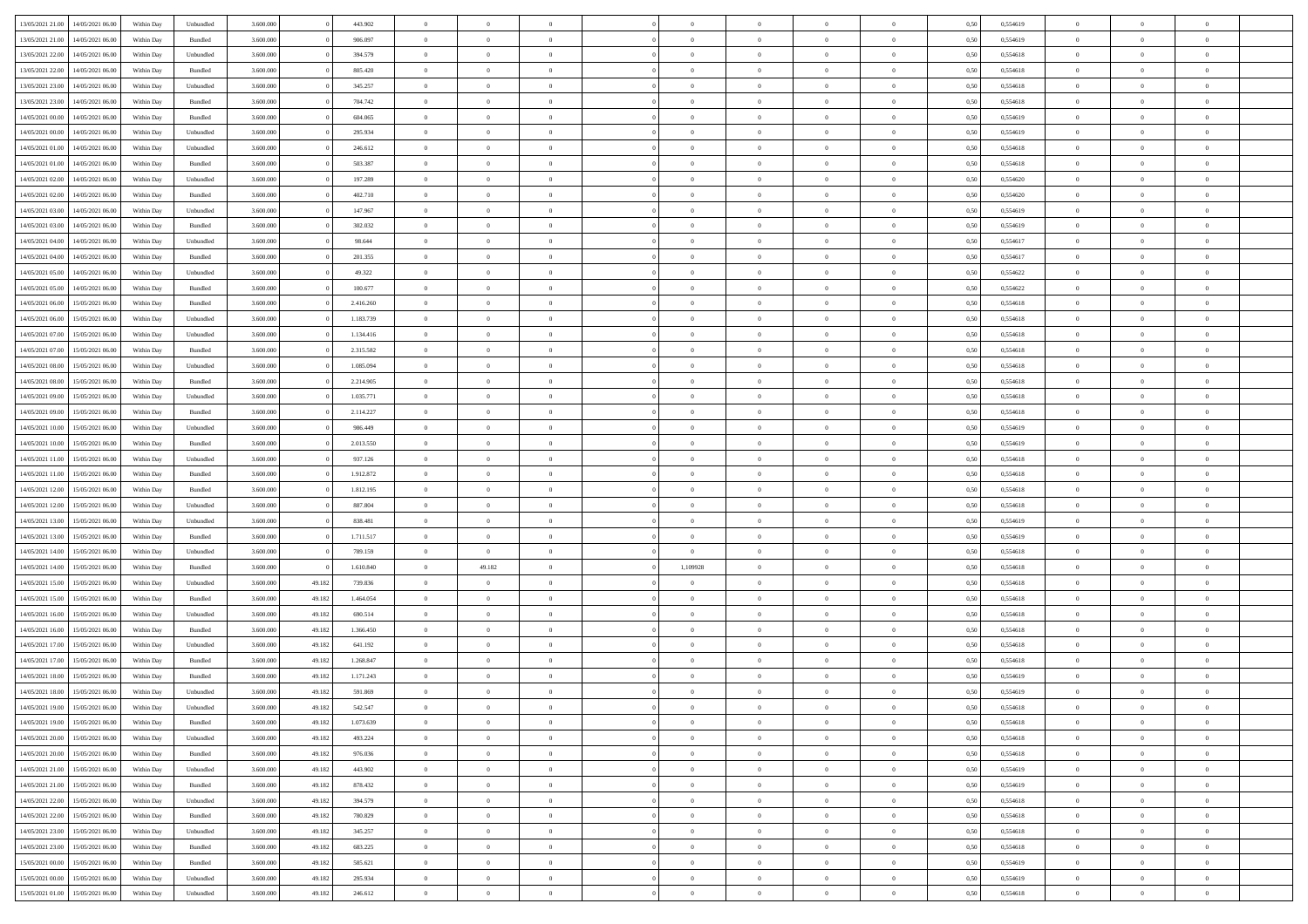| | | | | | | | | | | | | | | | | | | | | | |
|---|---|---|---|---|---|---|---|---|---|---|---|---|---|---|---|---|---|---|---|---|---|
| 13/05/2021 21:00 | 14/05/2021 06:00 | Within Day | Unbundled | 3.600.000 | 0 | 443.902 | 0 | 0 | 0 | | 0 | 0 | 0 | 0 | 0 | 0,50 | 0,554619 | 0 | 0 | 0 | |
| 13/05/2021 21:00 | 14/05/2021 06:00 | Within Day | Bundled | 3.600.000 | 0 | 906.097 | 0 | 0 | 0 | | 0 | 0 | 0 | 0 | 0 | 0,50 | 0,554619 | 0 | 0 | 0 | |
| 13/05/2021 22:00 | 14/05/2021 06:00 | Within Day | Unbundled | 3.600.000 | 0 | 394.579 | 0 | 0 | 0 | | 0 | 0 | 0 | 0 | 0 | 0,50 | 0,554618 | 0 | 0 | 0 | |
| 13/05/2021 22:00 | 14/05/2021 06:00 | Within Day | Bundled | 3.600.000 | 0 | 805.420 | 0 | 0 | 0 | | 0 | 0 | 0 | 0 | 0 | 0,50 | 0,554618 | 0 | 0 | 0 | |
| 13/05/2021 23:00 | 14/05/2021 06:00 | Within Day | Unbundled | 3.600.000 | 0 | 345.257 | 0 | 0 | 0 | | 0 | 0 | 0 | 0 | 0 | 0,50 | 0,554618 | 0 | 0 | 0 | |
| 13/05/2021 23:00 | 14/05/2021 06:00 | Within Day | Bundled | 3.600.000 | 0 | 704.742 | 0 | 0 | 0 | | 0 | 0 | 0 | 0 | 0 | 0,50 | 0,554618 | 0 | 0 | 0 | |
| 14/05/2021 00:00 | 14/05/2021 06:00 | Within Day | Bundled | 3.600.000 | 0 | 604.065 | 0 | 0 | 0 | | 0 | 0 | 0 | 0 | 0 | 0,50 | 0,554619 | 0 | 0 | 0 | |
| 14/05/2021 00:00 | 14/05/2021 06:00 | Within Day | Unbundled | 3.600.000 | 0 | 295.934 | 0 | 0 | 0 | | 0 | 0 | 0 | 0 | 0 | 0,50 | 0,554619 | 0 | 0 | 0 | |
| 14/05/2021 01:00 | 14/05/2021 06:00 | Within Day | Unbundled | 3.600.000 | 0 | 246.612 | 0 | 0 | 0 | | 0 | 0 | 0 | 0 | 0 | 0,50 | 0,554618 | 0 | 0 | 0 | |
| 14/05/2021 01:00 | 14/05/2021 06:00 | Within Day | Bundled | 3.600.000 | 0 | 503.387 | 0 | 0 | 0 | | 0 | 0 | 0 | 0 | 0 | 0,50 | 0,554618 | 0 | 0 | 0 | |
| 14/05/2021 02:00 | 14/05/2021 06:00 | Within Day | Unbundled | 3.600.000 | 0 | 197.289 | 0 | 0 | 0 | | 0 | 0 | 0 | 0 | 0 | 0,50 | 0,554620 | 0 | 0 | 0 | |
| 14/05/2021 02:00 | 14/05/2021 06:00 | Within Day | Bundled | 3.600.000 | 0 | 402.710 | 0 | 0 | 0 | | 0 | 0 | 0 | 0 | 0 | 0,50 | 0,554620 | 0 | 0 | 0 | |
| 14/05/2021 03:00 | 14/05/2021 06:00 | Within Day | Unbundled | 3.600.000 | 0 | 147.967 | 0 | 0 | 0 | | 0 | 0 | 0 | 0 | 0 | 0,50 | 0,554619 | 0 | 0 | 0 | |
| 14/05/2021 03:00 | 14/05/2021 06:00 | Within Day | Bundled | 3.600.000 | 0 | 302.032 | 0 | 0 | 0 | | 0 | 0 | 0 | 0 | 0 | 0,50 | 0,554619 | 0 | 0 | 0 | |
| 14/05/2021 04:00 | 14/05/2021 06:00 | Within Day | Unbundled | 3.600.000 | 0 | 98.644 | 0 | 0 | 0 | | 0 | 0 | 0 | 0 | 0 | 0,50 | 0,554617 | 0 | 0 | 0 | |
| 14/05/2021 04:00 | 14/05/2021 06:00 | Within Day | Bundled | 3.600.000 | 0 | 201.355 | 0 | 0 | 0 | | 0 | 0 | 0 | 0 | 0 | 0,50 | 0,554617 | 0 | 0 | 0 | |
| 14/05/2021 05:00 | 14/05/2021 06:00 | Within Day | Unbundled | 3.600.000 | 0 | 49.322 | 0 | 0 | 0 | | 0 | 0 | 0 | 0 | 0 | 0,50 | 0,554622 | 0 | 0 | 0 | |
| 14/05/2021 05:00 | 14/05/2021 06:00 | Within Day | Bundled | 3.600.000 | 0 | 100.677 | 0 | 0 | 0 | | 0 | 0 | 0 | 0 | 0 | 0,50 | 0,554622 | 0 | 0 | 0 | |
| 14/05/2021 06:00 | 15/05/2021 06:00 | Within Day | Bundled | 3.600.000 | 0 | 2.416.260 | 0 | 0 | 0 | | 0 | 0 | 0 | 0 | 0 | 0,50 | 0,554618 | 0 | 0 | 0 | |
| 14/05/2021 06:00 | 15/05/2021 06:00 | Within Day | Unbundled | 3.600.000 | 0 | 1.183.739 | 0 | 0 | 0 | | 0 | 0 | 0 | 0 | 0 | 0,50 | 0,554618 | 0 | 0 | 0 | |
| 14/05/2021 07:00 | 15/05/2021 06:00 | Within Day | Unbundled | 3.600.000 | 0 | 1.134.416 | 0 | 0 | 0 | | 0 | 0 | 0 | 0 | 0 | 0,50 | 0,554618 | 0 | 0 | 0 | |
| 14/05/2021 07:00 | 15/05/2021 06:00 | Within Day | Bundled | 3.600.000 | 0 | 2.315.582 | 0 | 0 | 0 | | 0 | 0 | 0 | 0 | 0 | 0,50 | 0,554618 | 0 | 0 | 0 | |
| 14/05/2021 08:00 | 15/05/2021 06:00 | Within Day | Unbundled | 3.600.000 | 0 | 1.085.094 | 0 | 0 | 0 | | 0 | 0 | 0 | 0 | 0 | 0,50 | 0,554618 | 0 | 0 | 0 | |
| 14/05/2021 08:00 | 15/05/2021 06:00 | Within Day | Bundled | 3.600.000 | 0 | 2.214.905 | 0 | 0 | 0 | | 0 | 0 | 0 | 0 | 0 | 0,50 | 0,554618 | 0 | 0 | 0 | |
| 14/05/2021 09:00 | 15/05/2021 06:00 | Within Day | Unbundled | 3.600.000 | 0 | 1.035.771 | 0 | 0 | 0 | | 0 | 0 | 0 | 0 | 0 | 0,50 | 0,554618 | 0 | 0 | 0 | |
| 14/05/2021 09:00 | 15/05/2021 06:00 | Within Day | Bundled | 3.600.000 | 0 | 2.114.227 | 0 | 0 | 0 | | 0 | 0 | 0 | 0 | 0 | 0,50 | 0,554618 | 0 | 0 | 0 | |
| 14/05/2021 10:00 | 15/05/2021 06:00 | Within Day | Unbundled | 3.600.000 | 0 | 986.449 | 0 | 0 | 0 | | 0 | 0 | 0 | 0 | 0 | 0,50 | 0,554619 | 0 | 0 | 0 | |
| 14/05/2021 10:00 | 15/05/2021 06:00 | Within Day | Bundled | 3.600.000 | 0 | 2.013.550 | 0 | 0 | 0 | | 0 | 0 | 0 | 0 | 0 | 0,50 | 0,554619 | 0 | 0 | 0 | |
| 14/05/2021 11:00 | 15/05/2021 06:00 | Within Day | Unbundled | 3.600.000 | 0 | 937.126 | 0 | 0 | 0 | | 0 | 0 | 0 | 0 | 0 | 0,50 | 0,554618 | 0 | 0 | 0 | |
| 14/05/2021 11:00 | 15/05/2021 06:00 | Within Day | Bundled | 3.600.000 | 0 | 1.912.872 | 0 | 0 | 0 | | 0 | 0 | 0 | 0 | 0 | 0,50 | 0,554618 | 0 | 0 | 0 | |
| 14/05/2021 12:00 | 15/05/2021 06:00 | Within Day | Bundled | 3.600.000 | 0 | 1.812.195 | 0 | 0 | 0 | | 0 | 0 | 0 | 0 | 0 | 0,50 | 0,554618 | 0 | 0 | 0 | |
| 14/05/2021 12:00 | 15/05/2021 06:00 | Within Day | Unbundled | 3.600.000 | 0 | 887.804 | 0 | 0 | 0 | | 0 | 0 | 0 | 0 | 0 | 0,50 | 0,554618 | 0 | 0 | 0 | |
| 14/05/2021 13:00 | 15/05/2021 06:00 | Within Day | Unbundled | 3.600.000 | 0 | 838.481 | 0 | 0 | 0 | | 0 | 0 | 0 | 0 | 0 | 0,50 | 0,554619 | 0 | 0 | 0 | |
| 14/05/2021 13:00 | 15/05/2021 06:00 | Within Day | Bundled | 3.600.000 | 0 | 1.711.517 | 0 | 0 | 0 | | 0 | 0 | 0 | 0 | 0 | 0,50 | 0,554619 | 0 | 0 | 0 | |
| 14/05/2021 14:00 | 15/05/2021 06:00 | Within Day | Unbundled | 3.600.000 | 0 | 789.159 | 0 | 0 | 0 | | 0 | 0 | 0 | 0 | 0 | 0,50 | 0,554618 | 0 | 0 | 0 | |
| 14/05/2021 14:00 | 15/05/2021 06:00 | Within Day | Bundled | 3.600.000 | 0 | 1.610.840 | 0 | 49.182 | 0 | | 1,109928 | 0 | 0 | 0 | 0 | 0,50 | 0,554618 | 0 | 0 | 0 | |
| 14/05/2021 15:00 | 15/05/2021 06:00 | Within Day | Unbundled | 3.600.000 | 49.182 | 739.836 | 0 | 0 | 0 | | 0 | 0 | 0 | 0 | 0 | 0,50 | 0,554618 | 0 | 0 | 0 | |
| 14/05/2021 15:00 | 15/05/2021 06:00 | Within Day | Bundled | 3.600.000 | 49.182 | 1.464.054 | 0 | 0 | 0 | | 0 | 0 | 0 | 0 | 0 | 0,50 | 0,554618 | 0 | 0 | 0 | |
| 14/05/2021 16:00 | 15/05/2021 06:00 | Within Day | Unbundled | 3.600.000 | 49.182 | 690.514 | 0 | 0 | 0 | | 0 | 0 | 0 | 0 | 0 | 0,50 | 0,554618 | 0 | 0 | 0 | |
| 14/05/2021 16:00 | 15/05/2021 06:00 | Within Day | Bundled | 3.600.000 | 49.182 | 1.366.450 | 0 | 0 | 0 | | 0 | 0 | 0 | 0 | 0 | 0,50 | 0,554618 | 0 | 0 | 0 | |
| 14/05/2021 17:00 | 15/05/2021 06:00 | Within Day | Unbundled | 3.600.000 | 49.182 | 641.192 | 0 | 0 | 0 | | 0 | 0 | 0 | 0 | 0 | 0,50 | 0,554618 | 0 | 0 | 0 | |
| 14/05/2021 17:00 | 15/05/2021 06:00 | Within Day | Bundled | 3.600.000 | 49.182 | 1.268.847 | 0 | 0 | 0 | | 0 | 0 | 0 | 0 | 0 | 0,50 | 0,554618 | 0 | 0 | 0 | |
| 14/05/2021 18:00 | 15/05/2021 06:00 | Within Day | Bundled | 3.600.000 | 49.182 | 1.171.243 | 0 | 0 | 0 | | 0 | 0 | 0 | 0 | 0 | 0,50 | 0,554619 | 0 | 0 | 0 | |
| 14/05/2021 18:00 | 15/05/2021 06:00 | Within Day | Unbundled | 3.600.000 | 49.182 | 591.869 | 0 | 0 | 0 | | 0 | 0 | 0 | 0 | 0 | 0,50 | 0,554619 | 0 | 0 | 0 | |
| 14/05/2021 19:00 | 15/05/2021 06:00 | Within Day | Unbundled | 3.600.000 | 49.182 | 542.547 | 0 | 0 | 0 | | 0 | 0 | 0 | 0 | 0 | 0,50 | 0,554618 | 0 | 0 | 0 | |
| 14/05/2021 19:00 | 15/05/2021 06:00 | Within Day | Bundled | 3.600.000 | 49.182 | 1.073.639 | 0 | 0 | 0 | | 0 | 0 | 0 | 0 | 0 | 0,50 | 0,554618 | 0 | 0 | 0 | |
| 14/05/2021 20:00 | 15/05/2021 06:00 | Within Day | Unbundled | 3.600.000 | 49.182 | 493.224 | 0 | 0 | 0 | | 0 | 0 | 0 | 0 | 0 | 0,50 | 0,554618 | 0 | 0 | 0 | |
| 14/05/2021 20:00 | 15/05/2021 06:00 | Within Day | Bundled | 3.600.000 | 49.182 | 976.036 | 0 | 0 | 0 | | 0 | 0 | 0 | 0 | 0 | 0,50 | 0,554618 | 0 | 0 | 0 | |
| 14/05/2021 21:00 | 15/05/2021 06:00 | Within Day | Unbundled | 3.600.000 | 49.182 | 443.902 | 0 | 0 | 0 | | 0 | 0 | 0 | 0 | 0 | 0,50 | 0,554619 | 0 | 0 | 0 | |
| 14/05/2021 21:00 | 15/05/2021 06:00 | Within Day | Bundled | 3.600.000 | 49.182 | 878.432 | 0 | 0 | 0 | | 0 | 0 | 0 | 0 | 0 | 0,50 | 0,554619 | 0 | 0 | 0 | |
| 14/05/2021 22:00 | 15/05/2021 06:00 | Within Day | Unbundled | 3.600.000 | 49.182 | 394.579 | 0 | 0 | 0 | | 0 | 0 | 0 | 0 | 0 | 0,50 | 0,554618 | 0 | 0 | 0 | |
| 14/05/2021 22:00 | 15/05/2021 06:00 | Within Day | Bundled | 3.600.000 | 49.182 | 780.829 | 0 | 0 | 0 | | 0 | 0 | 0 | 0 | 0 | 0,50 | 0,554618 | 0 | 0 | 0 | |
| 14/05/2021 23:00 | 15/05/2021 06:00 | Within Day | Unbundled | 3.600.000 | 49.182 | 345.257 | 0 | 0 | 0 | | 0 | 0 | 0 | 0 | 0 | 0,50 | 0,554618 | 0 | 0 | 0 | |
| 14/05/2021 23:00 | 15/05/2021 06:00 | Within Day | Bundled | 3.600.000 | 49.182 | 683.225 | 0 | 0 | 0 | | 0 | 0 | 0 | 0 | 0 | 0,50 | 0,554618 | 0 | 0 | 0 | |
| 15/05/2021 00:00 | 15/05/2021 06:00 | Within Day | Bundled | 3.600.000 | 49.182 | 585.621 | 0 | 0 | 0 | | 0 | 0 | 0 | 0 | 0 | 0,50 | 0,554619 | 0 | 0 | 0 | |
| 15/05/2021 00:00 | 15/05/2021 06:00 | Within Day | Unbundled | 3.600.000 | 49.182 | 295.934 | 0 | 0 | 0 | | 0 | 0 | 0 | 0 | 0 | 0,50 | 0,554619 | 0 | 0 | 0 | |
| 15/05/2021 01:00 | 15/05/2021 06:00 | Within Day | Unbundled | 3.600.000 | 49.182 | 246.612 | 0 | 0 | 0 | | 0 | 0 | 0 | 0 | 0 | 0,50 | 0,554618 | 0 | 0 | 0 | |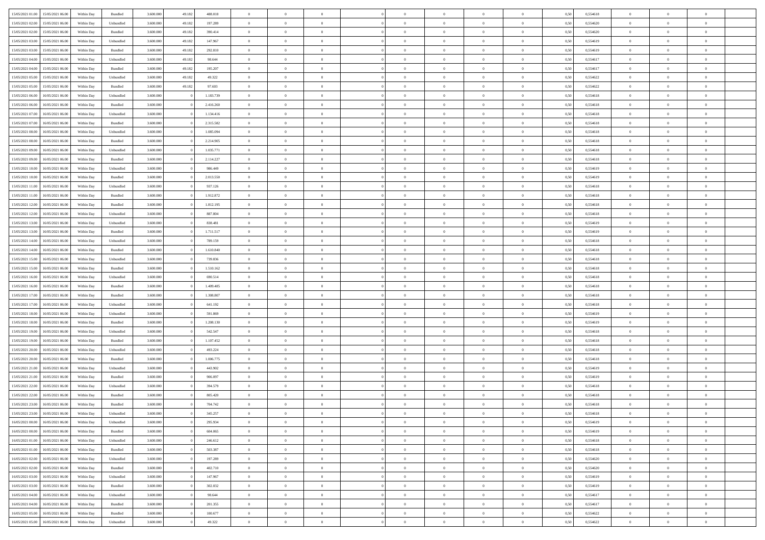| 15/05/2021 01:00 | 15/05/2021 06:00 | Within Day | Bundled | 3.600.000 | 49.182 | 488.018 | 0 | 0 | 0 | | 0 | 0 | 0 | 0 | 0,50 | 0,554618 | 0 | 0 | 0 | |
|---|---|---|---|---|---|---|---|---|---|---|---|---|---|---|---|---|---|---|---|---|
| 15/05/2021 02:00 | 15/05/2021 06:00 | Within Day | Unbundled | 3.600.000 | 49.182 | 197.289 | 0 | 0 | 0 | | 0 | 0 | 0 | 0 | 0,50 | 0,554620 | 0 | 0 | 0 | |
| 15/05/2021 02:00 | 15/05/2021 06:00 | Within Day | Bundled | 3.600.000 | 49.182 | 390.414 | 0 | 0 | 0 | | 0 | 0 | 0 | 0 | 0,50 | 0,554620 | 0 | 0 | 0 | |
| 15/05/2021 03:00 | 15/05/2021 06:00 | Within Day | Unbundled | 3.600.000 | 49.182 | 147.967 | 0 | 0 | 0 | | 0 | 0 | 0 | 0 | 0,50 | 0,554619 | 0 | 0 | 0 | |
| 15/05/2021 03:00 | 15/05/2021 06:00 | Within Day | Bundled | 3.600.000 | 49.182 | 292.810 | 0 | 0 | 0 | | 0 | 0 | 0 | 0 | 0,50 | 0,554619 | 0 | 0 | 0 | |
| 15/05/2021 04:00 | 15/05/2021 06:00 | Within Day | Unbundled | 3.600.000 | 49.182 | 98.644 | 0 | 0 | 0 | | 0 | 0 | 0 | 0 | 0,50 | 0,554617 | 0 | 0 | 0 | |
| 15/05/2021 04:00 | 15/05/2021 06:00 | Within Day | Bundled | 3.600.000 | 49.182 | 195.207 | 0 | 0 | 0 | | 0 | 0 | 0 | 0 | 0,50 | 0,554617 | 0 | 0 | 0 | |
| 15/05/2021 05:00 | 15/05/2021 06:00 | Within Day | Unbundled | 3.600.000 | 49.182 | 49.322 | 0 | 0 | 0 | | 0 | 0 | 0 | 0 | 0,50 | 0,554622 | 0 | 0 | 0 | |
| 15/05/2021 05:00 | 15/05/2021 06:00 | Within Day | Bundled | 3.600.000 | 49.182 | 97.603 | 0 | 0 | 0 | | 0 | 0 | 0 | 0 | 0,50 | 0,554622 | 0 | 0 | 0 | |
| 15/05/2021 06:00 | 16/05/2021 06:00 | Within Day | Unbundled | 3.600.000 | 0 | 1.183.739 | 0 | 0 | 0 | | 0 | 0 | 0 | 0 | 0,50 | 0,554618 | 0 | 0 | 0 | |
| 15/05/2021 06:00 | 16/05/2021 06:00 | Within Day | Bundled | 3.600.000 | 0 | 2.416.260 | 0 | 0 | 0 | | 0 | 0 | 0 | 0 | 0,50 | 0,554618 | 0 | 0 | 0 | |
| 15/05/2021 07:00 | 16/05/2021 06:00 | Within Day | Unbundled | 3.600.000 | 0 | 1.134.416 | 0 | 0 | 0 | | 0 | 0 | 0 | 0 | 0,50 | 0,554618 | 0 | 0 | 0 | |
| 15/05/2021 07:00 | 16/05/2021 06:00 | Within Day | Bundled | 3.600.000 | 0 | 2.315.582 | 0 | 0 | 0 | | 0 | 0 | 0 | 0 | 0,50 | 0,554618 | 0 | 0 | 0 | |
| 15/05/2021 08:00 | 16/05/2021 06:00 | Within Day | Unbundled | 3.600.000 | 0 | 1.085.094 | 0 | 0 | 0 | | 0 | 0 | 0 | 0 | 0,50 | 0,554618 | 0 | 0 | 0 | |
| 15/05/2021 08:00 | 16/05/2021 06:00 | Within Day | Bundled | 3.600.000 | 0 | 2.214.905 | 0 | 0 | 0 | | 0 | 0 | 0 | 0 | 0,50 | 0,554618 | 0 | 0 | 0 | |
| 15/05/2021 09:00 | 16/05/2021 06:00 | Within Day | Unbundled | 3.600.000 | 0 | 1.035.771 | 0 | 0 | 0 | | 0 | 0 | 0 | 0 | 0,50 | 0,554618 | 0 | 0 | 0 | |
| 15/05/2021 09:00 | 16/05/2021 06:00 | Within Day | Bundled | 3.600.000 | 0 | 2.114.227 | 0 | 0 | 0 | | 0 | 0 | 0 | 0 | 0,50 | 0,554618 | 0 | 0 | 0 | |
| 15/05/2021 10:00 | 16/05/2021 06:00 | Within Day | Unbundled | 3.600.000 | 0 | 986.449 | 0 | 0 | 0 | | 0 | 0 | 0 | 0 | 0,50 | 0,554619 | 0 | 0 | 0 | |
| 15/05/2021 10:00 | 16/05/2021 06:00 | Within Day | Bundled | 3.600.000 | 0 | 2.013.550 | 0 | 0 | 0 | | 0 | 0 | 0 | 0 | 0,50 | 0,554619 | 0 | 0 | 0 | |
| 15/05/2021 11:00 | 16/05/2021 06:00 | Within Day | Unbundled | 3.600.000 | 0 | 937.126 | 0 | 0 | 0 | | 0 | 0 | 0 | 0 | 0,50 | 0,554618 | 0 | 0 | 0 | |
| 15/05/2021 11:00 | 16/05/2021 06:00 | Within Day | Bundled | 3.600.000 | 0 | 1.912.872 | 0 | 0 | 0 | | 0 | 0 | 0 | 0 | 0,50 | 0,554618 | 0 | 0 | 0 | |
| 15/05/2021 12:00 | 16/05/2021 06:00 | Within Day | Bundled | 3.600.000 | 0 | 1.812.195 | 0 | 0 | 0 | | 0 | 0 | 0 | 0 | 0,50 | 0,554618 | 0 | 0 | 0 | |
| 15/05/2021 12:00 | 16/05/2021 06:00 | Within Day | Unbundled | 3.600.000 | 0 | 887.804 | 0 | 0 | 0 | | 0 | 0 | 0 | 0 | 0,50 | 0,554618 | 0 | 0 | 0 | |
| 15/05/2021 13:00 | 16/05/2021 06:00 | Within Day | Unbundled | 3.600.000 | 0 | 838.481 | 0 | 0 | 0 | | 0 | 0 | 0 | 0 | 0,50 | 0,554619 | 0 | 0 | 0 | |
| 15/05/2021 13:00 | 16/05/2021 06:00 | Within Day | Bundled | 3.600.000 | 0 | 1.711.517 | 0 | 0 | 0 | | 0 | 0 | 0 | 0 | 0,50 | 0,554619 | 0 | 0 | 0 | |
| 15/05/2021 14:00 | 16/05/2021 06:00 | Within Day | Unbundled | 3.600.000 | 0 | 789.159 | 0 | 0 | 0 | | 0 | 0 | 0 | 0 | 0,50 | 0,554618 | 0 | 0 | 0 | |
| 15/05/2021 14:00 | 16/05/2021 06:00 | Within Day | Bundled | 3.600.000 | 0 | 1.610.840 | 0 | 0 | 0 | | 0 | 0 | 0 | 0 | 0,50 | 0,554618 | 0 | 0 | 0 | |
| 15/05/2021 15:00 | 16/05/2021 06:00 | Within Day | Unbundled | 3.600.000 | 0 | 739.836 | 0 | 0 | 0 | | 0 | 0 | 0 | 0 | 0,50 | 0,554618 | 0 | 0 | 0 | |
| 15/05/2021 15:00 | 16/05/2021 06:00 | Within Day | Bundled | 3.600.000 | 0 | 1.510.162 | 0 | 0 | 0 | | 0 | 0 | 0 | 0 | 0,50 | 0,554618 | 0 | 0 | 0 | |
| 15/05/2021 16:00 | 16/05/2021 06:00 | Within Day | Unbundled | 3.600.000 | 0 | 690.514 | 0 | 0 | 0 | | 0 | 0 | 0 | 0 | 0,50 | 0,554618 | 0 | 0 | 0 | |
| 15/05/2021 16:00 | 16/05/2021 06:00 | Within Day | Bundled | 3.600.000 | 0 | 1.409.485 | 0 | 0 | 0 | | 0 | 0 | 0 | 0 | 0,50 | 0,554618 | 0 | 0 | 0 | |
| 15/05/2021 17:00 | 16/05/2021 06:00 | Within Day | Bundled | 3.600.000 | 0 | 1.308.807 | 0 | 0 | 0 | | 0 | 0 | 0 | 0 | 0,50 | 0,554618 | 0 | 0 | 0 | |
| 15/05/2021 17:00 | 16/05/2021 06:00 | Within Day | Unbundled | 3.600.000 | 0 | 641.192 | 0 | 0 | 0 | | 0 | 0 | 0 | 0 | 0,50 | 0,554618 | 0 | 0 | 0 | |
| 15/05/2021 18:00 | 16/05/2021 06:00 | Within Day | Unbundled | 3.600.000 | 0 | 591.869 | 0 | 0 | 0 | | 0 | 0 | 0 | 0 | 0,50 | 0,554619 | 0 | 0 | 0 | |
| 15/05/2021 18:00 | 16/05/2021 06:00 | Within Day | Bundled | 3.600.000 | 0 | 1.208.130 | 0 | 0 | 0 | | 0 | 0 | 0 | 0 | 0,50 | 0,554619 | 0 | 0 | 0 | |
| 15/05/2021 19:00 | 16/05/2021 06:00 | Within Day | Unbundled | 3.600.000 | 0 | 542.547 | 0 | 0 | 0 | | 0 | 0 | 0 | 0 | 0,50 | 0,554618 | 0 | 0 | 0 | |
| 15/05/2021 19:00 | 16/05/2021 06:00 | Within Day | Bundled | 3.600.000 | 0 | 1.107.452 | 0 | 0 | 0 | | 0 | 0 | 0 | 0 | 0,50 | 0,554618 | 0 | 0 | 0 | |
| 15/05/2021 20:00 | 16/05/2021 06:00 | Within Day | Unbundled | 3.600.000 | 0 | 493.224 | 0 | 0 | 0 | | 0 | 0 | 0 | 0 | 0,50 | 0,554618 | 0 | 0 | 0 | |
| 15/05/2021 20:00 | 16/05/2021 06:00 | Within Day | Bundled | 3.600.000 | 0 | 1.006.775 | 0 | 0 | 0 | | 0 | 0 | 0 | 0 | 0,50 | 0,554618 | 0 | 0 | 0 | |
| 15/05/2021 21:00 | 16/05/2021 06:00 | Within Day | Unbundled | 3.600.000 | 0 | 443.902 | 0 | 0 | 0 | | 0 | 0 | 0 | 0 | 0,50 | 0,554619 | 0 | 0 | 0 | |
| 15/05/2021 21:00 | 16/05/2021 06:00 | Within Day | Bundled | 3.600.000 | 0 | 906.097 | 0 | 0 | 0 | | 0 | 0 | 0 | 0 | 0,50 | 0,554619 | 0 | 0 | 0 | |
| 15/05/2021 22:00 | 16/05/2021 06:00 | Within Day | Unbundled | 3.600.000 | 0 | 394.579 | 0 | 0 | 0 | | 0 | 0 | 0 | 0 | 0,50 | 0,554618 | 0 | 0 | 0 | |
| 15/05/2021 22:00 | 16/05/2021 06:00 | Within Day | Bundled | 3.600.000 | 0 | 805.420 | 0 | 0 | 0 | | 0 | 0 | 0 | 0 | 0,50 | 0,554618 | 0 | 0 | 0 | |
| 15/05/2021 23:00 | 16/05/2021 06:00 | Within Day | Bundled | 3.600.000 | 0 | 704.742 | 0 | 0 | 0 | | 0 | 0 | 0 | 0 | 0,50 | 0,554618 | 0 | 0 | 0 | |
| 15/05/2021 23:00 | 16/05/2021 06:00 | Within Day | Unbundled | 3.600.000 | 0 | 345.257 | 0 | 0 | 0 | | 0 | 0 | 0 | 0 | 0,50 | 0,554618 | 0 | 0 | 0 | |
| 16/05/2021 00:00 | 16/05/2021 06:00 | Within Day | Unbundled | 3.600.000 | 0 | 295.934 | 0 | 0 | 0 | | 0 | 0 | 0 | 0 | 0,50 | 0,554619 | 0 | 0 | 0 | |
| 16/05/2021 00:00 | 16/05/2021 06:00 | Within Day | Bundled | 3.600.000 | 0 | 604.065 | 0 | 0 | 0 | | 0 | 0 | 0 | 0 | 0,50 | 0,554619 | 0 | 0 | 0 | |
| 16/05/2021 01:00 | 16/05/2021 06:00 | Within Day | Unbundled | 3.600.000 | 0 | 246.612 | 0 | 0 | 0 | | 0 | 0 | 0 | 0 | 0,50 | 0,554618 | 0 | 0 | 0 | |
| 16/05/2021 01:00 | 16/05/2021 06:00 | Within Day | Bundled | 3.600.000 | 0 | 503.387 | 0 | 0 | 0 | | 0 | 0 | 0 | 0 | 0,50 | 0,554618 | 0 | 0 | 0 | |
| 16/05/2021 02:00 | 16/05/2021 06:00 | Within Day | Unbundled | 3.600.000 | 0 | 197.289 | 0 | 0 | 0 | | 0 | 0 | 0 | 0 | 0,50 | 0,554620 | 0 | 0 | 0 | |
| 16/05/2021 02:00 | 16/05/2021 06:00 | Within Day | Bundled | 3.600.000 | 0 | 402.710 | 0 | 0 | 0 | | 0 | 0 | 0 | 0 | 0,50 | 0,554620 | 0 | 0 | 0 | |
| 16/05/2021 03:00 | 16/05/2021 06:00 | Within Day | Unbundled | 3.600.000 | 0 | 147.967 | 0 | 0 | 0 | | 0 | 0 | 0 | 0 | 0,50 | 0,554619 | 0 | 0 | 0 | |
| 16/05/2021 03:00 | 16/05/2021 06:00 | Within Day | Bundled | 3.600.000 | 0 | 302.032 | 0 | 0 | 0 | | 0 | 0 | 0 | 0 | 0,50 | 0,554619 | 0 | 0 | 0 | |
| 16/05/2021 04:00 | 16/05/2021 06:00 | Within Day | Unbundled | 3.600.000 | 0 | 98.644 | 0 | 0 | 0 | | 0 | 0 | 0 | 0 | 0,50 | 0,554617 | 0 | 0 | 0 | |
| 16/05/2021 04:00 | 16/05/2021 06:00 | Within Day | Bundled | 3.600.000 | 0 | 201.355 | 0 | 0 | 0 | | 0 | 0 | 0 | 0 | 0,50 | 0,554617 | 0 | 0 | 0 | |
| 16/05/2021 05:00 | 16/05/2021 06:00 | Within Day | Bundled | 3.600.000 | 0 | 100.677 | 0 | 0 | 0 | | 0 | 0 | 0 | 0 | 0,50 | 0,554622 | 0 | 0 | 0 | |
| 16/05/2021 05:00 | 16/05/2021 06:00 | Within Day | Unbundled | 3.600.000 | 0 | 49.322 | 0 | 0 | 0 | | 0 | 0 | 0 | 0 | 0,50 | 0,554622 | 0 | 0 | 0 | |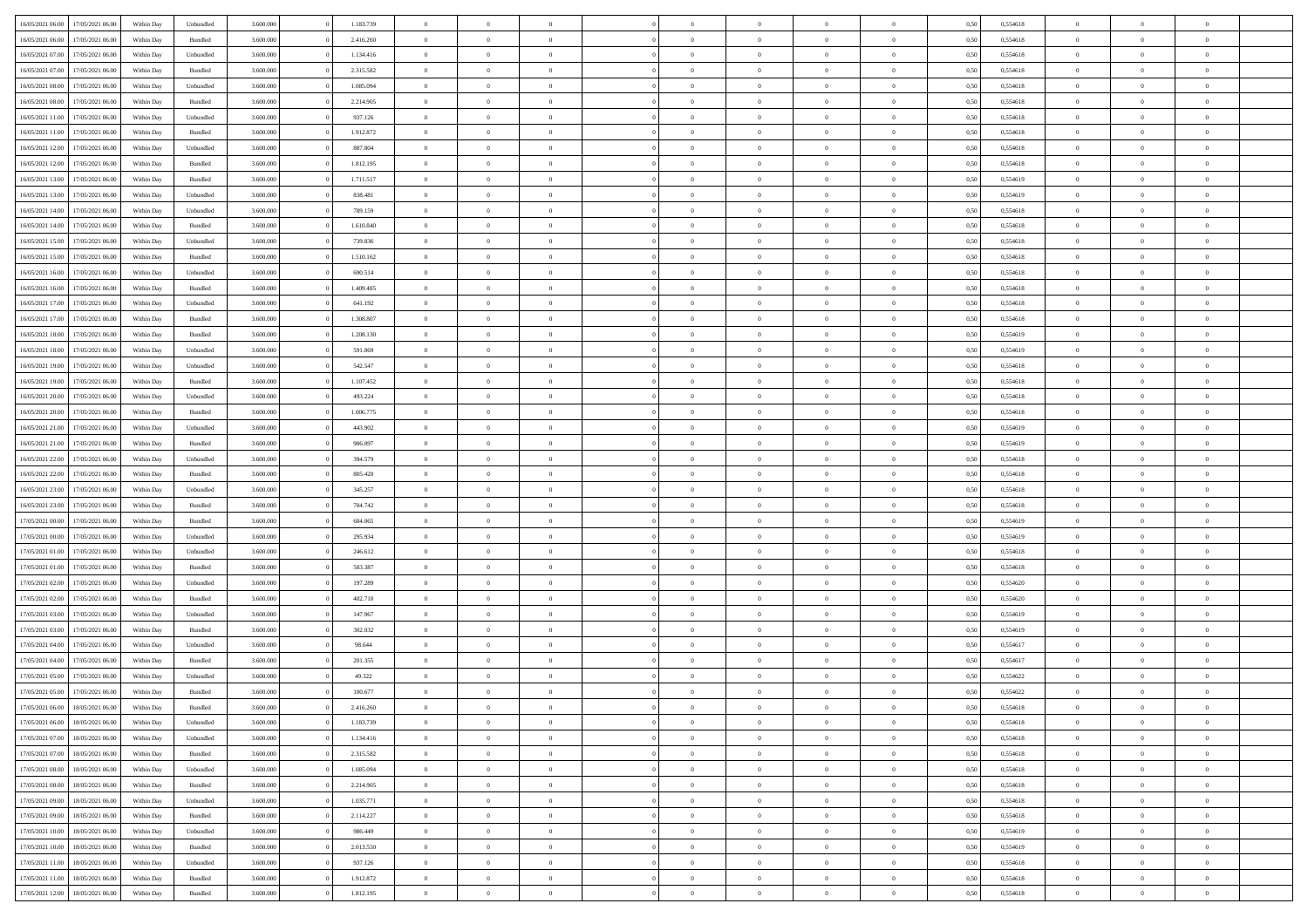| | | | | | | | | | | | | | | | | | | | | | |
|---|---|---|---|---|---|---|---|---|---|---|---|---|---|---|---|---|---|---|---|---|---|
| 16/05/2021 06:00 | 17/05/2021 06:00 | Within Day | Unbundled | 3.600.000 | 0 | 1.183.739 | 0 | 0 | 0 | | 0 | 0 | 0 | 0 | 0 | 0,50 | 0,554618 | 0 | 0 | 0 | |
| 16/05/2021 06:00 | 17/05/2021 06:00 | Within Day | Bundled | 3.600.000 | 0 | 2.416.260 | 0 | 0 | 0 | | 0 | 0 | 0 | 0 | 0 | 0,50 | 0,554618 | 0 | 0 | 0 | |
| 16/05/2021 07:00 | 17/05/2021 06:00 | Within Day | Unbundled | 3.600.000 | 0 | 1.134.416 | 0 | 0 | 0 | | 0 | 0 | 0 | 0 | 0 | 0,50 | 0,554618 | 0 | 0 | 0 | |
| 16/05/2021 07:00 | 17/05/2021 06:00 | Within Day | Bundled | 3.600.000 | 0 | 2.315.582 | 0 | 0 | 0 | | 0 | 0 | 0 | 0 | 0 | 0,50 | 0,554618 | 0 | 0 | 0 | |
| 16/05/2021 08:00 | 17/05/2021 06:00 | Within Day | Unbundled | 3.600.000 | 0 | 1.085.094 | 0 | 0 | 0 | | 0 | 0 | 0 | 0 | 0 | 0,50 | 0,554618 | 0 | 0 | 0 | |
| 16/05/2021 08:00 | 17/05/2021 06:00 | Within Day | Bundled | 3.600.000 | 0 | 2.214.905 | 0 | 0 | 0 | | 0 | 0 | 0 | 0 | 0 | 0,50 | 0,554618 | 0 | 0 | 0 | |
| 16/05/2021 11:00 | 17/05/2021 06:00 | Within Day | Unbundled | 3.600.000 | 0 | 937.126 | 0 | 0 | 0 | | 0 | 0 | 0 | 0 | 0 | 0,50 | 0,554618 | 0 | 0 | 0 | |
| 16/05/2021 11:00 | 17/05/2021 06:00 | Within Day | Bundled | 3.600.000 | 0 | 1.912.872 | 0 | 0 | 0 | | 0 | 0 | 0 | 0 | 0 | 0,50 | 0,554618 | 0 | 0 | 0 | |
| 16/05/2021 12:00 | 17/05/2021 06:00 | Within Day | Unbundled | 3.600.000 | 0 | 887.804 | 0 | 0 | 0 | | 0 | 0 | 0 | 0 | 0 | 0,50 | 0,554618 | 0 | 0 | 0 | |
| 16/05/2021 12:00 | 17/05/2021 06:00 | Within Day | Bundled | 3.600.000 | 0 | 1.812.195 | 0 | 0 | 0 | | 0 | 0 | 0 | 0 | 0 | 0,50 | 0,554618 | 0 | 0 | 0 | |
| 16/05/2021 13:00 | 17/05/2021 06:00 | Within Day | Bundled | 3.600.000 | 0 | 1.711.517 | 0 | 0 | 0 | | 0 | 0 | 0 | 0 | 0 | 0,50 | 0,554619 | 0 | 0 | 0 | |
| 16/05/2021 13:00 | 17/05/2021 06:00 | Within Day | Unbundled | 3.600.000 | 0 | 838.481 | 0 | 0 | 0 | | 0 | 0 | 0 | 0 | 0 | 0,50 | 0,554619 | 0 | 0 | 0 | |
| 16/05/2021 14:00 | 17/05/2021 06:00 | Within Day | Unbundled | 3.600.000 | 0 | 789.159 | 0 | 0 | 0 | | 0 | 0 | 0 | 0 | 0 | 0,50 | 0,554618 | 0 | 0 | 0 | |
| 16/05/2021 14:00 | 17/05/2021 06:00 | Within Day | Bundled | 3.600.000 | 0 | 1.610.840 | 0 | 0 | 0 | | 0 | 0 | 0 | 0 | 0 | 0,50 | 0,554618 | 0 | 0 | 0 | |
| 16/05/2021 15:00 | 17/05/2021 06:00 | Within Day | Unbundled | 3.600.000 | 0 | 739.836 | 0 | 0 | 0 | | 0 | 0 | 0 | 0 | 0 | 0,50 | 0,554618 | 0 | 0 | 0 | |
| 16/05/2021 15:00 | 17/05/2021 06:00 | Within Day | Bundled | 3.600.000 | 0 | 1.510.162 | 0 | 0 | 0 | | 0 | 0 | 0 | 0 | 0 | 0,50 | 0,554618 | 0 | 0 | 0 | |
| 16/05/2021 16:00 | 17/05/2021 06:00 | Within Day | Unbundled | 3.600.000 | 0 | 690.514 | 0 | 0 | 0 | | 0 | 0 | 0 | 0 | 0 | 0,50 | 0,554618 | 0 | 0 | 0 | |
| 16/05/2021 16:00 | 17/05/2021 06:00 | Within Day | Bundled | 3.600.000 | 0 | 1.409.485 | 0 | 0 | 0 | | 0 | 0 | 0 | 0 | 0 | 0,50 | 0,554618 | 0 | 0 | 0 | |
| 16/05/2021 17:00 | 17/05/2021 06:00 | Within Day | Unbundled | 3.600.000 | 0 | 641.192 | 0 | 0 | 0 | | 0 | 0 | 0 | 0 | 0 | 0,50 | 0,554618 | 0 | 0 | 0 | |
| 16/05/2021 17:00 | 17/05/2021 06:00 | Within Day | Bundled | 3.600.000 | 0 | 1.308.807 | 0 | 0 | 0 | | 0 | 0 | 0 | 0 | 0 | 0,50 | 0,554618 | 0 | 0 | 0 | |
| 16/05/2021 18:00 | 17/05/2021 06:00 | Within Day | Bundled | 3.600.000 | 0 | 1.208.130 | 0 | 0 | 0 | | 0 | 0 | 0 | 0 | 0 | 0,50 | 0,554619 | 0 | 0 | 0 | |
| 16/05/2021 18:00 | 17/05/2021 06:00 | Within Day | Unbundled | 3.600.000 | 0 | 591.869 | 0 | 0 | 0 | | 0 | 0 | 0 | 0 | 0 | 0,50 | 0,554619 | 0 | 0 | 0 | |
| 16/05/2021 19:00 | 17/05/2021 06:00 | Within Day | Unbundled | 3.600.000 | 0 | 542.547 | 0 | 0 | 0 | | 0 | 0 | 0 | 0 | 0 | 0,50 | 0,554618 | 0 | 0 | 0 | |
| 16/05/2021 19:00 | 17/05/2021 06:00 | Within Day | Bundled | 3.600.000 | 0 | 1.107.452 | 0 | 0 | 0 | | 0 | 0 | 0 | 0 | 0 | 0,50 | 0,554618 | 0 | 0 | 0 | |
| 16/05/2021 20:00 | 17/05/2021 06:00 | Within Day | Unbundled | 3.600.000 | 0 | 493.224 | 0 | 0 | 0 | | 0 | 0 | 0 | 0 | 0 | 0,50 | 0,554618 | 0 | 0 | 0 | |
| 16/05/2021 20:00 | 17/05/2021 06:00 | Within Day | Bundled | 3.600.000 | 0 | 1.006.775 | 0 | 0 | 0 | | 0 | 0 | 0 | 0 | 0 | 0,50 | 0,554618 | 0 | 0 | 0 | |
| 16/05/2021 21:00 | 17/05/2021 06:00 | Within Day | Unbundled | 3.600.000 | 0 | 443.902 | 0 | 0 | 0 | | 0 | 0 | 0 | 0 | 0 | 0,50 | 0,554619 | 0 | 0 | 0 | |
| 16/05/2021 21:00 | 17/05/2021 06:00 | Within Day | Bundled | 3.600.000 | 0 | 906.097 | 0 | 0 | 0 | | 0 | 0 | 0 | 0 | 0 | 0,50 | 0,554619 | 0 | 0 | 0 | |
| 16/05/2021 22:00 | 17/05/2021 06:00 | Within Day | Unbundled | 3.600.000 | 0 | 394.579 | 0 | 0 | 0 | | 0 | 0 | 0 | 0 | 0 | 0,50 | 0,554618 | 0 | 0 | 0 | |
| 16/05/2021 22:00 | 17/05/2021 06:00 | Within Day | Bundled | 3.600.000 | 0 | 805.420 | 0 | 0 | 0 | | 0 | 0 | 0 | 0 | 0 | 0,50 | 0,554618 | 0 | 0 | 0 | |
| 16/05/2021 23:00 | 17/05/2021 06:00 | Within Day | Unbundled | 3.600.000 | 0 | 345.257 | 0 | 0 | 0 | | 0 | 0 | 0 | 0 | 0 | 0,50 | 0,554618 | 0 | 0 | 0 | |
| 16/05/2021 23:00 | 17/05/2021 06:00 | Within Day | Bundled | 3.600.000 | 0 | 704.742 | 0 | 0 | 0 | | 0 | 0 | 0 | 0 | 0 | 0,50 | 0,554618 | 0 | 0 | 0 | |
| 17/05/2021 00:00 | 17/05/2021 06:00 | Within Day | Bundled | 3.600.000 | 0 | 604.065 | 0 | 0 | 0 | | 0 | 0 | 0 | 0 | 0 | 0,50 | 0,554619 | 0 | 0 | 0 | |
| 17/05/2021 00:00 | 17/05/2021 06:00 | Within Day | Unbundled | 3.600.000 | 0 | 295.934 | 0 | 0 | 0 | | 0 | 0 | 0 | 0 | 0 | 0,50 | 0,554619 | 0 | 0 | 0 | |
| 17/05/2021 01:00 | 17/05/2021 06:00 | Within Day | Unbundled | 3.600.000 | 0 | 246.612 | 0 | 0 | 0 | | 0 | 0 | 0 | 0 | 0 | 0,50 | 0,554618 | 0 | 0 | 0 | |
| 17/05/2021 01:00 | 17/05/2021 06:00 | Within Day | Bundled | 3.600.000 | 0 | 503.387 | 0 | 0 | 0 | | 0 | 0 | 0 | 0 | 0 | 0,50 | 0,554618 | 0 | 0 | 0 | |
| 17/05/2021 02:00 | 17/05/2021 06:00 | Within Day | Unbundled | 3.600.000 | 0 | 197.289 | 0 | 0 | 0 | | 0 | 0 | 0 | 0 | 0 | 0,50 | 0,554620 | 0 | 0 | 0 | |
| 17/05/2021 02:00 | 17/05/2021 06:00 | Within Day | Bundled | 3.600.000 | 0 | 402.710 | 0 | 0 | 0 | | 0 | 0 | 0 | 0 | 0 | 0,50 | 0,554620 | 0 | 0 | 0 | |
| 17/05/2021 03:00 | 17/05/2021 06:00 | Within Day | Unbundled | 3.600.000 | 0 | 147.967 | 0 | 0 | 0 | | 0 | 0 | 0 | 0 | 0 | 0,50 | 0,554619 | 0 | 0 | 0 | |
| 17/05/2021 03:00 | 17/05/2021 06:00 | Within Day | Bundled | 3.600.000 | 0 | 302.032 | 0 | 0 | 0 | | 0 | 0 | 0 | 0 | 0 | 0,50 | 0,554619 | 0 | 0 | 0 | |
| 17/05/2021 04:00 | 17/05/2021 06:00 | Within Day | Unbundled | 3.600.000 | 0 | 98.644 | 0 | 0 | 0 | | 0 | 0 | 0 | 0 | 0 | 0,50 | 0,554617 | 0 | 0 | 0 | |
| 17/05/2021 04:00 | 17/05/2021 06:00 | Within Day | Bundled | 3.600.000 | 0 | 201.355 | 0 | 0 | 0 | | 0 | 0 | 0 | 0 | 0 | 0,50 | 0,554617 | 0 | 0 | 0 | |
| 17/05/2021 05:00 | 17/05/2021 06:00 | Within Day | Unbundled | 3.600.000 | 0 | 49.322 | 0 | 0 | 0 | | 0 | 0 | 0 | 0 | 0 | 0,50 | 0,554622 | 0 | 0 | 0 | |
| 17/05/2021 05:00 | 17/05/2021 06:00 | Within Day | Bundled | 3.600.000 | 0 | 100.677 | 0 | 0 | 0 | | 0 | 0 | 0 | 0 | 0 | 0,50 | 0,554622 | 0 | 0 | 0 | |
| 17/05/2021 06:00 | 18/05/2021 06:00 | Within Day | Bundled | 3.600.000 | 0 | 2.416.260 | 0 | 0 | 0 | | 0 | 0 | 0 | 0 | 0 | 0,50 | 0,554618 | 0 | 0 | 0 | |
| 17/05/2021 06:00 | 18/05/2021 06:00 | Within Day | Unbundled | 3.600.000 | 0 | 1.183.739 | 0 | 0 | 0 | | 0 | 0 | 0 | 0 | 0 | 0,50 | 0,554618 | 0 | 0 | 0 | |
| 17/05/2021 07:00 | 18/05/2021 06:00 | Within Day | Unbundled | 3.600.000 | 0 | 1.134.416 | 0 | 0 | 0 | | 0 | 0 | 0 | 0 | 0 | 0,50 | 0,554618 | 0 | 0 | 0 | |
| 17/05/2021 07:00 | 18/05/2021 06:00 | Within Day | Bundled | 3.600.000 | 0 | 2.315.582 | 0 | 0 | 0 | | 0 | 0 | 0 | 0 | 0 | 0,50 | 0,554618 | 0 | 0 | 0 | |
| 17/05/2021 08:00 | 18/05/2021 06:00 | Within Day | Unbundled | 3.600.000 | 0 | 1.085.094 | 0 | 0 | 0 | | 0 | 0 | 0 | 0 | 0 | 0,50 | 0,554618 | 0 | 0 | 0 | |
| 17/05/2021 08:00 | 18/05/2021 06:00 | Within Day | Bundled | 3.600.000 | 0 | 2.214.905 | 0 | 0 | 0 | | 0 | 0 | 0 | 0 | 0 | 0,50 | 0,554618 | 0 | 0 | 0 | |
| 17/05/2021 09:00 | 18/05/2021 06:00 | Within Day | Unbundled | 3.600.000 | 0 | 1.035.771 | 0 | 0 | 0 | | 0 | 0 | 0 | 0 | 0 | 0,50 | 0,554618 | 0 | 0 | 0 | |
| 17/05/2021 09:00 | 18/05/2021 06:00 | Within Day | Bundled | 3.600.000 | 0 | 2.114.227 | 0 | 0 | 0 | | 0 | 0 | 0 | 0 | 0 | 0,50 | 0,554618 | 0 | 0 | 0 | |
| 17/05/2021 10:00 | 18/05/2021 06:00 | Within Day | Unbundled | 3.600.000 | 0 | 986.449 | 0 | 0 | 0 | | 0 | 0 | 0 | 0 | 0 | 0,50 | 0,554619 | 0 | 0 | 0 | |
| 17/05/2021 10:00 | 18/05/2021 06:00 | Within Day | Bundled | 3.600.000 | 0 | 2.013.550 | 0 | 0 | 0 | | 0 | 0 | 0 | 0 | 0 | 0,50 | 0,554619 | 0 | 0 | 0 | |
| 17/05/2021 11:00 | 18/05/2021 06:00 | Within Day | Unbundled | 3.600.000 | 0 | 937.126 | 0 | 0 | 0 | | 0 | 0 | 0 | 0 | 0 | 0,50 | 0,554618 | 0 | 0 | 0 | |
| 17/05/2021 11:00 | 18/05/2021 06:00 | Within Day | Bundled | 3.600.000 | 0 | 1.912.872 | 0 | 0 | 0 | | 0 | 0 | 0 | 0 | 0 | 0,50 | 0,554618 | 0 | 0 | 0 | |
| 17/05/2021 12:00 | 18/05/2021 06:00 | Within Day | Bundled | 3.600.000 | 0 | 1.812.195 | 0 | 0 | 0 | | 0 | 0 | 0 | 0 | 0 | 0,50 | 0,554618 | 0 | 0 | 0 | |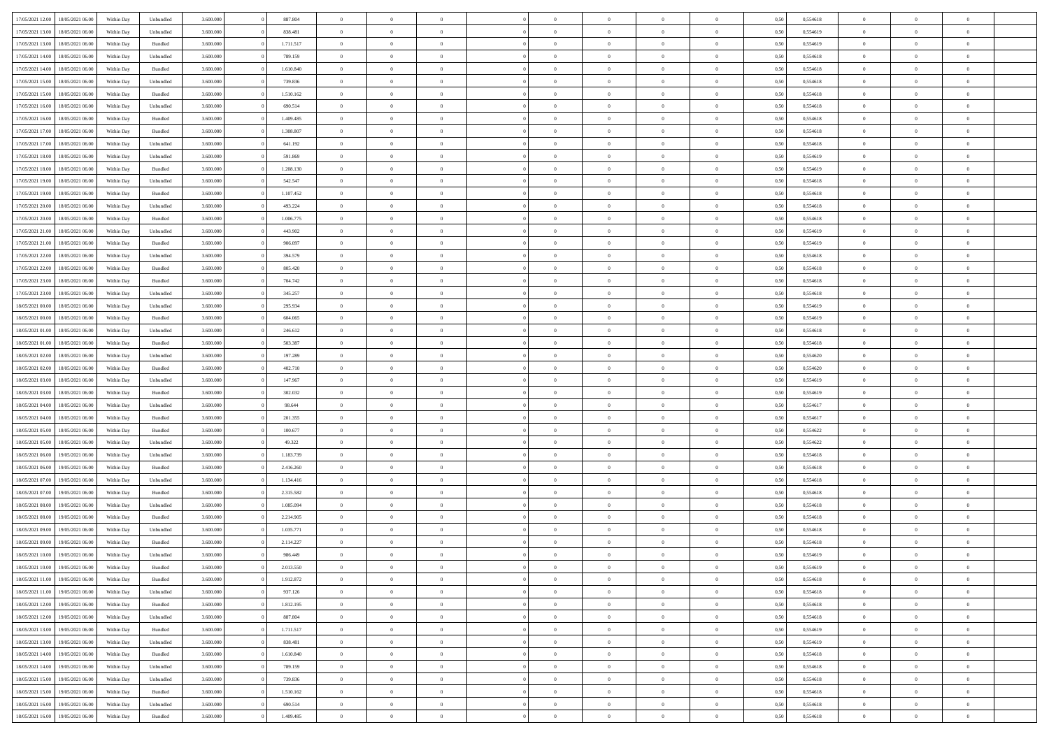| | | | | | | | | | | | | | | | | | | | | | |
|---|---|---|---|---|---|---|---|---|---|---|---|---|---|---|---|---|---|---|---|---|---|
| 17/05/2021 12:00 | 18/05/2021 06:00 | Within Day | Unbundled | 3.600.000 | 0 | 887.804 | 0 | 0 | 0 | | 0 | 0 | 0 | 0 | 0,50 | 0,554618 | 0 | 0 | 0 | |
| 17/05/2021 13:00 | 18/05/2021 06:00 | Within Day | Unbundled | 3.600.000 | 0 | 838.481 | 0 | 0 | 0 | | 0 | 0 | 0 | 0 | 0,50 | 0,554619 | 0 | 0 | 0 | |
| 17/05/2021 13:00 | 18/05/2021 06:00 | Within Day | Bundled | 3.600.000 | 0 | 1.711.517 | 0 | 0 | 0 | | 0 | 0 | 0 | 0 | 0,50 | 0,554619 | 0 | 0 | 0 | |
| 17/05/2021 14:00 | 18/05/2021 06:00 | Within Day | Unbundled | 3.600.000 | 0 | 789.159 | 0 | 0 | 0 | | 0 | 0 | 0 | 0 | 0,50 | 0,554618 | 0 | 0 | 0 | |
| 17/05/2021 14:00 | 18/05/2021 06:00 | Within Day | Bundled | 3.600.000 | 0 | 1.610.840 | 0 | 0 | 0 | | 0 | 0 | 0 | 0 | 0,50 | 0,554618 | 0 | 0 | 0 | |
| 17/05/2021 15:00 | 18/05/2021 06:00 | Within Day | Unbundled | 3.600.000 | 0 | 739.836 | 0 | 0 | 0 | | 0 | 0 | 0 | 0 | 0,50 | 0,554618 | 0 | 0 | 0 | |
| 17/05/2021 15:00 | 18/05/2021 06:00 | Within Day | Bundled | 3.600.000 | 0 | 1.510.162 | 0 | 0 | 0 | | 0 | 0 | 0 | 0 | 0,50 | 0,554618 | 0 | 0 | 0 | |
| 17/05/2021 16:00 | 18/05/2021 06:00 | Within Day | Unbundled | 3.600.000 | 0 | 690.514 | 0 | 0 | 0 | | 0 | 0 | 0 | 0 | 0,50 | 0,554618 | 0 | 0 | 0 | |
| 17/05/2021 16:00 | 18/05/2021 06:00 | Within Day | Bundled | 3.600.000 | 0 | 1.409.485 | 0 | 0 | 0 | | 0 | 0 | 0 | 0 | 0,50 | 0,554618 | 0 | 0 | 0 | |
| 17/05/2021 17:00 | 18/05/2021 06:00 | Within Day | Bundled | 3.600.000 | 0 | 1.308.807 | 0 | 0 | 0 | | 0 | 0 | 0 | 0 | 0,50 | 0,554618 | 0 | 0 | 0 | |
| 17/05/2021 17:00 | 18/05/2021 06:00 | Within Day | Unbundled | 3.600.000 | 0 | 641.192 | 0 | 0 | 0 | | 0 | 0 | 0 | 0 | 0,50 | 0,554618 | 0 | 0 | 0 | |
| 17/05/2021 18:00 | 18/05/2021 06:00 | Within Day | Unbundled | 3.600.000 | 0 | 591.869 | 0 | 0 | 0 | | 0 | 0 | 0 | 0 | 0,50 | 0,554619 | 0 | 0 | 0 | |
| 17/05/2021 18:00 | 18/05/2021 06:00 | Within Day | Bundled | 3.600.000 | 0 | 1.208.130 | 0 | 0 | 0 | | 0 | 0 | 0 | 0 | 0,50 | 0,554619 | 0 | 0 | 0 | |
| 17/05/2021 19:00 | 18/05/2021 06:00 | Within Day | Unbundled | 3.600.000 | 0 | 542.547 | 0 | 0 | 0 | | 0 | 0 | 0 | 0 | 0,50 | 0,554618 | 0 | 0 | 0 | |
| 17/05/2021 19:00 | 18/05/2021 06:00 | Within Day | Bundled | 3.600.000 | 0 | 1.107.452 | 0 | 0 | 0 | | 0 | 0 | 0 | 0 | 0,50 | 0,554618 | 0 | 0 | 0 | |
| 17/05/2021 20:00 | 18/05/2021 06:00 | Within Day | Unbundled | 3.600.000 | 0 | 493.224 | 0 | 0 | 0 | | 0 | 0 | 0 | 0 | 0,50 | 0,554618 | 0 | 0 | 0 | |
| 17/05/2021 20:00 | 18/05/2021 06:00 | Within Day | Bundled | 3.600.000 | 0 | 1.006.775 | 0 | 0 | 0 | | 0 | 0 | 0 | 0 | 0,50 | 0,554618 | 0 | 0 | 0 | |
| 17/05/2021 21:00 | 18/05/2021 06:00 | Within Day | Unbundled | 3.600.000 | 0 | 443.902 | 0 | 0 | 0 | | 0 | 0 | 0 | 0 | 0,50 | 0,554619 | 0 | 0 | 0 | |
| 17/05/2021 21:00 | 18/05/2021 06:00 | Within Day | Bundled | 3.600.000 | 0 | 906.097 | 0 | 0 | 0 | | 0 | 0 | 0 | 0 | 0,50 | 0,554619 | 0 | 0 | 0 | |
| 17/05/2021 22:00 | 18/05/2021 06:00 | Within Day | Unbundled | 3.600.000 | 0 | 394.579 | 0 | 0 | 0 | | 0 | 0 | 0 | 0 | 0,50 | 0,554618 | 0 | 0 | 0 | |
| 17/05/2021 22:00 | 18/05/2021 06:00 | Within Day | Bundled | 3.600.000 | 0 | 805.420 | 0 | 0 | 0 | | 0 | 0 | 0 | 0 | 0,50 | 0,554618 | 0 | 0 | 0 | |
| 17/05/2021 23:00 | 18/05/2021 06:00 | Within Day | Bundled | 3.600.000 | 0 | 704.742 | 0 | 0 | 0 | | 0 | 0 | 0 | 0 | 0,50 | 0,554618 | 0 | 0 | 0 | |
| 17/05/2021 23:00 | 18/05/2021 06:00 | Within Day | Unbundled | 3.600.000 | 0 | 345.257 | 0 | 0 | 0 | | 0 | 0 | 0 | 0 | 0,50 | 0,554618 | 0 | 0 | 0 | |
| 18/05/2021 00:00 | 18/05/2021 06:00 | Within Day | Unbundled | 3.600.000 | 0 | 295.934 | 0 | 0 | 0 | | 0 | 0 | 0 | 0 | 0,50 | 0,554619 | 0 | 0 | 0 | |
| 18/05/2021 00:00 | 18/05/2021 06:00 | Within Day | Bundled | 3.600.000 | 0 | 604.065 | 0 | 0 | 0 | | 0 | 0 | 0 | 0 | 0,50 | 0,554619 | 0 | 0 | 0 | |
| 18/05/2021 01:00 | 18/05/2021 06:00 | Within Day | Unbundled | 3.600.000 | 0 | 246.612 | 0 | 0 | 0 | | 0 | 0 | 0 | 0 | 0,50 | 0,554618 | 0 | 0 | 0 | |
| 18/05/2021 01:00 | 18/05/2021 06:00 | Within Day | Bundled | 3.600.000 | 0 | 503.387 | 0 | 0 | 0 | | 0 | 0 | 0 | 0 | 0,50 | 0,554618 | 0 | 0 | 0 | |
| 18/05/2021 02:00 | 18/05/2021 06:00 | Within Day | Unbundled | 3.600.000 | 0 | 197.289 | 0 | 0 | 0 | | 0 | 0 | 0 | 0 | 0,50 | 0,554620 | 0 | 0 | 0 | |
| 18/05/2021 02:00 | 18/05/2021 06:00 | Within Day | Bundled | 3.600.000 | 0 | 402.710 | 0 | 0 | 0 | | 0 | 0 | 0 | 0 | 0,50 | 0,554620 | 0 | 0 | 0 | |
| 18/05/2021 03:00 | 18/05/2021 06:00 | Within Day | Unbundled | 3.600.000 | 0 | 147.967 | 0 | 0 | 0 | | 0 | 0 | 0 | 0 | 0,50 | 0,554619 | 0 | 0 | 0 | |
| 18/05/2021 03:00 | 18/05/2021 06:00 | Within Day | Bundled | 3.600.000 | 0 | 302.032 | 0 | 0 | 0 | | 0 | 0 | 0 | 0 | 0,50 | 0,554619 | 0 | 0 | 0 | |
| 18/05/2021 04:00 | 18/05/2021 06:00 | Within Day | Unbundled | 3.600.000 | 0 | 98.644 | 0 | 0 | 0 | | 0 | 0 | 0 | 0 | 0,50 | 0,554617 | 0 | 0 | 0 | |
| 18/05/2021 04:00 | 18/05/2021 06:00 | Within Day | Bundled | 3.600.000 | 0 | 201.355 | 0 | 0 | 0 | | 0 | 0 | 0 | 0 | 0,50 | 0,554617 | 0 | 0 | 0 | |
| 18/05/2021 05:00 | 18/05/2021 06:00 | Within Day | Bundled | 3.600.000 | 0 | 100.677 | 0 | 0 | 0 | | 0 | 0 | 0 | 0 | 0,50 | 0,554622 | 0 | 0 | 0 | |
| 18/05/2021 05:00 | 18/05/2021 06:00 | Within Day | Unbundled | 3.600.000 | 0 | 49.322 | 0 | 0 | 0 | | 0 | 0 | 0 | 0 | 0,50 | 0,554622 | 0 | 0 | 0 | |
| 18/05/2021 06:00 | 19/05/2021 06:00 | Within Day | Unbundled | 3.600.000 | 0 | 1.183.739 | 0 | 0 | 0 | | 0 | 0 | 0 | 0 | 0,50 | 0,554618 | 0 | 0 | 0 | |
| 18/05/2021 06:00 | 19/05/2021 06:00 | Within Day | Bundled | 3.600.000 | 0 | 2.416.260 | 0 | 0 | 0 | | 0 | 0 | 0 | 0 | 0,50 | 0,554618 | 0 | 0 | 0 | |
| 18/05/2021 07:00 | 19/05/2021 06:00 | Within Day | Unbundled | 3.600.000 | 0 | 1.134.416 | 0 | 0 | 0 | | 0 | 0 | 0 | 0 | 0,50 | 0,554618 | 0 | 0 | 0 | |
| 18/05/2021 07:00 | 19/05/2021 06:00 | Within Day | Bundled | 3.600.000 | 0 | 2.315.582 | 0 | 0 | 0 | | 0 | 0 | 0 | 0 | 0,50 | 0,554618 | 0 | 0 | 0 | |
| 18/05/2021 08:00 | 19/05/2021 06:00 | Within Day | Unbundled | 3.600.000 | 0 | 1.085.094 | 0 | 0 | 0 | | 0 | 0 | 0 | 0 | 0,50 | 0,554618 | 0 | 0 | 0 | |
| 18/05/2021 08:00 | 19/05/2021 06:00 | Within Day | Bundled | 3.600.000 | 0 | 2.214.905 | 0 | 0 | 0 | | 0 | 0 | 0 | 0 | 0,50 | 0,554618 | 0 | 0 | 0 | |
| 18/05/2021 09:00 | 19/05/2021 06:00 | Within Day | Unbundled | 3.600.000 | 0 | 1.035.771 | 0 | 0 | 0 | | 0 | 0 | 0 | 0 | 0,50 | 0,554618 | 0 | 0 | 0 | |
| 18/05/2021 09:00 | 19/05/2021 06:00 | Within Day | Bundled | 3.600.000 | 0 | 2.114.227 | 0 | 0 | 0 | | 0 | 0 | 0 | 0 | 0,50 | 0,554618 | 0 | 0 | 0 | |
| 18/05/2021 10:00 | 19/05/2021 06:00 | Within Day | Unbundled | 3.600.000 | 0 | 986.449 | 0 | 0 | 0 | | 0 | 0 | 0 | 0 | 0,50 | 0,554619 | 0 | 0 | 0 | |
| 18/05/2021 10:00 | 19/05/2021 06:00 | Within Day | Bundled | 3.600.000 | 0 | 2.013.550 | 0 | 0 | 0 | | 0 | 0 | 0 | 0 | 0,50 | 0,554619 | 0 | 0 | 0 | |
| 18/05/2021 11:00 | 19/05/2021 06:00 | Within Day | Bundled | 3.600.000 | 0 | 1.912.872 | 0 | 0 | 0 | | 0 | 0 | 0 | 0 | 0,50 | 0,554618 | 0 | 0 | 0 | |
| 18/05/2021 11:00 | 19/05/2021 06:00 | Within Day | Unbundled | 3.600.000 | 0 | 937.126 | 0 | 0 | 0 | | 0 | 0 | 0 | 0 | 0,50 | 0,554618 | 0 | 0 | 0 | |
| 18/05/2021 12:00 | 19/05/2021 06:00 | Within Day | Bundled | 3.600.000 | 0 | 1.812.195 | 0 | 0 | 0 | | 0 | 0 | 0 | 0 | 0,50 | 0,554618 | 0 | 0 | 0 | |
| 18/05/2021 12:00 | 19/05/2021 06:00 | Within Day | Unbundled | 3.600.000 | 0 | 887.804 | 0 | 0 | 0 | | 0 | 0 | 0 | 0 | 0,50 | 0,554618 | 0 | 0 | 0 | |
| 18/05/2021 13:00 | 19/05/2021 06:00 | Within Day | Bundled | 3.600.000 | 0 | 1.711.517 | 0 | 0 | 0 | | 0 | 0 | 0 | 0 | 0,50 | 0,554619 | 0 | 0 | 0 | |
| 18/05/2021 13:00 | 19/05/2021 06:00 | Within Day | Unbundled | 3.600.000 | 0 | 838.481 | 0 | 0 | 0 | | 0 | 0 | 0 | 0 | 0,50 | 0,554619 | 0 | 0 | 0 | |
| 18/05/2021 14:00 | 19/05/2021 06:00 | Within Day | Bundled | 3.600.000 | 0 | 1.610.840 | 0 | 0 | 0 | | 0 | 0 | 0 | 0 | 0,50 | 0,554618 | 0 | 0 | 0 | |
| 18/05/2021 14:00 | 19/05/2021 06:00 | Within Day | Unbundled | 3.600.000 | 0 | 789.159 | 0 | 0 | 0 | | 0 | 0 | 0 | 0 | 0,50 | 0,554618 | 0 | 0 | 0 | |
| 18/05/2021 15:00 | 19/05/2021 06:00 | Within Day | Unbundled | 3.600.000 | 0 | 739.836 | 0 | 0 | 0 | | 0 | 0 | 0 | 0 | 0,50 | 0,554618 | 0 | 0 | 0 | |
| 18/05/2021 15:00 | 19/05/2021 06:00 | Within Day | Bundled | 3.600.000 | 0 | 1.510.162 | 0 | 0 | 0 | | 0 | 0 | 0 | 0 | 0,50 | 0,554618 | 0 | 0 | 0 | |
| 18/05/2021 16:00 | 19/05/2021 06:00 | Within Day | Unbundled | 3.600.000 | 0 | 690.514 | 0 | 0 | 0 | | 0 | 0 | 0 | 0 | 0,50 | 0,554618 | 0 | 0 | 0 | |
| 18/05/2021 16:00 | 19/05/2021 06:00 | Within Day | Bundled | 3.600.000 | 0 | 1.409.485 | 0 | 0 | 0 | | 0 | 0 | 0 | 0 | 0,50 | 0,554618 | 0 | 0 | 0 | |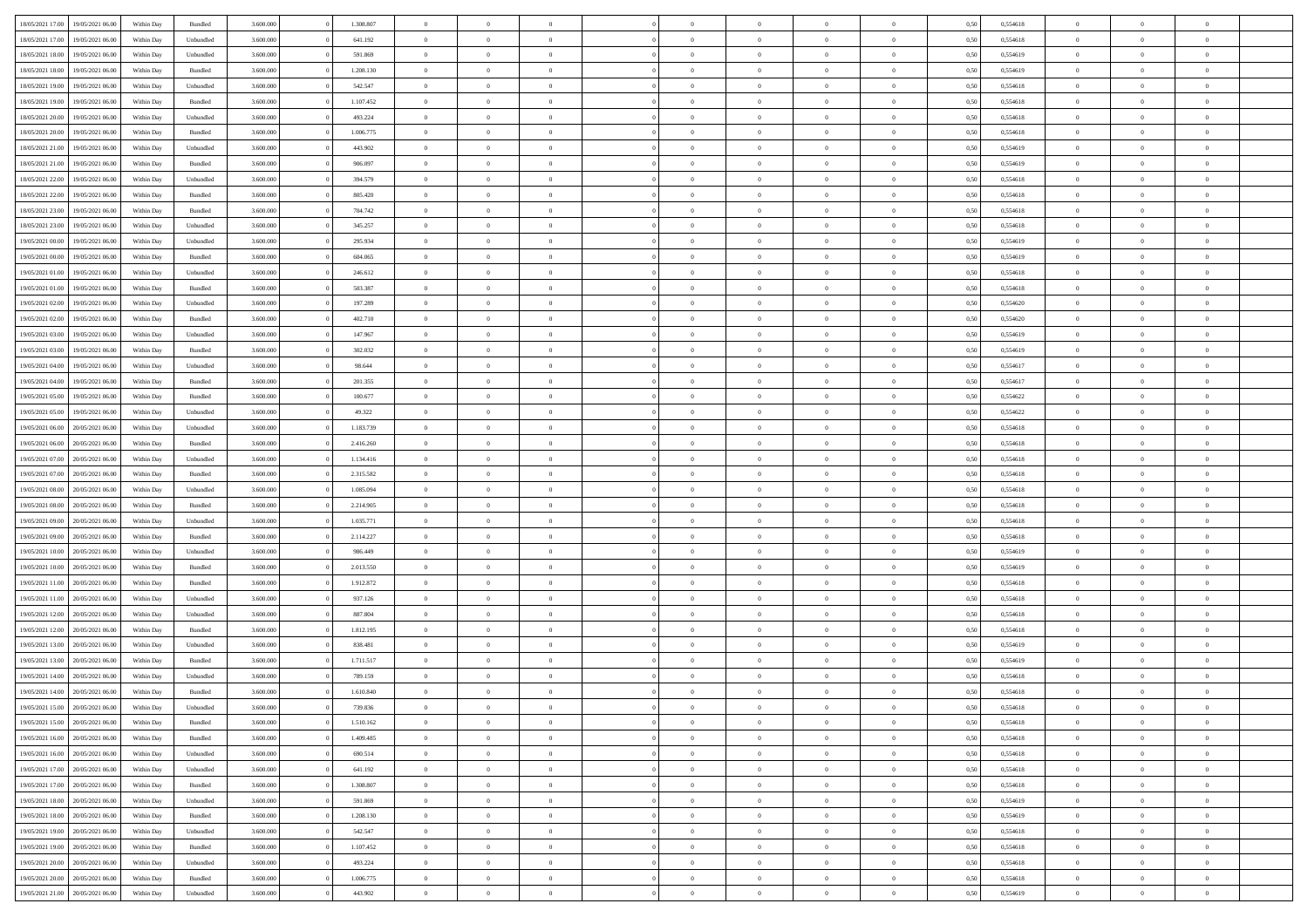| | | | | | | | | | | | | | | | | | | | | | |
|---|---|---|---|---|---|---|---|---|---|---|---|---|---|---|---|---|---|---|---|---|---|
| 18/05/2021 17:00 | 19/05/2021 06:00 | Within Day | Bundled | 3.600.000 | 0 | 1.308.807 | 0 | 0 | 0 | | 0 | 0 | 0 | 0 | 0,50 | 0,554618 | 0 | 0 | 0 | |
| 18/05/2021 17:00 | 19/05/2021 06:00 | Within Day | Unbundled | 3.600.000 | 0 | 641.192 | 0 | 0 | 0 | | 0 | 0 | 0 | 0 | 0,50 | 0,554618 | 0 | 0 | 0 | |
| 18/05/2021 18:00 | 19/05/2021 06:00 | Within Day | Unbundled | 3.600.000 | 0 | 591.869 | 0 | 0 | 0 | | 0 | 0 | 0 | 0 | 0,50 | 0,554619 | 0 | 0 | 0 | |
| 18/05/2021 18:00 | 19/05/2021 06:00 | Within Day | Bundled | 3.600.000 | 0 | 1.208.130 | 0 | 0 | 0 | | 0 | 0 | 0 | 0 | 0,50 | 0,554619 | 0 | 0 | 0 | |
| 18/05/2021 19:00 | 19/05/2021 06:00 | Within Day | Unbundled | 3.600.000 | 0 | 542.547 | 0 | 0 | 0 | | 0 | 0 | 0 | 0 | 0,50 | 0,554618 | 0 | 0 | 0 | |
| 18/05/2021 19:00 | 19/05/2021 06:00 | Within Day | Bundled | 3.600.000 | 0 | 1.107.452 | 0 | 0 | 0 | | 0 | 0 | 0 | 0 | 0,50 | 0,554618 | 0 | 0 | 0 | |
| 18/05/2021 20:00 | 19/05/2021 06:00 | Within Day | Unbundled | 3.600.000 | 0 | 493.224 | 0 | 0 | 0 | | 0 | 0 | 0 | 0 | 0,50 | 0,554618 | 0 | 0 | 0 | |
| 18/05/2021 20:00 | 19/05/2021 06:00 | Within Day | Bundled | 3.600.000 | 0 | 1.006.775 | 0 | 0 | 0 | | 0 | 0 | 0 | 0 | 0,50 | 0,554618 | 0 | 0 | 0 | |
| 18/05/2021 21:00 | 19/05/2021 06:00 | Within Day | Unbundled | 3.600.000 | 0 | 443.902 | 0 | 0 | 0 | | 0 | 0 | 0 | 0 | 0,50 | 0,554619 | 0 | 0 | 0 | |
| 18/05/2021 21:00 | 19/05/2021 06:00 | Within Day | Bundled | 3.600.000 | 0 | 906.097 | 0 | 0 | 0 | | 0 | 0 | 0 | 0 | 0,50 | 0,554619 | 0 | 0 | 0 | |
| 18/05/2021 22:00 | 19/05/2021 06:00 | Within Day | Unbundled | 3.600.000 | 0 | 394.579 | 0 | 0 | 0 | | 0 | 0 | 0 | 0 | 0,50 | 0,554618 | 0 | 0 | 0 | |
| 18/05/2021 22:00 | 19/05/2021 06:00 | Within Day | Bundled | 3.600.000 | 0 | 805.420 | 0 | 0 | 0 | | 0 | 0 | 0 | 0 | 0,50 | 0,554618 | 0 | 0 | 0 | |
| 18/05/2021 23:00 | 19/05/2021 06:00 | Within Day | Bundled | 3.600.000 | 0 | 704.742 | 0 | 0 | 0 | | 0 | 0 | 0 | 0 | 0,50 | 0,554618 | 0 | 0 | 0 | |
| 18/05/2021 23:00 | 19/05/2021 06:00 | Within Day | Unbundled | 3.600.000 | 0 | 345.257 | 0 | 0 | 0 | | 0 | 0 | 0 | 0 | 0,50 | 0,554618 | 0 | 0 | 0 | |
| 19/05/2021 00:00 | 19/05/2021 06:00 | Within Day | Unbundled | 3.600.000 | 0 | 295.934 | 0 | 0 | 0 | | 0 | 0 | 0 | 0 | 0,50 | 0,554619 | 0 | 0 | 0 | |
| 19/05/2021 00:00 | 19/05/2021 06:00 | Within Day | Bundled | 3.600.000 | 0 | 604.065 | 0 | 0 | 0 | | 0 | 0 | 0 | 0 | 0,50 | 0,554619 | 0 | 0 | 0 | |
| 19/05/2021 01:00 | 19/05/2021 06:00 | Within Day | Unbundled | 3.600.000 | 0 | 246.612 | 0 | 0 | 0 | | 0 | 0 | 0 | 0 | 0,50 | 0,554618 | 0 | 0 | 0 | |
| 19/05/2021 01:00 | 19/05/2021 06:00 | Within Day | Bundled | 3.600.000 | 0 | 503.387 | 0 | 0 | 0 | | 0 | 0 | 0 | 0 | 0,50 | 0,554618 | 0 | 0 | 0 | |
| 19/05/2021 02:00 | 19/05/2021 06:00 | Within Day | Unbundled | 3.600.000 | 0 | 197.289 | 0 | 0 | 0 | | 0 | 0 | 0 | 0 | 0,50 | 0,554620 | 0 | 0 | 0 | |
| 19/05/2021 02:00 | 19/05/2021 06:00 | Within Day | Bundled | 3.600.000 | 0 | 402.710 | 0 | 0 | 0 | | 0 | 0 | 0 | 0 | 0,50 | 0,554620 | 0 | 0 | 0 | |
| 19/05/2021 03:00 | 19/05/2021 06:00 | Within Day | Unbundled | 3.600.000 | 0 | 147.967 | 0 | 0 | 0 | | 0 | 0 | 0 | 0 | 0,50 | 0,554619 | 0 | 0 | 0 | |
| 19/05/2021 03:00 | 19/05/2021 06:00 | Within Day | Bundled | 3.600.000 | 0 | 302.032 | 0 | 0 | 0 | | 0 | 0 | 0 | 0 | 0,50 | 0,554619 | 0 | 0 | 0 | |
| 19/05/2021 04:00 | 19/05/2021 06:00 | Within Day | Unbundled | 3.600.000 | 0 | 98.644 | 0 | 0 | 0 | | 0 | 0 | 0 | 0 | 0,50 | 0,554617 | 0 | 0 | 0 | |
| 19/05/2021 04:00 | 19/05/2021 06:00 | Within Day | Bundled | 3.600.000 | 0 | 201.355 | 0 | 0 | 0 | | 0 | 0 | 0 | 0 | 0,50 | 0,554617 | 0 | 0 | 0 | |
| 19/05/2021 05:00 | 19/05/2021 06:00 | Within Day | Bundled | 3.600.000 | 0 | 100.677 | 0 | 0 | 0 | | 0 | 0 | 0 | 0 | 0,50 | 0,554622 | 0 | 0 | 0 | |
| 19/05/2021 05:00 | 19/05/2021 06:00 | Within Day | Unbundled | 3.600.000 | 0 | 49.322 | 0 | 0 | 0 | | 0 | 0 | 0 | 0 | 0,50 | 0,554622 | 0 | 0 | 0 | |
| 19/05/2021 06:00 | 20/05/2021 06:00 | Within Day | Unbundled | 3.600.000 | 0 | 1.183.739 | 0 | 0 | 0 | | 0 | 0 | 0 | 0 | 0,50 | 0,554618 | 0 | 0 | 0 | |
| 19/05/2021 06:00 | 20/05/2021 06:00 | Within Day | Bundled | 3.600.000 | 0 | 2.416.260 | 0 | 0 | 0 | | 0 | 0 | 0 | 0 | 0,50 | 0,554618 | 0 | 0 | 0 | |
| 19/05/2021 07:00 | 20/05/2021 06:00 | Within Day | Unbundled | 3.600.000 | 0 | 1.134.416 | 0 | 0 | 0 | | 0 | 0 | 0 | 0 | 0,50 | 0,554618 | 0 | 0 | 0 | |
| 19/05/2021 07:00 | 20/05/2021 06:00 | Within Day | Bundled | 3.600.000 | 0 | 2.315.582 | 0 | 0 | 0 | | 0 | 0 | 0 | 0 | 0,50 | 0,554618 | 0 | 0 | 0 | |
| 19/05/2021 08:00 | 20/05/2021 06:00 | Within Day | Unbundled | 3.600.000 | 0 | 1.085.094 | 0 | 0 | 0 | | 0 | 0 | 0 | 0 | 0,50 | 0,554618 | 0 | 0 | 0 | |
| 19/05/2021 08:00 | 20/05/2021 06:00 | Within Day | Bundled | 3.600.000 | 0 | 2.214.905 | 0 | 0 | 0 | | 0 | 0 | 0 | 0 | 0,50 | 0,554618 | 0 | 0 | 0 | |
| 19/05/2021 09:00 | 20/05/2021 06:00 | Within Day | Unbundled | 3.600.000 | 0 | 1.035.771 | 0 | 0 | 0 | | 0 | 0 | 0 | 0 | 0,50 | 0,554618 | 0 | 0 | 0 | |
| 19/05/2021 09:00 | 20/05/2021 06:00 | Within Day | Bundled | 3.600.000 | 0 | 2.114.227 | 0 | 0 | 0 | | 0 | 0 | 0 | 0 | 0,50 | 0,554618 | 0 | 0 | 0 | |
| 19/05/2021 10:00 | 20/05/2021 06:00 | Within Day | Unbundled | 3.600.000 | 0 | 986.449 | 0 | 0 | 0 | | 0 | 0 | 0 | 0 | 0,50 | 0,554619 | 0 | 0 | 0 | |
| 19/05/2021 10:00 | 20/05/2021 06:00 | Within Day | Bundled | 3.600.000 | 0 | 2.013.550 | 0 | 0 | 0 | | 0 | 0 | 0 | 0 | 0,50 | 0,554619 | 0 | 0 | 0 | |
| 19/05/2021 11:00 | 20/05/2021 06:00 | Within Day | Bundled | 3.600.000 | 0 | 1.912.872 | 0 | 0 | 0 | | 0 | 0 | 0 | 0 | 0,50 | 0,554618 | 0 | 0 | 0 | |
| 19/05/2021 11:00 | 20/05/2021 06:00 | Within Day | Unbundled | 3.600.000 | 0 | 937.126 | 0 | 0 | 0 | | 0 | 0 | 0 | 0 | 0,50 | 0,554618 | 0 | 0 | 0 | |
| 19/05/2021 12:00 | 20/05/2021 06:00 | Within Day | Unbundled | 3.600.000 | 0 | 887.804 | 0 | 0 | 0 | | 0 | 0 | 0 | 0 | 0,50 | 0,554618 | 0 | 0 | 0 | |
| 19/05/2021 12:00 | 20/05/2021 06:00 | Within Day | Bundled | 3.600.000 | 0 | 1.812.195 | 0 | 0 | 0 | | 0 | 0 | 0 | 0 | 0,50 | 0,554618 | 0 | 0 | 0 | |
| 19/05/2021 13:00 | 20/05/2021 06:00 | Within Day | Unbundled | 3.600.000 | 0 | 838.481 | 0 | 0 | 0 | | 0 | 0 | 0 | 0 | 0,50 | 0,554619 | 0 | 0 | 0 | |
| 19/05/2021 13:00 | 20/05/2021 06:00 | Within Day | Bundled | 3.600.000 | 0 | 1.711.517 | 0 | 0 | 0 | | 0 | 0 | 0 | 0 | 0,50 | 0,554619 | 0 | 0 | 0 | |
| 19/05/2021 14:00 | 20/05/2021 06:00 | Within Day | Unbundled | 3.600.000 | 0 | 789.159 | 0 | 0 | 0 | | 0 | 0 | 0 | 0 | 0,50 | 0,554618 | 0 | 0 | 0 | |
| 19/05/2021 14:00 | 20/05/2021 06:00 | Within Day | Bundled | 3.600.000 | 0 | 1.610.840 | 0 | 0 | 0 | | 0 | 0 | 0 | 0 | 0,50 | 0,554618 | 0 | 0 | 0 | |
| 19/05/2021 15:00 | 20/05/2021 06:00 | Within Day | Unbundled | 3.600.000 | 0 | 739.836 | 0 | 0 | 0 | | 0 | 0 | 0 | 0 | 0,50 | 0,554618 | 0 | 0 | 0 | |
| 19/05/2021 15:00 | 20/05/2021 06:00 | Within Day | Bundled | 3.600.000 | 0 | 1.510.162 | 0 | 0 | 0 | | 0 | 0 | 0 | 0 | 0,50 | 0,554618 | 0 | 0 | 0 | |
| 19/05/2021 16:00 | 20/05/2021 06:00 | Within Day | Bundled | 3.600.000 | 0 | 1.409.485 | 0 | 0 | 0 | | 0 | 0 | 0 | 0 | 0,50 | 0,554618 | 0 | 0 | 0 | |
| 19/05/2021 16:00 | 20/05/2021 06:00 | Within Day | Unbundled | 3.600.000 | 0 | 690.514 | 0 | 0 | 0 | | 0 | 0 | 0 | 0 | 0,50 | 0,554618 | 0 | 0 | 0 | |
| 19/05/2021 17:00 | 20/05/2021 06:00 | Within Day | Unbundled | 3.600.000 | 0 | 641.192 | 0 | 0 | 0 | | 0 | 0 | 0 | 0 | 0,50 | 0,554618 | 0 | 0 | 0 | |
| 19/05/2021 17:00 | 20/05/2021 06:00 | Within Day | Bundled | 3.600.000 | 0 | 1.308.807 | 0 | 0 | 0 | | 0 | 0 | 0 | 0 | 0,50 | 0,554618 | 0 | 0 | 0 | |
| 19/05/2021 18:00 | 20/05/2021 06:00 | Within Day | Unbundled | 3.600.000 | 0 | 591.869 | 0 | 0 | 0 | | 0 | 0 | 0 | 0 | 0,50 | 0,554619 | 0 | 0 | 0 | |
| 19/05/2021 18:00 | 20/05/2021 06:00 | Within Day | Bundled | 3.600.000 | 0 | 1.208.130 | 0 | 0 | 0 | | 0 | 0 | 0 | 0 | 0,50 | 0,554619 | 0 | 0 | 0 | |
| 19/05/2021 19:00 | 20/05/2021 06:00 | Within Day | Unbundled | 3.600.000 | 0 | 542.547 | 0 | 0 | 0 | | 0 | 0 | 0 | 0 | 0,50 | 0,554618 | 0 | 0 | 0 | |
| 19/05/2021 19:00 | 20/05/2021 06:00 | Within Day | Bundled | 3.600.000 | 0 | 1.107.452 | 0 | 0 | 0 | | 0 | 0 | 0 | 0 | 0,50 | 0,554618 | 0 | 0 | 0 | |
| 19/05/2021 20:00 | 20/05/2021 06:00 | Within Day | Unbundled | 3.600.000 | 0 | 493.224 | 0 | 0 | 0 | | 0 | 0 | 0 | 0 | 0,50 | 0,554618 | 0 | 0 | 0 | |
| 19/05/2021 20:00 | 20/05/2021 06:00 | Within Day | Bundled | 3.600.000 | 0 | 1.006.775 | 0 | 0 | 0 | | 0 | 0 | 0 | 0 | 0,50 | 0,554618 | 0 | 0 | 0 | |
| 19/05/2021 21:00 | 20/05/2021 06:00 | Within Day | Unbundled | 3.600.000 | 0 | 443.902 | 0 | 0 | 0 | | 0 | 0 | 0 | 0 | 0,50 | 0,554619 | 0 | 0 | 0 | |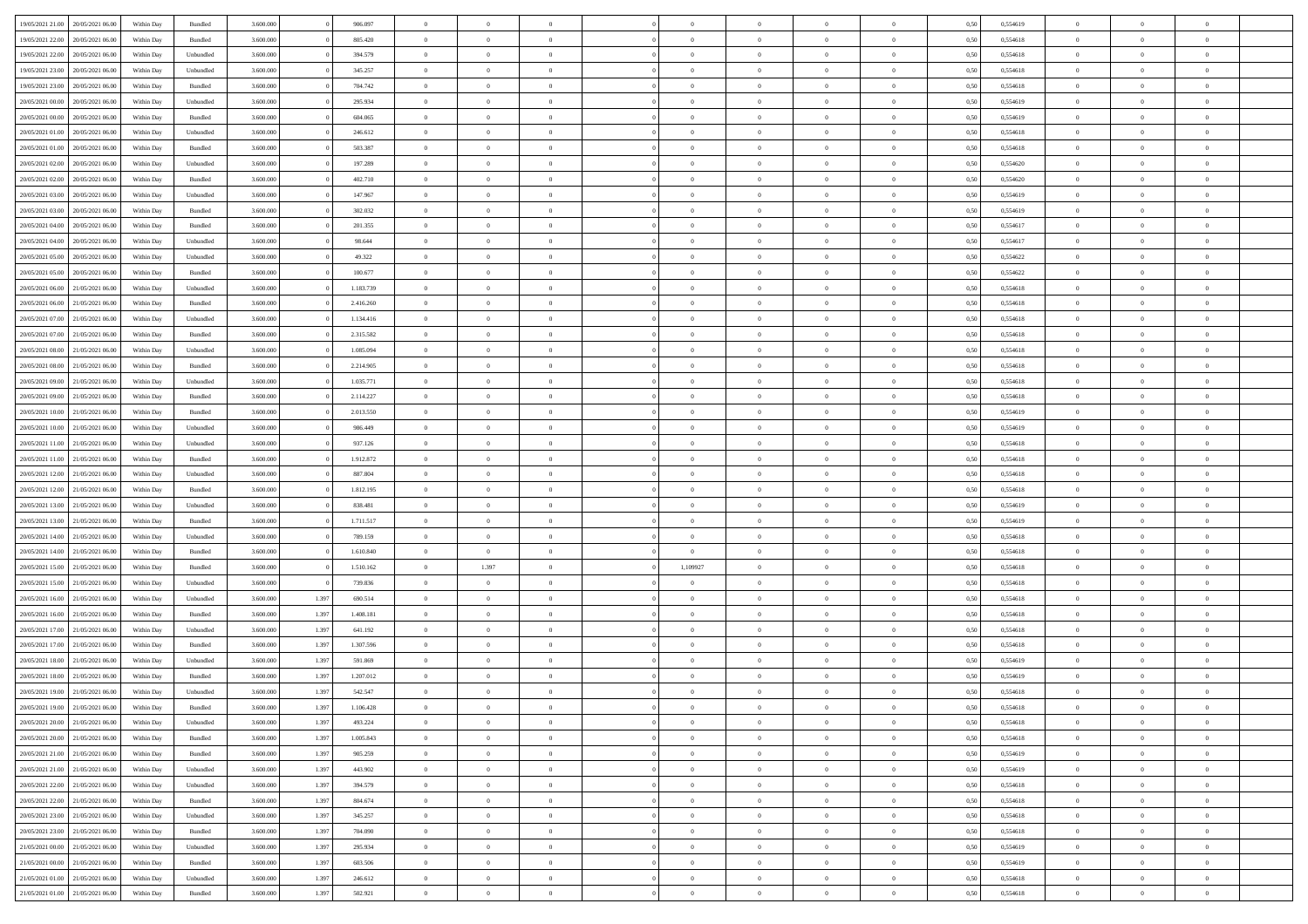| | | | | | | | | | | | | | | | | | | | | | |
|---|---|---|---|---|---|---|---|---|---|---|---|---|---|---|---|---|---|---|---|---|---|
| 19/05/2021 21:00 | 20/05/2021 06:00 | Within Day | Bundled | 3.600.000 | 0 | 906.097 | 0 | 0 | 0 | | 0 | 0 | 0 | 0 | 0 | 0,50 | 0,554619 | 0 | 0 | 0 | |
| 19/05/2021 22:00 | 20/05/2021 06:00 | Within Day | Bundled | 3.600.000 | 0 | 805.420 | 0 | 0 | 0 | | 0 | 0 | 0 | 0 | 0 | 0,50 | 0,554618 | 0 | 0 | 0 | |
| 19/05/2021 22:00 | 20/05/2021 06:00 | Within Day | Unbundled | 3.600.000 | 0 | 394.579 | 0 | 0 | 0 | | 0 | 0 | 0 | 0 | 0 | 0,50 | 0,554618 | 0 | 0 | 0 | |
| 19/05/2021 23:00 | 20/05/2021 06:00 | Within Day | Unbundled | 3.600.000 | 0 | 345.257 | 0 | 0 | 0 | | 0 | 0 | 0 | 0 | 0 | 0,50 | 0,554618 | 0 | 0 | 0 | |
| 19/05/2021 23:00 | 20/05/2021 06:00 | Within Day | Bundled | 3.600.000 | 0 | 704.742 | 0 | 0 | 0 | | 0 | 0 | 0 | 0 | 0 | 0,50 | 0,554618 | 0 | 0 | 0 | |
| 20/05/2021 00:00 | 20/05/2021 06:00 | Within Day | Unbundled | 3.600.000 | 0 | 295.934 | 0 | 0 | 0 | | 0 | 0 | 0 | 0 | 0 | 0,50 | 0,554619 | 0 | 0 | 0 | |
| 20/05/2021 00:00 | 20/05/2021 06:00 | Within Day | Bundled | 3.600.000 | 0 | 604.065 | 0 | 0 | 0 | | 0 | 0 | 0 | 0 | 0 | 0,50 | 0,554619 | 0 | 0 | 0 | |
| 20/05/2021 01:00 | 20/05/2021 06:00 | Within Day | Unbundled | 3.600.000 | 0 | 246.612 | 0 | 0 | 0 | | 0 | 0 | 0 | 0 | 0 | 0,50 | 0,554618 | 0 | 0 | 0 | |
| 20/05/2021 01:00 | 20/05/2021 06:00 | Within Day | Bundled | 3.600.000 | 0 | 503.387 | 0 | 0 | 0 | | 0 | 0 | 0 | 0 | 0 | 0,50 | 0,554618 | 0 | 0 | 0 | |
| 20/05/2021 02:00 | 20/05/2021 06:00 | Within Day | Unbundled | 3.600.000 | 0 | 197.289 | 0 | 0 | 0 | | 0 | 0 | 0 | 0 | 0 | 0,50 | 0,554620 | 0 | 0 | 0 | |
| 20/05/2021 02:00 | 20/05/2021 06:00 | Within Day | Bundled | 3.600.000 | 0 | 402.710 | 0 | 0 | 0 | | 0 | 0 | 0 | 0 | 0 | 0,50 | 0,554620 | 0 | 0 | 0 | |
| 20/05/2021 03:00 | 20/05/2021 06:00 | Within Day | Unbundled | 3.600.000 | 0 | 147.967 | 0 | 0 | 0 | | 0 | 0 | 0 | 0 | 0 | 0,50 | 0,554619 | 0 | 0 | 0 | |
| 20/05/2021 03:00 | 20/05/2021 06:00 | Within Day | Bundled | 3.600.000 | 0 | 302.032 | 0 | 0 | 0 | | 0 | 0 | 0 | 0 | 0 | 0,50 | 0,554619 | 0 | 0 | 0 | |
| 20/05/2021 04:00 | 20/05/2021 06:00 | Within Day | Bundled | 3.600.000 | 0 | 201.355 | 0 | 0 | 0 | | 0 | 0 | 0 | 0 | 0 | 0,50 | 0,554617 | 0 | 0 | 0 | |
| 20/05/2021 04:00 | 20/05/2021 06:00 | Within Day | Unbundled | 3.600.000 | 0 | 98.644 | 0 | 0 | 0 | | 0 | 0 | 0 | 0 | 0 | 0,50 | 0,554617 | 0 | 0 | 0 | |
| 20/05/2021 05:00 | 20/05/2021 06:00 | Within Day | Unbundled | 3.600.000 | 0 | 49.322 | 0 | 0 | 0 | | 0 | 0 | 0 | 0 | 0 | 0,50 | 0,554622 | 0 | 0 | 0 | |
| 20/05/2021 05:00 | 20/05/2021 06:00 | Within Day | Bundled | 3.600.000 | 0 | 100.677 | 0 | 0 | 0 | | 0 | 0 | 0 | 0 | 0 | 0,50 | 0,554622 | 0 | 0 | 0 | |
| 20/05/2021 06:00 | 21/05/2021 06:00 | Within Day | Unbundled | 3.600.000 | 0 | 1.183.739 | 0 | 0 | 0 | | 0 | 0 | 0 | 0 | 0 | 0,50 | 0,554618 | 0 | 0 | 0 | |
| 20/05/2021 06:00 | 21/05/2021 06:00 | Within Day | Bundled | 3.600.000 | 0 | 2.416.260 | 0 | 0 | 0 | | 0 | 0 | 0 | 0 | 0 | 0,50 | 0,554618 | 0 | 0 | 0 | |
| 20/05/2021 07:00 | 21/05/2021 06:00 | Within Day | Unbundled | 3.600.000 | 0 | 1.134.416 | 0 | 0 | 0 | | 0 | 0 | 0 | 0 | 0 | 0,50 | 0,554618 | 0 | 0 | 0 | |
| 20/05/2021 07:00 | 21/05/2021 06:00 | Within Day | Bundled | 3.600.000 | 0 | 2.315.582 | 0 | 0 | 0 | | 0 | 0 | 0 | 0 | 0 | 0,50 | 0,554618 | 0 | 0 | 0 | |
| 20/05/2021 08:00 | 21/05/2021 06:00 | Within Day | Unbundled | 3.600.000 | 0 | 1.085.094 | 0 | 0 | 0 | | 0 | 0 | 0 | 0 | 0 | 0,50 | 0,554618 | 0 | 0 | 0 | |
| 20/05/2021 08:00 | 21/05/2021 06:00 | Within Day | Bundled | 3.600.000 | 0 | 2.214.905 | 0 | 0 | 0 | | 0 | 0 | 0 | 0 | 0 | 0,50 | 0,554618 | 0 | 0 | 0 | |
| 20/05/2021 09:00 | 21/05/2021 06:00 | Within Day | Unbundled | 3.600.000 | 0 | 1.035.771 | 0 | 0 | 0 | | 0 | 0 | 0 | 0 | 0 | 0,50 | 0,554618 | 0 | 0 | 0 | |
| 20/05/2021 09:00 | 21/05/2021 06:00 | Within Day | Bundled | 3.600.000 | 0 | 2.114.227 | 0 | 0 | 0 | | 0 | 0 | 0 | 0 | 0 | 0,50 | 0,554618 | 0 | 0 | 0 | |
| 20/05/2021 10:00 | 21/05/2021 06:00 | Within Day | Bundled | 3.600.000 | 0 | 2.013.550 | 0 | 0 | 0 | | 0 | 0 | 0 | 0 | 0 | 0,50 | 0,554619 | 0 | 0 | 0 | |
| 20/05/2021 10:00 | 21/05/2021 06:00 | Within Day | Unbundled | 3.600.000 | 0 | 986.449 | 0 | 0 | 0 | | 0 | 0 | 0 | 0 | 0 | 0,50 | 0,554619 | 0 | 0 | 0 | |
| 20/05/2021 11:00 | 21/05/2021 06:00 | Within Day | Unbundled | 3.600.000 | 0 | 937.126 | 0 | 0 | 0 | | 0 | 0 | 0 | 0 | 0 | 0,50 | 0,554618 | 0 | 0 | 0 | |
| 20/05/2021 11:00 | 21/05/2021 06:00 | Within Day | Bundled | 3.600.000 | 0 | 1.912.872 | 0 | 0 | 0 | | 0 | 0 | 0 | 0 | 0 | 0,50 | 0,554618 | 0 | 0 | 0 | |
| 20/05/2021 12:00 | 21/05/2021 06:00 | Within Day | Unbundled | 3.600.000 | 0 | 887.804 | 0 | 0 | 0 | | 0 | 0 | 0 | 0 | 0 | 0,50 | 0,554618 | 0 | 0 | 0 | |
| 20/05/2021 12:00 | 21/05/2021 06:00 | Within Day | Bundled | 3.600.000 | 0 | 1.812.195 | 0 | 0 | 0 | | 0 | 0 | 0 | 0 | 0 | 0,50 | 0,554618 | 0 | 0 | 0 | |
| 20/05/2021 13:00 | 21/05/2021 06:00 | Within Day | Unbundled | 3.600.000 | 0 | 838.481 | 0 | 0 | 0 | | 0 | 0 | 0 | 0 | 0 | 0,50 | 0,554619 | 0 | 0 | 0 | |
| 20/05/2021 13:00 | 21/05/2021 06:00 | Within Day | Bundled | 3.600.000 | 0 | 1.711.517 | 0 | 0 | 0 | | 0 | 0 | 0 | 0 | 0 | 0,50 | 0,554619 | 0 | 0 | 0 | |
| 20/05/2021 14:00 | 21/05/2021 06:00 | Within Day | Unbundled | 3.600.000 | 0 | 789.159 | 0 | 0 | 0 | | 0 | 0 | 0 | 0 | 0 | 0,50 | 0,554618 | 0 | 0 | 0 | |
| 20/05/2021 14:00 | 21/05/2021 06:00 | Within Day | Bundled | 3.600.000 | 0 | 1.610.840 | 0 | 0 | 0 | | 0 | 0 | 0 | 0 | 0 | 0,50 | 0,554618 | 0 | 0 | 0 | |
| 20/05/2021 15:00 | 21/05/2021 06:00 | Within Day | Bundled | 3.600.000 | 0 | 1.510.162 | 0 | 1.397 | 0 | | 1,109927 | 0 | 0 | 0 | 0 | 0,50 | 0,554618 | 0 | 0 | 0 | |
| 20/05/2021 15:00 | 21/05/2021 06:00 | Within Day | Unbundled | 3.600.000 | 0 | 739.836 | 0 | 0 | 0 | | 0 | 0 | 0 | 0 | 0 | 0,50 | 0,554618 | 0 | 0 | 0 | |
| 20/05/2021 16:00 | 21/05/2021 06:00 | Within Day | Unbundled | 3.600.000 | 1.397 | 690.514 | 0 | 0 | 0 | | 0 | 0 | 0 | 0 | 0 | 0,50 | 0,554618 | 0 | 0 | 0 | |
| 20/05/2021 16:00 | 21/05/2021 06:00 | Within Day | Bundled | 3.600.000 | 1.397 | 1.408.181 | 0 | 0 | 0 | | 0 | 0 | 0 | 0 | 0 | 0,50 | 0,554618 | 0 | 0 | 0 | |
| 20/05/2021 17:00 | 21/05/2021 06:00 | Within Day | Unbundled | 3.600.000 | 1.397 | 641.192 | 0 | 0 | 0 | | 0 | 0 | 0 | 0 | 0 | 0,50 | 0,554618 | 0 | 0 | 0 | |
| 20/05/2021 17:00 | 21/05/2021 06:00 | Within Day | Bundled | 3.600.000 | 1.397 | 1.307.596 | 0 | 0 | 0 | | 0 | 0 | 0 | 0 | 0 | 0,50 | 0,554618 | 0 | 0 | 0 | |
| 20/05/2021 18:00 | 21/05/2021 06:00 | Within Day | Unbundled | 3.600.000 | 1.397 | 591.869 | 0 | 0 | 0 | | 0 | 0 | 0 | 0 | 0 | 0,50 | 0,554619 | 0 | 0 | 0 | |
| 20/05/2021 18:00 | 21/05/2021 06:00 | Within Day | Bundled | 3.600.000 | 1.397 | 1.207.012 | 0 | 0 | 0 | | 0 | 0 | 0 | 0 | 0 | 0,50 | 0,554619 | 0 | 0 | 0 | |
| 20/05/2021 19:00 | 21/05/2021 06:00 | Within Day | Unbundled | 3.600.000 | 1.397 | 542.547 | 0 | 0 | 0 | | 0 | 0 | 0 | 0 | 0 | 0,50 | 0,554618 | 0 | 0 | 0 | |
| 20/05/2021 19:00 | 21/05/2021 06:00 | Within Day | Bundled | 3.600.000 | 1.397 | 1.106.428 | 0 | 0 | 0 | | 0 | 0 | 0 | 0 | 0 | 0,50 | 0,554618 | 0 | 0 | 0 | |
| 20/05/2021 20:00 | 21/05/2021 06:00 | Within Day | Unbundled | 3.600.000 | 1.397 | 493.224 | 0 | 0 | 0 | | 0 | 0 | 0 | 0 | 0 | 0,50 | 0,554618 | 0 | 0 | 0 | |
| 20/05/2021 20:00 | 21/05/2021 06:00 | Within Day | Bundled | 3.600.000 | 1.397 | 1.005.843 | 0 | 0 | 0 | | 0 | 0 | 0 | 0 | 0 | 0,50 | 0,554618 | 0 | 0 | 0 | |
| 20/05/2021 21:00 | 21/05/2021 06:00 | Within Day | Bundled | 3.600.000 | 1.397 | 905.259 | 0 | 0 | 0 | | 0 | 0 | 0 | 0 | 0 | 0,50 | 0,554619 | 0 | 0 | 0 | |
| 20/05/2021 21:00 | 21/05/2021 06:00 | Within Day | Unbundled | 3.600.000 | 1.397 | 443.902 | 0 | 0 | 0 | | 0 | 0 | 0 | 0 | 0 | 0,50 | 0,554619 | 0 | 0 | 0 | |
| 20/05/2021 22:00 | 21/05/2021 06:00 | Within Day | Unbundled | 3.600.000 | 1.397 | 394.579 | 0 | 0 | 0 | | 0 | 0 | 0 | 0 | 0 | 0,50 | 0,554618 | 0 | 0 | 0 | |
| 20/05/2021 22:00 | 21/05/2021 06:00 | Within Day | Bundled | 3.600.000 | 1.397 | 804.674 | 0 | 0 | 0 | | 0 | 0 | 0 | 0 | 0 | 0,50 | 0,554618 | 0 | 0 | 0 | |
| 20/05/2021 23:00 | 21/05/2021 06:00 | Within Day | Unbundled | 3.600.000 | 1.397 | 345.257 | 0 | 0 | 0 | | 0 | 0 | 0 | 0 | 0 | 0,50 | 0,554618 | 0 | 0 | 0 | |
| 20/05/2021 23:00 | 21/05/2021 06:00 | Within Day | Bundled | 3.600.000 | 1.397 | 704.090 | 0 | 0 | 0 | | 0 | 0 | 0 | 0 | 0 | 0,50 | 0,554618 | 0 | 0 | 0 | |
| 21/05/2021 00:00 | 21/05/2021 06:00 | Within Day | Unbundled | 3.600.000 | 1.397 | 295.934 | 0 | 0 | 0 | | 0 | 0 | 0 | 0 | 0 | 0,50 | 0,554619 | 0 | 0 | 0 | |
| 21/05/2021 00:00 | 21/05/2021 06:00 | Within Day | Bundled | 3.600.000 | 1.397 | 603.506 | 0 | 0 | 0 | | 0 | 0 | 0 | 0 | 0 | 0,50 | 0,554619 | 0 | 0 | 0 | |
| 21/05/2021 01:00 | 21/05/2021 06:00 | Within Day | Unbundled | 3.600.000 | 1.397 | 246.612 | 0 | 0 | 0 | | 0 | 0 | 0 | 0 | 0 | 0,50 | 0,554618 | 0 | 0 | 0 | |
| 21/05/2021 01:00 | 21/05/2021 06:00 | Within Day | Bundled | 3.600.000 | 1.397 | 502.921 | 0 | 0 | 0 | | 0 | 0 | 0 | 0 | 0 | 0,50 | 0,554618 | 0 | 0 | 0 | |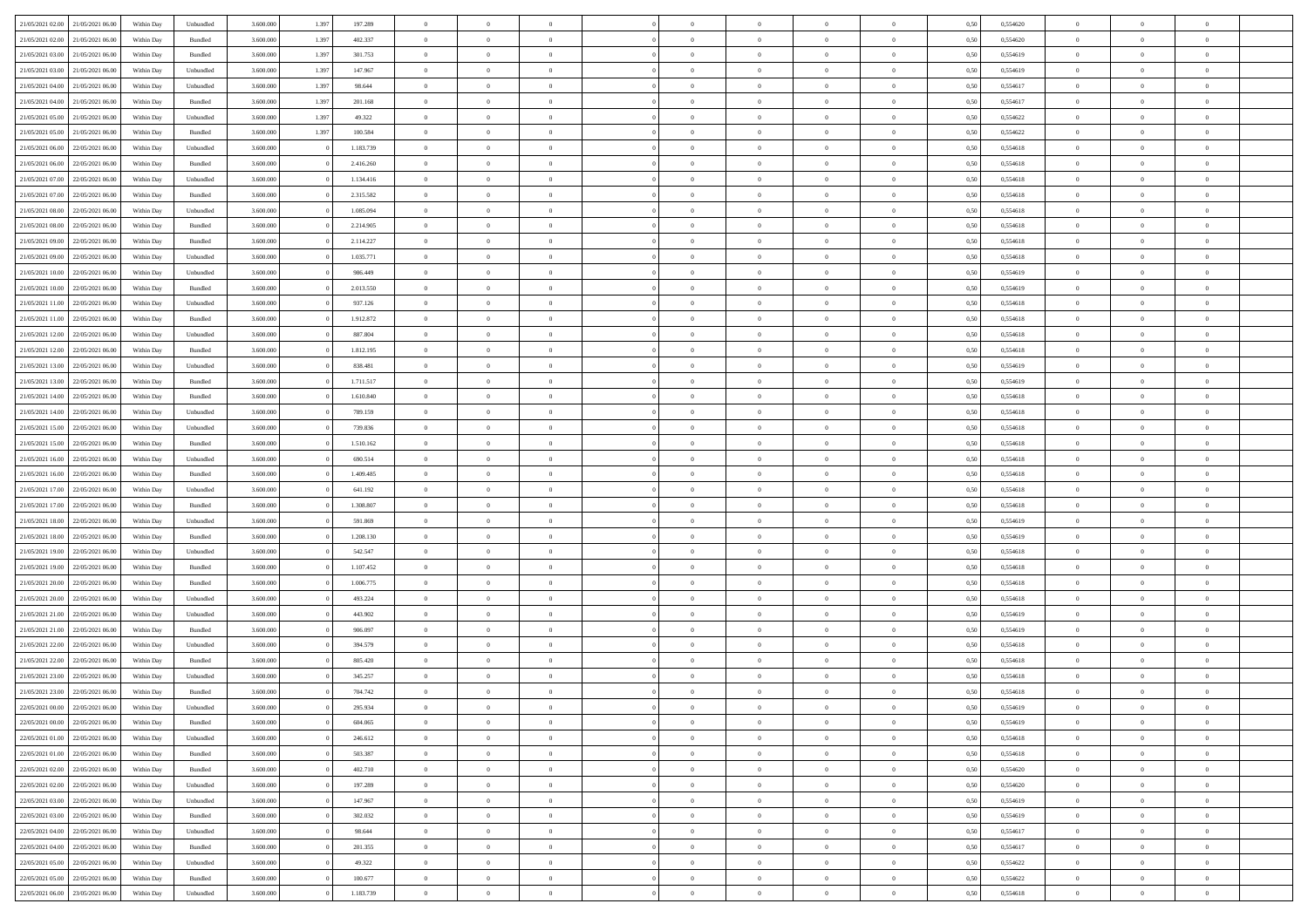| | | | | | | | | | | | | | | | | | | | | | |
|---|---|---|---|---|---|---|---|---|---|---|---|---|---|---|---|---|---|---|---|---|---|
| 21/05/2021 02:00 | 21/05/2021 06:00 | Within Day | Unbundled | 3.600.000 | 1.397 | 197.289 | 0 | 0 | 0 | | 0 | 0 | 0 | 0 | 0,50 | 0,554620 | 0 | 0 | 0 | |
| 21/05/2021 02:00 | 21/05/2021 06:00 | Within Day | Bundled | 3.600.000 | 1.397 | 402.337 | 0 | 0 | 0 | | 0 | 0 | 0 | 0 | 0,50 | 0,554620 | 0 | 0 | 0 | |
| 21/05/2021 03:00 | 21/05/2021 06:00 | Within Day | Bundled | 3.600.000 | 1.397 | 301.753 | 0 | 0 | 0 | | 0 | 0 | 0 | 0 | 0,50 | 0,554619 | 0 | 0 | 0 | |
| 21/05/2021 03:00 | 21/05/2021 06:00 | Within Day | Unbundled | 3.600.000 | 1.397 | 147.967 | 0 | 0 | 0 | | 0 | 0 | 0 | 0 | 0,50 | 0,554619 | 0 | 0 | 0 | |
| 21/05/2021 04:00 | 21/05/2021 06:00 | Within Day | Unbundled | 3.600.000 | 1.397 | 98.644 | 0 | 0 | 0 | | 0 | 0 | 0 | 0 | 0,50 | 0,554617 | 0 | 0 | 0 | |
| 21/05/2021 04:00 | 21/05/2021 06:00 | Within Day | Bundled | 3.600.000 | 1.397 | 201.168 | 0 | 0 | 0 | | 0 | 0 | 0 | 0 | 0,50 | 0,554617 | 0 | 0 | 0 | |
| 21/05/2021 05:00 | 21/05/2021 06:00 | Within Day | Unbundled | 3.600.000 | 1.397 | 49.322 | 0 | 0 | 0 | | 0 | 0 | 0 | 0 | 0,50 | 0,554622 | 0 | 0 | 0 | |
| 21/05/2021 05:00 | 21/05/2021 06:00 | Within Day | Bundled | 3.600.000 | 1.397 | 100.584 | 0 | 0 | 0 | | 0 | 0 | 0 | 0 | 0,50 | 0,554622 | 0 | 0 | 0 | |
| 21/05/2021 06:00 | 22/05/2021 06:00 | Within Day | Unbundled | 3.600.000 | 0 | 1.183.739 | 0 | 0 | 0 | | 0 | 0 | 0 | 0 | 0,50 | 0,554618 | 0 | 0 | 0 | |
| 21/05/2021 06:00 | 22/05/2021 06:00 | Within Day | Bundled | 3.600.000 | 0 | 2.416.260 | 0 | 0 | 0 | | 0 | 0 | 0 | 0 | 0,50 | 0,554618 | 0 | 0 | 0 | |
| 21/05/2021 07:00 | 22/05/2021 06:00 | Within Day | Unbundled | 3.600.000 | 0 | 1.134.416 | 0 | 0 | 0 | | 0 | 0 | 0 | 0 | 0,50 | 0,554618 | 0 | 0 | 0 | |
| 21/05/2021 07:00 | 22/05/2021 06:00 | Within Day | Bundled | 3.600.000 | 0 | 2.315.582 | 0 | 0 | 0 | | 0 | 0 | 0 | 0 | 0,50 | 0,554618 | 0 | 0 | 0 | |
| 21/05/2021 08:00 | 22/05/2021 06:00 | Within Day | Unbundled | 3.600.000 | 0 | 1.085.094 | 0 | 0 | 0 | | 0 | 0 | 0 | 0 | 0,50 | 0,554618 | 0 | 0 | 0 | |
| 21/05/2021 08:00 | 22/05/2021 06:00 | Within Day | Bundled | 3.600.000 | 0 | 2.214.905 | 0 | 0 | 0 | | 0 | 0 | 0 | 0 | 0,50 | 0,554618 | 0 | 0 | 0 | |
| 21/05/2021 09:00 | 22/05/2021 06:00 | Within Day | Bundled | 3.600.000 | 0 | 2.114.227 | 0 | 0 | 0 | | 0 | 0 | 0 | 0 | 0,50 | 0,554618 | 0 | 0 | 0 | |
| 21/05/2021 09:00 | 22/05/2021 06:00 | Within Day | Unbundled | 3.600.000 | 0 | 1.035.771 | 0 | 0 | 0 | | 0 | 0 | 0 | 0 | 0,50 | 0,554618 | 0 | 0 | 0 | |
| 21/05/2021 10:00 | 22/05/2021 06:00 | Within Day | Unbundled | 3.600.000 | 0 | 986.449 | 0 | 0 | 0 | | 0 | 0 | 0 | 0 | 0,50 | 0,554619 | 0 | 0 | 0 | |
| 21/05/2021 10:00 | 22/05/2021 06:00 | Within Day | Bundled | 3.600.000 | 0 | 2.013.550 | 0 | 0 | 0 | | 0 | 0 | 0 | 0 | 0,50 | 0,554619 | 0 | 0 | 0 | |
| 21/05/2021 11:00 | 22/05/2021 06:00 | Within Day | Unbundled | 3.600.000 | 0 | 937.126 | 0 | 0 | 0 | | 0 | 0 | 0 | 0 | 0,50 | 0,554618 | 0 | 0 | 0 | |
| 21/05/2021 11:00 | 22/05/2021 06:00 | Within Day | Bundled | 3.600.000 | 0 | 1.912.872 | 0 | 0 | 0 | | 0 | 0 | 0 | 0 | 0,50 | 0,554618 | 0 | 0 | 0 | |
| 21/05/2021 12:00 | 22/05/2021 06:00 | Within Day | Unbundled | 3.600.000 | 0 | 887.804 | 0 | 0 | 0 | | 0 | 0 | 0 | 0 | 0,50 | 0,554618 | 0 | 0 | 0 | |
| 21/05/2021 12:00 | 22/05/2021 06:00 | Within Day | Bundled | 3.600.000 | 0 | 1.812.195 | 0 | 0 | 0 | | 0 | 0 | 0 | 0 | 0,50 | 0,554618 | 0 | 0 | 0 | |
| 21/05/2021 13:00 | 22/05/2021 06:00 | Within Day | Unbundled | 3.600.000 | 0 | 838.481 | 0 | 0 | 0 | | 0 | 0 | 0 | 0 | 0,50 | 0,554619 | 0 | 0 | 0 | |
| 21/05/2021 13:00 | 22/05/2021 06:00 | Within Day | Bundled | 3.600.000 | 0 | 1.711.517 | 0 | 0 | 0 | | 0 | 0 | 0 | 0 | 0,50 | 0,554619 | 0 | 0 | 0 | |
| 21/05/2021 14:00 | 22/05/2021 06:00 | Within Day | Bundled | 3.600.000 | 0 | 1.610.840 | 0 | 0 | 0 | | 0 | 0 | 0 | 0 | 0,50 | 0,554618 | 0 | 0 | 0 | |
| 21/05/2021 14:00 | 22/05/2021 06:00 | Within Day | Unbundled | 3.600.000 | 0 | 789.159 | 0 | 0 | 0 | | 0 | 0 | 0 | 0 | 0,50 | 0,554618 | 0 | 0 | 0 | |
| 21/05/2021 15:00 | 22/05/2021 06:00 | Within Day | Unbundled | 3.600.000 | 0 | 739.836 | 0 | 0 | 0 | | 0 | 0 | 0 | 0 | 0,50 | 0,554618 | 0 | 0 | 0 | |
| 21/05/2021 15:00 | 22/05/2021 06:00 | Within Day | Bundled | 3.600.000 | 0 | 1.510.162 | 0 | 0 | 0 | | 0 | 0 | 0 | 0 | 0,50 | 0,554618 | 0 | 0 | 0 | |
| 21/05/2021 16:00 | 22/05/2021 06:00 | Within Day | Unbundled | 3.600.000 | 0 | 690.514 | 0 | 0 | 0 | | 0 | 0 | 0 | 0 | 0,50 | 0,554618 | 0 | 0 | 0 | |
| 21/05/2021 16:00 | 22/05/2021 06:00 | Within Day | Bundled | 3.600.000 | 0 | 1.409.485 | 0 | 0 | 0 | | 0 | 0 | 0 | 0 | 0,50 | 0,554618 | 0 | 0 | 0 | |
| 21/05/2021 17:00 | 22/05/2021 06:00 | Within Day | Unbundled | 3.600.000 | 0 | 641.192 | 0 | 0 | 0 | | 0 | 0 | 0 | 0 | 0,50 | 0,554618 | 0 | 0 | 0 | |
| 21/05/2021 17:00 | 22/05/2021 06:00 | Within Day | Bundled | 3.600.000 | 0 | 1.308.807 | 0 | 0 | 0 | | 0 | 0 | 0 | 0 | 0,50 | 0,554618 | 0 | 0 | 0 | |
| 21/05/2021 18:00 | 22/05/2021 06:00 | Within Day | Unbundled | 3.600.000 | 0 | 591.869 | 0 | 0 | 0 | | 0 | 0 | 0 | 0 | 0,50 | 0,554619 | 0 | 0 | 0 | |
| 21/05/2021 18:00 | 22/05/2021 06:00 | Within Day | Bundled | 3.600.000 | 0 | 1.208.130 | 0 | 0 | 0 | | 0 | 0 | 0 | 0 | 0,50 | 0,554619 | 0 | 0 | 0 | |
| 21/05/2021 19:00 | 22/05/2021 06:00 | Within Day | Unbundled | 3.600.000 | 0 | 542.547 | 0 | 0 | 0 | | 0 | 0 | 0 | 0 | 0,50 | 0,554618 | 0 | 0 | 0 | |
| 21/05/2021 19:00 | 22/05/2021 06:00 | Within Day | Bundled | 3.600.000 | 0 | 1.107.452 | 0 | 0 | 0 | | 0 | 0 | 0 | 0 | 0,50 | 0,554618 | 0 | 0 | 0 | |
| 21/05/2021 20:00 | 22/05/2021 06:00 | Within Day | Bundled | 3.600.000 | 0 | 1.006.775 | 0 | 0 | 0 | | 0 | 0 | 0 | 0 | 0,50 | 0,554618 | 0 | 0 | 0 | |
| 21/05/2021 20:00 | 22/05/2021 06:00 | Within Day | Unbundled | 3.600.000 | 0 | 493.224 | 0 | 0 | 0 | | 0 | 0 | 0 | 0 | 0,50 | 0,554618 | 0 | 0 | 0 | |
| 21/05/2021 21:00 | 22/05/2021 06:00 | Within Day | Unbundled | 3.600.000 | 0 | 443.902 | 0 | 0 | 0 | | 0 | 0 | 0 | 0 | 0,50 | 0,554619 | 0 | 0 | 0 | |
| 21/05/2021 21:00 | 22/05/2021 06:00 | Within Day | Bundled | 3.600.000 | 0 | 906.097 | 0 | 0 | 0 | | 0 | 0 | 0 | 0 | 0,50 | 0,554619 | 0 | 0 | 0 | |
| 21/05/2021 22:00 | 22/05/2021 06:00 | Within Day | Unbundled | 3.600.000 | 0 | 394.579 | 0 | 0 | 0 | | 0 | 0 | 0 | 0 | 0,50 | 0,554618 | 0 | 0 | 0 | |
| 21/05/2021 22:00 | 22/05/2021 06:00 | Within Day | Bundled | 3.600.000 | 0 | 805.420 | 0 | 0 | 0 | | 0 | 0 | 0 | 0 | 0,50 | 0,554618 | 0 | 0 | 0 | |
| 21/05/2021 23:00 | 22/05/2021 06:00 | Within Day | Unbundled | 3.600.000 | 0 | 345.257 | 0 | 0 | 0 | | 0 | 0 | 0 | 0 | 0,50 | 0,554618 | 0 | 0 | 0 | |
| 21/05/2021 23:00 | 22/05/2021 06:00 | Within Day | Bundled | 3.600.000 | 0 | 704.742 | 0 | 0 | 0 | | 0 | 0 | 0 | 0 | 0,50 | 0,554618 | 0 | 0 | 0 | |
| 22/05/2021 00:00 | 22/05/2021 06:00 | Within Day | Unbundled | 3.600.000 | 0 | 295.934 | 0 | 0 | 0 | | 0 | 0 | 0 | 0 | 0,50 | 0,554619 | 0 | 0 | 0 | |
| 22/05/2021 00:00 | 22/05/2021 06:00 | Within Day | Bundled | 3.600.000 | 0 | 604.065 | 0 | 0 | 0 | | 0 | 0 | 0 | 0 | 0,50 | 0,554619 | 0 | 0 | 0 | |
| 22/05/2021 01:00 | 22/05/2021 06:00 | Within Day | Unbundled | 3.600.000 | 0 | 246.612 | 0 | 0 | 0 | | 0 | 0 | 0 | 0 | 0,50 | 0,554618 | 0 | 0 | 0 | |
| 22/05/2021 01:00 | 22/05/2021 06:00 | Within Day | Bundled | 3.600.000 | 0 | 503.387 | 0 | 0 | 0 | | 0 | 0 | 0 | 0 | 0,50 | 0,554618 | 0 | 0 | 0 | |
| 22/05/2021 02:00 | 22/05/2021 06:00 | Within Day | Bundled | 3.600.000 | 0 | 402.710 | 0 | 0 | 0 | | 0 | 0 | 0 | 0 | 0,50 | 0,554620 | 0 | 0 | 0 | |
| 22/05/2021 02:00 | 22/05/2021 06:00 | Within Day | Unbundled | 3.600.000 | 0 | 197.289 | 0 | 0 | 0 | | 0 | 0 | 0 | 0 | 0,50 | 0,554620 | 0 | 0 | 0 | |
| 22/05/2021 03:00 | 22/05/2021 06:00 | Within Day | Unbundled | 3.600.000 | 0 | 147.967 | 0 | 0 | 0 | | 0 | 0 | 0 | 0 | 0,50 | 0,554619 | 0 | 0 | 0 | |
| 22/05/2021 03:00 | 22/05/2021 06:00 | Within Day | Bundled | 3.600.000 | 0 | 302.032 | 0 | 0 | 0 | | 0 | 0 | 0 | 0 | 0,50 | 0,554619 | 0 | 0 | 0 | |
| 22/05/2021 04:00 | 22/05/2021 06:00 | Within Day | Unbundled | 3.600.000 | 0 | 98.644 | 0 | 0 | 0 | | 0 | 0 | 0 | 0 | 0,50 | 0,554617 | 0 | 0 | 0 | |
| 22/05/2021 04:00 | 22/05/2021 06:00 | Within Day | Bundled | 3.600.000 | 0 | 201.355 | 0 | 0 | 0 | | 0 | 0 | 0 | 0 | 0,50 | 0,554617 | 0 | 0 | 0 | |
| 22/05/2021 05:00 | 22/05/2021 06:00 | Within Day | Unbundled | 3.600.000 | 0 | 49.322 | 0 | 0 | 0 | | 0 | 0 | 0 | 0 | 0,50 | 0,554622 | 0 | 0 | 0 | |
| 22/05/2021 05:00 | 22/05/2021 06:00 | Within Day | Bundled | 3.600.000 | 0 | 100.677 | 0 | 0 | 0 | | 0 | 0 | 0 | 0 | 0,50 | 0,554622 | 0 | 0 | 0 | |
| 22/05/2021 06:00 | 23/05/2021 06:00 | Within Day | Unbundled | 3.600.000 | 0 | 1.183.739 | 0 | 0 | 0 | | 0 | 0 | 0 | 0 | 0,50 | 0,554618 | 0 | 0 | 0 | |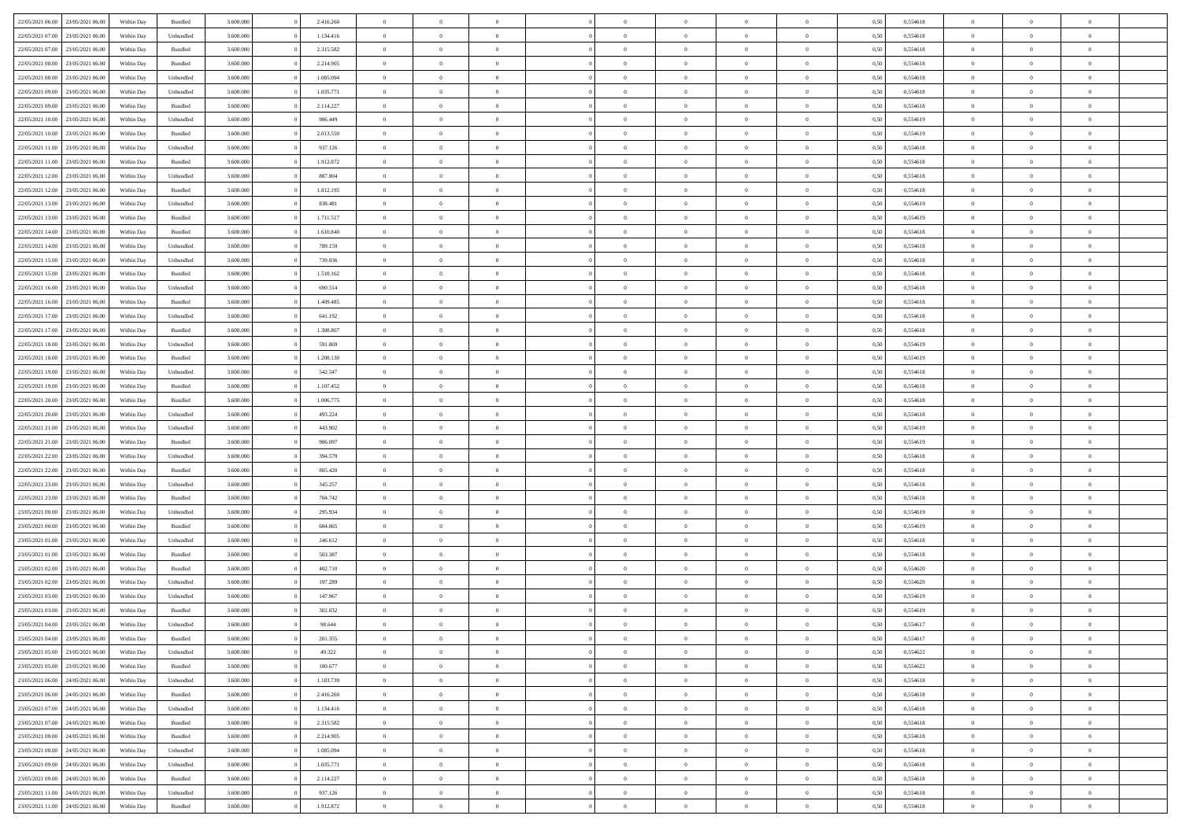| | | | | | | | | | | | | | | | | | | | | | |
|---|---|---|---|---|---|---|---|---|---|---|---|---|---|---|---|---|---|---|---|---|---|
| 22/05/2021 06:00 | 23/05/2021 06:00 | Within Day | Bundled | 3.600.000 | 0 | 2.416.260 | 0 | 0 | 0 | | 0 | 0 | 0 | 0 | 0 | 0,50 | 0,554618 | 0 | 0 | 0 | |
| 22/05/2021 07:00 | 23/05/2021 06:00 | Within Day | Unbundled | 3.600.000 | 0 | 1.134.416 | 0 | 0 | 0 | | 0 | 0 | 0 | 0 | 0 | 0,50 | 0,554618 | 0 | 0 | 0 | |
| 22/05/2021 07:00 | 23/05/2021 06:00 | Within Day | Bundled | 3.600.000 | 0 | 2.315.582 | 0 | 0 | 0 | | 0 | 0 | 0 | 0 | 0 | 0,50 | 0,554618 | 0 | 0 | 0 | |
| 22/05/2021 08:00 | 23/05/2021 06:00 | Within Day | Bundled | 3.600.000 | 0 | 2.214.905 | 0 | 0 | 0 | | 0 | 0 | 0 | 0 | 0 | 0,50 | 0,554618 | 0 | 0 | 0 | |
| 22/05/2021 08:00 | 23/05/2021 06:00 | Within Day | Unbundled | 3.600.000 | 0 | 1.085.094 | 0 | 0 | 0 | | 0 | 0 | 0 | 0 | 0 | 0,50 | 0,554618 | 0 | 0 | 0 | |
| 22/05/2021 09:00 | 23/05/2021 06:00 | Within Day | Unbundled | 3.600.000 | 0 | 1.035.771 | 0 | 0 | 0 | | 0 | 0 | 0 | 0 | 0 | 0,50 | 0,554618 | 0 | 0 | 0 | |
| 22/05/2021 09:00 | 23/05/2021 06:00 | Within Day | Bundled | 3.600.000 | 0 | 2.114.227 | 0 | 0 | 0 | | 0 | 0 | 0 | 0 | 0 | 0,50 | 0,554618 | 0 | 0 | 0 | |
| 22/05/2021 10:00 | 23/05/2021 06:00 | Within Day | Unbundled | 3.600.000 | 0 | 986.449 | 0 | 0 | 0 | | 0 | 0 | 0 | 0 | 0 | 0,50 | 0,554619 | 0 | 0 | 0 | |
| 22/05/2021 10:00 | 23/05/2021 06:00 | Within Day | Bundled | 3.600.000 | 0 | 2.013.550 | 0 | 0 | 0 | | 0 | 0 | 0 | 0 | 0 | 0,50 | 0,554619 | 0 | 0 | 0 | |
| 22/05/2021 11:00 | 23/05/2021 06:00 | Within Day | Unbundled | 3.600.000 | 0 | 937.126 | 0 | 0 | 0 | | 0 | 0 | 0 | 0 | 0 | 0,50 | 0,554618 | 0 | 0 | 0 | |
| 22/05/2021 11:00 | 23/05/2021 06:00 | Within Day | Bundled | 3.600.000 | 0 | 1.912.872 | 0 | 0 | 0 | | 0 | 0 | 0 | 0 | 0 | 0,50 | 0,554618 | 0 | 0 | 0 | |
| 22/05/2021 12:00 | 23/05/2021 06:00 | Within Day | Unbundled | 3.600.000 | 0 | 887.804 | 0 | 0 | 0 | | 0 | 0 | 0 | 0 | 0 | 0,50 | 0,554618 | 0 | 0 | 0 | |
| 22/05/2021 12:00 | 23/05/2021 06:00 | Within Day | Bundled | 3.600.000 | 0 | 1.812.195 | 0 | 0 | 0 | | 0 | 0 | 0 | 0 | 0 | 0,50 | 0,554618 | 0 | 0 | 0 | |
| 22/05/2021 13:00 | 23/05/2021 06:00 | Within Day | Unbundled | 3.600.000 | 0 | 838.481 | 0 | 0 | 0 | | 0 | 0 | 0 | 0 | 0 | 0,50 | 0,554619 | 0 | 0 | 0 | |
| 22/05/2021 13:00 | 23/05/2021 06:00 | Within Day | Bundled | 3.600.000 | 0 | 1.711.517 | 0 | 0 | 0 | | 0 | 0 | 0 | 0 | 0 | 0,50 | 0,554619 | 0 | 0 | 0 | |
| 22/05/2021 14:00 | 23/05/2021 06:00 | Within Day | Bundled | 3.600.000 | 0 | 1.610.840 | 0 | 0 | 0 | | 0 | 0 | 0 | 0 | 0 | 0,50 | 0,554618 | 0 | 0 | 0 | |
| 22/05/2021 14:00 | 23/05/2021 06:00 | Within Day | Unbundled | 3.600.000 | 0 | 789.159 | 0 | 0 | 0 | | 0 | 0 | 0 | 0 | 0 | 0,50 | 0,554618 | 0 | 0 | 0 | |
| 22/05/2021 15:00 | 23/05/2021 06:00 | Within Day | Unbundled | 3.600.000 | 0 | 739.836 | 0 | 0 | 0 | | 0 | 0 | 0 | 0 | 0 | 0,50 | 0,554618 | 0 | 0 | 0 | |
| 22/05/2021 15:00 | 23/05/2021 06:00 | Within Day | Bundled | 3.600.000 | 0 | 1.510.162 | 0 | 0 | 0 | | 0 | 0 | 0 | 0 | 0 | 0,50 | 0,554618 | 0 | 0 | 0 | |
| 22/05/2021 16:00 | 23/05/2021 06:00 | Within Day | Unbundled | 3.600.000 | 0 | 690.514 | 0 | 0 | 0 | | 0 | 0 | 0 | 0 | 0 | 0,50 | 0,554618 | 0 | 0 | 0 | |
| 22/05/2021 16:00 | 23/05/2021 06:00 | Within Day | Bundled | 3.600.000 | 0 | 1.409.485 | 0 | 0 | 0 | | 0 | 0 | 0 | 0 | 0 | 0,50 | 0,554618 | 0 | 0 | 0 | |
| 22/05/2021 17:00 | 23/05/2021 06:00 | Within Day | Unbundled | 3.600.000 | 0 | 641.192 | 0 | 0 | 0 | | 0 | 0 | 0 | 0 | 0 | 0,50 | 0,554618 | 0 | 0 | 0 | |
| 22/05/2021 17:00 | 23/05/2021 06:00 | Within Day | Bundled | 3.600.000 | 0 | 1.308.807 | 0 | 0 | 0 | | 0 | 0 | 0 | 0 | 0 | 0,50 | 0,554618 | 0 | 0 | 0 | |
| 22/05/2021 18:00 | 23/05/2021 06:00 | Within Day | Unbundled | 3.600.000 | 0 | 591.869 | 0 | 0 | 0 | | 0 | 0 | 0 | 0 | 0 | 0,50 | 0,554619 | 0 | 0 | 0 | |
| 22/05/2021 18:00 | 23/05/2021 06:00 | Within Day | Bundled | 3.600.000 | 0 | 1.208.130 | 0 | 0 | 0 | | 0 | 0 | 0 | 0 | 0 | 0,50 | 0,554619 | 0 | 0 | 0 | |
| 22/05/2021 19:00 | 23/05/2021 06:00 | Within Day | Unbundled | 3.600.000 | 0 | 542.547 | 0 | 0 | 0 | | 0 | 0 | 0 | 0 | 0 | 0,50 | 0,554618 | 0 | 0 | 0 | |
| 22/05/2021 19:00 | 23/05/2021 06:00 | Within Day | Bundled | 3.600.000 | 0 | 1.107.452 | 0 | 0 | 0 | | 0 | 0 | 0 | 0 | 0 | 0,50 | 0,554618 | 0 | 0 | 0 | |
| 22/05/2021 20:00 | 23/05/2021 06:00 | Within Day | Bundled | 3.600.000 | 0 | 1.006.775 | 0 | 0 | 0 | | 0 | 0 | 0 | 0 | 0 | 0,50 | 0,554618 | 0 | 0 | 0 | |
| 22/05/2021 20:00 | 23/05/2021 06:00 | Within Day | Unbundled | 3.600.000 | 0 | 493.224 | 0 | 0 | 0 | | 0 | 0 | 0 | 0 | 0 | 0,50 | 0,554618 | 0 | 0 | 0 | |
| 22/05/2021 21:00 | 23/05/2021 06:00 | Within Day | Unbundled | 3.600.000 | 0 | 443.902 | 0 | 0 | 0 | | 0 | 0 | 0 | 0 | 0 | 0,50 | 0,554619 | 0 | 0 | 0 | |
| 22/05/2021 21:00 | 23/05/2021 06:00 | Within Day | Bundled | 3.600.000 | 0 | 906.097 | 0 | 0 | 0 | | 0 | 0 | 0 | 0 | 0 | 0,50 | 0,554619 | 0 | 0 | 0 | |
| 22/05/2021 22:00 | 23/05/2021 06:00 | Within Day | Unbundled | 3.600.000 | 0 | 394.579 | 0 | 0 | 0 | | 0 | 0 | 0 | 0 | 0 | 0,50 | 0,554618 | 0 | 0 | 0 | |
| 22/05/2021 22:00 | 23/05/2021 06:00 | Within Day | Bundled | 3.600.000 | 0 | 805.420 | 0 | 0 | 0 | | 0 | 0 | 0 | 0 | 0 | 0,50 | 0,554618 | 0 | 0 | 0 | |
| 22/05/2021 23:00 | 23/05/2021 06:00 | Within Day | Unbundled | 3.600.000 | 0 | 345.257 | 0 | 0 | 0 | | 0 | 0 | 0 | 0 | 0 | 0,50 | 0,554618 | 0 | 0 | 0 | |
| 22/05/2021 23:00 | 23/05/2021 06:00 | Within Day | Bundled | 3.600.000 | 0 | 704.742 | 0 | 0 | 0 | | 0 | 0 | 0 | 0 | 0 | 0,50 | 0,554618 | 0 | 0 | 0 | |
| 23/05/2021 00:00 | 23/05/2021 06:00 | Within Day | Unbundled | 3.600.000 | 0 | 295.934 | 0 | 0 | 0 | | 0 | 0 | 0 | 0 | 0 | 0,50 | 0,554619 | 0 | 0 | 0 | |
| 23/05/2021 00:00 | 23/05/2021 06:00 | Within Day | Bundled | 3.600.000 | 0 | 604.065 | 0 | 0 | 0 | | 0 | 0 | 0 | 0 | 0 | 0,50 | 0,554619 | 0 | 0 | 0 | |
| 23/05/2021 01:00 | 23/05/2021 06:00 | Within Day | Unbundled | 3.600.000 | 0 | 246.612 | 0 | 0 | 0 | | 0 | 0 | 0 | 0 | 0 | 0,50 | 0,554618 | 0 | 0 | 0 | |
| 23/05/2021 01:00 | 23/05/2021 06:00 | Within Day | Bundled | 3.600.000 | 0 | 503.387 | 0 | 0 | 0 | | 0 | 0 | 0 | 0 | 0 | 0,50 | 0,554618 | 0 | 0 | 0 | |
| 23/05/2021 02:00 | 23/05/2021 06:00 | Within Day | Bundled | 3.600.000 | 0 | 402.710 | 0 | 0 | 0 | | 0 | 0 | 0 | 0 | 0 | 0,50 | 0,554620 | 0 | 0 | 0 | |
| 23/05/2021 02:00 | 23/05/2021 06:00 | Within Day | Unbundled | 3.600.000 | 0 | 197.289 | 0 | 0 | 0 | | 0 | 0 | 0 | 0 | 0 | 0,50 | 0,554620 | 0 | 0 | 0 | |
| 23/05/2021 03:00 | 23/05/2021 06:00 | Within Day | Unbundled | 3.600.000 | 0 | 147.967 | 0 | 0 | 0 | | 0 | 0 | 0 | 0 | 0 | 0,50 | 0,554619 | 0 | 0 | 0 | |
| 23/05/2021 03:00 | 23/05/2021 06:00 | Within Day | Bundled | 3.600.000 | 0 | 302.032 | 0 | 0 | 0 | | 0 | 0 | 0 | 0 | 0 | 0,50 | 0,554619 | 0 | 0 | 0 | |
| 23/05/2021 04:00 | 23/05/2021 06:00 | Within Day | Unbundled | 3.600.000 | 0 | 98.644 | 0 | 0 | 0 | | 0 | 0 | 0 | 0 | 0 | 0,50 | 0,554617 | 0 | 0 | 0 | |
| 23/05/2021 04:00 | 23/05/2021 06:00 | Within Day | Bundled | 3.600.000 | 0 | 201.355 | 0 | 0 | 0 | | 0 | 0 | 0 | 0 | 0 | 0,50 | 0,554617 | 0 | 0 | 0 | |
| 23/05/2021 05:00 | 23/05/2021 06:00 | Within Day | Unbundled | 3.600.000 | 0 | 49.322 | 0 | 0 | 0 | | 0 | 0 | 0 | 0 | 0 | 0,50 | 0,554622 | 0 | 0 | 0 | |
| 23/05/2021 05:00 | 23/05/2021 06:00 | Within Day | Bundled | 3.600.000 | 0 | 100.677 | 0 | 0 | 0 | | 0 | 0 | 0 | 0 | 0 | 0,50 | 0,554622 | 0 | 0 | 0 | |
| 23/05/2021 06:00 | 24/05/2021 06:00 | Within Day | Unbundled | 3.600.000 | 0 | 1.183.739 | 0 | 0 | 0 | | 0 | 0 | 0 | 0 | 0 | 0,50 | 0,554618 | 0 | 0 | 0 | |
| 23/05/2021 06:00 | 24/05/2021 06:00 | Within Day | Bundled | 3.600.000 | 0 | 2.416.260 | 0 | 0 | 0 | | 0 | 0 | 0 | 0 | 0 | 0,50 | 0,554618 | 0 | 0 | 0 | |
| 23/05/2021 07:00 | 24/05/2021 06:00 | Within Day | Unbundled | 3.600.000 | 0 | 1.134.416 | 0 | 0 | 0 | | 0 | 0 | 0 | 0 | 0 | 0,50 | 0,554618 | 0 | 0 | 0 | |
| 23/05/2021 07:00 | 24/05/2021 06:00 | Within Day | Bundled | 3.600.000 | 0 | 2.315.582 | 0 | 0 | 0 | | 0 | 0 | 0 | 0 | 0 | 0,50 | 0,554618 | 0 | 0 | 0 | |
| 23/05/2021 08:00 | 24/05/2021 06:00 | Within Day | Bundled | 3.600.000 | 0 | 2.214.905 | 0 | 0 | 0 | | 0 | 0 | 0 | 0 | 0 | 0,50 | 0,554618 | 0 | 0 | 0 | |
| 23/05/2021 08:00 | 24/05/2021 06:00 | Within Day | Unbundled | 3.600.000 | 0 | 1.085.094 | 0 | 0 | 0 | | 0 | 0 | 0 | 0 | 0 | 0,50 | 0,554618 | 0 | 0 | 0 | |
| 23/05/2021 09:00 | 24/05/2021 06:00 | Within Day | Unbundled | 3.600.000 | 0 | 1.035.771 | 0 | 0 | 0 | | 0 | 0 | 0 | 0 | 0 | 0,50 | 0,554618 | 0 | 0 | 0 | |
| 23/05/2021 09:00 | 24/05/2021 06:00 | Within Day | Bundled | 3.600.000 | 0 | 2.114.227 | 0 | 0 | 0 | | 0 | 0 | 0 | 0 | 0 | 0,50 | 0,554618 | 0 | 0 | 0 | |
| 23/05/2021 11:00 | 24/05/2021 06:00 | Within Day | Unbundled | 3.600.000 | 0 | 937.126 | 0 | 0 | 0 | | 0 | 0 | 0 | 0 | 0 | 0,50 | 0,554618 | 0 | 0 | 0 | |
| 23/05/2021 11:00 | 24/05/2021 06:00 | Within Day | Bundled | 3.600.000 | 0 | 1.912.872 | 0 | 0 | 0 | | 0 | 0 | 0 | 0 | 0 | 0,50 | 0,554618 | 0 | 0 | 0 | |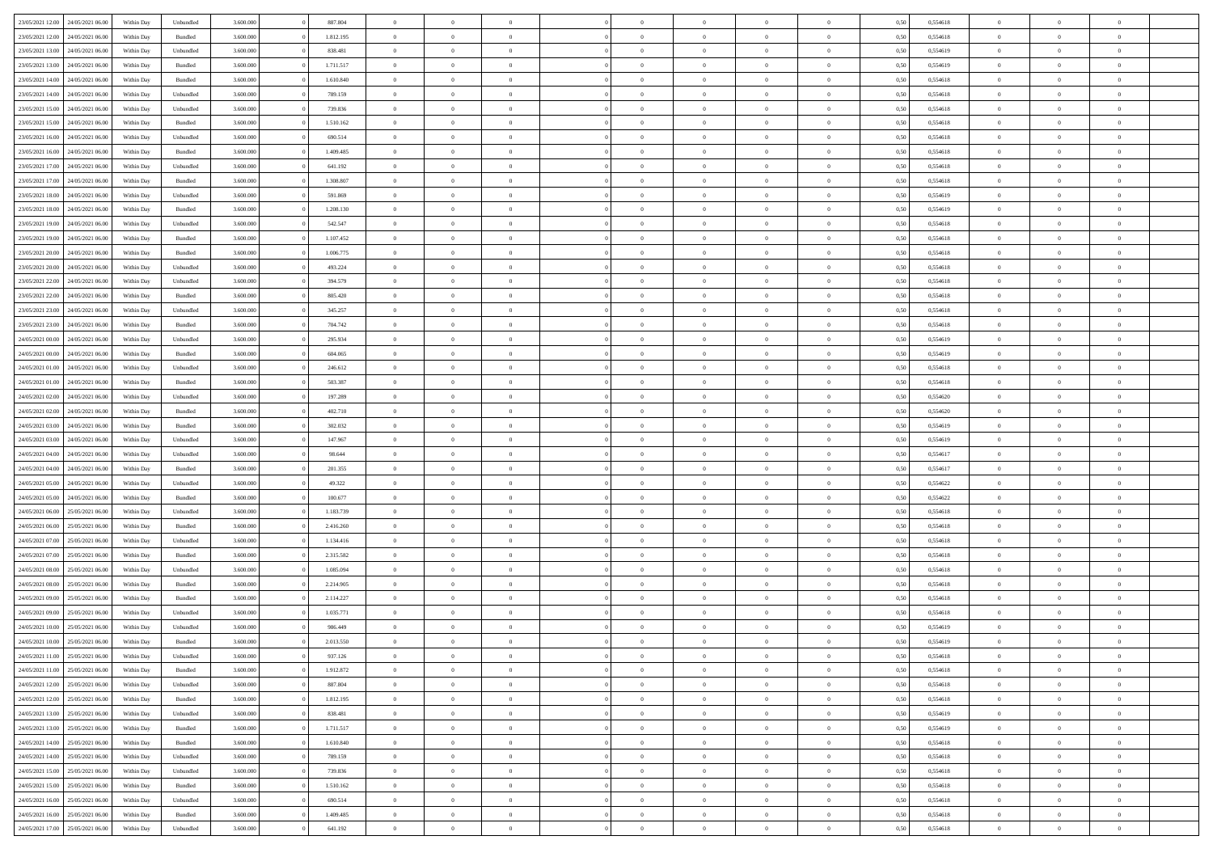| | | | | | | | | | | | | | | | | | | | | | |
|---|---|---|---|---|---|---|---|---|---|---|---|---|---|---|---|---|---|---|---|---|---|
| 23/05/2021 12:00 | 24/05/2021 06:00 | Within Day | Unbundled | 3.600.000 | 0 | 887.804 | 0 | 0 | 0 | | 0 | 0 | 0 | 0 | 0,50 | 0,554618 | 0 | 0 | 0 | |
| 23/05/2021 12:00 | 24/05/2021 06:00 | Within Day | Bundled | 3.600.000 | 0 | 1.812.195 | 0 | 0 | 0 | | 0 | 0 | 0 | 0 | 0,50 | 0,554618 | 0 | 0 | 0 | |
| 23/05/2021 13:00 | 24/05/2021 06:00 | Within Day | Unbundled | 3.600.000 | 0 | 838.481 | 0 | 0 | 0 | | 0 | 0 | 0 | 0 | 0,50 | 0,554619 | 0 | 0 | 0 | |
| 23/05/2021 13:00 | 24/05/2021 06:00 | Within Day | Bundled | 3.600.000 | 0 | 1.711.517 | 0 | 0 | 0 | | 0 | 0 | 0 | 0 | 0,50 | 0,554619 | 0 | 0 | 0 | |
| 23/05/2021 14:00 | 24/05/2021 06:00 | Within Day | Bundled | 3.600.000 | 0 | 1.610.840 | 0 | 0 | 0 | | 0 | 0 | 0 | 0 | 0,50 | 0,554618 | 0 | 0 | 0 | |
| 23/05/2021 14:00 | 24/05/2021 06:00 | Within Day | Unbundled | 3.600.000 | 0 | 789.159 | 0 | 0 | 0 | | 0 | 0 | 0 | 0 | 0,50 | 0,554618 | 0 | 0 | 0 | |
| 23/05/2021 15:00 | 24/05/2021 06:00 | Within Day | Unbundled | 3.600.000 | 0 | 739.836 | 0 | 0 | 0 | | 0 | 0 | 0 | 0 | 0,50 | 0,554618 | 0 | 0 | 0 | |
| 23/05/2021 15:00 | 24/05/2021 06:00 | Within Day | Bundled | 3.600.000 | 0 | 1.510.162 | 0 | 0 | 0 | | 0 | 0 | 0 | 0 | 0,50 | 0,554618 | 0 | 0 | 0 | |
| 23/05/2021 16:00 | 24/05/2021 06:00 | Within Day | Unbundled | 3.600.000 | 0 | 690.514 | 0 | 0 | 0 | | 0 | 0 | 0 | 0 | 0,50 | 0,554618 | 0 | 0 | 0 | |
| 23/05/2021 16:00 | 24/05/2021 06:00 | Within Day | Bundled | 3.600.000 | 0 | 1.409.485 | 0 | 0 | 0 | | 0 | 0 | 0 | 0 | 0,50 | 0,554618 | 0 | 0 | 0 | |
| 23/05/2021 17:00 | 24/05/2021 06:00 | Within Day | Unbundled | 3.600.000 | 0 | 641.192 | 0 | 0 | 0 | | 0 | 0 | 0 | 0 | 0,50 | 0,554618 | 0 | 0 | 0 | |
| 23/05/2021 17:00 | 24/05/2021 06:00 | Within Day | Bundled | 3.600.000 | 0 | 1.308.807 | 0 | 0 | 0 | | 0 | 0 | 0 | 0 | 0,50 | 0,554618 | 0 | 0 | 0 | |
| 23/05/2021 18:00 | 24/05/2021 06:00 | Within Day | Unbundled | 3.600.000 | 0 | 591.869 | 0 | 0 | 0 | | 0 | 0 | 0 | 0 | 0,50 | 0,554619 | 0 | 0 | 0 | |
| 23/05/2021 18:00 | 24/05/2021 06:00 | Within Day | Bundled | 3.600.000 | 0 | 1.208.130 | 0 | 0 | 0 | | 0 | 0 | 0 | 0 | 0,50 | 0,554619 | 0 | 0 | 0 | |
| 23/05/2021 19:00 | 24/05/2021 06:00 | Within Day | Unbundled | 3.600.000 | 0 | 542.547 | 0 | 0 | 0 | | 0 | 0 | 0 | 0 | 0,50 | 0,554618 | 0 | 0 | 0 | |
| 23/05/2021 19:00 | 24/05/2021 06:00 | Within Day | Bundled | 3.600.000 | 0 | 1.107.452 | 0 | 0 | 0 | | 0 | 0 | 0 | 0 | 0,50 | 0,554618 | 0 | 0 | 0 | |
| 23/05/2021 20:00 | 24/05/2021 06:00 | Within Day | Bundled | 3.600.000 | 0 | 1.006.775 | 0 | 0 | 0 | | 0 | 0 | 0 | 0 | 0,50 | 0,554618 | 0 | 0 | 0 | |
| 23/05/2021 20:00 | 24/05/2021 06:00 | Within Day | Unbundled | 3.600.000 | 0 | 493.224 | 0 | 0 | 0 | | 0 | 0 | 0 | 0 | 0,50 | 0,554618 | 0 | 0 | 0 | |
| 23/05/2021 22:00 | 24/05/2021 06:00 | Within Day | Unbundled | 3.600.000 | 0 | 394.579 | 0 | 0 | 0 | | 0 | 0 | 0 | 0 | 0,50 | 0,554618 | 0 | 0 | 0 | |
| 23/05/2021 22:00 | 24/05/2021 06:00 | Within Day | Bundled | 3.600.000 | 0 | 805.420 | 0 | 0 | 0 | | 0 | 0 | 0 | 0 | 0,50 | 0,554618 | 0 | 0 | 0 | |
| 23/05/2021 23:00 | 24/05/2021 06:00 | Within Day | Unbundled | 3.600.000 | 0 | 345.257 | 0 | 0 | 0 | | 0 | 0 | 0 | 0 | 0,50 | 0,554618 | 0 | 0 | 0 | |
| 23/05/2021 23:00 | 24/05/2021 06:00 | Within Day | Bundled | 3.600.000 | 0 | 704.742 | 0 | 0 | 0 | | 0 | 0 | 0 | 0 | 0,50 | 0,554618 | 0 | 0 | 0 | |
| 24/05/2021 00:00 | 24/05/2021 06:00 | Within Day | Unbundled | 3.600.000 | 0 | 295.934 | 0 | 0 | 0 | | 0 | 0 | 0 | 0 | 0,50 | 0,554619 | 0 | 0 | 0 | |
| 24/05/2021 00:00 | 24/05/2021 06:00 | Within Day | Bundled | 3.600.000 | 0 | 604.065 | 0 | 0 | 0 | | 0 | 0 | 0 | 0 | 0,50 | 0,554619 | 0 | 0 | 0 | |
| 24/05/2021 01:00 | 24/05/2021 06:00 | Within Day | Unbundled | 3.600.000 | 0 | 246.612 | 0 | 0 | 0 | | 0 | 0 | 0 | 0 | 0,50 | 0,554618 | 0 | 0 | 0 | |
| 24/05/2021 01:00 | 24/05/2021 06:00 | Within Day | Bundled | 3.600.000 | 0 | 503.387 | 0 | 0 | 0 | | 0 | 0 | 0 | 0 | 0,50 | 0,554618 | 0 | 0 | 0 | |
| 24/05/2021 02:00 | 24/05/2021 06:00 | Within Day | Unbundled | 3.600.000 | 0 | 197.289 | 0 | 0 | 0 | | 0 | 0 | 0 | 0 | 0,50 | 0,554620 | 0 | 0 | 0 | |
| 24/05/2021 02:00 | 24/05/2021 06:00 | Within Day | Bundled | 3.600.000 | 0 | 402.710 | 0 | 0 | 0 | | 0 | 0 | 0 | 0 | 0,50 | 0,554620 | 0 | 0 | 0 | |
| 24/05/2021 03:00 | 24/05/2021 06:00 | Within Day | Bundled | 3.600.000 | 0 | 302.032 | 0 | 0 | 0 | | 0 | 0 | 0 | 0 | 0,50 | 0,554619 | 0 | 0 | 0 | |
| 24/05/2021 03:00 | 24/05/2021 06:00 | Within Day | Unbundled | 3.600.000 | 0 | 147.967 | 0 | 0 | 0 | | 0 | 0 | 0 | 0 | 0,50 | 0,554619 | 0 | 0 | 0 | |
| 24/05/2021 04:00 | 24/05/2021 06:00 | Within Day | Unbundled | 3.600.000 | 0 | 98.644 | 0 | 0 | 0 | | 0 | 0 | 0 | 0 | 0,50 | 0,554617 | 0 | 0 | 0 | |
| 24/05/2021 04:00 | 24/05/2021 06:00 | Within Day | Bundled | 3.600.000 | 0 | 201.355 | 0 | 0 | 0 | | 0 | 0 | 0 | 0 | 0,50 | 0,554617 | 0 | 0 | 0 | |
| 24/05/2021 05:00 | 24/05/2021 06:00 | Within Day | Unbundled | 3.600.000 | 0 | 49.322 | 0 | 0 | 0 | | 0 | 0 | 0 | 0 | 0,50 | 0,554622 | 0 | 0 | 0 | |
| 24/05/2021 05:00 | 24/05/2021 06:00 | Within Day | Bundled | 3.600.000 | 0 | 100.677 | 0 | 0 | 0 | | 0 | 0 | 0 | 0 | 0,50 | 0,554622 | 0 | 0 | 0 | |
| 24/05/2021 06:00 | 25/05/2021 06:00 | Within Day | Unbundled | 3.600.000 | 0 | 1.183.739 | 0 | 0 | 0 | | 0 | 0 | 0 | 0 | 0,50 | 0,554618 | 0 | 0 | 0 | |
| 24/05/2021 06:00 | 25/05/2021 06:00 | Within Day | Bundled | 3.600.000 | 0 | 2.416.260 | 0 | 0 | 0 | | 0 | 0 | 0 | 0 | 0,50 | 0,554618 | 0 | 0 | 0 | |
| 24/05/2021 07:00 | 25/05/2021 06:00 | Within Day | Unbundled | 3.600.000 | 0 | 1.134.416 | 0 | 0 | 0 | | 0 | 0 | 0 | 0 | 0,50 | 0,554618 | 0 | 0 | 0 | |
| 24/05/2021 07:00 | 25/05/2021 06:00 | Within Day | Bundled | 3.600.000 | 0 | 2.315.582 | 0 | 0 | 0 | | 0 | 0 | 0 | 0 | 0,50 | 0,554618 | 0 | 0 | 0 | |
| 24/05/2021 08:00 | 25/05/2021 06:00 | Within Day | Unbundled | 3.600.000 | 0 | 1.085.094 | 0 | 0 | 0 | | 0 | 0 | 0 | 0 | 0,50 | 0,554618 | 0 | 0 | 0 | |
| 24/05/2021 08:00 | 25/05/2021 06:00 | Within Day | Bundled | 3.600.000 | 0 | 2.214.905 | 0 | 0 | 0 | | 0 | 0 | 0 | 0 | 0,50 | 0,554618 | 0 | 0 | 0 | |
| 24/05/2021 09:00 | 25/05/2021 06:00 | Within Day | Bundled | 3.600.000 | 0 | 2.114.227 | 0 | 0 | 0 | | 0 | 0 | 0 | 0 | 0,50 | 0,554618 | 0 | 0 | 0 | |
| 24/05/2021 09:00 | 25/05/2021 06:00 | Within Day | Unbundled | 3.600.000 | 0 | 1.035.771 | 0 | 0 | 0 | | 0 | 0 | 0 | 0 | 0,50 | 0,554618 | 0 | 0 | 0 | |
| 24/05/2021 10:00 | 25/05/2021 06:00 | Within Day | Unbundled | 3.600.000 | 0 | 986.449 | 0 | 0 | 0 | | 0 | 0 | 0 | 0 | 0,50 | 0,554619 | 0 | 0 | 0 | |
| 24/05/2021 10:00 | 25/05/2021 06:00 | Within Day | Bundled | 3.600.000 | 0 | 2.013.550 | 0 | 0 | 0 | | 0 | 0 | 0 | 0 | 0,50 | 0,554619 | 0 | 0 | 0 | |
| 24/05/2021 11:00 | 25/05/2021 06:00 | Within Day | Unbundled | 3.600.000 | 0 | 937.126 | 0 | 0 | 0 | | 0 | 0 | 0 | 0 | 0,50 | 0,554618 | 0 | 0 | 0 | |
| 24/05/2021 11:00 | 25/05/2021 06:00 | Within Day | Bundled | 3.600.000 | 0 | 1.912.872 | 0 | 0 | 0 | | 0 | 0 | 0 | 0 | 0,50 | 0,554618 | 0 | 0 | 0 | |
| 24/05/2021 12:00 | 25/05/2021 06:00 | Within Day | Unbundled | 3.600.000 | 0 | 887.804 | 0 | 0 | 0 | | 0 | 0 | 0 | 0 | 0,50 | 0,554618 | 0 | 0 | 0 | |
| 24/05/2021 12:00 | 25/05/2021 06:00 | Within Day | Bundled | 3.600.000 | 0 | 1.812.195 | 0 | 0 | 0 | | 0 | 0 | 0 | 0 | 0,50 | 0,554618 | 0 | 0 | 0 | |
| 24/05/2021 13:00 | 25/05/2021 06:00 | Within Day | Unbundled | 3.600.000 | 0 | 838.481 | 0 | 0 | 0 | | 0 | 0 | 0 | 0 | 0,50 | 0,554619 | 0 | 0 | 0 | |
| 24/05/2021 13:00 | 25/05/2021 06:00 | Within Day | Bundled | 3.600.000 | 0 | 1.711.517 | 0 | 0 | 0 | | 0 | 0 | 0 | 0 | 0,50 | 0,554619 | 0 | 0 | 0 | |
| 24/05/2021 14:00 | 25/05/2021 06:00 | Within Day | Bundled | 3.600.000 | 0 | 1.610.840 | 0 | 0 | 0 | | 0 | 0 | 0 | 0 | 0,50 | 0,554618 | 0 | 0 | 0 | |
| 24/05/2021 14:00 | 25/05/2021 06:00 | Within Day | Unbundled | 3.600.000 | 0 | 789.159 | 0 | 0 | 0 | | 0 | 0 | 0 | 0 | 0,50 | 0,554618 | 0 | 0 | 0 | |
| 24/05/2021 15:00 | 25/05/2021 06:00 | Within Day | Unbundled | 3.600.000 | 0 | 739.836 | 0 | 0 | 0 | | 0 | 0 | 0 | 0 | 0,50 | 0,554618 | 0 | 0 | 0 | |
| 24/05/2021 15:00 | 25/05/2021 06:00 | Within Day | Bundled | 3.600.000 | 0 | 1.510.162 | 0 | 0 | 0 | | 0 | 0 | 0 | 0 | 0,50 | 0,554618 | 0 | 0 | 0 | |
| 24/05/2021 16:00 | 25/05/2021 06:00 | Within Day | Unbundled | 3.600.000 | 0 | 690.514 | 0 | 0 | 0 | | 0 | 0 | 0 | 0 | 0,50 | 0,554618 | 0 | 0 | 0 | |
| 24/05/2021 16:00 | 25/05/2021 06:00 | Within Day | Bundled | 3.600.000 | 0 | 1.409.485 | 0 | 0 | 0 | | 0 | 0 | 0 | 0 | 0,50 | 0,554618 | 0 | 0 | 0 | |
| 24/05/2021 17:00 | 25/05/2021 06:00 | Within Day | Unbundled | 3.600.000 | 0 | 641.192 | 0 | 0 | 0 | | 0 | 0 | 0 | 0 | 0,50 | 0,554618 | 0 | 0 | 0 | |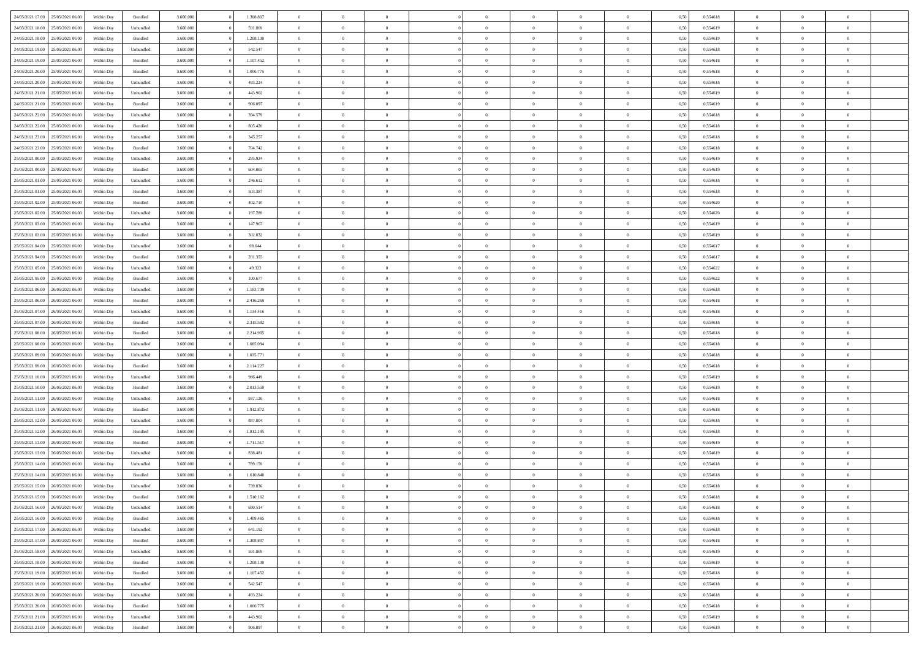| | | | | | | | | | | | | | | | | | | | | |
|---|---|---|---|---|---|---|---|---|---|---|---|---|---|---|---|---|---|---|---|---|
| 24/05/2021 17:00 | 25/05/2021 06:00 | Within Day | Bundled | 3.600.000 | 0 | 1.308.807 | 0 | 0 | 0 | | 0 | 0 | 0 | 0 | 0,50 | 0,554618 | 0 | 0 | 0 | |
| 24/05/2021 18:00 | 25/05/2021 06:00 | Within Day | Unbundled | 3.600.000 | 0 | 591.869 | 0 | 0 | 0 | | 0 | 0 | 0 | 0 | 0,50 | 0,554619 | 0 | 0 | 0 | |
| 24/05/2021 18:00 | 25/05/2021 06:00 | Within Day | Bundled | 3.600.000 | 0 | 1.208.130 | 0 | 0 | 0 | | 0 | 0 | 0 | 0 | 0,50 | 0,554619 | 0 | 0 | 0 | |
| 24/05/2021 19:00 | 25/05/2021 06:00 | Within Day | Unbundled | 3.600.000 | 0 | 542.547 | 0 | 0 | 0 | | 0 | 0 | 0 | 0 | 0,50 | 0,554618 | 0 | 0 | 0 | |
| 24/05/2021 19:00 | 25/05/2021 06:00 | Within Day | Bundled | 3.600.000 | 0 | 1.107.452 | 0 | 0 | 0 | | 0 | 0 | 0 | 0 | 0,50 | 0,554618 | 0 | 0 | 0 | |
| 24/05/2021 20:00 | 25/05/2021 06:00 | Within Day | Bundled | 3.600.000 | 0 | 1.006.775 | 0 | 0 | 0 | | 0 | 0 | 0 | 0 | 0,50 | 0,554618 | 0 | 0 | 0 | |
| 24/05/2021 20:00 | 25/05/2021 06:00 | Within Day | Unbundled | 3.600.000 | 0 | 493.224 | 0 | 0 | 0 | | 0 | 0 | 0 | 0 | 0,50 | 0,554618 | 0 | 0 | 0 | |
| 24/05/2021 21:00 | 25/05/2021 06:00 | Within Day | Unbundled | 3.600.000 | 0 | 443.902 | 0 | 0 | 0 | | 0 | 0 | 0 | 0 | 0,50 | 0,554619 | 0 | 0 | 0 | |
| 24/05/2021 21:00 | 25/05/2021 06:00 | Within Day | Bundled | 3.600.000 | 0 | 906.097 | 0 | 0 | 0 | | 0 | 0 | 0 | 0 | 0,50 | 0,554619 | 0 | 0 | 0 | |
| 24/05/2021 22:00 | 25/05/2021 06:00 | Within Day | Unbundled | 3.600.000 | 0 | 394.579 | 0 | 0 | 0 | | 0 | 0 | 0 | 0 | 0,50 | 0,554618 | 0 | 0 | 0 | |
| 24/05/2021 22:00 | 25/05/2021 06:00 | Within Day | Bundled | 3.600.000 | 0 | 805.420 | 0 | 0 | 0 | | 0 | 0 | 0 | 0 | 0,50 | 0,554618 | 0 | 0 | 0 | |
| 24/05/2021 23:00 | 25/05/2021 06:00 | Within Day | Unbundled | 3.600.000 | 0 | 345.257 | 0 | 0 | 0 | | 0 | 0 | 0 | 0 | 0,50 | 0,554618 | 0 | 0 | 0 | |
| 24/05/2021 23:00 | 25/05/2021 06:00 | Within Day | Bundled | 3.600.000 | 0 | 704.742 | 0 | 0 | 0 | | 0 | 0 | 0 | 0 | 0,50 | 0,554618 | 0 | 0 | 0 | |
| 25/05/2021 00:00 | 25/05/2021 06:00 | Within Day | Unbundled | 3.600.000 | 0 | 295.934 | 0 | 0 | 0 | | 0 | 0 | 0 | 0 | 0,50 | 0,554619 | 0 | 0 | 0 | |
| 25/05/2021 00:00 | 25/05/2021 06:00 | Within Day | Bundled | 3.600.000 | 0 | 604.065 | 0 | 0 | 0 | | 0 | 0 | 0 | 0 | 0,50 | 0,554619 | 0 | 0 | 0 | |
| 25/05/2021 01:00 | 25/05/2021 06:00 | Within Day | Unbundled | 3.600.000 | 0 | 246.612 | 0 | 0 | 0 | | 0 | 0 | 0 | 0 | 0,50 | 0,554618 | 0 | 0 | 0 | |
| 25/05/2021 01:00 | 25/05/2021 06:00 | Within Day | Bundled | 3.600.000 | 0 | 503.387 | 0 | 0 | 0 | | 0 | 0 | 0 | 0 | 0,50 | 0,554618 | 0 | 0 | 0 | |
| 25/05/2021 02:00 | 25/05/2021 06:00 | Within Day | Bundled | 3.600.000 | 0 | 402.710 | 0 | 0 | 0 | | 0 | 0 | 0 | 0 | 0,50 | 0,554620 | 0 | 0 | 0 | |
| 25/05/2021 02:00 | 25/05/2021 06:00 | Within Day | Unbundled | 3.600.000 | 0 | 197.289 | 0 | 0 | 0 | | 0 | 0 | 0 | 0 | 0,50 | 0,554620 | 0 | 0 | 0 | |
| 25/05/2021 03:00 | 25/05/2021 06:00 | Within Day | Unbundled | 3.600.000 | 0 | 147.967 | 0 | 0 | 0 | | 0 | 0 | 0 | 0 | 0,50 | 0,554619 | 0 | 0 | 0 | |
| 25/05/2021 03:00 | 25/05/2021 06:00 | Within Day | Bundled | 3.600.000 | 0 | 302.032 | 0 | 0 | 0 | | 0 | 0 | 0 | 0 | 0,50 | 0,554619 | 0 | 0 | 0 | |
| 25/05/2021 04:00 | 25/05/2021 06:00 | Within Day | Unbundled | 3.600.000 | 0 | 98.644 | 0 | 0 | 0 | | 0 | 0 | 0 | 0 | 0,50 | 0,554617 | 0 | 0 | 0 | |
| 25/05/2021 04:00 | 25/05/2021 06:00 | Within Day | Bundled | 3.600.000 | 0 | 201.355 | 0 | 0 | 0 | | 0 | 0 | 0 | 0 | 0,50 | 0,554617 | 0 | 0 | 0 | |
| 25/05/2021 05:00 | 25/05/2021 06:00 | Within Day | Unbundled | 3.600.000 | 0 | 49.322 | 0 | 0 | 0 | | 0 | 0 | 0 | 0 | 0,50 | 0,554622 | 0 | 0 | 0 | |
| 25/05/2021 05:00 | 25/05/2021 06:00 | Within Day | Bundled | 3.600.000 | 0 | 100.677 | 0 | 0 | 0 | | 0 | 0 | 0 | 0 | 0,50 | 0,554622 | 0 | 0 | 0 | |
| 25/05/2021 06:00 | 26/05/2021 06:00 | Within Day | Unbundled | 3.600.000 | 0 | 1.183.739 | 0 | 0 | 0 | | 0 | 0 | 0 | 0 | 0,50 | 0,554618 | 0 | 0 | 0 | |
| 25/05/2021 06:00 | 26/05/2021 06:00 | Within Day | Bundled | 3.600.000 | 0 | 2.416.260 | 0 | 0 | 0 | | 0 | 0 | 0 | 0 | 0,50 | 0,554618 | 0 | 0 | 0 | |
| 25/05/2021 07:00 | 26/05/2021 06:00 | Within Day | Unbundled | 3.600.000 | 0 | 1.134.416 | 0 | 0 | 0 | | 0 | 0 | 0 | 0 | 0,50 | 0,554618 | 0 | 0 | 0 | |
| 25/05/2021 07:00 | 26/05/2021 06:00 | Within Day | Bundled | 3.600.000 | 0 | 2.315.582 | 0 | 0 | 0 | | 0 | 0 | 0 | 0 | 0,50 | 0,554618 | 0 | 0 | 0 | |
| 25/05/2021 08:00 | 26/05/2021 06:00 | Within Day | Bundled | 3.600.000 | 0 | 2.214.905 | 0 | 0 | 0 | | 0 | 0 | 0 | 0 | 0,50 | 0,554618 | 0 | 0 | 0 | |
| 25/05/2021 08:00 | 26/05/2021 06:00 | Within Day | Unbundled | 3.600.000 | 0 | 1.085.094 | 0 | 0 | 0 | | 0 | 0 | 0 | 0 | 0,50 | 0,554618 | 0 | 0 | 0 | |
| 25/05/2021 09:00 | 26/05/2021 06:00 | Within Day | Unbundled | 3.600.000 | 0 | 1.035.771 | 0 | 0 | 0 | | 0 | 0 | 0 | 0 | 0,50 | 0,554618 | 0 | 0 | 0 | |
| 25/05/2021 09:00 | 26/05/2021 06:00 | Within Day | Bundled | 3.600.000 | 0 | 2.114.227 | 0 | 0 | 0 | | 0 | 0 | 0 | 0 | 0,50 | 0,554618 | 0 | 0 | 0 | |
| 25/05/2021 10:00 | 26/05/2021 06:00 | Within Day | Unbundled | 3.600.000 | 0 | 986.449 | 0 | 0 | 0 | | 0 | 0 | 0 | 0 | 0,50 | 0,554619 | 0 | 0 | 0 | |
| 25/05/2021 10:00 | 26/05/2021 06:00 | Within Day | Bundled | 3.600.000 | 0 | 2.013.550 | 0 | 0 | 0 | | 0 | 0 | 0 | 0 | 0,50 | 0,554619 | 0 | 0 | 0 | |
| 25/05/2021 11:00 | 26/05/2021 06:00 | Within Day | Unbundled | 3.600.000 | 0 | 937.126 | 0 | 0 | 0 | | 0 | 0 | 0 | 0 | 0,50 | 0,554618 | 0 | 0 | 0 | |
| 25/05/2021 11:00 | 26/05/2021 06:00 | Within Day | Bundled | 3.600.000 | 0 | 1.912.872 | 0 | 0 | 0 | | 0 | 0 | 0 | 0 | 0,50 | 0,554618 | 0 | 0 | 0 | |
| 25/05/2021 12:00 | 26/05/2021 06:00 | Within Day | Unbundled | 3.600.000 | 0 | 887.804 | 0 | 0 | 0 | | 0 | 0 | 0 | 0 | 0,50 | 0,554618 | 0 | 0 | 0 | |
| 25/05/2021 12:00 | 26/05/2021 06:00 | Within Day | Bundled | 3.600.000 | 0 | 1.812.195 | 0 | 0 | 0 | | 0 | 0 | 0 | 0 | 0,50 | 0,554618 | 0 | 0 | 0 | |
| 25/05/2021 13:00 | 26/05/2021 06:00 | Within Day | Bundled | 3.600.000 | 0 | 1.711.517 | 0 | 0 | 0 | | 0 | 0 | 0 | 0 | 0,50 | 0,554619 | 0 | 0 | 0 | |
| 25/05/2021 13:00 | 26/05/2021 06:00 | Within Day | Unbundled | 3.600.000 | 0 | 838.481 | 0 | 0 | 0 | | 0 | 0 | 0 | 0 | 0,50 | 0,554619 | 0 | 0 | 0 | |
| 25/05/2021 14:00 | 26/05/2021 06:00 | Within Day | Unbundled | 3.600.000 | 0 | 789.159 | 0 | 0 | 0 | | 0 | 0 | 0 | 0 | 0,50 | 0,554618 | 0 | 0 | 0 | |
| 25/05/2021 14:00 | 26/05/2021 06:00 | Within Day | Bundled | 3.600.000 | 0 | 1.610.840 | 0 | 0 | 0 | | 0 | 0 | 0 | 0 | 0,50 | 0,554618 | 0 | 0 | 0 | |
| 25/05/2021 15:00 | 26/05/2021 06:00 | Within Day | Unbundled | 3.600.000 | 0 | 739.836 | 0 | 0 | 0 | | 0 | 0 | 0 | 0 | 0,50 | 0,554618 | 0 | 0 | 0 | |
| 25/05/2021 15:00 | 26/05/2021 06:00 | Within Day | Bundled | 3.600.000 | 0 | 1.510.162 | 0 | 0 | 0 | | 0 | 0 | 0 | 0 | 0,50 | 0,554618 | 0 | 0 | 0 | |
| 25/05/2021 16:00 | 26/05/2021 06:00 | Within Day | Unbundled | 3.600.000 | 0 | 690.514 | 0 | 0 | 0 | | 0 | 0 | 0 | 0 | 0,50 | 0,554618 | 0 | 0 | 0 | |
| 25/05/2021 16:00 | 26/05/2021 06:00 | Within Day | Bundled | 3.600.000 | 0 | 1.409.485 | 0 | 0 | 0 | | 0 | 0 | 0 | 0 | 0,50 | 0,554618 | 0 | 0 | 0 | |
| 25/05/2021 17:00 | 26/05/2021 06:00 | Within Day | Unbundled | 3.600.000 | 0 | 641.192 | 0 | 0 | 0 | | 0 | 0 | 0 | 0 | 0,50 | 0,554618 | 0 | 0 | 0 | |
| 25/05/2021 17:00 | 26/05/2021 06:00 | Within Day | Bundled | 3.600.000 | 0 | 1.308.807 | 0 | 0 | 0 | | 0 | 0 | 0 | 0 | 0,50 | 0,554618 | 0 | 0 | 0 | |
| 25/05/2021 18:00 | 26/05/2021 06:00 | Within Day | Unbundled | 3.600.000 | 0 | 591.869 | 0 | 0 | 0 | | 0 | 0 | 0 | 0 | 0,50 | 0,554619 | 0 | 0 | 0 | |
| 25/05/2021 18:00 | 26/05/2021 06:00 | Within Day | Bundled | 3.600.000 | 0 | 1.208.130 | 0 | 0 | 0 | | 0 | 0 | 0 | 0 | 0,50 | 0,554619 | 0 | 0 | 0 | |
| 25/05/2021 19:00 | 26/05/2021 06:00 | Within Day | Bundled | 3.600.000 | 0 | 1.107.452 | 0 | 0 | 0 | | 0 | 0 | 0 | 0 | 0,50 | 0,554618 | 0 | 0 | 0 | |
| 25/05/2021 19:00 | 26/05/2021 06:00 | Within Day | Unbundled | 3.600.000 | 0 | 542.547 | 0 | 0 | 0 | | 0 | 0 | 0 | 0 | 0,50 | 0,554618 | 0 | 0 | 0 | |
| 25/05/2021 20:00 | 26/05/2021 06:00 | Within Day | Unbundled | 3.600.000 | 0 | 493.224 | 0 | 0 | 0 | | 0 | 0 | 0 | 0 | 0,50 | 0,554618 | 0 | 0 | 0 | |
| 25/05/2021 20:00 | 26/05/2021 06:00 | Within Day | Bundled | 3.600.000 | 0 | 1.006.775 | 0 | 0 | 0 | | 0 | 0 | 0 | 0 | 0,50 | 0,554618 | 0 | 0 | 0 | |
| 25/05/2021 21:00 | 26/05/2021 06:00 | Within Day | Unbundled | 3.600.000 | 0 | 443.902 | 0 | 0 | 0 | | 0 | 0 | 0 | 0 | 0,50 | 0,554619 | 0 | 0 | 0 | |
| 25/05/2021 21:00 | 26/05/2021 06:00 | Within Day | Bundled | 3.600.000 | 0 | 906.097 | 0 | 0 | 0 | | 0 | 0 | 0 | 0 | 0,50 | 0,554619 | 0 | 0 | 0 | |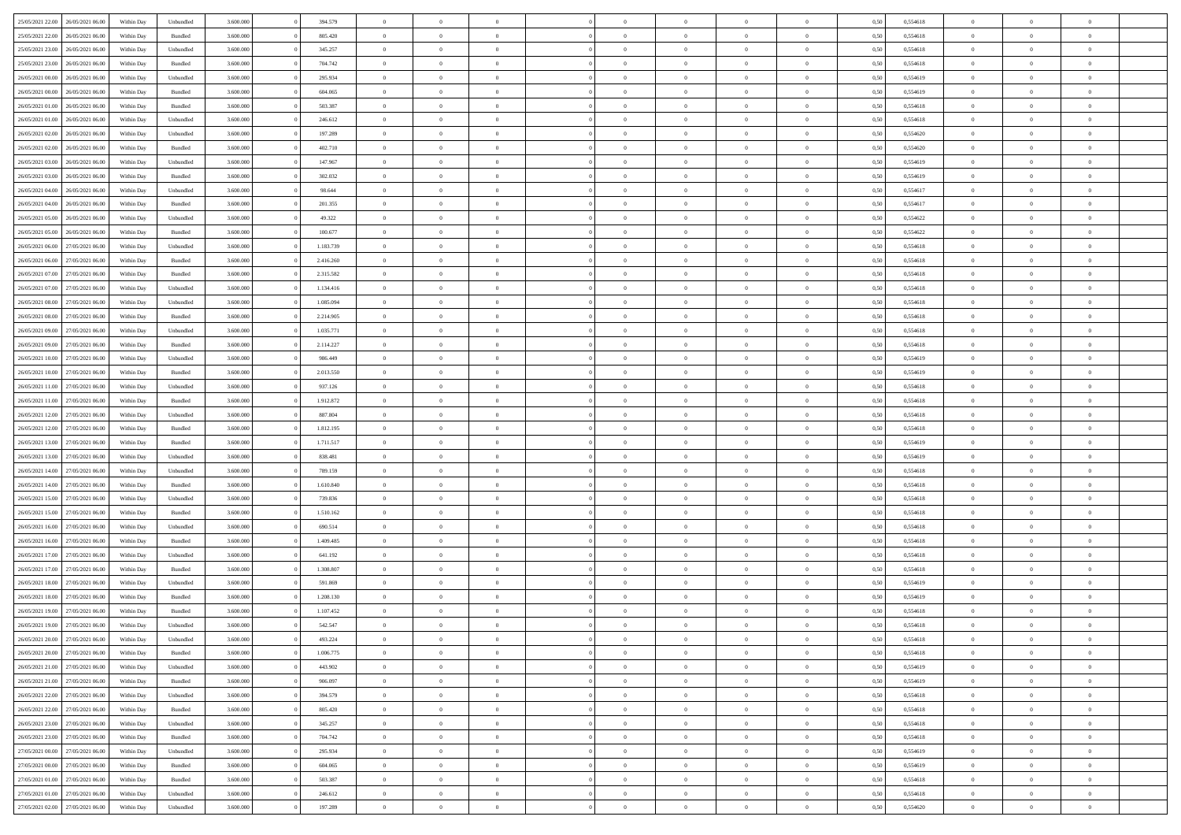| | | | | | | | | | | | | | | | | | | | | | |
|---|---|---|---|---|---|---|---|---|---|---|---|---|---|---|---|---|---|---|---|---|---|
| 25/05/2021 22:00 | 26/05/2021 06:00 | Within Day | Unbundled | 3.600.000 | 0 | 394.579 | 0 | 0 | 0 | | 0 | 0 | 0 | 0 | 0 | 0,50 | 0,554618 | 0 | 0 | 0 | |
| 25/05/2021 22:00 | 26/05/2021 06:00 | Within Day | Bundled | 3.600.000 | 0 | 805.420 | 0 | 0 | 0 | | 0 | 0 | 0 | 0 | 0 | 0,50 | 0,554618 | 0 | 0 | 0 | |
| 25/05/2021 23:00 | 26/05/2021 06:00 | Within Day | Unbundled | 3.600.000 | 0 | 345.257 | 0 | 0 | 0 | | 0 | 0 | 0 | 0 | 0 | 0,50 | 0,554618 | 0 | 0 | 0 | |
| 25/05/2021 23:00 | 26/05/2021 06:00 | Within Day | Bundled | 3.600.000 | 0 | 704.742 | 0 | 0 | 0 | | 0 | 0 | 0 | 0 | 0 | 0,50 | 0,554618 | 0 | 0 | 0 | |
| 26/05/2021 00:00 | 26/05/2021 06:00 | Within Day | Unbundled | 3.600.000 | 0 | 295.934 | 0 | 0 | 0 | | 0 | 0 | 0 | 0 | 0 | 0,50 | 0,554619 | 0 | 0 | 0 | |
| 26/05/2021 00:00 | 26/05/2021 06:00 | Within Day | Bundled | 3.600.000 | 0 | 604.065 | 0 | 0 | 0 | | 0 | 0 | 0 | 0 | 0 | 0,50 | 0,554619 | 0 | 0 | 0 | |
| 26/05/2021 01:00 | 26/05/2021 06:00 | Within Day | Bundled | 3.600.000 | 0 | 503.387 | 0 | 0 | 0 | | 0 | 0 | 0 | 0 | 0 | 0,50 | 0,554618 | 0 | 0 | 0 | |
| 26/05/2021 01:00 | 26/05/2021 06:00 | Within Day | Unbundled | 3.600.000 | 0 | 246.612 | 0 | 0 | 0 | | 0 | 0 | 0 | 0 | 0 | 0,50 | 0,554618 | 0 | 0 | 0 | |
| 26/05/2021 02:00 | 26/05/2021 06:00 | Within Day | Unbundled | 3.600.000 | 0 | 197.289 | 0 | 0 | 0 | | 0 | 0 | 0 | 0 | 0 | 0,50 | 0,554620 | 0 | 0 | 0 | |
| 26/05/2021 02:00 | 26/05/2021 06:00 | Within Day | Bundled | 3.600.000 | 0 | 402.710 | 0 | 0 | 0 | | 0 | 0 | 0 | 0 | 0 | 0,50 | 0,554620 | 0 | 0 | 0 | |
| 26/05/2021 03:00 | 26/05/2021 06:00 | Within Day | Unbundled | 3.600.000 | 0 | 147.967 | 0 | 0 | 0 | | 0 | 0 | 0 | 0 | 0 | 0,50 | 0,554619 | 0 | 0 | 0 | |
| 26/05/2021 03:00 | 26/05/2021 06:00 | Within Day | Bundled | 3.600.000 | 0 | 302.032 | 0 | 0 | 0 | | 0 | 0 | 0 | 0 | 0 | 0,50 | 0,554619 | 0 | 0 | 0 | |
| 26/05/2021 04:00 | 26/05/2021 06:00 | Within Day | Unbundled | 3.600.000 | 0 | 98.644 | 0 | 0 | 0 | | 0 | 0 | 0 | 0 | 0 | 0,50 | 0,554617 | 0 | 0 | 0 | |
| 26/05/2021 04:00 | 26/05/2021 06:00 | Within Day | Bundled | 3.600.000 | 0 | 201.355 | 0 | 0 | 0 | | 0 | 0 | 0 | 0 | 0 | 0,50 | 0,554617 | 0 | 0 | 0 | |
| 26/05/2021 05:00 | 26/05/2021 06:00 | Within Day | Unbundled | 3.600.000 | 0 | 49.322 | 0 | 0 | 0 | | 0 | 0 | 0 | 0 | 0 | 0,50 | 0,554622 | 0 | 0 | 0 | |
| 26/05/2021 05:00 | 26/05/2021 06:00 | Within Day | Bundled | 3.600.000 | 0 | 100.677 | 0 | 0 | 0 | | 0 | 0 | 0 | 0 | 0 | 0,50 | 0,554622 | 0 | 0 | 0 | |
| 26/05/2021 06:00 | 27/05/2021 06:00 | Within Day | Unbundled | 3.600.000 | 0 | 1.183.739 | 0 | 0 | 0 | | 0 | 0 | 0 | 0 | 0 | 0,50 | 0,554618 | 0 | 0 | 0 | |
| 26/05/2021 06:00 | 27/05/2021 06:00 | Within Day | Bundled | 3.600.000 | 0 | 2.416.260 | 0 | 0 | 0 | | 0 | 0 | 0 | 0 | 0 | 0,50 | 0,554618 | 0 | 0 | 0 | |
| 26/05/2021 07:00 | 27/05/2021 06:00 | Within Day | Bundled | 3.600.000 | 0 | 2.315.582 | 0 | 0 | 0 | | 0 | 0 | 0 | 0 | 0 | 0,50 | 0,554618 | 0 | 0 | 0 | |
| 26/05/2021 07:00 | 27/05/2021 06:00 | Within Day | Unbundled | 3.600.000 | 0 | 1.134.416 | 0 | 0 | 0 | | 0 | 0 | 0 | 0 | 0 | 0,50 | 0,554618 | 0 | 0 | 0 | |
| 26/05/2021 08:00 | 27/05/2021 06:00 | Within Day | Unbundled | 3.600.000 | 0 | 1.085.094 | 0 | 0 | 0 | | 0 | 0 | 0 | 0 | 0 | 0,50 | 0,554618 | 0 | 0 | 0 | |
| 26/05/2021 08:00 | 27/05/2021 06:00 | Within Day | Bundled | 3.600.000 | 0 | 2.214.905 | 0 | 0 | 0 | | 0 | 0 | 0 | 0 | 0 | 0,50 | 0,554618 | 0 | 0 | 0 | |
| 26/05/2021 09:00 | 27/05/2021 06:00 | Within Day | Unbundled | 3.600.000 | 0 | 1.035.771 | 0 | 0 | 0 | | 0 | 0 | 0 | 0 | 0 | 0,50 | 0,554618 | 0 | 0 | 0 | |
| 26/05/2021 09:00 | 27/05/2021 06:00 | Within Day | Bundled | 3.600.000 | 0 | 2.114.227 | 0 | 0 | 0 | | 0 | 0 | 0 | 0 | 0 | 0,50 | 0,554618 | 0 | 0 | 0 | |
| 26/05/2021 10:00 | 27/05/2021 06:00 | Within Day | Unbundled | 3.600.000 | 0 | 986.449 | 0 | 0 | 0 | | 0 | 0 | 0 | 0 | 0 | 0,50 | 0,554619 | 0 | 0 | 0 | |
| 26/05/2021 10:00 | 27/05/2021 06:00 | Within Day | Bundled | 3.600.000 | 0 | 2.013.550 | 0 | 0 | 0 | | 0 | 0 | 0 | 0 | 0 | 0,50 | 0,554619 | 0 | 0 | 0 | |
| 26/05/2021 11:00 | 27/05/2021 06:00 | Within Day | Unbundled | 3.600.000 | 0 | 937.126 | 0 | 0 | 0 | | 0 | 0 | 0 | 0 | 0 | 0,50 | 0,554618 | 0 | 0 | 0 | |
| 26/05/2021 11:00 | 27/05/2021 06:00 | Within Day | Bundled | 3.600.000 | 0 | 1.912.872 | 0 | 0 | 0 | | 0 | 0 | 0 | 0 | 0 | 0,50 | 0,554618 | 0 | 0 | 0 | |
| 26/05/2021 12:00 | 27/05/2021 06:00 | Within Day | Unbundled | 3.600.000 | 0 | 887.804 | 0 | 0 | 0 | | 0 | 0 | 0 | 0 | 0 | 0,50 | 0,554618 | 0 | 0 | 0 | |
| 26/05/2021 12:00 | 27/05/2021 06:00 | Within Day | Bundled | 3.600.000 | 0 | 1.812.195 | 0 | 0 | 0 | | 0 | 0 | 0 | 0 | 0 | 0,50 | 0,554618 | 0 | 0 | 0 | |
| 26/05/2021 13:00 | 27/05/2021 06:00 | Within Day | Bundled | 3.600.000 | 0 | 1.711.517 | 0 | 0 | 0 | | 0 | 0 | 0 | 0 | 0 | 0,50 | 0,554619 | 0 | 0 | 0 | |
| 26/05/2021 13:00 | 27/05/2021 06:00 | Within Day | Unbundled | 3.600.000 | 0 | 838.481 | 0 | 0 | 0 | | 0 | 0 | 0 | 0 | 0 | 0,50 | 0,554619 | 0 | 0 | 0 | |
| 26/05/2021 14:00 | 27/05/2021 06:00 | Within Day | Unbundled | 3.600.000 | 0 | 789.159 | 0 | 0 | 0 | | 0 | 0 | 0 | 0 | 0 | 0,50 | 0,554618 | 0 | 0 | 0 | |
| 26/05/2021 14:00 | 27/05/2021 06:00 | Within Day | Bundled | 3.600.000 | 0 | 1.610.840 | 0 | 0 | 0 | | 0 | 0 | 0 | 0 | 0 | 0,50 | 0,554618 | 0 | 0 | 0 | |
| 26/05/2021 15:00 | 27/05/2021 06:00 | Within Day | Unbundled | 3.600.000 | 0 | 739.836 | 0 | 0 | 0 | | 0 | 0 | 0 | 0 | 0 | 0,50 | 0,554618 | 0 | 0 | 0 | |
| 26/05/2021 15:00 | 27/05/2021 06:00 | Within Day | Bundled | 3.600.000 | 0 | 1.510.162 | 0 | 0 | 0 | | 0 | 0 | 0 | 0 | 0 | 0,50 | 0,554618 | 0 | 0 | 0 | |
| 26/05/2021 16:00 | 27/05/2021 06:00 | Within Day | Unbundled | 3.600.000 | 0 | 690.514 | 0 | 0 | 0 | | 0 | 0 | 0 | 0 | 0 | 0,50 | 0,554618 | 0 | 0 | 0 | |
| 26/05/2021 16:00 | 27/05/2021 06:00 | Within Day | Bundled | 3.600.000 | 0 | 1.409.485 | 0 | 0 | 0 | | 0 | 0 | 0 | 0 | 0 | 0,50 | 0,554618 | 0 | 0 | 0 | |
| 26/05/2021 17:00 | 27/05/2021 06:00 | Within Day | Unbundled | 3.600.000 | 0 | 641.192 | 0 | 0 | 0 | | 0 | 0 | 0 | 0 | 0 | 0,50 | 0,554618 | 0 | 0 | 0 | |
| 26/05/2021 17:00 | 27/05/2021 06:00 | Within Day | Bundled | 3.600.000 | 0 | 1.308.807 | 0 | 0 | 0 | | 0 | 0 | 0 | 0 | 0 | 0,50 | 0,554618 | 0 | 0 | 0 | |
| 26/05/2021 18:00 | 27/05/2021 06:00 | Within Day | Unbundled | 3.600.000 | 0 | 591.869 | 0 | 0 | 0 | | 0 | 0 | 0 | 0 | 0 | 0,50 | 0,554619 | 0 | 0 | 0 | |
| 26/05/2021 18:00 | 27/05/2021 06:00 | Within Day | Bundled | 3.600.000 | 0 | 1.208.130 | 0 | 0 | 0 | | 0 | 0 | 0 | 0 | 0 | 0,50 | 0,554619 | 0 | 0 | 0 | |
| 26/05/2021 19:00 | 27/05/2021 06:00 | Within Day | Bundled | 3.600.000 | 0 | 1.107.452 | 0 | 0 | 0 | | 0 | 0 | 0 | 0 | 0 | 0,50 | 0,554618 | 0 | 0 | 0 | |
| 26/05/2021 19:00 | 27/05/2021 06:00 | Within Day | Unbundled | 3.600.000 | 0 | 542.547 | 0 | 0 | 0 | | 0 | 0 | 0 | 0 | 0 | 0,50 | 0,554618 | 0 | 0 | 0 | |
| 26/05/2021 20:00 | 27/05/2021 06:00 | Within Day | Unbundled | 3.600.000 | 0 | 493.224 | 0 | 0 | 0 | | 0 | 0 | 0 | 0 | 0 | 0,50 | 0,554618 | 0 | 0 | 0 | |
| 26/05/2021 20:00 | 27/05/2021 06:00 | Within Day | Bundled | 3.600.000 | 0 | 1.006.775 | 0 | 0 | 0 | | 0 | 0 | 0 | 0 | 0 | 0,50 | 0,554618 | 0 | 0 | 0 | |
| 26/05/2021 21:00 | 27/05/2021 06:00 | Within Day | Unbundled | 3.600.000 | 0 | 443.902 | 0 | 0 | 0 | | 0 | 0 | 0 | 0 | 0 | 0,50 | 0,554619 | 0 | 0 | 0 | |
| 26/05/2021 21:00 | 27/05/2021 06:00 | Within Day | Bundled | 3.600.000 | 0 | 906.097 | 0 | 0 | 0 | | 0 | 0 | 0 | 0 | 0 | 0,50 | 0,554619 | 0 | 0 | 0 | |
| 26/05/2021 22:00 | 27/05/2021 06:00 | Within Day | Unbundled | 3.600.000 | 0 | 394.579 | 0 | 0 | 0 | | 0 | 0 | 0 | 0 | 0 | 0,50 | 0,554618 | 0 | 0 | 0 | |
| 26/05/2021 22:00 | 27/05/2021 06:00 | Within Day | Bundled | 3.600.000 | 0 | 805.420 | 0 | 0 | 0 | | 0 | 0 | 0 | 0 | 0 | 0,50 | 0,554618 | 0 | 0 | 0 | |
| 26/05/2021 23:00 | 27/05/2021 06:00 | Within Day | Unbundled | 3.600.000 | 0 | 345.257 | 0 | 0 | 0 | | 0 | 0 | 0 | 0 | 0 | 0,50 | 0,554618 | 0 | 0 | 0 | |
| 26/05/2021 23:00 | 27/05/2021 06:00 | Within Day | Bundled | 3.600.000 | 0 | 704.742 | 0 | 0 | 0 | | 0 | 0 | 0 | 0 | 0 | 0,50 | 0,554618 | 0 | 0 | 0 | |
| 27/05/2021 00:00 | 27/05/2021 06:00 | Within Day | Unbundled | 3.600.000 | 0 | 295.934 | 0 | 0 | 0 | | 0 | 0 | 0 | 0 | 0 | 0,50 | 0,554619 | 0 | 0 | 0 | |
| 27/05/2021 00:00 | 27/05/2021 06:00 | Within Day | Bundled | 3.600.000 | 0 | 604.065 | 0 | 0 | 0 | | 0 | 0 | 0 | 0 | 0 | 0,50 | 0,554619 | 0 | 0 | 0 | |
| 27/05/2021 01:00 | 27/05/2021 06:00 | Within Day | Bundled | 3.600.000 | 0 | 503.387 | 0 | 0 | 0 | | 0 | 0 | 0 | 0 | 0 | 0,50 | 0,554618 | 0 | 0 | 0 | |
| 27/05/2021 01:00 | 27/05/2021 06:00 | Within Day | Unbundled | 3.600.000 | 0 | 246.612 | 0 | 0 | 0 | | 0 | 0 | 0 | 0 | 0 | 0,50 | 0,554618 | 0 | 0 | 0 | |
| 27/05/2021 02:00 | 27/05/2021 06:00 | Within Day | Unbundled | 3.600.000 | 0 | 197.289 | 0 | 0 | 0 | | 0 | 0 | 0 | 0 | 0 | 0,50 | 0,554620 | 0 | 0 | 0 | |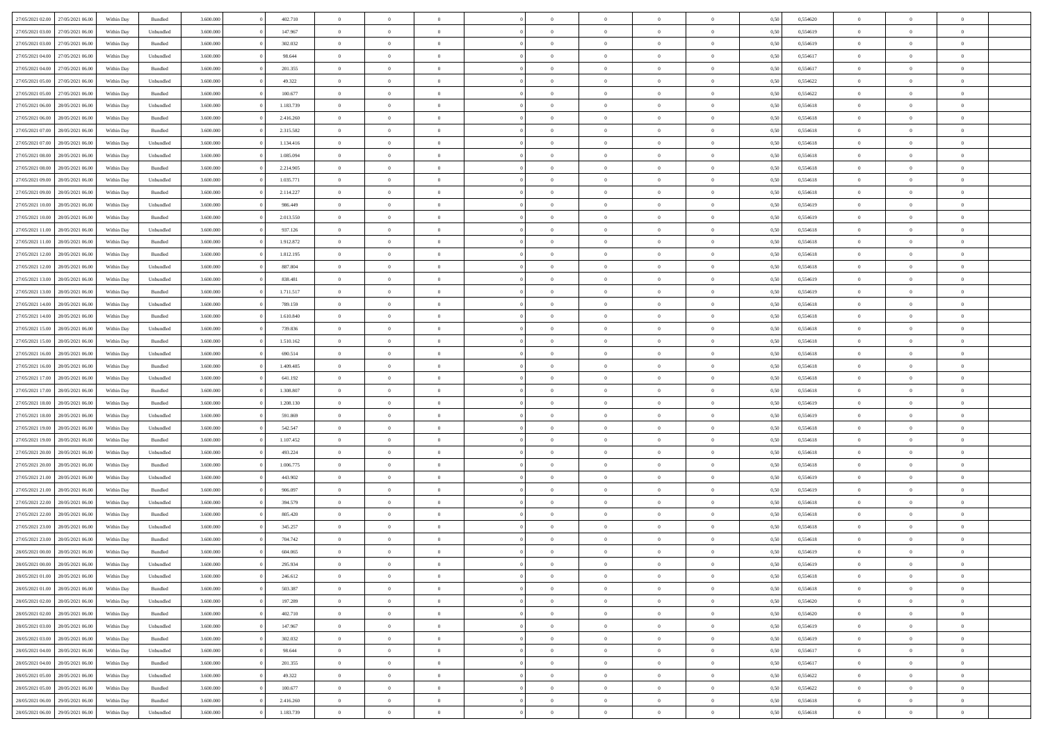| | | | | | | | | | | | | | | | | | | | | | |
|---|---|---|---|---|---|---|---|---|---|---|---|---|---|---|---|---|---|---|---|---|---|
| 27/05/2021 02:00 | 27/05/2021 06:00 | Within Day | Bundled | 3.600.000 | 0 | 402.710 | 0 | 0 | 0 | | 0 | 0 | 0 | 0 | 0 | 0,50 | 0,554620 | 0 | 0 | 0 | |
| 27/05/2021 03:00 | 27/05/2021 06:00 | Within Day | Unbundled | 3.600.000 | 0 | 147.967 | 0 | 0 | 0 | | 0 | 0 | 0 | 0 | 0 | 0,50 | 0,554619 | 0 | 0 | 0 | |
| 27/05/2021 03:00 | 27/05/2021 06:00 | Within Day | Bundled | 3.600.000 | 0 | 302.032 | 0 | 0 | 0 | | 0 | 0 | 0 | 0 | 0 | 0,50 | 0,554619 | 0 | 0 | 0 | |
| 27/05/2021 04:00 | 27/05/2021 06:00 | Within Day | Unbundled | 3.600.000 | 0 | 98.644 | 0 | 0 | 0 | | 0 | 0 | 0 | 0 | 0 | 0,50 | 0,554617 | 0 | 0 | 0 | |
| 27/05/2021 04:00 | 27/05/2021 06:00 | Within Day | Bundled | 3.600.000 | 0 | 201.355 | 0 | 0 | 0 | | 0 | 0 | 0 | 0 | 0 | 0,50 | 0,554617 | 0 | 0 | 0 | |
| 27/05/2021 05:00 | 27/05/2021 06:00 | Within Day | Unbundled | 3.600.000 | 0 | 49.322 | 0 | 0 | 0 | | 0 | 0 | 0 | 0 | 0 | 0,50 | 0,554622 | 0 | 0 | 0 | |
| 27/05/2021 05:00 | 27/05/2021 06:00 | Within Day | Bundled | 3.600.000 | 0 | 100.677 | 0 | 0 | 0 | | 0 | 0 | 0 | 0 | 0 | 0,50 | 0,554622 | 0 | 0 | 0 | |
| 27/05/2021 06:00 | 28/05/2021 06:00 | Within Day | Unbundled | 3.600.000 | 0 | 1.183.739 | 0 | 0 | 0 | | 0 | 0 | 0 | 0 | 0 | 0,50 | 0,554618 | 0 | 0 | 0 | |
| 27/05/2021 06:00 | 28/05/2021 06:00 | Within Day | Bundled | 3.600.000 | 0 | 2.416.260 | 0 | 0 | 0 | | 0 | 0 | 0 | 0 | 0 | 0,50 | 0,554618 | 0 | 0 | 0 | |
| 27/05/2021 07:00 | 28/05/2021 06:00 | Within Day | Bundled | 3.600.000 | 0 | 2.315.582 | 0 | 0 | 0 | | 0 | 0 | 0 | 0 | 0 | 0,50 | 0,554618 | 0 | 0 | 0 | |
| 27/05/2021 07:00 | 28/05/2021 06:00 | Within Day | Unbundled | 3.600.000 | 0 | 1.134.416 | 0 | 0 | 0 | | 0 | 0 | 0 | 0 | 0 | 0,50 | 0,554618 | 0 | 0 | 0 | |
| 27/05/2021 08:00 | 28/05/2021 06:00 | Within Day | Unbundled | 3.600.000 | 0 | 1.085.094 | 0 | 0 | 0 | | 0 | 0 | 0 | 0 | 0 | 0,50 | 0,554618 | 0 | 0 | 0 | |
| 27/05/2021 08:00 | 28/05/2021 06:00 | Within Day | Bundled | 3.600.000 | 0 | 2.214.905 | 0 | 0 | 0 | | 0 | 0 | 0 | 0 | 0 | 0,50 | 0,554618 | 0 | 0 | 0 | |
| 27/05/2021 09:00 | 28/05/2021 06:00 | Within Day | Unbundled | 3.600.000 | 0 | 1.035.771 | 0 | 0 | 0 | | 0 | 0 | 0 | 0 | 0 | 0,50 | 0,554618 | 0 | 0 | 0 | |
| 27/05/2021 09:00 | 28/05/2021 06:00 | Within Day | Bundled | 3.600.000 | 0 | 2.114.227 | 0 | 0 | 0 | | 0 | 0 | 0 | 0 | 0 | 0,50 | 0,554618 | 0 | 0 | 0 | |
| 27/05/2021 10:00 | 28/05/2021 06:00 | Within Day | Unbundled | 3.600.000 | 0 | 986.449 | 0 | 0 | 0 | | 0 | 0 | 0 | 0 | 0 | 0,50 | 0,554619 | 0 | 0 | 0 | |
| 27/05/2021 10:00 | 28/05/2021 06:00 | Within Day | Bundled | 3.600.000 | 0 | 2.013.550 | 0 | 0 | 0 | | 0 | 0 | 0 | 0 | 0 | 0,50 | 0,554619 | 0 | 0 | 0 | |
| 27/05/2021 11:00 | 28/05/2021 06:00 | Within Day | Unbundled | 3.600.000 | 0 | 937.126 | 0 | 0 | 0 | | 0 | 0 | 0 | 0 | 0 | 0,50 | 0,554618 | 0 | 0 | 0 | |
| 27/05/2021 11:00 | 28/05/2021 06:00 | Within Day | Bundled | 3.600.000 | 0 | 1.912.872 | 0 | 0 | 0 | | 0 | 0 | 0 | 0 | 0 | 0,50 | 0,554618 | 0 | 0 | 0 | |
| 27/05/2021 12:00 | 28/05/2021 06:00 | Within Day | Bundled | 3.600.000 | 0 | 1.812.195 | 0 | 0 | 0 | | 0 | 0 | 0 | 0 | 0 | 0,50 | 0,554618 | 0 | 0 | 0 | |
| 27/05/2021 12:00 | 28/05/2021 06:00 | Within Day | Unbundled | 3.600.000 | 0 | 887.804 | 0 | 0 | 0 | | 0 | 0 | 0 | 0 | 0 | 0,50 | 0,554618 | 0 | 0 | 0 | |
| 27/05/2021 13:00 | 28/05/2021 06:00 | Within Day | Unbundled | 3.600.000 | 0 | 838.481 | 0 | 0 | 0 | | 0 | 0 | 0 | 0 | 0 | 0,50 | 0,554619 | 0 | 0 | 0 | |
| 27/05/2021 13:00 | 28/05/2021 06:00 | Within Day | Bundled | 3.600.000 | 0 | 1.711.517 | 0 | 0 | 0 | | 0 | 0 | 0 | 0 | 0 | 0,50 | 0,554619 | 0 | 0 | 0 | |
| 27/05/2021 14:00 | 28/05/2021 06:00 | Within Day | Unbundled | 3.600.000 | 0 | 789.159 | 0 | 0 | 0 | | 0 | 0 | 0 | 0 | 0 | 0,50 | 0,554618 | 0 | 0 | 0 | |
| 27/05/2021 14:00 | 28/05/2021 06:00 | Within Day | Bundled | 3.600.000 | 0 | 1.610.840 | 0 | 0 | 0 | | 0 | 0 | 0 | 0 | 0 | 0,50 | 0,554618 | 0 | 0 | 0 | |
| 27/05/2021 15:00 | 28/05/2021 06:00 | Within Day | Unbundled | 3.600.000 | 0 | 739.836 | 0 | 0 | 0 | | 0 | 0 | 0 | 0 | 0 | 0,50 | 0,554618 | 0 | 0 | 0 | |
| 27/05/2021 15:00 | 28/05/2021 06:00 | Within Day | Bundled | 3.600.000 | 0 | 1.510.162 | 0 | 0 | 0 | | 0 | 0 | 0 | 0 | 0 | 0,50 | 0,554618 | 0 | 0 | 0 | |
| 27/05/2021 16:00 | 28/05/2021 06:00 | Within Day | Unbundled | 3.600.000 | 0 | 690.514 | 0 | 0 | 0 | | 0 | 0 | 0 | 0 | 0 | 0,50 | 0,554618 | 0 | 0 | 0 | |
| 27/05/2021 16:00 | 28/05/2021 06:00 | Within Day | Bundled | 3.600.000 | 0 | 1.409.485 | 0 | 0 | 0 | | 0 | 0 | 0 | 0 | 0 | 0,50 | 0,554618 | 0 | 0 | 0 | |
| 27/05/2021 17:00 | 28/05/2021 06:00 | Within Day | Unbundled | 3.600.000 | 0 | 641.192 | 0 | 0 | 0 | | 0 | 0 | 0 | 0 | 0 | 0,50 | 0,554618 | 0 | 0 | 0 | |
| 27/05/2021 17:00 | 28/05/2021 06:00 | Within Day | Bundled | 3.600.000 | 0 | 1.308.807 | 0 | 0 | 0 | | 0 | 0 | 0 | 0 | 0 | 0,50 | 0,554618 | 0 | 0 | 0 | |
| 27/05/2021 18:00 | 28/05/2021 06:00 | Within Day | Bundled | 3.600.000 | 0 | 1.208.130 | 0 | 0 | 0 | | 0 | 0 | 0 | 0 | 0 | 0,50 | 0,554619 | 0 | 0 | 0 | |
| 27/05/2021 18:00 | 28/05/2021 06:00 | Within Day | Unbundled | 3.600.000 | 0 | 591.869 | 0 | 0 | 0 | | 0 | 0 | 0 | 0 | 0 | 0,50 | 0,554619 | 0 | 0 | 0 | |
| 27/05/2021 19:00 | 28/05/2021 06:00 | Within Day | Unbundled | 3.600.000 | 0 | 542.547 | 0 | 0 | 0 | | 0 | 0 | 0 | 0 | 0 | 0,50 | 0,554618 | 0 | 0 | 0 | |
| 27/05/2021 19:00 | 28/05/2021 06:00 | Within Day | Bundled | 3.600.000 | 0 | 1.107.452 | 0 | 0 | 0 | | 0 | 0 | 0 | 0 | 0 | 0,50 | 0,554618 | 0 | 0 | 0 | |
| 27/05/2021 20:00 | 28/05/2021 06:00 | Within Day | Unbundled | 3.600.000 | 0 | 493.224 | 0 | 0 | 0 | | 0 | 0 | 0 | 0 | 0 | 0,50 | 0,554618 | 0 | 0 | 0 | |
| 27/05/2021 20:00 | 28/05/2021 06:00 | Within Day | Bundled | 3.600.000 | 0 | 1.006.775 | 0 | 0 | 0 | | 0 | 0 | 0 | 0 | 0 | 0,50 | 0,554618 | 0 | 0 | 0 | |
| 27/05/2021 21:00 | 28/05/2021 06:00 | Within Day | Unbundled | 3.600.000 | 0 | 443.902 | 0 | 0 | 0 | | 0 | 0 | 0 | 0 | 0 | 0,50 | 0,554619 | 0 | 0 | 0 | |
| 27/05/2021 21:00 | 28/05/2021 06:00 | Within Day | Bundled | 3.600.000 | 0 | 906.097 | 0 | 0 | 0 | | 0 | 0 | 0 | 0 | 0 | 0,50 | 0,554619 | 0 | 0 | 0 | |
| 27/05/2021 22:00 | 28/05/2021 06:00 | Within Day | Unbundled | 3.600.000 | 0 | 394.579 | 0 | 0 | 0 | | 0 | 0 | 0 | 0 | 0 | 0,50 | 0,554618 | 0 | 0 | 0 | |
| 27/05/2021 22:00 | 28/05/2021 06:00 | Within Day | Bundled | 3.600.000 | 0 | 805.420 | 0 | 0 | 0 | | 0 | 0 | 0 | 0 | 0 | 0,50 | 0,554618 | 0 | 0 | 0 | |
| 27/05/2021 23:00 | 28/05/2021 06:00 | Within Day | Unbundled | 3.600.000 | 0 | 345.257 | 0 | 0 | 0 | | 0 | 0 | 0 | 0 | 0 | 0,50 | 0,554618 | 0 | 0 | 0 | |
| 27/05/2021 23:00 | 28/05/2021 06:00 | Within Day | Bundled | 3.600.000 | 0 | 704.742 | 0 | 0 | 0 | | 0 | 0 | 0 | 0 | 0 | 0,50 | 0,554618 | 0 | 0 | 0 | |
| 28/05/2021 00:00 | 28/05/2021 06:00 | Within Day | Bundled | 3.600.000 | 0 | 604.065 | 0 | 0 | 0 | | 0 | 0 | 0 | 0 | 0 | 0,50 | 0,554619 | 0 | 0 | 0 | |
| 28/05/2021 00:00 | 28/05/2021 06:00 | Within Day | Unbundled | 3.600.000 | 0 | 295.934 | 0 | 0 | 0 | | 0 | 0 | 0 | 0 | 0 | 0,50 | 0,554619 | 0 | 0 | 0 | |
| 28/05/2021 01:00 | 28/05/2021 06:00 | Within Day | Unbundled | 3.600.000 | 0 | 246.612 | 0 | 0 | 0 | | 0 | 0 | 0 | 0 | 0 | 0,50 | 0,554618 | 0 | 0 | 0 | |
| 28/05/2021 01:00 | 28/05/2021 06:00 | Within Day | Bundled | 3.600.000 | 0 | 503.387 | 0 | 0 | 0 | | 0 | 0 | 0 | 0 | 0 | 0,50 | 0,554618 | 0 | 0 | 0 | |
| 28/05/2021 02:00 | 28/05/2021 06:00 | Within Day | Unbundled | 3.600.000 | 0 | 197.289 | 0 | 0 | 0 | | 0 | 0 | 0 | 0 | 0 | 0,50 | 0,554620 | 0 | 0 | 0 | |
| 28/05/2021 02:00 | 28/05/2021 06:00 | Within Day | Bundled | 3.600.000 | 0 | 402.710 | 0 | 0 | 0 | | 0 | 0 | 0 | 0 | 0 | 0,50 | 0,554620 | 0 | 0 | 0 | |
| 28/05/2021 03:00 | 28/05/2021 06:00 | Within Day | Unbundled | 3.600.000 | 0 | 147.967 | 0 | 0 | 0 | | 0 | 0 | 0 | 0 | 0 | 0,50 | 0,554619 | 0 | 0 | 0 | |
| 28/05/2021 03:00 | 28/05/2021 06:00 | Within Day | Bundled | 3.600.000 | 0 | 302.032 | 0 | 0 | 0 | | 0 | 0 | 0 | 0 | 0 | 0,50 | 0,554619 | 0 | 0 | 0 | |
| 28/05/2021 04:00 | 28/05/2021 06:00 | Within Day | Unbundled | 3.600.000 | 0 | 98.644 | 0 | 0 | 0 | | 0 | 0 | 0 | 0 | 0 | 0,50 | 0,554617 | 0 | 0 | 0 | |
| 28/05/2021 04:00 | 28/05/2021 06:00 | Within Day | Bundled | 3.600.000 | 0 | 201.355 | 0 | 0 | 0 | | 0 | 0 | 0 | 0 | 0 | 0,50 | 0,554617 | 0 | 0 | 0 | |
| 28/05/2021 05:00 | 28/05/2021 06:00 | Within Day | Unbundled | 3.600.000 | 0 | 49.322 | 0 | 0 | 0 | | 0 | 0 | 0 | 0 | 0 | 0,50 | 0,554622 | 0 | 0 | 0 | |
| 28/05/2021 05:00 | 28/05/2021 06:00 | Within Day | Bundled | 3.600.000 | 0 | 100.677 | 0 | 0 | 0 | | 0 | 0 | 0 | 0 | 0 | 0,50 | 0,554622 | 0 | 0 | 0 | |
| 28/05/2021 06:00 | 29/05/2021 06:00 | Within Day | Bundled | 3.600.000 | 0 | 2.416.260 | 0 | 0 | 0 | | 0 | 0 | 0 | 0 | 0 | 0,50 | 0,554618 | 0 | 0 | 0 | |
| 28/05/2021 06:00 | 29/05/2021 06:00 | Within Day | Unbundled | 3.600.000 | 0 | 1.183.739 | 0 | 0 | 0 | | 0 | 0 | 0 | 0 | 0 | 0,50 | 0,554618 | 0 | 0 | 0 | |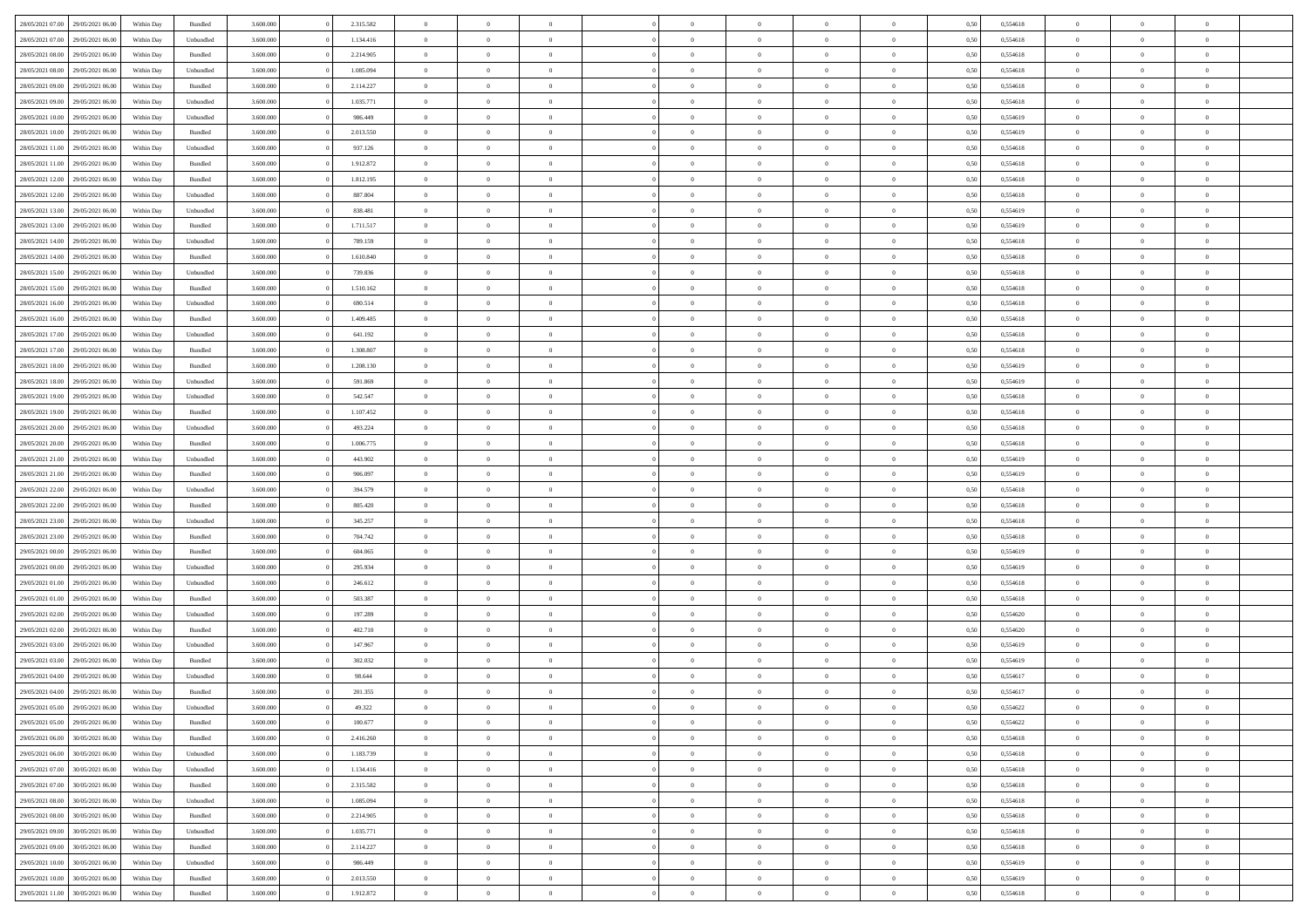| | | | | | | | | | | | | | | | | | | | | | |
|---|---|---|---|---|---|---|---|---|---|---|---|---|---|---|---|---|---|---|---|---|---|
| 28/05/2021 07:00 | 29/05/2021 06:00 | Within Day | Bundled | 3.600.000 | 0 | 2.315.582 | 0 | 0 | 0 | | 0 | 0 | 0 | 0 | 0,50 | 0,554618 | 0 | 0 | 0 | |
| 28/05/2021 07:00 | 29/05/2021 06:00 | Within Day | Unbundled | 3.600.000 | 0 | 1.134.416 | 0 | 0 | 0 | | 0 | 0 | 0 | 0 | 0,50 | 0,554618 | 0 | 0 | 0 | |
| 28/05/2021 08:00 | 29/05/2021 06:00 | Within Day | Bundled | 3.600.000 | 0 | 2.214.905 | 0 | 0 | 0 | | 0 | 0 | 0 | 0 | 0,50 | 0,554618 | 0 | 0 | 0 | |
| 28/05/2021 08:00 | 29/05/2021 06:00 | Within Day | Unbundled | 3.600.000 | 0 | 1.085.094 | 0 | 0 | 0 | | 0 | 0 | 0 | 0 | 0,50 | 0,554618 | 0 | 0 | 0 | |
| 28/05/2021 09:00 | 29/05/2021 06:00 | Within Day | Bundled | 3.600.000 | 0 | 2.114.227 | 0 | 0 | 0 | | 0 | 0 | 0 | 0 | 0,50 | 0,554618 | 0 | 0 | 0 | |
| 28/05/2021 09:00 | 29/05/2021 06:00 | Within Day | Unbundled | 3.600.000 | 0 | 1.035.771 | 0 | 0 | 0 | | 0 | 0 | 0 | 0 | 0,50 | 0,554618 | 0 | 0 | 0 | |
| 28/05/2021 10:00 | 29/05/2021 06:00 | Within Day | Unbundled | 3.600.000 | 0 | 986.449 | 0 | 0 | 0 | | 0 | 0 | 0 | 0 | 0,50 | 0,554619 | 0 | 0 | 0 | |
| 28/05/2021 10:00 | 29/05/2021 06:00 | Within Day | Bundled | 3.600.000 | 0 | 2.013.550 | 0 | 0 | 0 | | 0 | 0 | 0 | 0 | 0,50 | 0,554619 | 0 | 0 | 0 | |
| 28/05/2021 11:00 | 29/05/2021 06:00 | Within Day | Unbundled | 3.600.000 | 0 | 937.126 | 0 | 0 | 0 | | 0 | 0 | 0 | 0 | 0,50 | 0,554618 | 0 | 0 | 0 | |
| 28/05/2021 11:00 | 29/05/2021 06:00 | Within Day | Bundled | 3.600.000 | 0 | 1.912.872 | 0 | 0 | 0 | | 0 | 0 | 0 | 0 | 0,50 | 0,554618 | 0 | 0 | 0 | |
| 28/05/2021 12:00 | 29/05/2021 06:00 | Within Day | Bundled | 3.600.000 | 0 | 1.812.195 | 0 | 0 | 0 | | 0 | 0 | 0 | 0 | 0,50 | 0,554618 | 0 | 0 | 0 | |
| 28/05/2021 12:00 | 29/05/2021 06:00 | Within Day | Unbundled | 3.600.000 | 0 | 887.804 | 0 | 0 | 0 | | 0 | 0 | 0 | 0 | 0,50 | 0,554618 | 0 | 0 | 0 | |
| 28/05/2021 13:00 | 29/05/2021 06:00 | Within Day | Unbundled | 3.600.000 | 0 | 838.481 | 0 | 0 | 0 | | 0 | 0 | 0 | 0 | 0,50 | 0,554619 | 0 | 0 | 0 | |
| 28/05/2021 13:00 | 29/05/2021 06:00 | Within Day | Bundled | 3.600.000 | 0 | 1.711.517 | 0 | 0 | 0 | | 0 | 0 | 0 | 0 | 0,50 | 0,554619 | 0 | 0 | 0 | |
| 28/05/2021 14:00 | 29/05/2021 06:00 | Within Day | Unbundled | 3.600.000 | 0 | 789.159 | 0 | 0 | 0 | | 0 | 0 | 0 | 0 | 0,50 | 0,554618 | 0 | 0 | 0 | |
| 28/05/2021 14:00 | 29/05/2021 06:00 | Within Day | Bundled | 3.600.000 | 0 | 1.610.840 | 0 | 0 | 0 | | 0 | 0 | 0 | 0 | 0,50 | 0,554618 | 0 | 0 | 0 | |
| 28/05/2021 15:00 | 29/05/2021 06:00 | Within Day | Unbundled | 3.600.000 | 0 | 739.836 | 0 | 0 | 0 | | 0 | 0 | 0 | 0 | 0,50 | 0,554618 | 0 | 0 | 0 | |
| 28/05/2021 15:00 | 29/05/2021 06:00 | Within Day | Bundled | 3.600.000 | 0 | 1.510.162 | 0 | 0 | 0 | | 0 | 0 | 0 | 0 | 0,50 | 0,554618 | 0 | 0 | 0 | |
| 28/05/2021 16:00 | 29/05/2021 06:00 | Within Day | Unbundled | 3.600.000 | 0 | 690.514 | 0 | 0 | 0 | | 0 | 0 | 0 | 0 | 0,50 | 0,554618 | 0 | 0 | 0 | |
| 28/05/2021 16:00 | 29/05/2021 06:00 | Within Day | Bundled | 3.600.000 | 0 | 1.409.485 | 0 | 0 | 0 | | 0 | 0 | 0 | 0 | 0,50 | 0,554618 | 0 | 0 | 0 | |
| 28/05/2021 17:00 | 29/05/2021 06:00 | Within Day | Unbundled | 3.600.000 | 0 | 641.192 | 0 | 0 | 0 | | 0 | 0 | 0 | 0 | 0,50 | 0,554618 | 0 | 0 | 0 | |
| 28/05/2021 17:00 | 29/05/2021 06:00 | Within Day | Bundled | 3.600.000 | 0 | 1.308.807 | 0 | 0 | 0 | | 0 | 0 | 0 | 0 | 0,50 | 0,554618 | 0 | 0 | 0 | |
| 28/05/2021 18:00 | 29/05/2021 06:00 | Within Day | Bundled | 3.600.000 | 0 | 1.208.130 | 0 | 0 | 0 | | 0 | 0 | 0 | 0 | 0,50 | 0,554619 | 0 | 0 | 0 | |
| 28/05/2021 18:00 | 29/05/2021 06:00 | Within Day | Unbundled | 3.600.000 | 0 | 591.869 | 0 | 0 | 0 | | 0 | 0 | 0 | 0 | 0,50 | 0,554619 | 0 | 0 | 0 | |
| 28/05/2021 19:00 | 29/05/2021 06:00 | Within Day | Unbundled | 3.600.000 | 0 | 542.547 | 0 | 0 | 0 | | 0 | 0 | 0 | 0 | 0,50 | 0,554618 | 0 | 0 | 0 | |
| 28/05/2021 19:00 | 29/05/2021 06:00 | Within Day | Bundled | 3.600.000 | 0 | 1.107.452 | 0 | 0 | 0 | | 0 | 0 | 0 | 0 | 0,50 | 0,554618 | 0 | 0 | 0 | |
| 28/05/2021 20:00 | 29/05/2021 06:00 | Within Day | Unbundled | 3.600.000 | 0 | 493.224 | 0 | 0 | 0 | | 0 | 0 | 0 | 0 | 0,50 | 0,554618 | 0 | 0 | 0 | |
| 28/05/2021 20:00 | 29/05/2021 06:00 | Within Day | Bundled | 3.600.000 | 0 | 1.006.775 | 0 | 0 | 0 | | 0 | 0 | 0 | 0 | 0,50 | 0,554618 | 0 | 0 | 0 | |
| 28/05/2021 21:00 | 29/05/2021 06:00 | Within Day | Unbundled | 3.600.000 | 0 | 443.902 | 0 | 0 | 0 | | 0 | 0 | 0 | 0 | 0,50 | 0,554619 | 0 | 0 | 0 | |
| 28/05/2021 21:00 | 29/05/2021 06:00 | Within Day | Bundled | 3.600.000 | 0 | 906.097 | 0 | 0 | 0 | | 0 | 0 | 0 | 0 | 0,50 | 0,554619 | 0 | 0 | 0 | |
| 28/05/2021 22:00 | 29/05/2021 06:00 | Within Day | Unbundled | 3.600.000 | 0 | 394.579 | 0 | 0 | 0 | | 0 | 0 | 0 | 0 | 0,50 | 0,554618 | 0 | 0 | 0 | |
| 28/05/2021 22:00 | 29/05/2021 06:00 | Within Day | Bundled | 3.600.000 | 0 | 805.420 | 0 | 0 | 0 | | 0 | 0 | 0 | 0 | 0,50 | 0,554618 | 0 | 0 | 0 | |
| 28/05/2021 23:00 | 29/05/2021 06:00 | Within Day | Unbundled | 3.600.000 | 0 | 345.257 | 0 | 0 | 0 | | 0 | 0 | 0 | 0 | 0,50 | 0,554618 | 0 | 0 | 0 | |
| 28/05/2021 23:00 | 29/05/2021 06:00 | Within Day | Bundled | 3.600.000 | 0 | 704.742 | 0 | 0 | 0 | | 0 | 0 | 0 | 0 | 0,50 | 0,554618 | 0 | 0 | 0 | |
| 29/05/2021 00:00 | 29/05/2021 06:00 | Within Day | Bundled | 3.600.000 | 0 | 604.065 | 0 | 0 | 0 | | 0 | 0 | 0 | 0 | 0,50 | 0,554619 | 0 | 0 | 0 | |
| 29/05/2021 00:00 | 29/05/2021 06:00 | Within Day | Unbundled | 3.600.000 | 0 | 295.934 | 0 | 0 | 0 | | 0 | 0 | 0 | 0 | 0,50 | 0,554619 | 0 | 0 | 0 | |
| 29/05/2021 01:00 | 29/05/2021 06:00 | Within Day | Unbundled | 3.600.000 | 0 | 246.612 | 0 | 0 | 0 | | 0 | 0 | 0 | 0 | 0,50 | 0,554618 | 0 | 0 | 0 | |
| 29/05/2021 01:00 | 29/05/2021 06:00 | Within Day | Bundled | 3.600.000 | 0 | 503.387 | 0 | 0 | 0 | | 0 | 0 | 0 | 0 | 0,50 | 0,554618 | 0 | 0 | 0 | |
| 29/05/2021 02:00 | 29/05/2021 06:00 | Within Day | Unbundled | 3.600.000 | 0 | 197.289 | 0 | 0 | 0 | | 0 | 0 | 0 | 0 | 0,50 | 0,554620 | 0 | 0 | 0 | |
| 29/05/2021 02:00 | 29/05/2021 06:00 | Within Day | Bundled | 3.600.000 | 0 | 402.710 | 0 | 0 | 0 | | 0 | 0 | 0 | 0 | 0,50 | 0,554620 | 0 | 0 | 0 | |
| 29/05/2021 03:00 | 29/05/2021 06:00 | Within Day | Unbundled | 3.600.000 | 0 | 147.967 | 0 | 0 | 0 | | 0 | 0 | 0 | 0 | 0,50 | 0,554619 | 0 | 0 | 0 | |
| 29/05/2021 03:00 | 29/05/2021 06:00 | Within Day | Bundled | 3.600.000 | 0 | 302.032 | 0 | 0 | 0 | | 0 | 0 | 0 | 0 | 0,50 | 0,554619 | 0 | 0 | 0 | |
| 29/05/2021 04:00 | 29/05/2021 06:00 | Within Day | Unbundled | 3.600.000 | 0 | 98.644 | 0 | 0 | 0 | | 0 | 0 | 0 | 0 | 0,50 | 0,554617 | 0 | 0 | 0 | |
| 29/05/2021 04:00 | 29/05/2021 06:00 | Within Day | Bundled | 3.600.000 | 0 | 201.355 | 0 | 0 | 0 | | 0 | 0 | 0 | 0 | 0,50 | 0,554617 | 0 | 0 | 0 | |
| 29/05/2021 05:00 | 29/05/2021 06:00 | Within Day | Unbundled | 3.600.000 | 0 | 49.322 | 0 | 0 | 0 | | 0 | 0 | 0 | 0 | 0,50 | 0,554622 | 0 | 0 | 0 | |
| 29/05/2021 05:00 | 29/05/2021 06:00 | Within Day | Bundled | 3.600.000 | 0 | 100.677 | 0 | 0 | 0 | | 0 | 0 | 0 | 0 | 0,50 | 0,554622 | 0 | 0 | 0 | |
| 29/05/2021 06:00 | 30/05/2021 06:00 | Within Day | Bundled | 3.600.000 | 0 | 2.416.260 | 0 | 0 | 0 | | 0 | 0 | 0 | 0 | 0,50 | 0,554618 | 0 | 0 | 0 | |
| 29/05/2021 06:00 | 30/05/2021 06:00 | Within Day | Unbundled | 3.600.000 | 0 | 1.183.739 | 0 | 0 | 0 | | 0 | 0 | 0 | 0 | 0,50 | 0,554618 | 0 | 0 | 0 | |
| 29/05/2021 07:00 | 30/05/2021 06:00 | Within Day | Unbundled | 3.600.000 | 0 | 1.134.416 | 0 | 0 | 0 | | 0 | 0 | 0 | 0 | 0,50 | 0,554618 | 0 | 0 | 0 | |
| 29/05/2021 07:00 | 30/05/2021 06:00 | Within Day | Bundled | 3.600.000 | 0 | 2.315.582 | 0 | 0 | 0 | | 0 | 0 | 0 | 0 | 0,50 | 0,554618 | 0 | 0 | 0 | |
| 29/05/2021 08:00 | 30/05/2021 06:00 | Within Day | Unbundled | 3.600.000 | 0 | 1.085.094 | 0 | 0 | 0 | | 0 | 0 | 0 | 0 | 0,50 | 0,554618 | 0 | 0 | 0 | |
| 29/05/2021 08:00 | 30/05/2021 06:00 | Within Day | Bundled | 3.600.000 | 0 | 2.214.905 | 0 | 0 | 0 | | 0 | 0 | 0 | 0 | 0,50 | 0,554618 | 0 | 0 | 0 | |
| 29/05/2021 09:00 | 30/05/2021 06:00 | Within Day | Unbundled | 3.600.000 | 0 | 1.035.771 | 0 | 0 | 0 | | 0 | 0 | 0 | 0 | 0,50 | 0,554618 | 0 | 0 | 0 | |
| 29/05/2021 09:00 | 30/05/2021 06:00 | Within Day | Bundled | 3.600.000 | 0 | 2.114.227 | 0 | 0 | 0 | | 0 | 0 | 0 | 0 | 0,50 | 0,554618 | 0 | 0 | 0 | |
| 29/05/2021 10:00 | 30/05/2021 06:00 | Within Day | Unbundled | 3.600.000 | 0 | 986.449 | 0 | 0 | 0 | | 0 | 0 | 0 | 0 | 0,50 | 0,554619 | 0 | 0 | 0 | |
| 29/05/2021 10:00 | 30/05/2021 06:00 | Within Day | Bundled | 3.600.000 | 0 | 2.013.550 | 0 | 0 | 0 | | 0 | 0 | 0 | 0 | 0,50 | 0,554619 | 0 | 0 | 0 | |
| 29/05/2021 11:00 | 30/05/2021 06:00 | Within Day | Bundled | 3.600.000 | 0 | 1.912.872 | 0 | 0 | 0 | | 0 | 0 | 0 | 0 | 0,50 | 0,554618 | 0 | 0 | 0 | |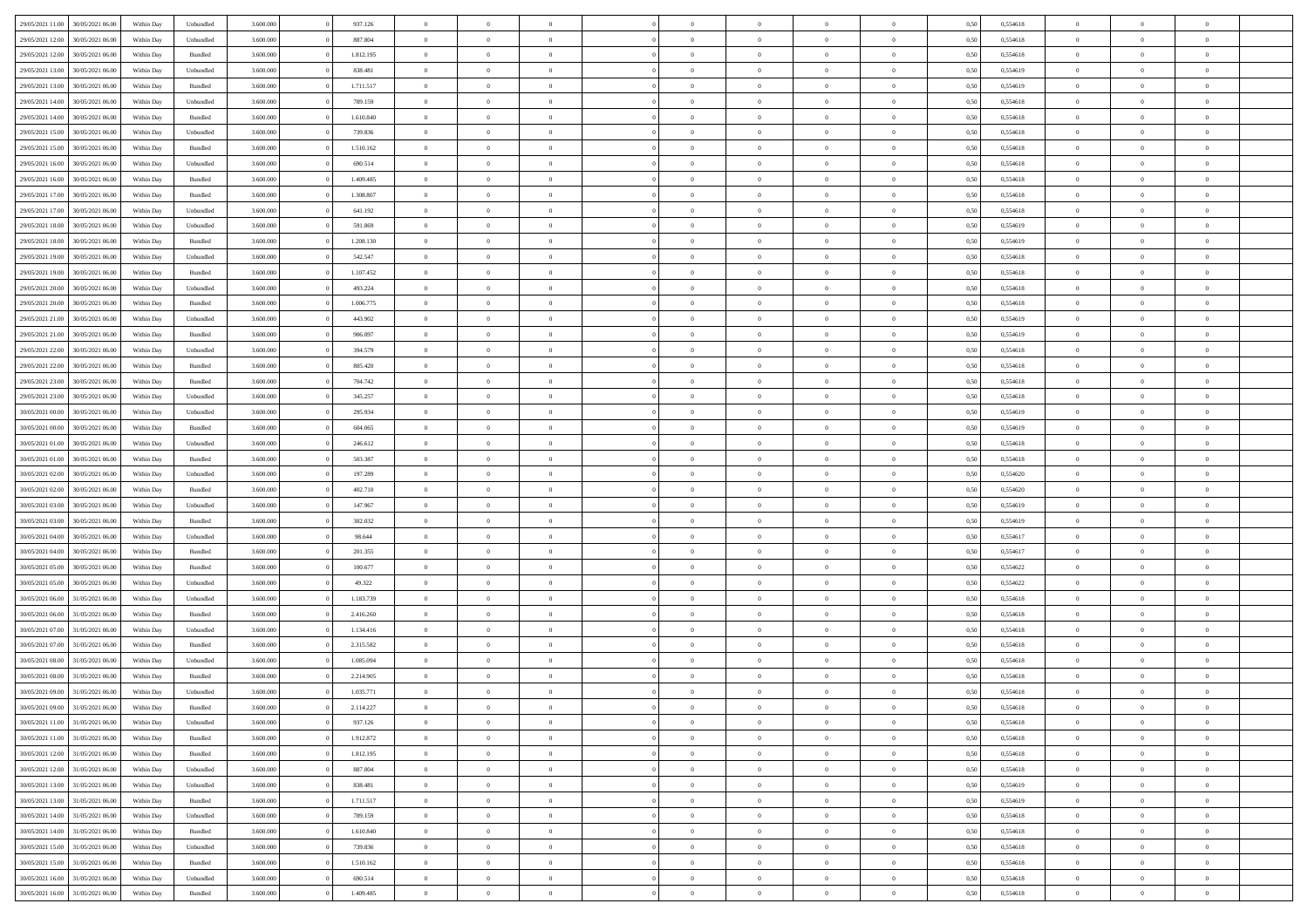| | | | | | | | | | | | | | | | | | | | | | |
|---|---|---|---|---|---|---|---|---|---|---|---|---|---|---|---|---|---|---|---|---|---|
| 29/05/2021 11:00 | 30/05/2021 06:00 | Within Day | Unbundled | 3.600.000 | 0 | 937.126 | 0 | 0 | 0 | | 0 | 0 | 0 | 0 | 0,50 | 0,554618 | 0 | 0 | 0 | | |
| 29/05/2021 12:00 | 30/05/2021 06:00 | Within Day | Unbundled | 3.600.000 | 0 | 887.804 | 0 | 0 | 0 | | 0 | 0 | 0 | 0 | 0,50 | 0,554618 | 0 | 0 | 0 | | |
| 29/05/2021 12:00 | 30/05/2021 06:00 | Within Day | Bundled | 3.600.000 | 0 | 1.812.195 | 0 | 0 | 0 | | 0 | 0 | 0 | 0 | 0,50 | 0,554618 | 0 | 0 | 0 | | |
| 29/05/2021 13:00 | 30/05/2021 06:00 | Within Day | Unbundled | 3.600.000 | 0 | 838.481 | 0 | 0 | 0 | | 0 | 0 | 0 | 0 | 0,50 | 0,554619 | 0 | 0 | 0 | | |
| 29/05/2021 13:00 | 30/05/2021 06:00 | Within Day | Bundled | 3.600.000 | 0 | 1.711.517 | 0 | 0 | 0 | | 0 | 0 | 0 | 0 | 0,50 | 0,554619 | 0 | 0 | 0 | | |
| 29/05/2021 14:00 | 30/05/2021 06:00 | Within Day | Unbundled | 3.600.000 | 0 | 789.159 | 0 | 0 | 0 | | 0 | 0 | 0 | 0 | 0,50 | 0,554618 | 0 | 0 | 0 | | |
| 29/05/2021 14:00 | 30/05/2021 06:00 | Within Day | Bundled | 3.600.000 | 0 | 1.610.840 | 0 | 0 | 0 | | 0 | 0 | 0 | 0 | 0,50 | 0,554618 | 0 | 0 | 0 | | |
| 29/05/2021 15:00 | 30/05/2021 06:00 | Within Day | Unbundled | 3.600.000 | 0 | 739.836 | 0 | 0 | 0 | | 0 | 0 | 0 | 0 | 0,50 | 0,554618 | 0 | 0 | 0 | | |
| 29/05/2021 15:00 | 30/05/2021 06:00 | Within Day | Bundled | 3.600.000 | 0 | 1.510.162 | 0 | 0 | 0 | | 0 | 0 | 0 | 0 | 0,50 | 0,554618 | 0 | 0 | 0 | | |
| 29/05/2021 16:00 | 30/05/2021 06:00 | Within Day | Unbundled | 3.600.000 | 0 | 690.514 | 0 | 0 | 0 | | 0 | 0 | 0 | 0 | 0,50 | 0,554618 | 0 | 0 | 0 | | |
| 29/05/2021 16:00 | 30/05/2021 06:00 | Within Day | Bundled | 3.600.000 | 0 | 1.409.485 | 0 | 0 | 0 | | 0 | 0 | 0 | 0 | 0,50 | 0,554618 | 0 | 0 | 0 | | |
| 29/05/2021 17:00 | 30/05/2021 06:00 | Within Day | Bundled | 3.600.000 | 0 | 1.308.807 | 0 | 0 | 0 | | 0 | 0 | 0 | 0 | 0,50 | 0,554618 | 0 | 0 | 0 | | |
| 29/05/2021 17:00 | 30/05/2021 06:00 | Within Day | Unbundled | 3.600.000 | 0 | 641.192 | 0 | 0 | 0 | | 0 | 0 | 0 | 0 | 0,50 | 0,554618 | 0 | 0 | 0 | | |
| 29/05/2021 18:00 | 30/05/2021 06:00 | Within Day | Unbundled | 3.600.000 | 0 | 591.869 | 0 | 0 | 0 | | 0 | 0 | 0 | 0 | 0,50 | 0,554619 | 0 | 0 | 0 | | |
| 29/05/2021 18:00 | 30/05/2021 06:00 | Within Day | Bundled | 3.600.000 | 0 | 1.208.130 | 0 | 0 | 0 | | 0 | 0 | 0 | 0 | 0,50 | 0,554619 | 0 | 0 | 0 | | |
| 29/05/2021 19:00 | 30/05/2021 06:00 | Within Day | Unbundled | 3.600.000 | 0 | 542.547 | 0 | 0 | 0 | | 0 | 0 | 0 | 0 | 0,50 | 0,554618 | 0 | 0 | 0 | | |
| 29/05/2021 19:00 | 30/05/2021 06:00 | Within Day | Bundled | 3.600.000 | 0 | 1.107.452 | 0 | 0 | 0 | | 0 | 0 | 0 | 0 | 0,50 | 0,554618 | 0 | 0 | 0 | | |
| 29/05/2021 20:00 | 30/05/2021 06:00 | Within Day | Unbundled | 3.600.000 | 0 | 493.224 | 0 | 0 | 0 | | 0 | 0 | 0 | 0 | 0,50 | 0,554618 | 0 | 0 | 0 | | |
| 29/05/2021 20:00 | 30/05/2021 06:00 | Within Day | Bundled | 3.600.000 | 0 | 1.006.775 | 0 | 0 | 0 | | 0 | 0 | 0 | 0 | 0,50 | 0,554618 | 0 | 0 | 0 | | |
| 29/05/2021 21:00 | 30/05/2021 06:00 | Within Day | Unbundled | 3.600.000 | 0 | 443.902 | 0 | 0 | 0 | | 0 | 0 | 0 | 0 | 0,50 | 0,554619 | 0 | 0 | 0 | | |
| 29/05/2021 21:00 | 30/05/2021 06:00 | Within Day | Bundled | 3.600.000 | 0 | 906.097 | 0 | 0 | 0 | | 0 | 0 | 0 | 0 | 0,50 | 0,554619 | 0 | 0 | 0 | | |
| 29/05/2021 22:00 | 30/05/2021 06:00 | Within Day | Unbundled | 3.600.000 | 0 | 394.579 | 0 | 0 | 0 | | 0 | 0 | 0 | 0 | 0,50 | 0,554618 | 0 | 0 | 0 | | |
| 29/05/2021 22:00 | 30/05/2021 06:00 | Within Day | Bundled | 3.600.000 | 0 | 805.420 | 0 | 0 | 0 | | 0 | 0 | 0 | 0 | 0,50 | 0,554618 | 0 | 0 | 0 | | |
| 29/05/2021 23:00 | 30/05/2021 06:00 | Within Day | Bundled | 3.600.000 | 0 | 704.742 | 0 | 0 | 0 | | 0 | 0 | 0 | 0 | 0,50 | 0,554618 | 0 | 0 | 0 | | |
| 29/05/2021 23:00 | 30/05/2021 06:00 | Within Day | Unbundled | 3.600.000 | 0 | 345.257 | 0 | 0 | 0 | | 0 | 0 | 0 | 0 | 0,50 | 0,554618 | 0 | 0 | 0 | | |
| 30/05/2021 00:00 | 30/05/2021 06:00 | Within Day | Unbundled | 3.600.000 | 0 | 295.934 | 0 | 0 | 0 | | 0 | 0 | 0 | 0 | 0,50 | 0,554619 | 0 | 0 | 0 | | |
| 30/05/2021 00:00 | 30/05/2021 06:00 | Within Day | Bundled | 3.600.000 | 0 | 604.065 | 0 | 0 | 0 | | 0 | 0 | 0 | 0 | 0,50 | 0,554619 | 0 | 0 | 0 | | |
| 30/05/2021 01:00 | 30/05/2021 06:00 | Within Day | Unbundled | 3.600.000 | 0 | 246.612 | 0 | 0 | 0 | | 0 | 0 | 0 | 0 | 0,50 | 0,554618 | 0 | 0 | 0 | | |
| 30/05/2021 01:00 | 30/05/2021 06:00 | Within Day | Bundled | 3.600.000 | 0 | 503.387 | 0 | 0 | 0 | | 0 | 0 | 0 | 0 | 0,50 | 0,554618 | 0 | 0 | 0 | | |
| 30/05/2021 02:00 | 30/05/2021 06:00 | Within Day | Unbundled | 3.600.000 | 0 | 197.289 | 0 | 0 | 0 | | 0 | 0 | 0 | 0 | 0,50 | 0,554620 | 0 | 0 | 0 | | |
| 30/05/2021 02:00 | 30/05/2021 06:00 | Within Day | Bundled | 3.600.000 | 0 | 402.710 | 0 | 0 | 0 | | 0 | 0 | 0 | 0 | 0,50 | 0,554620 | 0 | 0 | 0 | | |
| 30/05/2021 03:00 | 30/05/2021 06:00 | Within Day | Unbundled | 3.600.000 | 0 | 147.967 | 0 | 0 | 0 | | 0 | 0 | 0 | 0 | 0,50 | 0,554619 | 0 | 0 | 0 | | |
| 30/05/2021 03:00 | 30/05/2021 06:00 | Within Day | Bundled | 3.600.000 | 0 | 302.032 | 0 | 0 | 0 | | 0 | 0 | 0 | 0 | 0,50 | 0,554619 | 0 | 0 | 0 | | |
| 30/05/2021 04:00 | 30/05/2021 06:00 | Within Day | Unbundled | 3.600.000 | 0 | 98.644 | 0 | 0 | 0 | | 0 | 0 | 0 | 0 | 0,50 | 0,554617 | 0 | 0 | 0 | | |
| 30/05/2021 04:00 | 30/05/2021 06:00 | Within Day | Bundled | 3.600.000 | 0 | 201.355 | 0 | 0 | 0 | | 0 | 0 | 0 | 0 | 0,50 | 0,554617 | 0 | 0 | 0 | | |
| 30/05/2021 05:00 | 30/05/2021 06:00 | Within Day | Bundled | 3.600.000 | 0 | 100.677 | 0 | 0 | 0 | | 0 | 0 | 0 | 0 | 0,50 | 0,554622 | 0 | 0 | 0 | | |
| 30/05/2021 05:00 | 30/05/2021 06:00 | Within Day | Unbundled | 3.600.000 | 0 | 49.322 | 0 | 0 | 0 | | 0 | 0 | 0 | 0 | 0,50 | 0,554622 | 0 | 0 | 0 | | |
| 30/05/2021 06:00 | 31/05/2021 06:00 | Within Day | Unbundled | 3.600.000 | 0 | 1.183.739 | 0 | 0 | 0 | | 0 | 0 | 0 | 0 | 0,50 | 0,554618 | 0 | 0 | 0 | | |
| 30/05/2021 06:00 | 31/05/2021 06:00 | Within Day | Bundled | 3.600.000 | 0 | 2.416.260 | 0 | 0 | 0 | | 0 | 0 | 0 | 0 | 0,50 | 0,554618 | 0 | 0 | 0 | | |
| 30/05/2021 07:00 | 31/05/2021 06:00 | Within Day | Unbundled | 3.600.000 | 0 | 1.134.416 | 0 | 0 | 0 | | 0 | 0 | 0 | 0 | 0,50 | 0,554618 | 0 | 0 | 0 | | |
| 30/05/2021 07:00 | 31/05/2021 06:00 | Within Day | Bundled | 3.600.000 | 0 | 2.315.582 | 0 | 0 | 0 | | 0 | 0 | 0 | 0 | 0,50 | 0,554618 | 0 | 0 | 0 | | |
| 30/05/2021 08:00 | 31/05/2021 06:00 | Within Day | Unbundled | 3.600.000 | 0 | 1.085.094 | 0 | 0 | 0 | | 0 | 0 | 0 | 0 | 0,50 | 0,554618 | 0 | 0 | 0 | | |
| 30/05/2021 08:00 | 31/05/2021 06:00 | Within Day | Bundled | 3.600.000 | 0 | 2.214.905 | 0 | 0 | 0 | | 0 | 0 | 0 | 0 | 0,50 | 0,554618 | 0 | 0 | 0 | | |
| 30/05/2021 09:00 | 31/05/2021 06:00 | Within Day | Unbundled | 3.600.000 | 0 | 1.035.771 | 0 | 0 | 0 | | 0 | 0 | 0 | 0 | 0,50 | 0,554618 | 0 | 0 | 0 | | |
| 30/05/2021 09:00 | 31/05/2021 06:00 | Within Day | Bundled | 3.600.000 | 0 | 2.114.227 | 0 | 0 | 0 | | 0 | 0 | 0 | 0 | 0,50 | 0,554618 | 0 | 0 | 0 | | |
| 30/05/2021 11:00 | 31/05/2021 06:00 | Within Day | Unbundled | 3.600.000 | 0 | 937.126 | 0 | 0 | 0 | | 0 | 0 | 0 | 0 | 0,50 | 0,554618 | 0 | 0 | 0 | | |
| 30/05/2021 11:00 | 31/05/2021 06:00 | Within Day | Bundled | 3.600.000 | 0 | 1.912.872 | 0 | 0 | 0 | | 0 | 0 | 0 | 0 | 0,50 | 0,554618 | 0 | 0 | 0 | | |
| 30/05/2021 12:00 | 31/05/2021 06:00 | Within Day | Bundled | 3.600.000 | 0 | 1.812.195 | 0 | 0 | 0 | | 0 | 0 | 0 | 0 | 0,50 | 0,554618 | 0 | 0 | 0 | | |
| 30/05/2021 12:00 | 31/05/2021 06:00 | Within Day | Unbundled | 3.600.000 | 0 | 887.804 | 0 | 0 | 0 | | 0 | 0 | 0 | 0 | 0,50 | 0,554618 | 0 | 0 | 0 | | |
| 30/05/2021 13:00 | 31/05/2021 06:00 | Within Day | Unbundled | 3.600.000 | 0 | 838.481 | 0 | 0 | 0 | | 0 | 0 | 0 | 0 | 0,50 | 0,554619 | 0 | 0 | 0 | | |
| 30/05/2021 13:00 | 31/05/2021 06:00 | Within Day | Bundled | 3.600.000 | 0 | 1.711.517 | 0 | 0 | 0 | | 0 | 0 | 0 | 0 | 0,50 | 0,554619 | 0 | 0 | 0 | | |
| 30/05/2021 14:00 | 31/05/2021 06:00 | Within Day | Unbundled | 3.600.000 | 0 | 789.159 | 0 | 0 | 0 | | 0 | 0 | 0 | 0 | 0,50 | 0,554618 | 0 | 0 | 0 | | |
| 30/05/2021 14:00 | 31/05/2021 06:00 | Within Day | Bundled | 3.600.000 | 0 | 1.610.840 | 0 | 0 | 0 | | 0 | 0 | 0 | 0 | 0,50 | 0,554618 | 0 | 0 | 0 | | |
| 30/05/2021 15:00 | 31/05/2021 06:00 | Within Day | Unbundled | 3.600.000 | 0 | 739.836 | 0 | 0 | 0 | | 0 | 0 | 0 | 0 | 0,50 | 0,554618 | 0 | 0 | 0 | | |
| 30/05/2021 15:00 | 31/05/2021 06:00 | Within Day | Bundled | 3.600.000 | 0 | 1.510.162 | 0 | 0 | 0 | | 0 | 0 | 0 | 0 | 0,50 | 0,554618 | 0 | 0 | 0 | | |
| 30/05/2021 16:00 | 31/05/2021 06:00 | Within Day | Unbundled | 3.600.000 | 0 | 690.514 | 0 | 0 | 0 | | 0 | 0 | 0 | 0 | 0,50 | 0,554618 | 0 | 0 | 0 | | |
| 30/05/2021 16:00 | 31/05/2021 06:00 | Within Day | Bundled | 3.600.000 | 0 | 1.409.485 | 0 | 0 | 0 | | 0 | 0 | 0 | 0 | 0,50 | 0,554618 | 0 | 0 | 0 | | |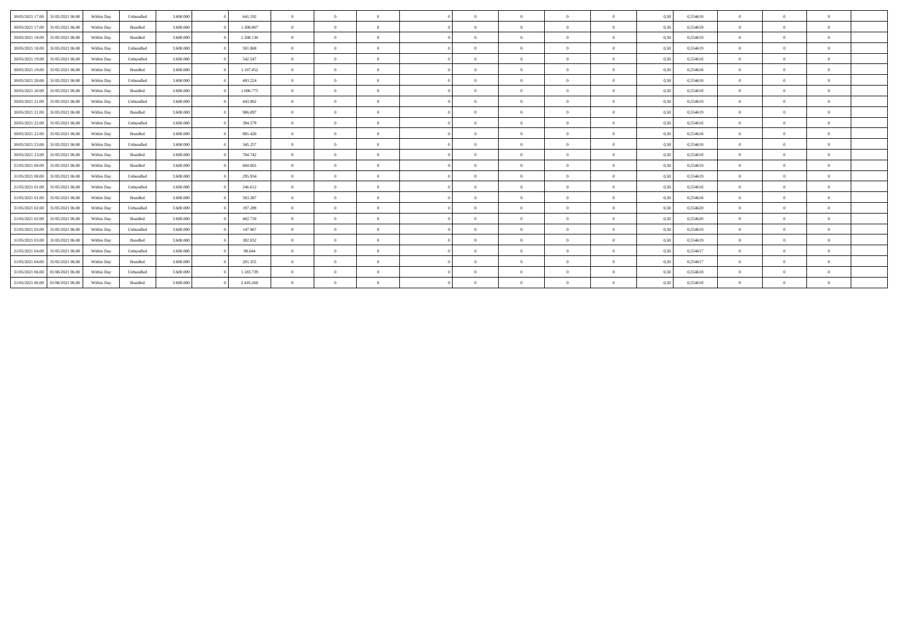| | | | | | | | | | | | | | | | | | | | | |
|---|---|---|---|---|---|---|---|---|---|---|---|---|---|---|---|---|---|---|---|---|
| 30/05/2021 17.00 | 31/05/2021 06.00 | Within Day | Unbundled | 3.600.000 | 0 | 641.192 | 0 | 0 | 0 | 0 | 0 | 0 | 0 | 0 | 0,50 | 0,554618 | 0 | 0 | 0 | |
| 30/05/2021 17.00 | 31/05/2021 06.00 | Within Day | Bundled | 3.600.000 | 0 | 1.308.807 | 0 | 0 | 0 | 0 | 0 | 0 | 0 | 0 | 0,50 | 0,554618 | 0 | 0 | 0 | |
| 30/05/2021 18.00 | 31/05/2021 06.00 | Within Day | Bundled | 3.600.000 | 0 | 1.208.130 | 0 | 0 | 0 | 0 | 0 | 0 | 0 | 0 | 0,50 | 0,554619 | 0 | 0 | 0 | |
| 30/05/2021 18.00 | 31/05/2021 06.00 | Within Day | Unbundled | 3.600.000 | 0 | 591.869 | 0 | 0 | 0 | 0 | 0 | 0 | 0 | 0 | 0,50 | 0,554619 | 0 | 0 | 0 | |
| 30/05/2021 19.00 | 31/05/2021 06.00 | Within Day | Unbundled | 3.600.000 | 0 | 542.547 | 0 | 0 | 0 | 0 | 0 | 0 | 0 | 0 | 0,50 | 0,554618 | 0 | 0 | 0 | |
| 30/05/2021 19.00 | 31/05/2021 06.00 | Within Day | Bundled | 3.600.000 | 0 | 1.107.452 | 0 | 0 | 0 | 0 | 0 | 0 | 0 | 0 | 0,50 | 0,554618 | 0 | 0 | 0 | |
| 30/05/2021 20.00 | 31/05/2021 06.00 | Within Day | Unbundled | 3.600.000 | 0 | 493.224 | 0 | 0 | 0 | 0 | 0 | 0 | 0 | 0 | 0,50 | 0,554618 | 0 | 0 | 0 | |
| 30/05/2021 20.00 | 31/05/2021 06.00 | Within Day | Bundled | 3.600.000 | 0 | 1.006.775 | 0 | 0 | 0 | 0 | 0 | 0 | 0 | 0 | 0,50 | 0,554618 | 0 | 0 | 0 | |
| 30/05/2021 21.00 | 31/05/2021 06.00 | Within Day | Unbundled | 3.600.000 | 0 | 443.902 | 0 | 0 | 0 | 0 | 0 | 0 | 0 | 0 | 0,50 | 0,554619 | 0 | 0 | 0 | |
| 30/05/2021 21.00 | 31/05/2021 06.00 | Within Day | Bundled | 3.600.000 | 0 | 906.097 | 0 | 0 | 0 | 0 | 0 | 0 | 0 | 0 | 0,50 | 0,554619 | 0 | 0 | 0 | |
| 30/05/2021 22.00 | 31/05/2021 06.00 | Within Day | Unbundled | 3.600.000 | 0 | 394.579 | 0 | 0 | 0 | 0 | 0 | 0 | 0 | 0 | 0,50 | 0,554618 | 0 | 0 | 0 | |
| 30/05/2021 22.00 | 31/05/2021 06.00 | Within Day | Bundled | 3.600.000 | 0 | 805.420 | 0 | 0 | 0 | 0 | 0 | 0 | 0 | 0 | 0,50 | 0,554618 | 0 | 0 | 0 | |
| 30/05/2021 23.00 | 31/05/2021 06.00 | Within Day | Unbundled | 3.600.000 | 0 | 345.257 | 0 | 0 | 0 | 0 | 0 | 0 | 0 | 0 | 0,50 | 0,554618 | 0 | 0 | 0 | |
| 30/05/2021 23.00 | 31/05/2021 06.00 | Within Day | Bundled | 3.600.000 | 0 | 704.742 | 0 | 0 | 0 | 0 | 0 | 0 | 0 | 0 | 0,50 | 0,554618 | 0 | 0 | 0 | |
| 31/05/2021 00.00 | 31/05/2021 06.00 | Within Day | Bundled | 3.600.000 | 0 | 604.065 | 0 | 0 | 0 | 0 | 0 | 0 | 0 | 0 | 0,50 | 0,554619 | 0 | 0 | 0 | |
| 31/05/2021 00.00 | 31/05/2021 06.00 | Within Day | Unbundled | 3.600.000 | 0 | 295.934 | 0 | 0 | 0 | 0 | 0 | 0 | 0 | 0 | 0,50 | 0,554619 | 0 | 0 | 0 | |
| 31/05/2021 01.00 | 31/05/2021 06.00 | Within Day | Unbundled | 3.600.000 | 0 | 246.612 | 0 | 0 | 0 | 0 | 0 | 0 | 0 | 0 | 0,50 | 0,554618 | 0 | 0 | 0 | |
| 31/05/2021 01.00 | 31/05/2021 06.00 | Within Day | Bundled | 3.600.000 | 0 | 503.387 | 0 | 0 | 0 | 0 | 0 | 0 | 0 | 0 | 0,50 | 0,554618 | 0 | 0 | 0 | |
| 31/05/2021 02.00 | 31/05/2021 06.00 | Within Day | Unbundled | 3.600.000 | 0 | 197.289 | 0 | 0 | 0 | 0 | 0 | 0 | 0 | 0 | 0,50 | 0,554620 | 0 | 0 | 0 | |
| 31/05/2021 02.00 | 31/05/2021 06.00 | Within Day | Bundled | 3.600.000 | 0 | 402.710 | 0 | 0 | 0 | 0 | 0 | 0 | 0 | 0 | 0,50 | 0,554620 | 0 | 0 | 0 | |
| 31/05/2021 03.00 | 31/05/2021 06.00 | Within Day | Unbundled | 3.600.000 | 0 | 147.967 | 0 | 0 | 0 | 0 | 0 | 0 | 0 | 0 | 0,50 | 0,554619 | 0 | 0 | 0 | |
| 31/05/2021 03.00 | 31/05/2021 06.00 | Within Day | Bundled | 3.600.000 | 0 | 302.032 | 0 | 0 | 0 | 0 | 0 | 0 | 0 | 0 | 0,50 | 0,554619 | 0 | 0 | 0 | |
| 31/05/2021 04.00 | 31/05/2021 06.00 | Within Day | Unbundled | 3.600.000 | 0 | 98.644 | 0 | 0 | 0 | 0 | 0 | 0 | 0 | 0 | 0,50 | 0,554617 | 0 | 0 | 0 | |
| 31/05/2021 04.00 | 31/05/2021 06.00 | Within Day | Bundled | 3.600.000 | 0 | 201.355 | 0 | 0 | 0 | 0 | 0 | 0 | 0 | 0 | 0,50 | 0,554617 | 0 | 0 | 0 | |
| 31/05/2021 06.00 | 01/06/2021 06.00 | Within Day | Unbundled | 3.600.000 | 0 | 1.183.739 | 0 | 0 | 0 | 0 | 0 | 0 | 0 | 0 | 0,50 | 0,554618 | 0 | 0 | 0 | |
| 31/05/2021 06.00 | 01/06/2021 06.00 | Within Day | Bundled | 3.600.000 | 0 | 2.416.260 | 0 | 0 | 0 | 0 | 0 | 0 | 0 | 0 | 0,50 | 0,554618 | 0 | 0 | 0 | |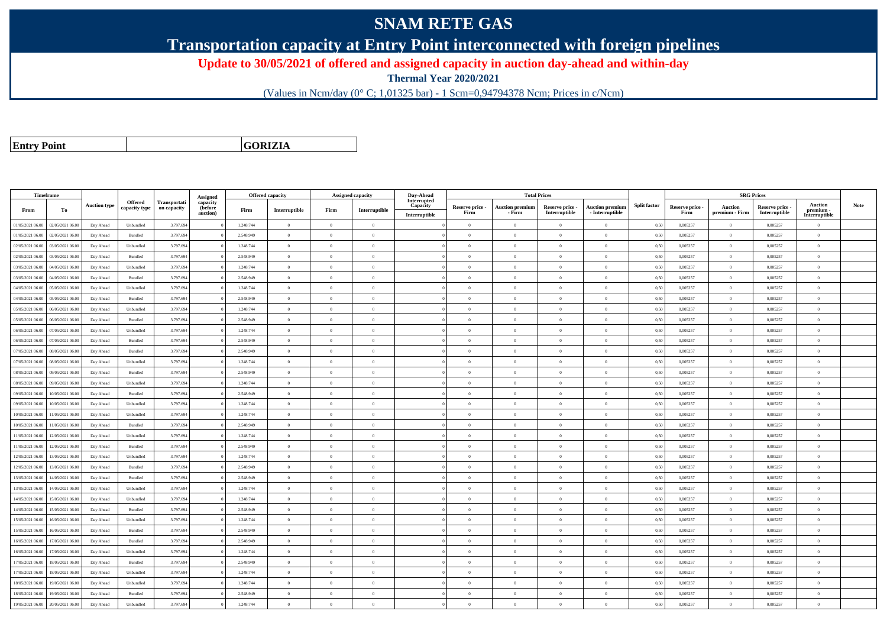# SNAM RETE GAS

## Transportation capacity at Entry Point interconnected with foreign pipelines

**Update to 30/05/2021 of offered and assigned capacity in auction day-ahead and within-day**

**Thermal Year 2020/2021**

(Values in Ncm/day (0° C; 1,01325 bar) - 1 Scm=0,94794378 Ncm; Prices in c/Ncm)

| **Entry Point** | **GORIZIA** |
|---|---|

| Timeframe | | Auction type | Offered capacity type | Transportation capacity | Assigned capacity (before auction) | Offered capacity | | Assigned capacity | | Day-Ahead Interrupted Capacity | Total Prices | | | | Split factor | SRG Prices | | | | Note |
|---|---|---|---|---|---|---|---|---|---|---|---|---|---|---|---|---|---|---|---|---|
| From | To | | | | | Firm | Interruptible | Firm | Interruptible | Interruptible | Reserve price - Firm | Auction premium - Firm | Reserve price - Interruptible | Auction premium - Interruptible | | Reserve price - Firm | Auction premium - Firm | Reserve price - Interruptible | Auction premium - Interruptible | |
| 01/05/2021 06.00 | 02/05/2021 06.00 | Day Ahead | Unbundled | 3.797.694 | 0 | 1.248.744 | 0 | 0 | 0 | 0 | 0 | 0 | 0 | 0 | 0,50 | 0,005257 | 0 | 0,005257 | 0 | |
| 01/05/2021 06.00 | 02/05/2021 06.00 | Day Ahead | Bundled | 3.797.694 | 0 | 2.548.949 | 0 | 0 | 0 | 0 | 0 | 0 | 0 | 0 | 0,50 | 0,005257 | 0 | 0,005257 | 0 | |
| 02/05/2021 06.00 | 03/05/2021 06.00 | Day Ahead | Unbundled | 3.797.694 | 0 | 1.248.744 | 0 | 0 | 0 | 0 | 0 | 0 | 0 | 0 | 0,50 | 0,005257 | 0 | 0,005257 | 0 | |
| 02/05/2021 06.00 | 03/05/2021 06.00 | Day Ahead | Bundled | 3.797.694 | 0 | 2.548.949 | 0 | 0 | 0 | 0 | 0 | 0 | 0 | 0 | 0,50 | 0,005257 | 0 | 0,005257 | 0 | |
| 03/05/2021 06.00 | 04/05/2021 06.00 | Day Ahead | Unbundled | 3.797.694 | 0 | 1.248.744 | 0 | 0 | 0 | 0 | 0 | 0 | 0 | 0 | 0,50 | 0,005257 | 0 | 0,005257 | 0 | |
| 03/05/2021 06.00 | 04/05/2021 06.00 | Day Ahead | Bundled | 3.797.694 | 0 | 2.548.949 | 0 | 0 | 0 | 0 | 0 | 0 | 0 | 0 | 0,50 | 0,005257 | 0 | 0,005257 | 0 | |
| 04/05/2021 06.00 | 05/05/2021 06.00 | Day Ahead | Unbundled | 3.797.694 | 0 | 1.248.744 | 0 | 0 | 0 | 0 | 0 | 0 | 0 | 0 | 0,50 | 0,005257 | 0 | 0,005257 | 0 | |
| 04/05/2021 06.00 | 05/05/2021 06.00 | Day Ahead | Bundled | 3.797.694 | 0 | 2.548.949 | 0 | 0 | 0 | 0 | 0 | 0 | 0 | 0 | 0,50 | 0,005257 | 0 | 0,005257 | 0 | |
| 05/05/2021 06.00 | 06/05/2021 06.00 | Day Ahead | Unbundled | 3.797.694 | 0 | 1.248.744 | 0 | 0 | 0 | 0 | 0 | 0 | 0 | 0 | 0,50 | 0,005257 | 0 | 0,005257 | 0 | |
| 05/05/2021 06.00 | 06/05/2021 06.00 | Day Ahead | Bundled | 3.797.694 | 0 | 2.548.949 | 0 | 0 | 0 | 0 | 0 | 0 | 0 | 0 | 0,50 | 0,005257 | 0 | 0,005257 | 0 | |
| 06/05/2021 06.00 | 07/05/2021 06.00 | Day Ahead | Unbundled | 3.797.694 | 0 | 1.248.744 | 0 | 0 | 0 | 0 | 0 | 0 | 0 | 0 | 0,50 | 0,005257 | 0 | 0,005257 | 0 | |
| 06/05/2021 06.00 | 07/05/2021 06.00 | Day Ahead | Bundled | 3.797.694 | 0 | 2.548.949 | 0 | 0 | 0 | 0 | 0 | 0 | 0 | 0 | 0,50 | 0,005257 | 0 | 0,005257 | 0 | |
| 07/05/2021 06.00 | 08/05/2021 06.00 | Day Ahead | Bundled | 3.797.694 | 0 | 2.548.949 | 0 | 0 | 0 | 0 | 0 | 0 | 0 | 0 | 0,50 | 0,005257 | 0 | 0,005257 | 0 | |
| 07/05/2021 06.00 | 08/05/2021 06.00 | Day Ahead | Unbundled | 3.797.694 | 0 | 1.248.744 | 0 | 0 | 0 | 0 | 0 | 0 | 0 | 0 | 0,50 | 0,005257 | 0 | 0,005257 | 0 | |
| 08/05/2021 06.00 | 09/05/2021 06.00 | Day Ahead | Bundled | 3.797.694 | 0 | 2.548.949 | 0 | 0 | 0 | 0 | 0 | 0 | 0 | 0 | 0,50 | 0,005257 | 0 | 0,005257 | 0 | |
| 08/05/2021 06.00 | 09/05/2021 06.00 | Day Ahead | Unbundled | 3.797.694 | 0 | 1.248.744 | 0 | 0 | 0 | 0 | 0 | 0 | 0 | 0 | 0,50 | 0,005257 | 0 | 0,005257 | 0 | |
| 09/05/2021 06.00 | 10/05/2021 06.00 | Day Ahead | Bundled | 3.797.694 | 0 | 2.548.949 | 0 | 0 | 0 | 0 | 0 | 0 | 0 | 0 | 0,50 | 0,005257 | 0 | 0,005257 | 0 | |
| 09/05/2021 06.00 | 10/05/2021 06.00 | Day Ahead | Unbundled | 3.797.694 | 0 | 1.248.744 | 0 | 0 | 0 | 0 | 0 | 0 | 0 | 0 | 0,50 | 0,005257 | 0 | 0,005257 | 0 | |
| 10/05/2021 06.00 | 11/05/2021 06.00 | Day Ahead | Unbundled | 3.797.694 | 0 | 1.248.744 | 0 | 0 | 0 | 0 | 0 | 0 | 0 | 0 | 0,50 | 0,005257 | 0 | 0,005257 | 0 | |
| 10/05/2021 06.00 | 11/05/2021 06.00 | Day Ahead | Bundled | 3.797.694 | 0 | 2.548.949 | 0 | 0 | 0 | 0 | 0 | 0 | 0 | 0 | 0,50 | 0,005257 | 0 | 0,005257 | 0 | |
| 11/05/2021 06.00 | 12/05/2021 06.00 | Day Ahead | Unbundled | 3.797.694 | 0 | 1.248.744 | 0 | 0 | 0 | 0 | 0 | 0 | 0 | 0 | 0,50 | 0,005257 | 0 | 0,005257 | 0 | |
| 11/05/2021 06.00 | 12/05/2021 06.00 | Day Ahead | Bundled | 3.797.694 | 0 | 2.548.949 | 0 | 0 | 0 | 0 | 0 | 0 | 0 | 0 | 0,50 | 0,005257 | 0 | 0,005257 | 0 | |
| 12/05/2021 06.00 | 13/05/2021 06.00 | Day Ahead | Unbundled | 3.797.694 | 0 | 1.248.744 | 0 | 0 | 0 | 0 | 0 | 0 | 0 | 0 | 0,50 | 0,005257 | 0 | 0,005257 | 0 | |
| 12/05/2021 06.00 | 13/05/2021 06.00 | Day Ahead | Bundled | 3.797.694 | 0 | 2.548.949 | 0 | 0 | 0 | 0 | 0 | 0 | 0 | 0 | 0,50 | 0,005257 | 0 | 0,005257 | 0 | |
| 13/05/2021 06.00 | 14/05/2021 06.00 | Day Ahead | Bundled | 3.797.694 | 0 | 2.548.949 | 0 | 0 | 0 | 0 | 0 | 0 | 0 | 0 | 0,50 | 0,005257 | 0 | 0,005257 | 0 | |
| 13/05/2021 06.00 | 14/05/2021 06.00 | Day Ahead | Unbundled | 3.797.694 | 0 | 1.248.744 | 0 | 0 | 0 | 0 | 0 | 0 | 0 | 0 | 0,50 | 0,005257 | 0 | 0,005257 | 0 | |
| 14/05/2021 06.00 | 15/05/2021 06.00 | Day Ahead | Unbundled | 3.797.694 | 0 | 1.248.744 | 0 | 0 | 0 | 0 | 0 | 0 | 0 | 0 | 0,50 | 0,005257 | 0 | 0,005257 | 0 | |
| 14/05/2021 06.00 | 15/05/2021 06.00 | Day Ahead | Bundled | 3.797.694 | 0 | 2.548.949 | 0 | 0 | 0 | 0 | 0 | 0 | 0 | 0 | 0,50 | 0,005257 | 0 | 0,005257 | 0 | |
| 15/05/2021 06.00 | 16/05/2021 06.00 | Day Ahead | Unbundled | 3.797.694 | 0 | 1.248.744 | 0 | 0 | 0 | 0 | 0 | 0 | 0 | 0 | 0,50 | 0,005257 | 0 | 0,005257 | 0 | |
| 15/05/2021 06.00 | 16/05/2021 06.00 | Day Ahead | Bundled | 3.797.694 | 0 | 2.548.949 | 0 | 0 | 0 | 0 | 0 | 0 | 0 | 0 | 0,50 | 0,005257 | 0 | 0,005257 | 0 | |
| 16/05/2021 06.00 | 17/05/2021 06.00 | Day Ahead | Bundled | 3.797.694 | 0 | 2.548.949 | 0 | 0 | 0 | 0 | 0 | 0 | 0 | 0 | 0,50 | 0,005257 | 0 | 0,005257 | 0 | |
| 16/05/2021 06.00 | 17/05/2021 06.00 | Day Ahead | Unbundled | 3.797.694 | 0 | 1.248.744 | 0 | 0 | 0 | 0 | 0 | 0 | 0 | 0 | 0,50 | 0,005257 | 0 | 0,005257 | 0 | |
| 17/05/2021 06.00 | 18/05/2021 06.00 | Day Ahead | Bundled | 3.797.694 | 0 | 2.548.949 | 0 | 0 | 0 | 0 | 0 | 0 | 0 | 0 | 0,50 | 0,005257 | 0 | 0,005257 | 0 | |
| 17/05/2021 06.00 | 18/05/2021 06.00 | Day Ahead | Unbundled | 3.797.694 | 0 | 1.248.744 | 0 | 0 | 0 | 0 | 0 | 0 | 0 | 0 | 0,50 | 0,005257 | 0 | 0,005257 | 0 | |
| 18/05/2021 06.00 | 19/05/2021 06.00 | Day Ahead | Unbundled | 3.797.694 | 0 | 1.248.744 | 0 | 0 | 0 | 0 | 0 | 0 | 0 | 0 | 0,50 | 0,005257 | 0 | 0,005257 | 0 | |
| 18/05/2021 06.00 | 19/05/2021 06.00 | Day Ahead | Bundled | 3.797.694 | 0 | 2.548.949 | 0 | 0 | 0 | 0 | 0 | 0 | 0 | 0 | 0,50 | 0,005257 | 0 | 0,005257 | 0 | |
| 19/05/2021 06.00 | 20/05/2021 06.00 | Day Ahead | Unbundled | 3.797.694 | 0 | 1.248.744 | 0 | 0 | 0 | 0 | 0 | 0 | 0 | 0 | 0,50 | 0,005257 | 0 | 0,005257 | 0 | |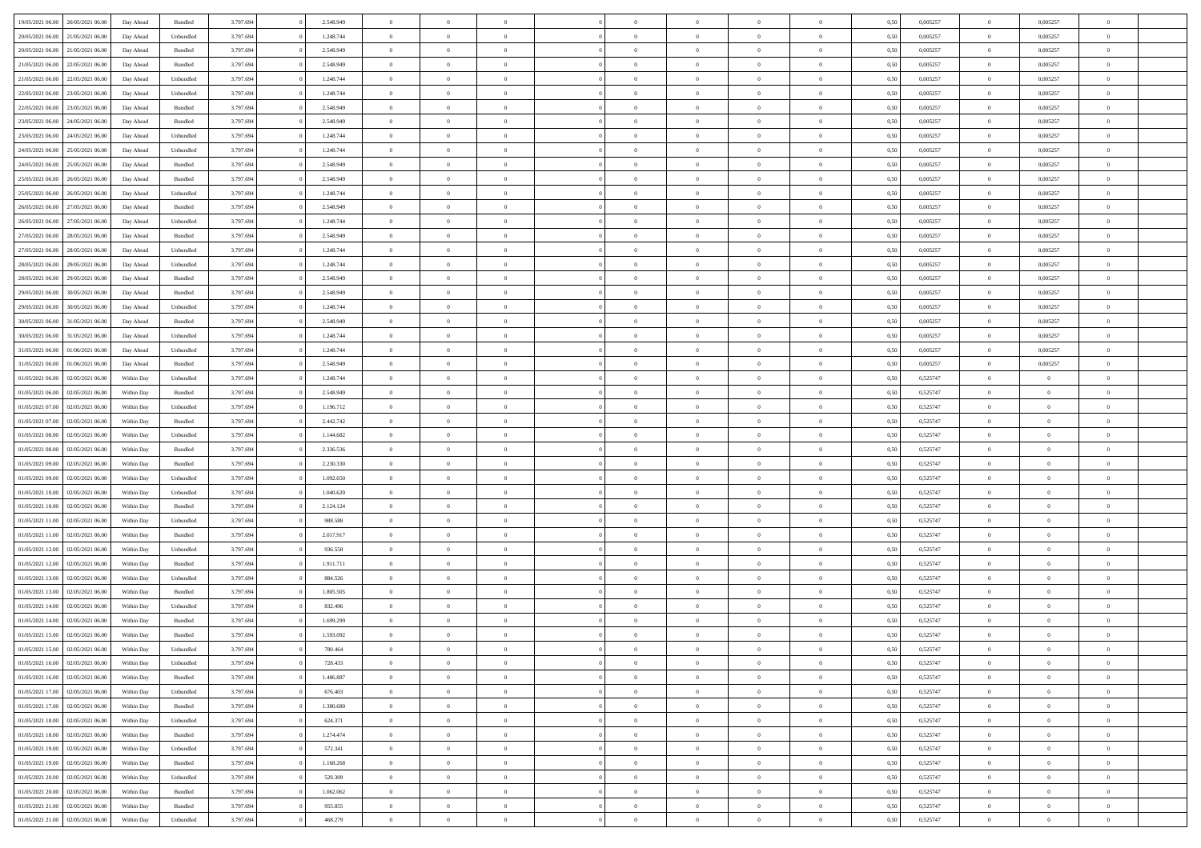| | | | | | | | | | | | | | | | | | | | | | |
|---|---|---|---|---|---|---|---|---|---|---|---|---|---|---|---|---|---|---|---|---|---|
| 19/05/2021 06:00 | 20/05/2021 06:00 | Day Ahead | Bundled | 3.797.694 | 0 | 2.548.949 | 0 | 0 | 0 | | 0 | 0 | 0 | 0 | 0 | 0,50 | 0,005257 | 0 | 0,005257 | 0 | |
| 20/05/2021 06:00 | 21/05/2021 06:00 | Day Ahead | Unbundled | 3.797.694 | 0 | 1.248.744 | 0 | 0 | 0 | | 0 | 0 | 0 | 0 | 0 | 0,50 | 0,005257 | 0 | 0,005257 | 0 | |
| 20/05/2021 06:00 | 21/05/2021 06:00 | Day Ahead | Bundled | 3.797.694 | 0 | 2.548.949 | 0 | 0 | 0 | | 0 | 0 | 0 | 0 | 0 | 0,50 | 0,005257 | 0 | 0,005257 | 0 | |
| 21/05/2021 06:00 | 22/05/2021 06:00 | Day Ahead | Bundled | 3.797.694 | 0 | 2.548.949 | 0 | 0 | 0 | | 0 | 0 | 0 | 0 | 0 | 0,50 | 0,005257 | 0 | 0,005257 | 0 | |
| 21/05/2021 06:00 | 22/05/2021 06:00 | Day Ahead | Unbundled | 3.797.694 | 0 | 1.248.744 | 0 | 0 | 0 | | 0 | 0 | 0 | 0 | 0 | 0,50 | 0,005257 | 0 | 0,005257 | 0 | |
| 22/05/2021 06:00 | 23/05/2021 06:00 | Day Ahead | Unbundled | 3.797.694 | 0 | 1.248.744 | 0 | 0 | 0 | | 0 | 0 | 0 | 0 | 0 | 0,50 | 0,005257 | 0 | 0,005257 | 0 | |
| 22/05/2021 06:00 | 23/05/2021 06:00 | Day Ahead | Bundled | 3.797.694 | 0 | 2.548.949 | 0 | 0 | 0 | | 0 | 0 | 0 | 0 | 0 | 0,50 | 0,005257 | 0 | 0,005257 | 0 | |
| 23/05/2021 06:00 | 24/05/2021 06:00 | Day Ahead | Bundled | 3.797.694 | 0 | 2.548.949 | 0 | 0 | 0 | | 0 | 0 | 0 | 0 | 0 | 0,50 | 0,005257 | 0 | 0,005257 | 0 | |
| 23/05/2021 06:00 | 24/05/2021 06:00 | Day Ahead | Unbundled | 3.797.694 | 0 | 1.248.744 | 0 | 0 | 0 | | 0 | 0 | 0 | 0 | 0 | 0,50 | 0,005257 | 0 | 0,005257 | 0 | |
| 24/05/2021 06:00 | 25/05/2021 06:00 | Day Ahead | Unbundled | 3.797.694 | 0 | 1.248.744 | 0 | 0 | 0 | | 0 | 0 | 0 | 0 | 0 | 0,50 | 0,005257 | 0 | 0,005257 | 0 | |
| 24/05/2021 06:00 | 25/05/2021 06:00 | Day Ahead | Bundled | 3.797.694 | 0 | 2.548.949 | 0 | 0 | 0 | | 0 | 0 | 0 | 0 | 0 | 0,50 | 0,005257 | 0 | 0,005257 | 0 | |
| 25/05/2021 06:00 | 26/05/2021 06:00 | Day Ahead | Bundled | 3.797.694 | 0 | 2.548.949 | 0 | 0 | 0 | | 0 | 0 | 0 | 0 | 0 | 0,50 | 0,005257 | 0 | 0,005257 | 0 | |
| 25/05/2021 06:00 | 26/05/2021 06:00 | Day Ahead | Unbundled | 3.797.694 | 0 | 1.248.744 | 0 | 0 | 0 | | 0 | 0 | 0 | 0 | 0 | 0,50 | 0,005257 | 0 | 0,005257 | 0 | |
| 26/05/2021 06:00 | 27/05/2021 06:00 | Day Ahead | Bundled | 3.797.694 | 0 | 2.548.949 | 0 | 0 | 0 | | 0 | 0 | 0 | 0 | 0 | 0,50 | 0,005257 | 0 | 0,005257 | 0 | |
| 26/05/2021 06:00 | 27/05/2021 06:00 | Day Ahead | Unbundled | 3.797.694 | 0 | 1.248.744 | 0 | 0 | 0 | | 0 | 0 | 0 | 0 | 0 | 0,50 | 0,005257 | 0 | 0,005257 | 0 | |
| 27/05/2021 06:00 | 28/05/2021 06:00 | Day Ahead | Bundled | 3.797.694 | 0 | 2.548.949 | 0 | 0 | 0 | | 0 | 0 | 0 | 0 | 0 | 0,50 | 0,005257 | 0 | 0,005257 | 0 | |
| 27/05/2021 06:00 | 28/05/2021 06:00 | Day Ahead | Unbundled | 3.797.694 | 0 | 1.248.744 | 0 | 0 | 0 | | 0 | 0 | 0 | 0 | 0 | 0,50 | 0,005257 | 0 | 0,005257 | 0 | |
| 28/05/2021 06:00 | 29/05/2021 06:00 | Day Ahead | Unbundled | 3.797.694 | 0 | 1.248.744 | 0 | 0 | 0 | | 0 | 0 | 0 | 0 | 0 | 0,50 | 0,005257 | 0 | 0,005257 | 0 | |
| 28/05/2021 06:00 | 29/05/2021 06:00 | Day Ahead | Bundled | 3.797.694 | 0 | 2.548.949 | 0 | 0 | 0 | | 0 | 0 | 0 | 0 | 0 | 0,50 | 0,005257 | 0 | 0,005257 | 0 | |
| 29/05/2021 06:00 | 30/05/2021 06:00 | Day Ahead | Bundled | 3.797.694 | 0 | 2.548.949 | 0 | 0 | 0 | | 0 | 0 | 0 | 0 | 0 | 0,50 | 0,005257 | 0 | 0,005257 | 0 | |
| 29/05/2021 06:00 | 30/05/2021 06:00 | Day Ahead | Unbundled | 3.797.694 | 0 | 1.248.744 | 0 | 0 | 0 | | 0 | 0 | 0 | 0 | 0 | 0,50 | 0,005257 | 0 | 0,005257 | 0 | |
| 30/05/2021 06:00 | 31/05/2021 06:00 | Day Ahead | Bundled | 3.797.694 | 0 | 2.548.949 | 0 | 0 | 0 | | 0 | 0 | 0 | 0 | 0 | 0,50 | 0,005257 | 0 | 0,005257 | 0 | |
| 30/05/2021 06:00 | 31/05/2021 06:00 | Day Ahead | Unbundled | 3.797.694 | 0 | 1.248.744 | 0 | 0 | 0 | | 0 | 0 | 0 | 0 | 0 | 0,50 | 0,005257 | 0 | 0,005257 | 0 | |
| 31/05/2021 06:00 | 01/06/2021 06:00 | Day Ahead | Unbundled | 3.797.694 | 0 | 1.248.744 | 0 | 0 | 0 | | 0 | 0 | 0 | 0 | 0 | 0,50 | 0,005257 | 0 | 0,005257 | 0 | |
| 31/05/2021 06:00 | 01/06/2021 06:00 | Day Ahead | Bundled | 3.797.694 | 0 | 2.548.949 | 0 | 0 | 0 | | 0 | 0 | 0 | 0 | 0 | 0,50 | 0,005257 | 0 | 0,005257 | 0 | |
| 01/05/2021 06:00 | 02/05/2021 06:00 | Within Day | Unbundled | 3.797.694 | 0 | 1.248.744 | 0 | 0 | 0 | | 0 | 0 | 0 | 0 | 0 | 0,50 | 0,525747 | 0 | 0 | 0 | |
| 01/05/2021 06:00 | 02/05/2021 06:00 | Within Day | Bundled | 3.797.694 | 0 | 2.548.949 | 0 | 0 | 0 | | 0 | 0 | 0 | 0 | 0 | 0,50 | 0,525747 | 0 | 0 | 0 | |
| 01/05/2021 07:00 | 02/05/2021 06:00 | Within Day | Unbundled | 3.797.694 | 0 | 1.196.712 | 0 | 0 | 0 | | 0 | 0 | 0 | 0 | 0 | 0,50 | 0,525747 | 0 | 0 | 0 | |
| 01/05/2021 07:00 | 02/05/2021 06:00 | Within Day | Bundled | 3.797.694 | 0 | 2.442.742 | 0 | 0 | 0 | | 0 | 0 | 0 | 0 | 0 | 0,50 | 0,525747 | 0 | 0 | 0 | |
| 01/05/2021 08:00 | 02/05/2021 06:00 | Within Day | Unbundled | 3.797.694 | 0 | 1.144.682 | 0 | 0 | 0 | | 0 | 0 | 0 | 0 | 0 | 0,50 | 0,525747 | 0 | 0 | 0 | |
| 01/05/2021 08:00 | 02/05/2021 06:00 | Within Day | Bundled | 3.797.694 | 0 | 2.336.536 | 0 | 0 | 0 | | 0 | 0 | 0 | 0 | 0 | 0,50 | 0,525747 | 0 | 0 | 0 | |
| 01/05/2021 09:00 | 02/05/2021 06:00 | Within Day | Bundled | 3.797.694 | 0 | 2.230.330 | 0 | 0 | 0 | | 0 | 0 | 0 | 0 | 0 | 0,50 | 0,525747 | 0 | 0 | 0 | |
| 01/05/2021 09:00 | 02/05/2021 06:00 | Within Day | Unbundled | 3.797.694 | 0 | 1.092.650 | 0 | 0 | 0 | | 0 | 0 | 0 | 0 | 0 | 0,50 | 0,525747 | 0 | 0 | 0 | |
| 01/05/2021 10:00 | 02/05/2021 06:00 | Within Day | Unbundled | 3.797.694 | 0 | 1.040.620 | 0 | 0 | 0 | | 0 | 0 | 0 | 0 | 0 | 0,50 | 0,525747 | 0 | 0 | 0 | |
| 01/05/2021 10:00 | 02/05/2021 06:00 | Within Day | Bundled | 3.797.694 | 0 | 2.124.124 | 0 | 0 | 0 | | 0 | 0 | 0 | 0 | 0 | 0,50 | 0,525747 | 0 | 0 | 0 | |
| 01/05/2021 11:00 | 02/05/2021 06:00 | Within Day | Unbundled | 3.797.694 | 0 | 988.588 | 0 | 0 | 0 | | 0 | 0 | 0 | 0 | 0 | 0,50 | 0,525747 | 0 | 0 | 0 | |
| 01/05/2021 11:00 | 02/05/2021 06:00 | Within Day | Bundled | 3.797.694 | 0 | 2.017.917 | 0 | 0 | 0 | | 0 | 0 | 0 | 0 | 0 | 0,50 | 0,525747 | 0 | 0 | 0 | |
| 01/05/2021 12:00 | 02/05/2021 06:00 | Within Day | Unbundled | 3.797.694 | 0 | 936.558 | 0 | 0 | 0 | | 0 | 0 | 0 | 0 | 0 | 0,50 | 0,525747 | 0 | 0 | 0 | |
| 01/05/2021 12:00 | 02/05/2021 06:00 | Within Day | Bundled | 3.797.694 | 0 | 1.911.711 | 0 | 0 | 0 | | 0 | 0 | 0 | 0 | 0 | 0,50 | 0,525747 | 0 | 0 | 0 | |
| 01/05/2021 13:00 | 02/05/2021 06:00 | Within Day | Unbundled | 3.797.694 | 0 | 884.526 | 0 | 0 | 0 | | 0 | 0 | 0 | 0 | 0 | 0,50 | 0,525747 | 0 | 0 | 0 | |
| 01/05/2021 13:00 | 02/05/2021 06:00 | Within Day | Bundled | 3.797.694 | 0 | 1.805.505 | 0 | 0 | 0 | | 0 | 0 | 0 | 0 | 0 | 0,50 | 0,525747 | 0 | 0 | 0 | |
| 01/05/2021 14:00 | 02/05/2021 06:00 | Within Day | Unbundled | 3.797.694 | 0 | 832.496 | 0 | 0 | 0 | | 0 | 0 | 0 | 0 | 0 | 0,50 | 0,525747 | 0 | 0 | 0 | |
| 01/05/2021 14:00 | 02/05/2021 06:00 | Within Day | Bundled | 3.797.694 | 0 | 1.699.299 | 0 | 0 | 0 | | 0 | 0 | 0 | 0 | 0 | 0,50 | 0,525747 | 0 | 0 | 0 | |
| 01/05/2021 15:00 | 02/05/2021 06:00 | Within Day | Bundled | 3.797.694 | 0 | 1.593.092 | 0 | 0 | 0 | | 0 | 0 | 0 | 0 | 0 | 0,50 | 0,525747 | 0 | 0 | 0 | |
| 01/05/2021 15:00 | 02/05/2021 06:00 | Within Day | Unbundled | 3.797.694 | 0 | 780.464 | 0 | 0 | 0 | | 0 | 0 | 0 | 0 | 0 | 0,50 | 0,525747 | 0 | 0 | 0 | |
| 01/05/2021 16:00 | 02/05/2021 06:00 | Within Day | Unbundled | 3.797.694 | 0 | 728.433 | 0 | 0 | 0 | | 0 | 0 | 0 | 0 | 0 | 0,50 | 0,525747 | 0 | 0 | 0 | |
| 01/05/2021 16:00 | 02/05/2021 06:00 | Within Day | Bundled | 3.797.694 | 0 | 1.486.887 | 0 | 0 | 0 | | 0 | 0 | 0 | 0 | 0 | 0,50 | 0,525747 | 0 | 0 | 0 | |
| 01/05/2021 17:00 | 02/05/2021 06:00 | Within Day | Unbundled | 3.797.694 | 0 | 676.403 | 0 | 0 | 0 | | 0 | 0 | 0 | 0 | 0 | 0,50 | 0,525747 | 0 | 0 | 0 | |
| 01/05/2021 17:00 | 02/05/2021 06:00 | Within Day | Bundled | 3.797.694 | 0 | 1.380.680 | 0 | 0 | 0 | | 0 | 0 | 0 | 0 | 0 | 0,50 | 0,525747 | 0 | 0 | 0 | |
| 01/05/2021 18:00 | 02/05/2021 06:00 | Within Day | Unbundled | 3.797.694 | 0 | 624.371 | 0 | 0 | 0 | | 0 | 0 | 0 | 0 | 0 | 0,50 | 0,525747 | 0 | 0 | 0 | |
| 01/05/2021 18:00 | 02/05/2021 06:00 | Within Day | Bundled | 3.797.694 | 0 | 1.274.474 | 0 | 0 | 0 | | 0 | 0 | 0 | 0 | 0 | 0,50 | 0,525747 | 0 | 0 | 0 | |
| 01/05/2021 19:00 | 02/05/2021 06:00 | Within Day | Unbundled | 3.797.694 | 0 | 572.341 | 0 | 0 | 0 | | 0 | 0 | 0 | 0 | 0 | 0,50 | 0,525747 | 0 | 0 | 0 | |
| 01/05/2021 19:00 | 02/05/2021 06:00 | Within Day | Bundled | 3.797.694 | 0 | 1.168.268 | 0 | 0 | 0 | | 0 | 0 | 0 | 0 | 0 | 0,50 | 0,525747 | 0 | 0 | 0 | |
| 01/05/2021 20:00 | 02/05/2021 06:00 | Within Day | Unbundled | 3.797.694 | 0 | 520.309 | 0 | 0 | 0 | | 0 | 0 | 0 | 0 | 0 | 0,50 | 0,525747 | 0 | 0 | 0 | |
| 01/05/2021 20:00 | 02/05/2021 06:00 | Within Day | Bundled | 3.797.694 | 0 | 1.062.062 | 0 | 0 | 0 | | 0 | 0 | 0 | 0 | 0 | 0,50 | 0,525747 | 0 | 0 | 0 | |
| 01/05/2021 21:00 | 02/05/2021 06:00 | Within Day | Bundled | 3.797.694 | 0 | 955.855 | 0 | 0 | 0 | | 0 | 0 | 0 | 0 | 0 | 0,50 | 0,525747 | 0 | 0 | 0 | |
| 01/05/2021 21:00 | 02/05/2021 06:00 | Within Day | Unbundled | 3.797.694 | 0 | 468.279 | 0 | 0 | 0 | | 0 | 0 | 0 | 0 | 0 | 0,50 | 0,525747 | 0 | 0 | 0 | |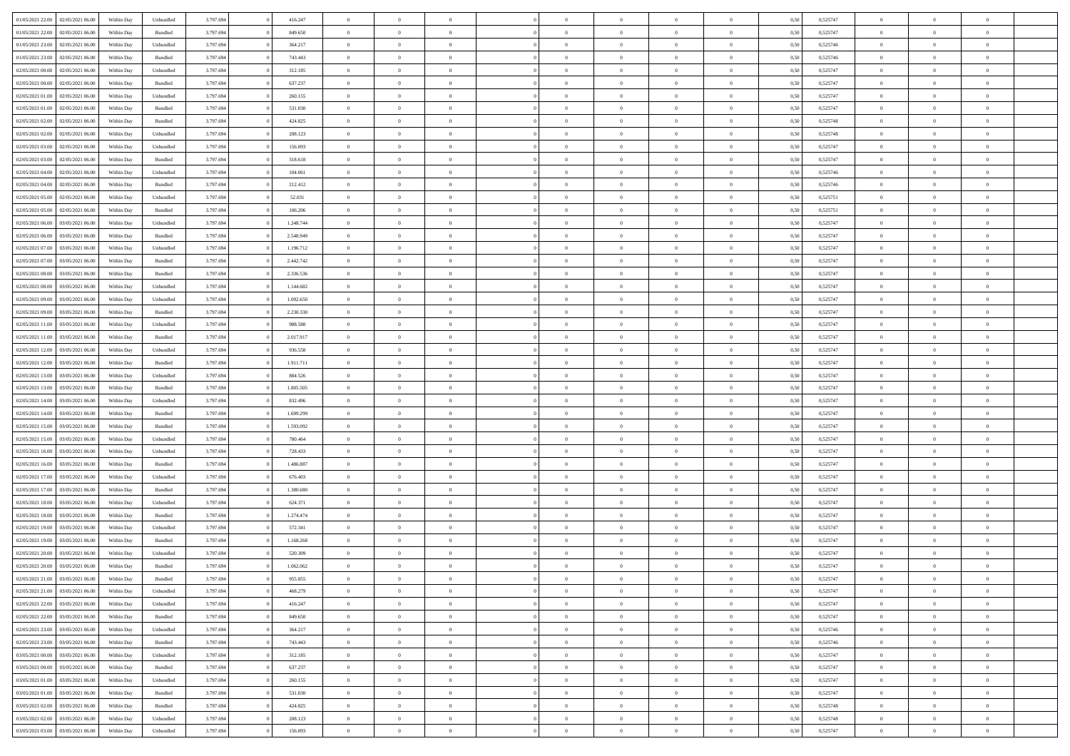| | | | | | | | | | | | | | | | | | | | | |
|---|---|---|---|---|---|---|---|---|---|---|---|---|---|---|---|---|---|---|---|---|
| 01/05/2021 22:00 | 02/05/2021 06:00 | Within Day | Unbundled | 3.797.694 | 0 | 416.247 | 0 | 0 | 0 | 0 | 0 | 0 | 0 | 0 | 0,50 | 0,525747 | 0 | 0 | 0 | |
| 01/05/2021 22:00 | 02/05/2021 06:00 | Within Day | Bundled | 3.797.694 | 0 | 849.650 | 0 | 0 | 0 | 0 | 0 | 0 | 0 | 0 | 0,50 | 0,525747 | 0 | 0 | 0 | |
| 01/05/2021 23:00 | 02/05/2021 06:00 | Within Day | Unbundled | 3.797.694 | 0 | 364.217 | 0 | 0 | 0 | 0 | 0 | 0 | 0 | 0 | 0,50 | 0,525746 | 0 | 0 | 0 | |
| 01/05/2021 23:00 | 02/05/2021 06:00 | Within Day | Bundled | 3.797.694 | 0 | 743.443 | 0 | 0 | 0 | 0 | 0 | 0 | 0 | 0 | 0,50 | 0,525746 | 0 | 0 | 0 | |
| 02/05/2021 00:00 | 02/05/2021 06:00 | Within Day | Unbundled | 3.797.694 | 0 | 312.185 | 0 | 0 | 0 | 0 | 0 | 0 | 0 | 0 | 0,50 | 0,525747 | 0 | 0 | 0 | |
| 02/05/2021 00:00 | 02/05/2021 06:00 | Within Day | Bundled | 3.797.694 | 0 | 637.237 | 0 | 0 | 0 | 0 | 0 | 0 | 0 | 0 | 0,50 | 0,525747 | 0 | 0 | 0 | |
| 02/05/2021 01:00 | 02/05/2021 06:00 | Within Day | Unbundled | 3.797.694 | 0 | 260.155 | 0 | 0 | 0 | 0 | 0 | 0 | 0 | 0 | 0,50 | 0,525747 | 0 | 0 | 0 | |
| 02/05/2021 01:00 | 02/05/2021 06:00 | Within Day | Bundled | 3.797.694 | 0 | 531.030 | 0 | 0 | 0 | 0 | 0 | 0 | 0 | 0 | 0,50 | 0,525747 | 0 | 0 | 0 | |
| 02/05/2021 02:00 | 02/05/2021 06:00 | Within Day | Bundled | 3.797.694 | 0 | 424.825 | 0 | 0 | 0 | 0 | 0 | 0 | 0 | 0 | 0,50 | 0,525748 | 0 | 0 | 0 | |
| 02/05/2021 02:00 | 02/05/2021 06:00 | Within Day | Unbundled | 3.797.694 | 0 | 208.123 | 0 | 0 | 0 | 0 | 0 | 0 | 0 | 0 | 0,50 | 0,525748 | 0 | 0 | 0 | |
| 02/05/2021 03:00 | 02/05/2021 06:00 | Within Day | Unbundled | 3.797.694 | 0 | 156.093 | 0 | 0 | 0 | 0 | 0 | 0 | 0 | 0 | 0,50 | 0,525747 | 0 | 0 | 0 | |
| 02/05/2021 03:00 | 02/05/2021 06:00 | Within Day | Bundled | 3.797.694 | 0 | 318.618 | 0 | 0 | 0 | 0 | 0 | 0 | 0 | 0 | 0,50 | 0,525747 | 0 | 0 | 0 | |
| 02/05/2021 04:00 | 02/05/2021 06:00 | Within Day | Unbundled | 3.797.694 | 0 | 104.061 | 0 | 0 | 0 | 0 | 0 | 0 | 0 | 0 | 0,50 | 0,525746 | 0 | 0 | 0 | |
| 02/05/2021 04:00 | 02/05/2021 06:00 | Within Day | Bundled | 3.797.694 | 0 | 212.412 | 0 | 0 | 0 | 0 | 0 | 0 | 0 | 0 | 0,50 | 0,525746 | 0 | 0 | 0 | |
| 02/05/2021 05:00 | 02/05/2021 06:00 | Within Day | Unbundled | 3.797.694 | 0 | 52.031 | 0 | 0 | 0 | 0 | 0 | 0 | 0 | 0 | 0,50 | 0,525751 | 0 | 0 | 0 | |
| 02/05/2021 05:00 | 02/05/2021 06:00 | Within Day | Bundled | 3.797.694 | 0 | 106.206 | 0 | 0 | 0 | 0 | 0 | 0 | 0 | 0 | 0,50 | 0,525751 | 0 | 0 | 0 | |
| 02/05/2021 06:00 | 03/05/2021 06:00 | Within Day | Unbundled | 3.797.694 | 0 | 1.248.744 | 0 | 0 | 0 | 0 | 0 | 0 | 0 | 0 | 0,50 | 0,525747 | 0 | 0 | 0 | |
| 02/05/2021 06:00 | 03/05/2021 06:00 | Within Day | Bundled | 3.797.694 | 0 | 2.548.949 | 0 | 0 | 0 | 0 | 0 | 0 | 0 | 0 | 0,50 | 0,525747 | 0 | 0 | 0 | |
| 02/05/2021 07:00 | 03/05/2021 06:00 | Within Day | Unbundled | 3.797.694 | 0 | 1.196.712 | 0 | 0 | 0 | 0 | 0 | 0 | 0 | 0 | 0,50 | 0,525747 | 0 | 0 | 0 | |
| 02/05/2021 07:00 | 03/05/2021 06:00 | Within Day | Bundled | 3.797.694 | 0 | 2.442.742 | 0 | 0 | 0 | 0 | 0 | 0 | 0 | 0 | 0,50 | 0,525747 | 0 | 0 | 0 | |
| 02/05/2021 08:00 | 03/05/2021 06:00 | Within Day | Bundled | 3.797.694 | 0 | 2.336.536 | 0 | 0 | 0 | 0 | 0 | 0 | 0 | 0 | 0,50 | 0,525747 | 0 | 0 | 0 | |
| 02/05/2021 08:00 | 03/05/2021 06:00 | Within Day | Unbundled | 3.797.694 | 0 | 1.144.682 | 0 | 0 | 0 | 0 | 0 | 0 | 0 | 0 | 0,50 | 0,525747 | 0 | 0 | 0 | |
| 02/05/2021 09:00 | 03/05/2021 06:00 | Within Day | Unbundled | 3.797.694 | 0 | 1.092.650 | 0 | 0 | 0 | 0 | 0 | 0 | 0 | 0 | 0,50 | 0,525747 | 0 | 0 | 0 | |
| 02/05/2021 09:00 | 03/05/2021 06:00 | Within Day | Bundled | 3.797.694 | 0 | 2.230.330 | 0 | 0 | 0 | 0 | 0 | 0 | 0 | 0 | 0,50 | 0,525747 | 0 | 0 | 0 | |
| 02/05/2021 11:00 | 03/05/2021 06:00 | Within Day | Unbundled | 3.797.694 | 0 | 988.588 | 0 | 0 | 0 | 0 | 0 | 0 | 0 | 0 | 0,50 | 0,525747 | 0 | 0 | 0 | |
| 02/05/2021 11:00 | 03/05/2021 06:00 | Within Day | Bundled | 3.797.694 | 0 | 2.017.917 | 0 | 0 | 0 | 0 | 0 | 0 | 0 | 0 | 0,50 | 0,525747 | 0 | 0 | 0 | |
| 02/05/2021 12:00 | 03/05/2021 06:00 | Within Day | Unbundled | 3.797.694 | 0 | 936.558 | 0 | 0 | 0 | 0 | 0 | 0 | 0 | 0 | 0,50 | 0,525747 | 0 | 0 | 0 | |
| 02/05/2021 12:00 | 03/05/2021 06:00 | Within Day | Bundled | 3.797.694 | 0 | 1.911.711 | 0 | 0 | 0 | 0 | 0 | 0 | 0 | 0 | 0,50 | 0,525747 | 0 | 0 | 0 | |
| 02/05/2021 13:00 | 03/05/2021 06:00 | Within Day | Unbundled | 3.797.694 | 0 | 884.526 | 0 | 0 | 0 | 0 | 0 | 0 | 0 | 0 | 0,50 | 0,525747 | 0 | 0 | 0 | |
| 02/05/2021 13:00 | 03/05/2021 06:00 | Within Day | Bundled | 3.797.694 | 0 | 1.805.505 | 0 | 0 | 0 | 0 | 0 | 0 | 0 | 0 | 0,50 | 0,525747 | 0 | 0 | 0 | |
| 02/05/2021 14:00 | 03/05/2021 06:00 | Within Day | Unbundled | 3.797.694 | 0 | 832.496 | 0 | 0 | 0 | 0 | 0 | 0 | 0 | 0 | 0,50 | 0,525747 | 0 | 0 | 0 | |
| 02/05/2021 14:00 | 03/05/2021 06:00 | Within Day | Bundled | 3.797.694 | 0 | 1.699.299 | 0 | 0 | 0 | 0 | 0 | 0 | 0 | 0 | 0,50 | 0,525747 | 0 | 0 | 0 | |
| 02/05/2021 15:00 | 03/05/2021 06:00 | Within Day | Bundled | 3.797.694 | 0 | 1.593.092 | 0 | 0 | 0 | 0 | 0 | 0 | 0 | 0 | 0,50 | 0,525747 | 0 | 0 | 0 | |
| 02/05/2021 15:00 | 03/05/2021 06:00 | Within Day | Unbundled | 3.797.694 | 0 | 780.464 | 0 | 0 | 0 | 0 | 0 | 0 | 0 | 0 | 0,50 | 0,525747 | 0 | 0 | 0 | |
| 02/05/2021 16:00 | 03/05/2021 06:00 | Within Day | Unbundled | 3.797.694 | 0 | 728.433 | 0 | 0 | 0 | 0 | 0 | 0 | 0 | 0 | 0,50 | 0,525747 | 0 | 0 | 0 | |
| 02/05/2021 16:00 | 03/05/2021 06:00 | Within Day | Bundled | 3.797.694 | 0 | 1.486.887 | 0 | 0 | 0 | 0 | 0 | 0 | 0 | 0 | 0,50 | 0,525747 | 0 | 0 | 0 | |
| 02/05/2021 17:00 | 03/05/2021 06:00 | Within Day | Unbundled | 3.797.694 | 0 | 676.403 | 0 | 0 | 0 | 0 | 0 | 0 | 0 | 0 | 0,50 | 0,525747 | 0 | 0 | 0 | |
| 02/05/2021 17:00 | 03/05/2021 06:00 | Within Day | Bundled | 3.797.694 | 0 | 1.380.680 | 0 | 0 | 0 | 0 | 0 | 0 | 0 | 0 | 0,50 | 0,525747 | 0 | 0 | 0 | |
| 02/05/2021 18:00 | 03/05/2021 06:00 | Within Day | Unbundled | 3.797.694 | 0 | 624.371 | 0 | 0 | 0 | 0 | 0 | 0 | 0 | 0 | 0,50 | 0,525747 | 0 | 0 | 0 | |
| 02/05/2021 18:00 | 03/05/2021 06:00 | Within Day | Bundled | 3.797.694 | 0 | 1.274.474 | 0 | 0 | 0 | 0 | 0 | 0 | 0 | 0 | 0,50 | 0,525747 | 0 | 0 | 0 | |
| 02/05/2021 19:00 | 03/05/2021 06:00 | Within Day | Unbundled | 3.797.694 | 0 | 572.341 | 0 | 0 | 0 | 0 | 0 | 0 | 0 | 0 | 0,50 | 0,525747 | 0 | 0 | 0 | |
| 02/05/2021 19:00 | 03/05/2021 06:00 | Within Day | Bundled | 3.797.694 | 0 | 1.168.268 | 0 | 0 | 0 | 0 | 0 | 0 | 0 | 0 | 0,50 | 0,525747 | 0 | 0 | 0 | |
| 02/05/2021 20:00 | 03/05/2021 06:00 | Within Day | Unbundled | 3.797.694 | 0 | 520.309 | 0 | 0 | 0 | 0 | 0 | 0 | 0 | 0 | 0,50 | 0,525747 | 0 | 0 | 0 | |
| 02/05/2021 20:00 | 03/05/2021 06:00 | Within Day | Bundled | 3.797.694 | 0 | 1.062.062 | 0 | 0 | 0 | 0 | 0 | 0 | 0 | 0 | 0,50 | 0,525747 | 0 | 0 | 0 | |
| 02/05/2021 21:00 | 03/05/2021 06:00 | Within Day | Bundled | 3.797.694 | 0 | 955.855 | 0 | 0 | 0 | 0 | 0 | 0 | 0 | 0 | 0,50 | 0,525747 | 0 | 0 | 0 | |
| 02/05/2021 21:00 | 03/05/2021 06:00 | Within Day | Unbundled | 3.797.694 | 0 | 468.279 | 0 | 0 | 0 | 0 | 0 | 0 | 0 | 0 | 0,50 | 0,525747 | 0 | 0 | 0 | |
| 02/05/2021 22:00 | 03/05/2021 06:00 | Within Day | Unbundled | 3.797.694 | 0 | 416.247 | 0 | 0 | 0 | 0 | 0 | 0 | 0 | 0 | 0,50 | 0,525747 | 0 | 0 | 0 | |
| 02/05/2021 22:00 | 03/05/2021 06:00 | Within Day | Bundled | 3.797.694 | 0 | 849.650 | 0 | 0 | 0 | 0 | 0 | 0 | 0 | 0 | 0,50 | 0,525747 | 0 | 0 | 0 | |
| 02/05/2021 23:00 | 03/05/2021 06:00 | Within Day | Unbundled | 3.797.694 | 0 | 364.217 | 0 | 0 | 0 | 0 | 0 | 0 | 0 | 0 | 0,50 | 0,525746 | 0 | 0 | 0 | |
| 02/05/2021 23:00 | 03/05/2021 06:00 | Within Day | Bundled | 3.797.694 | 0 | 743.443 | 0 | 0 | 0 | 0 | 0 | 0 | 0 | 0 | 0,50 | 0,525746 | 0 | 0 | 0 | |
| 03/05/2021 00:00 | 03/05/2021 06:00 | Within Day | Unbundled | 3.797.694 | 0 | 312.185 | 0 | 0 | 0 | 0 | 0 | 0 | 0 | 0 | 0,50 | 0,525747 | 0 | 0 | 0 | |
| 03/05/2021 00:00 | 03/05/2021 06:00 | Within Day | Bundled | 3.797.694 | 0 | 637.237 | 0 | 0 | 0 | 0 | 0 | 0 | 0 | 0 | 0,50 | 0,525747 | 0 | 0 | 0 | |
| 03/05/2021 01:00 | 03/05/2021 06:00 | Within Day | Unbundled | 3.797.694 | 0 | 260.155 | 0 | 0 | 0 | 0 | 0 | 0 | 0 | 0 | 0,50 | 0,525747 | 0 | 0 | 0 | |
| 03/05/2021 01:00 | 03/05/2021 06:00 | Within Day | Bundled | 3.797.694 | 0 | 531.030 | 0 | 0 | 0 | 0 | 0 | 0 | 0 | 0 | 0,50 | 0,525747 | 0 | 0 | 0 | |
| 03/05/2021 02:00 | 03/05/2021 06:00 | Within Day | Bundled | 3.797.694 | 0 | 424.825 | 0 | 0 | 0 | 0 | 0 | 0 | 0 | 0 | 0,50 | 0,525748 | 0 | 0 | 0 | |
| 03/05/2021 02:00 | 03/05/2021 06:00 | Within Day | Unbundled | 3.797.694 | 0 | 208.123 | 0 | 0 | 0 | 0 | 0 | 0 | 0 | 0 | 0,50 | 0,525748 | 0 | 0 | 0 | |
| 03/05/2021 03:00 | 03/05/2021 06:00 | Within Day | Unbundled | 3.797.694 | 0 | 156.093 | 0 | 0 | 0 | 0 | 0 | 0 | 0 | 0 | 0,50 | 0,525747 | 0 | 0 | 0 | |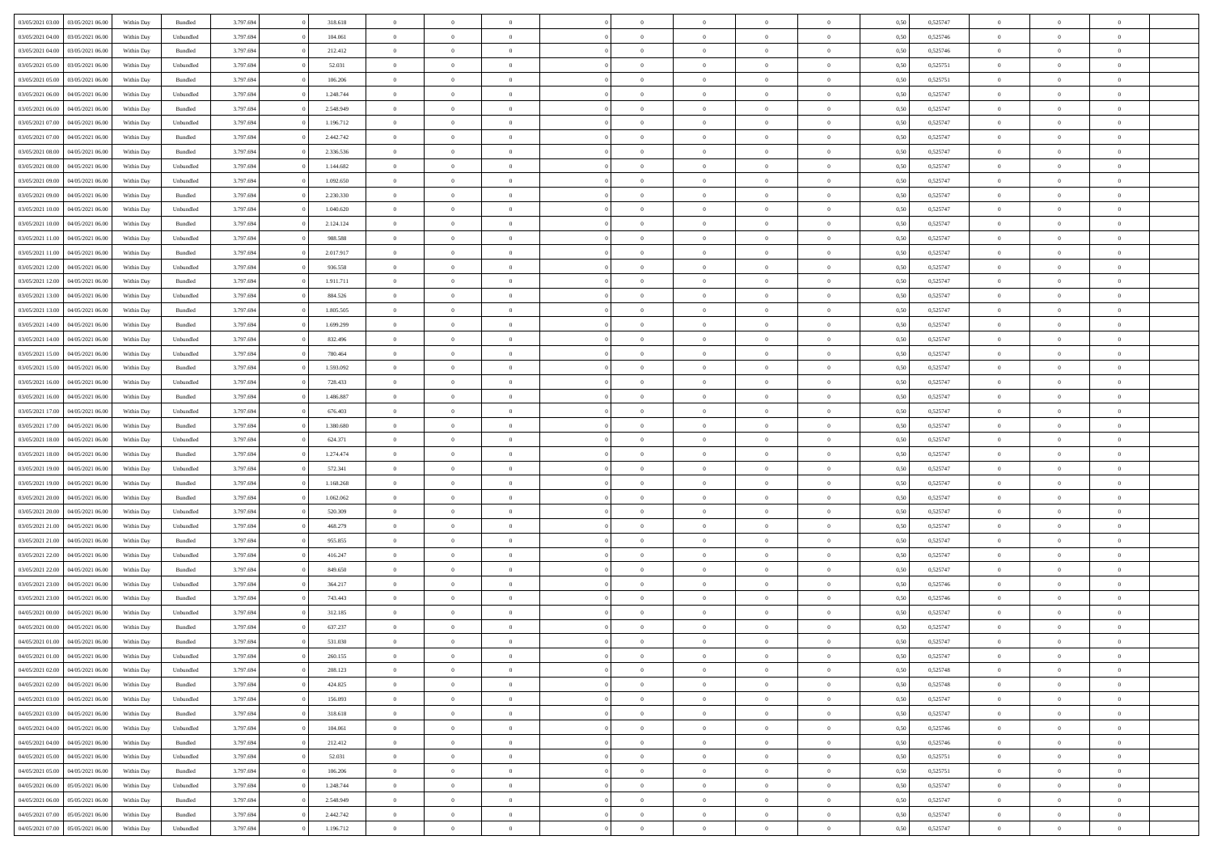| | | | | | | | | | | | | | | | | | | | | |
|---|---|---|---|---|---|---|---|---|---|---|---|---|---|---|---|---|---|---|---|---|
| 03/05/2021 03:00 | 03/05/2021 06:00 | Within Day | Bundled | 3.797.694 | 0 | 318.618 | 0 | 0 | 0 | | 0 | 0 | 0 | 0 | 0,50 | 0,525747 | 0 | 0 | 0 | |
| 03/05/2021 04:00 | 03/05/2021 06:00 | Within Day | Unbundled | 3.797.694 | 0 | 104.061 | 0 | 0 | 0 | | 0 | 0 | 0 | 0 | 0,50 | 0,525746 | 0 | 0 | 0 | |
| 03/05/2021 04:00 | 03/05/2021 06:00 | Within Day | Bundled | 3.797.694 | 0 | 212.412 | 0 | 0 | 0 | | 0 | 0 | 0 | 0 | 0,50 | 0,525746 | 0 | 0 | 0 | |
| 03/05/2021 05:00 | 03/05/2021 06:00 | Within Day | Unbundled | 3.797.694 | 0 | 52.031 | 0 | 0 | 0 | | 0 | 0 | 0 | 0 | 0,50 | 0,525751 | 0 | 0 | 0 | |
| 03/05/2021 05:00 | 03/05/2021 06:00 | Within Day | Bundled | 3.797.694 | 0 | 106.206 | 0 | 0 | 0 | | 0 | 0 | 0 | 0 | 0,50 | 0,525751 | 0 | 0 | 0 | |
| 03/05/2021 06:00 | 04/05/2021 06:00 | Within Day | Unbundled | 3.797.694 | 0 | 1.248.744 | 0 | 0 | 0 | | 0 | 0 | 0 | 0 | 0,50 | 0,525747 | 0 | 0 | 0 | |
| 03/05/2021 06:00 | 04/05/2021 06:00 | Within Day | Bundled | 3.797.694 | 0 | 2.548.949 | 0 | 0 | 0 | | 0 | 0 | 0 | 0 | 0,50 | 0,525747 | 0 | 0 | 0 | |
| 03/05/2021 07:00 | 04/05/2021 06:00 | Within Day | Unbundled | 3.797.694 | 0 | 1.196.712 | 0 | 0 | 0 | | 0 | 0 | 0 | 0 | 0,50 | 0,525747 | 0 | 0 | 0 | |
| 03/05/2021 07:00 | 04/05/2021 06:00 | Within Day | Bundled | 3.797.694 | 0 | 2.442.742 | 0 | 0 | 0 | | 0 | 0 | 0 | 0 | 0,50 | 0,525747 | 0 | 0 | 0 | |
| 03/05/2021 08:00 | 04/05/2021 06:00 | Within Day | Bundled | 3.797.694 | 0 | 2.336.536 | 0 | 0 | 0 | | 0 | 0 | 0 | 0 | 0,50 | 0,525747 | 0 | 0 | 0 | |
| 03/05/2021 08:00 | 04/05/2021 06:00 | Within Day | Unbundled | 3.797.694 | 0 | 1.144.682 | 0 | 0 | 0 | | 0 | 0 | 0 | 0 | 0,50 | 0,525747 | 0 | 0 | 0 | |
| 03/05/2021 09:00 | 04/05/2021 06:00 | Within Day | Unbundled | 3.797.694 | 0 | 1.092.650 | 0 | 0 | 0 | | 0 | 0 | 0 | 0 | 0,50 | 0,525747 | 0 | 0 | 0 | |
| 03/05/2021 09:00 | 04/05/2021 06:00 | Within Day | Bundled | 3.797.694 | 0 | 2.230.330 | 0 | 0 | 0 | | 0 | 0 | 0 | 0 | 0,50 | 0,525747 | 0 | 0 | 0 | |
| 03/05/2021 10:00 | 04/05/2021 06:00 | Within Day | Unbundled | 3.797.694 | 0 | 1.040.620 | 0 | 0 | 0 | | 0 | 0 | 0 | 0 | 0,50 | 0,525747 | 0 | 0 | 0 | |
| 03/05/2021 10:00 | 04/05/2021 06:00 | Within Day | Bundled | 3.797.694 | 0 | 2.124.124 | 0 | 0 | 0 | | 0 | 0 | 0 | 0 | 0,50 | 0,525747 | 0 | 0 | 0 | |
| 03/05/2021 11:00 | 04/05/2021 06:00 | Within Day | Unbundled | 3.797.694 | 0 | 988.588 | 0 | 0 | 0 | | 0 | 0 | 0 | 0 | 0,50 | 0,525747 | 0 | 0 | 0 | |
| 03/05/2021 11:00 | 04/05/2021 06:00 | Within Day | Bundled | 3.797.694 | 0 | 2.017.917 | 0 | 0 | 0 | | 0 | 0 | 0 | 0 | 0,50 | 0,525747 | 0 | 0 | 0 | |
| 03/05/2021 12:00 | 04/05/2021 06:00 | Within Day | Unbundled | 3.797.694 | 0 | 936.558 | 0 | 0 | 0 | | 0 | 0 | 0 | 0 | 0,50 | 0,525747 | 0 | 0 | 0 | |
| 03/05/2021 12:00 | 04/05/2021 06:00 | Within Day | Bundled | 3.797.694 | 0 | 1.911.711 | 0 | 0 | 0 | | 0 | 0 | 0 | 0 | 0,50 | 0,525747 | 0 | 0 | 0 | |
| 03/05/2021 13:00 | 04/05/2021 06:00 | Within Day | Unbundled | 3.797.694 | 0 | 884.526 | 0 | 0 | 0 | | 0 | 0 | 0 | 0 | 0,50 | 0,525747 | 0 | 0 | 0 | |
| 03/05/2021 13:00 | 04/05/2021 06:00 | Within Day | Bundled | 3.797.694 | 0 | 1.805.505 | 0 | 0 | 0 | | 0 | 0 | 0 | 0 | 0,50 | 0,525747 | 0 | 0 | 0 | |
| 03/05/2021 14:00 | 04/05/2021 06:00 | Within Day | Bundled | 3.797.694 | 0 | 1.699.299 | 0 | 0 | 0 | | 0 | 0 | 0 | 0 | 0,50 | 0,525747 | 0 | 0 | 0 | |
| 03/05/2021 14:00 | 04/05/2021 06:00 | Within Day | Unbundled | 3.797.694 | 0 | 832.496 | 0 | 0 | 0 | | 0 | 0 | 0 | 0 | 0,50 | 0,525747 | 0 | 0 | 0 | |
| 03/05/2021 15:00 | 04/05/2021 06:00 | Within Day | Unbundled | 3.797.694 | 0 | 780.464 | 0 | 0 | 0 | | 0 | 0 | 0 | 0 | 0,50 | 0,525747 | 0 | 0 | 0 | |
| 03/05/2021 15:00 | 04/05/2021 06:00 | Within Day | Bundled | 3.797.694 | 0 | 1.593.092 | 0 | 0 | 0 | | 0 | 0 | 0 | 0 | 0,50 | 0,525747 | 0 | 0 | 0 | |
| 03/05/2021 16:00 | 04/05/2021 06:00 | Within Day | Unbundled | 3.797.694 | 0 | 728.433 | 0 | 0 | 0 | | 0 | 0 | 0 | 0 | 0,50 | 0,525747 | 0 | 0 | 0 | |
| 03/05/2021 16:00 | 04/05/2021 06:00 | Within Day | Bundled | 3.797.694 | 0 | 1.486.887 | 0 | 0 | 0 | | 0 | 0 | 0 | 0 | 0,50 | 0,525747 | 0 | 0 | 0 | |
| 03/05/2021 17:00 | 04/05/2021 06:00 | Within Day | Unbundled | 3.797.694 | 0 | 676.403 | 0 | 0 | 0 | | 0 | 0 | 0 | 0 | 0,50 | 0,525747 | 0 | 0 | 0 | |
| 03/05/2021 17:00 | 04/05/2021 06:00 | Within Day | Bundled | 3.797.694 | 0 | 1.380.680 | 0 | 0 | 0 | | 0 | 0 | 0 | 0 | 0,50 | 0,525747 | 0 | 0 | 0 | |
| 03/05/2021 18:00 | 04/05/2021 06:00 | Within Day | Unbundled | 3.797.694 | 0 | 624.371 | 0 | 0 | 0 | | 0 | 0 | 0 | 0 | 0,50 | 0,525747 | 0 | 0 | 0 | |
| 03/05/2021 18:00 | 04/05/2021 06:00 | Within Day | Bundled | 3.797.694 | 0 | 1.274.474 | 0 | 0 | 0 | | 0 | 0 | 0 | 0 | 0,50 | 0,525747 | 0 | 0 | 0 | |
| 03/05/2021 19:00 | 04/05/2021 06:00 | Within Day | Unbundled | 3.797.694 | 0 | 572.341 | 0 | 0 | 0 | | 0 | 0 | 0 | 0 | 0,50 | 0,525747 | 0 | 0 | 0 | |
| 03/05/2021 19:00 | 04/05/2021 06:00 | Within Day | Bundled | 3.797.694 | 0 | 1.168.268 | 0 | 0 | 0 | | 0 | 0 | 0 | 0 | 0,50 | 0,525747 | 0 | 0 | 0 | |
| 03/05/2021 20:00 | 04/05/2021 06:00 | Within Day | Bundled | 3.797.694 | 0 | 1.062.062 | 0 | 0 | 0 | | 0 | 0 | 0 | 0 | 0,50 | 0,525747 | 0 | 0 | 0 | |
| 03/05/2021 20:00 | 04/05/2021 06:00 | Within Day | Unbundled | 3.797.694 | 0 | 520.309 | 0 | 0 | 0 | | 0 | 0 | 0 | 0 | 0,50 | 0,525747 | 0 | 0 | 0 | |
| 03/05/2021 21:00 | 04/05/2021 06:00 | Within Day | Unbundled | 3.797.694 | 0 | 468.279 | 0 | 0 | 0 | | 0 | 0 | 0 | 0 | 0,50 | 0,525747 | 0 | 0 | 0 | |
| 03/05/2021 21:00 | 04/05/2021 06:00 | Within Day | Bundled | 3.797.694 | 0 | 955.855 | 0 | 0 | 0 | | 0 | 0 | 0 | 0 | 0,50 | 0,525747 | 0 | 0 | 0 | |
| 03/05/2021 22:00 | 04/05/2021 06:00 | Within Day | Unbundled | 3.797.694 | 0 | 416.247 | 0 | 0 | 0 | | 0 | 0 | 0 | 0 | 0,50 | 0,525747 | 0 | 0 | 0 | |
| 03/05/2021 22:00 | 04/05/2021 06:00 | Within Day | Bundled | 3.797.694 | 0 | 849.650 | 0 | 0 | 0 | | 0 | 0 | 0 | 0 | 0,50 | 0,525747 | 0 | 0 | 0 | |
| 03/05/2021 23:00 | 04/05/2021 06:00 | Within Day | Unbundled | 3.797.694 | 0 | 364.217 | 0 | 0 | 0 | | 0 | 0 | 0 | 0 | 0,50 | 0,525746 | 0 | 0 | 0 | |
| 03/05/2021 23:00 | 04/05/2021 06:00 | Within Day | Bundled | 3.797.694 | 0 | 743.443 | 0 | 0 | 0 | | 0 | 0 | 0 | 0 | 0,50 | 0,525746 | 0 | 0 | 0 | |
| 04/05/2021 00:00 | 04/05/2021 06:00 | Within Day | Unbundled | 3.797.694 | 0 | 312.185 | 0 | 0 | 0 | | 0 | 0 | 0 | 0 | 0,50 | 0,525747 | 0 | 0 | 0 | |
| 04/05/2021 00:00 | 04/05/2021 06:00 | Within Day | Bundled | 3.797.694 | 0 | 637.237 | 0 | 0 | 0 | | 0 | 0 | 0 | 0 | 0,50 | 0,525747 | 0 | 0 | 0 | |
| 04/05/2021 01:00 | 04/05/2021 06:00 | Within Day | Bundled | 3.797.694 | 0 | 531.030 | 0 | 0 | 0 | | 0 | 0 | 0 | 0 | 0,50 | 0,525747 | 0 | 0 | 0 | |
| 04/05/2021 01:00 | 04/05/2021 06:00 | Within Day | Unbundled | 3.797.694 | 0 | 260.155 | 0 | 0 | 0 | | 0 | 0 | 0 | 0 | 0,50 | 0,525747 | 0 | 0 | 0 | |
| 04/05/2021 02:00 | 04/05/2021 06:00 | Within Day | Unbundled | 3.797.694 | 0 | 208.123 | 0 | 0 | 0 | | 0 | 0 | 0 | 0 | 0,50 | 0,525748 | 0 | 0 | 0 | |
| 04/05/2021 02:00 | 04/05/2021 06:00 | Within Day | Bundled | 3.797.694 | 0 | 424.825 | 0 | 0 | 0 | | 0 | 0 | 0 | 0 | 0,50 | 0,525748 | 0 | 0 | 0 | |
| 04/05/2021 03:00 | 04/05/2021 06:00 | Within Day | Unbundled | 3.797.694 | 0 | 156.093 | 0 | 0 | 0 | | 0 | 0 | 0 | 0 | 0,50 | 0,525747 | 0 | 0 | 0 | |
| 04/05/2021 03:00 | 04/05/2021 06:00 | Within Day | Bundled | 3.797.694 | 0 | 318.618 | 0 | 0 | 0 | | 0 | 0 | 0 | 0 | 0,50 | 0,525747 | 0 | 0 | 0 | |
| 04/05/2021 04:00 | 04/05/2021 06:00 | Within Day | Unbundled | 3.797.694 | 0 | 104.061 | 0 | 0 | 0 | | 0 | 0 | 0 | 0 | 0,50 | 0,525746 | 0 | 0 | 0 | |
| 04/05/2021 04:00 | 04/05/2021 06:00 | Within Day | Bundled | 3.797.694 | 0 | 212.412 | 0 | 0 | 0 | | 0 | 0 | 0 | 0 | 0,50 | 0,525746 | 0 | 0 | 0 | |
| 04/05/2021 05:00 | 04/05/2021 06:00 | Within Day | Unbundled | 3.797.694 | 0 | 52.031 | 0 | 0 | 0 | | 0 | 0 | 0 | 0 | 0,50 | 0,525751 | 0 | 0 | 0 | |
| 04/05/2021 05:00 | 04/05/2021 06:00 | Within Day | Bundled | 3.797.694 | 0 | 106.206 | 0 | 0 | 0 | | 0 | 0 | 0 | 0 | 0,50 | 0,525751 | 0 | 0 | 0 | |
| 04/05/2021 06:00 | 05/05/2021 06:00 | Within Day | Unbundled | 3.797.694 | 0 | 1.248.744 | 0 | 0 | 0 | | 0 | 0 | 0 | 0 | 0,50 | 0,525747 | 0 | 0 | 0 | |
| 04/05/2021 06:00 | 05/05/2021 06:00 | Within Day | Bundled | 3.797.694 | 0 | 2.548.949 | 0 | 0 | 0 | | 0 | 0 | 0 | 0 | 0,50 | 0,525747 | 0 | 0 | 0 | |
| 04/05/2021 07:00 | 05/05/2021 06:00 | Within Day | Bundled | 3.797.694 | 0 | 2.442.742 | 0 | 0 | 0 | | 0 | 0 | 0 | 0 | 0,50 | 0,525747 | 0 | 0 | 0 | |
| 04/05/2021 07:00 | 05/05/2021 06:00 | Within Day | Unbundled | 3.797.694 | 0 | 1.196.712 | 0 | 0 | 0 | | 0 | 0 | 0 | 0 | 0,50 | 0,525747 | 0 | 0 | 0 | |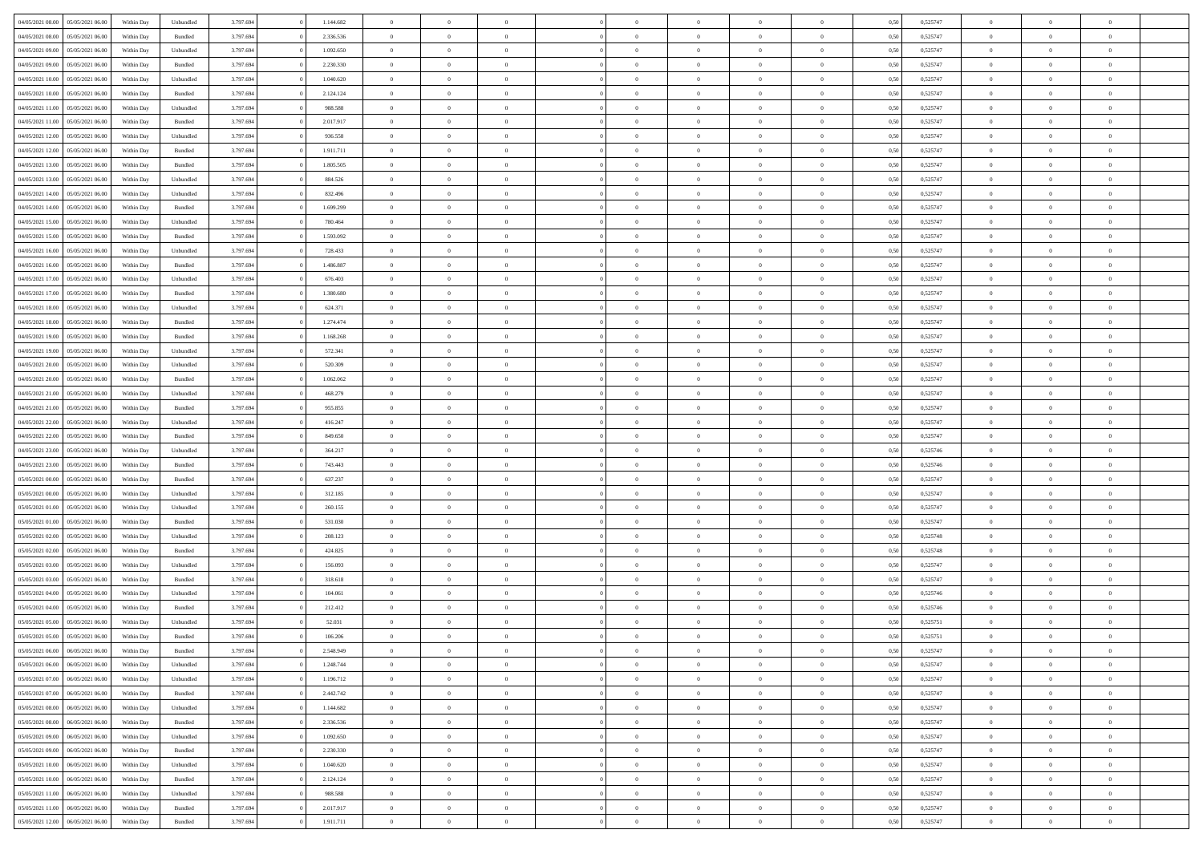| | | | | | | | | | | | | | | | | | | | | | |
|---|---|---|---|---|---|---|---|---|---|---|---|---|---|---|---|---|---|---|---|---|---|
| 04/05/2021 08:00 | 05/05/2021 06:00 | Within Day | Unbundled | 3.797.694 | 0 | 1.144.682 | 0 | 0 | 0 | | 0 | 0 | 0 | 0 | 0,50 | 0,525747 | 0 | 0 | 0 | |
| 04/05/2021 08:00 | 05/05/2021 06:00 | Within Day | Bundled | 3.797.694 | 0 | 2.336.536 | 0 | 0 | 0 | | 0 | 0 | 0 | 0 | 0,50 | 0,525747 | 0 | 0 | 0 | |
| 04/05/2021 09:00 | 05/05/2021 06:00 | Within Day | Unbundled | 3.797.694 | 0 | 1.092.650 | 0 | 0 | 0 | | 0 | 0 | 0 | 0 | 0,50 | 0,525747 | 0 | 0 | 0 | |
| 04/05/2021 09:00 | 05/05/2021 06:00 | Within Day | Bundled | 3.797.694 | 0 | 2.230.330 | 0 | 0 | 0 | | 0 | 0 | 0 | 0 | 0,50 | 0,525747 | 0 | 0 | 0 | |
| 04/05/2021 10:00 | 05/05/2021 06:00 | Within Day | Unbundled | 3.797.694 | 0 | 1.040.620 | 0 | 0 | 0 | | 0 | 0 | 0 | 0 | 0,50 | 0,525747 | 0 | 0 | 0 | |
| 04/05/2021 10:00 | 05/05/2021 06:00 | Within Day | Bundled | 3.797.694 | 0 | 2.124.124 | 0 | 0 | 0 | | 0 | 0 | 0 | 0 | 0,50 | 0,525747 | 0 | 0 | 0 | |
| 04/05/2021 11:00 | 05/05/2021 06:00 | Within Day | Unbundled | 3.797.694 | 0 | 988.588 | 0 | 0 | 0 | | 0 | 0 | 0 | 0 | 0,50 | 0,525747 | 0 | 0 | 0 | |
| 04/05/2021 11:00 | 05/05/2021 06:00 | Within Day | Bundled | 3.797.694 | 0 | 2.017.917 | 0 | 0 | 0 | | 0 | 0 | 0 | 0 | 0,50 | 0,525747 | 0 | 0 | 0 | |
| 04/05/2021 12:00 | 05/05/2021 06:00 | Within Day | Unbundled | 3.797.694 | 0 | 936.558 | 0 | 0 | 0 | | 0 | 0 | 0 | 0 | 0,50 | 0,525747 | 0 | 0 | 0 | |
| 04/05/2021 12:00 | 05/05/2021 06:00 | Within Day | Bundled | 3.797.694 | 0 | 1.911.711 | 0 | 0 | 0 | | 0 | 0 | 0 | 0 | 0,50 | 0,525747 | 0 | 0 | 0 | |
| 04/05/2021 13:00 | 05/05/2021 06:00 | Within Day | Bundled | 3.797.694 | 0 | 1.805.505 | 0 | 0 | 0 | | 0 | 0 | 0 | 0 | 0,50 | 0,525747 | 0 | 0 | 0 | |
| 04/05/2021 13:00 | 05/05/2021 06:00 | Within Day | Unbundled | 3.797.694 | 0 | 884.526 | 0 | 0 | 0 | | 0 | 0 | 0 | 0 | 0,50 | 0,525747 | 0 | 0 | 0 | |
| 04/05/2021 14:00 | 05/05/2021 06:00 | Within Day | Unbundled | 3.797.694 | 0 | 832.496 | 0 | 0 | 0 | | 0 | 0 | 0 | 0 | 0,50 | 0,525747 | 0 | 0 | 0 | |
| 04/05/2021 14:00 | 05/05/2021 06:00 | Within Day | Bundled | 3.797.694 | 0 | 1.699.299 | 0 | 0 | 0 | | 0 | 0 | 0 | 0 | 0,50 | 0,525747 | 0 | 0 | 0 | |
| 04/05/2021 15:00 | 05/05/2021 06:00 | Within Day | Unbundled | 3.797.694 | 0 | 780.464 | 0 | 0 | 0 | | 0 | 0 | 0 | 0 | 0,50 | 0,525747 | 0 | 0 | 0 | |
| 04/05/2021 15:00 | 05/05/2021 06:00 | Within Day | Bundled | 3.797.694 | 0 | 1.593.092 | 0 | 0 | 0 | | 0 | 0 | 0 | 0 | 0,50 | 0,525747 | 0 | 0 | 0 | |
| 04/05/2021 16:00 | 05/05/2021 06:00 | Within Day | Unbundled | 3.797.694 | 0 | 728.433 | 0 | 0 | 0 | | 0 | 0 | 0 | 0 | 0,50 | 0,525747 | 0 | 0 | 0 | |
| 04/05/2021 16:00 | 05/05/2021 06:00 | Within Day | Bundled | 3.797.694 | 0 | 1.486.887 | 0 | 0 | 0 | | 0 | 0 | 0 | 0 | 0,50 | 0,525747 | 0 | 0 | 0 | |
| 04/05/2021 17:00 | 05/05/2021 06:00 | Within Day | Unbundled | 3.797.694 | 0 | 676.403 | 0 | 0 | 0 | | 0 | 0 | 0 | 0 | 0,50 | 0,525747 | 0 | 0 | 0 | |
| 04/05/2021 17:00 | 05/05/2021 06:00 | Within Day | Bundled | 3.797.694 | 0 | 1.380.680 | 0 | 0 | 0 | | 0 | 0 | 0 | 0 | 0,50 | 0,525747 | 0 | 0 | 0 | |
| 04/05/2021 18:00 | 05/05/2021 06:00 | Within Day | Unbundled | 3.797.694 | 0 | 624.371 | 0 | 0 | 0 | | 0 | 0 | 0 | 0 | 0,50 | 0,525747 | 0 | 0 | 0 | |
| 04/05/2021 18:00 | 05/05/2021 06:00 | Within Day | Bundled | 3.797.694 | 0 | 1.274.474 | 0 | 0 | 0 | | 0 | 0 | 0 | 0 | 0,50 | 0,525747 | 0 | 0 | 0 | |
| 04/05/2021 19:00 | 05/05/2021 06:00 | Within Day | Bundled | 3.797.694 | 0 | 1.168.268 | 0 | 0 | 0 | | 0 | 0 | 0 | 0 | 0,50 | 0,525747 | 0 | 0 | 0 | |
| 04/05/2021 19:00 | 05/05/2021 06:00 | Within Day | Unbundled | 3.797.694 | 0 | 572.341 | 0 | 0 | 0 | | 0 | 0 | 0 | 0 | 0,50 | 0,525747 | 0 | 0 | 0 | |
| 04/05/2021 20:00 | 05/05/2021 06:00 | Within Day | Unbundled | 3.797.694 | 0 | 520.309 | 0 | 0 | 0 | | 0 | 0 | 0 | 0 | 0,50 | 0,525747 | 0 | 0 | 0 | |
| 04/05/2021 20:00 | 05/05/2021 06:00 | Within Day | Bundled | 3.797.694 | 0 | 1.062.062 | 0 | 0 | 0 | | 0 | 0 | 0 | 0 | 0,50 | 0,525747 | 0 | 0 | 0 | |
| 04/05/2021 21:00 | 05/05/2021 06:00 | Within Day | Unbundled | 3.797.694 | 0 | 468.279 | 0 | 0 | 0 | | 0 | 0 | 0 | 0 | 0,50 | 0,525747 | 0 | 0 | 0 | |
| 04/05/2021 21:00 | 05/05/2021 06:00 | Within Day | Bundled | 3.797.694 | 0 | 955.855 | 0 | 0 | 0 | | 0 | 0 | 0 | 0 | 0,50 | 0,525747 | 0 | 0 | 0 | |
| 04/05/2021 22:00 | 05/05/2021 06:00 | Within Day | Unbundled | 3.797.694 | 0 | 416.247 | 0 | 0 | 0 | | 0 | 0 | 0 | 0 | 0,50 | 0,525747 | 0 | 0 | 0 | |
| 04/05/2021 22:00 | 05/05/2021 06:00 | Within Day | Bundled | 3.797.694 | 0 | 849.650 | 0 | 0 | 0 | | 0 | 0 | 0 | 0 | 0,50 | 0,525747 | 0 | 0 | 0 | |
| 04/05/2021 23:00 | 05/05/2021 06:00 | Within Day | Unbundled | 3.797.694 | 0 | 364.217 | 0 | 0 | 0 | | 0 | 0 | 0 | 0 | 0,50 | 0,525746 | 0 | 0 | 0 | |
| 04/05/2021 23:00 | 05/05/2021 06:00 | Within Day | Bundled | 3.797.694 | 0 | 743.443 | 0 | 0 | 0 | | 0 | 0 | 0 | 0 | 0,50 | 0,525746 | 0 | 0 | 0 | |
| 05/05/2021 00:00 | 05/05/2021 06:00 | Within Day | Bundled | 3.797.694 | 0 | 637.237 | 0 | 0 | 0 | | 0 | 0 | 0 | 0 | 0,50 | 0,525747 | 0 | 0 | 0 | |
| 05/05/2021 00:00 | 05/05/2021 06:00 | Within Day | Unbundled | 3.797.694 | 0 | 312.185 | 0 | 0 | 0 | | 0 | 0 | 0 | 0 | 0,50 | 0,525747 | 0 | 0 | 0 | |
| 05/05/2021 01:00 | 05/05/2021 06:00 | Within Day | Unbundled | 3.797.694 | 0 | 260.155 | 0 | 0 | 0 | | 0 | 0 | 0 | 0 | 0,50 | 0,525747 | 0 | 0 | 0 | |
| 05/05/2021 01:00 | 05/05/2021 06:00 | Within Day | Bundled | 3.797.694 | 0 | 531.030 | 0 | 0 | 0 | | 0 | 0 | 0 | 0 | 0,50 | 0,525747 | 0 | 0 | 0 | |
| 05/05/2021 02:00 | 05/05/2021 06:00 | Within Day | Unbundled | 3.797.694 | 0 | 208.123 | 0 | 0 | 0 | | 0 | 0 | 0 | 0 | 0,50 | 0,525748 | 0 | 0 | 0 | |
| 05/05/2021 02:00 | 05/05/2021 06:00 | Within Day | Bundled | 3.797.694 | 0 | 424.825 | 0 | 0 | 0 | | 0 | 0 | 0 | 0 | 0,50 | 0,525748 | 0 | 0 | 0 | |
| 05/05/2021 03:00 | 05/05/2021 06:00 | Within Day | Unbundled | 3.797.694 | 0 | 156.093 | 0 | 0 | 0 | | 0 | 0 | 0 | 0 | 0,50 | 0,525747 | 0 | 0 | 0 | |
| 05/05/2021 03:00 | 05/05/2021 06:00 | Within Day | Bundled | 3.797.694 | 0 | 318.618 | 0 | 0 | 0 | | 0 | 0 | 0 | 0 | 0,50 | 0,525747 | 0 | 0 | 0 | |
| 05/05/2021 04:00 | 05/05/2021 06:00 | Within Day | Unbundled | 3.797.694 | 0 | 104.061 | 0 | 0 | 0 | | 0 | 0 | 0 | 0 | 0,50 | 0,525746 | 0 | 0 | 0 | |
| 05/05/2021 04:00 | 05/05/2021 06:00 | Within Day | Bundled | 3.797.694 | 0 | 212.412 | 0 | 0 | 0 | | 0 | 0 | 0 | 0 | 0,50 | 0,525746 | 0 | 0 | 0 | |
| 05/05/2021 05:00 | 05/05/2021 06:00 | Within Day | Unbundled | 3.797.694 | 0 | 52.031 | 0 | 0 | 0 | | 0 | 0 | 0 | 0 | 0,50 | 0,525751 | 0 | 0 | 0 | |
| 05/05/2021 05:00 | 05/05/2021 06:00 | Within Day | Bundled | 3.797.694 | 0 | 106.206 | 0 | 0 | 0 | | 0 | 0 | 0 | 0 | 0,50 | 0,525751 | 0 | 0 | 0 | |
| 05/05/2021 06:00 | 06/05/2021 06:00 | Within Day | Bundled | 3.797.694 | 0 | 2.548.949 | 0 | 0 | 0 | | 0 | 0 | 0 | 0 | 0,50 | 0,525747 | 0 | 0 | 0 | |
| 05/05/2021 06:00 | 06/05/2021 06:00 | Within Day | Unbundled | 3.797.694 | 0 | 1.248.744 | 0 | 0 | 0 | | 0 | 0 | 0 | 0 | 0,50 | 0,525747 | 0 | 0 | 0 | |
| 05/05/2021 07:00 | 06/05/2021 06:00 | Within Day | Unbundled | 3.797.694 | 0 | 1.196.712 | 0 | 0 | 0 | | 0 | 0 | 0 | 0 | 0,50 | 0,525747 | 0 | 0 | 0 | |
| 05/05/2021 07:00 | 06/05/2021 06:00 | Within Day | Bundled | 3.797.694 | 0 | 2.442.742 | 0 | 0 | 0 | | 0 | 0 | 0 | 0 | 0,50 | 0,525747 | 0 | 0 | 0 | |
| 05/05/2021 08:00 | 06/05/2021 06:00 | Within Day | Unbundled | 3.797.694 | 0 | 1.144.682 | 0 | 0 | 0 | | 0 | 0 | 0 | 0 | 0,50 | 0,525747 | 0 | 0 | 0 | |
| 05/05/2021 08:00 | 06/05/2021 06:00 | Within Day | Bundled | 3.797.694 | 0 | 2.336.536 | 0 | 0 | 0 | | 0 | 0 | 0 | 0 | 0,50 | 0,525747 | 0 | 0 | 0 | |
| 05/05/2021 09:00 | 06/05/2021 06:00 | Within Day | Unbundled | 3.797.694 | 0 | 1.092.650 | 0 | 0 | 0 | | 0 | 0 | 0 | 0 | 0,50 | 0,525747 | 0 | 0 | 0 | |
| 05/05/2021 09:00 | 06/05/2021 06:00 | Within Day | Bundled | 3.797.694 | 0 | 2.230.330 | 0 | 0 | 0 | | 0 | 0 | 0 | 0 | 0,50 | 0,525747 | 0 | 0 | 0 | |
| 05/05/2021 10:00 | 06/05/2021 06:00 | Within Day | Unbundled | 3.797.694 | 0 | 1.040.620 | 0 | 0 | 0 | | 0 | 0 | 0 | 0 | 0,50 | 0,525747 | 0 | 0 | 0 | |
| 05/05/2021 10:00 | 06/05/2021 06:00 | Within Day | Bundled | 3.797.694 | 0 | 2.124.124 | 0 | 0 | 0 | | 0 | 0 | 0 | 0 | 0,50 | 0,525747 | 0 | 0 | 0 | |
| 05/05/2021 11:00 | 06/05/2021 06:00 | Within Day | Unbundled | 3.797.694 | 0 | 988.588 | 0 | 0 | 0 | | 0 | 0 | 0 | 0 | 0,50 | 0,525747 | 0 | 0 | 0 | |
| 05/05/2021 11:00 | 06/05/2021 06:00 | Within Day | Bundled | 3.797.694 | 0 | 2.017.917 | 0 | 0 | 0 | | 0 | 0 | 0 | 0 | 0,50 | 0,525747 | 0 | 0 | 0 | |
| 05/05/2021 12:00 | 06/05/2021 06:00 | Within Day | Bundled | 3.797.694 | 0 | 1.911.711 | 0 | 0 | 0 | | 0 | 0 | 0 | 0 | 0,50 | 0,525747 | 0 | 0 | 0 | |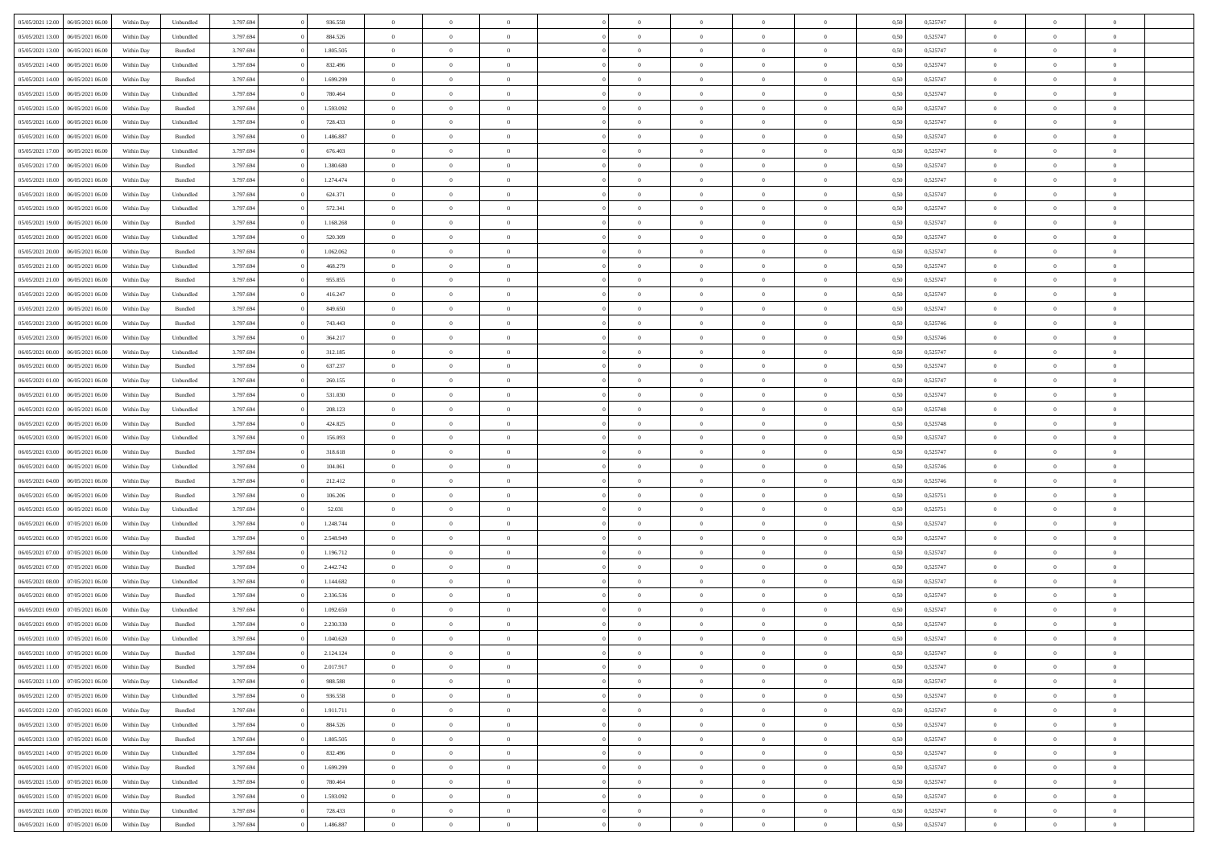| | | | | | | | | | | | | | | | | | | | | | |
|---|---|---|---|---|---|---|---|---|---|---|---|---|---|---|---|---|---|---|---|---|---|
| 05/05/2021 12:00 | 06/05/2021 06:00 | Within Day | Unbundled | 3.797.694 | 0 | 936.558 | 0 | 0 | 0 | | 0 | 0 | 0 | 0 | 0,50 | 0,525747 | 0 | 0 | 0 | |
| 05/05/2021 13:00 | 06/05/2021 06:00 | Within Day | Unbundled | 3.797.694 | 0 | 884.526 | 0 | 0 | 0 | | 0 | 0 | 0 | 0 | 0,50 | 0,525747 | 0 | 0 | 0 | |
| 05/05/2021 13:00 | 06/05/2021 06:00 | Within Day | Bundled | 3.797.694 | 0 | 1.805.505 | 0 | 0 | 0 | | 0 | 0 | 0 | 0 | 0,50 | 0,525747 | 0 | 0 | 0 | |
| 05/05/2021 14:00 | 06/05/2021 06:00 | Within Day | Unbundled | 3.797.694 | 0 | 832.496 | 0 | 0 | 0 | | 0 | 0 | 0 | 0 | 0,50 | 0,525747 | 0 | 0 | 0 | |
| 05/05/2021 14:00 | 06/05/2021 06:00 | Within Day | Bundled | 3.797.694 | 0 | 1.699.299 | 0 | 0 | 0 | | 0 | 0 | 0 | 0 | 0,50 | 0,525747 | 0 | 0 | 0 | |
| 05/05/2021 15:00 | 06/05/2021 06:00 | Within Day | Unbundled | 3.797.694 | 0 | 780.464 | 0 | 0 | 0 | | 0 | 0 | 0 | 0 | 0,50 | 0,525747 | 0 | 0 | 0 | |
| 05/05/2021 15:00 | 06/05/2021 06:00 | Within Day | Bundled | 3.797.694 | 0 | 1.593.092 | 0 | 0 | 0 | | 0 | 0 | 0 | 0 | 0,50 | 0,525747 | 0 | 0 | 0 | |
| 05/05/2021 16:00 | 06/05/2021 06:00 | Within Day | Unbundled | 3.797.694 | 0 | 728.433 | 0 | 0 | 0 | | 0 | 0 | 0 | 0 | 0,50 | 0,525747 | 0 | 0 | 0 | |
| 05/05/2021 16:00 | 06/05/2021 06:00 | Within Day | Bundled | 3.797.694 | 0 | 1.486.887 | 0 | 0 | 0 | | 0 | 0 | 0 | 0 | 0,50 | 0,525747 | 0 | 0 | 0 | |
| 05/05/2021 17:00 | 06/05/2021 06:00 | Within Day | Unbundled | 3.797.694 | 0 | 676.403 | 0 | 0 | 0 | | 0 | 0 | 0 | 0 | 0,50 | 0,525747 | 0 | 0 | 0 | |
| 05/05/2021 17:00 | 06/05/2021 06:00 | Within Day | Bundled | 3.797.694 | 0 | 1.380.680 | 0 | 0 | 0 | | 0 | 0 | 0 | 0 | 0,50 | 0,525747 | 0 | 0 | 0 | |
| 05/05/2021 18:00 | 06/05/2021 06:00 | Within Day | Bundled | 3.797.694 | 0 | 1.274.474 | 0 | 0 | 0 | | 0 | 0 | 0 | 0 | 0,50 | 0,525747 | 0 | 0 | 0 | |
| 05/05/2021 18:00 | 06/05/2021 06:00 | Within Day | Unbundled | 3.797.694 | 0 | 624.371 | 0 | 0 | 0 | | 0 | 0 | 0 | 0 | 0,50 | 0,525747 | 0 | 0 | 0 | |
| 05/05/2021 19:00 | 06/05/2021 06:00 | Within Day | Unbundled | 3.797.694 | 0 | 572.341 | 0 | 0 | 0 | | 0 | 0 | 0 | 0 | 0,50 | 0,525747 | 0 | 0 | 0 | |
| 05/05/2021 19:00 | 06/05/2021 06:00 | Within Day | Bundled | 3.797.694 | 0 | 1.168.268 | 0 | 0 | 0 | | 0 | 0 | 0 | 0 | 0,50 | 0,525747 | 0 | 0 | 0 | |
| 05/05/2021 20:00 | 06/05/2021 06:00 | Within Day | Unbundled | 3.797.694 | 0 | 520.309 | 0 | 0 | 0 | | 0 | 0 | 0 | 0 | 0,50 | 0,525747 | 0 | 0 | 0 | |
| 05/05/2021 20:00 | 06/05/2021 06:00 | Within Day | Bundled | 3.797.694 | 0 | 1.062.062 | 0 | 0 | 0 | | 0 | 0 | 0 | 0 | 0,50 | 0,525747 | 0 | 0 | 0 | |
| 05/05/2021 21:00 | 06/05/2021 06:00 | Within Day | Unbundled | 3.797.694 | 0 | 468.279 | 0 | 0 | 0 | | 0 | 0 | 0 | 0 | 0,50 | 0,525747 | 0 | 0 | 0 | |
| 05/05/2021 21:00 | 06/05/2021 06:00 | Within Day | Bundled | 3.797.694 | 0 | 955.855 | 0 | 0 | 0 | | 0 | 0 | 0 | 0 | 0,50 | 0,525747 | 0 | 0 | 0 | |
| 05/05/2021 22:00 | 06/05/2021 06:00 | Within Day | Unbundled | 3.797.694 | 0 | 416.247 | 0 | 0 | 0 | | 0 | 0 | 0 | 0 | 0,50 | 0,525747 | 0 | 0 | 0 | |
| 05/05/2021 22:00 | 06/05/2021 06:00 | Within Day | Bundled | 3.797.694 | 0 | 849.650 | 0 | 0 | 0 | | 0 | 0 | 0 | 0 | 0,50 | 0,525747 | 0 | 0 | 0 | |
| 05/05/2021 23:00 | 06/05/2021 06:00 | Within Day | Bundled | 3.797.694 | 0 | 743.443 | 0 | 0 | 0 | | 0 | 0 | 0 | 0 | 0,50 | 0,525746 | 0 | 0 | 0 | |
| 05/05/2021 23:00 | 06/05/2021 06:00 | Within Day | Unbundled | 3.797.694 | 0 | 364.217 | 0 | 0 | 0 | | 0 | 0 | 0 | 0 | 0,50 | 0,525746 | 0 | 0 | 0 | |
| 06/05/2021 00:00 | 06/05/2021 06:00 | Within Day | Unbundled | 3.797.694 | 0 | 312.185 | 0 | 0 | 0 | | 0 | 0 | 0 | 0 | 0,50 | 0,525747 | 0 | 0 | 0 | |
| 06/05/2021 00:00 | 06/05/2021 06:00 | Within Day | Bundled | 3.797.694 | 0 | 637.237 | 0 | 0 | 0 | | 0 | 0 | 0 | 0 | 0,50 | 0,525747 | 0 | 0 | 0 | |
| 06/05/2021 01:00 | 06/05/2021 06:00 | Within Day | Unbundled | 3.797.694 | 0 | 260.155 | 0 | 0 | 0 | | 0 | 0 | 0 | 0 | 0,50 | 0,525747 | 0 | 0 | 0 | |
| 06/05/2021 01:00 | 06/05/2021 06:00 | Within Day | Bundled | 3.797.694 | 0 | 531.030 | 0 | 0 | 0 | | 0 | 0 | 0 | 0 | 0,50 | 0,525747 | 0 | 0 | 0 | |
| 06/05/2021 02:00 | 06/05/2021 06:00 | Within Day | Unbundled | 3.797.694 | 0 | 208.123 | 0 | 0 | 0 | | 0 | 0 | 0 | 0 | 0,50 | 0,525748 | 0 | 0 | 0 | |
| 06/05/2021 02:00 | 06/05/2021 06:00 | Within Day | Bundled | 3.797.694 | 0 | 424.825 | 0 | 0 | 0 | | 0 | 0 | 0 | 0 | 0,50 | 0,525748 | 0 | 0 | 0 | |
| 06/05/2021 03:00 | 06/05/2021 06:00 | Within Day | Unbundled | 3.797.694 | 0 | 156.093 | 0 | 0 | 0 | | 0 | 0 | 0 | 0 | 0,50 | 0,525747 | 0 | 0 | 0 | |
| 06/05/2021 03:00 | 06/05/2021 06:00 | Within Day | Bundled | 3.797.694 | 0 | 318.618 | 0 | 0 | 0 | | 0 | 0 | 0 | 0 | 0,50 | 0,525747 | 0 | 0 | 0 | |
| 06/05/2021 04:00 | 06/05/2021 06:00 | Within Day | Unbundled | 3.797.694 | 0 | 104.061 | 0 | 0 | 0 | | 0 | 0 | 0 | 0 | 0,50 | 0,525746 | 0 | 0 | 0 | |
| 06/05/2021 04:00 | 06/05/2021 06:00 | Within Day | Bundled | 3.797.694 | 0 | 212.412 | 0 | 0 | 0 | | 0 | 0 | 0 | 0 | 0,50 | 0,525746 | 0 | 0 | 0 | |
| 06/05/2021 05:00 | 06/05/2021 06:00 | Within Day | Bundled | 3.797.694 | 0 | 106.206 | 0 | 0 | 0 | | 0 | 0 | 0 | 0 | 0,50 | 0,525751 | 0 | 0 | 0 | |
| 06/05/2021 05:00 | 06/05/2021 06:00 | Within Day | Unbundled | 3.797.694 | 0 | 52.031 | 0 | 0 | 0 | | 0 | 0 | 0 | 0 | 0,50 | 0,525751 | 0 | 0 | 0 | |
| 06/05/2021 06:00 | 07/05/2021 06:00 | Within Day | Unbundled | 3.797.694 | 0 | 1.248.744 | 0 | 0 | 0 | | 0 | 0 | 0 | 0 | 0,50 | 0,525747 | 0 | 0 | 0 | |
| 06/05/2021 06:00 | 07/05/2021 06:00 | Within Day | Bundled | 3.797.694 | 0 | 2.548.949 | 0 | 0 | 0 | | 0 | 0 | 0 | 0 | 0,50 | 0,525747 | 0 | 0 | 0 | |
| 06/05/2021 07:00 | 07/05/2021 06:00 | Within Day | Unbundled | 3.797.694 | 0 | 1.196.712 | 0 | 0 | 0 | | 0 | 0 | 0 | 0 | 0,50 | 0,525747 | 0 | 0 | 0 | |
| 06/05/2021 07:00 | 07/05/2021 06:00 | Within Day | Bundled | 3.797.694 | 0 | 2.442.742 | 0 | 0 | 0 | | 0 | 0 | 0 | 0 | 0,50 | 0,525747 | 0 | 0 | 0 | |
| 06/05/2021 08:00 | 07/05/2021 06:00 | Within Day | Unbundled | 3.797.694 | 0 | 1.144.682 | 0 | 0 | 0 | | 0 | 0 | 0 | 0 | 0,50 | 0,525747 | 0 | 0 | 0 | |
| 06/05/2021 08:00 | 07/05/2021 06:00 | Within Day | Bundled | 3.797.694 | 0 | 2.336.536 | 0 | 0 | 0 | | 0 | 0 | 0 | 0 | 0,50 | 0,525747 | 0 | 0 | 0 | |
| 06/05/2021 09:00 | 07/05/2021 06:00 | Within Day | Unbundled | 3.797.694 | 0 | 1.092.650 | 0 | 0 | 0 | | 0 | 0 | 0 | 0 | 0,50 | 0,525747 | 0 | 0 | 0 | |
| 06/05/2021 09:00 | 07/05/2021 06:00 | Within Day | Bundled | 3.797.694 | 0 | 2.230.330 | 0 | 0 | 0 | | 0 | 0 | 0 | 0 | 0,50 | 0,525747 | 0 | 0 | 0 | |
| 06/05/2021 10:00 | 07/05/2021 06:00 | Within Day | Unbundled | 3.797.694 | 0 | 1.040.620 | 0 | 0 | 0 | | 0 | 0 | 0 | 0 | 0,50 | 0,525747 | 0 | 0 | 0 | |
| 06/05/2021 10:00 | 07/05/2021 06:00 | Within Day | Bundled | 3.797.694 | 0 | 2.124.124 | 0 | 0 | 0 | | 0 | 0 | 0 | 0 | 0,50 | 0,525747 | 0 | 0 | 0 | |
| 06/05/2021 11:00 | 07/05/2021 06:00 | Within Day | Bundled | 3.797.694 | 0 | 2.017.917 | 0 | 0 | 0 | | 0 | 0 | 0 | 0 | 0,50 | 0,525747 | 0 | 0 | 0 | |
| 06/05/2021 11:00 | 07/05/2021 06:00 | Within Day | Unbundled | 3.797.694 | 0 | 988.588 | 0 | 0 | 0 | | 0 | 0 | 0 | 0 | 0,50 | 0,525747 | 0 | 0 | 0 | |
| 06/05/2021 12:00 | 07/05/2021 06:00 | Within Day | Unbundled | 3.797.694 | 0 | 936.558 | 0 | 0 | 0 | | 0 | 0 | 0 | 0 | 0,50 | 0,525747 | 0 | 0 | 0 | |
| 06/05/2021 12:00 | 07/05/2021 06:00 | Within Day | Bundled | 3.797.694 | 0 | 1.911.711 | 0 | 0 | 0 | | 0 | 0 | 0 | 0 | 0,50 | 0,525747 | 0 | 0 | 0 | |
| 06/05/2021 13:00 | 07/05/2021 06:00 | Within Day | Unbundled | 3.797.694 | 0 | 884.526 | 0 | 0 | 0 | | 0 | 0 | 0 | 0 | 0,50 | 0,525747 | 0 | 0 | 0 | |
| 06/05/2021 13:00 | 07/05/2021 06:00 | Within Day | Bundled | 3.797.694 | 0 | 1.805.505 | 0 | 0 | 0 | | 0 | 0 | 0 | 0 | 0,50 | 0,525747 | 0 | 0 | 0 | |
| 06/05/2021 14:00 | 07/05/2021 06:00 | Within Day | Unbundled | 3.797.694 | 0 | 832.496 | 0 | 0 | 0 | | 0 | 0 | 0 | 0 | 0,50 | 0,525747 | 0 | 0 | 0 | |
| 06/05/2021 14:00 | 07/05/2021 06:00 | Within Day | Bundled | 3.797.694 | 0 | 1.699.299 | 0 | 0 | 0 | | 0 | 0 | 0 | 0 | 0,50 | 0,525747 | 0 | 0 | 0 | |
| 06/05/2021 15:00 | 07/05/2021 06:00 | Within Day | Unbundled | 3.797.694 | 0 | 780.464 | 0 | 0 | 0 | | 0 | 0 | 0 | 0 | 0,50 | 0,525747 | 0 | 0 | 0 | |
| 06/05/2021 15:00 | 07/05/2021 06:00 | Within Day | Bundled | 3.797.694 | 0 | 1.593.092 | 0 | 0 | 0 | | 0 | 0 | 0 | 0 | 0,50 | 0,525747 | 0 | 0 | 0 | |
| 06/05/2021 16:00 | 07/05/2021 06:00 | Within Day | Unbundled | 3.797.694 | 0 | 728.433 | 0 | 0 | 0 | | 0 | 0 | 0 | 0 | 0,50 | 0,525747 | 0 | 0 | 0 | |
| 06/05/2021 16:00 | 07/05/2021 06:00 | Within Day | Bundled | 3.797.694 | 0 | 1.486.887 | 0 | 0 | 0 | | 0 | 0 | 0 | 0 | 0,50 | 0,525747 | 0 | 0 | 0 | |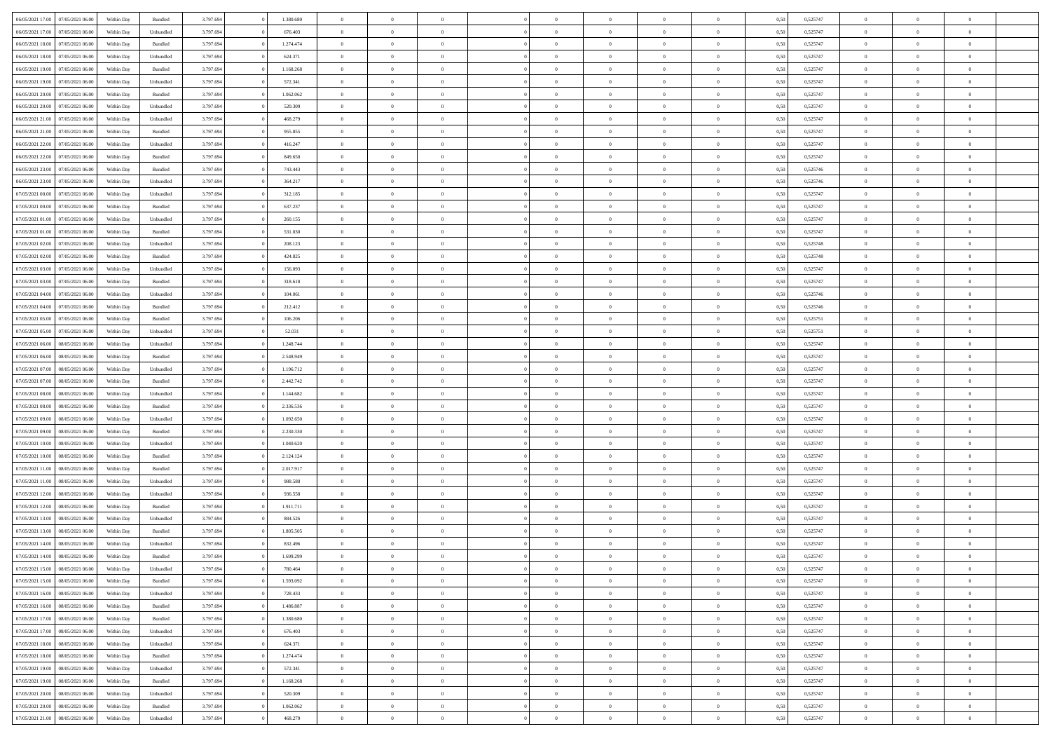| | | | | | | | | | | | | | | | | | | | | |
|---|---|---|---|---|---|---|---|---|---|---|---|---|---|---|---|---|---|---|---|---|
| 06/05/2021 17:00 | 07/05/2021 06:00 | Within Day | Bundled | 3.797.694 | 0 | 1.380.680 | 0 | 0 | 0 | | 0 | 0 | 0 | 0 | 0,50 | 0,525747 | 0 | 0 | 0 | |
| 06/05/2021 17:00 | 07/05/2021 06:00 | Within Day | Unbundled | 3.797.694 | 0 | 676.403 | 0 | 0 | 0 | | 0 | 0 | 0 | 0 | 0,50 | 0,525747 | 0 | 0 | 0 | |
| 06/05/2021 18:00 | 07/05/2021 06:00 | Within Day | Bundled | 3.797.694 | 0 | 1.274.474 | 0 | 0 | 0 | | 0 | 0 | 0 | 0 | 0,50 | 0,525747 | 0 | 0 | 0 | |
| 06/05/2021 18:00 | 07/05/2021 06:00 | Within Day | Unbundled | 3.797.694 | 0 | 624.371 | 0 | 0 | 0 | | 0 | 0 | 0 | 0 | 0,50 | 0,525747 | 0 | 0 | 0 | |
| 06/05/2021 19:00 | 07/05/2021 06:00 | Within Day | Bundled | 3.797.694 | 0 | 1.168.268 | 0 | 0 | 0 | | 0 | 0 | 0 | 0 | 0,50 | 0,525747 | 0 | 0 | 0 | |
| 06/05/2021 19:00 | 07/05/2021 06:00 | Within Day | Unbundled | 3.797.694 | 0 | 572.341 | 0 | 0 | 0 | | 0 | 0 | 0 | 0 | 0,50 | 0,525747 | 0 | 0 | 0 | |
| 06/05/2021 20:00 | 07/05/2021 06:00 | Within Day | Bundled | 3.797.694 | 0 | 1.062.062 | 0 | 0 | 0 | | 0 | 0 | 0 | 0 | 0,50 | 0,525747 | 0 | 0 | 0 | |
| 06/05/2021 20:00 | 07/05/2021 06:00 | Within Day | Unbundled | 3.797.694 | 0 | 520.309 | 0 | 0 | 0 | | 0 | 0 | 0 | 0 | 0,50 | 0,525747 | 0 | 0 | 0 | |
| 06/05/2021 21:00 | 07/05/2021 06:00 | Within Day | Unbundled | 3.797.694 | 0 | 468.279 | 0 | 0 | 0 | | 0 | 0 | 0 | 0 | 0,50 | 0,525747 | 0 | 0 | 0 | |
| 06/05/2021 21:00 | 07/05/2021 06:00 | Within Day | Bundled | 3.797.694 | 0 | 955.855 | 0 | 0 | 0 | | 0 | 0 | 0 | 0 | 0,50 | 0,525747 | 0 | 0 | 0 | |
| 06/05/2021 22:00 | 07/05/2021 06:00 | Within Day | Unbundled | 3.797.694 | 0 | 416.247 | 0 | 0 | 0 | | 0 | 0 | 0 | 0 | 0,50 | 0,525747 | 0 | 0 | 0 | |
| 06/05/2021 22:00 | 07/05/2021 06:00 | Within Day | Bundled | 3.797.694 | 0 | 849.650 | 0 | 0 | 0 | | 0 | 0 | 0 | 0 | 0,50 | 0,525747 | 0 | 0 | 0 | |
| 06/05/2021 23:00 | 07/05/2021 06:00 | Within Day | Bundled | 3.797.694 | 0 | 743.443 | 0 | 0 | 0 | | 0 | 0 | 0 | 0 | 0,50 | 0,525746 | 0 | 0 | 0 | |
| 06/05/2021 23:00 | 07/05/2021 06:00 | Within Day | Unbundled | 3.797.694 | 0 | 364.217 | 0 | 0 | 0 | | 0 | 0 | 0 | 0 | 0,50 | 0,525746 | 0 | 0 | 0 | |
| 07/05/2021 00:00 | 07/05/2021 06:00 | Within Day | Unbundled | 3.797.694 | 0 | 312.185 | 0 | 0 | 0 | | 0 | 0 | 0 | 0 | 0,50 | 0,525747 | 0 | 0 | 0 | |
| 07/05/2021 00:00 | 07/05/2021 06:00 | Within Day | Bundled | 3.797.694 | 0 | 637.237 | 0 | 0 | 0 | | 0 | 0 | 0 | 0 | 0,50 | 0,525747 | 0 | 0 | 0 | |
| 07/05/2021 01:00 | 07/05/2021 06:00 | Within Day | Unbundled | 3.797.694 | 0 | 260.155 | 0 | 0 | 0 | | 0 | 0 | 0 | 0 | 0,50 | 0,525747 | 0 | 0 | 0 | |
| 07/05/2021 01:00 | 07/05/2021 06:00 | Within Day | Bundled | 3.797.694 | 0 | 531.030 | 0 | 0 | 0 | | 0 | 0 | 0 | 0 | 0,50 | 0,525747 | 0 | 0 | 0 | |
| 07/05/2021 02:00 | 07/05/2021 06:00 | Within Day | Unbundled | 3.797.694 | 0 | 208.123 | 0 | 0 | 0 | | 0 | 0 | 0 | 0 | 0,50 | 0,525748 | 0 | 0 | 0 | |
| 07/05/2021 02:00 | 07/05/2021 06:00 | Within Day | Bundled | 3.797.694 | 0 | 424.825 | 0 | 0 | 0 | | 0 | 0 | 0 | 0 | 0,50 | 0,525748 | 0 | 0 | 0 | |
| 07/05/2021 03:00 | 07/05/2021 06:00 | Within Day | Unbundled | 3.797.694 | 0 | 156.093 | 0 | 0 | 0 | | 0 | 0 | 0 | 0 | 0,50 | 0,525747 | 0 | 0 | 0 | |
| 07/05/2021 03:00 | 07/05/2021 06:00 | Within Day | Bundled | 3.797.694 | 0 | 318.618 | 0 | 0 | 0 | | 0 | 0 | 0 | 0 | 0,50 | 0,525747 | 0 | 0 | 0 | |
| 07/05/2021 04:00 | 07/05/2021 06:00 | Within Day | Unbundled | 3.797.694 | 0 | 104.061 | 0 | 0 | 0 | | 0 | 0 | 0 | 0 | 0,50 | 0,525746 | 0 | 0 | 0 | |
| 07/05/2021 04:00 | 07/05/2021 06:00 | Within Day | Bundled | 3.797.694 | 0 | 212.412 | 0 | 0 | 0 | | 0 | 0 | 0 | 0 | 0,50 | 0,525746 | 0 | 0 | 0 | |
| 07/05/2021 05:00 | 07/05/2021 06:00 | Within Day | Bundled | 3.797.694 | 0 | 106.206 | 0 | 0 | 0 | | 0 | 0 | 0 | 0 | 0,50 | 0,525751 | 0 | 0 | 0 | |
| 07/05/2021 05:00 | 07/05/2021 06:00 | Within Day | Unbundled | 3.797.694 | 0 | 52.031 | 0 | 0 | 0 | | 0 | 0 | 0 | 0 | 0,50 | 0,525751 | 0 | 0 | 0 | |
| 07/05/2021 06:00 | 08/05/2021 06:00 | Within Day | Unbundled | 3.797.694 | 0 | 1.248.744 | 0 | 0 | 0 | | 0 | 0 | 0 | 0 | 0,50 | 0,525747 | 0 | 0 | 0 | |
| 07/05/2021 06:00 | 08/05/2021 06:00 | Within Day | Bundled | 3.797.694 | 0 | 2.548.949 | 0 | 0 | 0 | | 0 | 0 | 0 | 0 | 0,50 | 0,525747 | 0 | 0 | 0 | |
| 07/05/2021 07:00 | 08/05/2021 06:00 | Within Day | Unbundled | 3.797.694 | 0 | 1.196.712 | 0 | 0 | 0 | | 0 | 0 | 0 | 0 | 0,50 | 0,525747 | 0 | 0 | 0 | |
| 07/05/2021 07:00 | 08/05/2021 06:00 | Within Day | Bundled | 3.797.694 | 0 | 2.442.742 | 0 | 0 | 0 | | 0 | 0 | 0 | 0 | 0,50 | 0,525747 | 0 | 0 | 0 | |
| 07/05/2021 08:00 | 08/05/2021 06:00 | Within Day | Unbundled | 3.797.694 | 0 | 1.144.682 | 0 | 0 | 0 | | 0 | 0 | 0 | 0 | 0,50 | 0,525747 | 0 | 0 | 0 | |
| 07/05/2021 08:00 | 08/05/2021 06:00 | Within Day | Bundled | 3.797.694 | 0 | 2.336.536 | 0 | 0 | 0 | | 0 | 0 | 0 | 0 | 0,50 | 0,525747 | 0 | 0 | 0 | |
| 07/05/2021 09:00 | 08/05/2021 06:00 | Within Day | Unbundled | 3.797.694 | 0 | 1.092.650 | 0 | 0 | 0 | | 0 | 0 | 0 | 0 | 0,50 | 0,525747 | 0 | 0 | 0 | |
| 07/05/2021 09:00 | 08/05/2021 06:00 | Within Day | Bundled | 3.797.694 | 0 | 2.230.330 | 0 | 0 | 0 | | 0 | 0 | 0 | 0 | 0,50 | 0,525747 | 0 | 0 | 0 | |
| 07/05/2021 10:00 | 08/05/2021 06:00 | Within Day | Unbundled | 3.797.694 | 0 | 1.040.620 | 0 | 0 | 0 | | 0 | 0 | 0 | 0 | 0,50 | 0,525747 | 0 | 0 | 0 | |
| 07/05/2021 10:00 | 08/05/2021 06:00 | Within Day | Bundled | 3.797.694 | 0 | 2.124.124 | 0 | 0 | 0 | | 0 | 0 | 0 | 0 | 0,50 | 0,525747 | 0 | 0 | 0 | |
| 07/05/2021 11:00 | 08/05/2021 06:00 | Within Day | Bundled | 3.797.694 | 0 | 2.017.917 | 0 | 0 | 0 | | 0 | 0 | 0 | 0 | 0,50 | 0,525747 | 0 | 0 | 0 | |
| 07/05/2021 11:00 | 08/05/2021 06:00 | Within Day | Unbundled | 3.797.694 | 0 | 988.588 | 0 | 0 | 0 | | 0 | 0 | 0 | 0 | 0,50 | 0,525747 | 0 | 0 | 0 | |
| 07/05/2021 12:00 | 08/05/2021 06:00 | Within Day | Unbundled | 3.797.694 | 0 | 936.558 | 0 | 0 | 0 | | 0 | 0 | 0 | 0 | 0,50 | 0,525747 | 0 | 0 | 0 | |
| 07/05/2021 12:00 | 08/05/2021 06:00 | Within Day | Bundled | 3.797.694 | 0 | 1.911.711 | 0 | 0 | 0 | | 0 | 0 | 0 | 0 | 0,50 | 0,525747 | 0 | 0 | 0 | |
| 07/05/2021 13:00 | 08/05/2021 06:00 | Within Day | Unbundled | 3.797.694 | 0 | 884.526 | 0 | 0 | 0 | | 0 | 0 | 0 | 0 | 0,50 | 0,525747 | 0 | 0 | 0 | |
| 07/05/2021 13:00 | 08/05/2021 06:00 | Within Day | Bundled | 3.797.694 | 0 | 1.805.505 | 0 | 0 | 0 | | 0 | 0 | 0 | 0 | 0,50 | 0,525747 | 0 | 0 | 0 | |
| 07/05/2021 14:00 | 08/05/2021 06:00 | Within Day | Unbundled | 3.797.694 | 0 | 832.496 | 0 | 0 | 0 | | 0 | 0 | 0 | 0 | 0,50 | 0,525747 | 0 | 0 | 0 | |
| 07/05/2021 14:00 | 08/05/2021 06:00 | Within Day | Bundled | 3.797.694 | 0 | 1.699.299 | 0 | 0 | 0 | | 0 | 0 | 0 | 0 | 0,50 | 0,525747 | 0 | 0 | 0 | |
| 07/05/2021 15:00 | 08/05/2021 06:00 | Within Day | Unbundled | 3.797.694 | 0 | 780.464 | 0 | 0 | 0 | | 0 | 0 | 0 | 0 | 0,50 | 0,525747 | 0 | 0 | 0 | |
| 07/05/2021 15:00 | 08/05/2021 06:00 | Within Day | Bundled | 3.797.694 | 0 | 1.593.092 | 0 | 0 | 0 | | 0 | 0 | 0 | 0 | 0,50 | 0,525747 | 0 | 0 | 0 | |
| 07/05/2021 16:00 | 08/05/2021 06:00 | Within Day | Unbundled | 3.797.694 | 0 | 728.433 | 0 | 0 | 0 | | 0 | 0 | 0 | 0 | 0,50 | 0,525747 | 0 | 0 | 0 | |
| 07/05/2021 16:00 | 08/05/2021 06:00 | Within Day | Bundled | 3.797.694 | 0 | 1.486.887 | 0 | 0 | 0 | | 0 | 0 | 0 | 0 | 0,50 | 0,525747 | 0 | 0 | 0 | |
| 07/05/2021 17:00 | 08/05/2021 06:00 | Within Day | Bundled | 3.797.694 | 0 | 1.380.680 | 0 | 0 | 0 | | 0 | 0 | 0 | 0 | 0,50 | 0,525747 | 0 | 0 | 0 | |
| 07/05/2021 17:00 | 08/05/2021 06:00 | Within Day | Unbundled | 3.797.694 | 0 | 676.403 | 0 | 0 | 0 | | 0 | 0 | 0 | 0 | 0,50 | 0,525747 | 0 | 0 | 0 | |
| 07/05/2021 18:00 | 08/05/2021 06:00 | Within Day | Unbundled | 3.797.694 | 0 | 624.371 | 0 | 0 | 0 | | 0 | 0 | 0 | 0 | 0,50 | 0,525747 | 0 | 0 | 0 | |
| 07/05/2021 18:00 | 08/05/2021 06:00 | Within Day | Bundled | 3.797.694 | 0 | 1.274.474 | 0 | 0 | 0 | | 0 | 0 | 0 | 0 | 0,50 | 0,525747 | 0 | 0 | 0 | |
| 07/05/2021 19:00 | 08/05/2021 06:00 | Within Day | Unbundled | 3.797.694 | 0 | 572.341 | 0 | 0 | 0 | | 0 | 0 | 0 | 0 | 0,50 | 0,525747 | 0 | 0 | 0 | |
| 07/05/2021 19:00 | 08/05/2021 06:00 | Within Day | Bundled | 3.797.694 | 0 | 1.168.268 | 0 | 0 | 0 | | 0 | 0 | 0 | 0 | 0,50 | 0,525747 | 0 | 0 | 0 | |
| 07/05/2021 20:00 | 08/05/2021 06:00 | Within Day | Unbundled | 3.797.694 | 0 | 520.309 | 0 | 0 | 0 | | 0 | 0 | 0 | 0 | 0,50 | 0,525747 | 0 | 0 | 0 | |
| 07/05/2021 20:00 | 08/05/2021 06:00 | Within Day | Bundled | 3.797.694 | 0 | 1.062.062 | 0 | 0 | 0 | | 0 | 0 | 0 | 0 | 0,50 | 0,525747 | 0 | 0 | 0 | |
| 07/05/2021 21:00 | 08/05/2021 06:00 | Within Day | Unbundled | 3.797.694 | 0 | 468.279 | 0 | 0 | 0 | | 0 | 0 | 0 | 0 | 0,50 | 0,525747 | 0 | 0 | 0 | |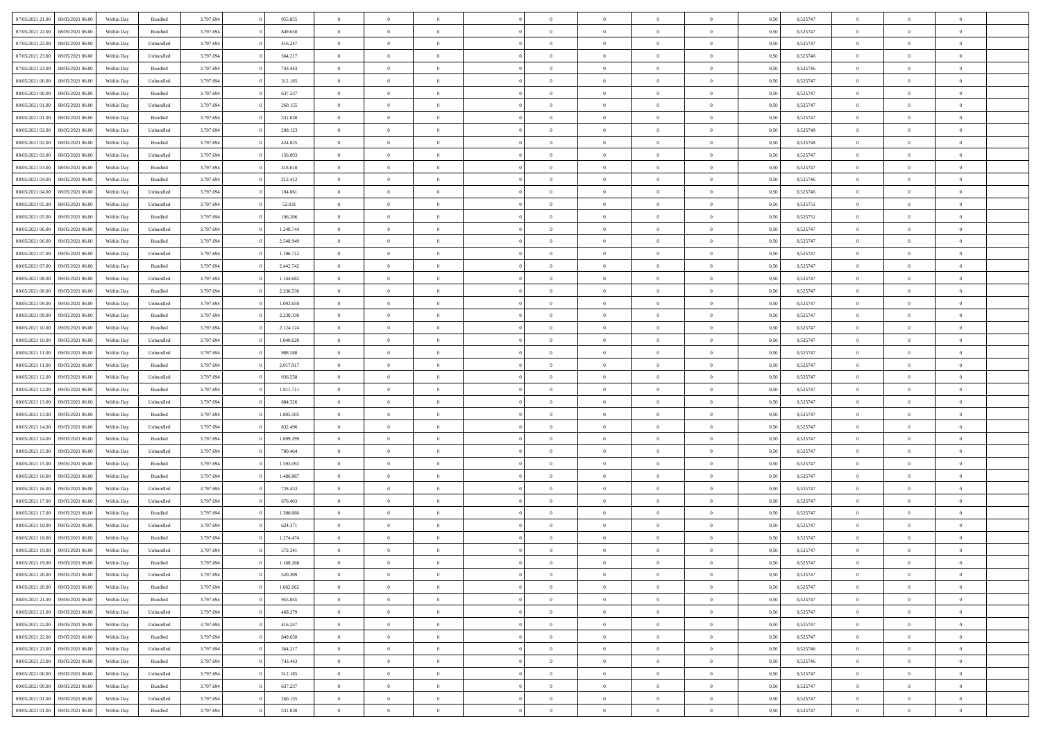| | | | | | | | | | | | | | | | | | | | | |
|---|---|---|---|---|---|---|---|---|---|---|---|---|---|---|---|---|---|---|---|---|
| 07/05/2021 21:00 | 08/05/2021 06:00 | Within Day | Bundled | 3.797.694 | 0 | 955.855 | 0 | 0 | 0 | | 0 | 0 | 0 | 0 | 0,50 | 0,525747 | 0 | 0 | 0 | |
| 07/05/2021 22:00 | 08/05/2021 06:00 | Within Day | Bundled | 3.797.694 | 0 | 849.650 | 0 | 0 | 0 | | 0 | 0 | 0 | 0 | 0,50 | 0,525747 | 0 | 0 | 0 | |
| 07/05/2021 22:00 | 08/05/2021 06:00 | Within Day | Unbundled | 3.797.694 | 0 | 416.247 | 0 | 0 | 0 | | 0 | 0 | 0 | 0 | 0,50 | 0,525747 | 0 | 0 | 0 | |
| 07/05/2021 23:00 | 08/05/2021 06:00 | Within Day | Unbundled | 3.797.694 | 0 | 364.217 | 0 | 0 | 0 | | 0 | 0 | 0 | 0 | 0,50 | 0,525746 | 0 | 0 | 0 | |
| 07/05/2021 23:00 | 08/05/2021 06:00 | Within Day | Bundled | 3.797.694 | 0 | 743.443 | 0 | 0 | 0 | | 0 | 0 | 0 | 0 | 0,50 | 0,525746 | 0 | 0 | 0 | |
| 08/05/2021 00:00 | 08/05/2021 06:00 | Within Day | Unbundled | 3.797.694 | 0 | 312.185 | 0 | 0 | 0 | | 0 | 0 | 0 | 0 | 0,50 | 0,525747 | 0 | 0 | 0 | |
| 08/05/2021 00:00 | 08/05/2021 06:00 | Within Day | Bundled | 3.797.694 | 0 | 637.237 | 0 | 0 | 0 | | 0 | 0 | 0 | 0 | 0,50 | 0,525747 | 0 | 0 | 0 | |
| 08/05/2021 01:00 | 08/05/2021 06:00 | Within Day | Unbundled | 3.797.694 | 0 | 260.155 | 0 | 0 | 0 | | 0 | 0 | 0 | 0 | 0,50 | 0,525747 | 0 | 0 | 0 | |
| 08/05/2021 01:00 | 08/05/2021 06:00 | Within Day | Bundled | 3.797.694 | 0 | 531.030 | 0 | 0 | 0 | | 0 | 0 | 0 | 0 | 0,50 | 0,525747 | 0 | 0 | 0 | |
| 08/05/2021 02:00 | 08/05/2021 06:00 | Within Day | Unbundled | 3.797.694 | 0 | 208.123 | 0 | 0 | 0 | | 0 | 0 | 0 | 0 | 0,50 | 0,525748 | 0 | 0 | 0 | |
| 08/05/2021 02:00 | 08/05/2021 06:00 | Within Day | Bundled | 3.797.694 | 0 | 424.825 | 0 | 0 | 0 | | 0 | 0 | 0 | 0 | 0,50 | 0,525748 | 0 | 0 | 0 | |
| 08/05/2021 03:00 | 08/05/2021 06:00 | Within Day | Unbundled | 3.797.694 | 0 | 156.093 | 0 | 0 | 0 | | 0 | 0 | 0 | 0 | 0,50 | 0,525747 | 0 | 0 | 0 | |
| 08/05/2021 03:00 | 08/05/2021 06:00 | Within Day | Bundled | 3.797.694 | 0 | 318.618 | 0 | 0 | 0 | | 0 | 0 | 0 | 0 | 0,50 | 0,525747 | 0 | 0 | 0 | |
| 08/05/2021 04:00 | 08/05/2021 06:00 | Within Day | Bundled | 3.797.694 | 0 | 212.412 | 0 | 0 | 0 | | 0 | 0 | 0 | 0 | 0,50 | 0,525746 | 0 | 0 | 0 | |
| 08/05/2021 04:00 | 08/05/2021 06:00 | Within Day | Unbundled | 3.797.694 | 0 | 104.061 | 0 | 0 | 0 | | 0 | 0 | 0 | 0 | 0,50 | 0,525746 | 0 | 0 | 0 | |
| 08/05/2021 05:00 | 08/05/2021 06:00 | Within Day | Unbundled | 3.797.694 | 0 | 52.031 | 0 | 0 | 0 | | 0 | 0 | 0 | 0 | 0,50 | 0,525751 | 0 | 0 | 0 | |
| 08/05/2021 05:00 | 08/05/2021 06:00 | Within Day | Bundled | 3.797.694 | 0 | 106.206 | 0 | 0 | 0 | | 0 | 0 | 0 | 0 | 0,50 | 0,525751 | 0 | 0 | 0 | |
| 08/05/2021 06:00 | 09/05/2021 06:00 | Within Day | Unbundled | 3.797.694 | 0 | 1.248.744 | 0 | 0 | 0 | | 0 | 0 | 0 | 0 | 0,50 | 0,525747 | 0 | 0 | 0 | |
| 08/05/2021 06:00 | 09/05/2021 06:00 | Within Day | Bundled | 3.797.694 | 0 | 2.548.949 | 0 | 0 | 0 | | 0 | 0 | 0 | 0 | 0,50 | 0,525747 | 0 | 0 | 0 | |
| 08/05/2021 07:00 | 09/05/2021 06:00 | Within Day | Unbundled | 3.797.694 | 0 | 1.196.712 | 0 | 0 | 0 | | 0 | 0 | 0 | 0 | 0,50 | 0,525747 | 0 | 0 | 0 | |
| 08/05/2021 07:00 | 09/05/2021 06:00 | Within Day | Bundled | 3.797.694 | 0 | 2.442.742 | 0 | 0 | 0 | | 0 | 0 | 0 | 0 | 0,50 | 0,525747 | 0 | 0 | 0 | |
| 08/05/2021 08:00 | 09/05/2021 06:00 | Within Day | Unbundled | 3.797.694 | 0 | 1.144.682 | 0 | 0 | 0 | | 0 | 0 | 0 | 0 | 0,50 | 0,525747 | 0 | 0 | 0 | |
| 08/05/2021 08:00 | 09/05/2021 06:00 | Within Day | Bundled | 3.797.694 | 0 | 2.336.536 | 0 | 0 | 0 | | 0 | 0 | 0 | 0 | 0,50 | 0,525747 | 0 | 0 | 0 | |
| 08/05/2021 09:00 | 09/05/2021 06:00 | Within Day | Unbundled | 3.797.694 | 0 | 1.092.650 | 0 | 0 | 0 | | 0 | 0 | 0 | 0 | 0,50 | 0,525747 | 0 | 0 | 0 | |
| 08/05/2021 09:00 | 09/05/2021 06:00 | Within Day | Bundled | 3.797.694 | 0 | 2.230.330 | 0 | 0 | 0 | | 0 | 0 | 0 | 0 | 0,50 | 0,525747 | 0 | 0 | 0 | |
| 08/05/2021 10:00 | 09/05/2021 06:00 | Within Day | Bundled | 3.797.694 | 0 | 2.124.124 | 0 | 0 | 0 | | 0 | 0 | 0 | 0 | 0,50 | 0,525747 | 0 | 0 | 0 | |
| 08/05/2021 10:00 | 09/05/2021 06:00 | Within Day | Unbundled | 3.797.694 | 0 | 1.040.620 | 0 | 0 | 0 | | 0 | 0 | 0 | 0 | 0,50 | 0,525747 | 0 | 0 | 0 | |
| 08/05/2021 11:00 | 09/05/2021 06:00 | Within Day | Unbundled | 3.797.694 | 0 | 988.588 | 0 | 0 | 0 | | 0 | 0 | 0 | 0 | 0,50 | 0,525747 | 0 | 0 | 0 | |
| 08/05/2021 11:00 | 09/05/2021 06:00 | Within Day | Bundled | 3.797.694 | 0 | 2.017.917 | 0 | 0 | 0 | | 0 | 0 | 0 | 0 | 0,50 | 0,525747 | 0 | 0 | 0 | |
| 08/05/2021 12:00 | 09/05/2021 06:00 | Within Day | Unbundled | 3.797.694 | 0 | 936.558 | 0 | 0 | 0 | | 0 | 0 | 0 | 0 | 0,50 | 0,525747 | 0 | 0 | 0 | |
| 08/05/2021 12:00 | 09/05/2021 06:00 | Within Day | Bundled | 3.797.694 | 0 | 1.911.711 | 0 | 0 | 0 | | 0 | 0 | 0 | 0 | 0,50 | 0,525747 | 0 | 0 | 0 | |
| 08/05/2021 13:00 | 09/05/2021 06:00 | Within Day | Unbundled | 3.797.694 | 0 | 884.526 | 0 | 0 | 0 | | 0 | 0 | 0 | 0 | 0,50 | 0,525747 | 0 | 0 | 0 | |
| 08/05/2021 13:00 | 09/05/2021 06:00 | Within Day | Bundled | 3.797.694 | 0 | 1.805.505 | 0 | 0 | 0 | | 0 | 0 | 0 | 0 | 0,50 | 0,525747 | 0 | 0 | 0 | |
| 08/05/2021 14:00 | 09/05/2021 06:00 | Within Day | Unbundled | 3.797.694 | 0 | 832.496 | 0 | 0 | 0 | | 0 | 0 | 0 | 0 | 0,50 | 0,525747 | 0 | 0 | 0 | |
| 08/05/2021 14:00 | 09/05/2021 06:00 | Within Day | Bundled | 3.797.694 | 0 | 1.699.299 | 0 | 0 | 0 | | 0 | 0 | 0 | 0 | 0,50 | 0,525747 | 0 | 0 | 0 | |
| 08/05/2021 15:00 | 09/05/2021 06:00 | Within Day | Unbundled | 3.797.694 | 0 | 780.464 | 0 | 0 | 0 | | 0 | 0 | 0 | 0 | 0,50 | 0,525747 | 0 | 0 | 0 | |
| 08/05/2021 15:00 | 09/05/2021 06:00 | Within Day | Bundled | 3.797.694 | 0 | 1.593.092 | 0 | 0 | 0 | | 0 | 0 | 0 | 0 | 0,50 | 0,525747 | 0 | 0 | 0 | |
| 08/05/2021 16:00 | 09/05/2021 06:00 | Within Day | Bundled | 3.797.694 | 0 | 1.486.887 | 0 | 0 | 0 | | 0 | 0 | 0 | 0 | 0,50 | 0,525747 | 0 | 0 | 0 | |
| 08/05/2021 16:00 | 09/05/2021 06:00 | Within Day | Unbundled | 3.797.694 | 0 | 728.433 | 0 | 0 | 0 | | 0 | 0 | 0 | 0 | 0,50 | 0,525747 | 0 | 0 | 0 | |
| 08/05/2021 17:00 | 09/05/2021 06:00 | Within Day | Unbundled | 3.797.694 | 0 | 676.403 | 0 | 0 | 0 | | 0 | 0 | 0 | 0 | 0,50 | 0,525747 | 0 | 0 | 0 | |
| 08/05/2021 17:00 | 09/05/2021 06:00 | Within Day | Bundled | 3.797.694 | 0 | 1.380.680 | 0 | 0 | 0 | | 0 | 0 | 0 | 0 | 0,50 | 0,525747 | 0 | 0 | 0 | |
| 08/05/2021 18:00 | 09/05/2021 06:00 | Within Day | Unbundled | 3.797.694 | 0 | 624.371 | 0 | 0 | 0 | | 0 | 0 | 0 | 0 | 0,50 | 0,525747 | 0 | 0 | 0 | |
| 08/05/2021 18:00 | 09/05/2021 06:00 | Within Day | Bundled | 3.797.694 | 0 | 1.274.474 | 0 | 0 | 0 | | 0 | 0 | 0 | 0 | 0,50 | 0,525747 | 0 | 0 | 0 | |
| 08/05/2021 19:00 | 09/05/2021 06:00 | Within Day | Unbundled | 3.797.694 | 0 | 572.341 | 0 | 0 | 0 | | 0 | 0 | 0 | 0 | 0,50 | 0,525747 | 0 | 0 | 0 | |
| 08/05/2021 19:00 | 09/05/2021 06:00 | Within Day | Bundled | 3.797.694 | 0 | 1.168.268 | 0 | 0 | 0 | | 0 | 0 | 0 | 0 | 0,50 | 0,525747 | 0 | 0 | 0 | |
| 08/05/2021 20:00 | 09/05/2021 06:00 | Within Day | Unbundled | 3.797.694 | 0 | 520.309 | 0 | 0 | 0 | | 0 | 0 | 0 | 0 | 0,50 | 0,525747 | 0 | 0 | 0 | |
| 08/05/2021 20:00 | 09/05/2021 06:00 | Within Day | Bundled | 3.797.694 | 0 | 1.062.062 | 0 | 0 | 0 | | 0 | 0 | 0 | 0 | 0,50 | 0,525747 | 0 | 0 | 0 | |
| 08/05/2021 21:00 | 09/05/2021 06:00 | Within Day | Bundled | 3.797.694 | 0 | 955.855 | 0 | 0 | 0 | | 0 | 0 | 0 | 0 | 0,50 | 0,525747 | 0 | 0 | 0 | |
| 08/05/2021 21:00 | 09/05/2021 06:00 | Within Day | Unbundled | 3.797.694 | 0 | 468.279 | 0 | 0 | 0 | | 0 | 0 | 0 | 0 | 0,50 | 0,525747 | 0 | 0 | 0 | |
| 08/05/2021 22:00 | 09/05/2021 06:00 | Within Day | Unbundled | 3.797.694 | 0 | 416.247 | 0 | 0 | 0 | | 0 | 0 | 0 | 0 | 0,50 | 0,525747 | 0 | 0 | 0 | |
| 08/05/2021 22:00 | 09/05/2021 06:00 | Within Day | Bundled | 3.797.694 | 0 | 849.650 | 0 | 0 | 0 | | 0 | 0 | 0 | 0 | 0,50 | 0,525747 | 0 | 0 | 0 | |
| 08/05/2021 23:00 | 09/05/2021 06:00 | Within Day | Unbundled | 3.797.694 | 0 | 364.217 | 0 | 0 | 0 | | 0 | 0 | 0 | 0 | 0,50 | 0,525746 | 0 | 0 | 0 | |
| 08/05/2021 23:00 | 09/05/2021 06:00 | Within Day | Bundled | 3.797.694 | 0 | 743.443 | 0 | 0 | 0 | | 0 | 0 | 0 | 0 | 0,50 | 0,525746 | 0 | 0 | 0 | |
| 09/05/2021 00:00 | 09/05/2021 06:00 | Within Day | Unbundled | 3.797.694 | 0 | 312.185 | 0 | 0 | 0 | | 0 | 0 | 0 | 0 | 0,50 | 0,525747 | 0 | 0 | 0 | |
| 09/05/2021 00:00 | 09/05/2021 06:00 | Within Day | Bundled | 3.797.694 | 0 | 637.237 | 0 | 0 | 0 | | 0 | 0 | 0 | 0 | 0,50 | 0,525747 | 0 | 0 | 0 | |
| 09/05/2021 01:00 | 09/05/2021 06:00 | Within Day | Unbundled | 3.797.694 | 0 | 260.155 | 0 | 0 | 0 | | 0 | 0 | 0 | 0 | 0,50 | 0,525747 | 0 | 0 | 0 | |
| 09/05/2021 01:00 | 09/05/2021 06:00 | Within Day | Bundled | 3.797.694 | 0 | 531.030 | 0 | 0 | 0 | | 0 | 0 | 0 | 0 | 0,50 | 0,525747 | 0 | 0 | 0 | |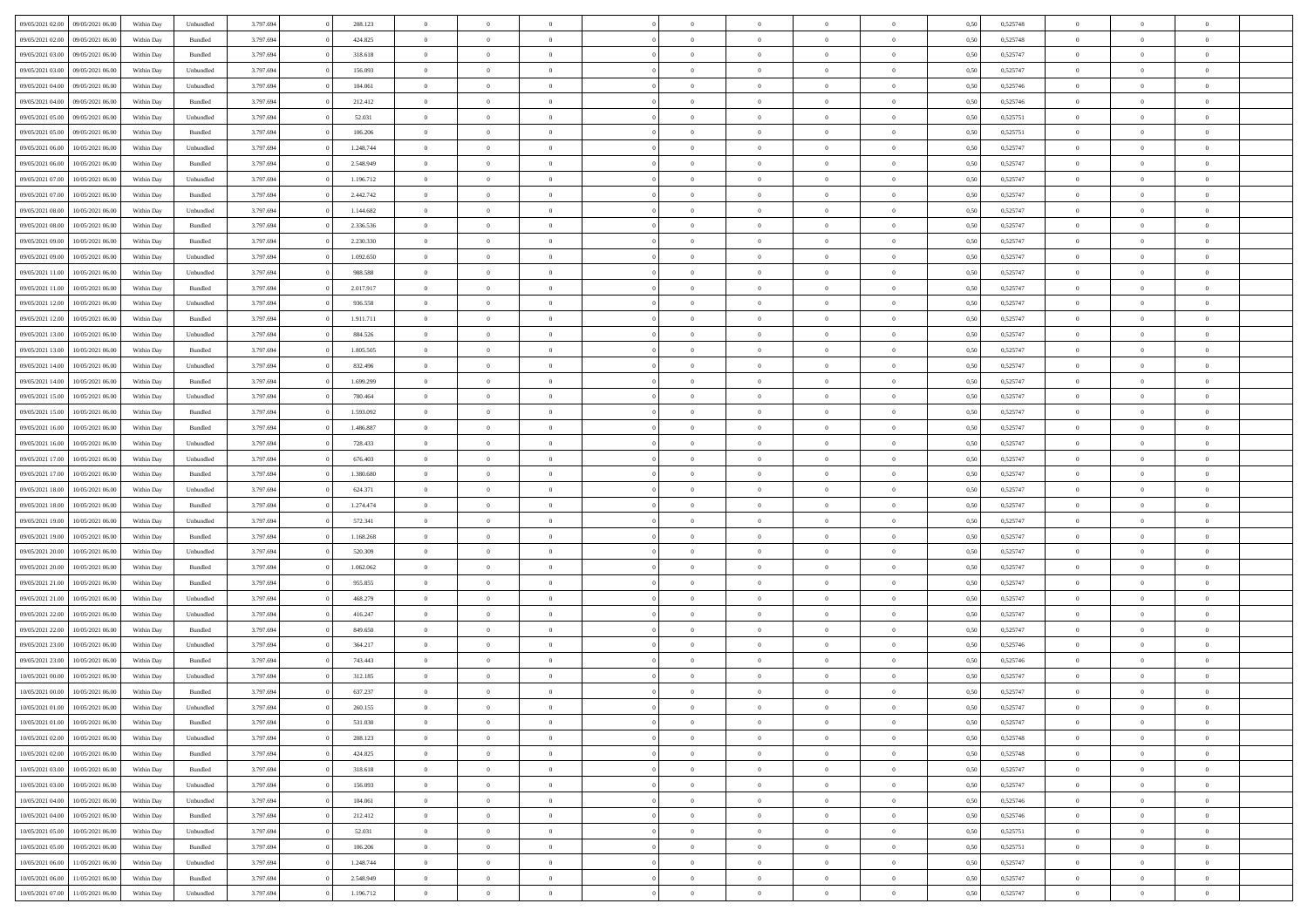| | | | | | | | | | | | | | | | | | | | | | |
|---|---|---|---|---|---|---|---|---|---|---|---|---|---|---|---|---|---|---|---|---|---|
| 09/05/2021 02:00 | 09/05/2021 06:00 | Within Day | Unbundled | 3.797.694 | 0 | 208.123 | 0 | 0 | 0 | | 0 | 0 | 0 | 0 | 0,50 | 0,525748 | 0 | 0 | 0 | |
| 09/05/2021 02:00 | 09/05/2021 06:00 | Within Day | Bundled | 3.797.694 | 0 | 424.825 | 0 | 0 | 0 | | 0 | 0 | 0 | 0 | 0,50 | 0,525748 | 0 | 0 | 0 | |
| 09/05/2021 03:00 | 09/05/2021 06:00 | Within Day | Bundled | 3.797.694 | 0 | 318.618 | 0 | 0 | 0 | | 0 | 0 | 0 | 0 | 0,50 | 0,525747 | 0 | 0 | 0 | |
| 09/05/2021 03:00 | 09/05/2021 06:00 | Within Day | Unbundled | 3.797.694 | 0 | 156.093 | 0 | 0 | 0 | | 0 | 0 | 0 | 0 | 0,50 | 0,525747 | 0 | 0 | 0 | |
| 09/05/2021 04:00 | 09/05/2021 06:00 | Within Day | Unbundled | 3.797.694 | 0 | 104.061 | 0 | 0 | 0 | | 0 | 0 | 0 | 0 | 0,50 | 0,525746 | 0 | 0 | 0 | |
| 09/05/2021 04:00 | 09/05/2021 06:00 | Within Day | Bundled | 3.797.694 | 0 | 212.412 | 0 | 0 | 0 | | 0 | 0 | 0 | 0 | 0,50 | 0,525746 | 0 | 0 | 0 | |
| 09/05/2021 05:00 | 09/05/2021 06:00 | Within Day | Unbundled | 3.797.694 | 0 | 52.031 | 0 | 0 | 0 | | 0 | 0 | 0 | 0 | 0,50 | 0,525751 | 0 | 0 | 0 | |
| 09/05/2021 05:00 | 09/05/2021 06:00 | Within Day | Bundled | 3.797.694 | 0 | 106.206 | 0 | 0 | 0 | | 0 | 0 | 0 | 0 | 0,50 | 0,525751 | 0 | 0 | 0 | |
| 09/05/2021 06:00 | 10/05/2021 06:00 | Within Day | Unbundled | 3.797.694 | 0 | 1.248.744 | 0 | 0 | 0 | | 0 | 0 | 0 | 0 | 0,50 | 0,525747 | 0 | 0 | 0 | |
| 09/05/2021 06:00 | 10/05/2021 06:00 | Within Day | Bundled | 3.797.694 | 0 | 2.548.949 | 0 | 0 | 0 | | 0 | 0 | 0 | 0 | 0,50 | 0,525747 | 0 | 0 | 0 | |
| 09/05/2021 07:00 | 10/05/2021 06:00 | Within Day | Unbundled | 3.797.694 | 0 | 1.196.712 | 0 | 0 | 0 | | 0 | 0 | 0 | 0 | 0,50 | 0,525747 | 0 | 0 | 0 | |
| 09/05/2021 07:00 | 10/05/2021 06:00 | Within Day | Bundled | 3.797.694 | 0 | 2.442.742 | 0 | 0 | 0 | | 0 | 0 | 0 | 0 | 0,50 | 0,525747 | 0 | 0 | 0 | |
| 09/05/2021 08:00 | 10/05/2021 06:00 | Within Day | Unbundled | 3.797.694 | 0 | 1.144.682 | 0 | 0 | 0 | | 0 | 0 | 0 | 0 | 0,50 | 0,525747 | 0 | 0 | 0 | |
| 09/05/2021 08:00 | 10/05/2021 06:00 | Within Day | Bundled | 3.797.694 | 0 | 2.336.536 | 0 | 0 | 0 | | 0 | 0 | 0 | 0 | 0,50 | 0,525747 | 0 | 0 | 0 | |
| 09/05/2021 09:00 | 10/05/2021 06:00 | Within Day | Bundled | 3.797.694 | 0 | 2.230.330 | 0 | 0 | 0 | | 0 | 0 | 0 | 0 | 0,50 | 0,525747 | 0 | 0 | 0 | |
| 09/05/2021 09:00 | 10/05/2021 06:00 | Within Day | Unbundled | 3.797.694 | 0 | 1.092.650 | 0 | 0 | 0 | | 0 | 0 | 0 | 0 | 0,50 | 0,525747 | 0 | 0 | 0 | |
| 09/05/2021 11:00 | 10/05/2021 06:00 | Within Day | Unbundled | 3.797.694 | 0 | 988.588 | 0 | 0 | 0 | | 0 | 0 | 0 | 0 | 0,50 | 0,525747 | 0 | 0 | 0 | |
| 09/05/2021 11:00 | 10/05/2021 06:00 | Within Day | Bundled | 3.797.694 | 0 | 2.017.917 | 0 | 0 | 0 | | 0 | 0 | 0 | 0 | 0,50 | 0,525747 | 0 | 0 | 0 | |
| 09/05/2021 12:00 | 10/05/2021 06:00 | Within Day | Unbundled | 3.797.694 | 0 | 936.558 | 0 | 0 | 0 | | 0 | 0 | 0 | 0 | 0,50 | 0,525747 | 0 | 0 | 0 | |
| 09/05/2021 12:00 | 10/05/2021 06:00 | Within Day | Bundled | 3.797.694 | 0 | 1.911.711 | 0 | 0 | 0 | | 0 | 0 | 0 | 0 | 0,50 | 0,525747 | 0 | 0 | 0 | |
| 09/05/2021 13:00 | 10/05/2021 06:00 | Within Day | Unbundled | 3.797.694 | 0 | 884.526 | 0 | 0 | 0 | | 0 | 0 | 0 | 0 | 0,50 | 0,525747 | 0 | 0 | 0 | |
| 09/05/2021 13:00 | 10/05/2021 06:00 | Within Day | Bundled | 3.797.694 | 0 | 1.805.505 | 0 | 0 | 0 | | 0 | 0 | 0 | 0 | 0,50 | 0,525747 | 0 | 0 | 0 | |
| 09/05/2021 14:00 | 10/05/2021 06:00 | Within Day | Unbundled | 3.797.694 | 0 | 832.496 | 0 | 0 | 0 | | 0 | 0 | 0 | 0 | 0,50 | 0,525747 | 0 | 0 | 0 | |
| 09/05/2021 14:00 | 10/05/2021 06:00 | Within Day | Bundled | 3.797.694 | 0 | 1.699.299 | 0 | 0 | 0 | | 0 | 0 | 0 | 0 | 0,50 | 0,525747 | 0 | 0 | 0 | |
| 09/05/2021 15:00 | 10/05/2021 06:00 | Within Day | Unbundled | 3.797.694 | 0 | 780.464 | 0 | 0 | 0 | | 0 | 0 | 0 | 0 | 0,50 | 0,525747 | 0 | 0 | 0 | |
| 09/05/2021 15:00 | 10/05/2021 06:00 | Within Day | Bundled | 3.797.694 | 0 | 1.593.092 | 0 | 0 | 0 | | 0 | 0 | 0 | 0 | 0,50 | 0,525747 | 0 | 0 | 0 | |
| 09/05/2021 16:00 | 10/05/2021 06:00 | Within Day | Bundled | 3.797.694 | 0 | 1.486.887 | 0 | 0 | 0 | | 0 | 0 | 0 | 0 | 0,50 | 0,525747 | 0 | 0 | 0 | |
| 09/05/2021 16:00 | 10/05/2021 06:00 | Within Day | Unbundled | 3.797.694 | 0 | 728.433 | 0 | 0 | 0 | | 0 | 0 | 0 | 0 | 0,50 | 0,525747 | 0 | 0 | 0 | |
| 09/05/2021 17:00 | 10/05/2021 06:00 | Within Day | Unbundled | 3.797.694 | 0 | 676.403 | 0 | 0 | 0 | | 0 | 0 | 0 | 0 | 0,50 | 0,525747 | 0 | 0 | 0 | |
| 09/05/2021 17:00 | 10/05/2021 06:00 | Within Day | Bundled | 3.797.694 | 0 | 1.380.680 | 0 | 0 | 0 | | 0 | 0 | 0 | 0 | 0,50 | 0,525747 | 0 | 0 | 0 | |
| 09/05/2021 18:00 | 10/05/2021 06:00 | Within Day | Unbundled | 3.797.694 | 0 | 624.371 | 0 | 0 | 0 | | 0 | 0 | 0 | 0 | 0,50 | 0,525747 | 0 | 0 | 0 | |
| 09/05/2021 18:00 | 10/05/2021 06:00 | Within Day | Bundled | 3.797.694 | 0 | 1.274.474 | 0 | 0 | 0 | | 0 | 0 | 0 | 0 | 0,50 | 0,525747 | 0 | 0 | 0 | |
| 09/05/2021 19:00 | 10/05/2021 06:00 | Within Day | Unbundled | 3.797.694 | 0 | 572.341 | 0 | 0 | 0 | | 0 | 0 | 0 | 0 | 0,50 | 0,525747 | 0 | 0 | 0 | |
| 09/05/2021 19:00 | 10/05/2021 06:00 | Within Day | Bundled | 3.797.694 | 0 | 1.168.268 | 0 | 0 | 0 | | 0 | 0 | 0 | 0 | 0,50 | 0,525747 | 0 | 0 | 0 | |
| 09/05/2021 20:00 | 10/05/2021 06:00 | Within Day | Unbundled | 3.797.694 | 0 | 520.309 | 0 | 0 | 0 | | 0 | 0 | 0 | 0 | 0,50 | 0,525747 | 0 | 0 | 0 | |
| 09/05/2021 20:00 | 10/05/2021 06:00 | Within Day | Bundled | 3.797.694 | 0 | 1.062.062 | 0 | 0 | 0 | | 0 | 0 | 0 | 0 | 0,50 | 0,525747 | 0 | 0 | 0 | |
| 09/05/2021 21:00 | 10/05/2021 06:00 | Within Day | Bundled | 3.797.694 | 0 | 955.855 | 0 | 0 | 0 | | 0 | 0 | 0 | 0 | 0,50 | 0,525747 | 0 | 0 | 0 | |
| 09/05/2021 21:00 | 10/05/2021 06:00 | Within Day | Unbundled | 3.797.694 | 0 | 468.279 | 0 | 0 | 0 | | 0 | 0 | 0 | 0 | 0,50 | 0,525747 | 0 | 0 | 0 | |
| 09/05/2021 22:00 | 10/05/2021 06:00 | Within Day | Unbundled | 3.797.694 | 0 | 416.247 | 0 | 0 | 0 | | 0 | 0 | 0 | 0 | 0,50 | 0,525747 | 0 | 0 | 0 | |
| 09/05/2021 22:00 | 10/05/2021 06:00 | Within Day | Bundled | 3.797.694 | 0 | 849.650 | 0 | 0 | 0 | | 0 | 0 | 0 | 0 | 0,50 | 0,525747 | 0 | 0 | 0 | |
| 09/05/2021 23:00 | 10/05/2021 06:00 | Within Day | Unbundled | 3.797.694 | 0 | 364.217 | 0 | 0 | 0 | | 0 | 0 | 0 | 0 | 0,50 | 0,525746 | 0 | 0 | 0 | |
| 09/05/2021 23:00 | 10/05/2021 06:00 | Within Day | Bundled | 3.797.694 | 0 | 743.443 | 0 | 0 | 0 | | 0 | 0 | 0 | 0 | 0,50 | 0,525746 | 0 | 0 | 0 | |
| 10/05/2021 00:00 | 10/05/2021 06:00 | Within Day | Unbundled | 3.797.694 | 0 | 312.185 | 0 | 0 | 0 | | 0 | 0 | 0 | 0 | 0,50 | 0,525747 | 0 | 0 | 0 | |
| 10/05/2021 00:00 | 10/05/2021 06:00 | Within Day | Bundled | 3.797.694 | 0 | 637.237 | 0 | 0 | 0 | | 0 | 0 | 0 | 0 | 0,50 | 0,525747 | 0 | 0 | 0 | |
| 10/05/2021 01:00 | 10/05/2021 06:00 | Within Day | Unbundled | 3.797.694 | 0 | 260.155 | 0 | 0 | 0 | | 0 | 0 | 0 | 0 | 0,50 | 0,525747 | 0 | 0 | 0 | |
| 10/05/2021 01:00 | 10/05/2021 06:00 | Within Day | Bundled | 3.797.694 | 0 | 531.030 | 0 | 0 | 0 | | 0 | 0 | 0 | 0 | 0,50 | 0,525747 | 0 | 0 | 0 | |
| 10/05/2021 02:00 | 10/05/2021 06:00 | Within Day | Unbundled | 3.797.694 | 0 | 208.123 | 0 | 0 | 0 | | 0 | 0 | 0 | 0 | 0,50 | 0,525748 | 0 | 0 | 0 | |
| 10/05/2021 02:00 | 10/05/2021 06:00 | Within Day | Bundled | 3.797.694 | 0 | 424.825 | 0 | 0 | 0 | | 0 | 0 | 0 | 0 | 0,50 | 0,525748 | 0 | 0 | 0 | |
| 10/05/2021 03:00 | 10/05/2021 06:00 | Within Day | Bundled | 3.797.694 | 0 | 318.618 | 0 | 0 | 0 | | 0 | 0 | 0 | 0 | 0,50 | 0,525747 | 0 | 0 | 0 | |
| 10/05/2021 03:00 | 10/05/2021 06:00 | Within Day | Unbundled | 3.797.694 | 0 | 156.093 | 0 | 0 | 0 | | 0 | 0 | 0 | 0 | 0,50 | 0,525747 | 0 | 0 | 0 | |
| 10/05/2021 04:00 | 10/05/2021 06:00 | Within Day | Unbundled | 3.797.694 | 0 | 104.061 | 0 | 0 | 0 | | 0 | 0 | 0 | 0 | 0,50 | 0,525746 | 0 | 0 | 0 | |
| 10/05/2021 04:00 | 10/05/2021 06:00 | Within Day | Bundled | 3.797.694 | 0 | 212.412 | 0 | 0 | 0 | | 0 | 0 | 0 | 0 | 0,50 | 0,525746 | 0 | 0 | 0 | |
| 10/05/2021 05:00 | 10/05/2021 06:00 | Within Day | Unbundled | 3.797.694 | 0 | 52.031 | 0 | 0 | 0 | | 0 | 0 | 0 | 0 | 0,50 | 0,525751 | 0 | 0 | 0 | |
| 10/05/2021 05:00 | 10/05/2021 06:00 | Within Day | Bundled | 3.797.694 | 0 | 106.206 | 0 | 0 | 0 | | 0 | 0 | 0 | 0 | 0,50 | 0,525751 | 0 | 0 | 0 | |
| 10/05/2021 06:00 | 11/05/2021 06:00 | Within Day | Unbundled | 3.797.694 | 0 | 1.248.744 | 0 | 0 | 0 | | 0 | 0 | 0 | 0 | 0,50 | 0,525747 | 0 | 0 | 0 | |
| 10/05/2021 06:00 | 11/05/2021 06:00 | Within Day | Bundled | 3.797.694 | 0 | 2.548.949 | 0 | 0 | 0 | | 0 | 0 | 0 | 0 | 0,50 | 0,525747 | 0 | 0 | 0 | |
| 10/05/2021 07:00 | 11/05/2021 06:00 | Within Day | Unbundled | 3.797.694 | 0 | 1.196.712 | 0 | 0 | 0 | | 0 | 0 | 0 | 0 | 0,50 | 0,525747 | 0 | 0 | 0 | |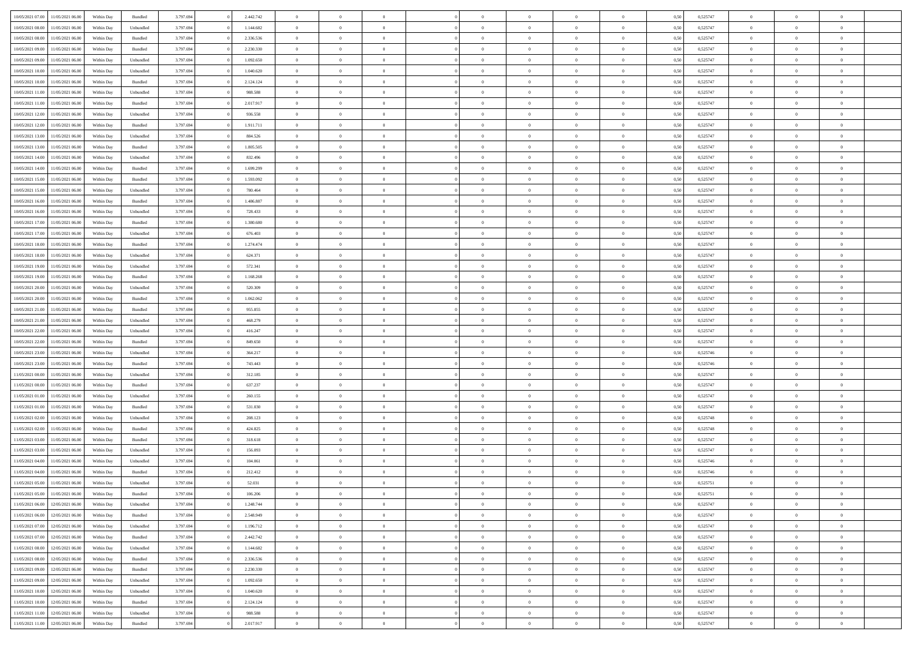| | | | | | | | | | | | | | | | | | | | | |
|---|---|---|---|---|---|---|---|---|---|---|---|---|---|---|---|---|---|---|---|---|
| 10/05/2021 07:00 | 11/05/2021 06:00 | Within Day | Bundled | 3.797.694 | 0 | 2.442.742 | 0 | 0 | 0 | | 0 | 0 | 0 | 0 | 0,50 | 0,525747 | 0 | 0 | 0 | |
| 10/05/2021 08:00 | 11/05/2021 06:00 | Within Day | Unbundled | 3.797.694 | 0 | 1.144.682 | 0 | 0 | 0 | | 0 | 0 | 0 | 0 | 0,50 | 0,525747 | 0 | 0 | 0 | |
| 10/05/2021 08:00 | 11/05/2021 06:00 | Within Day | Bundled | 3.797.694 | 0 | 2.336.536 | 0 | 0 | 0 | | 0 | 0 | 0 | 0 | 0,50 | 0,525747 | 0 | 0 | 0 | |
| 10/05/2021 09:00 | 11/05/2021 06:00 | Within Day | Bundled | 3.797.694 | 0 | 2.230.330 | 0 | 0 | 0 | | 0 | 0 | 0 | 0 | 0,50 | 0,525747 | 0 | 0 | 0 | |
| 10/05/2021 09:00 | 11/05/2021 06:00 | Within Day | Unbundled | 3.797.694 | 0 | 1.092.650 | 0 | 0 | 0 | | 0 | 0 | 0 | 0 | 0,50 | 0,525747 | 0 | 0 | 0 | |
| 10/05/2021 10:00 | 11/05/2021 06:00 | Within Day | Unbundled | 3.797.694 | 0 | 1.040.620 | 0 | 0 | 0 | | 0 | 0 | 0 | 0 | 0,50 | 0,525747 | 0 | 0 | 0 | |
| 10/05/2021 10:00 | 11/05/2021 06:00 | Within Day | Bundled | 3.797.694 | 0 | 2.124.124 | 0 | 0 | 0 | | 0 | 0 | 0 | 0 | 0,50 | 0,525747 | 0 | 0 | 0 | |
| 10/05/2021 11:00 | 11/05/2021 06:00 | Within Day | Unbundled | 3.797.694 | 0 | 988.588 | 0 | 0 | 0 | | 0 | 0 | 0 | 0 | 0,50 | 0,525747 | 0 | 0 | 0 | |
| 10/05/2021 11:00 | 11/05/2021 06:00 | Within Day | Bundled | 3.797.694 | 0 | 2.017.917 | 0 | 0 | 0 | | 0 | 0 | 0 | 0 | 0,50 | 0,525747 | 0 | 0 | 0 | |
| 10/05/2021 12:00 | 11/05/2021 06:00 | Within Day | Unbundled | 3.797.694 | 0 | 936.558 | 0 | 0 | 0 | | 0 | 0 | 0 | 0 | 0,50 | 0,525747 | 0 | 0 | 0 | |
| 10/05/2021 12:00 | 11/05/2021 06:00 | Within Day | Bundled | 3.797.694 | 0 | 1.911.711 | 0 | 0 | 0 | | 0 | 0 | 0 | 0 | 0,50 | 0,525747 | 0 | 0 | 0 | |
| 10/05/2021 13:00 | 11/05/2021 06:00 | Within Day | Unbundled | 3.797.694 | 0 | 884.526 | 0 | 0 | 0 | | 0 | 0 | 0 | 0 | 0,50 | 0,525747 | 0 | 0 | 0 | |
| 10/05/2021 13:00 | 11/05/2021 06:00 | Within Day | Bundled | 3.797.694 | 0 | 1.805.505 | 0 | 0 | 0 | | 0 | 0 | 0 | 0 | 0,50 | 0,525747 | 0 | 0 | 0 | |
| 10/05/2021 14:00 | 11/05/2021 06:00 | Within Day | Unbundled | 3.797.694 | 0 | 832.496 | 0 | 0 | 0 | | 0 | 0 | 0 | 0 | 0,50 | 0,525747 | 0 | 0 | 0 | |
| 10/05/2021 14:00 | 11/05/2021 06:00 | Within Day | Bundled | 3.797.694 | 0 | 1.699.299 | 0 | 0 | 0 | | 0 | 0 | 0 | 0 | 0,50 | 0,525747 | 0 | 0 | 0 | |
| 10/05/2021 15:00 | 11/05/2021 06:00 | Within Day | Bundled | 3.797.694 | 0 | 1.593.092 | 0 | 0 | 0 | | 0 | 0 | 0 | 0 | 0,50 | 0,525747 | 0 | 0 | 0 | |
| 10/05/2021 15:00 | 11/05/2021 06:00 | Within Day | Unbundled | 3.797.694 | 0 | 780.464 | 0 | 0 | 0 | | 0 | 0 | 0 | 0 | 0,50 | 0,525747 | 0 | 0 | 0 | |
| 10/05/2021 16:00 | 11/05/2021 06:00 | Within Day | Bundled | 3.797.694 | 0 | 1.486.887 | 0 | 0 | 0 | | 0 | 0 | 0 | 0 | 0,50 | 0,525747 | 0 | 0 | 0 | |
| 10/05/2021 16:00 | 11/05/2021 06:00 | Within Day | Unbundled | 3.797.694 | 0 | 728.433 | 0 | 0 | 0 | | 0 | 0 | 0 | 0 | 0,50 | 0,525747 | 0 | 0 | 0 | |
| 10/05/2021 17:00 | 11/05/2021 06:00 | Within Day | Bundled | 3.797.694 | 0 | 1.380.680 | 0 | 0 | 0 | | 0 | 0 | 0 | 0 | 0,50 | 0,525747 | 0 | 0 | 0 | |
| 10/05/2021 17:00 | 11/05/2021 06:00 | Within Day | Unbundled | 3.797.694 | 0 | 676.403 | 0 | 0 | 0 | | 0 | 0 | 0 | 0 | 0,50 | 0,525747 | 0 | 0 | 0 | |
| 10/05/2021 18:00 | 11/05/2021 06:00 | Within Day | Bundled | 3.797.694 | 0 | 1.274.474 | 0 | 0 | 0 | | 0 | 0 | 0 | 0 | 0,50 | 0,525747 | 0 | 0 | 0 | |
| 10/05/2021 18:00 | 11/05/2021 06:00 | Within Day | Unbundled | 3.797.694 | 0 | 624.371 | 0 | 0 | 0 | | 0 | 0 | 0 | 0 | 0,50 | 0,525747 | 0 | 0 | 0 | |
| 10/05/2021 19:00 | 11/05/2021 06:00 | Within Day | Unbundled | 3.797.694 | 0 | 572.341 | 0 | 0 | 0 | | 0 | 0 | 0 | 0 | 0,50 | 0,525747 | 0 | 0 | 0 | |
| 10/05/2021 19:00 | 11/05/2021 06:00 | Within Day | Bundled | 3.797.694 | 0 | 1.168.268 | 0 | 0 | 0 | | 0 | 0 | 0 | 0 | 0,50 | 0,525747 | 0 | 0 | 0 | |
| 10/05/2021 20:00 | 11/05/2021 06:00 | Within Day | Unbundled | 3.797.694 | 0 | 520.309 | 0 | 0 | 0 | | 0 | 0 | 0 | 0 | 0,50 | 0,525747 | 0 | 0 | 0 | |
| 10/05/2021 20:00 | 11/05/2021 06:00 | Within Day | Bundled | 3.797.694 | 0 | 1.062.062 | 0 | 0 | 0 | | 0 | 0 | 0 | 0 | 0,50 | 0,525747 | 0 | 0 | 0 | |
| 10/05/2021 21:00 | 11/05/2021 06:00 | Within Day | Bundled | 3.797.694 | 0 | 955.855 | 0 | 0 | 0 | | 0 | 0 | 0 | 0 | 0,50 | 0,525747 | 0 | 0 | 0 | |
| 10/05/2021 21:00 | 11/05/2021 06:00 | Within Day | Unbundled | 3.797.694 | 0 | 468.279 | 0 | 0 | 0 | | 0 | 0 | 0 | 0 | 0,50 | 0,525747 | 0 | 0 | 0 | |
| 10/05/2021 22:00 | 11/05/2021 06:00 | Within Day | Unbundled | 3.797.694 | 0 | 416.247 | 0 | 0 | 0 | | 0 | 0 | 0 | 0 | 0,50 | 0,525747 | 0 | 0 | 0 | |
| 10/05/2021 22:00 | 11/05/2021 06:00 | Within Day | Bundled | 3.797.694 | 0 | 849.650 | 0 | 0 | 0 | | 0 | 0 | 0 | 0 | 0,50 | 0,525747 | 0 | 0 | 0 | |
| 10/05/2021 23:00 | 11/05/2021 06:00 | Within Day | Unbundled | 3.797.694 | 0 | 364.217 | 0 | 0 | 0 | | 0 | 0 | 0 | 0 | 0,50 | 0,525746 | 0 | 0 | 0 | |
| 10/05/2021 23:00 | 11/05/2021 06:00 | Within Day | Bundled | 3.797.694 | 0 | 743.443 | 0 | 0 | 0 | | 0 | 0 | 0 | 0 | 0,50 | 0,525746 | 0 | 0 | 0 | |
| 11/05/2021 00:00 | 11/05/2021 06:00 | Within Day | Unbundled | 3.797.694 | 0 | 312.185 | 0 | 0 | 0 | | 0 | 0 | 0 | 0 | 0,50 | 0,525747 | 0 | 0 | 0 | |
| 11/05/2021 00:00 | 11/05/2021 06:00 | Within Day | Bundled | 3.797.694 | 0 | 637.237 | 0 | 0 | 0 | | 0 | 0 | 0 | 0 | 0,50 | 0,525747 | 0 | 0 | 0 | |
| 11/05/2021 01:00 | 11/05/2021 06:00 | Within Day | Unbundled | 3.797.694 | 0 | 260.155 | 0 | 0 | 0 | | 0 | 0 | 0 | 0 | 0,50 | 0,525747 | 0 | 0 | 0 | |
| 11/05/2021 01:00 | 11/05/2021 06:00 | Within Day | Bundled | 3.797.694 | 0 | 531.030 | 0 | 0 | 0 | | 0 | 0 | 0 | 0 | 0,50 | 0,525747 | 0 | 0 | 0 | |
| 11/05/2021 02:00 | 11/05/2021 06:00 | Within Day | Unbundled | 3.797.694 | 0 | 208.123 | 0 | 0 | 0 | | 0 | 0 | 0 | 0 | 0,50 | 0,525748 | 0 | 0 | 0 | |
| 11/05/2021 02:00 | 11/05/2021 06:00 | Within Day | Bundled | 3.797.694 | 0 | 424.825 | 0 | 0 | 0 | | 0 | 0 | 0 | 0 | 0,50 | 0,525748 | 0 | 0 | 0 | |
| 11/05/2021 03:00 | 11/05/2021 06:00 | Within Day | Bundled | 3.797.694 | 0 | 318.618 | 0 | 0 | 0 | | 0 | 0 | 0 | 0 | 0,50 | 0,525747 | 0 | 0 | 0 | |
| 11/05/2021 03:00 | 11/05/2021 06:00 | Within Day | Unbundled | 3.797.694 | 0 | 156.093 | 0 | 0 | 0 | | 0 | 0 | 0 | 0 | 0,50 | 0,525747 | 0 | 0 | 0 | |
| 11/05/2021 04:00 | 11/05/2021 06:00 | Within Day | Unbundled | 3.797.694 | 0 | 104.061 | 0 | 0 | 0 | | 0 | 0 | 0 | 0 | 0,50 | 0,525746 | 0 | 0 | 0 | |
| 11/05/2021 04:00 | 11/05/2021 06:00 | Within Day | Bundled | 3.797.694 | 0 | 212.412 | 0 | 0 | 0 | | 0 | 0 | 0 | 0 | 0,50 | 0,525746 | 0 | 0 | 0 | |
| 11/05/2021 05:00 | 11/05/2021 06:00 | Within Day | Unbundled | 3.797.694 | 0 | 52.031 | 0 | 0 | 0 | | 0 | 0 | 0 | 0 | 0,50 | 0,525751 | 0 | 0 | 0 | |
| 11/05/2021 05:00 | 11/05/2021 06:00 | Within Day | Bundled | 3.797.694 | 0 | 106.206 | 0 | 0 | 0 | | 0 | 0 | 0 | 0 | 0,50 | 0,525751 | 0 | 0 | 0 | |
| 11/05/2021 06:00 | 12/05/2021 06:00 | Within Day | Unbundled | 3.797.694 | 0 | 1.248.744 | 0 | 0 | 0 | | 0 | 0 | 0 | 0 | 0,50 | 0,525747 | 0 | 0 | 0 | |
| 11/05/2021 06:00 | 12/05/2021 06:00 | Within Day | Bundled | 3.797.694 | 0 | 2.548.949 | 0 | 0 | 0 | | 0 | 0 | 0 | 0 | 0,50 | 0,525747 | 0 | 0 | 0 | |
| 11/05/2021 07:00 | 12/05/2021 06:00 | Within Day | Unbundled | 3.797.694 | 0 | 1.196.712 | 0 | 0 | 0 | | 0 | 0 | 0 | 0 | 0,50 | 0,525747 | 0 | 0 | 0 | |
| 11/05/2021 07:00 | 12/05/2021 06:00 | Within Day | Bundled | 3.797.694 | 0 | 2.442.742 | 0 | 0 | 0 | | 0 | 0 | 0 | 0 | 0,50 | 0,525747 | 0 | 0 | 0 | |
| 11/05/2021 08:00 | 12/05/2021 06:00 | Within Day | Unbundled | 3.797.694 | 0 | 1.144.682 | 0 | 0 | 0 | | 0 | 0 | 0 | 0 | 0,50 | 0,525747 | 0 | 0 | 0 | |
| 11/05/2021 08:00 | 12/05/2021 06:00 | Within Day | Bundled | 3.797.694 | 0 | 2.336.536 | 0 | 0 | 0 | | 0 | 0 | 0 | 0 | 0,50 | 0,525747 | 0 | 0 | 0 | |
| 11/05/2021 09:00 | 12/05/2021 06:00 | Within Day | Bundled | 3.797.694 | 0 | 2.230.330 | 0 | 0 | 0 | | 0 | 0 | 0 | 0 | 0,50 | 0,525747 | 0 | 0 | 0 | |
| 11/05/2021 09:00 | 12/05/2021 06:00 | Within Day | Unbundled | 3.797.694 | 0 | 1.092.650 | 0 | 0 | 0 | | 0 | 0 | 0 | 0 | 0,50 | 0,525747 | 0 | 0 | 0 | |
| 11/05/2021 10:00 | 12/05/2021 06:00 | Within Day | Unbundled | 3.797.694 | 0 | 1.040.620 | 0 | 0 | 0 | | 0 | 0 | 0 | 0 | 0,50 | 0,525747 | 0 | 0 | 0 | |
| 11/05/2021 10:00 | 12/05/2021 06:00 | Within Day | Bundled | 3.797.694 | 0 | 2.124.124 | 0 | 0 | 0 | | 0 | 0 | 0 | 0 | 0,50 | 0,525747 | 0 | 0 | 0 | |
| 11/05/2021 11:00 | 12/05/2021 06:00 | Within Day | Unbundled | 3.797.694 | 0 | 988.588 | 0 | 0 | 0 | | 0 | 0 | 0 | 0 | 0,50 | 0,525747 | 0 | 0 | 0 | |
| 11/05/2021 11:00 | 12/05/2021 06:00 | Within Day | Bundled | 3.797.694 | 0 | 2.017.917 | 0 | 0 | 0 | | 0 | 0 | 0 | 0 | 0,50 | 0,525747 | 0 | 0 | 0 | |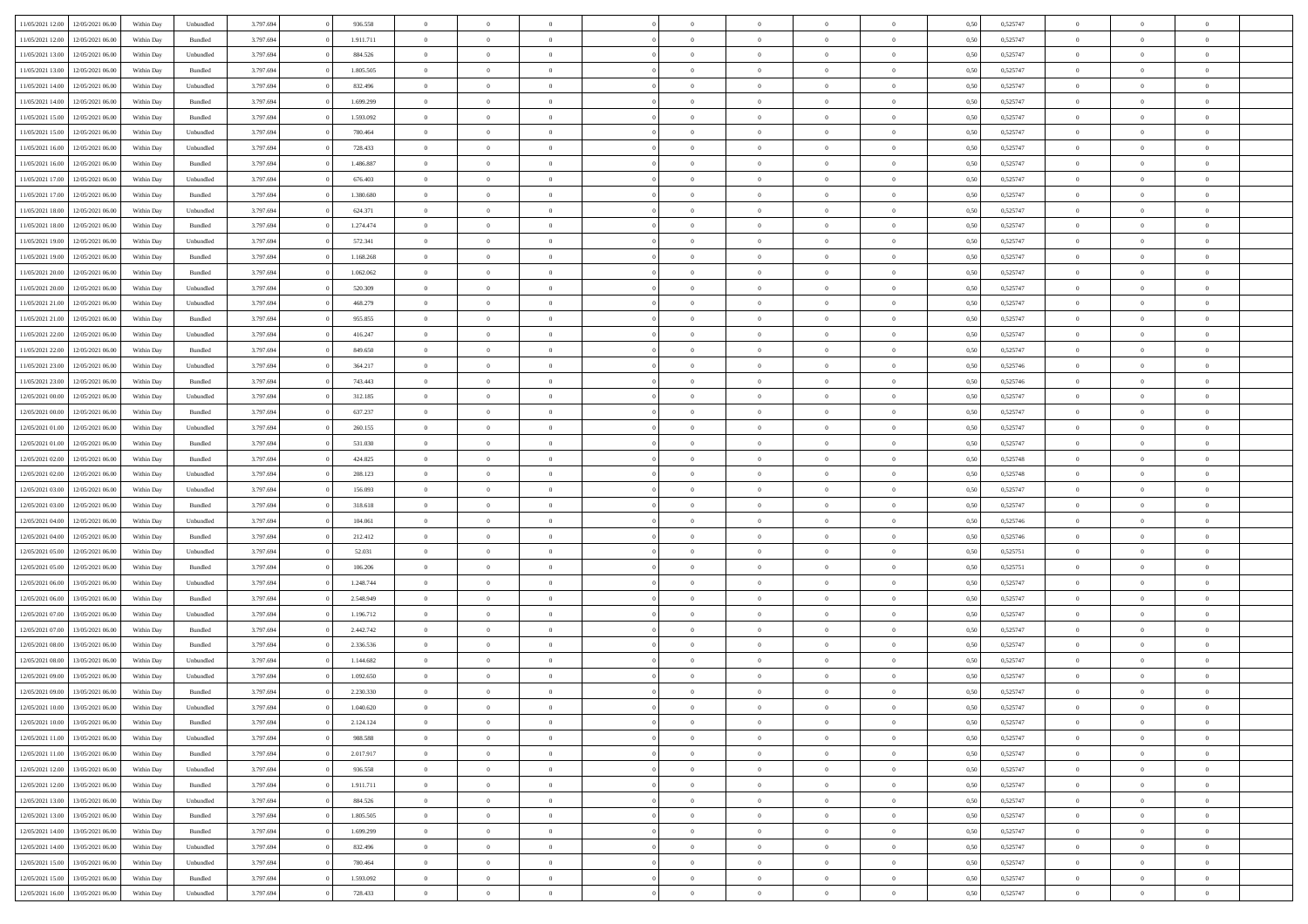| | | | | | | | | | | | | | | | | | | | | | |
|---|---|---|---|---|---|---|---|---|---|---|---|---|---|---|---|---|---|---|---|---|---|
| 11/05/2021 12:00 | 12/05/2021 06:00 | Within Day | Unbundled | 3.797.694 | 0 | 936.558 | 0 | 0 | 0 | | 0 | 0 | 0 | 0 | 0,50 | 0,525747 | 0 | 0 | 0 | |
| 11/05/2021 12:00 | 12/05/2021 06:00 | Within Day | Bundled | 3.797.694 | 0 | 1.911.711 | 0 | 0 | 0 | | 0 | 0 | 0 | 0 | 0,50 | 0,525747 | 0 | 0 | 0 | |
| 11/05/2021 13:00 | 12/05/2021 06:00 | Within Day | Unbundled | 3.797.694 | 0 | 884.526 | 0 | 0 | 0 | | 0 | 0 | 0 | 0 | 0,50 | 0,525747 | 0 | 0 | 0 | |
| 11/05/2021 13:00 | 12/05/2021 06:00 | Within Day | Bundled | 3.797.694 | 0 | 1.805.505 | 0 | 0 | 0 | | 0 | 0 | 0 | 0 | 0,50 | 0,525747 | 0 | 0 | 0 | |
| 11/05/2021 14:00 | 12/05/2021 06:00 | Within Day | Unbundled | 3.797.694 | 0 | 832.496 | 0 | 0 | 0 | | 0 | 0 | 0 | 0 | 0,50 | 0,525747 | 0 | 0 | 0 | |
| 11/05/2021 14:00 | 12/05/2021 06:00 | Within Day | Bundled | 3.797.694 | 0 | 1.699.299 | 0 | 0 | 0 | | 0 | 0 | 0 | 0 | 0,50 | 0,525747 | 0 | 0 | 0 | |
| 11/05/2021 15:00 | 12/05/2021 06:00 | Within Day | Bundled | 3.797.694 | 0 | 1.593.092 | 0 | 0 | 0 | | 0 | 0 | 0 | 0 | 0,50 | 0,525747 | 0 | 0 | 0 | |
| 11/05/2021 15:00 | 12/05/2021 06:00 | Within Day | Unbundled | 3.797.694 | 0 | 780.464 | 0 | 0 | 0 | | 0 | 0 | 0 | 0 | 0,50 | 0,525747 | 0 | 0 | 0 | |
| 11/05/2021 16:00 | 12/05/2021 06:00 | Within Day | Unbundled | 3.797.694 | 0 | 728.433 | 0 | 0 | 0 | | 0 | 0 | 0 | 0 | 0,50 | 0,525747 | 0 | 0 | 0 | |
| 11/05/2021 16:00 | 12/05/2021 06:00 | Within Day | Bundled | 3.797.694 | 0 | 1.486.887 | 0 | 0 | 0 | | 0 | 0 | 0 | 0 | 0,50 | 0,525747 | 0 | 0 | 0 | |
| 11/05/2021 17:00 | 12/05/2021 06:00 | Within Day | Unbundled | 3.797.694 | 0 | 676.403 | 0 | 0 | 0 | | 0 | 0 | 0 | 0 | 0,50 | 0,525747 | 0 | 0 | 0 | |
| 11/05/2021 17:00 | 12/05/2021 06:00 | Within Day | Bundled | 3.797.694 | 0 | 1.380.680 | 0 | 0 | 0 | | 0 | 0 | 0 | 0 | 0,50 | 0,525747 | 0 | 0 | 0 | |
| 11/05/2021 18:00 | 12/05/2021 06:00 | Within Day | Unbundled | 3.797.694 | 0 | 624.371 | 0 | 0 | 0 | | 0 | 0 | 0 | 0 | 0,50 | 0,525747 | 0 | 0 | 0 | |
| 11/05/2021 18:00 | 12/05/2021 06:00 | Within Day | Bundled | 3.797.694 | 0 | 1.274.474 | 0 | 0 | 0 | | 0 | 0 | 0 | 0 | 0,50 | 0,525747 | 0 | 0 | 0 | |
| 11/05/2021 19:00 | 12/05/2021 06:00 | Within Day | Unbundled | 3.797.694 | 0 | 572.341 | 0 | 0 | 0 | | 0 | 0 | 0 | 0 | 0,50 | 0,525747 | 0 | 0 | 0 | |
| 11/05/2021 19:00 | 12/05/2021 06:00 | Within Day | Bundled | 3.797.694 | 0 | 1.168.268 | 0 | 0 | 0 | | 0 | 0 | 0 | 0 | 0,50 | 0,525747 | 0 | 0 | 0 | |
| 11/05/2021 20:00 | 12/05/2021 06:00 | Within Day | Bundled | 3.797.694 | 0 | 1.062.062 | 0 | 0 | 0 | | 0 | 0 | 0 | 0 | 0,50 | 0,525747 | 0 | 0 | 0 | |
| 11/05/2021 20:00 | 12/05/2021 06:00 | Within Day | Unbundled | 3.797.694 | 0 | 520.309 | 0 | 0 | 0 | | 0 | 0 | 0 | 0 | 0,50 | 0,525747 | 0 | 0 | 0 | |
| 11/05/2021 21:00 | 12/05/2021 06:00 | Within Day | Unbundled | 3.797.694 | 0 | 468.279 | 0 | 0 | 0 | | 0 | 0 | 0 | 0 | 0,50 | 0,525747 | 0 | 0 | 0 | |
| 11/05/2021 21:00 | 12/05/2021 06:00 | Within Day | Bundled | 3.797.694 | 0 | 955.855 | 0 | 0 | 0 | | 0 | 0 | 0 | 0 | 0,50 | 0,525747 | 0 | 0 | 0 | |
| 11/05/2021 22:00 | 12/05/2021 06:00 | Within Day | Unbundled | 3.797.694 | 0 | 416.247 | 0 | 0 | 0 | | 0 | 0 | 0 | 0 | 0,50 | 0,525747 | 0 | 0 | 0 | |
| 11/05/2021 22:00 | 12/05/2021 06:00 | Within Day | Bundled | 3.797.694 | 0 | 849.650 | 0 | 0 | 0 | | 0 | 0 | 0 | 0 | 0,50 | 0,525747 | 0 | 0 | 0 | |
| 11/05/2021 23:00 | 12/05/2021 06:00 | Within Day | Unbundled | 3.797.694 | 0 | 364.217 | 0 | 0 | 0 | | 0 | 0 | 0 | 0 | 0,50 | 0,525746 | 0 | 0 | 0 | |
| 11/05/2021 23:00 | 12/05/2021 06:00 | Within Day | Bundled | 3.797.694 | 0 | 743.443 | 0 | 0 | 0 | | 0 | 0 | 0 | 0 | 0,50 | 0,525746 | 0 | 0 | 0 | |
| 12/05/2021 00:00 | 12/05/2021 06:00 | Within Day | Unbundled | 3.797.694 | 0 | 312.185 | 0 | 0 | 0 | | 0 | 0 | 0 | 0 | 0,50 | 0,525747 | 0 | 0 | 0 | |
| 12/05/2021 00:00 | 12/05/2021 06:00 | Within Day | Bundled | 3.797.694 | 0 | 637.237 | 0 | 0 | 0 | | 0 | 0 | 0 | 0 | 0,50 | 0,525747 | 0 | 0 | 0 | |
| 12/05/2021 01:00 | 12/05/2021 06:00 | Within Day | Unbundled | 3.797.694 | 0 | 260.155 | 0 | 0 | 0 | | 0 | 0 | 0 | 0 | 0,50 | 0,525747 | 0 | 0 | 0 | |
| 12/05/2021 01:00 | 12/05/2021 06:00 | Within Day | Bundled | 3.797.694 | 0 | 531.030 | 0 | 0 | 0 | | 0 | 0 | 0 | 0 | 0,50 | 0,525747 | 0 | 0 | 0 | |
| 12/05/2021 02:00 | 12/05/2021 06:00 | Within Day | Bundled | 3.797.694 | 0 | 424.825 | 0 | 0 | 0 | | 0 | 0 | 0 | 0 | 0,50 | 0,525748 | 0 | 0 | 0 | |
| 12/05/2021 02:00 | 12/05/2021 06:00 | Within Day | Unbundled | 3.797.694 | 0 | 208.123 | 0 | 0 | 0 | | 0 | 0 | 0 | 0 | 0,50 | 0,525748 | 0 | 0 | 0 | |
| 12/05/2021 03:00 | 12/05/2021 06:00 | Within Day | Unbundled | 3.797.694 | 0 | 156.093 | 0 | 0 | 0 | | 0 | 0 | 0 | 0 | 0,50 | 0,525747 | 0 | 0 | 0 | |
| 12/05/2021 03:00 | 12/05/2021 06:00 | Within Day | Bundled | 3.797.694 | 0 | 318.618 | 0 | 0 | 0 | | 0 | 0 | 0 | 0 | 0,50 | 0,525747 | 0 | 0 | 0 | |
| 12/05/2021 04:00 | 12/05/2021 06:00 | Within Day | Unbundled | 3.797.694 | 0 | 104.061 | 0 | 0 | 0 | | 0 | 0 | 0 | 0 | 0,50 | 0,525746 | 0 | 0 | 0 | |
| 12/05/2021 04:00 | 12/05/2021 06:00 | Within Day | Bundled | 3.797.694 | 0 | 212.412 | 0 | 0 | 0 | | 0 | 0 | 0 | 0 | 0,50 | 0,525746 | 0 | 0 | 0 | |
| 12/05/2021 05:00 | 12/05/2021 06:00 | Within Day | Unbundled | 3.797.694 | 0 | 52.031 | 0 | 0 | 0 | | 0 | 0 | 0 | 0 | 0,50 | 0,525751 | 0 | 0 | 0 | |
| 12/05/2021 05:00 | 12/05/2021 06:00 | Within Day | Bundled | 3.797.694 | 0 | 106.206 | 0 | 0 | 0 | | 0 | 0 | 0 | 0 | 0,50 | 0,525751 | 0 | 0 | 0 | |
| 12/05/2021 06:00 | 13/05/2021 06:00 | Within Day | Unbundled | 3.797.694 | 0 | 1.248.744 | 0 | 0 | 0 | | 0 | 0 | 0 | 0 | 0,50 | 0,525747 | 0 | 0 | 0 | |
| 12/05/2021 06:00 | 13/05/2021 06:00 | Within Day | Bundled | 3.797.694 | 0 | 2.548.949 | 0 | 0 | 0 | | 0 | 0 | 0 | 0 | 0,50 | 0,525747 | 0 | 0 | 0 | |
| 12/05/2021 07:00 | 13/05/2021 06:00 | Within Day | Unbundled | 3.797.694 | 0 | 1.196.712 | 0 | 0 | 0 | | 0 | 0 | 0 | 0 | 0,50 | 0,525747 | 0 | 0 | 0 | |
| 12/05/2021 07:00 | 13/05/2021 06:00 | Within Day | Bundled | 3.797.694 | 0 | 2.442.742 | 0 | 0 | 0 | | 0 | 0 | 0 | 0 | 0,50 | 0,525747 | 0 | 0 | 0 | |
| 12/05/2021 08:00 | 13/05/2021 06:00 | Within Day | Bundled | 3.797.694 | 0 | 2.336.536 | 0 | 0 | 0 | | 0 | 0 | 0 | 0 | 0,50 | 0,525747 | 0 | 0 | 0 | |
| 12/05/2021 08:00 | 13/05/2021 06:00 | Within Day | Unbundled | 3.797.694 | 0 | 1.144.682 | 0 | 0 | 0 | | 0 | 0 | 0 | 0 | 0,50 | 0,525747 | 0 | 0 | 0 | |
| 12/05/2021 09:00 | 13/05/2021 06:00 | Within Day | Unbundled | 3.797.694 | 0 | 1.092.650 | 0 | 0 | 0 | | 0 | 0 | 0 | 0 | 0,50 | 0,525747 | 0 | 0 | 0 | |
| 12/05/2021 09:00 | 13/05/2021 06:00 | Within Day | Bundled | 3.797.694 | 0 | 2.230.330 | 0 | 0 | 0 | | 0 | 0 | 0 | 0 | 0,50 | 0,525747 | 0 | 0 | 0 | |
| 12/05/2021 10:00 | 13/05/2021 06:00 | Within Day | Unbundled | 3.797.694 | 0 | 1.040.620 | 0 | 0 | 0 | | 0 | 0 | 0 | 0 | 0,50 | 0,525747 | 0 | 0 | 0 | |
| 12/05/2021 10:00 | 13/05/2021 06:00 | Within Day | Bundled | 3.797.694 | 0 | 2.124.124 | 0 | 0 | 0 | | 0 | 0 | 0 | 0 | 0,50 | 0,525747 | 0 | 0 | 0 | |
| 12/05/2021 11:00 | 13/05/2021 06:00 | Within Day | Unbundled | 3.797.694 | 0 | 988.588 | 0 | 0 | 0 | | 0 | 0 | 0 | 0 | 0,50 | 0,525747 | 0 | 0 | 0 | |
| 12/05/2021 11:00 | 13/05/2021 06:00 | Within Day | Bundled | 3.797.694 | 0 | 2.017.917 | 0 | 0 | 0 | | 0 | 0 | 0 | 0 | 0,50 | 0,525747 | 0 | 0 | 0 | |
| 12/05/2021 12:00 | 13/05/2021 06:00 | Within Day | Unbundled | 3.797.694 | 0 | 936.558 | 0 | 0 | 0 | | 0 | 0 | 0 | 0 | 0,50 | 0,525747 | 0 | 0 | 0 | |
| 12/05/2021 12:00 | 13/05/2021 06:00 | Within Day | Bundled | 3.797.694 | 0 | 1.911.711 | 0 | 0 | 0 | | 0 | 0 | 0 | 0 | 0,50 | 0,525747 | 0 | 0 | 0 | |
| 12/05/2021 13:00 | 13/05/2021 06:00 | Within Day | Unbundled | 3.797.694 | 0 | 884.526 | 0 | 0 | 0 | | 0 | 0 | 0 | 0 | 0,50 | 0,525747 | 0 | 0 | 0 | |
| 12/05/2021 13:00 | 13/05/2021 06:00 | Within Day | Bundled | 3.797.694 | 0 | 1.805.505 | 0 | 0 | 0 | | 0 | 0 | 0 | 0 | 0,50 | 0,525747 | 0 | 0 | 0 | |
| 12/05/2021 14:00 | 13/05/2021 06:00 | Within Day | Bundled | 3.797.694 | 0 | 1.699.299 | 0 | 0 | 0 | | 0 | 0 | 0 | 0 | 0,50 | 0,525747 | 0 | 0 | 0 | |
| 12/05/2021 14:00 | 13/05/2021 06:00 | Within Day | Unbundled | 3.797.694 | 0 | 832.496 | 0 | 0 | 0 | | 0 | 0 | 0 | 0 | 0,50 | 0,525747 | 0 | 0 | 0 | |
| 12/05/2021 15:00 | 13/05/2021 06:00 | Within Day | Unbundled | 3.797.694 | 0 | 780.464 | 0 | 0 | 0 | | 0 | 0 | 0 | 0 | 0,50 | 0,525747 | 0 | 0 | 0 | |
| 12/05/2021 15:00 | 13/05/2021 06:00 | Within Day | Bundled | 3.797.694 | 0 | 1.593.092 | 0 | 0 | 0 | | 0 | 0 | 0 | 0 | 0,50 | 0,525747 | 0 | 0 | 0 | |
| 12/05/2021 16:00 | 13/05/2021 06:00 | Within Day | Unbundled | 3.797.694 | 0 | 728.433 | 0 | 0 | 0 | | 0 | 0 | 0 | 0 | 0,50 | 0,525747 | 0 | 0 | 0 | |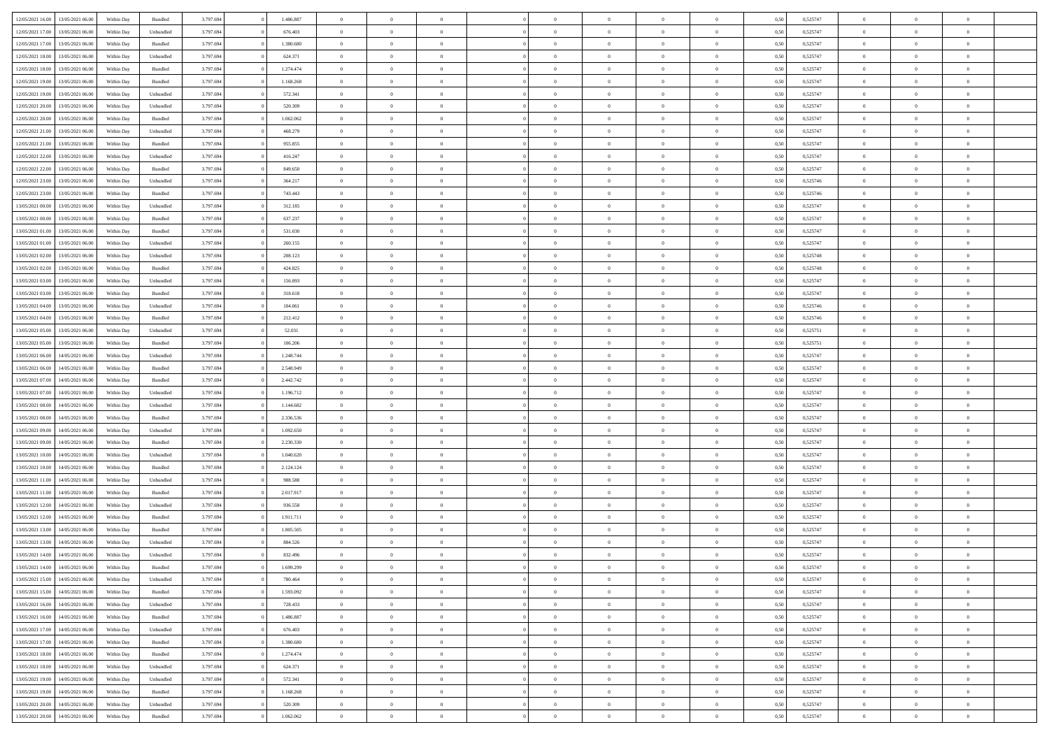| | | | | | | | | | | | | | | | | | | | | | |
|---|---|---|---|---|---|---|---|---|---|---|---|---|---|---|---|---|---|---|---|---|---|
| 12/05/2021 16:00 | 13/05/2021 06:00 | Within Day | Bundled | 3.797.694 | 0 | 1.486.887 | 0 | 0 | 0 | | 0 | 0 | 0 | 0 | 0,50 | 0,525747 | 0 | 0 | 0 | |
| 12/05/2021 17:00 | 13/05/2021 06:00 | Within Day | Unbundled | 3.797.694 | 0 | 676.403 | 0 | 0 | 0 | | 0 | 0 | 0 | 0 | 0,50 | 0,525747 | 0 | 0 | 0 | |
| 12/05/2021 17:00 | 13/05/2021 06:00 | Within Day | Bundled | 3.797.694 | 0 | 1.380.680 | 0 | 0 | 0 | | 0 | 0 | 0 | 0 | 0,50 | 0,525747 | 0 | 0 | 0 | |
| 12/05/2021 18:00 | 13/05/2021 06:00 | Within Day | Unbundled | 3.797.694 | 0 | 624.371 | 0 | 0 | 0 | | 0 | 0 | 0 | 0 | 0,50 | 0,525747 | 0 | 0 | 0 | |
| 12/05/2021 18:00 | 13/05/2021 06:00 | Within Day | Bundled | 3.797.694 | 0 | 1.274.474 | 0 | 0 | 0 | | 0 | 0 | 0 | 0 | 0,50 | 0,525747 | 0 | 0 | 0 | |
| 12/05/2021 19:00 | 13/05/2021 06:00 | Within Day | Bundled | 3.797.694 | 0 | 1.168.268 | 0 | 0 | 0 | | 0 | 0 | 0 | 0 | 0,50 | 0,525747 | 0 | 0 | 0 | |
| 12/05/2021 19:00 | 13/05/2021 06:00 | Within Day | Unbundled | 3.797.694 | 0 | 572.341 | 0 | 0 | 0 | | 0 | 0 | 0 | 0 | 0,50 | 0,525747 | 0 | 0 | 0 | |
| 12/05/2021 20:00 | 13/05/2021 06:00 | Within Day | Unbundled | 3.797.694 | 0 | 520.309 | 0 | 0 | 0 | | 0 | 0 | 0 | 0 | 0,50 | 0,525747 | 0 | 0 | 0 | |
| 12/05/2021 20:00 | 13/05/2021 06:00 | Within Day | Bundled | 3.797.694 | 0 | 1.062.062 | 0 | 0 | 0 | | 0 | 0 | 0 | 0 | 0,50 | 0,525747 | 0 | 0 | 0 | |
| 12/05/2021 21:00 | 13/05/2021 06:00 | Within Day | Unbundled | 3.797.694 | 0 | 468.279 | 0 | 0 | 0 | | 0 | 0 | 0 | 0 | 0,50 | 0,525747 | 0 | 0 | 0 | |
| 12/05/2021 21:00 | 13/05/2021 06:00 | Within Day | Bundled | 3.797.694 | 0 | 955.855 | 0 | 0 | 0 | | 0 | 0 | 0 | 0 | 0,50 | 0,525747 | 0 | 0 | 0 | |
| 12/05/2021 22:00 | 13/05/2021 06:00 | Within Day | Unbundled | 3.797.694 | 0 | 416.247 | 0 | 0 | 0 | | 0 | 0 | 0 | 0 | 0,50 | 0,525747 | 0 | 0 | 0 | |
| 12/05/2021 22:00 | 13/05/2021 06:00 | Within Day | Bundled | 3.797.694 | 0 | 849.650 | 0 | 0 | 0 | | 0 | 0 | 0 | 0 | 0,50 | 0,525747 | 0 | 0 | 0 | |
| 12/05/2021 23:00 | 13/05/2021 06:00 | Within Day | Unbundled | 3.797.694 | 0 | 364.217 | 0 | 0 | 0 | | 0 | 0 | 0 | 0 | 0,50 | 0,525746 | 0 | 0 | 0 | |
| 12/05/2021 23:00 | 13/05/2021 06:00 | Within Day | Bundled | 3.797.694 | 0 | 743.443 | 0 | 0 | 0 | | 0 | 0 | 0 | 0 | 0,50 | 0,525746 | 0 | 0 | 0 | |
| 13/05/2021 00:00 | 13/05/2021 06:00 | Within Day | Unbundled | 3.797.694 | 0 | 312.185 | 0 | 0 | 0 | | 0 | 0 | 0 | 0 | 0,50 | 0,525747 | 0 | 0 | 0 | |
| 13/05/2021 00:00 | 13/05/2021 06:00 | Within Day | Bundled | 3.797.694 | 0 | 637.237 | 0 | 0 | 0 | | 0 | 0 | 0 | 0 | 0,50 | 0,525747 | 0 | 0 | 0 | |
| 13/05/2021 01:00 | 13/05/2021 06:00 | Within Day | Bundled | 3.797.694 | 0 | 531.030 | 0 | 0 | 0 | | 0 | 0 | 0 | 0 | 0,50 | 0,525747 | 0 | 0 | 0 | |
| 13/05/2021 01:00 | 13/05/2021 06:00 | Within Day | Unbundled | 3.797.694 | 0 | 260.155 | 0 | 0 | 0 | | 0 | 0 | 0 | 0 | 0,50 | 0,525747 | 0 | 0 | 0 | |
| 13/05/2021 02:00 | 13/05/2021 06:00 | Within Day | Unbundled | 3.797.694 | 0 | 208.123 | 0 | 0 | 0 | | 0 | 0 | 0 | 0 | 0,50 | 0,525748 | 0 | 0 | 0 | |
| 13/05/2021 02:00 | 13/05/2021 06:00 | Within Day | Bundled | 3.797.694 | 0 | 424.825 | 0 | 0 | 0 | | 0 | 0 | 0 | 0 | 0,50 | 0,525748 | 0 | 0 | 0 | |
| 13/05/2021 03:00 | 13/05/2021 06:00 | Within Day | Unbundled | 3.797.694 | 0 | 156.093 | 0 | 0 | 0 | | 0 | 0 | 0 | 0 | 0,50 | 0,525747 | 0 | 0 | 0 | |
| 13/05/2021 03:00 | 13/05/2021 06:00 | Within Day | Bundled | 3.797.694 | 0 | 318.618 | 0 | 0 | 0 | | 0 | 0 | 0 | 0 | 0,50 | 0,525747 | 0 | 0 | 0 | |
| 13/05/2021 04:00 | 13/05/2021 06:00 | Within Day | Unbundled | 3.797.694 | 0 | 104.061 | 0 | 0 | 0 | | 0 | 0 | 0 | 0 | 0,50 | 0,525746 | 0 | 0 | 0 | |
| 13/05/2021 04:00 | 13/05/2021 06:00 | Within Day | Bundled | 3.797.694 | 0 | 212.412 | 0 | 0 | 0 | | 0 | 0 | 0 | 0 | 0,50 | 0,525746 | 0 | 0 | 0 | |
| 13/05/2021 05:00 | 13/05/2021 06:00 | Within Day | Unbundled | 3.797.694 | 0 | 52.031 | 0 | 0 | 0 | | 0 | 0 | 0 | 0 | 0,50 | 0,525751 | 0 | 0 | 0 | |
| 13/05/2021 05:00 | 13/05/2021 06:00 | Within Day | Bundled | 3.797.694 | 0 | 106.206 | 0 | 0 | 0 | | 0 | 0 | 0 | 0 | 0,50 | 0,525751 | 0 | 0 | 0 | |
| 13/05/2021 06:00 | 14/05/2021 06:00 | Within Day | Unbundled | 3.797.694 | 0 | 1.248.744 | 0 | 0 | 0 | | 0 | 0 | 0 | 0 | 0,50 | 0,525747 | 0 | 0 | 0 | |
| 13/05/2021 06:00 | 14/05/2021 06:00 | Within Day | Bundled | 3.797.694 | 0 | 2.548.949 | 0 | 0 | 0 | | 0 | 0 | 0 | 0 | 0,50 | 0,525747 | 0 | 0 | 0 | |
| 13/05/2021 07:00 | 14/05/2021 06:00 | Within Day | Bundled | 3.797.694 | 0 | 2.442.742 | 0 | 0 | 0 | | 0 | 0 | 0 | 0 | 0,50 | 0,525747 | 0 | 0 | 0 | |
| 13/05/2021 07:00 | 14/05/2021 06:00 | Within Day | Unbundled | 3.797.694 | 0 | 1.196.712 | 0 | 0 | 0 | | 0 | 0 | 0 | 0 | 0,50 | 0,525747 | 0 | 0 | 0 | |
| 13/05/2021 08:00 | 14/05/2021 06:00 | Within Day | Unbundled | 3.797.694 | 0 | 1.144.682 | 0 | 0 | 0 | | 0 | 0 | 0 | 0 | 0,50 | 0,525747 | 0 | 0 | 0 | |
| 13/05/2021 08:00 | 14/05/2021 06:00 | Within Day | Bundled | 3.797.694 | 0 | 2.336.536 | 0 | 0 | 0 | | 0 | 0 | 0 | 0 | 0,50 | 0,525747 | 0 | 0 | 0 | |
| 13/05/2021 09:00 | 14/05/2021 06:00 | Within Day | Unbundled | 3.797.694 | 0 | 1.092.650 | 0 | 0 | 0 | | 0 | 0 | 0 | 0 | 0,50 | 0,525747 | 0 | 0 | 0 | |
| 13/05/2021 09:00 | 14/05/2021 06:00 | Within Day | Bundled | 3.797.694 | 0 | 2.230.330 | 0 | 0 | 0 | | 0 | 0 | 0 | 0 | 0,50 | 0,525747 | 0 | 0 | 0 | |
| 13/05/2021 10:00 | 14/05/2021 06:00 | Within Day | Unbundled | 3.797.694 | 0 | 1.040.620 | 0 | 0 | 0 | | 0 | 0 | 0 | 0 | 0,50 | 0,525747 | 0 | 0 | 0 | |
| 13/05/2021 10:00 | 14/05/2021 06:00 | Within Day | Bundled | 3.797.694 | 0 | 2.124.124 | 0 | 0 | 0 | | 0 | 0 | 0 | 0 | 0,50 | 0,525747 | 0 | 0 | 0 | |
| 13/05/2021 11:00 | 14/05/2021 06:00 | Within Day | Unbundled | 3.797.694 | 0 | 988.588 | 0 | 0 | 0 | | 0 | 0 | 0 | 0 | 0,50 | 0,525747 | 0 | 0 | 0 | |
| 13/05/2021 11:00 | 14/05/2021 06:00 | Within Day | Bundled | 3.797.694 | 0 | 2.017.917 | 0 | 0 | 0 | | 0 | 0 | 0 | 0 | 0,50 | 0,525747 | 0 | 0 | 0 | |
| 13/05/2021 12:00 | 14/05/2021 06:00 | Within Day | Unbundled | 3.797.694 | 0 | 936.558 | 0 | 0 | 0 | | 0 | 0 | 0 | 0 | 0,50 | 0,525747 | 0 | 0 | 0 | |
| 13/05/2021 12:00 | 14/05/2021 06:00 | Within Day | Bundled | 3.797.694 | 0 | 1.911.711 | 0 | 0 | 0 | | 0 | 0 | 0 | 0 | 0,50 | 0,525747 | 0 | 0 | 0 | |
| 13/05/2021 13:00 | 14/05/2021 06:00 | Within Day | Bundled | 3.797.694 | 0 | 1.805.505 | 0 | 0 | 0 | | 0 | 0 | 0 | 0 | 0,50 | 0,525747 | 0 | 0 | 0 | |
| 13/05/2021 13:00 | 14/05/2021 06:00 | Within Day | Unbundled | 3.797.694 | 0 | 884.526 | 0 | 0 | 0 | | 0 | 0 | 0 | 0 | 0,50 | 0,525747 | 0 | 0 | 0 | |
| 13/05/2021 14:00 | 14/05/2021 06:00 | Within Day | Unbundled | 3.797.694 | 0 | 832.496 | 0 | 0 | 0 | | 0 | 0 | 0 | 0 | 0,50 | 0,525747 | 0 | 0 | 0 | |
| 13/05/2021 14:00 | 14/05/2021 06:00 | Within Day | Bundled | 3.797.694 | 0 | 1.699.299 | 0 | 0 | 0 | | 0 | 0 | 0 | 0 | 0,50 | 0,525747 | 0 | 0 | 0 | |
| 13/05/2021 15:00 | 14/05/2021 06:00 | Within Day | Unbundled | 3.797.694 | 0 | 780.464 | 0 | 0 | 0 | | 0 | 0 | 0 | 0 | 0,50 | 0,525747 | 0 | 0 | 0 | |
| 13/05/2021 15:00 | 14/05/2021 06:00 | Within Day | Bundled | 3.797.694 | 0 | 1.593.092 | 0 | 0 | 0 | | 0 | 0 | 0 | 0 | 0,50 | 0,525747 | 0 | 0 | 0 | |
| 13/05/2021 16:00 | 14/05/2021 06:00 | Within Day | Unbundled | 3.797.694 | 0 | 728.433 | 0 | 0 | 0 | | 0 | 0 | 0 | 0 | 0,50 | 0,525747 | 0 | 0 | 0 | |
| 13/05/2021 16:00 | 14/05/2021 06:00 | Within Day | Bundled | 3.797.694 | 0 | 1.486.887 | 0 | 0 | 0 | | 0 | 0 | 0 | 0 | 0,50 | 0,525747 | 0 | 0 | 0 | |
| 13/05/2021 17:00 | 14/05/2021 06:00 | Within Day | Unbundled | 3.797.694 | 0 | 676.403 | 0 | 0 | 0 | | 0 | 0 | 0 | 0 | 0,50 | 0,525747 | 0 | 0 | 0 | |
| 13/05/2021 17:00 | 14/05/2021 06:00 | Within Day | Bundled | 3.797.694 | 0 | 1.380.680 | 0 | 0 | 0 | | 0 | 0 | 0 | 0 | 0,50 | 0,525747 | 0 | 0 | 0 | |
| 13/05/2021 18:00 | 14/05/2021 06:00 | Within Day | Bundled | 3.797.694 | 0 | 1.274.474 | 0 | 0 | 0 | | 0 | 0 | 0 | 0 | 0,50 | 0,525747 | 0 | 0 | 0 | |
| 13/05/2021 18:00 | 14/05/2021 06:00 | Within Day | Unbundled | 3.797.694 | 0 | 624.371 | 0 | 0 | 0 | | 0 | 0 | 0 | 0 | 0,50 | 0,525747 | 0 | 0 | 0 | |
| 13/05/2021 19:00 | 14/05/2021 06:00 | Within Day | Unbundled | 3.797.694 | 0 | 572.341 | 0 | 0 | 0 | | 0 | 0 | 0 | 0 | 0,50 | 0,525747 | 0 | 0 | 0 | |
| 13/05/2021 19:00 | 14/05/2021 06:00 | Within Day | Bundled | 3.797.694 | 0 | 1.168.268 | 0 | 0 | 0 | | 0 | 0 | 0 | 0 | 0,50 | 0,525747 | 0 | 0 | 0 | |
| 13/05/2021 20:00 | 14/05/2021 06:00 | Within Day | Unbundled | 3.797.694 | 0 | 520.309 | 0 | 0 | 0 | | 0 | 0 | 0 | 0 | 0,50 | 0,525747 | 0 | 0 | 0 | |
| 13/05/2021 20:00 | 14/05/2021 06:00 | Within Day | Bundled | 3.797.694 | 0 | 1.062.062 | 0 | 0 | 0 | | 0 | 0 | 0 | 0 | 0,50 | 0,525747 | 0 | 0 | 0 | |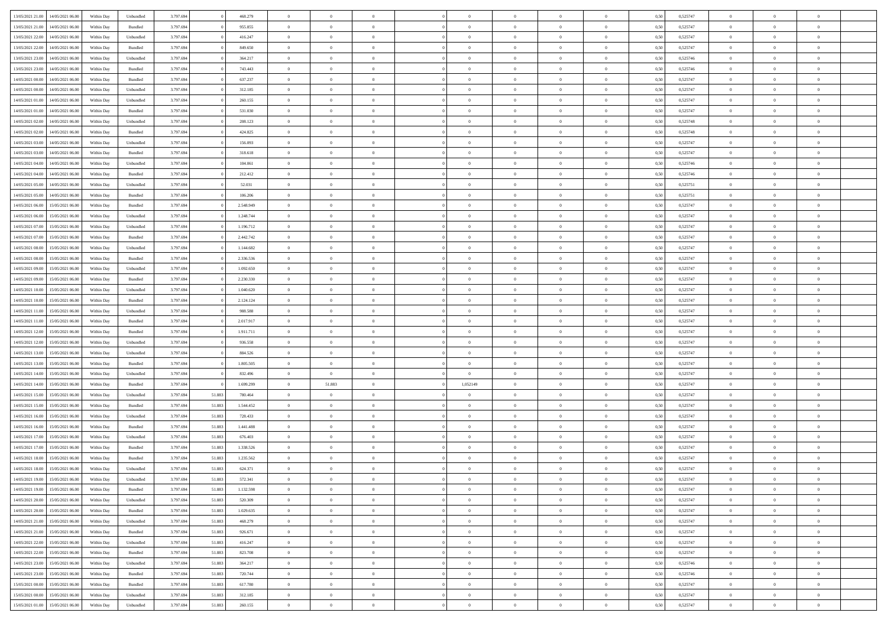| | | | | | | | | | | | | | | | | | | | |
|---|---|---|---|---|---|---|---|---|---|---|---|---|---|---|---|---|---|---|---|
| 13/05/2021 21:00 | 14/05/2021 06:00 | Within Day | Unbundled | 3.797.694 | 0 | 468.279 | 0 | 0 | 0 | | 0 | 0 | 0 | 0 | 0,50 | 0,525747 | 0 | 0 | 0 | |
| 13/05/2021 21:00 | 14/05/2021 06:00 | Within Day | Bundled | 3.797.694 | 0 | 955.855 | 0 | 0 | 0 | | 0 | 0 | 0 | 0 | 0,50 | 0,525747 | 0 | 0 | 0 | |
| 13/05/2021 22:00 | 14/05/2021 06:00 | Within Day | Unbundled | 3.797.694 | 0 | 416.247 | 0 | 0 | 0 | | 0 | 0 | 0 | 0 | 0,50 | 0,525747 | 0 | 0 | 0 | |
| 13/05/2021 22:00 | 14/05/2021 06:00 | Within Day | Bundled | 3.797.694 | 0 | 849.650 | 0 | 0 | 0 | | 0 | 0 | 0 | 0 | 0,50 | 0,525747 | 0 | 0 | 0 | |
| 13/05/2021 23:00 | 14/05/2021 06:00 | Within Day | Unbundled | 3.797.694 | 0 | 364.217 | 0 | 0 | 0 | | 0 | 0 | 0 | 0 | 0,50 | 0,525746 | 0 | 0 | 0 | |
| 13/05/2021 23:00 | 14/05/2021 06:00 | Within Day | Bundled | 3.797.694 | 0 | 743.443 | 0 | 0 | 0 | | 0 | 0 | 0 | 0 | 0,50 | 0,525746 | 0 | 0 | 0 | |
| 14/05/2021 00:00 | 14/05/2021 06:00 | Within Day | Bundled | 3.797.694 | 0 | 637.237 | 0 | 0 | 0 | | 0 | 0 | 0 | 0 | 0,50 | 0,525747 | 0 | 0 | 0 | |
| 14/05/2021 00:00 | 14/05/2021 06:00 | Within Day | Unbundled | 3.797.694 | 0 | 312.185 | 0 | 0 | 0 | | 0 | 0 | 0 | 0 | 0,50 | 0,525747 | 0 | 0 | 0 | |
| 14/05/2021 01:00 | 14/05/2021 06:00 | Within Day | Unbundled | 3.797.694 | 0 | 260.155 | 0 | 0 | 0 | | 0 | 0 | 0 | 0 | 0,50 | 0,525747 | 0 | 0 | 0 | |
| 14/05/2021 01:00 | 14/05/2021 06:00 | Within Day | Bundled | 3.797.694 | 0 | 531.030 | 0 | 0 | 0 | | 0 | 0 | 0 | 0 | 0,50 | 0,525747 | 0 | 0 | 0 | |
| 14/05/2021 02:00 | 14/05/2021 06:00 | Within Day | Unbundled | 3.797.694 | 0 | 208.123 | 0 | 0 | 0 | | 0 | 0 | 0 | 0 | 0,50 | 0,525748 | 0 | 0 | 0 | |
| 14/05/2021 02:00 | 14/05/2021 06:00 | Within Day | Bundled | 3.797.694 | 0 | 424.825 | 0 | 0 | 0 | | 0 | 0 | 0 | 0 | 0,50 | 0,525748 | 0 | 0 | 0 | |
| 14/05/2021 03:00 | 14/05/2021 06:00 | Within Day | Unbundled | 3.797.694 | 0 | 156.093 | 0 | 0 | 0 | | 0 | 0 | 0 | 0 | 0,50 | 0,525747 | 0 | 0 | 0 | |
| 14/05/2021 03:00 | 14/05/2021 06:00 | Within Day | Bundled | 3.797.694 | 0 | 318.618 | 0 | 0 | 0 | | 0 | 0 | 0 | 0 | 0,50 | 0,525747 | 0 | 0 | 0 | |
| 14/05/2021 04:00 | 14/05/2021 06:00 | Within Day | Unbundled | 3.797.694 | 0 | 104.061 | 0 | 0 | 0 | | 0 | 0 | 0 | 0 | 0,50 | 0,525746 | 0 | 0 | 0 | |
| 14/05/2021 04:00 | 14/05/2021 06:00 | Within Day | Bundled | 3.797.694 | 0 | 212.412 | 0 | 0 | 0 | | 0 | 0 | 0 | 0 | 0,50 | 0,525746 | 0 | 0 | 0 | |
| 14/05/2021 05:00 | 14/05/2021 06:00 | Within Day | Unbundled | 3.797.694 | 0 | 52.031 | 0 | 0 | 0 | | 0 | 0 | 0 | 0 | 0,50 | 0,525751 | 0 | 0 | 0 | |
| 14/05/2021 05:00 | 14/05/2021 06:00 | Within Day | Bundled | 3.797.694 | 0 | 106.206 | 0 | 0 | 0 | | 0 | 0 | 0 | 0 | 0,50 | 0,525751 | 0 | 0 | 0 | |
| 14/05/2021 06:00 | 15/05/2021 06:00 | Within Day | Bundled | 3.797.694 | 0 | 2.548.949 | 0 | 0 | 0 | | 0 | 0 | 0 | 0 | 0,50 | 0,525747 | 0 | 0 | 0 | |
| 14/05/2021 06:00 | 15/05/2021 06:00 | Within Day | Unbundled | 3.797.694 | 0 | 1.248.744 | 0 | 0 | 0 | | 0 | 0 | 0 | 0 | 0,50 | 0,525747 | 0 | 0 | 0 | |
| 14/05/2021 07:00 | 15/05/2021 06:00 | Within Day | Unbundled | 3.797.694 | 0 | 1.196.712 | 0 | 0 | 0 | | 0 | 0 | 0 | 0 | 0,50 | 0,525747 | 0 | 0 | 0 | |
| 14/05/2021 07:00 | 15/05/2021 06:00 | Within Day | Bundled | 3.797.694 | 0 | 2.442.742 | 0 | 0 | 0 | | 0 | 0 | 0 | 0 | 0,50 | 0,525747 | 0 | 0 | 0 | |
| 14/05/2021 08:00 | 15/05/2021 06:00 | Within Day | Unbundled | 3.797.694 | 0 | 1.144.682 | 0 | 0 | 0 | | 0 | 0 | 0 | 0 | 0,50 | 0,525747 | 0 | 0 | 0 | |
| 14/05/2021 08:00 | 15/05/2021 06:00 | Within Day | Bundled | 3.797.694 | 0 | 2.336.536 | 0 | 0 | 0 | | 0 | 0 | 0 | 0 | 0,50 | 0,525747 | 0 | 0 | 0 | |
| 14/05/2021 09:00 | 15/05/2021 06:00 | Within Day | Unbundled | 3.797.694 | 0 | 1.092.650 | 0 | 0 | 0 | | 0 | 0 | 0 | 0 | 0,50 | 0,525747 | 0 | 0 | 0 | |
| 14/05/2021 09:00 | 15/05/2021 06:00 | Within Day | Bundled | 3.797.694 | 0 | 2.230.330 | 0 | 0 | 0 | | 0 | 0 | 0 | 0 | 0,50 | 0,525747 | 0 | 0 | 0 | |
| 14/05/2021 10:00 | 15/05/2021 06:00 | Within Day | Unbundled | 3.797.694 | 0 | 1.040.620 | 0 | 0 | 0 | | 0 | 0 | 0 | 0 | 0,50 | 0,525747 | 0 | 0 | 0 | |
| 14/05/2021 10:00 | 15/05/2021 06:00 | Within Day | Bundled | 3.797.694 | 0 | 2.124.124 | 0 | 0 | 0 | | 0 | 0 | 0 | 0 | 0,50 | 0,525747 | 0 | 0 | 0 | |
| 14/05/2021 11:00 | 15/05/2021 06:00 | Within Day | Unbundled | 3.797.694 | 0 | 988.588 | 0 | 0 | 0 | | 0 | 0 | 0 | 0 | 0,50 | 0,525747 | 0 | 0 | 0 | |
| 14/05/2021 11:00 | 15/05/2021 06:00 | Within Day | Bundled | 3.797.694 | 0 | 2.017.917 | 0 | 0 | 0 | | 0 | 0 | 0 | 0 | 0,50 | 0,525747 | 0 | 0 | 0 | |
| 14/05/2021 12:00 | 15/05/2021 06:00 | Within Day | Bundled | 3.797.694 | 0 | 1.911.711 | 0 | 0 | 0 | | 0 | 0 | 0 | 0 | 0,50 | 0,525747 | 0 | 0 | 0 | |
| 14/05/2021 12:00 | 15/05/2021 06:00 | Within Day | Unbundled | 3.797.694 | 0 | 936.558 | 0 | 0 | 0 | | 0 | 0 | 0 | 0 | 0,50 | 0,525747 | 0 | 0 | 0 | |
| 14/05/2021 13:00 | 15/05/2021 06:00 | Within Day | Unbundled | 3.797.694 | 0 | 884.526 | 0 | 0 | 0 | | 0 | 0 | 0 | 0 | 0,50 | 0,525747 | 0 | 0 | 0 | |
| 14/05/2021 13:00 | 15/05/2021 06:00 | Within Day | Bundled | 3.797.694 | 0 | 1.805.505 | 0 | 0 | 0 | | 0 | 0 | 0 | 0 | 0,50 | 0,525747 | 0 | 0 | 0 | |
| 14/05/2021 14:00 | 15/05/2021 06:00 | Within Day | Unbundled | 3.797.694 | 0 | 832.496 | 0 | 0 | 0 | | 0 | 0 | 0 | 0 | 0,50 | 0,525747 | 0 | 0 | 0 | |
| 14/05/2021 14:00 | 15/05/2021 06:00 | Within Day | Bundled | 3.797.694 | 0 | 1.699.299 | 0 | 51.883 | 0 | | 1,052149 | 0 | 0 | 0 | 0,50 | 0,525747 | 0 | 0 | 0 | |
| 14/05/2021 15:00 | 15/05/2021 06:00 | Within Day | Unbundled | 3.797.694 | 51.883 | 780.464 | 0 | 0 | 0 | | 0 | 0 | 0 | 0 | 0,50 | 0,525747 | 0 | 0 | 0 | |
| 14/05/2021 15:00 | 15/05/2021 06:00 | Within Day | Bundled | 3.797.694 | 51.883 | 1.544.452 | 0 | 0 | 0 | | 0 | 0 | 0 | 0 | 0,50 | 0,525747 | 0 | 0 | 0 | |
| 14/05/2021 16:00 | 15/05/2021 06:00 | Within Day | Unbundled | 3.797.694 | 51.883 | 728.433 | 0 | 0 | 0 | | 0 | 0 | 0 | 0 | 0,50 | 0,525747 | 0 | 0 | 0 | |
| 14/05/2021 16:00 | 15/05/2021 06:00 | Within Day | Bundled | 3.797.694 | 51.883 | 1.441.488 | 0 | 0 | 0 | | 0 | 0 | 0 | 0 | 0,50 | 0,525747 | 0 | 0 | 0 | |
| 14/05/2021 17:00 | 15/05/2021 06:00 | Within Day | Unbundled | 3.797.694 | 51.883 | 676.403 | 0 | 0 | 0 | | 0 | 0 | 0 | 0 | 0,50 | 0,525747 | 0 | 0 | 0 | |
| 14/05/2021 17:00 | 15/05/2021 06:00 | Within Day | Bundled | 3.797.694 | 51.883 | 1.338.526 | 0 | 0 | 0 | | 0 | 0 | 0 | 0 | 0,50 | 0,525747 | 0 | 0 | 0 | |
| 14/05/2021 18:00 | 15/05/2021 06:00 | Within Day | Bundled | 3.797.694 | 51.883 | 1.235.562 | 0 | 0 | 0 | | 0 | 0 | 0 | 0 | 0,50 | 0,525747 | 0 | 0 | 0 | |
| 14/05/2021 18:00 | 15/05/2021 06:00 | Within Day | Unbundled | 3.797.694 | 51.883 | 624.371 | 0 | 0 | 0 | | 0 | 0 | 0 | 0 | 0,50 | 0,525747 | 0 | 0 | 0 | |
| 14/05/2021 19:00 | 15/05/2021 06:00 | Within Day | Unbundled | 3.797.694 | 51.883 | 572.341 | 0 | 0 | 0 | | 0 | 0 | 0 | 0 | 0,50 | 0,525747 | 0 | 0 | 0 | |
| 14/05/2021 19:00 | 15/05/2021 06:00 | Within Day | Bundled | 3.797.694 | 51.883 | 1.132.598 | 0 | 0 | 0 | | 0 | 0 | 0 | 0 | 0,50 | 0,525747 | 0 | 0 | 0 | |
| 14/05/2021 20:00 | 15/05/2021 06:00 | Within Day | Unbundled | 3.797.694 | 51.883 | 520.309 | 0 | 0 | 0 | | 0 | 0 | 0 | 0 | 0,50 | 0,525747 | 0 | 0 | 0 | |
| 14/05/2021 20:00 | 15/05/2021 06:00 | Within Day | Bundled | 3.797.694 | 51.883 | 1.029.635 | 0 | 0 | 0 | | 0 | 0 | 0 | 0 | 0,50 | 0,525747 | 0 | 0 | 0 | |
| 14/05/2021 21:00 | 15/05/2021 06:00 | Within Day | Unbundled | 3.797.694 | 51.883 | 468.279 | 0 | 0 | 0 | | 0 | 0 | 0 | 0 | 0,50 | 0,525747 | 0 | 0 | 0 | |
| 14/05/2021 21:00 | 15/05/2021 06:00 | Within Day | Bundled | 3.797.694 | 51.883 | 926.671 | 0 | 0 | 0 | | 0 | 0 | 0 | 0 | 0,50 | 0,525747 | 0 | 0 | 0 | |
| 14/05/2021 22:00 | 15/05/2021 06:00 | Within Day | Unbundled | 3.797.694 | 51.883 | 416.247 | 0 | 0 | 0 | | 0 | 0 | 0 | 0 | 0,50 | 0,525747 | 0 | 0 | 0 | |
| 14/05/2021 22:00 | 15/05/2021 06:00 | Within Day | Bundled | 3.797.694 | 51.883 | 823.708 | 0 | 0 | 0 | | 0 | 0 | 0 | 0 | 0,50 | 0,525747 | 0 | 0 | 0 | |
| 14/05/2021 23:00 | 15/05/2021 06:00 | Within Day | Unbundled | 3.797.694 | 51.883 | 364.217 | 0 | 0 | 0 | | 0 | 0 | 0 | 0 | 0,50 | 0,525746 | 0 | 0 | 0 | |
| 14/05/2021 23:00 | 15/05/2021 06:00 | Within Day | Bundled | 3.797.694 | 51.883 | 720.744 | 0 | 0 | 0 | | 0 | 0 | 0 | 0 | 0,50 | 0,525746 | 0 | 0 | 0 | |
| 15/05/2021 00:00 | 15/05/2021 06:00 | Within Day | Bundled | 3.797.694 | 51.883 | 617.780 | 0 | 0 | 0 | | 0 | 0 | 0 | 0 | 0,50 | 0,525747 | 0 | 0 | 0 | |
| 15/05/2021 00:00 | 15/05/2021 06:00 | Within Day | Unbundled | 3.797.694 | 51.883 | 312.185 | 0 | 0 | 0 | | 0 | 0 | 0 | 0 | 0,50 | 0,525747 | 0 | 0 | 0 | |
| 15/05/2021 01:00 | 15/05/2021 06:00 | Within Day | Unbundled | 3.797.694 | 51.883 | 260.155 | 0 | 0 | 0 | | 0 | 0 | 0 | 0 | 0,50 | 0,525747 | 0 | 0 | 0 | |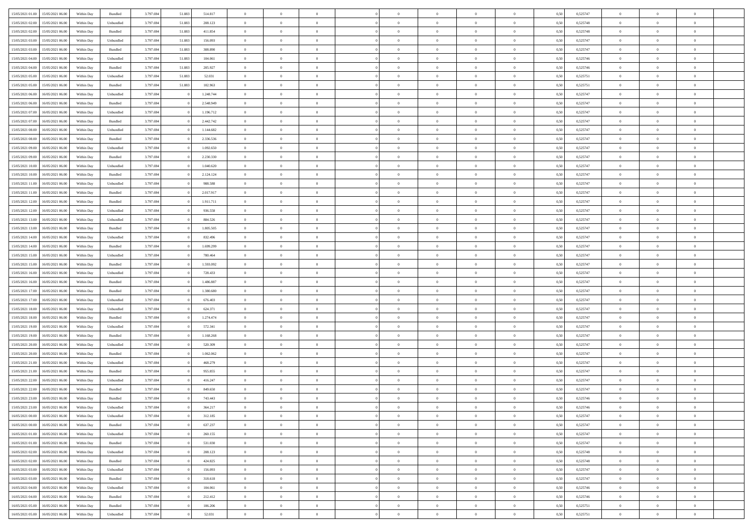| | | | | | | | | | | | | | | | | | | | | | |
|---|---|---|---|---|---|---|---|---|---|---|---|---|---|---|---|---|---|---|---|---|---|
| 15/05/2021 01:00 | 15/05/2021 06:00 | Within Day | Bundled | 3.797.694 | 51.883 | 514.817 | 0 | 0 | 0 | | 0 | 0 | 0 | 0 | 0,50 | 0,525747 | 0 | 0 | 0 | |
| 15/05/2021 02:00 | 15/05/2021 06:00 | Within Day | Unbundled | 3.797.694 | 51.883 | 208.123 | 0 | 0 | 0 | | 0 | 0 | 0 | 0 | 0,50 | 0,525748 | 0 | 0 | 0 | |
| 15/05/2021 02:00 | 15/05/2021 06:00 | Within Day | Bundled | 3.797.694 | 51.883 | 411.854 | 0 | 0 | 0 | | 0 | 0 | 0 | 0 | 0,50 | 0,525748 | 0 | 0 | 0 | |
| 15/05/2021 03:00 | 15/05/2021 06:00 | Within Day | Unbundled | 3.797.694 | 51.883 | 156.093 | 0 | 0 | 0 | | 0 | 0 | 0 | 0 | 0,50 | 0,525747 | 0 | 0 | 0 | |
| 15/05/2021 03:00 | 15/05/2021 06:00 | Within Day | Bundled | 3.797.694 | 51.883 | 308.890 | 0 | 0 | 0 | | 0 | 0 | 0 | 0 | 0,50 | 0,525747 | 0 | 0 | 0 | |
| 15/05/2021 04:00 | 15/05/2021 06:00 | Within Day | Unbundled | 3.797.694 | 51.883 | 104.061 | 0 | 0 | 0 | | 0 | 0 | 0 | 0 | 0,50 | 0,525746 | 0 | 0 | 0 | |
| 15/05/2021 04:00 | 15/05/2021 06:00 | Within Day | Bundled | 3.797.694 | 51.883 | 205.927 | 0 | 0 | 0 | | 0 | 0 | 0 | 0 | 0,50 | 0,525746 | 0 | 0 | 0 | |
| 15/05/2021 05:00 | 15/05/2021 06:00 | Within Day | Unbundled | 3.797.694 | 51.883 | 52.031 | 0 | 0 | 0 | | 0 | 0 | 0 | 0 | 0,50 | 0,525751 | 0 | 0 | 0 | |
| 15/05/2021 05:00 | 15/05/2021 06:00 | Within Day | Bundled | 3.797.694 | 51.883 | 102.963 | 0 | 0 | 0 | | 0 | 0 | 0 | 0 | 0,50 | 0,525751 | 0 | 0 | 0 | |
| 15/05/2021 06:00 | 16/05/2021 06:00 | Within Day | Unbundled | 3.797.694 | 0 | 1.248.744 | 0 | 0 | 0 | | 0 | 0 | 0 | 0 | 0,50 | 0,525747 | 0 | 0 | 0 | |
| 15/05/2021 06:00 | 16/05/2021 06:00 | Within Day | Bundled | 3.797.694 | 0 | 2.548.949 | 0 | 0 | 0 | | 0 | 0 | 0 | 0 | 0,50 | 0,525747 | 0 | 0 | 0 | |
| 15/05/2021 07:00 | 16/05/2021 06:00 | Within Day | Unbundled | 3.797.694 | 0 | 1.196.712 | 0 | 0 | 0 | | 0 | 0 | 0 | 0 | 0,50 | 0,525747 | 0 | 0 | 0 | |
| 15/05/2021 07:00 | 16/05/2021 06:00 | Within Day | Bundled | 3.797.694 | 0 | 2.442.742 | 0 | 0 | 0 | | 0 | 0 | 0 | 0 | 0,50 | 0,525747 | 0 | 0 | 0 | |
| 15/05/2021 08:00 | 16/05/2021 06:00 | Within Day | Unbundled | 3.797.694 | 0 | 1.144.682 | 0 | 0 | 0 | | 0 | 0 | 0 | 0 | 0,50 | 0,525747 | 0 | 0 | 0 | |
| 15/05/2021 08:00 | 16/05/2021 06:00 | Within Day | Bundled | 3.797.694 | 0 | 2.336.536 | 0 | 0 | 0 | | 0 | 0 | 0 | 0 | 0,50 | 0,525747 | 0 | 0 | 0 | |
| 15/05/2021 09:00 | 16/05/2021 06:00 | Within Day | Unbundled | 3.797.694 | 0 | 1.092.650 | 0 | 0 | 0 | | 0 | 0 | 0 | 0 | 0,50 | 0,525747 | 0 | 0 | 0 | |
| 15/05/2021 09:00 | 16/05/2021 06:00 | Within Day | Bundled | 3.797.694 | 0 | 2.230.330 | 0 | 0 | 0 | | 0 | 0 | 0 | 0 | 0,50 | 0,525747 | 0 | 0 | 0 | |
| 15/05/2021 10:00 | 16/05/2021 06:00 | Within Day | Unbundled | 3.797.694 | 0 | 1.040.620 | 0 | 0 | 0 | | 0 | 0 | 0 | 0 | 0,50 | 0,525747 | 0 | 0 | 0 | |
| 15/05/2021 10:00 | 16/05/2021 06:00 | Within Day | Bundled | 3.797.694 | 0 | 2.124.124 | 0 | 0 | 0 | | 0 | 0 | 0 | 0 | 0,50 | 0,525747 | 0 | 0 | 0 | |
| 15/05/2021 11:00 | 16/05/2021 06:00 | Within Day | Unbundled | 3.797.694 | 0 | 988.588 | 0 | 0 | 0 | | 0 | 0 | 0 | 0 | 0,50 | 0,525747 | 0 | 0 | 0 | |
| 15/05/2021 11:00 | 16/05/2021 06:00 | Within Day | Bundled | 3.797.694 | 0 | 2.017.917 | 0 | 0 | 0 | | 0 | 0 | 0 | 0 | 0,50 | 0,525747 | 0 | 0 | 0 | |
| 15/05/2021 12:00 | 16/05/2021 06:00 | Within Day | Bundled | 3.797.694 | 0 | 1.911.711 | 0 | 0 | 0 | | 0 | 0 | 0 | 0 | 0,50 | 0,525747 | 0 | 0 | 0 | |
| 15/05/2021 12:00 | 16/05/2021 06:00 | Within Day | Unbundled | 3.797.694 | 0 | 936.558 | 0 | 0 | 0 | | 0 | 0 | 0 | 0 | 0,50 | 0,525747 | 0 | 0 | 0 | |
| 15/05/2021 13:00 | 16/05/2021 06:00 | Within Day | Unbundled | 3.797.694 | 0 | 884.526 | 0 | 0 | 0 | | 0 | 0 | 0 | 0 | 0,50 | 0,525747 | 0 | 0 | 0 | |
| 15/05/2021 13:00 | 16/05/2021 06:00 | Within Day | Bundled | 3.797.694 | 0 | 1.805.505 | 0 | 0 | 0 | | 0 | 0 | 0 | 0 | 0,50 | 0,525747 | 0 | 0 | 0 | |
| 15/05/2021 14:00 | 16/05/2021 06:00 | Within Day | Unbundled | 3.797.694 | 0 | 832.496 | 0 | 0 | 0 | | 0 | 0 | 0 | 0 | 0,50 | 0,525747 | 0 | 0 | 0 | |
| 15/05/2021 14:00 | 16/05/2021 06:00 | Within Day | Bundled | 3.797.694 | 0 | 1.699.299 | 0 | 0 | 0 | | 0 | 0 | 0 | 0 | 0,50 | 0,525747 | 0 | 0 | 0 | |
| 15/05/2021 15:00 | 16/05/2021 06:00 | Within Day | Unbundled | 3.797.694 | 0 | 780.464 | 0 | 0 | 0 | | 0 | 0 | 0 | 0 | 0,50 | 0,525747 | 0 | 0 | 0 | |
| 15/05/2021 15:00 | 16/05/2021 06:00 | Within Day | Bundled | 3.797.694 | 0 | 1.593.092 | 0 | 0 | 0 | | 0 | 0 | 0 | 0 | 0,50 | 0,525747 | 0 | 0 | 0 | |
| 15/05/2021 16:00 | 16/05/2021 06:00 | Within Day | Unbundled | 3.797.694 | 0 | 728.433 | 0 | 0 | 0 | | 0 | 0 | 0 | 0 | 0,50 | 0,525747 | 0 | 0 | 0 | |
| 15/05/2021 16:00 | 16/05/2021 06:00 | Within Day | Bundled | 3.797.694 | 0 | 1.486.887 | 0 | 0 | 0 | | 0 | 0 | 0 | 0 | 0,50 | 0,525747 | 0 | 0 | 0 | |
| 15/05/2021 17:00 | 16/05/2021 06:00 | Within Day | Bundled | 3.797.694 | 0 | 1.380.680 | 0 | 0 | 0 | | 0 | 0 | 0 | 0 | 0,50 | 0,525747 | 0 | 0 | 0 | |
| 15/05/2021 17:00 | 16/05/2021 06:00 | Within Day | Unbundled | 3.797.694 | 0 | 676.403 | 0 | 0 | 0 | | 0 | 0 | 0 | 0 | 0,50 | 0,525747 | 0 | 0 | 0 | |
| 15/05/2021 18:00 | 16/05/2021 06:00 | Within Day | Unbundled | 3.797.694 | 0 | 624.371 | 0 | 0 | 0 | | 0 | 0 | 0 | 0 | 0,50 | 0,525747 | 0 | 0 | 0 | |
| 15/05/2021 18:00 | 16/05/2021 06:00 | Within Day | Bundled | 3.797.694 | 0 | 1.274.474 | 0 | 0 | 0 | | 0 | 0 | 0 | 0 | 0,50 | 0,525747 | 0 | 0 | 0 | |
| 15/05/2021 19:00 | 16/05/2021 06:00 | Within Day | Unbundled | 3.797.694 | 0 | 572.341 | 0 | 0 | 0 | | 0 | 0 | 0 | 0 | 0,50 | 0,525747 | 0 | 0 | 0 | |
| 15/05/2021 19:00 | 16/05/2021 06:00 | Within Day | Bundled | 3.797.694 | 0 | 1.168.268 | 0 | 0 | 0 | | 0 | 0 | 0 | 0 | 0,50 | 0,525747 | 0 | 0 | 0 | |
| 15/05/2021 20:00 | 16/05/2021 06:00 | Within Day | Unbundled | 3.797.694 | 0 | 520.309 | 0 | 0 | 0 | | 0 | 0 | 0 | 0 | 0,50 | 0,525747 | 0 | 0 | 0 | |
| 15/05/2021 20:00 | 16/05/2021 06:00 | Within Day | Bundled | 3.797.694 | 0 | 1.062.062 | 0 | 0 | 0 | | 0 | 0 | 0 | 0 | 0,50 | 0,525747 | 0 | 0 | 0 | |
| 15/05/2021 21:00 | 16/05/2021 06:00 | Within Day | Unbundled | 3.797.694 | 0 | 468.279 | 0 | 0 | 0 | | 0 | 0 | 0 | 0 | 0,50 | 0,525747 | 0 | 0 | 0 | |
| 15/05/2021 21:00 | 16/05/2021 06:00 | Within Day | Bundled | 3.797.694 | 0 | 955.855 | 0 | 0 | 0 | | 0 | 0 | 0 | 0 | 0,50 | 0,525747 | 0 | 0 | 0 | |
| 15/05/2021 22:00 | 16/05/2021 06:00 | Within Day | Unbundled | 3.797.694 | 0 | 416.247 | 0 | 0 | 0 | | 0 | 0 | 0 | 0 | 0,50 | 0,525747 | 0 | 0 | 0 | |
| 15/05/2021 22:00 | 16/05/2021 06:00 | Within Day | Bundled | 3.797.694 | 0 | 849.650 | 0 | 0 | 0 | | 0 | 0 | 0 | 0 | 0,50 | 0,525747 | 0 | 0 | 0 | |
| 15/05/2021 23:00 | 16/05/2021 06:00 | Within Day | Bundled | 3.797.694 | 0 | 743.443 | 0 | 0 | 0 | | 0 | 0 | 0 | 0 | 0,50 | 0,525746 | 0 | 0 | 0 | |
| 15/05/2021 23:00 | 16/05/2021 06:00 | Within Day | Unbundled | 3.797.694 | 0 | 364.217 | 0 | 0 | 0 | | 0 | 0 | 0 | 0 | 0,50 | 0,525746 | 0 | 0 | 0 | |
| 16/05/2021 00:00 | 16/05/2021 06:00 | Within Day | Unbundled | 3.797.694 | 0 | 312.185 | 0 | 0 | 0 | | 0 | 0 | 0 | 0 | 0,50 | 0,525747 | 0 | 0 | 0 | |
| 16/05/2021 00:00 | 16/05/2021 06:00 | Within Day | Bundled | 3.797.694 | 0 | 637.237 | 0 | 0 | 0 | | 0 | 0 | 0 | 0 | 0,50 | 0,525747 | 0 | 0 | 0 | |
| 16/05/2021 01:00 | 16/05/2021 06:00 | Within Day | Unbundled | 3.797.694 | 0 | 260.155 | 0 | 0 | 0 | | 0 | 0 | 0 | 0 | 0,50 | 0,525747 | 0 | 0 | 0 | |
| 16/05/2021 01:00 | 16/05/2021 06:00 | Within Day | Bundled | 3.797.694 | 0 | 531.030 | 0 | 0 | 0 | | 0 | 0 | 0 | 0 | 0,50 | 0,525747 | 0 | 0 | 0 | |
| 16/05/2021 02:00 | 16/05/2021 06:00 | Within Day | Unbundled | 3.797.694 | 0 | 208.123 | 0 | 0 | 0 | | 0 | 0 | 0 | 0 | 0,50 | 0,525748 | 0 | 0 | 0 | |
| 16/05/2021 02:00 | 16/05/2021 06:00 | Within Day | Bundled | 3.797.694 | 0 | 424.825 | 0 | 0 | 0 | | 0 | 0 | 0 | 0 | 0,50 | 0,525748 | 0 | 0 | 0 | |
| 16/05/2021 03:00 | 16/05/2021 06:00 | Within Day | Unbundled | 3.797.694 | 0 | 156.093 | 0 | 0 | 0 | | 0 | 0 | 0 | 0 | 0,50 | 0,525747 | 0 | 0 | 0 | |
| 16/05/2021 03:00 | 16/05/2021 06:00 | Within Day | Bundled | 3.797.694 | 0 | 318.618 | 0 | 0 | 0 | | 0 | 0 | 0 | 0 | 0,50 | 0,525747 | 0 | 0 | 0 | |
| 16/05/2021 04:00 | 16/05/2021 06:00 | Within Day | Unbundled | 3.797.694 | 0 | 104.061 | 0 | 0 | 0 | | 0 | 0 | 0 | 0 | 0,50 | 0,525746 | 0 | 0 | 0 | |
| 16/05/2021 04:00 | 16/05/2021 06:00 | Within Day | Bundled | 3.797.694 | 0 | 212.412 | 0 | 0 | 0 | | 0 | 0 | 0 | 0 | 0,50 | 0,525746 | 0 | 0 | 0 | |
| 16/05/2021 05:00 | 16/05/2021 06:00 | Within Day | Bundled | 3.797.694 | 0 | 106.206 | 0 | 0 | 0 | | 0 | 0 | 0 | 0 | 0,50 | 0,525751 | 0 | 0 | 0 | |
| 16/05/2021 05:00 | 16/05/2021 06:00 | Within Day | Unbundled | 3.797.694 | 0 | 52.031 | 0 | 0 | 0 | | 0 | 0 | 0 | 0 | 0,50 | 0,525751 | 0 | 0 | 0 | |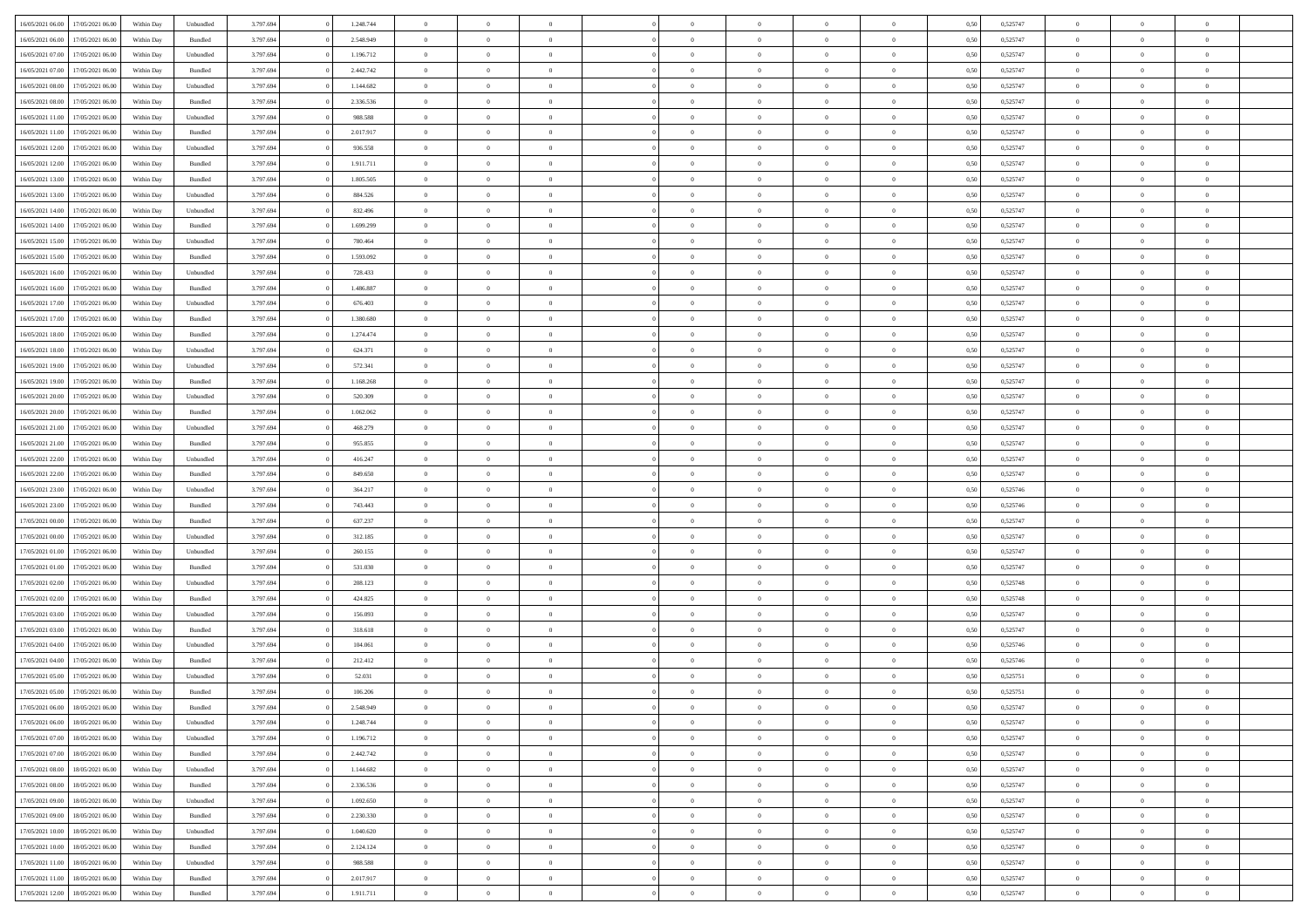| | | | | | | | | | | | | | | | | | | | | | |
|---|---|---|---|---|---|---|---|---|---|---|---|---|---|---|---|---|---|---|---|---|---|
| 16/05/2021 06:00 | 17/05/2021 06:00 | Within Day | Unbundled | 3.797.694 | 0 | 1.248.744 | 0 | 0 | 0 | | 0 | 0 | 0 | 0 | 0,50 | 0,525747 | 0 | 0 | 0 | |
| 16/05/2021 06:00 | 17/05/2021 06:00 | Within Day | Bundled | 3.797.694 | 0 | 2.548.949 | 0 | 0 | 0 | | 0 | 0 | 0 | 0 | 0,50 | 0,525747 | 0 | 0 | 0 | |
| 16/05/2021 07:00 | 17/05/2021 06:00 | Within Day | Unbundled | 3.797.694 | 0 | 1.196.712 | 0 | 0 | 0 | | 0 | 0 | 0 | 0 | 0,50 | 0,525747 | 0 | 0 | 0 | |
| 16/05/2021 07:00 | 17/05/2021 06:00 | Within Day | Bundled | 3.797.694 | 0 | 2.442.742 | 0 | 0 | 0 | | 0 | 0 | 0 | 0 | 0,50 | 0,525747 | 0 | 0 | 0 | |
| 16/05/2021 08:00 | 17/05/2021 06:00 | Within Day | Unbundled | 3.797.694 | 0 | 1.144.682 | 0 | 0 | 0 | | 0 | 0 | 0 | 0 | 0,50 | 0,525747 | 0 | 0 | 0 | |
| 16/05/2021 08:00 | 17/05/2021 06:00 | Within Day | Bundled | 3.797.694 | 0 | 2.336.536 | 0 | 0 | 0 | | 0 | 0 | 0 | 0 | 0,50 | 0,525747 | 0 | 0 | 0 | |
| 16/05/2021 11:00 | 17/05/2021 06:00 | Within Day | Unbundled | 3.797.694 | 0 | 988.588 | 0 | 0 | 0 | | 0 | 0 | 0 | 0 | 0,50 | 0,525747 | 0 | 0 | 0 | |
| 16/05/2021 11:00 | 17/05/2021 06:00 | Within Day | Bundled | 3.797.694 | 0 | 2.017.917 | 0 | 0 | 0 | | 0 | 0 | 0 | 0 | 0,50 | 0,525747 | 0 | 0 | 0 | |
| 16/05/2021 12:00 | 17/05/2021 06:00 | Within Day | Unbundled | 3.797.694 | 0 | 936.558 | 0 | 0 | 0 | | 0 | 0 | 0 | 0 | 0,50 | 0,525747 | 0 | 0 | 0 | |
| 16/05/2021 12:00 | 17/05/2021 06:00 | Within Day | Bundled | 3.797.694 | 0 | 1.911.711 | 0 | 0 | 0 | | 0 | 0 | 0 | 0 | 0,50 | 0,525747 | 0 | 0 | 0 | |
| 16/05/2021 13:00 | 17/05/2021 06:00 | Within Day | Bundled | 3.797.694 | 0 | 1.805.505 | 0 | 0 | 0 | | 0 | 0 | 0 | 0 | 0,50 | 0,525747 | 0 | 0 | 0 | |
| 16/05/2021 13:00 | 17/05/2021 06:00 | Within Day | Unbundled | 3.797.694 | 0 | 884.526 | 0 | 0 | 0 | | 0 | 0 | 0 | 0 | 0,50 | 0,525747 | 0 | 0 | 0 | |
| 16/05/2021 14:00 | 17/05/2021 06:00 | Within Day | Unbundled | 3.797.694 | 0 | 832.496 | 0 | 0 | 0 | | 0 | 0 | 0 | 0 | 0,50 | 0,525747 | 0 | 0 | 0 | |
| 16/05/2021 14:00 | 17/05/2021 06:00 | Within Day | Bundled | 3.797.694 | 0 | 1.699.299 | 0 | 0 | 0 | | 0 | 0 | 0 | 0 | 0,50 | 0,525747 | 0 | 0 | 0 | |
| 16/05/2021 15:00 | 17/05/2021 06:00 | Within Day | Unbundled | 3.797.694 | 0 | 780.464 | 0 | 0 | 0 | | 0 | 0 | 0 | 0 | 0,50 | 0,525747 | 0 | 0 | 0 | |
| 16/05/2021 15:00 | 17/05/2021 06:00 | Within Day | Bundled | 3.797.694 | 0 | 1.593.092 | 0 | 0 | 0 | | 0 | 0 | 0 | 0 | 0,50 | 0,525747 | 0 | 0 | 0 | |
| 16/05/2021 16:00 | 17/05/2021 06:00 | Within Day | Unbundled | 3.797.694 | 0 | 728.433 | 0 | 0 | 0 | | 0 | 0 | 0 | 0 | 0,50 | 0,525747 | 0 | 0 | 0 | |
| 16/05/2021 16:00 | 17/05/2021 06:00 | Within Day | Bundled | 3.797.694 | 0 | 1.486.887 | 0 | 0 | 0 | | 0 | 0 | 0 | 0 | 0,50 | 0,525747 | 0 | 0 | 0 | |
| 16/05/2021 17:00 | 17/05/2021 06:00 | Within Day | Unbundled | 3.797.694 | 0 | 676.403 | 0 | 0 | 0 | | 0 | 0 | 0 | 0 | 0,50 | 0,525747 | 0 | 0 | 0 | |
| 16/05/2021 17:00 | 17/05/2021 06:00 | Within Day | Bundled | 3.797.694 | 0 | 1.380.680 | 0 | 0 | 0 | | 0 | 0 | 0 | 0 | 0,50 | 0,525747 | 0 | 0 | 0 | |
| 16/05/2021 18:00 | 17/05/2021 06:00 | Within Day | Bundled | 3.797.694 | 0 | 1.274.474 | 0 | 0 | 0 | | 0 | 0 | 0 | 0 | 0,50 | 0,525747 | 0 | 0 | 0 | |
| 16/05/2021 18:00 | 17/05/2021 06:00 | Within Day | Unbundled | 3.797.694 | 0 | 624.371 | 0 | 0 | 0 | | 0 | 0 | 0 | 0 | 0,50 | 0,525747 | 0 | 0 | 0 | |
| 16/05/2021 19:00 | 17/05/2021 06:00 | Within Day | Unbundled | 3.797.694 | 0 | 572.341 | 0 | 0 | 0 | | 0 | 0 | 0 | 0 | 0,50 | 0,525747 | 0 | 0 | 0 | |
| 16/05/2021 19:00 | 17/05/2021 06:00 | Within Day | Bundled | 3.797.694 | 0 | 1.168.268 | 0 | 0 | 0 | | 0 | 0 | 0 | 0 | 0,50 | 0,525747 | 0 | 0 | 0 | |
| 16/05/2021 20:00 | 17/05/2021 06:00 | Within Day | Unbundled | 3.797.694 | 0 | 520.309 | 0 | 0 | 0 | | 0 | 0 | 0 | 0 | 0,50 | 0,525747 | 0 | 0 | 0 | |
| 16/05/2021 20:00 | 17/05/2021 06:00 | Within Day | Bundled | 3.797.694 | 0 | 1.062.062 | 0 | 0 | 0 | | 0 | 0 | 0 | 0 | 0,50 | 0,525747 | 0 | 0 | 0 | |
| 16/05/2021 21:00 | 17/05/2021 06:00 | Within Day | Unbundled | 3.797.694 | 0 | 468.279 | 0 | 0 | 0 | | 0 | 0 | 0 | 0 | 0,50 | 0,525747 | 0 | 0 | 0 | |
| 16/05/2021 21:00 | 17/05/2021 06:00 | Within Day | Bundled | 3.797.694 | 0 | 955.855 | 0 | 0 | 0 | | 0 | 0 | 0 | 0 | 0,50 | 0,525747 | 0 | 0 | 0 | |
| 16/05/2021 22:00 | 17/05/2021 06:00 | Within Day | Unbundled | 3.797.694 | 0 | 416.247 | 0 | 0 | 0 | | 0 | 0 | 0 | 0 | 0,50 | 0,525747 | 0 | 0 | 0 | |
| 16/05/2021 22:00 | 17/05/2021 06:00 | Within Day | Bundled | 3.797.694 | 0 | 849.650 | 0 | 0 | 0 | | 0 | 0 | 0 | 0 | 0,50 | 0,525747 | 0 | 0 | 0 | |
| 16/05/2021 23:00 | 17/05/2021 06:00 | Within Day | Unbundled | 3.797.694 | 0 | 364.217 | 0 | 0 | 0 | | 0 | 0 | 0 | 0 | 0,50 | 0,525746 | 0 | 0 | 0 | |
| 16/05/2021 23:00 | 17/05/2021 06:00 | Within Day | Bundled | 3.797.694 | 0 | 743.443 | 0 | 0 | 0 | | 0 | 0 | 0 | 0 | 0,50 | 0,525746 | 0 | 0 | 0 | |
| 17/05/2021 00:00 | 17/05/2021 06:00 | Within Day | Bundled | 3.797.694 | 0 | 637.237 | 0 | 0 | 0 | | 0 | 0 | 0 | 0 | 0,50 | 0,525747 | 0 | 0 | 0 | |
| 17/05/2021 00:00 | 17/05/2021 06:00 | Within Day | Unbundled | 3.797.694 | 0 | 312.185 | 0 | 0 | 0 | | 0 | 0 | 0 | 0 | 0,50 | 0,525747 | 0 | 0 | 0 | |
| 17/05/2021 01:00 | 17/05/2021 06:00 | Within Day | Unbundled | 3.797.694 | 0 | 260.155 | 0 | 0 | 0 | | 0 | 0 | 0 | 0 | 0,50 | 0,525747 | 0 | 0 | 0 | |
| 17/05/2021 01:00 | 17/05/2021 06:00 | Within Day | Bundled | 3.797.694 | 0 | 531.030 | 0 | 0 | 0 | | 0 | 0 | 0 | 0 | 0,50 | 0,525747 | 0 | 0 | 0 | |
| 17/05/2021 02:00 | 17/05/2021 06:00 | Within Day | Unbundled | 3.797.694 | 0 | 208.123 | 0 | 0 | 0 | | 0 | 0 | 0 | 0 | 0,50 | 0,525748 | 0 | 0 | 0 | |
| 17/05/2021 02:00 | 17/05/2021 06:00 | Within Day | Bundled | 3.797.694 | 0 | 424.825 | 0 | 0 | 0 | | 0 | 0 | 0 | 0 | 0,50 | 0,525748 | 0 | 0 | 0 | |
| 17/05/2021 03:00 | 17/05/2021 06:00 | Within Day | Unbundled | 3.797.694 | 0 | 156.093 | 0 | 0 | 0 | | 0 | 0 | 0 | 0 | 0,50 | 0,525747 | 0 | 0 | 0 | |
| 17/05/2021 03:00 | 17/05/2021 06:00 | Within Day | Bundled | 3.797.694 | 0 | 318.618 | 0 | 0 | 0 | | 0 | 0 | 0 | 0 | 0,50 | 0,525747 | 0 | 0 | 0 | |
| 17/05/2021 04:00 | 17/05/2021 06:00 | Within Day | Unbundled | 3.797.694 | 0 | 104.061 | 0 | 0 | 0 | | 0 | 0 | 0 | 0 | 0,50 | 0,525746 | 0 | 0 | 0 | |
| 17/05/2021 04:00 | 17/05/2021 06:00 | Within Day | Bundled | 3.797.694 | 0 | 212.412 | 0 | 0 | 0 | | 0 | 0 | 0 | 0 | 0,50 | 0,525746 | 0 | 0 | 0 | |
| 17/05/2021 05:00 | 17/05/2021 06:00 | Within Day | Unbundled | 3.797.694 | 0 | 52.031 | 0 | 0 | 0 | | 0 | 0 | 0 | 0 | 0,50 | 0,525751 | 0 | 0 | 0 | |
| 17/05/2021 05:00 | 17/05/2021 06:00 | Within Day | Bundled | 3.797.694 | 0 | 106.206 | 0 | 0 | 0 | | 0 | 0 | 0 | 0 | 0,50 | 0,525751 | 0 | 0 | 0 | |
| 17/05/2021 06:00 | 18/05/2021 06:00 | Within Day | Bundled | 3.797.694 | 0 | 2.548.949 | 0 | 0 | 0 | | 0 | 0 | 0 | 0 | 0,50 | 0,525747 | 0 | 0 | 0 | |
| 17/05/2021 06:00 | 18/05/2021 06:00 | Within Day | Unbundled | 3.797.694 | 0 | 1.248.744 | 0 | 0 | 0 | | 0 | 0 | 0 | 0 | 0,50 | 0,525747 | 0 | 0 | 0 | |
| 17/05/2021 07:00 | 18/05/2021 06:00 | Within Day | Unbundled | 3.797.694 | 0 | 1.196.712 | 0 | 0 | 0 | | 0 | 0 | 0 | 0 | 0,50 | 0,525747 | 0 | 0 | 0 | |
| 17/05/2021 07:00 | 18/05/2021 06:00 | Within Day | Bundled | 3.797.694 | 0 | 2.442.742 | 0 | 0 | 0 | | 0 | 0 | 0 | 0 | 0,50 | 0,525747 | 0 | 0 | 0 | |
| 17/05/2021 08:00 | 18/05/2021 06:00 | Within Day | Unbundled | 3.797.694 | 0 | 1.144.682 | 0 | 0 | 0 | | 0 | 0 | 0 | 0 | 0,50 | 0,525747 | 0 | 0 | 0 | |
| 17/05/2021 08:00 | 18/05/2021 06:00 | Within Day | Bundled | 3.797.694 | 0 | 2.336.536 | 0 | 0 | 0 | | 0 | 0 | 0 | 0 | 0,50 | 0,525747 | 0 | 0 | 0 | |
| 17/05/2021 09:00 | 18/05/2021 06:00 | Within Day | Unbundled | 3.797.694 | 0 | 1.092.650 | 0 | 0 | 0 | | 0 | 0 | 0 | 0 | 0,50 | 0,525747 | 0 | 0 | 0 | |
| 17/05/2021 09:00 | 18/05/2021 06:00 | Within Day | Bundled | 3.797.694 | 0 | 2.230.330 | 0 | 0 | 0 | | 0 | 0 | 0 | 0 | 0,50 | 0,525747 | 0 | 0 | 0 | |
| 17/05/2021 10:00 | 18/05/2021 06:00 | Within Day | Unbundled | 3.797.694 | 0 | 1.040.620 | 0 | 0 | 0 | | 0 | 0 | 0 | 0 | 0,50 | 0,525747 | 0 | 0 | 0 | |
| 17/05/2021 10:00 | 18/05/2021 06:00 | Within Day | Bundled | 3.797.694 | 0 | 2.124.124 | 0 | 0 | 0 | | 0 | 0 | 0 | 0 | 0,50 | 0,525747 | 0 | 0 | 0 | |
| 17/05/2021 11:00 | 18/05/2021 06:00 | Within Day | Unbundled | 3.797.694 | 0 | 988.588 | 0 | 0 | 0 | | 0 | 0 | 0 | 0 | 0,50 | 0,525747 | 0 | 0 | 0 | |
| 17/05/2021 11:00 | 18/05/2021 06:00 | Within Day | Bundled | 3.797.694 | 0 | 2.017.917 | 0 | 0 | 0 | | 0 | 0 | 0 | 0 | 0,50 | 0,525747 | 0 | 0 | 0 | |
| 17/05/2021 12:00 | 18/05/2021 06:00 | Within Day | Bundled | 3.797.694 | 0 | 1.911.711 | 0 | 0 | 0 | | 0 | 0 | 0 | 0 | 0,50 | 0,525747 | 0 | 0 | 0 | |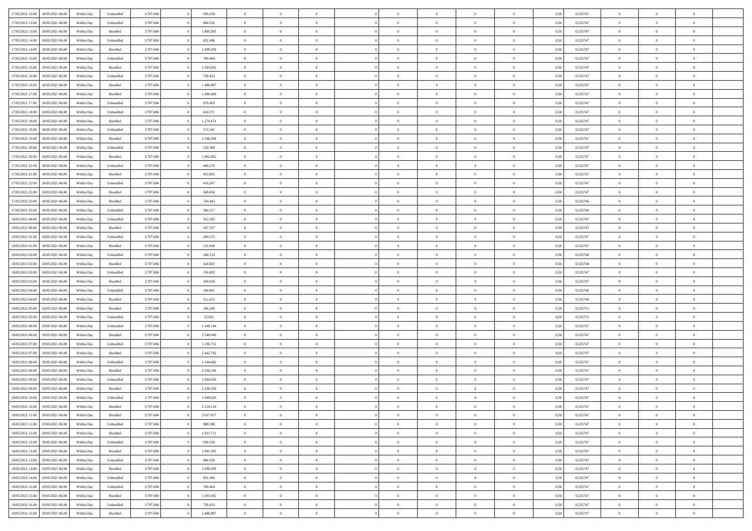| | | | | | | | | | | | | | | | | | | | | |
|---|---|---|---|---|---|---|---|---|---|---|---|---|---|---|---|---|---|---|---|---|
| 17/05/2021 12:00 | 18/05/2021 06:00 | Within Day | Unbundled | 3.797.694 | 0 | 936.558 | 0 | 0 | 0 | | 0 | 0 | 0 | 0 | 0,50 | 0,525747 | 0 | 0 | 0 | |
| 17/05/2021 13:00 | 18/05/2021 06:00 | Within Day | Unbundled | 3.797.694 | 0 | 884.526 | 0 | 0 | 0 | | 0 | 0 | 0 | 0 | 0,50 | 0,525747 | 0 | 0 | 0 | |
| 17/05/2021 13:00 | 18/05/2021 06:00 | Within Day | Bundled | 3.797.694 | 0 | 1.805.505 | 0 | 0 | 0 | | 0 | 0 | 0 | 0 | 0,50 | 0,525747 | 0 | 0 | 0 | |
| 17/05/2021 14:00 | 18/05/2021 06:00 | Within Day | Unbundled | 3.797.694 | 0 | 832.496 | 0 | 0 | 0 | | 0 | 0 | 0 | 0 | 0,50 | 0,525747 | 0 | 0 | 0 | |
| 17/05/2021 14:00 | 18/05/2021 06:00 | Within Day | Bundled | 3.797.694 | 0 | 1.699.299 | 0 | 0 | 0 | | 0 | 0 | 0 | 0 | 0,50 | 0,525747 | 0 | 0 | 0 | |
| 17/05/2021 15:00 | 18/05/2021 06:00 | Within Day | Unbundled | 3.797.694 | 0 | 780.464 | 0 | 0 | 0 | | 0 | 0 | 0 | 0 | 0,50 | 0,525747 | 0 | 0 | 0 | |
| 17/05/2021 15:00 | 18/05/2021 06:00 | Within Day | Bundled | 3.797.694 | 0 | 1.593.092 | 0 | 0 | 0 | | 0 | 0 | 0 | 0 | 0,50 | 0,525747 | 0 | 0 | 0 | |
| 17/05/2021 16:00 | 18/05/2021 06:00 | Within Day | Unbundled | 3.797.694 | 0 | 728.433 | 0 | 0 | 0 | | 0 | 0 | 0 | 0 | 0,50 | 0,525747 | 0 | 0 | 0 | |
| 17/05/2021 16:00 | 18/05/2021 06:00 | Within Day | Bundled | 3.797.694 | 0 | 1.486.887 | 0 | 0 | 0 | | 0 | 0 | 0 | 0 | 0,50 | 0,525747 | 0 | 0 | 0 | |
| 17/05/2021 17:00 | 18/05/2021 06:00 | Within Day | Bundled | 3.797.694 | 0 | 1.380.680 | 0 | 0 | 0 | | 0 | 0 | 0 | 0 | 0,50 | 0,525747 | 0 | 0 | 0 | |
| 17/05/2021 17:00 | 18/05/2021 06:00 | Within Day | Unbundled | 3.797.694 | 0 | 676.403 | 0 | 0 | 0 | | 0 | 0 | 0 | 0 | 0,50 | 0,525747 | 0 | 0 | 0 | |
| 17/05/2021 18:00 | 18/05/2021 06:00 | Within Day | Unbundled | 3.797.694 | 0 | 624.371 | 0 | 0 | 0 | | 0 | 0 | 0 | 0 | 0,50 | 0,525747 | 0 | 0 | 0 | |
| 17/05/2021 18:00 | 18/05/2021 06:00 | Within Day | Bundled | 3.797.694 | 0 | 1.274.474 | 0 | 0 | 0 | | 0 | 0 | 0 | 0 | 0,50 | 0,525747 | 0 | 0 | 0 | |
| 17/05/2021 19:00 | 18/05/2021 06:00 | Within Day | Unbundled | 3.797.694 | 0 | 572.341 | 0 | 0 | 0 | | 0 | 0 | 0 | 0 | 0,50 | 0,525747 | 0 | 0 | 0 | |
| 17/05/2021 19:00 | 18/05/2021 06:00 | Within Day | Bundled | 3.797.694 | 0 | 1.168.268 | 0 | 0 | 0 | | 0 | 0 | 0 | 0 | 0,50 | 0,525747 | 0 | 0 | 0 | |
| 17/05/2021 20:00 | 18/05/2021 06:00 | Within Day | Unbundled | 3.797.694 | 0 | 520.309 | 0 | 0 | 0 | | 0 | 0 | 0 | 0 | 0,50 | 0,525747 | 0 | 0 | 0 | |
| 17/05/2021 20:00 | 18/05/2021 06:00 | Within Day | Bundled | 3.797.694 | 0 | 1.062.062 | 0 | 0 | 0 | | 0 | 0 | 0 | 0 | 0,50 | 0,525747 | 0 | 0 | 0 | |
| 17/05/2021 21:00 | 18/05/2021 06:00 | Within Day | Unbundled | 3.797.694 | 0 | 468.279 | 0 | 0 | 0 | | 0 | 0 | 0 | 0 | 0,50 | 0,525747 | 0 | 0 | 0 | |
| 17/05/2021 21:00 | 18/05/2021 06:00 | Within Day | Bundled | 3.797.694 | 0 | 955.855 | 0 | 0 | 0 | | 0 | 0 | 0 | 0 | 0,50 | 0,525747 | 0 | 0 | 0 | |
| 17/05/2021 22:00 | 18/05/2021 06:00 | Within Day | Unbundled | 3.797.694 | 0 | 416.247 | 0 | 0 | 0 | | 0 | 0 | 0 | 0 | 0,50 | 0,525747 | 0 | 0 | 0 | |
| 17/05/2021 22:00 | 18/05/2021 06:00 | Within Day | Bundled | 3.797.694 | 0 | 849.650 | 0 | 0 | 0 | | 0 | 0 | 0 | 0 | 0,50 | 0,525747 | 0 | 0 | 0 | |
| 17/05/2021 23:00 | 18/05/2021 06:00 | Within Day | Bundled | 3.797.694 | 0 | 743.443 | 0 | 0 | 0 | | 0 | 0 | 0 | 0 | 0,50 | 0,525746 | 0 | 0 | 0 | |
| 17/05/2021 23:00 | 18/05/2021 06:00 | Within Day | Unbundled | 3.797.694 | 0 | 364.217 | 0 | 0 | 0 | | 0 | 0 | 0 | 0 | 0,50 | 0,525746 | 0 | 0 | 0 | |
| 18/05/2021 00:00 | 18/05/2021 06:00 | Within Day | Unbundled | 3.797.694 | 0 | 312.185 | 0 | 0 | 0 | | 0 | 0 | 0 | 0 | 0,50 | 0,525747 | 0 | 0 | 0 | |
| 18/05/2021 00:00 | 18/05/2021 06:00 | Within Day | Bundled | 3.797.694 | 0 | 637.237 | 0 | 0 | 0 | | 0 | 0 | 0 | 0 | 0,50 | 0,525747 | 0 | 0 | 0 | |
| 18/05/2021 01:00 | 18/05/2021 06:00 | Within Day | Unbundled | 3.797.694 | 0 | 260.155 | 0 | 0 | 0 | | 0 | 0 | 0 | 0 | 0,50 | 0,525747 | 0 | 0 | 0 | |
| 18/05/2021 01:00 | 18/05/2021 06:00 | Within Day | Bundled | 3.797.694 | 0 | 531.030 | 0 | 0 | 0 | | 0 | 0 | 0 | 0 | 0,50 | 0,525747 | 0 | 0 | 0 | |
| 18/05/2021 02:00 | 18/05/2021 06:00 | Within Day | Unbundled | 3.797.694 | 0 | 208.123 | 0 | 0 | 0 | | 0 | 0 | 0 | 0 | 0,50 | 0,525748 | 0 | 0 | 0 | |
| 18/05/2021 02:00 | 18/05/2021 06:00 | Within Day | Bundled | 3.797.694 | 0 | 424.825 | 0 | 0 | 0 | | 0 | 0 | 0 | 0 | 0,50 | 0,525748 | 0 | 0 | 0 | |
| 18/05/2021 03:00 | 18/05/2021 06:00 | Within Day | Unbundled | 3.797.694 | 0 | 156.093 | 0 | 0 | 0 | | 0 | 0 | 0 | 0 | 0,50 | 0,525747 | 0 | 0 | 0 | |
| 18/05/2021 03:00 | 18/05/2021 06:00 | Within Day | Bundled | 3.797.694 | 0 | 318.618 | 0 | 0 | 0 | | 0 | 0 | 0 | 0 | 0,50 | 0,525747 | 0 | 0 | 0 | |
| 18/05/2021 04:00 | 18/05/2021 06:00 | Within Day | Unbundled | 3.797.694 | 0 | 104.061 | 0 | 0 | 0 | | 0 | 0 | 0 | 0 | 0,50 | 0,525746 | 0 | 0 | 0 | |
| 18/05/2021 04:00 | 18/05/2021 06:00 | Within Day | Bundled | 3.797.694 | 0 | 212.412 | 0 | 0 | 0 | | 0 | 0 | 0 | 0 | 0,50 | 0,525746 | 0 | 0 | 0 | |
| 18/05/2021 05:00 | 18/05/2021 06:00 | Within Day | Bundled | 3.797.694 | 0 | 106.206 | 0 | 0 | 0 | | 0 | 0 | 0 | 0 | 0,50 | 0,525751 | 0 | 0 | 0 | |
| 18/05/2021 05:00 | 18/05/2021 06:00 | Within Day | Unbundled | 3.797.694 | 0 | 52.031 | 0 | 0 | 0 | | 0 | 0 | 0 | 0 | 0,50 | 0,525751 | 0 | 0 | 0 | |
| 18/05/2021 06:00 | 19/05/2021 06:00 | Within Day | Unbundled | 3.797.694 | 0 | 1.248.744 | 0 | 0 | 0 | | 0 | 0 | 0 | 0 | 0,50 | 0,525747 | 0 | 0 | 0 | |
| 18/05/2021 06:00 | 19/05/2021 06:00 | Within Day | Bundled | 3.797.694 | 0 | 2.548.949 | 0 | 0 | 0 | | 0 | 0 | 0 | 0 | 0,50 | 0,525747 | 0 | 0 | 0 | |
| 18/05/2021 07:00 | 19/05/2021 06:00 | Within Day | Unbundled | 3.797.694 | 0 | 1.196.712 | 0 | 0 | 0 | | 0 | 0 | 0 | 0 | 0,50 | 0,525747 | 0 | 0 | 0 | |
| 18/05/2021 07:00 | 19/05/2021 06:00 | Within Day | Bundled | 3.797.694 | 0 | 2.442.742 | 0 | 0 | 0 | | 0 | 0 | 0 | 0 | 0,50 | 0,525747 | 0 | 0 | 0 | |
| 18/05/2021 08:00 | 19/05/2021 06:00 | Within Day | Unbundled | 3.797.694 | 0 | 1.144.682 | 0 | 0 | 0 | | 0 | 0 | 0 | 0 | 0,50 | 0,525747 | 0 | 0 | 0 | |
| 18/05/2021 08:00 | 19/05/2021 06:00 | Within Day | Bundled | 3.797.694 | 0 | 2.336.536 | 0 | 0 | 0 | | 0 | 0 | 0 | 0 | 0,50 | 0,525747 | 0 | 0 | 0 | |
| 18/05/2021 09:00 | 19/05/2021 06:00 | Within Day | Unbundled | 3.797.694 | 0 | 1.092.650 | 0 | 0 | 0 | | 0 | 0 | 0 | 0 | 0,50 | 0,525747 | 0 | 0 | 0 | |
| 18/05/2021 09:00 | 19/05/2021 06:00 | Within Day | Bundled | 3.797.694 | 0 | 2.230.330 | 0 | 0 | 0 | | 0 | 0 | 0 | 0 | 0,50 | 0,525747 | 0 | 0 | 0 | |
| 18/05/2021 10:00 | 19/05/2021 06:00 | Within Day | Unbundled | 3.797.694 | 0 | 1.040.620 | 0 | 0 | 0 | | 0 | 0 | 0 | 0 | 0,50 | 0,525747 | 0 | 0 | 0 | |
| 18/05/2021 10:00 | 19/05/2021 06:00 | Within Day | Bundled | 3.797.694 | 0 | 2.124.124 | 0 | 0 | 0 | | 0 | 0 | 0 | 0 | 0,50 | 0,525747 | 0 | 0 | 0 | |
| 18/05/2021 11:00 | 19/05/2021 06:00 | Within Day | Bundled | 3.797.694 | 0 | 2.017.917 | 0 | 0 | 0 | | 0 | 0 | 0 | 0 | 0,50 | 0,525747 | 0 | 0 | 0 | |
| 18/05/2021 11:00 | 19/05/2021 06:00 | Within Day | Unbundled | 3.797.694 | 0 | 988.588 | 0 | 0 | 0 | | 0 | 0 | 0 | 0 | 0,50 | 0,525747 | 0 | 0 | 0 | |
| 18/05/2021 12:00 | 19/05/2021 06:00 | Within Day | Bundled | 3.797.694 | 0 | 1.911.711 | 0 | 0 | 0 | | 0 | 0 | 0 | 0 | 0,50 | 0,525747 | 0 | 0 | 0 | |
| 18/05/2021 12:00 | 19/05/2021 06:00 | Within Day | Unbundled | 3.797.694 | 0 | 936.558 | 0 | 0 | 0 | | 0 | 0 | 0 | 0 | 0,50 | 0,525747 | 0 | 0 | 0 | |
| 18/05/2021 13:00 | 19/05/2021 06:00 | Within Day | Bundled | 3.797.694 | 0 | 1.805.505 | 0 | 0 | 0 | | 0 | 0 | 0 | 0 | 0,50 | 0,525747 | 0 | 0 | 0 | |
| 18/05/2021 13:00 | 19/05/2021 06:00 | Within Day | Unbundled | 3.797.694 | 0 | 884.526 | 0 | 0 | 0 | | 0 | 0 | 0 | 0 | 0,50 | 0,525747 | 0 | 0 | 0 | |
| 18/05/2021 14:00 | 19/05/2021 06:00 | Within Day | Bundled | 3.797.694 | 0 | 1.699.299 | 0 | 0 | 0 | | 0 | 0 | 0 | 0 | 0,50 | 0,525747 | 0 | 0 | 0 | |
| 18/05/2021 14:00 | 19/05/2021 06:00 | Within Day | Unbundled | 3.797.694 | 0 | 832.496 | 0 | 0 | 0 | | 0 | 0 | 0 | 0 | 0,50 | 0,525747 | 0 | 0 | 0 | |
| 18/05/2021 15:00 | 19/05/2021 06:00 | Within Day | Unbundled | 3.797.694 | 0 | 780.464 | 0 | 0 | 0 | | 0 | 0 | 0 | 0 | 0,50 | 0,525747 | 0 | 0 | 0 | |
| 18/05/2021 15:00 | 19/05/2021 06:00 | Within Day | Bundled | 3.797.694 | 0 | 1.593.092 | 0 | 0 | 0 | | 0 | 0 | 0 | 0 | 0,50 | 0,525747 | 0 | 0 | 0 | |
| 18/05/2021 16:00 | 19/05/2021 06:00 | Within Day | Unbundled | 3.797.694 | 0 | 728.433 | 0 | 0 | 0 | | 0 | 0 | 0 | 0 | 0,50 | 0,525747 | 0 | 0 | 0 | |
| 18/05/2021 16:00 | 19/05/2021 06:00 | Within Day | Bundled | 3.797.694 | 0 | 1.486.887 | 0 | 0 | 0 | | 0 | 0 | 0 | 0 | 0,50 | 0,525747 | 0 | 0 | 0 | |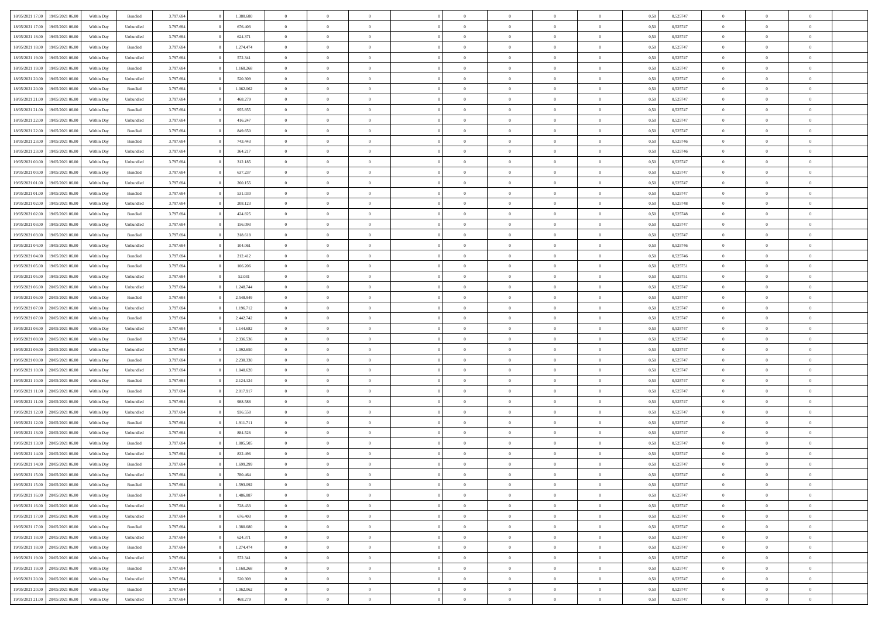| | | | | | | | | | | | | | | | | | | | | |
|---|---|---|---|---|---|---|---|---|---|---|---|---|---|---|---|---|---|---|---|---|
| 18/05/2021 17:00 | 19/05/2021 06:00 | Within Day | Bundled | 3.797.694 | 0 | 1.380.680 | 0 | 0 | 0 | | 0 | 0 | 0 | 0 | 0,50 | 0,525747 | 0 | 0 | 0 | |
| 18/05/2021 17:00 | 19/05/2021 06:00 | Within Day | Unbundled | 3.797.694 | 0 | 676.403 | 0 | 0 | 0 | | 0 | 0 | 0 | 0 | 0,50 | 0,525747 | 0 | 0 | 0 | |
| 18/05/2021 18:00 | 19/05/2021 06:00 | Within Day | Unbundled | 3.797.694 | 0 | 624.371 | 0 | 0 | 0 | | 0 | 0 | 0 | 0 | 0,50 | 0,525747 | 0 | 0 | 0 | |
| 18/05/2021 18:00 | 19/05/2021 06:00 | Within Day | Bundled | 3.797.694 | 0 | 1.274.474 | 0 | 0 | 0 | | 0 | 0 | 0 | 0 | 0,50 | 0,525747 | 0 | 0 | 0 | |
| 18/05/2021 19:00 | 19/05/2021 06:00 | Within Day | Unbundled | 3.797.694 | 0 | 572.341 | 0 | 0 | 0 | | 0 | 0 | 0 | 0 | 0,50 | 0,525747 | 0 | 0 | 0 | |
| 18/05/2021 19:00 | 19/05/2021 06:00 | Within Day | Bundled | 3.797.694 | 0 | 1.168.268 | 0 | 0 | 0 | | 0 | 0 | 0 | 0 | 0,50 | 0,525747 | 0 | 0 | 0 | |
| 18/05/2021 20:00 | 19/05/2021 06:00 | Within Day | Unbundled | 3.797.694 | 0 | 520.309 | 0 | 0 | 0 | | 0 | 0 | 0 | 0 | 0,50 | 0,525747 | 0 | 0 | 0 | |
| 18/05/2021 20:00 | 19/05/2021 06:00 | Within Day | Bundled | 3.797.694 | 0 | 1.062.062 | 0 | 0 | 0 | | 0 | 0 | 0 | 0 | 0,50 | 0,525747 | 0 | 0 | 0 | |
| 18/05/2021 21:00 | 19/05/2021 06:00 | Within Day | Unbundled | 3.797.694 | 0 | 468.279 | 0 | 0 | 0 | | 0 | 0 | 0 | 0 | 0,50 | 0,525747 | 0 | 0 | 0 | |
| 18/05/2021 21:00 | 19/05/2021 06:00 | Within Day | Bundled | 3.797.694 | 0 | 955.855 | 0 | 0 | 0 | | 0 | 0 | 0 | 0 | 0,50 | 0,525747 | 0 | 0 | 0 | |
| 18/05/2021 22:00 | 19/05/2021 06:00 | Within Day | Unbundled | 3.797.694 | 0 | 416.247 | 0 | 0 | 0 | | 0 | 0 | 0 | 0 | 0,50 | 0,525747 | 0 | 0 | 0 | |
| 18/05/2021 22:00 | 19/05/2021 06:00 | Within Day | Bundled | 3.797.694 | 0 | 849.650 | 0 | 0 | 0 | | 0 | 0 | 0 | 0 | 0,50 | 0,525747 | 0 | 0 | 0 | |
| 18/05/2021 23:00 | 19/05/2021 06:00 | Within Day | Bundled | 3.797.694 | 0 | 743.443 | 0 | 0 | 0 | | 0 | 0 | 0 | 0 | 0,50 | 0,525746 | 0 | 0 | 0 | |
| 18/05/2021 23:00 | 19/05/2021 06:00 | Within Day | Unbundled | 3.797.694 | 0 | 364.217 | 0 | 0 | 0 | | 0 | 0 | 0 | 0 | 0,50 | 0,525746 | 0 | 0 | 0 | |
| 19/05/2021 00:00 | 19/05/2021 06:00 | Within Day | Unbundled | 3.797.694 | 0 | 312.185 | 0 | 0 | 0 | | 0 | 0 | 0 | 0 | 0,50 | 0,525747 | 0 | 0 | 0 | |
| 19/05/2021 00:00 | 19/05/2021 06:00 | Within Day | Bundled | 3.797.694 | 0 | 637.237 | 0 | 0 | 0 | | 0 | 0 | 0 | 0 | 0,50 | 0,525747 | 0 | 0 | 0 | |
| 19/05/2021 01:00 | 19/05/2021 06:00 | Within Day | Unbundled | 3.797.694 | 0 | 260.155 | 0 | 0 | 0 | | 0 | 0 | 0 | 0 | 0,50 | 0,525747 | 0 | 0 | 0 | |
| 19/05/2021 01:00 | 19/05/2021 06:00 | Within Day | Bundled | 3.797.694 | 0 | 531.030 | 0 | 0 | 0 | | 0 | 0 | 0 | 0 | 0,50 | 0,525747 | 0 | 0 | 0 | |
| 19/05/2021 02:00 | 19/05/2021 06:00 | Within Day | Unbundled | 3.797.694 | 0 | 208.123 | 0 | 0 | 0 | | 0 | 0 | 0 | 0 | 0,50 | 0,525748 | 0 | 0 | 0 | |
| 19/05/2021 02:00 | 19/05/2021 06:00 | Within Day | Bundled | 3.797.694 | 0 | 424.825 | 0 | 0 | 0 | | 0 | 0 | 0 | 0 | 0,50 | 0,525748 | 0 | 0 | 0 | |
| 19/05/2021 03:00 | 19/05/2021 06:00 | Within Day | Unbundled | 3.797.694 | 0 | 156.093 | 0 | 0 | 0 | | 0 | 0 | 0 | 0 | 0,50 | 0,525747 | 0 | 0 | 0 | |
| 19/05/2021 03:00 | 19/05/2021 06:00 | Within Day | Bundled | 3.797.694 | 0 | 318.618 | 0 | 0 | 0 | | 0 | 0 | 0 | 0 | 0,50 | 0,525747 | 0 | 0 | 0 | |
| 19/05/2021 04:00 | 19/05/2021 06:00 | Within Day | Unbundled | 3.797.694 | 0 | 104.061 | 0 | 0 | 0 | | 0 | 0 | 0 | 0 | 0,50 | 0,525746 | 0 | 0 | 0 | |
| 19/05/2021 04:00 | 19/05/2021 06:00 | Within Day | Bundled | 3.797.694 | 0 | 212.412 | 0 | 0 | 0 | | 0 | 0 | 0 | 0 | 0,50 | 0,525746 | 0 | 0 | 0 | |
| 19/05/2021 05:00 | 19/05/2021 06:00 | Within Day | Bundled | 3.797.694 | 0 | 106.206 | 0 | 0 | 0 | | 0 | 0 | 0 | 0 | 0,50 | 0,525751 | 0 | 0 | 0 | |
| 19/05/2021 05:00 | 19/05/2021 06:00 | Within Day | Unbundled | 3.797.694 | 0 | 52.031 | 0 | 0 | 0 | | 0 | 0 | 0 | 0 | 0,50 | 0,525751 | 0 | 0 | 0 | |
| 19/05/2021 06:00 | 20/05/2021 06:00 | Within Day | Unbundled | 3.797.694 | 0 | 1.248.744 | 0 | 0 | 0 | | 0 | 0 | 0 | 0 | 0,50 | 0,525747 | 0 | 0 | 0 | |
| 19/05/2021 06:00 | 20/05/2021 06:00 | Within Day | Bundled | 3.797.694 | 0 | 2.548.949 | 0 | 0 | 0 | | 0 | 0 | 0 | 0 | 0,50 | 0,525747 | 0 | 0 | 0 | |
| 19/05/2021 07:00 | 20/05/2021 06:00 | Within Day | Unbundled | 3.797.694 | 0 | 1.196.712 | 0 | 0 | 0 | | 0 | 0 | 0 | 0 | 0,50 | 0,525747 | 0 | 0 | 0 | |
| 19/05/2021 07:00 | 20/05/2021 06:00 | Within Day | Bundled | 3.797.694 | 0 | 2.442.742 | 0 | 0 | 0 | | 0 | 0 | 0 | 0 | 0,50 | 0,525747 | 0 | 0 | 0 | |
| 19/05/2021 08:00 | 20/05/2021 06:00 | Within Day | Unbundled | 3.797.694 | 0 | 1.144.682 | 0 | 0 | 0 | | 0 | 0 | 0 | 0 | 0,50 | 0,525747 | 0 | 0 | 0 | |
| 19/05/2021 08:00 | 20/05/2021 06:00 | Within Day | Bundled | 3.797.694 | 0 | 2.336.536 | 0 | 0 | 0 | | 0 | 0 | 0 | 0 | 0,50 | 0,525747 | 0 | 0 | 0 | |
| 19/05/2021 09:00 | 20/05/2021 06:00 | Within Day | Unbundled | 3.797.694 | 0 | 1.092.650 | 0 | 0 | 0 | | 0 | 0 | 0 | 0 | 0,50 | 0,525747 | 0 | 0 | 0 | |
| 19/05/2021 09:00 | 20/05/2021 06:00 | Within Day | Bundled | 3.797.694 | 0 | 2.230.330 | 0 | 0 | 0 | | 0 | 0 | 0 | 0 | 0,50 | 0,525747 | 0 | 0 | 0 | |
| 19/05/2021 10:00 | 20/05/2021 06:00 | Within Day | Unbundled | 3.797.694 | 0 | 1.040.620 | 0 | 0 | 0 | | 0 | 0 | 0 | 0 | 0,50 | 0,525747 | 0 | 0 | 0 | |
| 19/05/2021 10:00 | 20/05/2021 06:00 | Within Day | Bundled | 3.797.694 | 0 | 2.124.124 | 0 | 0 | 0 | | 0 | 0 | 0 | 0 | 0,50 | 0,525747 | 0 | 0 | 0 | |
| 19/05/2021 11:00 | 20/05/2021 06:00 | Within Day | Bundled | 3.797.694 | 0 | 2.017.917 | 0 | 0 | 0 | | 0 | 0 | 0 | 0 | 0,50 | 0,525747 | 0 | 0 | 0 | |
| 19/05/2021 11:00 | 20/05/2021 06:00 | Within Day | Unbundled | 3.797.694 | 0 | 988.588 | 0 | 0 | 0 | | 0 | 0 | 0 | 0 | 0,50 | 0,525747 | 0 | 0 | 0 | |
| 19/05/2021 12:00 | 20/05/2021 06:00 | Within Day | Unbundled | 3.797.694 | 0 | 936.558 | 0 | 0 | 0 | | 0 | 0 | 0 | 0 | 0,50 | 0,525747 | 0 | 0 | 0 | |
| 19/05/2021 12:00 | 20/05/2021 06:00 | Within Day | Bundled | 3.797.694 | 0 | 1.911.711 | 0 | 0 | 0 | | 0 | 0 | 0 | 0 | 0,50 | 0,525747 | 0 | 0 | 0 | |
| 19/05/2021 13:00 | 20/05/2021 06:00 | Within Day | Unbundled | 3.797.694 | 0 | 884.526 | 0 | 0 | 0 | | 0 | 0 | 0 | 0 | 0,50 | 0,525747 | 0 | 0 | 0 | |
| 19/05/2021 13:00 | 20/05/2021 06:00 | Within Day | Bundled | 3.797.694 | 0 | 1.805.505 | 0 | 0 | 0 | | 0 | 0 | 0 | 0 | 0,50 | 0,525747 | 0 | 0 | 0 | |
| 19/05/2021 14:00 | 20/05/2021 06:00 | Within Day | Unbundled | 3.797.694 | 0 | 832.496 | 0 | 0 | 0 | | 0 | 0 | 0 | 0 | 0,50 | 0,525747 | 0 | 0 | 0 | |
| 19/05/2021 14:00 | 20/05/2021 06:00 | Within Day | Bundled | 3.797.694 | 0 | 1.699.299 | 0 | 0 | 0 | | 0 | 0 | 0 | 0 | 0,50 | 0,525747 | 0 | 0 | 0 | |
| 19/05/2021 15:00 | 20/05/2021 06:00 | Within Day | Unbundled | 3.797.694 | 0 | 780.464 | 0 | 0 | 0 | | 0 | 0 | 0 | 0 | 0,50 | 0,525747 | 0 | 0 | 0 | |
| 19/05/2021 15:00 | 20/05/2021 06:00 | Within Day | Bundled | 3.797.694 | 0 | 1.593.092 | 0 | 0 | 0 | | 0 | 0 | 0 | 0 | 0,50 | 0,525747 | 0 | 0 | 0 | |
| 19/05/2021 16:00 | 20/05/2021 06:00 | Within Day | Bundled | 3.797.694 | 0 | 1.486.887 | 0 | 0 | 0 | | 0 | 0 | 0 | 0 | 0,50 | 0,525747 | 0 | 0 | 0 | |
| 19/05/2021 16:00 | 20/05/2021 06:00 | Within Day | Unbundled | 3.797.694 | 0 | 728.433 | 0 | 0 | 0 | | 0 | 0 | 0 | 0 | 0,50 | 0,525747 | 0 | 0 | 0 | |
| 19/05/2021 17:00 | 20/05/2021 06:00 | Within Day | Unbundled | 3.797.694 | 0 | 676.403 | 0 | 0 | 0 | | 0 | 0 | 0 | 0 | 0,50 | 0,525747 | 0 | 0 | 0 | |
| 19/05/2021 17:00 | 20/05/2021 06:00 | Within Day | Bundled | 3.797.694 | 0 | 1.380.680 | 0 | 0 | 0 | | 0 | 0 | 0 | 0 | 0,50 | 0,525747 | 0 | 0 | 0 | |
| 19/05/2021 18:00 | 20/05/2021 06:00 | Within Day | Unbundled | 3.797.694 | 0 | 624.371 | 0 | 0 | 0 | | 0 | 0 | 0 | 0 | 0,50 | 0,525747 | 0 | 0 | 0 | |
| 19/05/2021 18:00 | 20/05/2021 06:00 | Within Day | Bundled | 3.797.694 | 0 | 1.274.474 | 0 | 0 | 0 | | 0 | 0 | 0 | 0 | 0,50 | 0,525747 | 0 | 0 | 0 | |
| 19/05/2021 19:00 | 20/05/2021 06:00 | Within Day | Unbundled | 3.797.694 | 0 | 572.341 | 0 | 0 | 0 | | 0 | 0 | 0 | 0 | 0,50 | 0,525747 | 0 | 0 | 0 | |
| 19/05/2021 19:00 | 20/05/2021 06:00 | Within Day | Bundled | 3.797.694 | 0 | 1.168.268 | 0 | 0 | 0 | | 0 | 0 | 0 | 0 | 0,50 | 0,525747 | 0 | 0 | 0 | |
| 19/05/2021 20:00 | 20/05/2021 06:00 | Within Day | Unbundled | 3.797.694 | 0 | 520.309 | 0 | 0 | 0 | | 0 | 0 | 0 | 0 | 0,50 | 0,525747 | 0 | 0 | 0 | |
| 19/05/2021 20:00 | 20/05/2021 06:00 | Within Day | Bundled | 3.797.694 | 0 | 1.062.062 | 0 | 0 | 0 | | 0 | 0 | 0 | 0 | 0,50 | 0,525747 | 0 | 0 | 0 | |
| 19/05/2021 21:00 | 20/05/2021 06:00 | Within Day | Unbundled | 3.797.694 | 0 | 468.279 | 0 | 0 | 0 | | 0 | 0 | 0 | 0 | 0,50 | 0,525747 | 0 | 0 | 0 | |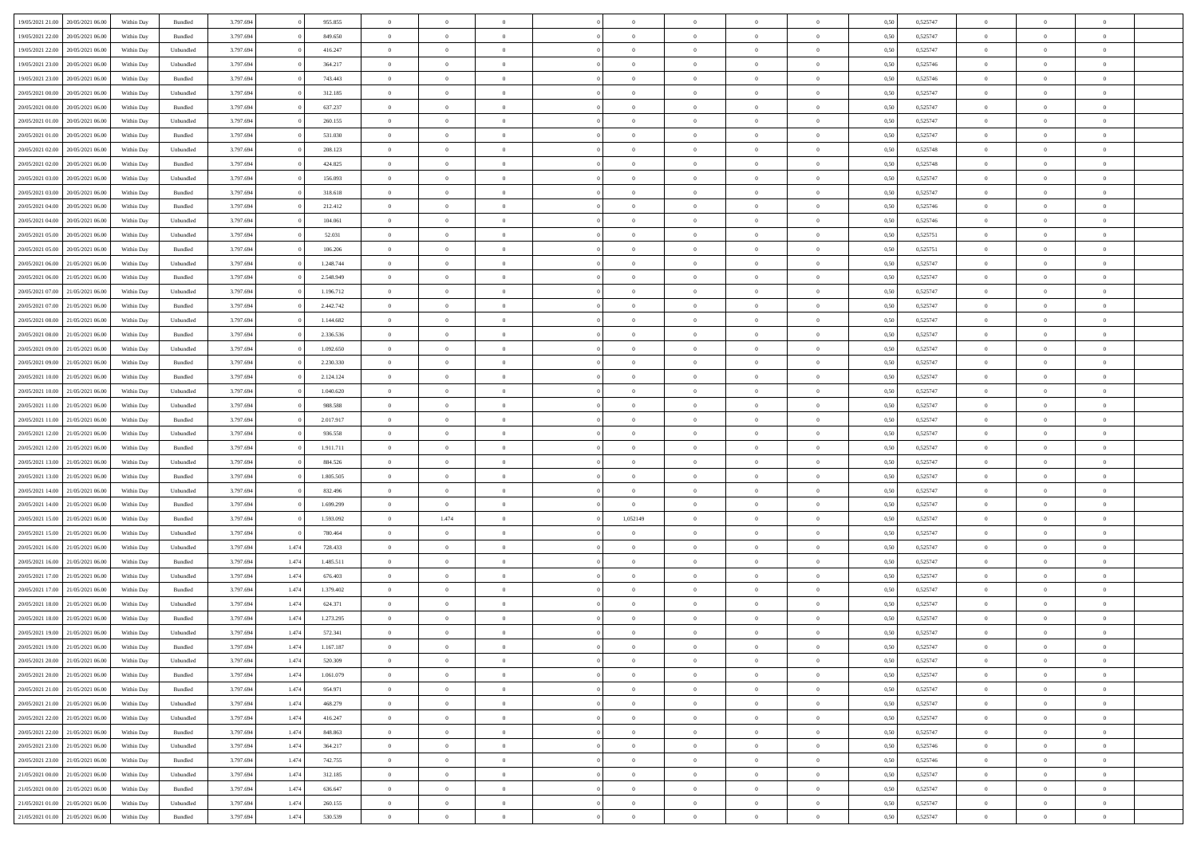| | | | | | | | | | | | | | | | | | | | | | |
|---|---|---|---|---|---|---|---|---|---|---|---|---|---|---|---|---|---|---|---|---|---|
| 19/05/2021 21:00 | 20/05/2021 06:00 | Within Day | Bundled | 3.797.694 | 0 | 955.855 | 0 | 0 | 0 | | 0 | 0 | 0 | 0 | 0,50 | 0,525747 | 0 | 0 | 0 | |
| 19/05/2021 22:00 | 20/05/2021 06:00 | Within Day | Bundled | 3.797.694 | 0 | 849.650 | 0 | 0 | 0 | | 0 | 0 | 0 | 0 | 0,50 | 0,525747 | 0 | 0 | 0 | |
| 19/05/2021 22:00 | 20/05/2021 06:00 | Within Day | Unbundled | 3.797.694 | 0 | 416.247 | 0 | 0 | 0 | | 0 | 0 | 0 | 0 | 0,50 | 0,525747 | 0 | 0 | 0 | |
| 19/05/2021 23:00 | 20/05/2021 06:00 | Within Day | Unbundled | 3.797.694 | 0 | 364.217 | 0 | 0 | 0 | | 0 | 0 | 0 | 0 | 0,50 | 0,525746 | 0 | 0 | 0 | |
| 19/05/2021 23:00 | 20/05/2021 06:00 | Within Day | Bundled | 3.797.694 | 0 | 743.443 | 0 | 0 | 0 | | 0 | 0 | 0 | 0 | 0,50 | 0,525746 | 0 | 0 | 0 | |
| 20/05/2021 00:00 | 20/05/2021 06:00 | Within Day | Unbundled | 3.797.694 | 0 | 312.185 | 0 | 0 | 0 | | 0 | 0 | 0 | 0 | 0,50 | 0,525747 | 0 | 0 | 0 | |
| 20/05/2021 00:00 | 20/05/2021 06:00 | Within Day | Bundled | 3.797.694 | 0 | 637.237 | 0 | 0 | 0 | | 0 | 0 | 0 | 0 | 0,50 | 0,525747 | 0 | 0 | 0 | |
| 20/05/2021 01:00 | 20/05/2021 06:00 | Within Day | Unbundled | 3.797.694 | 0 | 260.155 | 0 | 0 | 0 | | 0 | 0 | 0 | 0 | 0,50 | 0,525747 | 0 | 0 | 0 | |
| 20/05/2021 01:00 | 20/05/2021 06:00 | Within Day | Bundled | 3.797.694 | 0 | 531.030 | 0 | 0 | 0 | | 0 | 0 | 0 | 0 | 0,50 | 0,525747 | 0 | 0 | 0 | |
| 20/05/2021 02:00 | 20/05/2021 06:00 | Within Day | Unbundled | 3.797.694 | 0 | 208.123 | 0 | 0 | 0 | | 0 | 0 | 0 | 0 | 0,50 | 0,525748 | 0 | 0 | 0 | |
| 20/05/2021 02:00 | 20/05/2021 06:00 | Within Day | Bundled | 3.797.694 | 0 | 424.825 | 0 | 0 | 0 | | 0 | 0 | 0 | 0 | 0,50 | 0,525748 | 0 | 0 | 0 | |
| 20/05/2021 03:00 | 20/05/2021 06:00 | Within Day | Unbundled | 3.797.694 | 0 | 156.093 | 0 | 0 | 0 | | 0 | 0 | 0 | 0 | 0,50 | 0,525747 | 0 | 0 | 0 | |
| 20/05/2021 03:00 | 20/05/2021 06:00 | Within Day | Bundled | 3.797.694 | 0 | 318.618 | 0 | 0 | 0 | | 0 | 0 | 0 | 0 | 0,50 | 0,525747 | 0 | 0 | 0 | |
| 20/05/2021 04:00 | 20/05/2021 06:00 | Within Day | Bundled | 3.797.694 | 0 | 212.412 | 0 | 0 | 0 | | 0 | 0 | 0 | 0 | 0,50 | 0,525746 | 0 | 0 | 0 | |
| 20/05/2021 04:00 | 20/05/2021 06:00 | Within Day | Unbundled | 3.797.694 | 0 | 104.061 | 0 | 0 | 0 | | 0 | 0 | 0 | 0 | 0,50 | 0,525746 | 0 | 0 | 0 | |
| 20/05/2021 05:00 | 20/05/2021 06:00 | Within Day | Unbundled | 3.797.694 | 0 | 52.031 | 0 | 0 | 0 | | 0 | 0 | 0 | 0 | 0,50 | 0,525751 | 0 | 0 | 0 | |
| 20/05/2021 05:00 | 20/05/2021 06:00 | Within Day | Bundled | 3.797.694 | 0 | 106.206 | 0 | 0 | 0 | | 0 | 0 | 0 | 0 | 0,50 | 0,525751 | 0 | 0 | 0 | |
| 20/05/2021 06:00 | 21/05/2021 06:00 | Within Day | Unbundled | 3.797.694 | 0 | 1.248.744 | 0 | 0 | 0 | | 0 | 0 | 0 | 0 | 0,50 | 0,525747 | 0 | 0 | 0 | |
| 20/05/2021 06:00 | 21/05/2021 06:00 | Within Day | Bundled | 3.797.694 | 0 | 2.548.949 | 0 | 0 | 0 | | 0 | 0 | 0 | 0 | 0,50 | 0,525747 | 0 | 0 | 0 | |
| 20/05/2021 07:00 | 21/05/2021 06:00 | Within Day | Unbundled | 3.797.694 | 0 | 1.196.712 | 0 | 0 | 0 | | 0 | 0 | 0 | 0 | 0,50 | 0,525747 | 0 | 0 | 0 | |
| 20/05/2021 07:00 | 21/05/2021 06:00 | Within Day | Bundled | 3.797.694 | 0 | 2.442.742 | 0 | 0 | 0 | | 0 | 0 | 0 | 0 | 0,50 | 0,525747 | 0 | 0 | 0 | |
| 20/05/2021 08:00 | 21/05/2021 06:00 | Within Day | Unbundled | 3.797.694 | 0 | 1.144.682 | 0 | 0 | 0 | | 0 | 0 | 0 | 0 | 0,50 | 0,525747 | 0 | 0 | 0 | |
| 20/05/2021 08:00 | 21/05/2021 06:00 | Within Day | Bundled | 3.797.694 | 0 | 2.336.536 | 0 | 0 | 0 | | 0 | 0 | 0 | 0 | 0,50 | 0,525747 | 0 | 0 | 0 | |
| 20/05/2021 09:00 | 21/05/2021 06:00 | Within Day | Unbundled | 3.797.694 | 0 | 1.092.650 | 0 | 0 | 0 | | 0 | 0 | 0 | 0 | 0,50 | 0,525747 | 0 | 0 | 0 | |
| 20/05/2021 09:00 | 21/05/2021 06:00 | Within Day | Bundled | 3.797.694 | 0 | 2.230.330 | 0 | 0 | 0 | | 0 | 0 | 0 | 0 | 0,50 | 0,525747 | 0 | 0 | 0 | |
| 20/05/2021 10:00 | 21/05/2021 06:00 | Within Day | Bundled | 3.797.694 | 0 | 2.124.124 | 0 | 0 | 0 | | 0 | 0 | 0 | 0 | 0,50 | 0,525747 | 0 | 0 | 0 | |
| 20/05/2021 10:00 | 21/05/2021 06:00 | Within Day | Unbundled | 3.797.694 | 0 | 1.040.620 | 0 | 0 | 0 | | 0 | 0 | 0 | 0 | 0,50 | 0,525747 | 0 | 0 | 0 | |
| 20/05/2021 11:00 | 21/05/2021 06:00 | Within Day | Unbundled | 3.797.694 | 0 | 988.588 | 0 | 0 | 0 | | 0 | 0 | 0 | 0 | 0,50 | 0,525747 | 0 | 0 | 0 | |
| 20/05/2021 11:00 | 21/05/2021 06:00 | Within Day | Bundled | 3.797.694 | 0 | 2.017.917 | 0 | 0 | 0 | | 0 | 0 | 0 | 0 | 0,50 | 0,525747 | 0 | 0 | 0 | |
| 20/05/2021 12:00 | 21/05/2021 06:00 | Within Day | Unbundled | 3.797.694 | 0 | 936.558 | 0 | 0 | 0 | | 0 | 0 | 0 | 0 | 0,50 | 0,525747 | 0 | 0 | 0 | |
| 20/05/2021 12:00 | 21/05/2021 06:00 | Within Day | Bundled | 3.797.694 | 0 | 1.911.711 | 0 | 0 | 0 | | 0 | 0 | 0 | 0 | 0,50 | 0,525747 | 0 | 0 | 0 | |
| 20/05/2021 13:00 | 21/05/2021 06:00 | Within Day | Unbundled | 3.797.694 | 0 | 884.526 | 0 | 0 | 0 | | 0 | 0 | 0 | 0 | 0,50 | 0,525747 | 0 | 0 | 0 | |
| 20/05/2021 13:00 | 21/05/2021 06:00 | Within Day | Bundled | 3.797.694 | 0 | 1.805.505 | 0 | 0 | 0 | | 0 | 0 | 0 | 0 | 0,50 | 0,525747 | 0 | 0 | 0 | |
| 20/05/2021 14:00 | 21/05/2021 06:00 | Within Day | Unbundled | 3.797.694 | 0 | 832.496 | 0 | 0 | 0 | | 0 | 0 | 0 | 0 | 0,50 | 0,525747 | 0 | 0 | 0 | |
| 20/05/2021 14:00 | 21/05/2021 06:00 | Within Day | Bundled | 3.797.694 | 0 | 1.699.299 | 0 | 0 | 0 | | 0 | 0 | 0 | 0 | 0,50 | 0,525747 | 0 | 0 | 0 | |
| 20/05/2021 15:00 | 21/05/2021 06:00 | Within Day | Bundled | 3.797.694 | 0 | 1.593.092 | 0 | 1.474 | 0 | | 1,052149 | 0 | 0 | 0 | 0,50 | 0,525747 | 0 | 0 | 0 | |
| 20/05/2021 15:00 | 21/05/2021 06:00 | Within Day | Unbundled | 3.797.694 | 0 | 780.464 | 0 | 0 | 0 | | 0 | 0 | 0 | 0 | 0,50 | 0,525747 | 0 | 0 | 0 | |
| 20/05/2021 16:00 | 21/05/2021 06:00 | Within Day | Unbundled | 3.797.694 | 1.474 | 728.433 | 0 | 0 | 0 | | 0 | 0 | 0 | 0 | 0,50 | 0,525747 | 0 | 0 | 0 | |
| 20/05/2021 16:00 | 21/05/2021 06:00 | Within Day | Bundled | 3.797.694 | 1.474 | 1.485.511 | 0 | 0 | 0 | | 0 | 0 | 0 | 0 | 0,50 | 0,525747 | 0 | 0 | 0 | |
| 20/05/2021 17:00 | 21/05/2021 06:00 | Within Day | Unbundled | 3.797.694 | 1.474 | 676.403 | 0 | 0 | 0 | | 0 | 0 | 0 | 0 | 0,50 | 0,525747 | 0 | 0 | 0 | |
| 20/05/2021 17:00 | 21/05/2021 06:00 | Within Day | Bundled | 3.797.694 | 1.474 | 1.379.402 | 0 | 0 | 0 | | 0 | 0 | 0 | 0 | 0,50 | 0,525747 | 0 | 0 | 0 | |
| 20/05/2021 18:00 | 21/05/2021 06:00 | Within Day | Unbundled | 3.797.694 | 1.474 | 624.371 | 0 | 0 | 0 | | 0 | 0 | 0 | 0 | 0,50 | 0,525747 | 0 | 0 | 0 | |
| 20/05/2021 18:00 | 21/05/2021 06:00 | Within Day | Bundled | 3.797.694 | 1.474 | 1.273.295 | 0 | 0 | 0 | | 0 | 0 | 0 | 0 | 0,50 | 0,525747 | 0 | 0 | 0 | |
| 20/05/2021 19:00 | 21/05/2021 06:00 | Within Day | Unbundled | 3.797.694 | 1.474 | 572.341 | 0 | 0 | 0 | | 0 | 0 | 0 | 0 | 0,50 | 0,525747 | 0 | 0 | 0 | |
| 20/05/2021 19:00 | 21/05/2021 06:00 | Within Day | Bundled | 3.797.694 | 1.474 | 1.167.187 | 0 | 0 | 0 | | 0 | 0 | 0 | 0 | 0,50 | 0,525747 | 0 | 0 | 0 | |
| 20/05/2021 20:00 | 21/05/2021 06:00 | Within Day | Unbundled | 3.797.694 | 1.474 | 520.309 | 0 | 0 | 0 | | 0 | 0 | 0 | 0 | 0,50 | 0,525747 | 0 | 0 | 0 | |
| 20/05/2021 20:00 | 21/05/2021 06:00 | Within Day | Bundled | 3.797.694 | 1.474 | 1.061.079 | 0 | 0 | 0 | | 0 | 0 | 0 | 0 | 0,50 | 0,525747 | 0 | 0 | 0 | |
| 20/05/2021 21:00 | 21/05/2021 06:00 | Within Day | Bundled | 3.797.694 | 1.474 | 954.971 | 0 | 0 | 0 | | 0 | 0 | 0 | 0 | 0,50 | 0,525747 | 0 | 0 | 0 | |
| 20/05/2021 21:00 | 21/05/2021 06:00 | Within Day | Unbundled | 3.797.694 | 1.474 | 468.279 | 0 | 0 | 0 | | 0 | 0 | 0 | 0 | 0,50 | 0,525747 | 0 | 0 | 0 | |
| 20/05/2021 22:00 | 21/05/2021 06:00 | Within Day | Unbundled | 3.797.694 | 1.474 | 416.247 | 0 | 0 | 0 | | 0 | 0 | 0 | 0 | 0,50 | 0,525747 | 0 | 0 | 0 | |
| 20/05/2021 22:00 | 21/05/2021 06:00 | Within Day | Bundled | 3.797.694 | 1.474 | 848.863 | 0 | 0 | 0 | | 0 | 0 | 0 | 0 | 0,50 | 0,525747 | 0 | 0 | 0 | |
| 20/05/2021 23:00 | 21/05/2021 06:00 | Within Day | Unbundled | 3.797.694 | 1.474 | 364.217 | 0 | 0 | 0 | | 0 | 0 | 0 | 0 | 0,50 | 0,525746 | 0 | 0 | 0 | |
| 20/05/2021 23:00 | 21/05/2021 06:00 | Within Day | Bundled | 3.797.694 | 1.474 | 742.755 | 0 | 0 | 0 | | 0 | 0 | 0 | 0 | 0,50 | 0,525746 | 0 | 0 | 0 | |
| 21/05/2021 00:00 | 21/05/2021 06:00 | Within Day | Unbundled | 3.797.694 | 1.474 | 312.185 | 0 | 0 | 0 | | 0 | 0 | 0 | 0 | 0,50 | 0,525747 | 0 | 0 | 0 | |
| 21/05/2021 00:00 | 21/05/2021 06:00 | Within Day | Bundled | 3.797.694 | 1.474 | 636.647 | 0 | 0 | 0 | | 0 | 0 | 0 | 0 | 0,50 | 0,525747 | 0 | 0 | 0 | |
| 21/05/2021 01:00 | 21/05/2021 06:00 | Within Day | Unbundled | 3.797.694 | 1.474 | 260.155 | 0 | 0 | 0 | | 0 | 0 | 0 | 0 | 0,50 | 0,525747 | 0 | 0 | 0 | |
| 21/05/2021 01:00 | 21/05/2021 06:00 | Within Day | Bundled | 3.797.694 | 1.474 | 530.539 | 0 | 0 | 0 | | 0 | 0 | 0 | 0 | 0,50 | 0,525747 | 0 | 0 | 0 | |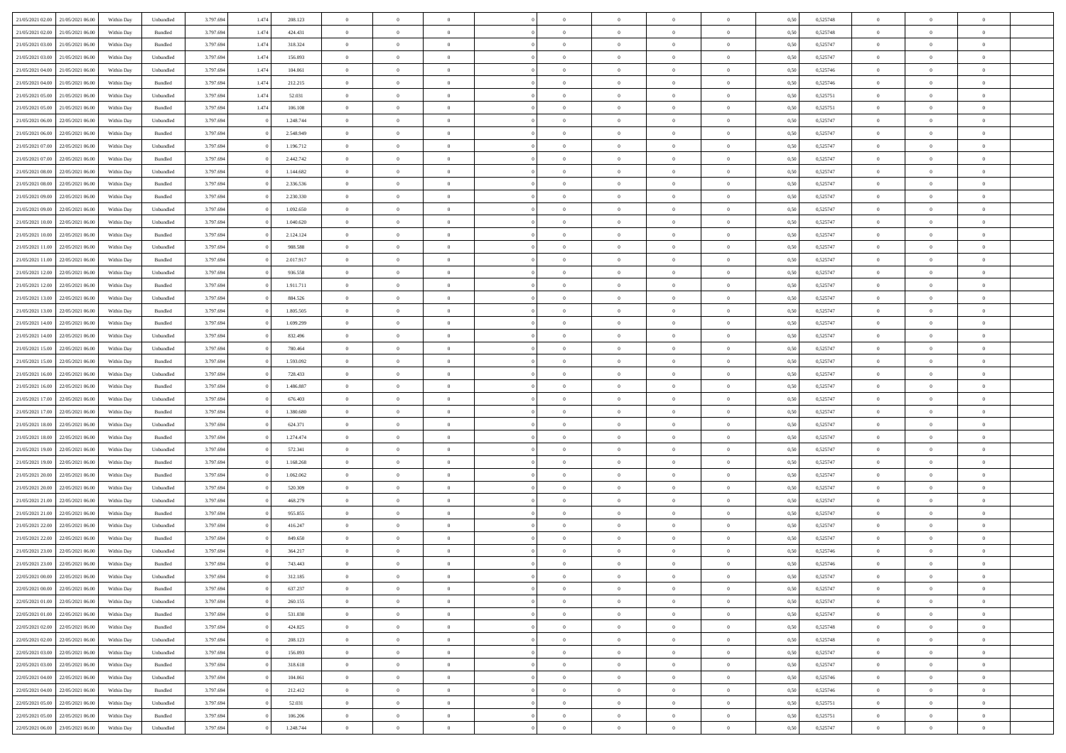| | | | | | | | | | | | | | | | | | | | | | |
|---|---|---|---|---|---|---|---|---|---|---|---|---|---|---|---|---|---|---|---|---|---|
| 21/05/2021 02:00 | 21/05/2021 06:00 | Within Day | Unbundled | 3.797.694 | 1.474 | 208.123 | 0 | 0 | 0 | | 0 | 0 | 0 | 0 | 0,50 | 0,525748 | 0 | 0 | 0 | |
| 21/05/2021 02:00 | 21/05/2021 06:00 | Within Day | Bundled | 3.797.694 | 1.474 | 424.431 | 0 | 0 | 0 | | 0 | 0 | 0 | 0 | 0,50 | 0,525748 | 0 | 0 | 0 | |
| 21/05/2021 03:00 | 21/05/2021 06:00 | Within Day | Bundled | 3.797.694 | 1.474 | 318.324 | 0 | 0 | 0 | | 0 | 0 | 0 | 0 | 0,50 | 0,525747 | 0 | 0 | 0 | |
| 21/05/2021 03:00 | 21/05/2021 06:00 | Within Day | Unbundled | 3.797.694 | 1.474 | 156.093 | 0 | 0 | 0 | | 0 | 0 | 0 | 0 | 0,50 | 0,525747 | 0 | 0 | 0 | |
| 21/05/2021 04:00 | 21/05/2021 06:00 | Within Day | Unbundled | 3.797.694 | 1.474 | 104.061 | 0 | 0 | 0 | | 0 | 0 | 0 | 0 | 0,50 | 0,525746 | 0 | 0 | 0 | |
| 21/05/2021 04:00 | 21/05/2021 06:00 | Within Day | Bundled | 3.797.694 | 1.474 | 212.215 | 0 | 0 | 0 | | 0 | 0 | 0 | 0 | 0,50 | 0,525746 | 0 | 0 | 0 | |
| 21/05/2021 05:00 | 21/05/2021 06:00 | Within Day | Unbundled | 3.797.694 | 1.474 | 52.031 | 0 | 0 | 0 | | 0 | 0 | 0 | 0 | 0,50 | 0,525751 | 0 | 0 | 0 | |
| 21/05/2021 05:00 | 21/05/2021 06:00 | Within Day | Bundled | 3.797.694 | 1.474 | 106.108 | 0 | 0 | 0 | | 0 | 0 | 0 | 0 | 0,50 | 0,525751 | 0 | 0 | 0 | |
| 21/05/2021 06:00 | 22/05/2021 06:00 | Within Day | Unbundled | 3.797.694 | 0 | 1.248.744 | 0 | 0 | 0 | | 0 | 0 | 0 | 0 | 0,50 | 0,525747 | 0 | 0 | 0 | |
| 21/05/2021 06:00 | 22/05/2021 06:00 | Within Day | Bundled | 3.797.694 | 0 | 2.548.949 | 0 | 0 | 0 | | 0 | 0 | 0 | 0 | 0,50 | 0,525747 | 0 | 0 | 0 | |
| 21/05/2021 07:00 | 22/05/2021 06:00 | Within Day | Unbundled | 3.797.694 | 0 | 1.196.712 | 0 | 0 | 0 | | 0 | 0 | 0 | 0 | 0,50 | 0,525747 | 0 | 0 | 0 | |
| 21/05/2021 07:00 | 22/05/2021 06:00 | Within Day | Bundled | 3.797.694 | 0 | 2.442.742 | 0 | 0 | 0 | | 0 | 0 | 0 | 0 | 0,50 | 0,525747 | 0 | 0 | 0 | |
| 21/05/2021 08:00 | 22/05/2021 06:00 | Within Day | Unbundled | 3.797.694 | 0 | 1.144.682 | 0 | 0 | 0 | | 0 | 0 | 0 | 0 | 0,50 | 0,525747 | 0 | 0 | 0 | |
| 21/05/2021 08:00 | 22/05/2021 06:00 | Within Day | Bundled | 3.797.694 | 0 | 2.336.536 | 0 | 0 | 0 | | 0 | 0 | 0 | 0 | 0,50 | 0,525747 | 0 | 0 | 0 | |
| 21/05/2021 09:00 | 22/05/2021 06:00 | Within Day | Bundled | 3.797.694 | 0 | 2.230.330 | 0 | 0 | 0 | | 0 | 0 | 0 | 0 | 0,50 | 0,525747 | 0 | 0 | 0 | |
| 21/05/2021 09:00 | 22/05/2021 06:00 | Within Day | Unbundled | 3.797.694 | 0 | 1.092.650 | 0 | 0 | 0 | | 0 | 0 | 0 | 0 | 0,50 | 0,525747 | 0 | 0 | 0 | |
| 21/05/2021 10:00 | 22/05/2021 06:00 | Within Day | Unbundled | 3.797.694 | 0 | 1.040.620 | 0 | 0 | 0 | | 0 | 0 | 0 | 0 | 0,50 | 0,525747 | 0 | 0 | 0 | |
| 21/05/2021 10:00 | 22/05/2021 06:00 | Within Day | Bundled | 3.797.694 | 0 | 2.124.124 | 0 | 0 | 0 | | 0 | 0 | 0 | 0 | 0,50 | 0,525747 | 0 | 0 | 0 | |
| 21/05/2021 11:00 | 22/05/2021 06:00 | Within Day | Unbundled | 3.797.694 | 0 | 988.588 | 0 | 0 | 0 | | 0 | 0 | 0 | 0 | 0,50 | 0,525747 | 0 | 0 | 0 | |
| 21/05/2021 11:00 | 22/05/2021 06:00 | Within Day | Bundled | 3.797.694 | 0 | 2.017.917 | 0 | 0 | 0 | | 0 | 0 | 0 | 0 | 0,50 | 0,525747 | 0 | 0 | 0 | |
| 21/05/2021 12:00 | 22/05/2021 06:00 | Within Day | Unbundled | 3.797.694 | 0 | 936.558 | 0 | 0 | 0 | | 0 | 0 | 0 | 0 | 0,50 | 0,525747 | 0 | 0 | 0 | |
| 21/05/2021 12:00 | 22/05/2021 06:00 | Within Day | Bundled | 3.797.694 | 0 | 1.911.711 | 0 | 0 | 0 | | 0 | 0 | 0 | 0 | 0,50 | 0,525747 | 0 | 0 | 0 | |
| 21/05/2021 13:00 | 22/05/2021 06:00 | Within Day | Unbundled | 3.797.694 | 0 | 884.526 | 0 | 0 | 0 | | 0 | 0 | 0 | 0 | 0,50 | 0,525747 | 0 | 0 | 0 | |
| 21/05/2021 13:00 | 22/05/2021 06:00 | Within Day | Bundled | 3.797.694 | 0 | 1.805.505 | 0 | 0 | 0 | | 0 | 0 | 0 | 0 | 0,50 | 0,525747 | 0 | 0 | 0 | |
| 21/05/2021 14:00 | 22/05/2021 06:00 | Within Day | Bundled | 3.797.694 | 0 | 1.699.299 | 0 | 0 | 0 | | 0 | 0 | 0 | 0 | 0,50 | 0,525747 | 0 | 0 | 0 | |
| 21/05/2021 14:00 | 22/05/2021 06:00 | Within Day | Unbundled | 3.797.694 | 0 | 832.496 | 0 | 0 | 0 | | 0 | 0 | 0 | 0 | 0,50 | 0,525747 | 0 | 0 | 0 | |
| 21/05/2021 15:00 | 22/05/2021 06:00 | Within Day | Unbundled | 3.797.694 | 0 | 780.464 | 0 | 0 | 0 | | 0 | 0 | 0 | 0 | 0,50 | 0,525747 | 0 | 0 | 0 | |
| 21/05/2021 15:00 | 22/05/2021 06:00 | Within Day | Bundled | 3.797.694 | 0 | 1.593.092 | 0 | 0 | 0 | | 0 | 0 | 0 | 0 | 0,50 | 0,525747 | 0 | 0 | 0 | |
| 21/05/2021 16:00 | 22/05/2021 06:00 | Within Day | Unbundled | 3.797.694 | 0 | 728.433 | 0 | 0 | 0 | | 0 | 0 | 0 | 0 | 0,50 | 0,525747 | 0 | 0 | 0 | |
| 21/05/2021 16:00 | 22/05/2021 06:00 | Within Day | Bundled | 3.797.694 | 0 | 1.486.887 | 0 | 0 | 0 | | 0 | 0 | 0 | 0 | 0,50 | 0,525747 | 0 | 0 | 0 | |
| 21/05/2021 17:00 | 22/05/2021 06:00 | Within Day | Unbundled | 3.797.694 | 0 | 676.403 | 0 | 0 | 0 | | 0 | 0 | 0 | 0 | 0,50 | 0,525747 | 0 | 0 | 0 | |
| 21/05/2021 17:00 | 22/05/2021 06:00 | Within Day | Bundled | 3.797.694 | 0 | 1.380.680 | 0 | 0 | 0 | | 0 | 0 | 0 | 0 | 0,50 | 0,525747 | 0 | 0 | 0 | |
| 21/05/2021 18:00 | 22/05/2021 06:00 | Within Day | Unbundled | 3.797.694 | 0 | 624.371 | 0 | 0 | 0 | | 0 | 0 | 0 | 0 | 0,50 | 0,525747 | 0 | 0 | 0 | |
| 21/05/2021 18:00 | 22/05/2021 06:00 | Within Day | Bundled | 3.797.694 | 0 | 1.274.474 | 0 | 0 | 0 | | 0 | 0 | 0 | 0 | 0,50 | 0,525747 | 0 | 0 | 0 | |
| 21/05/2021 19:00 | 22/05/2021 06:00 | Within Day | Unbundled | 3.797.694 | 0 | 572.341 | 0 | 0 | 0 | | 0 | 0 | 0 | 0 | 0,50 | 0,525747 | 0 | 0 | 0 | |
| 21/05/2021 19:00 | 22/05/2021 06:00 | Within Day | Bundled | 3.797.694 | 0 | 1.168.268 | 0 | 0 | 0 | | 0 | 0 | 0 | 0 | 0,50 | 0,525747 | 0 | 0 | 0 | |
| 21/05/2021 20:00 | 22/05/2021 06:00 | Within Day | Bundled | 3.797.694 | 0 | 1.062.062 | 0 | 0 | 0 | | 0 | 0 | 0 | 0 | 0,50 | 0,525747 | 0 | 0 | 0 | |
| 21/05/2021 20:00 | 22/05/2021 06:00 | Within Day | Unbundled | 3.797.694 | 0 | 520.309 | 0 | 0 | 0 | | 0 | 0 | 0 | 0 | 0,50 | 0,525747 | 0 | 0 | 0 | |
| 21/05/2021 21:00 | 22/05/2021 06:00 | Within Day | Unbundled | 3.797.694 | 0 | 468.279 | 0 | 0 | 0 | | 0 | 0 | 0 | 0 | 0,50 | 0,525747 | 0 | 0 | 0 | |
| 21/05/2021 21:00 | 22/05/2021 06:00 | Within Day | Bundled | 3.797.694 | 0 | 955.855 | 0 | 0 | 0 | | 0 | 0 | 0 | 0 | 0,50 | 0,525747 | 0 | 0 | 0 | |
| 21/05/2021 22:00 | 22/05/2021 06:00 | Within Day | Unbundled | 3.797.694 | 0 | 416.247 | 0 | 0 | 0 | | 0 | 0 | 0 | 0 | 0,50 | 0,525747 | 0 | 0 | 0 | |
| 21/05/2021 22:00 | 22/05/2021 06:00 | Within Day | Bundled | 3.797.694 | 0 | 849.650 | 0 | 0 | 0 | | 0 | 0 | 0 | 0 | 0,50 | 0,525747 | 0 | 0 | 0 | |
| 21/05/2021 23:00 | 22/05/2021 06:00 | Within Day | Unbundled | 3.797.694 | 0 | 364.217 | 0 | 0 | 0 | | 0 | 0 | 0 | 0 | 0,50 | 0,525746 | 0 | 0 | 0 | |
| 21/05/2021 23:00 | 22/05/2021 06:00 | Within Day | Bundled | 3.797.694 | 0 | 743.443 | 0 | 0 | 0 | | 0 | 0 | 0 | 0 | 0,50 | 0,525746 | 0 | 0 | 0 | |
| 22/05/2021 00:00 | 22/05/2021 06:00 | Within Day | Unbundled | 3.797.694 | 0 | 312.185 | 0 | 0 | 0 | | 0 | 0 | 0 | 0 | 0,50 | 0,525747 | 0 | 0 | 0 | |
| 22/05/2021 00:00 | 22/05/2021 06:00 | Within Day | Bundled | 3.797.694 | 0 | 637.237 | 0 | 0 | 0 | | 0 | 0 | 0 | 0 | 0,50 | 0,525747 | 0 | 0 | 0 | |
| 22/05/2021 01:00 | 22/05/2021 06:00 | Within Day | Unbundled | 3.797.694 | 0 | 260.155 | 0 | 0 | 0 | | 0 | 0 | 0 | 0 | 0,50 | 0,525747 | 0 | 0 | 0 | |
| 22/05/2021 01:00 | 22/05/2021 06:00 | Within Day | Bundled | 3.797.694 | 0 | 531.030 | 0 | 0 | 0 | | 0 | 0 | 0 | 0 | 0,50 | 0,525747 | 0 | 0 | 0 | |
| 22/05/2021 02:00 | 22/05/2021 06:00 | Within Day | Bundled | 3.797.694 | 0 | 424.825 | 0 | 0 | 0 | | 0 | 0 | 0 | 0 | 0,50 | 0,525748 | 0 | 0 | 0 | |
| 22/05/2021 02:00 | 22/05/2021 06:00 | Within Day | Unbundled | 3.797.694 | 0 | 208.123 | 0 | 0 | 0 | | 0 | 0 | 0 | 0 | 0,50 | 0,525748 | 0 | 0 | 0 | |
| 22/05/2021 03:00 | 22/05/2021 06:00 | Within Day | Unbundled | 3.797.694 | 0 | 156.093 | 0 | 0 | 0 | | 0 | 0 | 0 | 0 | 0,50 | 0,525747 | 0 | 0 | 0 | |
| 22/05/2021 03:00 | 22/05/2021 06:00 | Within Day | Bundled | 3.797.694 | 0 | 318.618 | 0 | 0 | 0 | | 0 | 0 | 0 | 0 | 0,50 | 0,525747 | 0 | 0 | 0 | |
| 22/05/2021 04:00 | 22/05/2021 06:00 | Within Day | Unbundled | 3.797.694 | 0 | 104.061 | 0 | 0 | 0 | | 0 | 0 | 0 | 0 | 0,50 | 0,525746 | 0 | 0 | 0 | |
| 22/05/2021 04:00 | 22/05/2021 06:00 | Within Day | Bundled | 3.797.694 | 0 | 212.412 | 0 | 0 | 0 | | 0 | 0 | 0 | 0 | 0,50 | 0,525746 | 0 | 0 | 0 | |
| 22/05/2021 05:00 | 22/05/2021 06:00 | Within Day | Unbundled | 3.797.694 | 0 | 52.031 | 0 | 0 | 0 | | 0 | 0 | 0 | 0 | 0,50 | 0,525751 | 0 | 0 | 0 | |
| 22/05/2021 05:00 | 22/05/2021 06:00 | Within Day | Bundled | 3.797.694 | 0 | 106.206 | 0 | 0 | 0 | | 0 | 0 | 0 | 0 | 0,50 | 0,525751 | 0 | 0 | 0 | |
| 22/05/2021 06:00 | 23/05/2021 06:00 | Within Day | Unbundled | 3.797.694 | 0 | 1.248.744 | 0 | 0 | 0 | | 0 | 0 | 0 | 0 | 0,50 | 0,525747 | 0 | 0 | 0 | |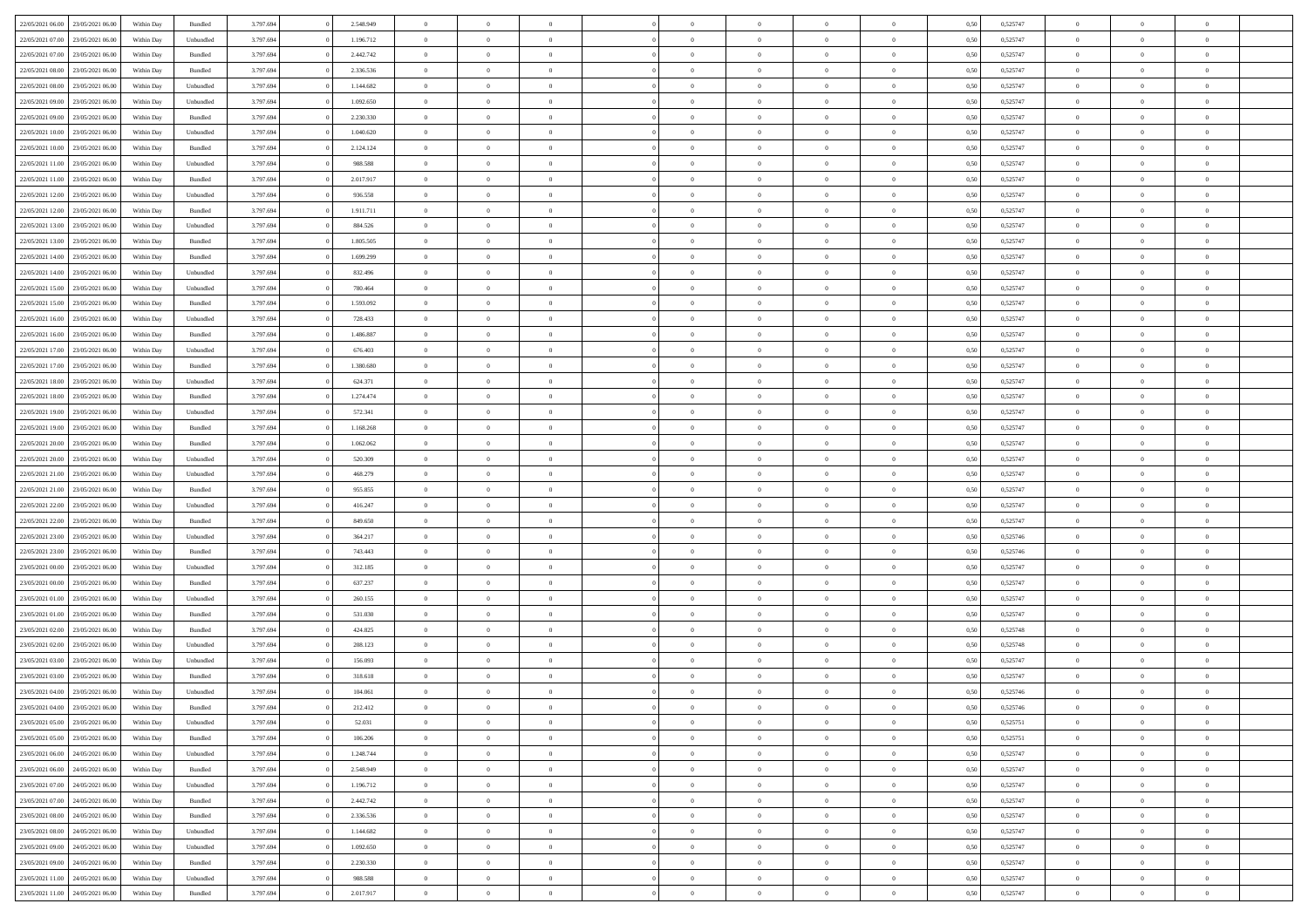| | | | | | | | | | | | | | | | | | | | | | |
|---|---|---|---|---|---|---|---|---|---|---|---|---|---|---|---|---|---|---|---|---|---|
| 22/05/2021 06:00 | 23/05/2021 06:00 | Within Day | Bundled | 3.797.694 | 0 | 2.548.949 | 0 | 0 | 0 | | 0 | 0 | 0 | 0 | 0,50 | 0,525747 | 0 | 0 | 0 | |
| 22/05/2021 07:00 | 23/05/2021 06:00 | Within Day | Unbundled | 3.797.694 | 0 | 1.196.712 | 0 | 0 | 0 | | 0 | 0 | 0 | 0 | 0,50 | 0,525747 | 0 | 0 | 0 | |
| 22/05/2021 07:00 | 23/05/2021 06:00 | Within Day | Bundled | 3.797.694 | 0 | 2.442.742 | 0 | 0 | 0 | | 0 | 0 | 0 | 0 | 0,50 | 0,525747 | 0 | 0 | 0 | |
| 22/05/2021 08:00 | 23/05/2021 06:00 | Within Day | Bundled | 3.797.694 | 0 | 2.336.536 | 0 | 0 | 0 | | 0 | 0 | 0 | 0 | 0,50 | 0,525747 | 0 | 0 | 0 | |
| 22/05/2021 08:00 | 23/05/2021 06:00 | Within Day | Unbundled | 3.797.694 | 0 | 1.144.682 | 0 | 0 | 0 | | 0 | 0 | 0 | 0 | 0,50 | 0,525747 | 0 | 0 | 0 | |
| 22/05/2021 09:00 | 23/05/2021 06:00 | Within Day | Unbundled | 3.797.694 | 0 | 1.092.650 | 0 | 0 | 0 | | 0 | 0 | 0 | 0 | 0,50 | 0,525747 | 0 | 0 | 0 | |
| 22/05/2021 09:00 | 23/05/2021 06:00 | Within Day | Bundled | 3.797.694 | 0 | 2.230.330 | 0 | 0 | 0 | | 0 | 0 | 0 | 0 | 0,50 | 0,525747 | 0 | 0 | 0 | |
| 22/05/2021 10:00 | 23/05/2021 06:00 | Within Day | Unbundled | 3.797.694 | 0 | 1.040.620 | 0 | 0 | 0 | | 0 | 0 | 0 | 0 | 0,50 | 0,525747 | 0 | 0 | 0 | |
| 22/05/2021 10:00 | 23/05/2021 06:00 | Within Day | Bundled | 3.797.694 | 0 | 2.124.124 | 0 | 0 | 0 | | 0 | 0 | 0 | 0 | 0,50 | 0,525747 | 0 | 0 | 0 | |
| 22/05/2021 11:00 | 23/05/2021 06:00 | Within Day | Unbundled | 3.797.694 | 0 | 988.588 | 0 | 0 | 0 | | 0 | 0 | 0 | 0 | 0,50 | 0,525747 | 0 | 0 | 0 | |
| 22/05/2021 11:00 | 23/05/2021 06:00 | Within Day | Bundled | 3.797.694 | 0 | 2.017.917 | 0 | 0 | 0 | | 0 | 0 | 0 | 0 | 0,50 | 0,525747 | 0 | 0 | 0 | |
| 22/05/2021 12:00 | 23/05/2021 06:00 | Within Day | Unbundled | 3.797.694 | 0 | 936.558 | 0 | 0 | 0 | | 0 | 0 | 0 | 0 | 0,50 | 0,525747 | 0 | 0 | 0 | |
| 22/05/2021 12:00 | 23/05/2021 06:00 | Within Day | Bundled | 3.797.694 | 0 | 1.911.711 | 0 | 0 | 0 | | 0 | 0 | 0 | 0 | 0,50 | 0,525747 | 0 | 0 | 0 | |
| 22/05/2021 13:00 | 23/05/2021 06:00 | Within Day | Unbundled | 3.797.694 | 0 | 884.526 | 0 | 0 | 0 | | 0 | 0 | 0 | 0 | 0,50 | 0,525747 | 0 | 0 | 0 | |
| 22/05/2021 13:00 | 23/05/2021 06:00 | Within Day | Bundled | 3.797.694 | 0 | 1.805.505 | 0 | 0 | 0 | | 0 | 0 | 0 | 0 | 0,50 | 0,525747 | 0 | 0 | 0 | |
| 22/05/2021 14:00 | 23/05/2021 06:00 | Within Day | Bundled | 3.797.694 | 0 | 1.699.299 | 0 | 0 | 0 | | 0 | 0 | 0 | 0 | 0,50 | 0,525747 | 0 | 0 | 0 | |
| 22/05/2021 14:00 | 23/05/2021 06:00 | Within Day | Unbundled | 3.797.694 | 0 | 832.496 | 0 | 0 | 0 | | 0 | 0 | 0 | 0 | 0,50 | 0,525747 | 0 | 0 | 0 | |
| 22/05/2021 15:00 | 23/05/2021 06:00 | Within Day | Unbundled | 3.797.694 | 0 | 780.464 | 0 | 0 | 0 | | 0 | 0 | 0 | 0 | 0,50 | 0,525747 | 0 | 0 | 0 | |
| 22/05/2021 15:00 | 23/05/2021 06:00 | Within Day | Bundled | 3.797.694 | 0 | 1.593.092 | 0 | 0 | 0 | | 0 | 0 | 0 | 0 | 0,50 | 0,525747 | 0 | 0 | 0 | |
| 22/05/2021 16:00 | 23/05/2021 06:00 | Within Day | Unbundled | 3.797.694 | 0 | 728.433 | 0 | 0 | 0 | | 0 | 0 | 0 | 0 | 0,50 | 0,525747 | 0 | 0 | 0 | |
| 22/05/2021 16:00 | 23/05/2021 06:00 | Within Day | Bundled | 3.797.694 | 0 | 1.486.887 | 0 | 0 | 0 | | 0 | 0 | 0 | 0 | 0,50 | 0,525747 | 0 | 0 | 0 | |
| 22/05/2021 17:00 | 23/05/2021 06:00 | Within Day | Unbundled | 3.797.694 | 0 | 676.403 | 0 | 0 | 0 | | 0 | 0 | 0 | 0 | 0,50 | 0,525747 | 0 | 0 | 0 | |
| 22/05/2021 17:00 | 23/05/2021 06:00 | Within Day | Bundled | 3.797.694 | 0 | 1.380.680 | 0 | 0 | 0 | | 0 | 0 | 0 | 0 | 0,50 | 0,525747 | 0 | 0 | 0 | |
| 22/05/2021 18:00 | 23/05/2021 06:00 | Within Day | Unbundled | 3.797.694 | 0 | 624.371 | 0 | 0 | 0 | | 0 | 0 | 0 | 0 | 0,50 | 0,525747 | 0 | 0 | 0 | |
| 22/05/2021 18:00 | 23/05/2021 06:00 | Within Day | Bundled | 3.797.694 | 0 | 1.274.474 | 0 | 0 | 0 | | 0 | 0 | 0 | 0 | 0,50 | 0,525747 | 0 | 0 | 0 | |
| 22/05/2021 19:00 | 23/05/2021 06:00 | Within Day | Unbundled | 3.797.694 | 0 | 572.341 | 0 | 0 | 0 | | 0 | 0 | 0 | 0 | 0,50 | 0,525747 | 0 | 0 | 0 | |
| 22/05/2021 19:00 | 23/05/2021 06:00 | Within Day | Bundled | 3.797.694 | 0 | 1.168.268 | 0 | 0 | 0 | | 0 | 0 | 0 | 0 | 0,50 | 0,525747 | 0 | 0 | 0 | |
| 22/05/2021 20:00 | 23/05/2021 06:00 | Within Day | Bundled | 3.797.694 | 0 | 1.062.062 | 0 | 0 | 0 | | 0 | 0 | 0 | 0 | 0,50 | 0,525747 | 0 | 0 | 0 | |
| 22/05/2021 20:00 | 23/05/2021 06:00 | Within Day | Unbundled | 3.797.694 | 0 | 520.309 | 0 | 0 | 0 | | 0 | 0 | 0 | 0 | 0,50 | 0,525747 | 0 | 0 | 0 | |
| 22/05/2021 21:00 | 23/05/2021 06:00 | Within Day | Unbundled | 3.797.694 | 0 | 468.279 | 0 | 0 | 0 | | 0 | 0 | 0 | 0 | 0,50 | 0,525747 | 0 | 0 | 0 | |
| 22/05/2021 21:00 | 23/05/2021 06:00 | Within Day | Bundled | 3.797.694 | 0 | 955.855 | 0 | 0 | 0 | | 0 | 0 | 0 | 0 | 0,50 | 0,525747 | 0 | 0 | 0 | |
| 22/05/2021 22:00 | 23/05/2021 06:00 | Within Day | Unbundled | 3.797.694 | 0 | 416.247 | 0 | 0 | 0 | | 0 | 0 | 0 | 0 | 0,50 | 0,525747 | 0 | 0 | 0 | |
| 22/05/2021 22:00 | 23/05/2021 06:00 | Within Day | Bundled | 3.797.694 | 0 | 849.650 | 0 | 0 | 0 | | 0 | 0 | 0 | 0 | 0,50 | 0,525747 | 0 | 0 | 0 | |
| 22/05/2021 23:00 | 23/05/2021 06:00 | Within Day | Unbundled | 3.797.694 | 0 | 364.217 | 0 | 0 | 0 | | 0 | 0 | 0 | 0 | 0,50 | 0,525746 | 0 | 0 | 0 | |
| 22/05/2021 23:00 | 23/05/2021 06:00 | Within Day | Bundled | 3.797.694 | 0 | 743.443 | 0 | 0 | 0 | | 0 | 0 | 0 | 0 | 0,50 | 0,525746 | 0 | 0 | 0 | |
| 23/05/2021 00:00 | 23/05/2021 06:00 | Within Day | Unbundled | 3.797.694 | 0 | 312.185 | 0 | 0 | 0 | | 0 | 0 | 0 | 0 | 0,50 | 0,525747 | 0 | 0 | 0 | |
| 23/05/2021 00:00 | 23/05/2021 06:00 | Within Day | Bundled | 3.797.694 | 0 | 637.237 | 0 | 0 | 0 | | 0 | 0 | 0 | 0 | 0,50 | 0,525747 | 0 | 0 | 0 | |
| 23/05/2021 01:00 | 23/05/2021 06:00 | Within Day | Unbundled | 3.797.694 | 0 | 260.155 | 0 | 0 | 0 | | 0 | 0 | 0 | 0 | 0,50 | 0,525747 | 0 | 0 | 0 | |
| 23/05/2021 01:00 | 23/05/2021 06:00 | Within Day | Bundled | 3.797.694 | 0 | 531.030 | 0 | 0 | 0 | | 0 | 0 | 0 | 0 | 0,50 | 0,525747 | 0 | 0 | 0 | |
| 23/05/2021 02:00 | 23/05/2021 06:00 | Within Day | Bundled | 3.797.694 | 0 | 424.825 | 0 | 0 | 0 | | 0 | 0 | 0 | 0 | 0,50 | 0,525748 | 0 | 0 | 0 | |
| 23/05/2021 02:00 | 23/05/2021 06:00 | Within Day | Unbundled | 3.797.694 | 0 | 208.123 | 0 | 0 | 0 | | 0 | 0 | 0 | 0 | 0,50 | 0,525748 | 0 | 0 | 0 | |
| 23/05/2021 03:00 | 23/05/2021 06:00 | Within Day | Unbundled | 3.797.694 | 0 | 156.093 | 0 | 0 | 0 | | 0 | 0 | 0 | 0 | 0,50 | 0,525747 | 0 | 0 | 0 | |
| 23/05/2021 03:00 | 23/05/2021 06:00 | Within Day | Bundled | 3.797.694 | 0 | 318.618 | 0 | 0 | 0 | | 0 | 0 | 0 | 0 | 0,50 | 0,525747 | 0 | 0 | 0 | |
| 23/05/2021 04:00 | 23/05/2021 06:00 | Within Day | Unbundled | 3.797.694 | 0 | 104.061 | 0 | 0 | 0 | | 0 | 0 | 0 | 0 | 0,50 | 0,525746 | 0 | 0 | 0 | |
| 23/05/2021 04:00 | 23/05/2021 06:00 | Within Day | Bundled | 3.797.694 | 0 | 212.412 | 0 | 0 | 0 | | 0 | 0 | 0 | 0 | 0,50 | 0,525746 | 0 | 0 | 0 | |
| 23/05/2021 05:00 | 23/05/2021 06:00 | Within Day | Unbundled | 3.797.694 | 0 | 52.031 | 0 | 0 | 0 | | 0 | 0 | 0 | 0 | 0,50 | 0,525751 | 0 | 0 | 0 | |
| 23/05/2021 05:00 | 23/05/2021 06:00 | Within Day | Bundled | 3.797.694 | 0 | 106.206 | 0 | 0 | 0 | | 0 | 0 | 0 | 0 | 0,50 | 0,525751 | 0 | 0 | 0 | |
| 23/05/2021 06:00 | 24/05/2021 06:00 | Within Day | Unbundled | 3.797.694 | 0 | 1.248.744 | 0 | 0 | 0 | | 0 | 0 | 0 | 0 | 0,50 | 0,525747 | 0 | 0 | 0 | |
| 23/05/2021 06:00 | 24/05/2021 06:00 | Within Day | Bundled | 3.797.694 | 0 | 2.548.949 | 0 | 0 | 0 | | 0 | 0 | 0 | 0 | 0,50 | 0,525747 | 0 | 0 | 0 | |
| 23/05/2021 07:00 | 24/05/2021 06:00 | Within Day | Unbundled | 3.797.694 | 0 | 1.196.712 | 0 | 0 | 0 | | 0 | 0 | 0 | 0 | 0,50 | 0,525747 | 0 | 0 | 0 | |
| 23/05/2021 07:00 | 24/05/2021 06:00 | Within Day | Bundled | 3.797.694 | 0 | 2.442.742 | 0 | 0 | 0 | | 0 | 0 | 0 | 0 | 0,50 | 0,525747 | 0 | 0 | 0 | |
| 23/05/2021 08:00 | 24/05/2021 06:00 | Within Day | Bundled | 3.797.694 | 0 | 2.336.536 | 0 | 0 | 0 | | 0 | 0 | 0 | 0 | 0,50 | 0,525747 | 0 | 0 | 0 | |
| 23/05/2021 08:00 | 24/05/2021 06:00 | Within Day | Unbundled | 3.797.694 | 0 | 1.144.682 | 0 | 0 | 0 | | 0 | 0 | 0 | 0 | 0,50 | 0,525747 | 0 | 0 | 0 | |
| 23/05/2021 09:00 | 24/05/2021 06:00 | Within Day | Unbundled | 3.797.694 | 0 | 1.092.650 | 0 | 0 | 0 | | 0 | 0 | 0 | 0 | 0,50 | 0,525747 | 0 | 0 | 0 | |
| 23/05/2021 09:00 | 24/05/2021 06:00 | Within Day | Bundled | 3.797.694 | 0 | 2.230.330 | 0 | 0 | 0 | | 0 | 0 | 0 | 0 | 0,50 | 0,525747 | 0 | 0 | 0 | |
| 23/05/2021 11:00 | 24/05/2021 06:00 | Within Day | Unbundled | 3.797.694 | 0 | 988.588 | 0 | 0 | 0 | | 0 | 0 | 0 | 0 | 0,50 | 0,525747 | 0 | 0 | 0 | |
| 23/05/2021 11:00 | 24/05/2021 06:00 | Within Day | Bundled | 3.797.694 | 0 | 2.017.917 | 0 | 0 | 0 | | 0 | 0 | 0 | 0 | 0,50 | 0,525747 | 0 | 0 | 0 | |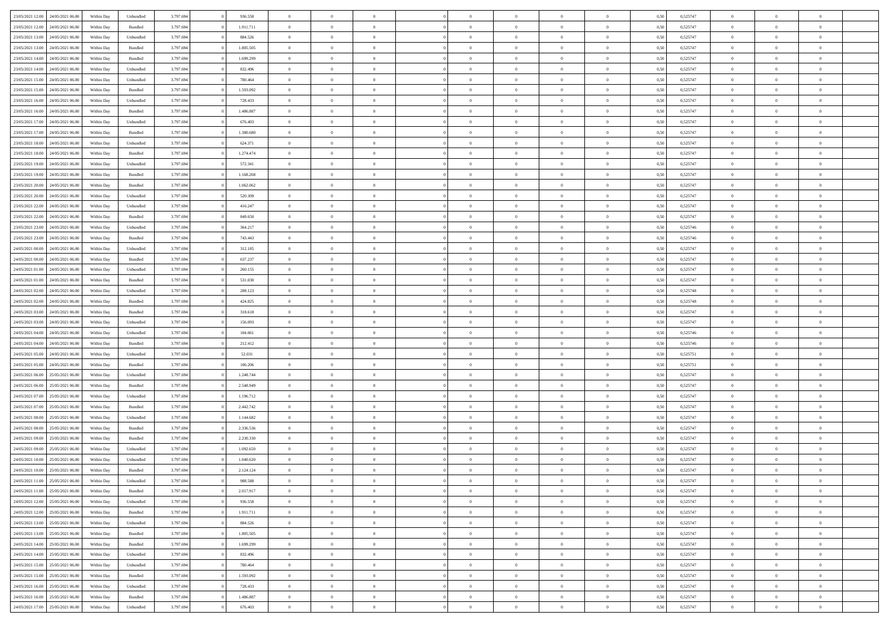| | | | | | | | | | | | | | | | | | | | | | |
|---|---|---|---|---|---|---|---|---|---|---|---|---|---|---|---|---|---|---|---|---|---|
| 23/05/2021 12:00 | 24/05/2021 06:00 | Within Day | Unbundled | 3.797.694 | 0 | 936.558 | 0 | 0 | 0 | | 0 | 0 | 0 | 0 | 0 | 0,50 | 0,525747 | 0 | 0 | 0 | |
| 23/05/2021 12:00 | 24/05/2021 06:00 | Within Day | Bundled | 3.797.694 | 0 | 1.911.711 | 0 | 0 | 0 | | 0 | 0 | 0 | 0 | 0 | 0,50 | 0,525747 | 0 | 0 | 0 | |
| 23/05/2021 13:00 | 24/05/2021 06:00 | Within Day | Unbundled | 3.797.694 | 0 | 884.526 | 0 | 0 | 0 | | 0 | 0 | 0 | 0 | 0 | 0,50 | 0,525747 | 0 | 0 | 0 | |
| 23/05/2021 13:00 | 24/05/2021 06:00 | Within Day | Bundled | 3.797.694 | 0 | 1.805.505 | 0 | 0 | 0 | | 0 | 0 | 0 | 0 | 0 | 0,50 | 0,525747 | 0 | 0 | 0 | |
| 23/05/2021 14:00 | 24/05/2021 06:00 | Within Day | Bundled | 3.797.694 | 0 | 1.699.299 | 0 | 0 | 0 | | 0 | 0 | 0 | 0 | 0 | 0,50 | 0,525747 | 0 | 0 | 0 | |
| 23/05/2021 14:00 | 24/05/2021 06:00 | Within Day | Unbundled | 3.797.694 | 0 | 832.496 | 0 | 0 | 0 | | 0 | 0 | 0 | 0 | 0 | 0,50 | 0,525747 | 0 | 0 | 0 | |
| 23/05/2021 15:00 | 24/05/2021 06:00 | Within Day | Unbundled | 3.797.694 | 0 | 780.464 | 0 | 0 | 0 | | 0 | 0 | 0 | 0 | 0 | 0,50 | 0,525747 | 0 | 0 | 0 | |
| 23/05/2021 15:00 | 24/05/2021 06:00 | Within Day | Bundled | 3.797.694 | 0 | 1.593.092 | 0 | 0 | 0 | | 0 | 0 | 0 | 0 | 0 | 0,50 | 0,525747 | 0 | 0 | 0 | |
| 23/05/2021 16:00 | 24/05/2021 06:00 | Within Day | Unbundled | 3.797.694 | 0 | 728.433 | 0 | 0 | 0 | | 0 | 0 | 0 | 0 | 0 | 0,50 | 0,525747 | 0 | 0 | 0 | |
| 23/05/2021 16:00 | 24/05/2021 06:00 | Within Day | Bundled | 3.797.694 | 0 | 1.486.887 | 0 | 0 | 0 | | 0 | 0 | 0 | 0 | 0 | 0,50 | 0,525747 | 0 | 0 | 0 | |
| 23/05/2021 17:00 | 24/05/2021 06:00 | Within Day | Unbundled | 3.797.694 | 0 | 676.403 | 0 | 0 | 0 | | 0 | 0 | 0 | 0 | 0 | 0,50 | 0,525747 | 0 | 0 | 0 | |
| 23/05/2021 17:00 | 24/05/2021 06:00 | Within Day | Bundled | 3.797.694 | 0 | 1.380.680 | 0 | 0 | 0 | | 0 | 0 | 0 | 0 | 0 | 0,50 | 0,525747 | 0 | 0 | 0 | |
| 23/05/2021 18:00 | 24/05/2021 06:00 | Within Day | Unbundled | 3.797.694 | 0 | 624.371 | 0 | 0 | 0 | | 0 | 0 | 0 | 0 | 0 | 0,50 | 0,525747 | 0 | 0 | 0 | |
| 23/05/2021 18:00 | 24/05/2021 06:00 | Within Day | Bundled | 3.797.694 | 0 | 1.274.474 | 0 | 0 | 0 | | 0 | 0 | 0 | 0 | 0 | 0,50 | 0,525747 | 0 | 0 | 0 | |
| 23/05/2021 19:00 | 24/05/2021 06:00 | Within Day | Unbundled | 3.797.694 | 0 | 572.341 | 0 | 0 | 0 | | 0 | 0 | 0 | 0 | 0 | 0,50 | 0,525747 | 0 | 0 | 0 | |
| 23/05/2021 19:00 | 24/05/2021 06:00 | Within Day | Bundled | 3.797.694 | 0 | 1.168.268 | 0 | 0 | 0 | | 0 | 0 | 0 | 0 | 0 | 0,50 | 0,525747 | 0 | 0 | 0 | |
| 23/05/2021 20:00 | 24/05/2021 06:00 | Within Day | Bundled | 3.797.694 | 0 | 1.062.062 | 0 | 0 | 0 | | 0 | 0 | 0 | 0 | 0 | 0,50 | 0,525747 | 0 | 0 | 0 | |
| 23/05/2021 20:00 | 24/05/2021 06:00 | Within Day | Unbundled | 3.797.694 | 0 | 520.309 | 0 | 0 | 0 | | 0 | 0 | 0 | 0 | 0 | 0,50 | 0,525747 | 0 | 0 | 0 | |
| 23/05/2021 22:00 | 24/05/2021 06:00 | Within Day | Unbundled | 3.797.694 | 0 | 416.247 | 0 | 0 | 0 | | 0 | 0 | 0 | 0 | 0 | 0,50 | 0,525747 | 0 | 0 | 0 | |
| 23/05/2021 22:00 | 24/05/2021 06:00 | Within Day | Bundled | 3.797.694 | 0 | 849.650 | 0 | 0 | 0 | | 0 | 0 | 0 | 0 | 0 | 0,50 | 0,525747 | 0 | 0 | 0 | |
| 23/05/2021 23:00 | 24/05/2021 06:00 | Within Day | Unbundled | 3.797.694 | 0 | 364.217 | 0 | 0 | 0 | | 0 | 0 | 0 | 0 | 0 | 0,50 | 0,525746 | 0 | 0 | 0 | |
| 23/05/2021 23:00 | 24/05/2021 06:00 | Within Day | Bundled | 3.797.694 | 0 | 743.443 | 0 | 0 | 0 | | 0 | 0 | 0 | 0 | 0 | 0,50 | 0,525746 | 0 | 0 | 0 | |
| 24/05/2021 00:00 | 24/05/2021 06:00 | Within Day | Unbundled | 3.797.694 | 0 | 312.185 | 0 | 0 | 0 | | 0 | 0 | 0 | 0 | 0 | 0,50 | 0,525747 | 0 | 0 | 0 | |
| 24/05/2021 00:00 | 24/05/2021 06:00 | Within Day | Bundled | 3.797.694 | 0 | 637.237 | 0 | 0 | 0 | | 0 | 0 | 0 | 0 | 0 | 0,50 | 0,525747 | 0 | 0 | 0 | |
| 24/05/2021 01:00 | 24/05/2021 06:00 | Within Day | Unbundled | 3.797.694 | 0 | 260.155 | 0 | 0 | 0 | | 0 | 0 | 0 | 0 | 0 | 0,50 | 0,525747 | 0 | 0 | 0 | |
| 24/05/2021 01:00 | 24/05/2021 06:00 | Within Day | Bundled | 3.797.694 | 0 | 531.030 | 0 | 0 | 0 | | 0 | 0 | 0 | 0 | 0 | 0,50 | 0,525747 | 0 | 0 | 0 | |
| 24/05/2021 02:00 | 24/05/2021 06:00 | Within Day | Unbundled | 3.797.694 | 0 | 208.123 | 0 | 0 | 0 | | 0 | 0 | 0 | 0 | 0 | 0,50 | 0,525748 | 0 | 0 | 0 | |
| 24/05/2021 02:00 | 24/05/2021 06:00 | Within Day | Bundled | 3.797.694 | 0 | 424.825 | 0 | 0 | 0 | | 0 | 0 | 0 | 0 | 0 | 0,50 | 0,525748 | 0 | 0 | 0 | |
| 24/05/2021 03:00 | 24/05/2021 06:00 | Within Day | Bundled | 3.797.694 | 0 | 318.618 | 0 | 0 | 0 | | 0 | 0 | 0 | 0 | 0 | 0,50 | 0,525747 | 0 | 0 | 0 | |
| 24/05/2021 03:00 | 24/05/2021 06:00 | Within Day | Unbundled | 3.797.694 | 0 | 156.093 | 0 | 0 | 0 | | 0 | 0 | 0 | 0 | 0 | 0,50 | 0,525747 | 0 | 0 | 0 | |
| 24/05/2021 04:00 | 24/05/2021 06:00 | Within Day | Unbundled | 3.797.694 | 0 | 104.061 | 0 | 0 | 0 | | 0 | 0 | 0 | 0 | 0 | 0,50 | 0,525746 | 0 | 0 | 0 | |
| 24/05/2021 04:00 | 24/05/2021 06:00 | Within Day | Bundled | 3.797.694 | 0 | 212.412 | 0 | 0 | 0 | | 0 | 0 | 0 | 0 | 0 | 0,50 | 0,525746 | 0 | 0 | 0 | |
| 24/05/2021 05:00 | 24/05/2021 06:00 | Within Day | Unbundled | 3.797.694 | 0 | 52.031 | 0 | 0 | 0 | | 0 | 0 | 0 | 0 | 0 | 0,50 | 0,525751 | 0 | 0 | 0 | |
| 24/05/2021 05:00 | 24/05/2021 06:00 | Within Day | Bundled | 3.797.694 | 0 | 106.206 | 0 | 0 | 0 | | 0 | 0 | 0 | 0 | 0 | 0,50 | 0,525751 | 0 | 0 | 0 | |
| 24/05/2021 06:00 | 25/05/2021 06:00 | Within Day | Unbundled | 3.797.694 | 0 | 1.248.744 | 0 | 0 | 0 | | 0 | 0 | 0 | 0 | 0 | 0,50 | 0,525747 | 0 | 0 | 0 | |
| 24/05/2021 06:00 | 25/05/2021 06:00 | Within Day | Bundled | 3.797.694 | 0 | 2.548.949 | 0 | 0 | 0 | | 0 | 0 | 0 | 0 | 0 | 0,50 | 0,525747 | 0 | 0 | 0 | |
| 24/05/2021 07:00 | 25/05/2021 06:00 | Within Day | Unbundled | 3.797.694 | 0 | 1.196.712 | 0 | 0 | 0 | | 0 | 0 | 0 | 0 | 0 | 0,50 | 0,525747 | 0 | 0 | 0 | |
| 24/05/2021 07:00 | 25/05/2021 06:00 | Within Day | Bundled | 3.797.694 | 0 | 2.442.742 | 0 | 0 | 0 | | 0 | 0 | 0 | 0 | 0 | 0,50 | 0,525747 | 0 | 0 | 0 | |
| 24/05/2021 08:00 | 25/05/2021 06:00 | Within Day | Unbundled | 3.797.694 | 0 | 1.144.682 | 0 | 0 | 0 | | 0 | 0 | 0 | 0 | 0 | 0,50 | 0,525747 | 0 | 0 | 0 | |
| 24/05/2021 08:00 | 25/05/2021 06:00 | Within Day | Bundled | 3.797.694 | 0 | 2.336.536 | 0 | 0 | 0 | | 0 | 0 | 0 | 0 | 0 | 0,50 | 0,525747 | 0 | 0 | 0 | |
| 24/05/2021 09:00 | 25/05/2021 06:00 | Within Day | Bundled | 3.797.694 | 0 | 2.230.330 | 0 | 0 | 0 | | 0 | 0 | 0 | 0 | 0 | 0,50 | 0,525747 | 0 | 0 | 0 | |
| 24/05/2021 09:00 | 25/05/2021 06:00 | Within Day | Unbundled | 3.797.694 | 0 | 1.092.650 | 0 | 0 | 0 | | 0 | 0 | 0 | 0 | 0 | 0,50 | 0,525747 | 0 | 0 | 0 | |
| 24/05/2021 10:00 | 25/05/2021 06:00 | Within Day | Unbundled | 3.797.694 | 0 | 1.040.620 | 0 | 0 | 0 | | 0 | 0 | 0 | 0 | 0 | 0,50 | 0,525747 | 0 | 0 | 0 | |
| 24/05/2021 10:00 | 25/05/2021 06:00 | Within Day | Bundled | 3.797.694 | 0 | 2.124.124 | 0 | 0 | 0 | | 0 | 0 | 0 | 0 | 0 | 0,50 | 0,525747 | 0 | 0 | 0 | |
| 24/05/2021 11:00 | 25/05/2021 06:00 | Within Day | Unbundled | 3.797.694 | 0 | 988.588 | 0 | 0 | 0 | | 0 | 0 | 0 | 0 | 0 | 0,50 | 0,525747 | 0 | 0 | 0 | |
| 24/05/2021 11:00 | 25/05/2021 06:00 | Within Day | Bundled | 3.797.694 | 0 | 2.017.917 | 0 | 0 | 0 | | 0 | 0 | 0 | 0 | 0 | 0,50 | 0,525747 | 0 | 0 | 0 | |
| 24/05/2021 12:00 | 25/05/2021 06:00 | Within Day | Unbundled | 3.797.694 | 0 | 936.558 | 0 | 0 | 0 | | 0 | 0 | 0 | 0 | 0 | 0,50 | 0,525747 | 0 | 0 | 0 | |
| 24/05/2021 12:00 | 25/05/2021 06:00 | Within Day | Bundled | 3.797.694 | 0 | 1.911.711 | 0 | 0 | 0 | | 0 | 0 | 0 | 0 | 0 | 0,50 | 0,525747 | 0 | 0 | 0 | |
| 24/05/2021 13:00 | 25/05/2021 06:00 | Within Day | Unbundled | 3.797.694 | 0 | 884.526 | 0 | 0 | 0 | | 0 | 0 | 0 | 0 | 0 | 0,50 | 0,525747 | 0 | 0 | 0 | |
| 24/05/2021 13:00 | 25/05/2021 06:00 | Within Day | Bundled | 3.797.694 | 0 | 1.805.505 | 0 | 0 | 0 | | 0 | 0 | 0 | 0 | 0 | 0,50 | 0,525747 | 0 | 0 | 0 | |
| 24/05/2021 14:00 | 25/05/2021 06:00 | Within Day | Bundled | 3.797.694 | 0 | 1.699.299 | 0 | 0 | 0 | | 0 | 0 | 0 | 0 | 0 | 0,50 | 0,525747 | 0 | 0 | 0 | |
| 24/05/2021 14:00 | 25/05/2021 06:00 | Within Day | Unbundled | 3.797.694 | 0 | 832.496 | 0 | 0 | 0 | | 0 | 0 | 0 | 0 | 0 | 0,50 | 0,525747 | 0 | 0 | 0 | |
| 24/05/2021 15:00 | 25/05/2021 06:00 | Within Day | Unbundled | 3.797.694 | 0 | 780.464 | 0 | 0 | 0 | | 0 | 0 | 0 | 0 | 0 | 0,50 | 0,525747 | 0 | 0 | 0 | |
| 24/05/2021 15:00 | 25/05/2021 06:00 | Within Day | Bundled | 3.797.694 | 0 | 1.593.092 | 0 | 0 | 0 | | 0 | 0 | 0 | 0 | 0 | 0,50 | 0,525747 | 0 | 0 | 0 | |
| 24/05/2021 16:00 | 25/05/2021 06:00 | Within Day | Unbundled | 3.797.694 | 0 | 728.433 | 0 | 0 | 0 | | 0 | 0 | 0 | 0 | 0 | 0,50 | 0,525747 | 0 | 0 | 0 | |
| 24/05/2021 16:00 | 25/05/2021 06:00 | Within Day | Bundled | 3.797.694 | 0 | 1.486.887 | 0 | 0 | 0 | | 0 | 0 | 0 | 0 | 0 | 0,50 | 0,525747 | 0 | 0 | 0 | |
| 24/05/2021 17:00 | 25/05/2021 06:00 | Within Day | Unbundled | 3.797.694 | 0 | 676.403 | 0 | 0 | 0 | | 0 | 0 | 0 | 0 | 0 | 0,50 | 0,525747 | 0 | 0 | 0 | |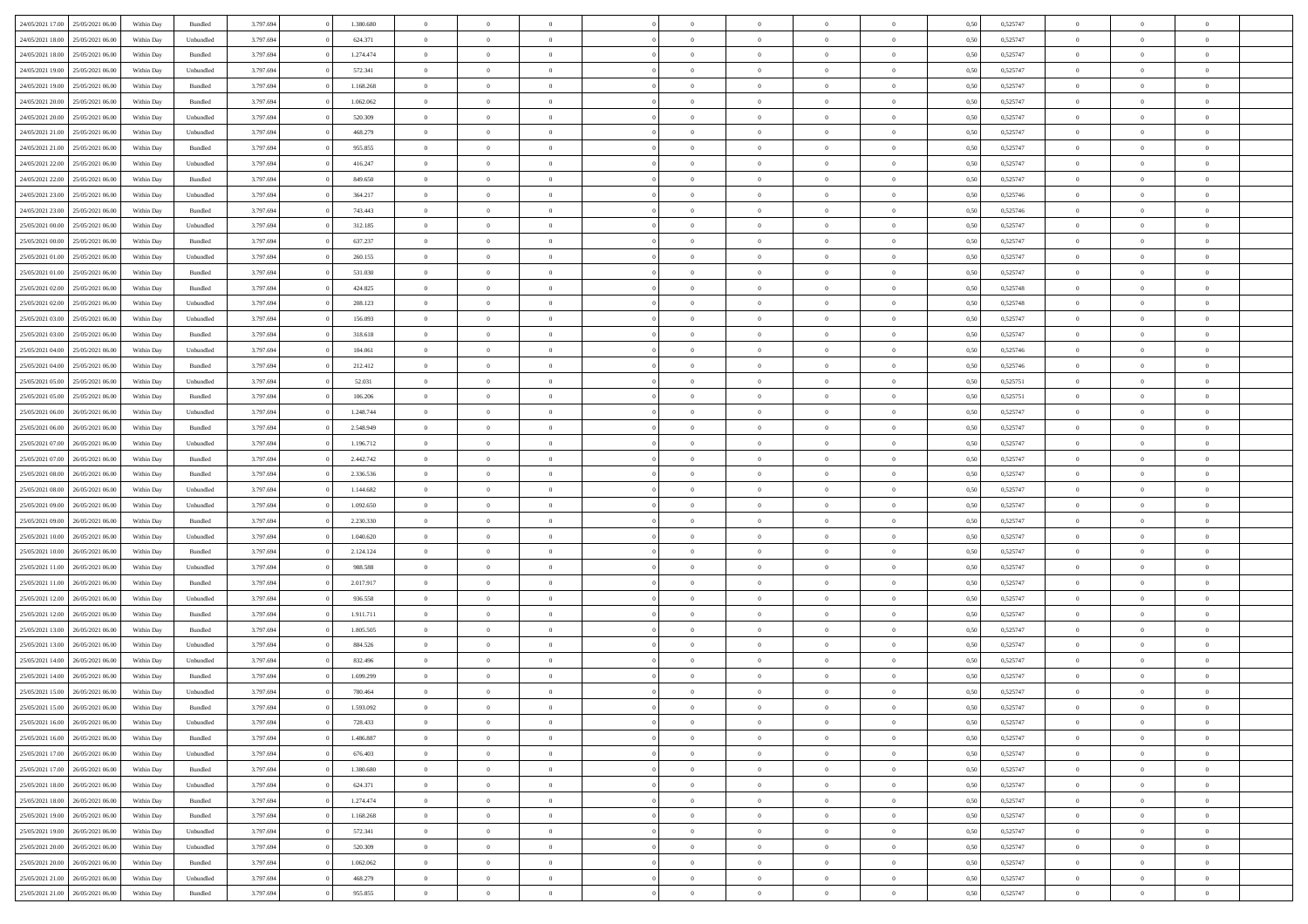| | | | | | | | | | | | | | | | | | | | | |
|---|---|---|---|---|---|---|---|---|---|---|---|---|---|---|---|---|---|---|---|---|
| 24/05/2021 17:00 | 25/05/2021 06:00 | Within Day | Bundled | 3.797.694 | 0 | 1.380.680 | 0 | 0 | 0 | | 0 | 0 | 0 | 0 | 0,50 | 0,525747 | 0 | 0 | 0 | |
| 24/05/2021 18:00 | 25/05/2021 06:00 | Within Day | Unbundled | 3.797.694 | 0 | 624.371 | 0 | 0 | 0 | | 0 | 0 | 0 | 0 | 0,50 | 0,525747 | 0 | 0 | 0 | |
| 24/05/2021 18:00 | 25/05/2021 06:00 | Within Day | Bundled | 3.797.694 | 0 | 1.274.474 | 0 | 0 | 0 | | 0 | 0 | 0 | 0 | 0,50 | 0,525747 | 0 | 0 | 0 | |
| 24/05/2021 19:00 | 25/05/2021 06:00 | Within Day | Unbundled | 3.797.694 | 0 | 572.341 | 0 | 0 | 0 | | 0 | 0 | 0 | 0 | 0,50 | 0,525747 | 0 | 0 | 0 | |
| 24/05/2021 19:00 | 25/05/2021 06:00 | Within Day | Bundled | 3.797.694 | 0 | 1.168.268 | 0 | 0 | 0 | | 0 | 0 | 0 | 0 | 0,50 | 0,525747 | 0 | 0 | 0 | |
| 24/05/2021 20:00 | 25/05/2021 06:00 | Within Day | Bundled | 3.797.694 | 0 | 1.062.062 | 0 | 0 | 0 | | 0 | 0 | 0 | 0 | 0,50 | 0,525747 | 0 | 0 | 0 | |
| 24/05/2021 20:00 | 25/05/2021 06:00 | Within Day | Unbundled | 3.797.694 | 0 | 520.309 | 0 | 0 | 0 | | 0 | 0 | 0 | 0 | 0,50 | 0,525747 | 0 | 0 | 0 | |
| 24/05/2021 21:00 | 25/05/2021 06:00 | Within Day | Unbundled | 3.797.694 | 0 | 468.279 | 0 | 0 | 0 | | 0 | 0 | 0 | 0 | 0,50 | 0,525747 | 0 | 0 | 0 | |
| 24/05/2021 21:00 | 25/05/2021 06:00 | Within Day | Bundled | 3.797.694 | 0 | 955.855 | 0 | 0 | 0 | | 0 | 0 | 0 | 0 | 0,50 | 0,525747 | 0 | 0 | 0 | |
| 24/05/2021 22:00 | 25/05/2021 06:00 | Within Day | Unbundled | 3.797.694 | 0 | 416.247 | 0 | 0 | 0 | | 0 | 0 | 0 | 0 | 0,50 | 0,525747 | 0 | 0 | 0 | |
| 24/05/2021 22:00 | 25/05/2021 06:00 | Within Day | Bundled | 3.797.694 | 0 | 849.650 | 0 | 0 | 0 | | 0 | 0 | 0 | 0 | 0,50 | 0,525747 | 0 | 0 | 0 | |
| 24/05/2021 23:00 | 25/05/2021 06:00 | Within Day | Unbundled | 3.797.694 | 0 | 364.217 | 0 | 0 | 0 | | 0 | 0 | 0 | 0 | 0,50 | 0,525746 | 0 | 0 | 0 | |
| 24/05/2021 23:00 | 25/05/2021 06:00 | Within Day | Bundled | 3.797.694 | 0 | 743.443 | 0 | 0 | 0 | | 0 | 0 | 0 | 0 | 0,50 | 0,525746 | 0 | 0 | 0 | |
| 25/05/2021 00:00 | 25/05/2021 06:00 | Within Day | Unbundled | 3.797.694 | 0 | 312.185 | 0 | 0 | 0 | | 0 | 0 | 0 | 0 | 0,50 | 0,525747 | 0 | 0 | 0 | |
| 25/05/2021 00:00 | 25/05/2021 06:00 | Within Day | Bundled | 3.797.694 | 0 | 637.237 | 0 | 0 | 0 | | 0 | 0 | 0 | 0 | 0,50 | 0,525747 | 0 | 0 | 0 | |
| 25/05/2021 01:00 | 25/05/2021 06:00 | Within Day | Unbundled | 3.797.694 | 0 | 260.155 | 0 | 0 | 0 | | 0 | 0 | 0 | 0 | 0,50 | 0,525747 | 0 | 0 | 0 | |
| 25/05/2021 01:00 | 25/05/2021 06:00 | Within Day | Bundled | 3.797.694 | 0 | 531.030 | 0 | 0 | 0 | | 0 | 0 | 0 | 0 | 0,50 | 0,525747 | 0 | 0 | 0 | |
| 25/05/2021 02:00 | 25/05/2021 06:00 | Within Day | Bundled | 3.797.694 | 0 | 424.825 | 0 | 0 | 0 | | 0 | 0 | 0 | 0 | 0,50 | 0,525748 | 0 | 0 | 0 | |
| 25/05/2021 02:00 | 25/05/2021 06:00 | Within Day | Unbundled | 3.797.694 | 0 | 208.123 | 0 | 0 | 0 | | 0 | 0 | 0 | 0 | 0,50 | 0,525748 | 0 | 0 | 0 | |
| 25/05/2021 03:00 | 25/05/2021 06:00 | Within Day | Unbundled | 3.797.694 | 0 | 156.093 | 0 | 0 | 0 | | 0 | 0 | 0 | 0 | 0,50 | 0,525747 | 0 | 0 | 0 | |
| 25/05/2021 03:00 | 25/05/2021 06:00 | Within Day | Bundled | 3.797.694 | 0 | 318.618 | 0 | 0 | 0 | | 0 | 0 | 0 | 0 | 0,50 | 0,525747 | 0 | 0 | 0 | |
| 25/05/2021 04:00 | 25/05/2021 06:00 | Within Day | Unbundled | 3.797.694 | 0 | 104.061 | 0 | 0 | 0 | | 0 | 0 | 0 | 0 | 0,50 | 0,525746 | 0 | 0 | 0 | |
| 25/05/2021 04:00 | 25/05/2021 06:00 | Within Day | Bundled | 3.797.694 | 0 | 212.412 | 0 | 0 | 0 | | 0 | 0 | 0 | 0 | 0,50 | 0,525746 | 0 | 0 | 0 | |
| 25/05/2021 05:00 | 25/05/2021 06:00 | Within Day | Unbundled | 3.797.694 | 0 | 52.031 | 0 | 0 | 0 | | 0 | 0 | 0 | 0 | 0,50 | 0,525751 | 0 | 0 | 0 | |
| 25/05/2021 05:00 | 25/05/2021 06:00 | Within Day | Bundled | 3.797.694 | 0 | 106.206 | 0 | 0 | 0 | | 0 | 0 | 0 | 0 | 0,50 | 0,525751 | 0 | 0 | 0 | |
| 25/05/2021 06:00 | 26/05/2021 06:00 | Within Day | Unbundled | 3.797.694 | 0 | 1.248.744 | 0 | 0 | 0 | | 0 | 0 | 0 | 0 | 0,50 | 0,525747 | 0 | 0 | 0 | |
| 25/05/2021 06:00 | 26/05/2021 06:00 | Within Day | Bundled | 3.797.694 | 0 | 2.548.949 | 0 | 0 | 0 | | 0 | 0 | 0 | 0 | 0,50 | 0,525747 | 0 | 0 | 0 | |
| 25/05/2021 07:00 | 26/05/2021 06:00 | Within Day | Unbundled | 3.797.694 | 0 | 1.196.712 | 0 | 0 | 0 | | 0 | 0 | 0 | 0 | 0,50 | 0,525747 | 0 | 0 | 0 | |
| 25/05/2021 07:00 | 26/05/2021 06:00 | Within Day | Bundled | 3.797.694 | 0 | 2.442.742 | 0 | 0 | 0 | | 0 | 0 | 0 | 0 | 0,50 | 0,525747 | 0 | 0 | 0 | |
| 25/05/2021 08:00 | 26/05/2021 06:00 | Within Day | Bundled | 3.797.694 | 0 | 2.336.536 | 0 | 0 | 0 | | 0 | 0 | 0 | 0 | 0,50 | 0,525747 | 0 | 0 | 0 | |
| 25/05/2021 08:00 | 26/05/2021 06:00 | Within Day | Unbundled | 3.797.694 | 0 | 1.144.682 | 0 | 0 | 0 | | 0 | 0 | 0 | 0 | 0,50 | 0,525747 | 0 | 0 | 0 | |
| 25/05/2021 09:00 | 26/05/2021 06:00 | Within Day | Unbundled | 3.797.694 | 0 | 1.092.650 | 0 | 0 | 0 | | 0 | 0 | 0 | 0 | 0,50 | 0,525747 | 0 | 0 | 0 | |
| 25/05/2021 09:00 | 26/05/2021 06:00 | Within Day | Bundled | 3.797.694 | 0 | 2.230.330 | 0 | 0 | 0 | | 0 | 0 | 0 | 0 | 0,50 | 0,525747 | 0 | 0 | 0 | |
| 25/05/2021 10:00 | 26/05/2021 06:00 | Within Day | Unbundled | 3.797.694 | 0 | 1.040.620 | 0 | 0 | 0 | | 0 | 0 | 0 | 0 | 0,50 | 0,525747 | 0 | 0 | 0 | |
| 25/05/2021 10:00 | 26/05/2021 06:00 | Within Day | Bundled | 3.797.694 | 0 | 2.124.124 | 0 | 0 | 0 | | 0 | 0 | 0 | 0 | 0,50 | 0,525747 | 0 | 0 | 0 | |
| 25/05/2021 11:00 | 26/05/2021 06:00 | Within Day | Unbundled | 3.797.694 | 0 | 988.588 | 0 | 0 | 0 | | 0 | 0 | 0 | 0 | 0,50 | 0,525747 | 0 | 0 | 0 | |
| 25/05/2021 11:00 | 26/05/2021 06:00 | Within Day | Bundled | 3.797.694 | 0 | 2.017.917 | 0 | 0 | 0 | | 0 | 0 | 0 | 0 | 0,50 | 0,525747 | 0 | 0 | 0 | |
| 25/05/2021 12:00 | 26/05/2021 06:00 | Within Day | Unbundled | 3.797.694 | 0 | 936.558 | 0 | 0 | 0 | | 0 | 0 | 0 | 0 | 0,50 | 0,525747 | 0 | 0 | 0 | |
| 25/05/2021 12:00 | 26/05/2021 06:00 | Within Day | Bundled | 3.797.694 | 0 | 1.911.711 | 0 | 0 | 0 | | 0 | 0 | 0 | 0 | 0,50 | 0,525747 | 0 | 0 | 0 | |
| 25/05/2021 13:00 | 26/05/2021 06:00 | Within Day | Bundled | 3.797.694 | 0 | 1.805.505 | 0 | 0 | 0 | | 0 | 0 | 0 | 0 | 0,50 | 0,525747 | 0 | 0 | 0 | |
| 25/05/2021 13:00 | 26/05/2021 06:00 | Within Day | Unbundled | 3.797.694 | 0 | 884.526 | 0 | 0 | 0 | | 0 | 0 | 0 | 0 | 0,50 | 0,525747 | 0 | 0 | 0 | |
| 25/05/2021 14:00 | 26/05/2021 06:00 | Within Day | Unbundled | 3.797.694 | 0 | 832.496 | 0 | 0 | 0 | | 0 | 0 | 0 | 0 | 0,50 | 0,525747 | 0 | 0 | 0 | |
| 25/05/2021 14:00 | 26/05/2021 06:00 | Within Day | Bundled | 3.797.694 | 0 | 1.699.299 | 0 | 0 | 0 | | 0 | 0 | 0 | 0 | 0,50 | 0,525747 | 0 | 0 | 0 | |
| 25/05/2021 15:00 | 26/05/2021 06:00 | Within Day | Unbundled | 3.797.694 | 0 | 780.464 | 0 | 0 | 0 | | 0 | 0 | 0 | 0 | 0,50 | 0,525747 | 0 | 0 | 0 | |
| 25/05/2021 15:00 | 26/05/2021 06:00 | Within Day | Bundled | 3.797.694 | 0 | 1.593.092 | 0 | 0 | 0 | | 0 | 0 | 0 | 0 | 0,50 | 0,525747 | 0 | 0 | 0 | |
| 25/05/2021 16:00 | 26/05/2021 06:00 | Within Day | Unbundled | 3.797.694 | 0 | 728.433 | 0 | 0 | 0 | | 0 | 0 | 0 | 0 | 0,50 | 0,525747 | 0 | 0 | 0 | |
| 25/05/2021 16:00 | 26/05/2021 06:00 | Within Day | Bundled | 3.797.694 | 0 | 1.486.887 | 0 | 0 | 0 | | 0 | 0 | 0 | 0 | 0,50 | 0,525747 | 0 | 0 | 0 | |
| 25/05/2021 17:00 | 26/05/2021 06:00 | Within Day | Unbundled | 3.797.694 | 0 | 676.403 | 0 | 0 | 0 | | 0 | 0 | 0 | 0 | 0,50 | 0,525747 | 0 | 0 | 0 | |
| 25/05/2021 17:00 | 26/05/2021 06:00 | Within Day | Bundled | 3.797.694 | 0 | 1.380.680 | 0 | 0 | 0 | | 0 | 0 | 0 | 0 | 0,50 | 0,525747 | 0 | 0 | 0 | |
| 25/05/2021 18:00 | 26/05/2021 06:00 | Within Day | Unbundled | 3.797.694 | 0 | 624.371 | 0 | 0 | 0 | | 0 | 0 | 0 | 0 | 0,50 | 0,525747 | 0 | 0 | 0 | |
| 25/05/2021 18:00 | 26/05/2021 06:00 | Within Day | Bundled | 3.797.694 | 0 | 1.274.474 | 0 | 0 | 0 | | 0 | 0 | 0 | 0 | 0,50 | 0,525747 | 0 | 0 | 0 | |
| 25/05/2021 19:00 | 26/05/2021 06:00 | Within Day | Bundled | 3.797.694 | 0 | 1.168.268 | 0 | 0 | 0 | | 0 | 0 | 0 | 0 | 0,50 | 0,525747 | 0 | 0 | 0 | |
| 25/05/2021 19:00 | 26/05/2021 06:00 | Within Day | Unbundled | 3.797.694 | 0 | 572.341 | 0 | 0 | 0 | | 0 | 0 | 0 | 0 | 0,50 | 0,525747 | 0 | 0 | 0 | |
| 25/05/2021 20:00 | 26/05/2021 06:00 | Within Day | Unbundled | 3.797.694 | 0 | 520.309 | 0 | 0 | 0 | | 0 | 0 | 0 | 0 | 0,50 | 0,525747 | 0 | 0 | 0 | |
| 25/05/2021 20:00 | 26/05/2021 06:00 | Within Day | Bundled | 3.797.694 | 0 | 1.062.062 | 0 | 0 | 0 | | 0 | 0 | 0 | 0 | 0,50 | 0,525747 | 0 | 0 | 0 | |
| 25/05/2021 21:00 | 26/05/2021 06:00 | Within Day | Unbundled | 3.797.694 | 0 | 468.279 | 0 | 0 | 0 | | 0 | 0 | 0 | 0 | 0,50 | 0,525747 | 0 | 0 | 0 | |
| 25/05/2021 21:00 | 26/05/2021 06:00 | Within Day | Bundled | 3.797.694 | 0 | 955.855 | 0 | 0 | 0 | | 0 | 0 | 0 | 0 | 0,50 | 0,525747 | 0 | 0 | 0 | |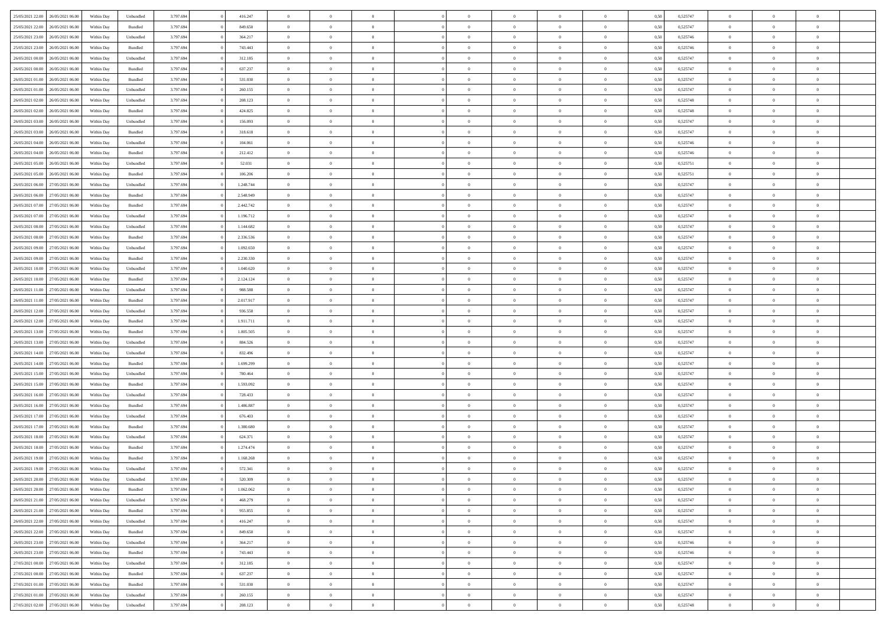| | | | | | | | | | | | | | | | | | | | | |
|---|---|---|---|---|---|---|---|---|---|---|---|---|---|---|---|---|---|---|---|---|
| 25/05/2021 22:00 | 26/05/2021 06:00 | Within Day | Unbundled | 3.797.694 | 0 | 416.247 | 0 | 0 | 0 | | 0 | 0 | 0 | 0 | 0,50 | 0,525747 | 0 | 0 | 0 | |
| 25/05/2021 22:00 | 26/05/2021 06:00 | Within Day | Bundled | 3.797.694 | 0 | 849.650 | 0 | 0 | 0 | | 0 | 0 | 0 | 0 | 0,50 | 0,525747 | 0 | 0 | 0 | |
| 25/05/2021 23:00 | 26/05/2021 06:00 | Within Day | Unbundled | 3.797.694 | 0 | 364.217 | 0 | 0 | 0 | | 0 | 0 | 0 | 0 | 0,50 | 0,525746 | 0 | 0 | 0 | |
| 25/05/2021 23:00 | 26/05/2021 06:00 | Within Day | Bundled | 3.797.694 | 0 | 743.443 | 0 | 0 | 0 | | 0 | 0 | 0 | 0 | 0,50 | 0,525746 | 0 | 0 | 0 | |
| 26/05/2021 00:00 | 26/05/2021 06:00 | Within Day | Unbundled | 3.797.694 | 0 | 312.185 | 0 | 0 | 0 | | 0 | 0 | 0 | 0 | 0,50 | 0,525747 | 0 | 0 | 0 | |
| 26/05/2021 00:00 | 26/05/2021 06:00 | Within Day | Bundled | 3.797.694 | 0 | 637.237 | 0 | 0 | 0 | | 0 | 0 | 0 | 0 | 0,50 | 0,525747 | 0 | 0 | 0 | |
| 26/05/2021 01:00 | 26/05/2021 06:00 | Within Day | Bundled | 3.797.694 | 0 | 531.030 | 0 | 0 | 0 | | 0 | 0 | 0 | 0 | 0,50 | 0,525747 | 0 | 0 | 0 | |
| 26/05/2021 01:00 | 26/05/2021 06:00 | Within Day | Unbundled | 3.797.694 | 0 | 260.155 | 0 | 0 | 0 | | 0 | 0 | 0 | 0 | 0,50 | 0,525747 | 0 | 0 | 0 | |
| 26/05/2021 02:00 | 26/05/2021 06:00 | Within Day | Unbundled | 3.797.694 | 0 | 208.123 | 0 | 0 | 0 | | 0 | 0 | 0 | 0 | 0,50 | 0,525748 | 0 | 0 | 0 | |
| 26/05/2021 02:00 | 26/05/2021 06:00 | Within Day | Bundled | 3.797.694 | 0 | 424.825 | 0 | 0 | 0 | | 0 | 0 | 0 | 0 | 0,50 | 0,525748 | 0 | 0 | 0 | |
| 26/05/2021 03:00 | 26/05/2021 06:00 | Within Day | Unbundled | 3.797.694 | 0 | 156.093 | 0 | 0 | 0 | | 0 | 0 | 0 | 0 | 0,50 | 0,525747 | 0 | 0 | 0 | |
| 26/05/2021 03:00 | 26/05/2021 06:00 | Within Day | Bundled | 3.797.694 | 0 | 318.618 | 0 | 0 | 0 | | 0 | 0 | 0 | 0 | 0,50 | 0,525747 | 0 | 0 | 0 | |
| 26/05/2021 04:00 | 26/05/2021 06:00 | Within Day | Unbundled | 3.797.694 | 0 | 104.061 | 0 | 0 | 0 | | 0 | 0 | 0 | 0 | 0,50 | 0,525746 | 0 | 0 | 0 | |
| 26/05/2021 04:00 | 26/05/2021 06:00 | Within Day | Bundled | 3.797.694 | 0 | 212.412 | 0 | 0 | 0 | | 0 | 0 | 0 | 0 | 0,50 | 0,525746 | 0 | 0 | 0 | |
| 26/05/2021 05:00 | 26/05/2021 06:00 | Within Day | Unbundled | 3.797.694 | 0 | 52.031 | 0 | 0 | 0 | | 0 | 0 | 0 | 0 | 0,50 | 0,525751 | 0 | 0 | 0 | |
| 26/05/2021 05:00 | 26/05/2021 06:00 | Within Day | Bundled | 3.797.694 | 0 | 106.206 | 0 | 0 | 0 | | 0 | 0 | 0 | 0 | 0,50 | 0,525751 | 0 | 0 | 0 | |
| 26/05/2021 06:00 | 27/05/2021 06:00 | Within Day | Unbundled | 3.797.694 | 0 | 1.248.744 | 0 | 0 | 0 | | 0 | 0 | 0 | 0 | 0,50 | 0,525747 | 0 | 0 | 0 | |
| 26/05/2021 06:00 | 27/05/2021 06:00 | Within Day | Bundled | 3.797.694 | 0 | 2.548.949 | 0 | 0 | 0 | | 0 | 0 | 0 | 0 | 0,50 | 0,525747 | 0 | 0 | 0 | |
| 26/05/2021 07:00 | 27/05/2021 06:00 | Within Day | Bundled | 3.797.694 | 0 | 2.442.742 | 0 | 0 | 0 | | 0 | 0 | 0 | 0 | 0,50 | 0,525747 | 0 | 0 | 0 | |
| 26/05/2021 07:00 | 27/05/2021 06:00 | Within Day | Unbundled | 3.797.694 | 0 | 1.196.712 | 0 | 0 | 0 | | 0 | 0 | 0 | 0 | 0,50 | 0,525747 | 0 | 0 | 0 | |
| 26/05/2021 08:00 | 27/05/2021 06:00 | Within Day | Unbundled | 3.797.694 | 0 | 1.144.682 | 0 | 0 | 0 | | 0 | 0 | 0 | 0 | 0,50 | 0,525747 | 0 | 0 | 0 | |
| 26/05/2021 08:00 | 27/05/2021 06:00 | Within Day | Bundled | 3.797.694 | 0 | 2.336.536 | 0 | 0 | 0 | | 0 | 0 | 0 | 0 | 0,50 | 0,525747 | 0 | 0 | 0 | |
| 26/05/2021 09:00 | 27/05/2021 06:00 | Within Day | Unbundled | 3.797.694 | 0 | 1.092.650 | 0 | 0 | 0 | | 0 | 0 | 0 | 0 | 0,50 | 0,525747 | 0 | 0 | 0 | |
| 26/05/2021 09:00 | 27/05/2021 06:00 | Within Day | Bundled | 3.797.694 | 0 | 2.230.330 | 0 | 0 | 0 | | 0 | 0 | 0 | 0 | 0,50 | 0,525747 | 0 | 0 | 0 | |
| 26/05/2021 10:00 | 27/05/2021 06:00 | Within Day | Unbundled | 3.797.694 | 0 | 1.040.620 | 0 | 0 | 0 | | 0 | 0 | 0 | 0 | 0,50 | 0,525747 | 0 | 0 | 0 | |
| 26/05/2021 10:00 | 27/05/2021 06:00 | Within Day | Bundled | 3.797.694 | 0 | 2.124.124 | 0 | 0 | 0 | | 0 | 0 | 0 | 0 | 0,50 | 0,525747 | 0 | 0 | 0 | |
| 26/05/2021 11:00 | 27/05/2021 06:00 | Within Day | Unbundled | 3.797.694 | 0 | 988.588 | 0 | 0 | 0 | | 0 | 0 | 0 | 0 | 0,50 | 0,525747 | 0 | 0 | 0 | |
| 26/05/2021 11:00 | 27/05/2021 06:00 | Within Day | Bundled | 3.797.694 | 0 | 2.017.917 | 0 | 0 | 0 | | 0 | 0 | 0 | 0 | 0,50 | 0,525747 | 0 | 0 | 0 | |
| 26/05/2021 12:00 | 27/05/2021 06:00 | Within Day | Unbundled | 3.797.694 | 0 | 936.558 | 0 | 0 | 0 | | 0 | 0 | 0 | 0 | 0,50 | 0,525747 | 0 | 0 | 0 | |
| 26/05/2021 12:00 | 27/05/2021 06:00 | Within Day | Bundled | 3.797.694 | 0 | 1.911.711 | 0 | 0 | 0 | | 0 | 0 | 0 | 0 | 0,50 | 0,525747 | 0 | 0 | 0 | |
| 26/05/2021 13:00 | 27/05/2021 06:00 | Within Day | Bundled | 3.797.694 | 0 | 1.805.505 | 0 | 0 | 0 | | 0 | 0 | 0 | 0 | 0,50 | 0,525747 | 0 | 0 | 0 | |
| 26/05/2021 13:00 | 27/05/2021 06:00 | Within Day | Unbundled | 3.797.694 | 0 | 884.526 | 0 | 0 | 0 | | 0 | 0 | 0 | 0 | 0,50 | 0,525747 | 0 | 0 | 0 | |
| 26/05/2021 14:00 | 27/05/2021 06:00 | Within Day | Unbundled | 3.797.694 | 0 | 832.496 | 0 | 0 | 0 | | 0 | 0 | 0 | 0 | 0,50 | 0,525747 | 0 | 0 | 0 | |
| 26/05/2021 14:00 | 27/05/2021 06:00 | Within Day | Bundled | 3.797.694 | 0 | 1.699.299 | 0 | 0 | 0 | | 0 | 0 | 0 | 0 | 0,50 | 0,525747 | 0 | 0 | 0 | |
| 26/05/2021 15:00 | 27/05/2021 06:00 | Within Day | Unbundled | 3.797.694 | 0 | 780.464 | 0 | 0 | 0 | | 0 | 0 | 0 | 0 | 0,50 | 0,525747 | 0 | 0 | 0 | |
| 26/05/2021 15:00 | 27/05/2021 06:00 | Within Day | Bundled | 3.797.694 | 0 | 1.593.092 | 0 | 0 | 0 | | 0 | 0 | 0 | 0 | 0,50 | 0,525747 | 0 | 0 | 0 | |
| 26/05/2021 16:00 | 27/05/2021 06:00 | Within Day | Unbundled | 3.797.694 | 0 | 728.433 | 0 | 0 | 0 | | 0 | 0 | 0 | 0 | 0,50 | 0,525747 | 0 | 0 | 0 | |
| 26/05/2021 16:00 | 27/05/2021 06:00 | Within Day | Bundled | 3.797.694 | 0 | 1.486.887 | 0 | 0 | 0 | | 0 | 0 | 0 | 0 | 0,50 | 0,525747 | 0 | 0 | 0 | |
| 26/05/2021 17:00 | 27/05/2021 06:00 | Within Day | Unbundled | 3.797.694 | 0 | 676.403 | 0 | 0 | 0 | | 0 | 0 | 0 | 0 | 0,50 | 0,525747 | 0 | 0 | 0 | |
| 26/05/2021 17:00 | 27/05/2021 06:00 | Within Day | Bundled | 3.797.694 | 0 | 1.380.680 | 0 | 0 | 0 | | 0 | 0 | 0 | 0 | 0,50 | 0,525747 | 0 | 0 | 0 | |
| 26/05/2021 18:00 | 27/05/2021 06:00 | Within Day | Unbundled | 3.797.694 | 0 | 624.371 | 0 | 0 | 0 | | 0 | 0 | 0 | 0 | 0,50 | 0,525747 | 0 | 0 | 0 | |
| 26/05/2021 18:00 | 27/05/2021 06:00 | Within Day | Bundled | 3.797.694 | 0 | 1.274.474 | 0 | 0 | 0 | | 0 | 0 | 0 | 0 | 0,50 | 0,525747 | 0 | 0 | 0 | |
| 26/05/2021 19:00 | 27/05/2021 06:00 | Within Day | Bundled | 3.797.694 | 0 | 1.168.268 | 0 | 0 | 0 | | 0 | 0 | 0 | 0 | 0,50 | 0,525747 | 0 | 0 | 0 | |
| 26/05/2021 19:00 | 27/05/2021 06:00 | Within Day | Unbundled | 3.797.694 | 0 | 572.341 | 0 | 0 | 0 | | 0 | 0 | 0 | 0 | 0,50 | 0,525747 | 0 | 0 | 0 | |
| 26/05/2021 20:00 | 27/05/2021 06:00 | Within Day | Unbundled | 3.797.694 | 0 | 520.309 | 0 | 0 | 0 | | 0 | 0 | 0 | 0 | 0,50 | 0,525747 | 0 | 0 | 0 | |
| 26/05/2021 20:00 | 27/05/2021 06:00 | Within Day | Bundled | 3.797.694 | 0 | 1.062.062 | 0 | 0 | 0 | | 0 | 0 | 0 | 0 | 0,50 | 0,525747 | 0 | 0 | 0 | |
| 26/05/2021 21:00 | 27/05/2021 06:00 | Within Day | Unbundled | 3.797.694 | 0 | 468.279 | 0 | 0 | 0 | | 0 | 0 | 0 | 0 | 0,50 | 0,525747 | 0 | 0 | 0 | |
| 26/05/2021 21:00 | 27/05/2021 06:00 | Within Day | Bundled | 3.797.694 | 0 | 955.855 | 0 | 0 | 0 | | 0 | 0 | 0 | 0 | 0,50 | 0,525747 | 0 | 0 | 0 | |
| 26/05/2021 22:00 | 27/05/2021 06:00 | Within Day | Unbundled | 3.797.694 | 0 | 416.247 | 0 | 0 | 0 | | 0 | 0 | 0 | 0 | 0,50 | 0,525747 | 0 | 0 | 0 | |
| 26/05/2021 22:00 | 27/05/2021 06:00 | Within Day | Bundled | 3.797.694 | 0 | 849.650 | 0 | 0 | 0 | | 0 | 0 | 0 | 0 | 0,50 | 0,525747 | 0 | 0 | 0 | |
| 26/05/2021 23:00 | 27/05/2021 06:00 | Within Day | Unbundled | 3.797.694 | 0 | 364.217 | 0 | 0 | 0 | | 0 | 0 | 0 | 0 | 0,50 | 0,525746 | 0 | 0 | 0 | |
| 26/05/2021 23:00 | 27/05/2021 06:00 | Within Day | Bundled | 3.797.694 | 0 | 743.443 | 0 | 0 | 0 | | 0 | 0 | 0 | 0 | 0,50 | 0,525746 | 0 | 0 | 0 | |
| 27/05/2021 00:00 | 27/05/2021 06:00 | Within Day | Unbundled | 3.797.694 | 0 | 312.185 | 0 | 0 | 0 | | 0 | 0 | 0 | 0 | 0,50 | 0,525747 | 0 | 0 | 0 | |
| 27/05/2021 00:00 | 27/05/2021 06:00 | Within Day | Bundled | 3.797.694 | 0 | 637.237 | 0 | 0 | 0 | | 0 | 0 | 0 | 0 | 0,50 | 0,525747 | 0 | 0 | 0 | |
| 27/05/2021 01:00 | 27/05/2021 06:00 | Within Day | Bundled | 3.797.694 | 0 | 531.030 | 0 | 0 | 0 | | 0 | 0 | 0 | 0 | 0,50 | 0,525747 | 0 | 0 | 0 | |
| 27/05/2021 01:00 | 27/05/2021 06:00 | Within Day | Unbundled | 3.797.694 | 0 | 260.155 | 0 | 0 | 0 | | 0 | 0 | 0 | 0 | 0,50 | 0,525747 | 0 | 0 | 0 | |
| 27/05/2021 02:00 | 27/05/2021 06:00 | Within Day | Unbundled | 3.797.694 | 0 | 208.123 | 0 | 0 | 0 | | 0 | 0 | 0 | 0 | 0,50 | 0,525748 | 0 | 0 | 0 | |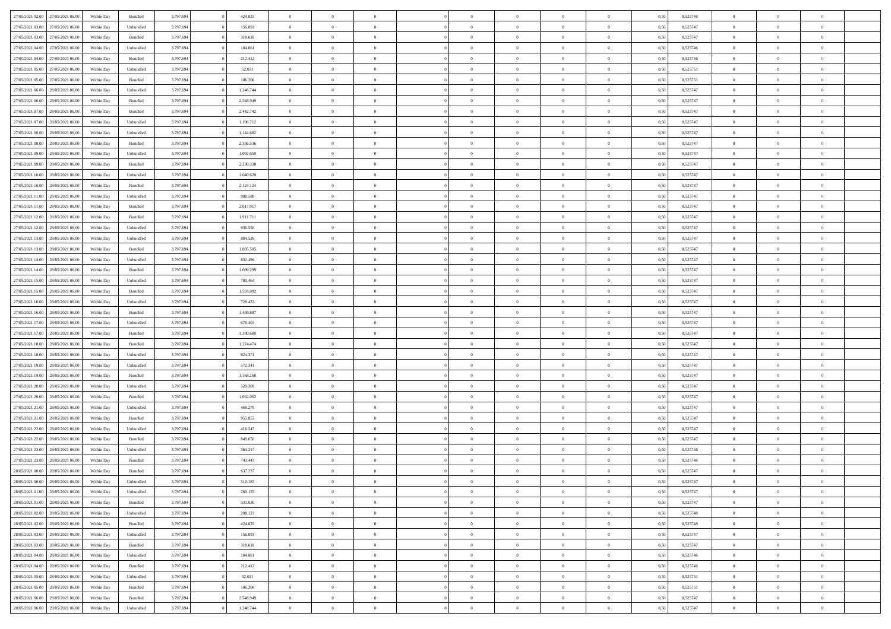| | | | | | | | | | | | | | | | | | | | | | |
|---|---|---|---|---|---|---|---|---|---|---|---|---|---|---|---|---|---|---|---|---|---|
| 27/05/2021 02:00 | 27/05/2021 06:00 | Within Day | Bundled | 3.797.694 | 0 | 424.825 | 0 | 0 | 0 | | 0 | 0 | 0 | 0 | 0 | 0,50 | 0,525748 | 0 | 0 | 0 | |
| 27/05/2021 03:00 | 27/05/2021 06:00 | Within Day | Unbundled | 3.797.694 | 0 | 156.093 | 0 | 0 | 0 | | 0 | 0 | 0 | 0 | 0 | 0,50 | 0,525747 | 0 | 0 | 0 | |
| 27/05/2021 03:00 | 27/05/2021 06:00 | Within Day | Bundled | 3.797.694 | 0 | 318.618 | 0 | 0 | 0 | | 0 | 0 | 0 | 0 | 0 | 0,50 | 0,525747 | 0 | 0 | 0 | |
| 27/05/2021 04:00 | 27/05/2021 06:00 | Within Day | Unbundled | 3.797.694 | 0 | 104.061 | 0 | 0 | 0 | | 0 | 0 | 0 | 0 | 0 | 0,50 | 0,525746 | 0 | 0 | 0 | |
| 27/05/2021 04:00 | 27/05/2021 06:00 | Within Day | Bundled | 3.797.694 | 0 | 212.412 | 0 | 0 | 0 | | 0 | 0 | 0 | 0 | 0 | 0,50 | 0,525746 | 0 | 0 | 0 | |
| 27/05/2021 05:00 | 27/05/2021 06:00 | Within Day | Unbundled | 3.797.694 | 0 | 52.031 | 0 | 0 | 0 | | 0 | 0 | 0 | 0 | 0 | 0,50 | 0,525751 | 0 | 0 | 0 | |
| 27/05/2021 05:00 | 27/05/2021 06:00 | Within Day | Bundled | 3.797.694 | 0 | 106.206 | 0 | 0 | 0 | | 0 | 0 | 0 | 0 | 0 | 0,50 | 0,525751 | 0 | 0 | 0 | |
| 27/05/2021 06:00 | 28/05/2021 06:00 | Within Day | Unbundled | 3.797.694 | 0 | 1.248.744 | 0 | 0 | 0 | | 0 | 0 | 0 | 0 | 0 | 0,50 | 0,525747 | 0 | 0 | 0 | |
| 27/05/2021 06:00 | 28/05/2021 06:00 | Within Day | Bundled | 3.797.694 | 0 | 2.548.949 | 0 | 0 | 0 | | 0 | 0 | 0 | 0 | 0 | 0,50 | 0,525747 | 0 | 0 | 0 | |
| 27/05/2021 07:00 | 28/05/2021 06:00 | Within Day | Bundled | 3.797.694 | 0 | 2.442.742 | 0 | 0 | 0 | | 0 | 0 | 0 | 0 | 0 | 0,50 | 0,525747 | 0 | 0 | 0 | |
| 27/05/2021 07:00 | 28/05/2021 06:00 | Within Day | Unbundled | 3.797.694 | 0 | 1.196.712 | 0 | 0 | 0 | | 0 | 0 | 0 | 0 | 0 | 0,50 | 0,525747 | 0 | 0 | 0 | |
| 27/05/2021 08:00 | 28/05/2021 06:00 | Within Day | Unbundled | 3.797.694 | 0 | 1.144.682 | 0 | 0 | 0 | | 0 | 0 | 0 | 0 | 0 | 0,50 | 0,525747 | 0 | 0 | 0 | |
| 27/05/2021 08:00 | 28/05/2021 06:00 | Within Day | Bundled | 3.797.694 | 0 | 2.336.536 | 0 | 0 | 0 | | 0 | 0 | 0 | 0 | 0 | 0,50 | 0,525747 | 0 | 0 | 0 | |
| 27/05/2021 09:00 | 28/05/2021 06:00 | Within Day | Unbundled | 3.797.694 | 0 | 1.092.650 | 0 | 0 | 0 | | 0 | 0 | 0 | 0 | 0 | 0,50 | 0,525747 | 0 | 0 | 0 | |
| 27/05/2021 09:00 | 28/05/2021 06:00 | Within Day | Bundled | 3.797.694 | 0 | 2.230.330 | 0 | 0 | 0 | | 0 | 0 | 0 | 0 | 0 | 0,50 | 0,525747 | 0 | 0 | 0 | |
| 27/05/2021 10:00 | 28/05/2021 06:00 | Within Day | Unbundled | 3.797.694 | 0 | 1.040.620 | 0 | 0 | 0 | | 0 | 0 | 0 | 0 | 0 | 0,50 | 0,525747 | 0 | 0 | 0 | |
| 27/05/2021 10:00 | 28/05/2021 06:00 | Within Day | Bundled | 3.797.694 | 0 | 2.124.124 | 0 | 0 | 0 | | 0 | 0 | 0 | 0 | 0 | 0,50 | 0,525747 | 0 | 0 | 0 | |
| 27/05/2021 11:00 | 28/05/2021 06:00 | Within Day | Unbundled | 3.797.694 | 0 | 988.588 | 0 | 0 | 0 | | 0 | 0 | 0 | 0 | 0 | 0,50 | 0,525747 | 0 | 0 | 0 | |
| 27/05/2021 11:00 | 28/05/2021 06:00 | Within Day | Bundled | 3.797.694 | 0 | 2.017.917 | 0 | 0 | 0 | | 0 | 0 | 0 | 0 | 0 | 0,50 | 0,525747 | 0 | 0 | 0 | |
| 27/05/2021 12:00 | 28/05/2021 06:00 | Within Day | Bundled | 3.797.694 | 0 | 1.911.711 | 0 | 0 | 0 | | 0 | 0 | 0 | 0 | 0 | 0,50 | 0,525747 | 0 | 0 | 0 | |
| 27/05/2021 12:00 | 28/05/2021 06:00 | Within Day | Unbundled | 3.797.694 | 0 | 936.558 | 0 | 0 | 0 | | 0 | 0 | 0 | 0 | 0 | 0,50 | 0,525747 | 0 | 0 | 0 | |
| 27/05/2021 13:00 | 28/05/2021 06:00 | Within Day | Unbundled | 3.797.694 | 0 | 884.526 | 0 | 0 | 0 | | 0 | 0 | 0 | 0 | 0 | 0,50 | 0,525747 | 0 | 0 | 0 | |
| 27/05/2021 13:00 | 28/05/2021 06:00 | Within Day | Bundled | 3.797.694 | 0 | 1.805.505 | 0 | 0 | 0 | | 0 | 0 | 0 | 0 | 0 | 0,50 | 0,525747 | 0 | 0 | 0 | |
| 27/05/2021 14:00 | 28/05/2021 06:00 | Within Day | Unbundled | 3.797.694 | 0 | 832.496 | 0 | 0 | 0 | | 0 | 0 | 0 | 0 | 0 | 0,50 | 0,525747 | 0 | 0 | 0 | |
| 27/05/2021 14:00 | 28/05/2021 06:00 | Within Day | Bundled | 3.797.694 | 0 | 1.699.299 | 0 | 0 | 0 | | 0 | 0 | 0 | 0 | 0 | 0,50 | 0,525747 | 0 | 0 | 0 | |
| 27/05/2021 15:00 | 28/05/2021 06:00 | Within Day | Unbundled | 3.797.694 | 0 | 780.464 | 0 | 0 | 0 | | 0 | 0 | 0 | 0 | 0 | 0,50 | 0,525747 | 0 | 0 | 0 | |
| 27/05/2021 15:00 | 28/05/2021 06:00 | Within Day | Bundled | 3.797.694 | 0 | 1.593.092 | 0 | 0 | 0 | | 0 | 0 | 0 | 0 | 0 | 0,50 | 0,525747 | 0 | 0 | 0 | |
| 27/05/2021 16:00 | 28/05/2021 06:00 | Within Day | Unbundled | 3.797.694 | 0 | 728.433 | 0 | 0 | 0 | | 0 | 0 | 0 | 0 | 0 | 0,50 | 0,525747 | 0 | 0 | 0 | |
| 27/05/2021 16:00 | 28/05/2021 06:00 | Within Day | Bundled | 3.797.694 | 0 | 1.486.887 | 0 | 0 | 0 | | 0 | 0 | 0 | 0 | 0 | 0,50 | 0,525747 | 0 | 0 | 0 | |
| 27/05/2021 17:00 | 28/05/2021 06:00 | Within Day | Unbundled | 3.797.694 | 0 | 676.403 | 0 | 0 | 0 | | 0 | 0 | 0 | 0 | 0 | 0,50 | 0,525747 | 0 | 0 | 0 | |
| 27/05/2021 17:00 | 28/05/2021 06:00 | Within Day | Bundled | 3.797.694 | 0 | 1.380.680 | 0 | 0 | 0 | | 0 | 0 | 0 | 0 | 0 | 0,50 | 0,525747 | 0 | 0 | 0 | |
| 27/05/2021 18:00 | 28/05/2021 06:00 | Within Day | Bundled | 3.797.694 | 0 | 1.274.474 | 0 | 0 | 0 | | 0 | 0 | 0 | 0 | 0 | 0,50 | 0,525747 | 0 | 0 | 0 | |
| 27/05/2021 18:00 | 28/05/2021 06:00 | Within Day | Unbundled | 3.797.694 | 0 | 624.371 | 0 | 0 | 0 | | 0 | 0 | 0 | 0 | 0 | 0,50 | 0,525747 | 0 | 0 | 0 | |
| 27/05/2021 19:00 | 28/05/2021 06:00 | Within Day | Unbundled | 3.797.694 | 0 | 572.341 | 0 | 0 | 0 | | 0 | 0 | 0 | 0 | 0 | 0,50 | 0,525747 | 0 | 0 | 0 | |
| 27/05/2021 19:00 | 28/05/2021 06:00 | Within Day | Bundled | 3.797.694 | 0 | 1.168.268 | 0 | 0 | 0 | | 0 | 0 | 0 | 0 | 0 | 0,50 | 0,525747 | 0 | 0 | 0 | |
| 27/05/2021 20:00 | 28/05/2021 06:00 | Within Day | Unbundled | 3.797.694 | 0 | 520.309 | 0 | 0 | 0 | | 0 | 0 | 0 | 0 | 0 | 0,50 | 0,525747 | 0 | 0 | 0 | |
| 27/05/2021 20:00 | 28/05/2021 06:00 | Within Day | Bundled | 3.797.694 | 0 | 1.062.062 | 0 | 0 | 0 | | 0 | 0 | 0 | 0 | 0 | 0,50 | 0,525747 | 0 | 0 | 0 | |
| 27/05/2021 21:00 | 28/05/2021 06:00 | Within Day | Unbundled | 3.797.694 | 0 | 468.279 | 0 | 0 | 0 | | 0 | 0 | 0 | 0 | 0 | 0,50 | 0,525747 | 0 | 0 | 0 | |
| 27/05/2021 21:00 | 28/05/2021 06:00 | Within Day | Bundled | 3.797.694 | 0 | 955.855 | 0 | 0 | 0 | | 0 | 0 | 0 | 0 | 0 | 0,50 | 0,525747 | 0 | 0 | 0 | |
| 27/05/2021 22:00 | 28/05/2021 06:00 | Within Day | Unbundled | 3.797.694 | 0 | 416.247 | 0 | 0 | 0 | | 0 | 0 | 0 | 0 | 0 | 0,50 | 0,525747 | 0 | 0 | 0 | |
| 27/05/2021 22:00 | 28/05/2021 06:00 | Within Day | Bundled | 3.797.694 | 0 | 849.650 | 0 | 0 | 0 | | 0 | 0 | 0 | 0 | 0 | 0,50 | 0,525747 | 0 | 0 | 0 | |
| 27/05/2021 23:00 | 28/05/2021 06:00 | Within Day | Unbundled | 3.797.694 | 0 | 364.217 | 0 | 0 | 0 | | 0 | 0 | 0 | 0 | 0 | 0,50 | 0,525746 | 0 | 0 | 0 | |
| 27/05/2021 23:00 | 28/05/2021 06:00 | Within Day | Bundled | 3.797.694 | 0 | 743.443 | 0 | 0 | 0 | | 0 | 0 | 0 | 0 | 0 | 0,50 | 0,525746 | 0 | 0 | 0 | |
| 28/05/2021 00:00 | 28/05/2021 06:00 | Within Day | Bundled | 3.797.694 | 0 | 637.237 | 0 | 0 | 0 | | 0 | 0 | 0 | 0 | 0 | 0,50 | 0,525747 | 0 | 0 | 0 | |
| 28/05/2021 00:00 | 28/05/2021 06:00 | Within Day | Unbundled | 3.797.694 | 0 | 312.185 | 0 | 0 | 0 | | 0 | 0 | 0 | 0 | 0 | 0,50 | 0,525747 | 0 | 0 | 0 | |
| 28/05/2021 01:00 | 28/05/2021 06:00 | Within Day | Unbundled | 3.797.694 | 0 | 260.155 | 0 | 0 | 0 | | 0 | 0 | 0 | 0 | 0 | 0,50 | 0,525747 | 0 | 0 | 0 | |
| 28/05/2021 01:00 | 28/05/2021 06:00 | Within Day | Bundled | 3.797.694 | 0 | 531.030 | 0 | 0 | 0 | | 0 | 0 | 0 | 0 | 0 | 0,50 | 0,525747 | 0 | 0 | 0 | |
| 28/05/2021 02:00 | 28/05/2021 06:00 | Within Day | Unbundled | 3.797.694 | 0 | 208.123 | 0 | 0 | 0 | | 0 | 0 | 0 | 0 | 0 | 0,50 | 0,525748 | 0 | 0 | 0 | |
| 28/05/2021 02:00 | 28/05/2021 06:00 | Within Day | Bundled | 3.797.694 | 0 | 424.825 | 0 | 0 | 0 | | 0 | 0 | 0 | 0 | 0 | 0,50 | 0,525748 | 0 | 0 | 0 | |
| 28/05/2021 03:00 | 28/05/2021 06:00 | Within Day | Unbundled | 3.797.694 | 0 | 156.093 | 0 | 0 | 0 | | 0 | 0 | 0 | 0 | 0 | 0,50 | 0,525747 | 0 | 0 | 0 | |
| 28/05/2021 03:00 | 28/05/2021 06:00 | Within Day | Bundled | 3.797.694 | 0 | 318.618 | 0 | 0 | 0 | | 0 | 0 | 0 | 0 | 0 | 0,50 | 0,525747 | 0 | 0 | 0 | |
| 28/05/2021 04:00 | 28/05/2021 06:00 | Within Day | Unbundled | 3.797.694 | 0 | 104.061 | 0 | 0 | 0 | | 0 | 0 | 0 | 0 | 0 | 0,50 | 0,525746 | 0 | 0 | 0 | |
| 28/05/2021 04:00 | 28/05/2021 06:00 | Within Day | Bundled | 3.797.694 | 0 | 212.412 | 0 | 0 | 0 | | 0 | 0 | 0 | 0 | 0 | 0,50 | 0,525746 | 0 | 0 | 0 | |
| 28/05/2021 05:00 | 28/05/2021 06:00 | Within Day | Unbundled | 3.797.694 | 0 | 52.031 | 0 | 0 | 0 | | 0 | 0 | 0 | 0 | 0 | 0,50 | 0,525751 | 0 | 0 | 0 | |
| 28/05/2021 05:00 | 28/05/2021 06:00 | Within Day | Bundled | 3.797.694 | 0 | 106.206 | 0 | 0 | 0 | | 0 | 0 | 0 | 0 | 0 | 0,50 | 0,525751 | 0 | 0 | 0 | |
| 28/05/2021 06:00 | 29/05/2021 06:00 | Within Day | Bundled | 3.797.694 | 0 | 2.548.949 | 0 | 0 | 0 | | 0 | 0 | 0 | 0 | 0 | 0,50 | 0,525747 | 0 | 0 | 0 | |
| 28/05/2021 06:00 | 29/05/2021 06:00 | Within Day | Unbundled | 3.797.694 | 0 | 1.248.744 | 0 | 0 | 0 | | 0 | 0 | 0 | 0 | 0 | 0,50 | 0,525747 | 0 | 0 | 0 | |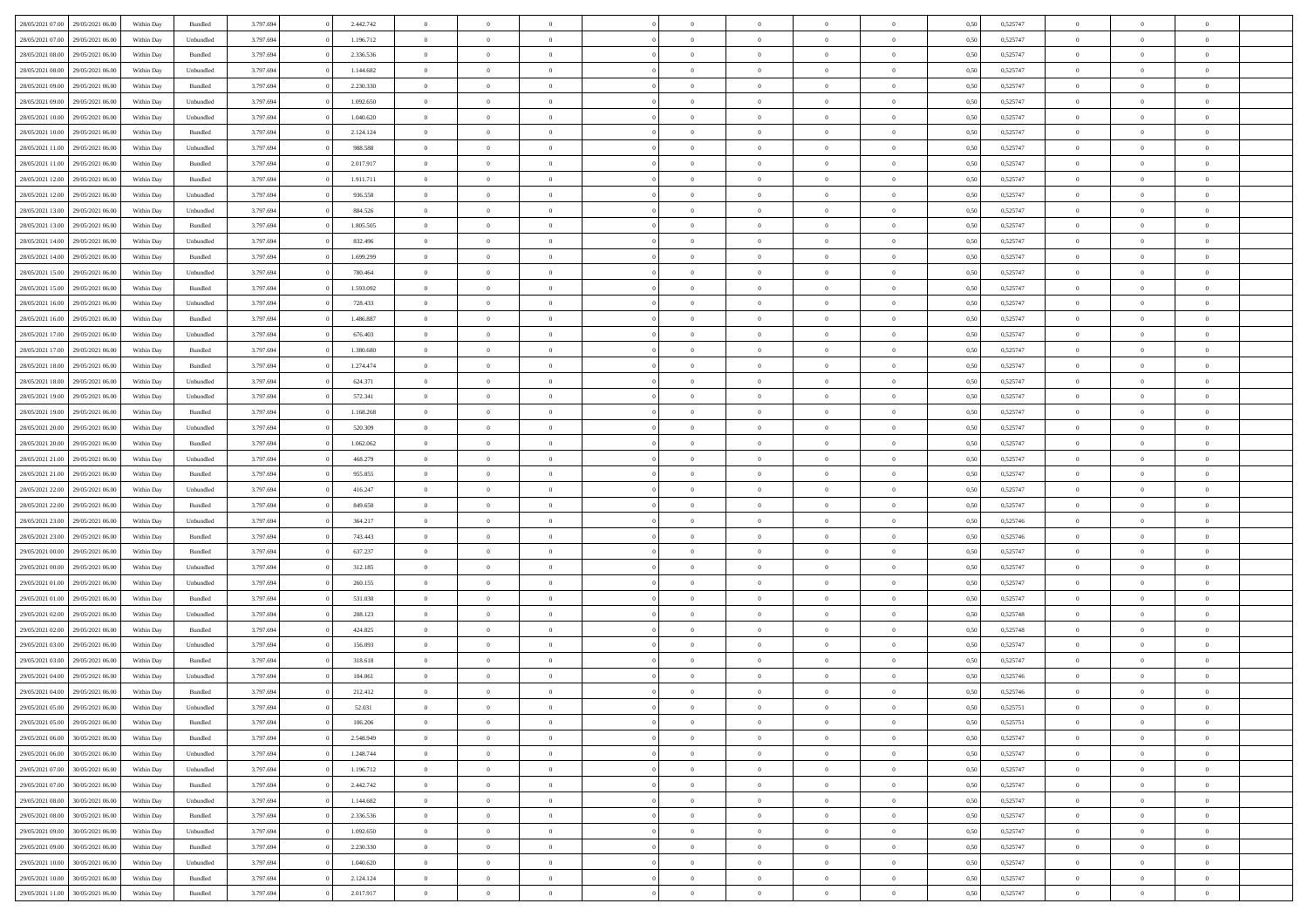| | | | | | | | | | | | | | | | | | | | | |
|---|---|---|---|---|---|---|---|---|---|---|---|---|---|---|---|---|---|---|---|---|
| 28/05/2021 07:00 | 29/05/2021 06:00 | Within Day | Bundled | 3.797.694 | 0 | 2.442.742 | 0 | 0 | 0 | | 0 | 0 | 0 | 0 | 0,50 | 0,525747 | 0 | 0 | 0 | |
| 28/05/2021 07:00 | 29/05/2021 06:00 | Within Day | Unbundled | 3.797.694 | 0 | 1.196.712 | 0 | 0 | 0 | | 0 | 0 | 0 | 0 | 0,50 | 0,525747 | 0 | 0 | 0 | |
| 28/05/2021 08:00 | 29/05/2021 06:00 | Within Day | Bundled | 3.797.694 | 0 | 2.336.536 | 0 | 0 | 0 | | 0 | 0 | 0 | 0 | 0,50 | 0,525747 | 0 | 0 | 0 | |
| 28/05/2021 08:00 | 29/05/2021 06:00 | Within Day | Unbundled | 3.797.694 | 0 | 1.144.682 | 0 | 0 | 0 | | 0 | 0 | 0 | 0 | 0,50 | 0,525747 | 0 | 0 | 0 | |
| 28/05/2021 09:00 | 29/05/2021 06:00 | Within Day | Bundled | 3.797.694 | 0 | 2.230.330 | 0 | 0 | 0 | | 0 | 0 | 0 | 0 | 0,50 | 0,525747 | 0 | 0 | 0 | |
| 28/05/2021 09:00 | 29/05/2021 06:00 | Within Day | Unbundled | 3.797.694 | 0 | 1.092.650 | 0 | 0 | 0 | | 0 | 0 | 0 | 0 | 0,50 | 0,525747 | 0 | 0 | 0 | |
| 28/05/2021 10:00 | 29/05/2021 06:00 | Within Day | Unbundled | 3.797.694 | 0 | 1.040.620 | 0 | 0 | 0 | | 0 | 0 | 0 | 0 | 0,50 | 0,525747 | 0 | 0 | 0 | |
| 28/05/2021 10:00 | 29/05/2021 06:00 | Within Day | Bundled | 3.797.694 | 0 | 2.124.124 | 0 | 0 | 0 | | 0 | 0 | 0 | 0 | 0,50 | 0,525747 | 0 | 0 | 0 | |
| 28/05/2021 11:00 | 29/05/2021 06:00 | Within Day | Unbundled | 3.797.694 | 0 | 988.588 | 0 | 0 | 0 | | 0 | 0 | 0 | 0 | 0,50 | 0,525747 | 0 | 0 | 0 | |
| 28/05/2021 11:00 | 29/05/2021 06:00 | Within Day | Bundled | 3.797.694 | 0 | 2.017.917 | 0 | 0 | 0 | | 0 | 0 | 0 | 0 | 0,50 | 0,525747 | 0 | 0 | 0 | |
| 28/05/2021 12:00 | 29/05/2021 06:00 | Within Day | Bundled | 3.797.694 | 0 | 1.911.711 | 0 | 0 | 0 | | 0 | 0 | 0 | 0 | 0,50 | 0,525747 | 0 | 0 | 0 | |
| 28/05/2021 12:00 | 29/05/2021 06:00 | Within Day | Unbundled | 3.797.694 | 0 | 936.558 | 0 | 0 | 0 | | 0 | 0 | 0 | 0 | 0,50 | 0,525747 | 0 | 0 | 0 | |
| 28/05/2021 13:00 | 29/05/2021 06:00 | Within Day | Unbundled | 3.797.694 | 0 | 884.526 | 0 | 0 | 0 | | 0 | 0 | 0 | 0 | 0,50 | 0,525747 | 0 | 0 | 0 | |
| 28/05/2021 13:00 | 29/05/2021 06:00 | Within Day | Bundled | 3.797.694 | 0 | 1.805.505 | 0 | 0 | 0 | | 0 | 0 | 0 | 0 | 0,50 | 0,525747 | 0 | 0 | 0 | |
| 28/05/2021 14:00 | 29/05/2021 06:00 | Within Day | Unbundled | 3.797.694 | 0 | 832.496 | 0 | 0 | 0 | | 0 | 0 | 0 | 0 | 0,50 | 0,525747 | 0 | 0 | 0 | |
| 28/05/2021 14:00 | 29/05/2021 06:00 | Within Day | Bundled | 3.797.694 | 0 | 1.699.299 | 0 | 0 | 0 | | 0 | 0 | 0 | 0 | 0,50 | 0,525747 | 0 | 0 | 0 | |
| 28/05/2021 15:00 | 29/05/2021 06:00 | Within Day | Unbundled | 3.797.694 | 0 | 780.464 | 0 | 0 | 0 | | 0 | 0 | 0 | 0 | 0,50 | 0,525747 | 0 | 0 | 0 | |
| 28/05/2021 15:00 | 29/05/2021 06:00 | Within Day | Bundled | 3.797.694 | 0 | 1.593.092 | 0 | 0 | 0 | | 0 | 0 | 0 | 0 | 0,50 | 0,525747 | 0 | 0 | 0 | |
| 28/05/2021 16:00 | 29/05/2021 06:00 | Within Day | Unbundled | 3.797.694 | 0 | 728.433 | 0 | 0 | 0 | | 0 | 0 | 0 | 0 | 0,50 | 0,525747 | 0 | 0 | 0 | |
| 28/05/2021 16:00 | 29/05/2021 06:00 | Within Day | Bundled | 3.797.694 | 0 | 1.486.887 | 0 | 0 | 0 | | 0 | 0 | 0 | 0 | 0,50 | 0,525747 | 0 | 0 | 0 | |
| 28/05/2021 17:00 | 29/05/2021 06:00 | Within Day | Unbundled | 3.797.694 | 0 | 676.403 | 0 | 0 | 0 | | 0 | 0 | 0 | 0 | 0,50 | 0,525747 | 0 | 0 | 0 | |
| 28/05/2021 17:00 | 29/05/2021 06:00 | Within Day | Bundled | 3.797.694 | 0 | 1.380.680 | 0 | 0 | 0 | | 0 | 0 | 0 | 0 | 0,50 | 0,525747 | 0 | 0 | 0 | |
| 28/05/2021 18:00 | 29/05/2021 06:00 | Within Day | Bundled | 3.797.694 | 0 | 1.274.474 | 0 | 0 | 0 | | 0 | 0 | 0 | 0 | 0,50 | 0,525747 | 0 | 0 | 0 | |
| 28/05/2021 18:00 | 29/05/2021 06:00 | Within Day | Unbundled | 3.797.694 | 0 | 624.371 | 0 | 0 | 0 | | 0 | 0 | 0 | 0 | 0,50 | 0,525747 | 0 | 0 | 0 | |
| 28/05/2021 19:00 | 29/05/2021 06:00 | Within Day | Unbundled | 3.797.694 | 0 | 572.341 | 0 | 0 | 0 | | 0 | 0 | 0 | 0 | 0,50 | 0,525747 | 0 | 0 | 0 | |
| 28/05/2021 19:00 | 29/05/2021 06:00 | Within Day | Bundled | 3.797.694 | 0 | 1.168.268 | 0 | 0 | 0 | | 0 | 0 | 0 | 0 | 0,50 | 0,525747 | 0 | 0 | 0 | |
| 28/05/2021 20:00 | 29/05/2021 06:00 | Within Day | Unbundled | 3.797.694 | 0 | 520.309 | 0 | 0 | 0 | | 0 | 0 | 0 | 0 | 0,50 | 0,525747 | 0 | 0 | 0 | |
| 28/05/2021 20:00 | 29/05/2021 06:00 | Within Day | Bundled | 3.797.694 | 0 | 1.062.062 | 0 | 0 | 0 | | 0 | 0 | 0 | 0 | 0,50 | 0,525747 | 0 | 0 | 0 | |
| 28/05/2021 21:00 | 29/05/2021 06:00 | Within Day | Unbundled | 3.797.694 | 0 | 468.279 | 0 | 0 | 0 | | 0 | 0 | 0 | 0 | 0,50 | 0,525747 | 0 | 0 | 0 | |
| 28/05/2021 21:00 | 29/05/2021 06:00 | Within Day | Bundled | 3.797.694 | 0 | 955.855 | 0 | 0 | 0 | | 0 | 0 | 0 | 0 | 0,50 | 0,525747 | 0 | 0 | 0 | |
| 28/05/2021 22:00 | 29/05/2021 06:00 | Within Day | Unbundled | 3.797.694 | 0 | 416.247 | 0 | 0 | 0 | | 0 | 0 | 0 | 0 | 0,50 | 0,525747 | 0 | 0 | 0 | |
| 28/05/2021 22:00 | 29/05/2021 06:00 | Within Day | Bundled | 3.797.694 | 0 | 849.650 | 0 | 0 | 0 | | 0 | 0 | 0 | 0 | 0,50 | 0,525747 | 0 | 0 | 0 | |
| 28/05/2021 23:00 | 29/05/2021 06:00 | Within Day | Unbundled | 3.797.694 | 0 | 364.217 | 0 | 0 | 0 | | 0 | 0 | 0 | 0 | 0,50 | 0,525746 | 0 | 0 | 0 | |
| 28/05/2021 23:00 | 29/05/2021 06:00 | Within Day | Bundled | 3.797.694 | 0 | 743.443 | 0 | 0 | 0 | | 0 | 0 | 0 | 0 | 0,50 | 0,525746 | 0 | 0 | 0 | |
| 29/05/2021 00:00 | 29/05/2021 06:00 | Within Day | Bundled | 3.797.694 | 0 | 637.237 | 0 | 0 | 0 | | 0 | 0 | 0 | 0 | 0,50 | 0,525747 | 0 | 0 | 0 | |
| 29/05/2021 00:00 | 29/05/2021 06:00 | Within Day | Unbundled | 3.797.694 | 0 | 312.185 | 0 | 0 | 0 | | 0 | 0 | 0 | 0 | 0,50 | 0,525747 | 0 | 0 | 0 | |
| 29/05/2021 01:00 | 29/05/2021 06:00 | Within Day | Unbundled | 3.797.694 | 0 | 260.155 | 0 | 0 | 0 | | 0 | 0 | 0 | 0 | 0,50 | 0,525747 | 0 | 0 | 0 | |
| 29/05/2021 01:00 | 29/05/2021 06:00 | Within Day | Bundled | 3.797.694 | 0 | 531.030 | 0 | 0 | 0 | | 0 | 0 | 0 | 0 | 0,50 | 0,525747 | 0 | 0 | 0 | |
| 29/05/2021 02:00 | 29/05/2021 06:00 | Within Day | Unbundled | 3.797.694 | 0 | 208.123 | 0 | 0 | 0 | | 0 | 0 | 0 | 0 | 0,50 | 0,525748 | 0 | 0 | 0 | |
| 29/05/2021 02:00 | 29/05/2021 06:00 | Within Day | Bundled | 3.797.694 | 0 | 424.825 | 0 | 0 | 0 | | 0 | 0 | 0 | 0 | 0,50 | 0,525748 | 0 | 0 | 0 | |
| 29/05/2021 03:00 | 29/05/2021 06:00 | Within Day | Unbundled | 3.797.694 | 0 | 156.093 | 0 | 0 | 0 | | 0 | 0 | 0 | 0 | 0,50 | 0,525747 | 0 | 0 | 0 | |
| 29/05/2021 03:00 | 29/05/2021 06:00 | Within Day | Bundled | 3.797.694 | 0 | 318.618 | 0 | 0 | 0 | | 0 | 0 | 0 | 0 | 0,50 | 0,525747 | 0 | 0 | 0 | |
| 29/05/2021 04:00 | 29/05/2021 06:00 | Within Day | Unbundled | 3.797.694 | 0 | 104.061 | 0 | 0 | 0 | | 0 | 0 | 0 | 0 | 0,50 | 0,525746 | 0 | 0 | 0 | |
| 29/05/2021 04:00 | 29/05/2021 06:00 | Within Day | Bundled | 3.797.694 | 0 | 212.412 | 0 | 0 | 0 | | 0 | 0 | 0 | 0 | 0,50 | 0,525746 | 0 | 0 | 0 | |
| 29/05/2021 05:00 | 29/05/2021 06:00 | Within Day | Unbundled | 3.797.694 | 0 | 52.031 | 0 | 0 | 0 | | 0 | 0 | 0 | 0 | 0,50 | 0,525751 | 0 | 0 | 0 | |
| 29/05/2021 05:00 | 29/05/2021 06:00 | Within Day | Bundled | 3.797.694 | 0 | 106.206 | 0 | 0 | 0 | | 0 | 0 | 0 | 0 | 0,50 | 0,525751 | 0 | 0 | 0 | |
| 29/05/2021 06:00 | 30/05/2021 06:00 | Within Day | Bundled | 3.797.694 | 0 | 2.548.949 | 0 | 0 | 0 | | 0 | 0 | 0 | 0 | 0,50 | 0,525747 | 0 | 0 | 0 | |
| 29/05/2021 06:00 | 30/05/2021 06:00 | Within Day | Unbundled | 3.797.694 | 0 | 1.248.744 | 0 | 0 | 0 | | 0 | 0 | 0 | 0 | 0,50 | 0,525747 | 0 | 0 | 0 | |
| 29/05/2021 07:00 | 30/05/2021 06:00 | Within Day | Unbundled | 3.797.694 | 0 | 1.196.712 | 0 | 0 | 0 | | 0 | 0 | 0 | 0 | 0,50 | 0,525747 | 0 | 0 | 0 | |
| 29/05/2021 07:00 | 30/05/2021 06:00 | Within Day | Bundled | 3.797.694 | 0 | 2.442.742 | 0 | 0 | 0 | | 0 | 0 | 0 | 0 | 0,50 | 0,525747 | 0 | 0 | 0 | |
| 29/05/2021 08:00 | 30/05/2021 06:00 | Within Day | Unbundled | 3.797.694 | 0 | 1.144.682 | 0 | 0 | 0 | | 0 | 0 | 0 | 0 | 0,50 | 0,525747 | 0 | 0 | 0 | |
| 29/05/2021 08:00 | 30/05/2021 06:00 | Within Day | Bundled | 3.797.694 | 0 | 2.336.536 | 0 | 0 | 0 | | 0 | 0 | 0 | 0 | 0,50 | 0,525747 | 0 | 0 | 0 | |
| 29/05/2021 09:00 | 30/05/2021 06:00 | Within Day | Unbundled | 3.797.694 | 0 | 1.092.650 | 0 | 0 | 0 | | 0 | 0 | 0 | 0 | 0,50 | 0,525747 | 0 | 0 | 0 | |
| 29/05/2021 09:00 | 30/05/2021 06:00 | Within Day | Bundled | 3.797.694 | 0 | 2.230.330 | 0 | 0 | 0 | | 0 | 0 | 0 | 0 | 0,50 | 0,525747 | 0 | 0 | 0 | |
| 29/05/2021 10:00 | 30/05/2021 06:00 | Within Day | Unbundled | 3.797.694 | 0 | 1.040.620 | 0 | 0 | 0 | | 0 | 0 | 0 | 0 | 0,50 | 0,525747 | 0 | 0 | 0 | |
| 29/05/2021 10:00 | 30/05/2021 06:00 | Within Day | Bundled | 3.797.694 | 0 | 2.124.124 | 0 | 0 | 0 | | 0 | 0 | 0 | 0 | 0,50 | 0,525747 | 0 | 0 | 0 | |
| 29/05/2021 11:00 | 30/05/2021 06:00 | Within Day | Bundled | 3.797.694 | 0 | 2.017.917 | 0 | 0 | 0 | | 0 | 0 | 0 | 0 | 0,50 | 0,525747 | 0 | 0 | 0 | |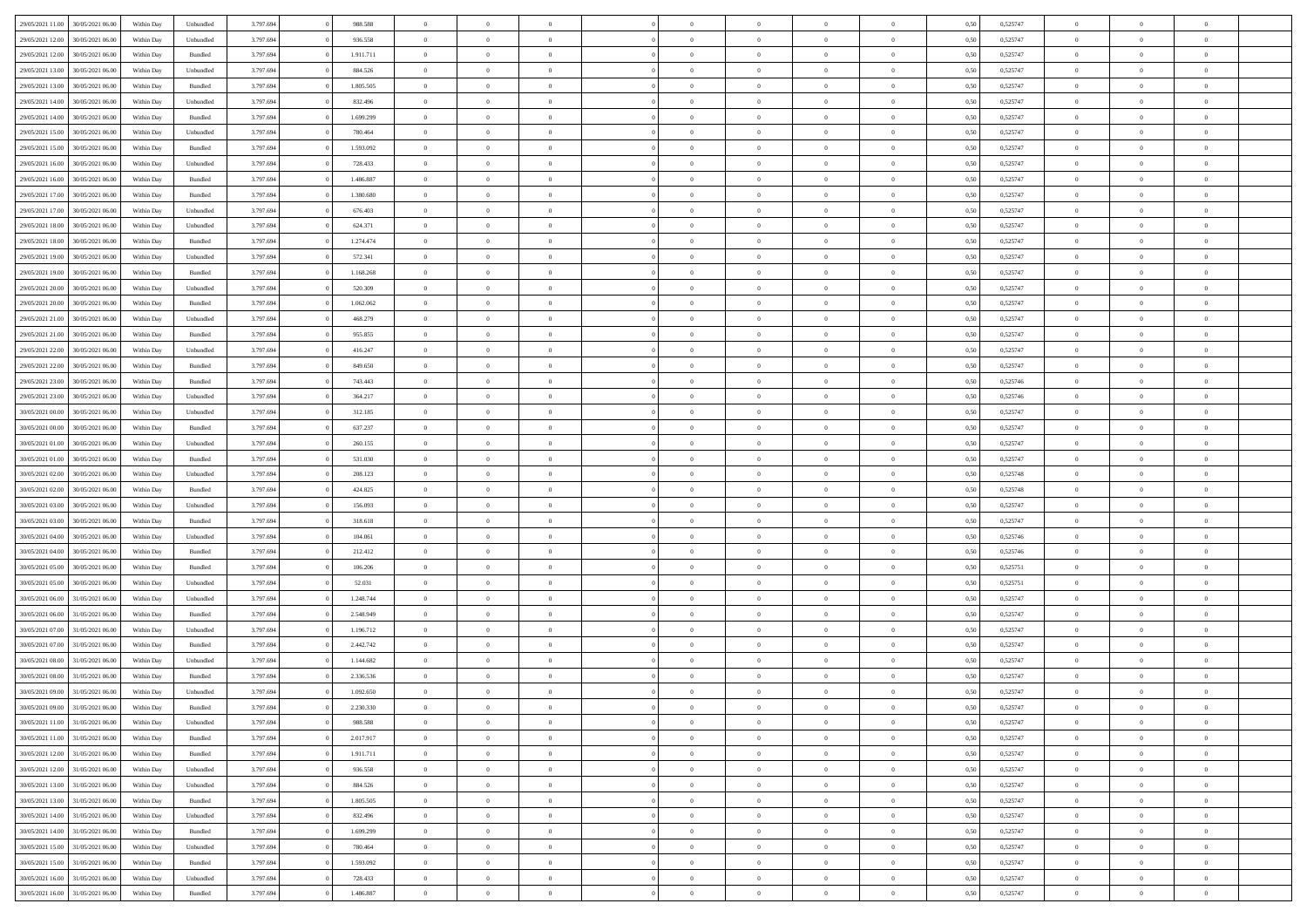| | | | | | | | | | | | | | | | | | | | | | |
|---|---|---|---|---|---|---|---|---|---|---|---|---|---|---|---|---|---|---|---|---|---|
| 29/05/2021 11:00 | 30/05/2021 06:00 | Within Day | Unbundled | 3.797.694 | 0 | 988.588 | 0 | 0 | 0 | | 0 | 0 | 0 | 0 | 0,50 | 0,525747 | 0 | 0 | 0 | |
| 29/05/2021 12:00 | 30/05/2021 06:00 | Within Day | Unbundled | 3.797.694 | 0 | 936.558 | 0 | 0 | 0 | | 0 | 0 | 0 | 0 | 0,50 | 0,525747 | 0 | 0 | 0 | |
| 29/05/2021 12:00 | 30/05/2021 06:00 | Within Day | Bundled | 3.797.694 | 0 | 1.911.711 | 0 | 0 | 0 | | 0 | 0 | 0 | 0 | 0,50 | 0,525747 | 0 | 0 | 0 | |
| 29/05/2021 13:00 | 30/05/2021 06:00 | Within Day | Unbundled | 3.797.694 | 0 | 884.526 | 0 | 0 | 0 | | 0 | 0 | 0 | 0 | 0,50 | 0,525747 | 0 | 0 | 0 | |
| 29/05/2021 13:00 | 30/05/2021 06:00 | Within Day | Bundled | 3.797.694 | 0 | 1.805.505 | 0 | 0 | 0 | | 0 | 0 | 0 | 0 | 0,50 | 0,525747 | 0 | 0 | 0 | |
| 29/05/2021 14:00 | 30/05/2021 06:00 | Within Day | Unbundled | 3.797.694 | 0 | 832.496 | 0 | 0 | 0 | | 0 | 0 | 0 | 0 | 0,50 | 0,525747 | 0 | 0 | 0 | |
| 29/05/2021 14:00 | 30/05/2021 06:00 | Within Day | Bundled | 3.797.694 | 0 | 1.699.299 | 0 | 0 | 0 | | 0 | 0 | 0 | 0 | 0,50 | 0,525747 | 0 | 0 | 0 | |
| 29/05/2021 15:00 | 30/05/2021 06:00 | Within Day | Unbundled | 3.797.694 | 0 | 780.464 | 0 | 0 | 0 | | 0 | 0 | 0 | 0 | 0,50 | 0,525747 | 0 | 0 | 0 | |
| 29/05/2021 15:00 | 30/05/2021 06:00 | Within Day | Bundled | 3.797.694 | 0 | 1.593.092 | 0 | 0 | 0 | | 0 | 0 | 0 | 0 | 0,50 | 0,525747 | 0 | 0 | 0 | |
| 29/05/2021 16:00 | 30/05/2021 06:00 | Within Day | Unbundled | 3.797.694 | 0 | 728.433 | 0 | 0 | 0 | | 0 | 0 | 0 | 0 | 0,50 | 0,525747 | 0 | 0 | 0 | |
| 29/05/2021 16:00 | 30/05/2021 06:00 | Within Day | Bundled | 3.797.694 | 0 | 1.486.887 | 0 | 0 | 0 | | 0 | 0 | 0 | 0 | 0,50 | 0,525747 | 0 | 0 | 0 | |
| 29/05/2021 17:00 | 30/05/2021 06:00 | Within Day | Bundled | 3.797.694 | 0 | 1.380.680 | 0 | 0 | 0 | | 0 | 0 | 0 | 0 | 0,50 | 0,525747 | 0 | 0 | 0 | |
| 29/05/2021 17:00 | 30/05/2021 06:00 | Within Day | Unbundled | 3.797.694 | 0 | 676.403 | 0 | 0 | 0 | | 0 | 0 | 0 | 0 | 0,50 | 0,525747 | 0 | 0 | 0 | |
| 29/05/2021 18:00 | 30/05/2021 06:00 | Within Day | Unbundled | 3.797.694 | 0 | 624.371 | 0 | 0 | 0 | | 0 | 0 | 0 | 0 | 0,50 | 0,525747 | 0 | 0 | 0 | |
| 29/05/2021 18:00 | 30/05/2021 06:00 | Within Day | Bundled | 3.797.694 | 0 | 1.274.474 | 0 | 0 | 0 | | 0 | 0 | 0 | 0 | 0,50 | 0,525747 | 0 | 0 | 0 | |
| 29/05/2021 19:00 | 30/05/2021 06:00 | Within Day | Unbundled | 3.797.694 | 0 | 572.341 | 0 | 0 | 0 | | 0 | 0 | 0 | 0 | 0,50 | 0,525747 | 0 | 0 | 0 | |
| 29/05/2021 19:00 | 30/05/2021 06:00 | Within Day | Bundled | 3.797.694 | 0 | 1.168.268 | 0 | 0 | 0 | | 0 | 0 | 0 | 0 | 0,50 | 0,525747 | 0 | 0 | 0 | |
| 29/05/2021 20:00 | 30/05/2021 06:00 | Within Day | Unbundled | 3.797.694 | 0 | 520.309 | 0 | 0 | 0 | | 0 | 0 | 0 | 0 | 0,50 | 0,525747 | 0 | 0 | 0 | |
| 29/05/2021 20:00 | 30/05/2021 06:00 | Within Day | Bundled | 3.797.694 | 0 | 1.062.062 | 0 | 0 | 0 | | 0 | 0 | 0 | 0 | 0,50 | 0,525747 | 0 | 0 | 0 | |
| 29/05/2021 21:00 | 30/05/2021 06:00 | Within Day | Unbundled | 3.797.694 | 0 | 468.279 | 0 | 0 | 0 | | 0 | 0 | 0 | 0 | 0,50 | 0,525747 | 0 | 0 | 0 | |
| 29/05/2021 21:00 | 30/05/2021 06:00 | Within Day | Bundled | 3.797.694 | 0 | 955.855 | 0 | 0 | 0 | | 0 | 0 | 0 | 0 | 0,50 | 0,525747 | 0 | 0 | 0 | |
| 29/05/2021 22:00 | 30/05/2021 06:00 | Within Day | Unbundled | 3.797.694 | 0 | 416.247 | 0 | 0 | 0 | | 0 | 0 | 0 | 0 | 0,50 | 0,525747 | 0 | 0 | 0 | |
| 29/05/2021 22:00 | 30/05/2021 06:00 | Within Day | Bundled | 3.797.694 | 0 | 849.650 | 0 | 0 | 0 | | 0 | 0 | 0 | 0 | 0,50 | 0,525747 | 0 | 0 | 0 | |
| 29/05/2021 23:00 | 30/05/2021 06:00 | Within Day | Bundled | 3.797.694 | 0 | 743.443 | 0 | 0 | 0 | | 0 | 0 | 0 | 0 | 0,50 | 0,525746 | 0 | 0 | 0 | |
| 29/05/2021 23:00 | 30/05/2021 06:00 | Within Day | Unbundled | 3.797.694 | 0 | 364.217 | 0 | 0 | 0 | | 0 | 0 | 0 | 0 | 0,50 | 0,525746 | 0 | 0 | 0 | |
| 30/05/2021 00:00 | 30/05/2021 06:00 | Within Day | Unbundled | 3.797.694 | 0 | 312.185 | 0 | 0 | 0 | | 0 | 0 | 0 | 0 | 0,50 | 0,525747 | 0 | 0 | 0 | |
| 30/05/2021 00:00 | 30/05/2021 06:00 | Within Day | Bundled | 3.797.694 | 0 | 637.237 | 0 | 0 | 0 | | 0 | 0 | 0 | 0 | 0,50 | 0,525747 | 0 | 0 | 0 | |
| 30/05/2021 01:00 | 30/05/2021 06:00 | Within Day | Unbundled | 3.797.694 | 0 | 260.155 | 0 | 0 | 0 | | 0 | 0 | 0 | 0 | 0,50 | 0,525747 | 0 | 0 | 0 | |
| 30/05/2021 01:00 | 30/05/2021 06:00 | Within Day | Bundled | 3.797.694 | 0 | 531.030 | 0 | 0 | 0 | | 0 | 0 | 0 | 0 | 0,50 | 0,525747 | 0 | 0 | 0 | |
| 30/05/2021 02:00 | 30/05/2021 06:00 | Within Day | Unbundled | 3.797.694 | 0 | 208.123 | 0 | 0 | 0 | | 0 | 0 | 0 | 0 | 0,50 | 0,525748 | 0 | 0 | 0 | |
| 30/05/2021 02:00 | 30/05/2021 06:00 | Within Day | Bundled | 3.797.694 | 0 | 424.825 | 0 | 0 | 0 | | 0 | 0 | 0 | 0 | 0,50 | 0,525748 | 0 | 0 | 0 | |
| 30/05/2021 03:00 | 30/05/2021 06:00 | Within Day | Unbundled | 3.797.694 | 0 | 156.093 | 0 | 0 | 0 | | 0 | 0 | 0 | 0 | 0,50 | 0,525747 | 0 | 0 | 0 | |
| 30/05/2021 03:00 | 30/05/2021 06:00 | Within Day | Bundled | 3.797.694 | 0 | 318.618 | 0 | 0 | 0 | | 0 | 0 | 0 | 0 | 0,50 | 0,525747 | 0 | 0 | 0 | |
| 30/05/2021 04:00 | 30/05/2021 06:00 | Within Day | Unbundled | 3.797.694 | 0 | 104.061 | 0 | 0 | 0 | | 0 | 0 | 0 | 0 | 0,50 | 0,525746 | 0 | 0 | 0 | |
| 30/05/2021 04:00 | 30/05/2021 06:00 | Within Day | Bundled | 3.797.694 | 0 | 212.412 | 0 | 0 | 0 | | 0 | 0 | 0 | 0 | 0,50 | 0,525746 | 0 | 0 | 0 | |
| 30/05/2021 05:00 | 30/05/2021 06:00 | Within Day | Bundled | 3.797.694 | 0 | 106.206 | 0 | 0 | 0 | | 0 | 0 | 0 | 0 | 0,50 | 0,525751 | 0 | 0 | 0 | |
| 30/05/2021 05:00 | 30/05/2021 06:00 | Within Day | Unbundled | 3.797.694 | 0 | 52.031 | 0 | 0 | 0 | | 0 | 0 | 0 | 0 | 0,50 | 0,525751 | 0 | 0 | 0 | |
| 30/05/2021 06:00 | 31/05/2021 06:00 | Within Day | Unbundled | 3.797.694 | 0 | 1.248.744 | 0 | 0 | 0 | | 0 | 0 | 0 | 0 | 0,50 | 0,525747 | 0 | 0 | 0 | |
| 30/05/2021 06:00 | 31/05/2021 06:00 | Within Day | Bundled | 3.797.694 | 0 | 2.548.949 | 0 | 0 | 0 | | 0 | 0 | 0 | 0 | 0,50 | 0,525747 | 0 | 0 | 0 | |
| 30/05/2021 07:00 | 31/05/2021 06:00 | Within Day | Unbundled | 3.797.694 | 0 | 1.196.712 | 0 | 0 | 0 | | 0 | 0 | 0 | 0 | 0,50 | 0,525747 | 0 | 0 | 0 | |
| 30/05/2021 07:00 | 31/05/2021 06:00 | Within Day | Bundled | 3.797.694 | 0 | 2.442.742 | 0 | 0 | 0 | | 0 | 0 | 0 | 0 | 0,50 | 0,525747 | 0 | 0 | 0 | |
| 30/05/2021 08:00 | 31/05/2021 06:00 | Within Day | Unbundled | 3.797.694 | 0 | 1.144.682 | 0 | 0 | 0 | | 0 | 0 | 0 | 0 | 0,50 | 0,525747 | 0 | 0 | 0 | |
| 30/05/2021 08:00 | 31/05/2021 06:00 | Within Day | Bundled | 3.797.694 | 0 | 2.336.536 | 0 | 0 | 0 | | 0 | 0 | 0 | 0 | 0,50 | 0,525747 | 0 | 0 | 0 | |
| 30/05/2021 09:00 | 31/05/2021 06:00 | Within Day | Unbundled | 3.797.694 | 0 | 1.092.650 | 0 | 0 | 0 | | 0 | 0 | 0 | 0 | 0,50 | 0,525747 | 0 | 0 | 0 | |
| 30/05/2021 09:00 | 31/05/2021 06:00 | Within Day | Bundled | 3.797.694 | 0 | 2.230.330 | 0 | 0 | 0 | | 0 | 0 | 0 | 0 | 0,50 | 0,525747 | 0 | 0 | 0 | |
| 30/05/2021 11:00 | 31/05/2021 06:00 | Within Day | Unbundled | 3.797.694 | 0 | 988.588 | 0 | 0 | 0 | | 0 | 0 | 0 | 0 | 0,50 | 0,525747 | 0 | 0 | 0 | |
| 30/05/2021 11:00 | 31/05/2021 06:00 | Within Day | Bundled | 3.797.694 | 0 | 2.017.917 | 0 | 0 | 0 | | 0 | 0 | 0 | 0 | 0,50 | 0,525747 | 0 | 0 | 0 | |
| 30/05/2021 12:00 | 31/05/2021 06:00 | Within Day | Bundled | 3.797.694 | 0 | 1.911.711 | 0 | 0 | 0 | | 0 | 0 | 0 | 0 | 0,50 | 0,525747 | 0 | 0 | 0 | |
| 30/05/2021 12:00 | 31/05/2021 06:00 | Within Day | Unbundled | 3.797.694 | 0 | 936.558 | 0 | 0 | 0 | | 0 | 0 | 0 | 0 | 0,50 | 0,525747 | 0 | 0 | 0 | |
| 30/05/2021 13:00 | 31/05/2021 06:00 | Within Day | Unbundled | 3.797.694 | 0 | 884.526 | 0 | 0 | 0 | | 0 | 0 | 0 | 0 | 0,50 | 0,525747 | 0 | 0 | 0 | |
| 30/05/2021 13:00 | 31/05/2021 06:00 | Within Day | Bundled | 3.797.694 | 0 | 1.805.505 | 0 | 0 | 0 | | 0 | 0 | 0 | 0 | 0,50 | 0,525747 | 0 | 0 | 0 | |
| 30/05/2021 14:00 | 31/05/2021 06:00 | Within Day | Unbundled | 3.797.694 | 0 | 832.496 | 0 | 0 | 0 | | 0 | 0 | 0 | 0 | 0,50 | 0,525747 | 0 | 0 | 0 | |
| 30/05/2021 14:00 | 31/05/2021 06:00 | Within Day | Bundled | 3.797.694 | 0 | 1.699.299 | 0 | 0 | 0 | | 0 | 0 | 0 | 0 | 0,50 | 0,525747 | 0 | 0 | 0 | |
| 30/05/2021 15:00 | 31/05/2021 06:00 | Within Day | Unbundled | 3.797.694 | 0 | 780.464 | 0 | 0 | 0 | | 0 | 0 | 0 | 0 | 0,50 | 0,525747 | 0 | 0 | 0 | |
| 30/05/2021 15:00 | 31/05/2021 06:00 | Within Day | Bundled | 3.797.694 | 0 | 1.593.092 | 0 | 0 | 0 | | 0 | 0 | 0 | 0 | 0,50 | 0,525747 | 0 | 0 | 0 | |
| 30/05/2021 16:00 | 31/05/2021 06:00 | Within Day | Unbundled | 3.797.694 | 0 | 728.433 | 0 | 0 | 0 | | 0 | 0 | 0 | 0 | 0,50 | 0,525747 | 0 | 0 | 0 | |
| 30/05/2021 16:00 | 31/05/2021 06:00 | Within Day | Bundled | 3.797.694 | 0 | 1.486.887 | 0 | 0 | 0 | | 0 | 0 | 0 | 0 | 0,50 | 0,525747 | 0 | 0 | 0 | |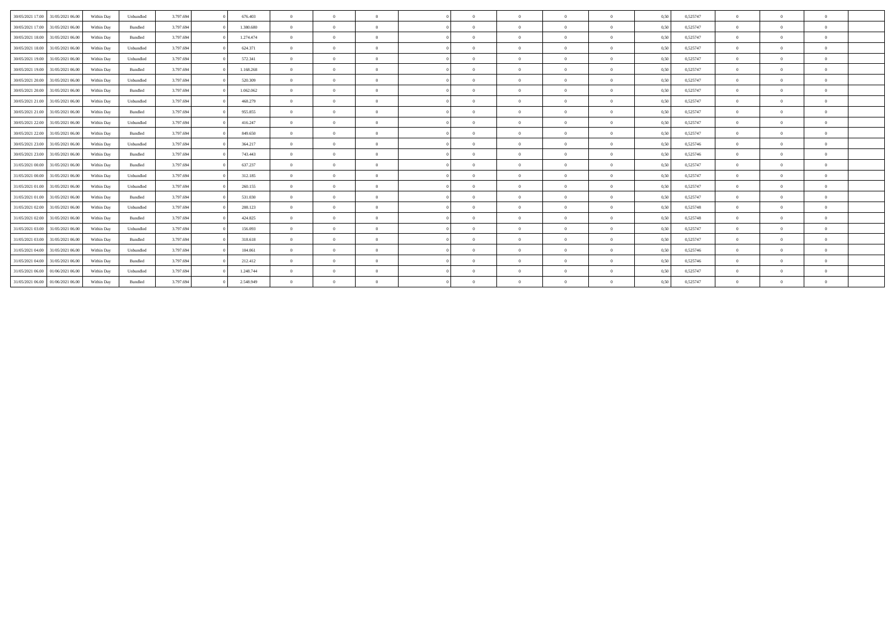| | | | | | | | | | | | | | | | | | | | | |
|---|---|---|---|---|---|---|---|---|---|---|---|---|---|---|---|---|---|---|---|---|
| 30/05/2021 17.00 | 31/05/2021 06.00 | Within Day | Unbundled | 3.797.694 | 0 | 676.403 | 0 | 0 | 0 | 0 | 0 | 0 | 0 | 0 | 0,50 | 0,525747 | 0 | 0 | 0 | |
| 30/05/2021 17.00 | 31/05/2021 06.00 | Within Day | Bundled | 3.797.694 | 0 | 1.380.680 | 0 | 0 | 0 | 0 | 0 | 0 | 0 | 0 | 0,50 | 0,525747 | 0 | 0 | 0 | |
| 30/05/2021 18.00 | 31/05/2021 06.00 | Within Day | Bundled | 3.797.694 | 0 | 1.274.474 | 0 | 0 | 0 | 0 | 0 | 0 | 0 | 0 | 0,50 | 0,525747 | 0 | 0 | 0 | |
| 30/05/2021 18.00 | 31/05/2021 06.00 | Within Day | Unbundled | 3.797.694 | 0 | 624.371 | 0 | 0 | 0 | 0 | 0 | 0 | 0 | 0 | 0,50 | 0,525747 | 0 | 0 | 0 | |
| 30/05/2021 19.00 | 31/05/2021 06.00 | Within Day | Unbundled | 3.797.694 | 0 | 572.341 | 0 | 0 | 0 | 0 | 0 | 0 | 0 | 0 | 0,50 | 0,525747 | 0 | 0 | 0 | |
| 30/05/2021 19.00 | 31/05/2021 06.00 | Within Day | Bundled | 3.797.694 | 0 | 1.168.268 | 0 | 0 | 0 | 0 | 0 | 0 | 0 | 0 | 0,50 | 0,525747 | 0 | 0 | 0 | |
| 30/05/2021 20.00 | 31/05/2021 06.00 | Within Day | Unbundled | 3.797.694 | 0 | 520.309 | 0 | 0 | 0 | 0 | 0 | 0 | 0 | 0 | 0,50 | 0,525747 | 0 | 0 | 0 | |
| 30/05/2021 20.00 | 31/05/2021 06.00 | Within Day | Bundled | 3.797.694 | 0 | 1.062.062 | 0 | 0 | 0 | 0 | 0 | 0 | 0 | 0 | 0,50 | 0,525747 | 0 | 0 | 0 | |
| 30/05/2021 21.00 | 31/05/2021 06.00 | Within Day | Unbundled | 3.797.694 | 0 | 468.279 | 0 | 0 | 0 | 0 | 0 | 0 | 0 | 0 | 0,50 | 0,525747 | 0 | 0 | 0 | |
| 30/05/2021 21.00 | 31/05/2021 06.00 | Within Day | Bundled | 3.797.694 | 0 | 955.855 | 0 | 0 | 0 | 0 | 0 | 0 | 0 | 0 | 0,50 | 0,525747 | 0 | 0 | 0 | |
| 30/05/2021 22.00 | 31/05/2021 06.00 | Within Day | Unbundled | 3.797.694 | 0 | 416.247 | 0 | 0 | 0 | 0 | 0 | 0 | 0 | 0 | 0,50 | 0,525747 | 0 | 0 | 0 | |
| 30/05/2021 22.00 | 31/05/2021 06.00 | Within Day | Bundled | 3.797.694 | 0 | 849.650 | 0 | 0 | 0 | 0 | 0 | 0 | 0 | 0 | 0,50 | 0,525747 | 0 | 0 | 0 | |
| 30/05/2021 23.00 | 31/05/2021 06.00 | Within Day | Unbundled | 3.797.694 | 0 | 364.217 | 0 | 0 | 0 | 0 | 0 | 0 | 0 | 0 | 0,50 | 0,525746 | 0 | 0 | 0 | |
| 30/05/2021 23.00 | 31/05/2021 06.00 | Within Day | Bundled | 3.797.694 | 0 | 743.443 | 0 | 0 | 0 | 0 | 0 | 0 | 0 | 0 | 0,50 | 0,525746 | 0 | 0 | 0 | |
| 31/05/2021 00.00 | 31/05/2021 06.00 | Within Day | Bundled | 3.797.694 | 0 | 637.237 | 0 | 0 | 0 | 0 | 0 | 0 | 0 | 0 | 0,50 | 0,525747 | 0 | 0 | 0 | |
| 31/05/2021 00.00 | 31/05/2021 06.00 | Within Day | Unbundled | 3.797.694 | 0 | 312.185 | 0 | 0 | 0 | 0 | 0 | 0 | 0 | 0 | 0,50 | 0,525747 | 0 | 0 | 0 | |
| 31/05/2021 01.00 | 31/05/2021 06.00 | Within Day | Unbundled | 3.797.694 | 0 | 260.155 | 0 | 0 | 0 | 0 | 0 | 0 | 0 | 0 | 0,50 | 0,525747 | 0 | 0 | 0 | |
| 31/05/2021 01.00 | 31/05/2021 06.00 | Within Day | Bundled | 3.797.694 | 0 | 531.030 | 0 | 0 | 0 | 0 | 0 | 0 | 0 | 0 | 0,50 | 0,525747 | 0 | 0 | 0 | |
| 31/05/2021 02.00 | 31/05/2021 06.00 | Within Day | Unbundled | 3.797.694 | 0 | 208.123 | 0 | 0 | 0 | 0 | 0 | 0 | 0 | 0 | 0,50 | 0,525748 | 0 | 0 | 0 | |
| 31/05/2021 02.00 | 31/05/2021 06.00 | Within Day | Bundled | 3.797.694 | 0 | 424.825 | 0 | 0 | 0 | 0 | 0 | 0 | 0 | 0 | 0,50 | 0,525748 | 0 | 0 | 0 | |
| 31/05/2021 03.00 | 31/05/2021 06.00 | Within Day | Unbundled | 3.797.694 | 0 | 156.093 | 0 | 0 | 0 | 0 | 0 | 0 | 0 | 0 | 0,50 | 0,525747 | 0 | 0 | 0 | |
| 31/05/2021 03.00 | 31/05/2021 06.00 | Within Day | Bundled | 3.797.694 | 0 | 318.618 | 0 | 0 | 0 | 0 | 0 | 0 | 0 | 0 | 0,50 | 0,525747 | 0 | 0 | 0 | |
| 31/05/2021 04.00 | 31/05/2021 06.00 | Within Day | Unbundled | 3.797.694 | 0 | 104.061 | 0 | 0 | 0 | 0 | 0 | 0 | 0 | 0 | 0,50 | 0,525746 | 0 | 0 | 0 | |
| 31/05/2021 04.00 | 31/05/2021 06.00 | Within Day | Bundled | 3.797.694 | 0 | 212.412 | 0 | 0 | 0 | 0 | 0 | 0 | 0 | 0 | 0,50 | 0,525746 | 0 | 0 | 0 | |
| 31/05/2021 06.00 | 01/06/2021 06.00 | Within Day | Unbundled | 3.797.694 | 0 | 1.248.744 | 0 | 0 | 0 | 0 | 0 | 0 | 0 | 0 | 0,50 | 0,525747 | 0 | 0 | 0 | |
| 31/05/2021 06.00 | 01/06/2021 06.00 | Within Day | Bundled | 3.797.694 | 0 | 2.548.949 | 0 | 0 | 0 | 0 | 0 | 0 | 0 | 0 | 0,50 | 0,525747 | 0 | 0 | 0 | |